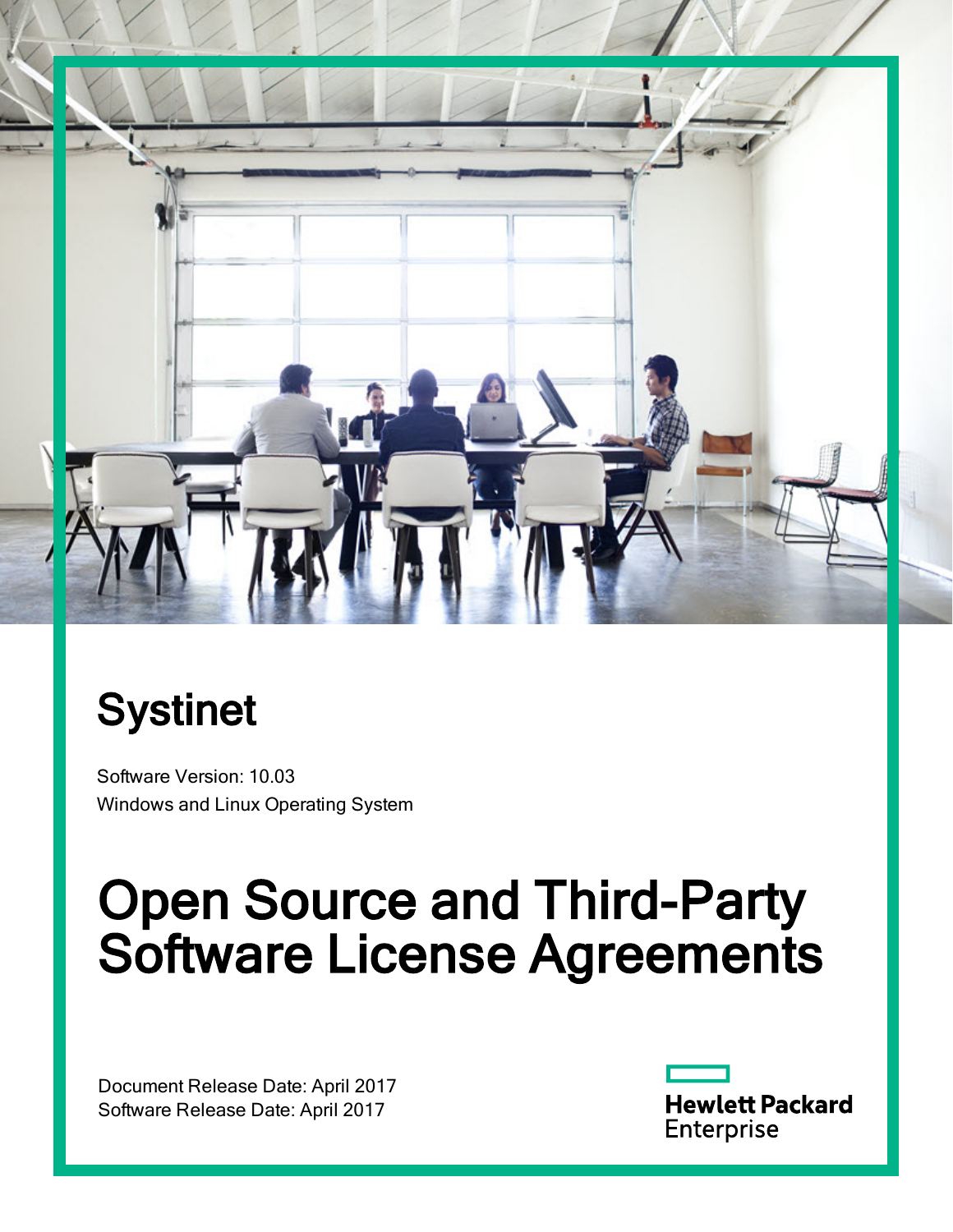# Systinet

Software Version: 10.03

Windows and Linux Operating System

# Open Source and Third-Party Software License Agreements

Document Release Date: April 2017

Software Release Date: April 2017

Hewlett Packard Enterprise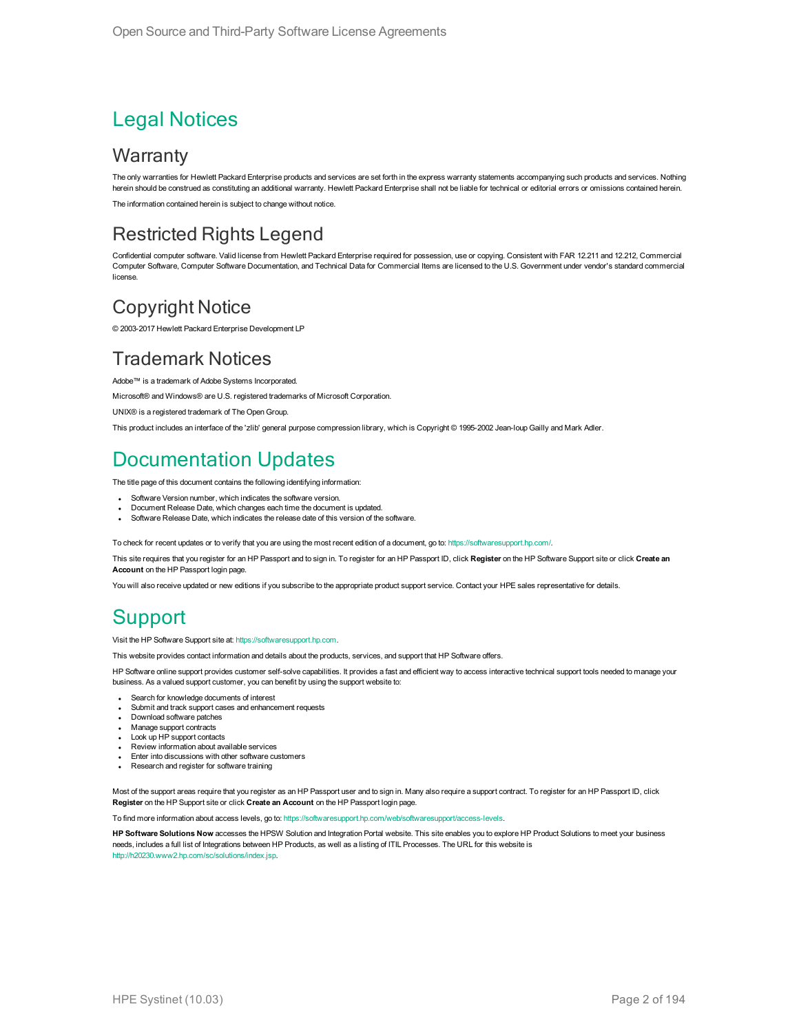# Legal Notices

## Warranty

The only warranties for Hewlett Packard Enterprise products and services are set forth in the express warranty statements accompanying such products and services. Nothing herein should be construed as constituting an additional warranty. Hewlett Packard Enterprise shall not be liable for technical or editorial errors or omissions contained herein.

The information contained herein is subject to change without notice.

## Restricted Rights Legend

Confidential computer software. Valid license from Hewlett Packard Enterprise required for possession, use or copying. Consistent with FAR 12.211 and 12.212, Commercial Computer Software, Computer Software Documentation, and Technical Data for Commercial Items are licensed to the U.S. Government under vendor's standard commercial license.

## Copyright Notice

© 2003-2017 Hewlett Packard Enterprise Development LP

## Trademark Notices

Adobe™ is a trademark of Adobe Systems Incorporated.

Microsoft® and Windows® are U.S. registered trademarks of Microsoft Corporation.

UNIX® is a registered trademark of The Open Group.

This product includes an interface of the 'zlib' general purpose compression library, which is Copyright © 1995-2002 Jean-loup Gailly and Mark Adler.

# Documentation Updates

The title page of this document contains the following identifying information:

- Software Version number, which indicates the software version.
- Document Release Date, which changes each time the document is updated.
- Software Release Date, which indicates the release date of this version of the software.

To check for recent updates or to verify that you are using the most recent edition of a document, go to: https://softwaresupport.hp.com/.

This site requires that you register for an HP Passport and to sign in. To register for an HP Passport ID, click **Register** on the HP Software Support site or click **Create an Account** on the HP Passport login page.

You will also receive updated or new editions if you subscribe to the appropriate product support service. Contact your HPE sales representative for details.

# Support

Visit the HP Software Support site at: https://softwaresupport.hp.com.

This website provides contact information and details about the products, services, and support that HP Software offers.

HP Software online support provides customer self-solve capabilities. It provides a fast and efficient way to access interactive technical support tools needed to manage your business. As a valued support customer, you can benefit by using the support website to:

- Search for knowledge documents of interest
- Submit and track support cases and enhancement requests
- Download software patches
- Manage support contracts
- Look up HP support contacts
- Review information about available services
- Enter into discussions with other software customers
- Research and register for software training

Most of the support areas require that you register as an HP Passport user and to sign in. Many also require a support contract. To register for an HP Passport ID, click **Register** on the HP Support site or click **Create an Account** on the HP Passport login page.

To find more information about access levels, go to: https://softwaresupport.hp.com/web/softwaresupport/access-levels.

**HP Software Solutions Now** accesses the HPSW Solution and Integration Portal website. This site enables you to explore HP Product Solutions to meet your business needs, includes a full list of Integrations between HP Products, as well as a listing of ITIL Processes. The URL for this website is http://h20230.www2.hp.com/sc/solutions/index.jsp.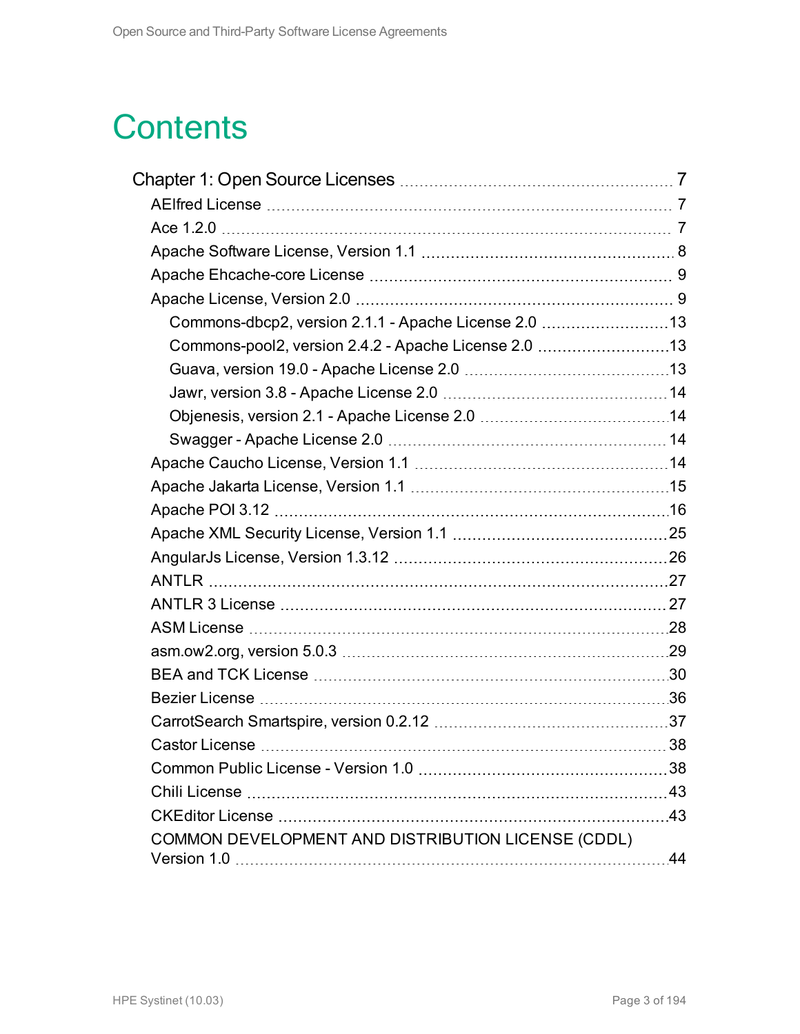# Contents

- Chapter 1: Open Source Licenses ........ 7
  - AElfred License ........ 7
  - Ace 1.2.0 ........ 7
  - Apache Software License, Version 1.1 ........ 8
  - Apache Ehcache-core License ........ 9
  - Apache License, Version 2.0 ........ 9
    - Commons-dbcp2, version 2.1.1 - Apache License 2.0 ........ 13
    - Commons-pool2, version 2.4.2 - Apache License 2.0 ........ 13
    - Guava, version 19.0 - Apache License 2.0 ........ 13
    - Jawr, version 3.8 - Apache License 2.0 ........ 14
    - Objenesis, version 2.1 - Apache License 2.0 ........ 14
    - Swagger - Apache License 2.0 ........ 14
  - Apache Caucho License, Version 1.1 ........ 14
  - Apache Jakarta License, Version 1.1 ........ 15
  - Apache POI 3.12 ........ 16
  - Apache XML Security License, Version 1.1 ........ 25
  - AngularJs License, Version 1.3.12 ........ 26
  - ANTLR ........ 27
  - ANTLR 3 License ........ 27
  - ASM License ........ 28
  - asm.ow2.org, version 5.0.3 ........ 29
  - BEA and TCK License ........ 30
  - Bezier License ........ 36
  - CarrotSearch Smartspire, version 0.2.12 ........ 37
  - Castor License ........ 38
  - Common Public License - Version 1.0 ........ 38
  - Chili License ........ 43
  - CKEditor License ........ 43
  - COMMON DEVELOPMENT AND DISTRIBUTION LICENSE (CDDL) Version 1.0 ........ 44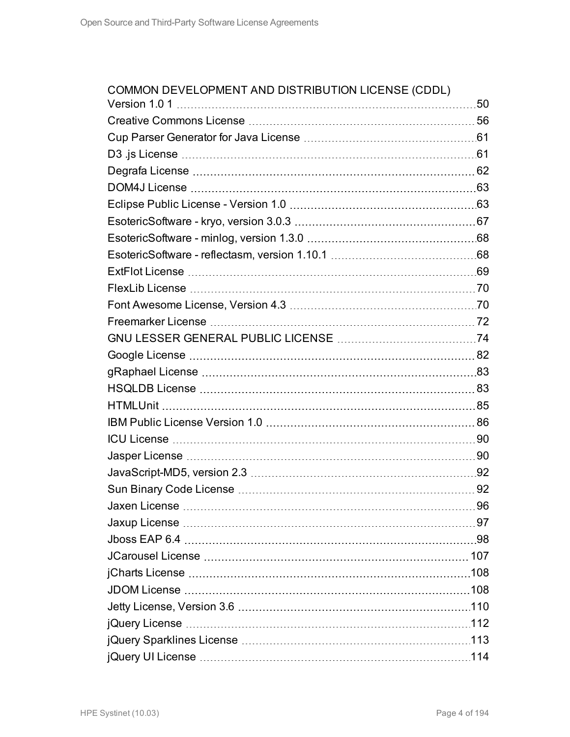COMMON DEVELOPMENT AND DISTRIBUTION LICENSE (CDDL) Version 1.0 1 ... 50
Creative Commons License ... 56
Cup Parser Generator for Java License ... 61
D3 .js License ... 61
Degrafa License ... 62
DOM4J License ... 63
Eclipse Public License - Version 1.0 ... 63
EsotericSoftware - kryo, version 3.0.3 ... 67
EsotericSoftware - minlog, version 1.3.0 ... 68
EsotericSoftware - reflectasm, version 1.10.1 ... 68
ExtFlot License ... 69
FlexLib License ... 70
Font Awesome License, Version 4.3 ... 70
Freemarker License ... 72
GNU LESSER GENERAL PUBLIC LICENSE ... 74
Google License ... 82
gRaphael License ... 83
HSQLDB License ... 83
HTMLUnit ... 85
IBM Public License Version 1.0 ... 86
ICU License ... 90
Jasper License ... 90
JavaScript-MD5, version 2.3 ... 92
Sun Binary Code License ... 92
Jaxen License ... 96
Jaxup License ... 97
Jboss EAP 6.4 ... 98
JCarousel License ... 107
jCharts License ... 108
JDOM License ... 108
Jetty License, Version 3.6 ... 110
jQuery License ... 112
jQuery Sparklines License ... 113
jQuery UI License ... 114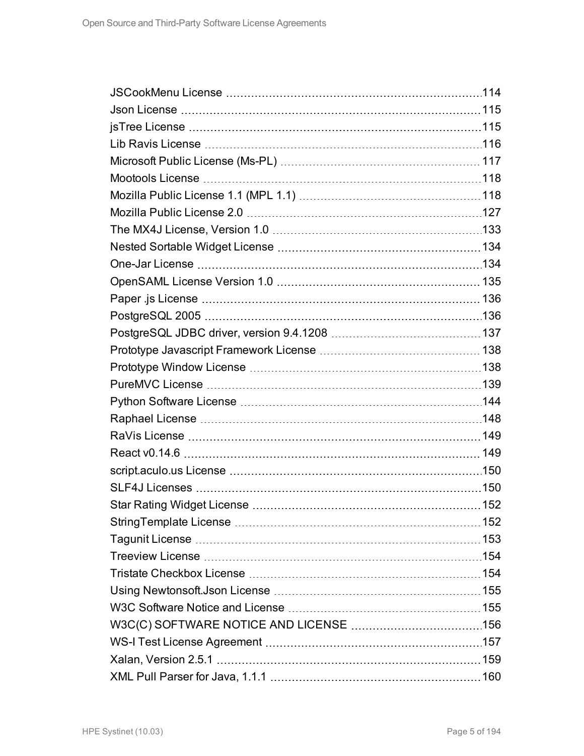JSCookMenu License 114

Json License 115

jsTree License 115

Lib Ravis License 116

Microsoft Public License (Ms-PL) 117

Mootools License 118

Mozilla Public License 1.1 (MPL 1.1) 118

Mozilla Public License 2.0 127

The MX4J License, Version 1.0 133

Nested Sortable Widget License 134

One-Jar License 134

OpenSAML License Version 1.0 135

Paper .js License 136

PostgreSQL 2005 136

PostgreSQL JDBC driver, version 9.4.1208 137

Prototype Javascript Framework License 138

Prototype Window License 138

PureMVC License 139

Python Software License 144

Raphael License 148

RaVis License 149

React v0.14.6 149

script.aculo.us License 150

SLF4J Licenses 150

Star Rating Widget License 152

StringTemplate License 152

Tagunit License 153

Treeview License 154

Tristate Checkbox License 154

Using Newtonsoft.Json License 155

W3C Software Notice and License 155

W3C(C) SOFTWARE NOTICE AND LICENSE 156

WS-I Test License Agreement 157

Xalan, Version 2.5.1 159

XML Pull Parser for Java, 1.1.1 160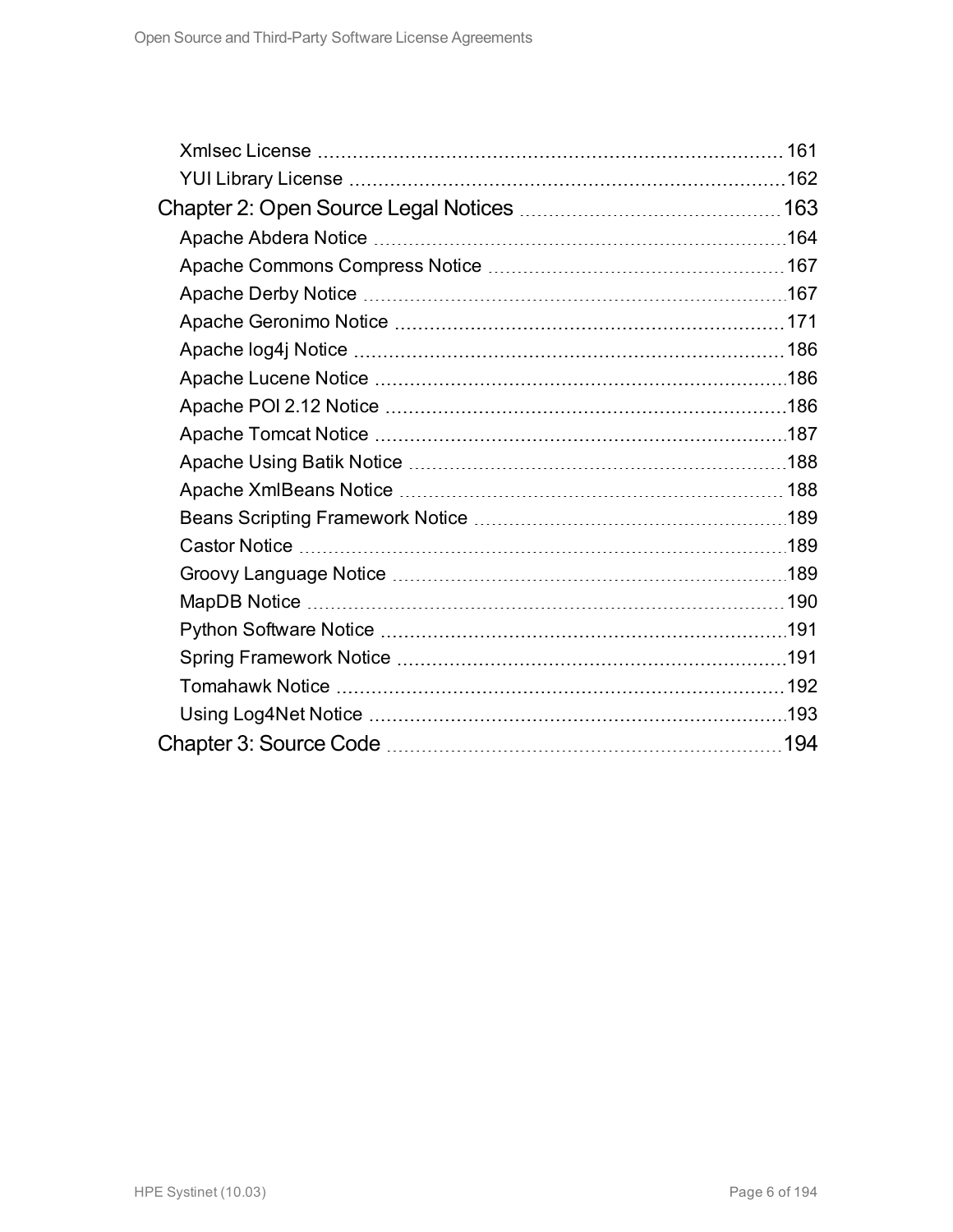- Xmlsec License ..... 161
- YUI Library License ..... 162

Chapter 2: Open Source Legal Notices ..... 163

- Apache Abdera Notice ..... 164
- Apache Commons Compress Notice ..... 167
- Apache Derby Notice ..... 167
- Apache Geronimo Notice ..... 171
- Apache log4j Notice ..... 186
- Apache Lucene Notice ..... 186
- Apache POI 2.12 Notice ..... 186
- Apache Tomcat Notice ..... 187
- Apache Using Batik Notice ..... 188
- Apache XmlBeans Notice ..... 188
- Beans Scripting Framework Notice ..... 189
- Castor Notice ..... 189
- Groovy Language Notice ..... 189
- MapDB Notice ..... 190
- Python Software Notice ..... 191
- Spring Framework Notice ..... 191
- Tomahawk Notice ..... 192
- Using Log4Net Notice ..... 193

Chapter 3: Source Code ..... 194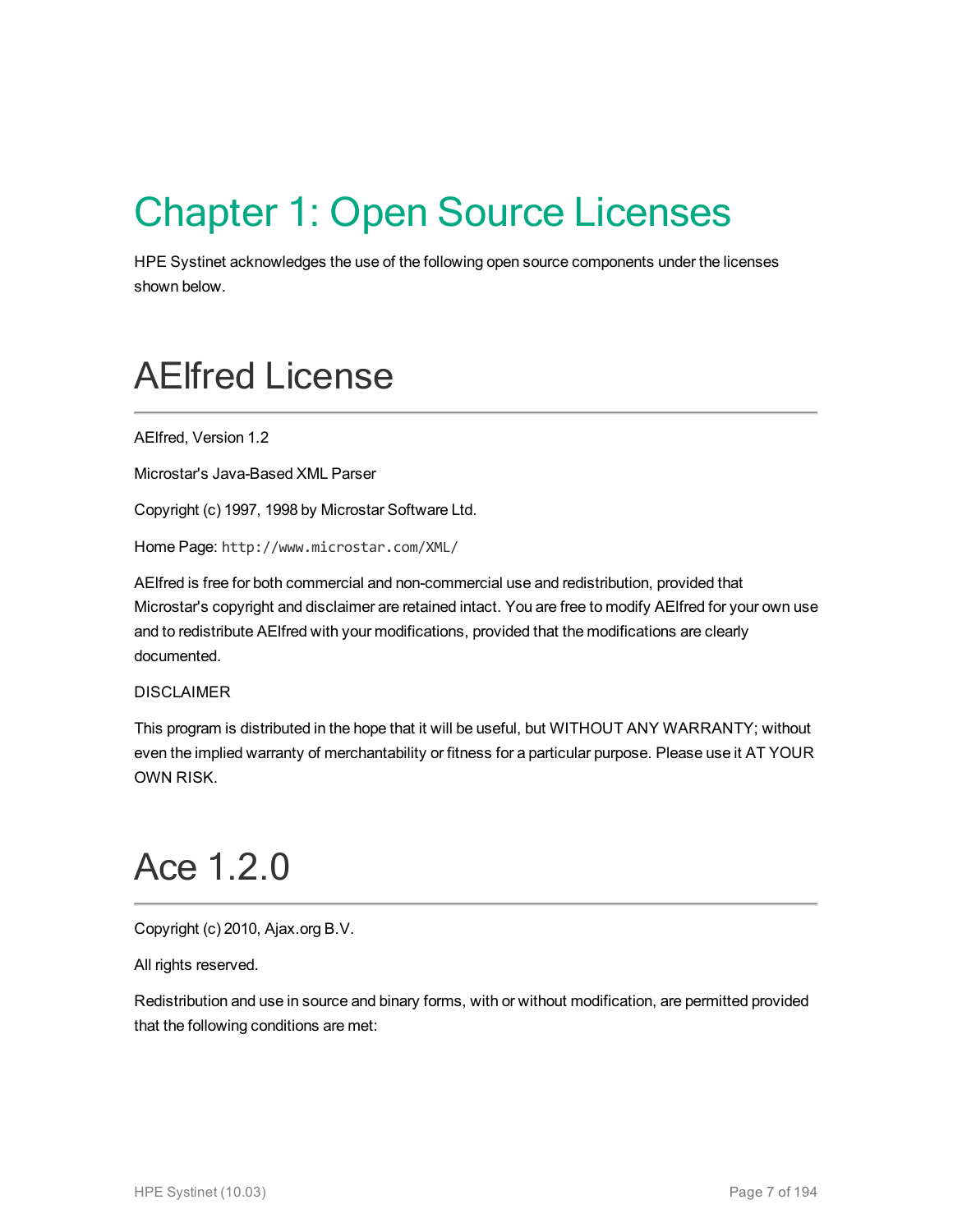# Chapter 1: Open Source Licenses

HPE Systinet acknowledges the use of the following open source components under the licenses shown below.

## AElfred License

AElfred, Version 1.2

Microstar's Java-Based XML Parser

Copyright (c) 1997, 1998 by Microstar Software Ltd.

Home Page: `http://www.microstar.com/XML/`

AElfred is free for both commercial and non-commercial use and redistribution, provided that Microstar's copyright and disclaimer are retained intact. You are free to modify AElfred for your own use and to redistribute AElfred with your modifications, provided that the modifications are clearly documented.

DISCLAIMER

This program is distributed in the hope that it will be useful, but WITHOUT ANY WARRANTY; without even the implied warranty of merchantability or fitness for a particular purpose. Please use it AT YOUR OWN RISK.

## Ace 1.2.0

Copyright (c) 2010, Ajax.org B.V.

All rights reserved.

Redistribution and use in source and binary forms, with or without modification, are permitted provided that the following conditions are met: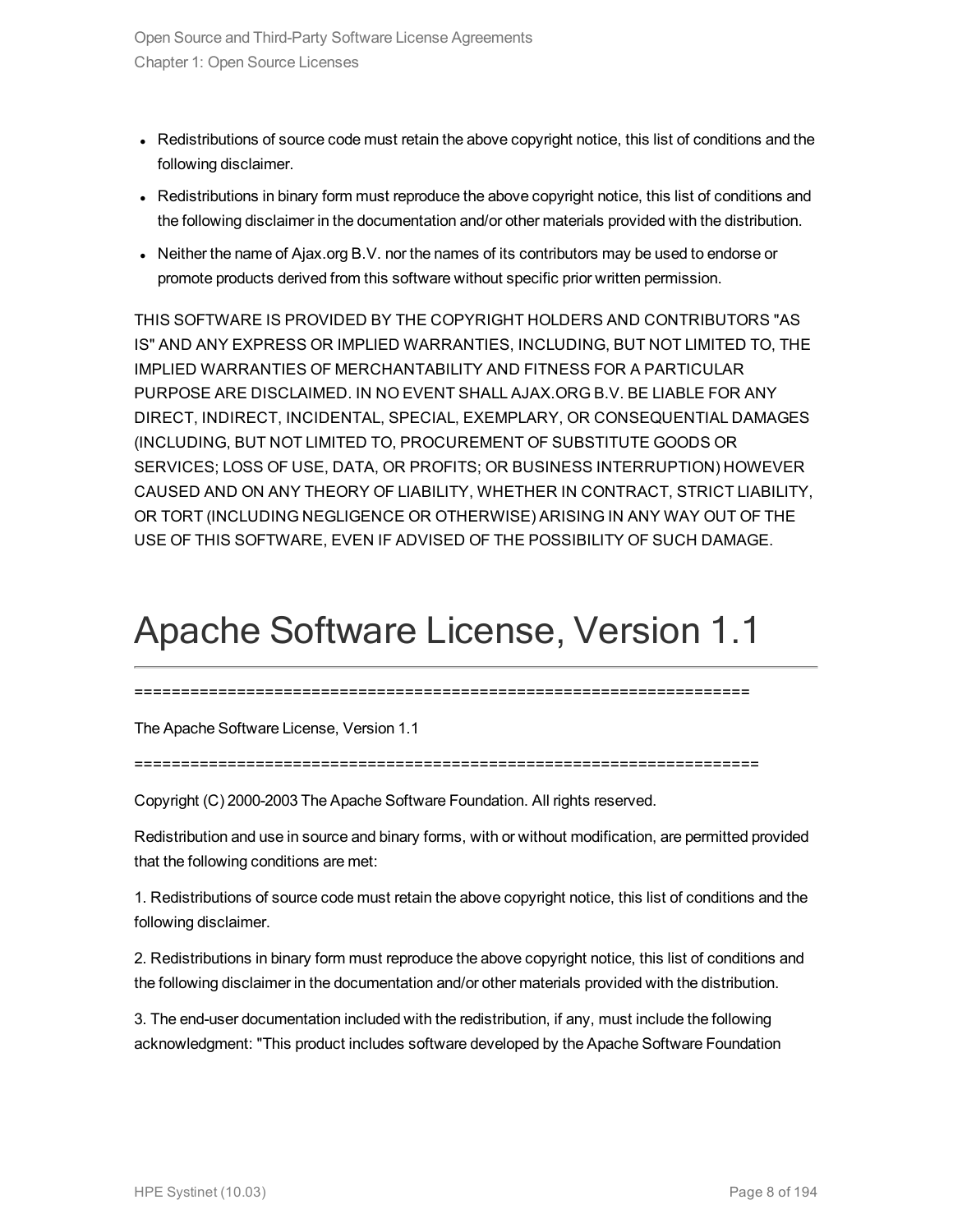- Redistributions of source code must retain the above copyright notice, this list of conditions and the following disclaimer.
- Redistributions in binary form must reproduce the above copyright notice, this list of conditions and the following disclaimer in the documentation and/or other materials provided with the distribution.
- Neither the name of Ajax.org B.V. nor the names of its contributors may be used to endorse or promote products derived from this software without specific prior written permission.

THIS SOFTWARE IS PROVIDED BY THE COPYRIGHT HOLDERS AND CONTRIBUTORS "AS IS" AND ANY EXPRESS OR IMPLIED WARRANTIES, INCLUDING, BUT NOT LIMITED TO, THE IMPLIED WARRANTIES OF MERCHANTABILITY AND FITNESS FOR A PARTICULAR PURPOSE ARE DISCLAIMED. IN NO EVENT SHALL AJAX.ORG B.V. BE LIABLE FOR ANY DIRECT, INDIRECT, INCIDENTAL, SPECIAL, EXEMPLARY, OR CONSEQUENTIAL DAMAGES (INCLUDING, BUT NOT LIMITED TO, PROCUREMENT OF SUBSTITUTE GOODS OR SERVICES; LOSS OF USE, DATA, OR PROFITS; OR BUSINESS INTERRUPTION) HOWEVER CAUSED AND ON ANY THEORY OF LIABILITY, WHETHER IN CONTRACT, STRICT LIABILITY, OR TORT (INCLUDING NEGLIGENCE OR OTHERWISE) ARISING IN ANY WAY OUT OF THE USE OF THIS SOFTWARE, EVEN IF ADVISED OF THE POSSIBILITY OF SUCH DAMAGE.

# Apache Software License, Version 1.1

====================================================================

The Apache Software License, Version 1.1

====================================================================

Copyright (C) 2000-2003 The Apache Software Foundation. All rights reserved.

Redistribution and use in source and binary forms, with or without modification, are permitted provided that the following conditions are met:

1. Redistributions of source code must retain the above copyright notice, this list of conditions and the following disclaimer.

2. Redistributions in binary form must reproduce the above copyright notice, this list of conditions and the following disclaimer in the documentation and/or other materials provided with the distribution.

3. The end-user documentation included with the redistribution, if any, must include the following acknowledgment: "This product includes software developed by the Apache Software Foundation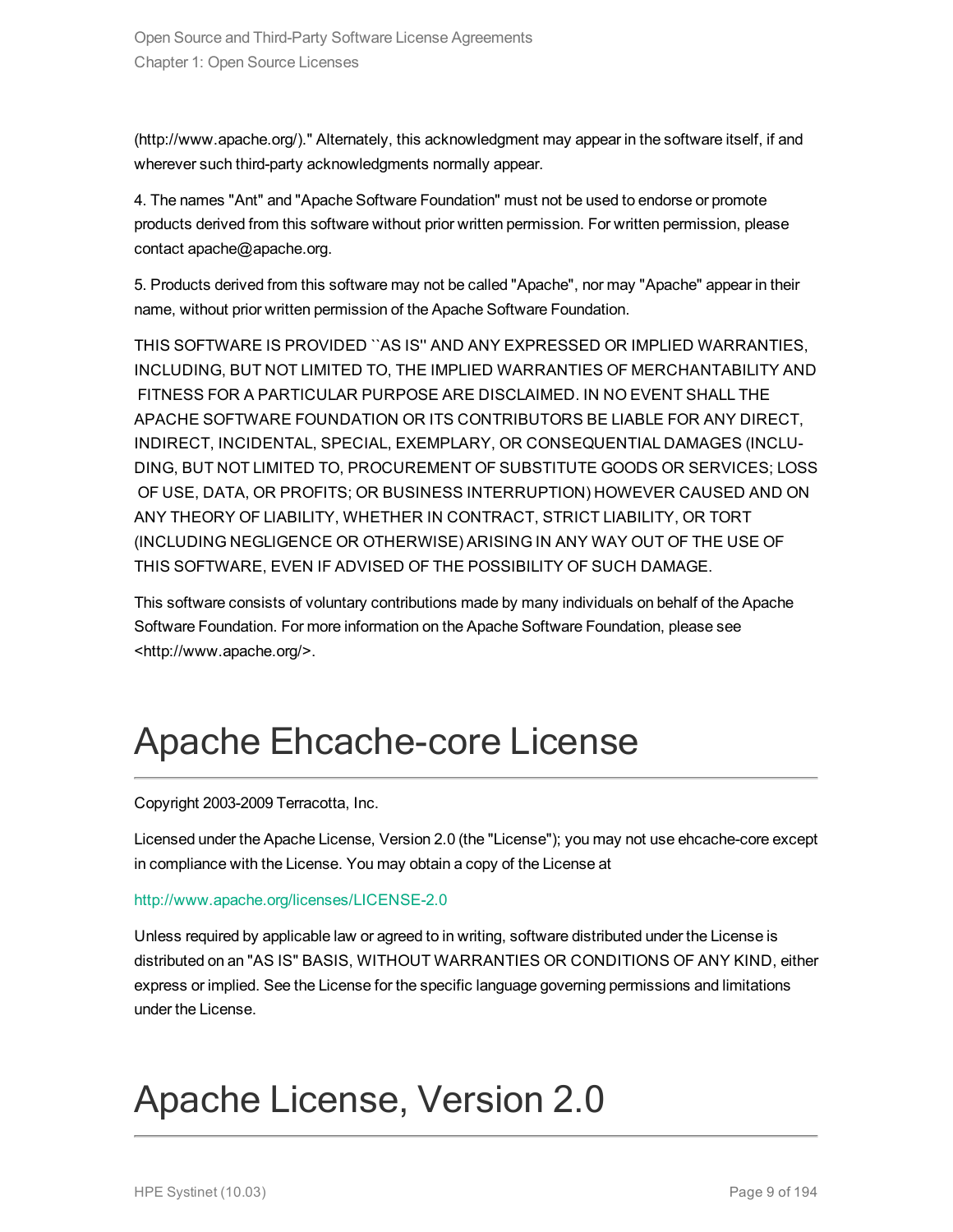(http://www.apache.org/)." Alternately, this acknowledgment may appear in the software itself, if and wherever such third-party acknowledgments normally appear.

4. The names "Ant" and "Apache Software Foundation" must not be used to endorse or promote products derived from this software without prior written permission. For written permission, please contact apache@apache.org.

5. Products derived from this software may not be called "Apache", nor may "Apache" appear in their name, without prior written permission of the Apache Software Foundation.

THIS SOFTWARE IS PROVIDED ``AS IS'' AND ANY EXPRESSED OR IMPLIED WARRANTIES, INCLUDING, BUT NOT LIMITED TO, THE IMPLIED WARRANTIES OF MERCHANTABILITY AND FITNESS FOR A PARTICULAR PURPOSE ARE DISCLAIMED. IN NO EVENT SHALL THE APACHE SOFTWARE FOUNDATION OR ITS CONTRIBUTORS BE LIABLE FOR ANY DIRECT, INDIRECT, INCIDENTAL, SPECIAL, EXEMPLARY, OR CONSEQUENTIAL DAMAGES (INCLUDING, BUT NOT LIMITED TO, PROCUREMENT OF SUBSTITUTE GOODS OR SERVICES; LOSS OF USE, DATA, OR PROFITS; OR BUSINESS INTERRUPTION) HOWEVER CAUSED AND ON ANY THEORY OF LIABILITY, WHETHER IN CONTRACT, STRICT LIABILITY, OR TORT (INCLUDING NEGLIGENCE OR OTHERWISE) ARISING IN ANY WAY OUT OF THE USE OF THIS SOFTWARE, EVEN IF ADVISED OF THE POSSIBILITY OF SUCH DAMAGE.

This software consists of voluntary contributions made by many individuals on behalf of the Apache Software Foundation. For more information on the Apache Software Foundation, please see <http://www.apache.org/>.

# Apache Ehcache-core License

Copyright 2003-2009 Terracotta, Inc.

Licensed under the Apache License, Version 2.0 (the "License"); you may not use ehcache-core except in compliance with the License. You may obtain a copy of the License at

http://www.apache.org/licenses/LICENSE-2.0

Unless required by applicable law or agreed to in writing, software distributed under the License is distributed on an "AS IS" BASIS, WITHOUT WARRANTIES OR CONDITIONS OF ANY KIND, either express or implied. See the License for the specific language governing permissions and limitations under the License.

# Apache License, Version 2.0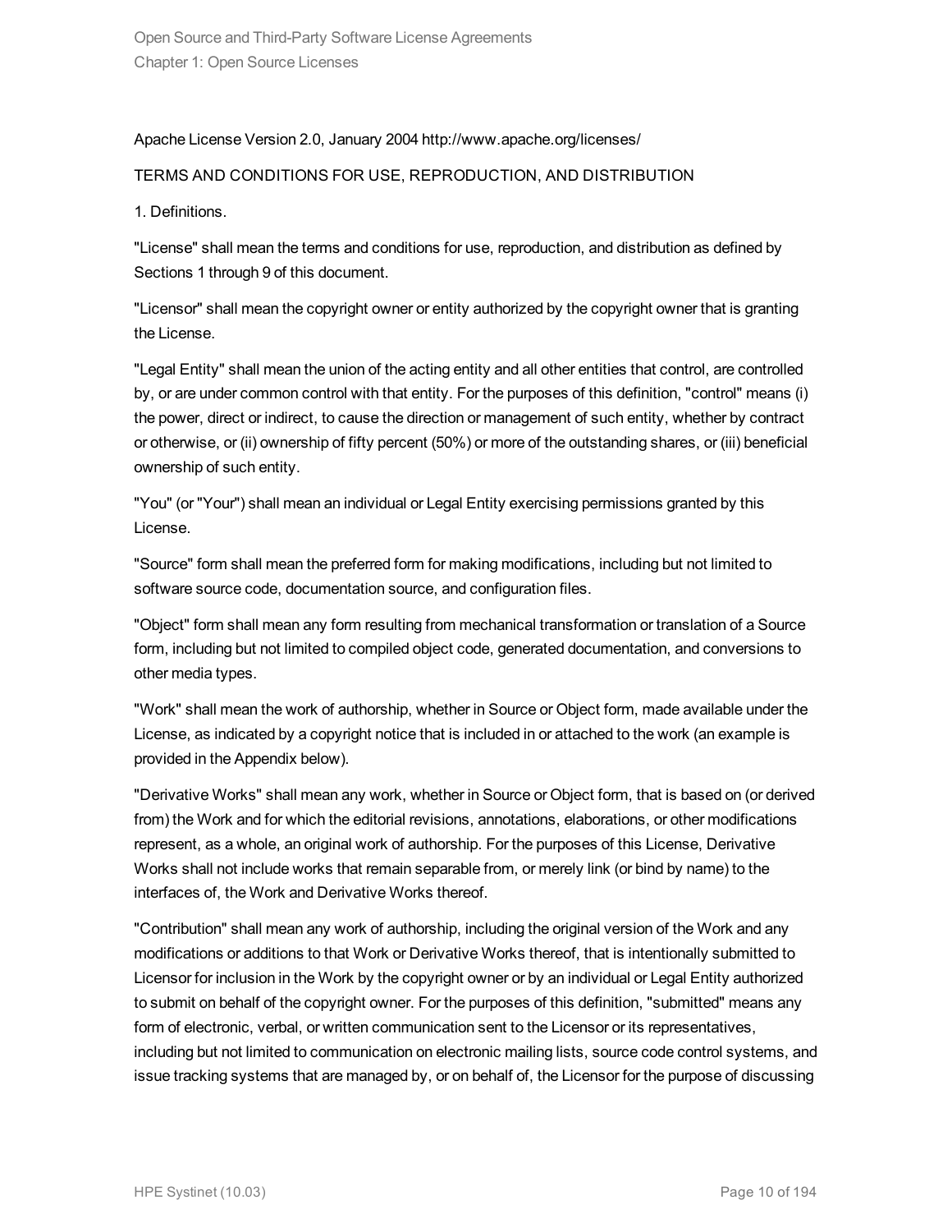Apache License Version 2.0, January 2004 http://www.apache.org/licenses/

TERMS AND CONDITIONS FOR USE, REPRODUCTION, AND DISTRIBUTION

1. Definitions.

"License" shall mean the terms and conditions for use, reproduction, and distribution as defined by Sections 1 through 9 of this document.

"Licensor" shall mean the copyright owner or entity authorized by the copyright owner that is granting the License.

"Legal Entity" shall mean the union of the acting entity and all other entities that control, are controlled by, or are under common control with that entity. For the purposes of this definition, "control" means (i) the power, direct or indirect, to cause the direction or management of such entity, whether by contract or otherwise, or (ii) ownership of fifty percent (50%) or more of the outstanding shares, or (iii) beneficial ownership of such entity.

"You" (or "Your") shall mean an individual or Legal Entity exercising permissions granted by this License.

"Source" form shall mean the preferred form for making modifications, including but not limited to software source code, documentation source, and configuration files.

"Object" form shall mean any form resulting from mechanical transformation or translation of a Source form, including but not limited to compiled object code, generated documentation, and conversions to other media types.

"Work" shall mean the work of authorship, whether in Source or Object form, made available under the License, as indicated by a copyright notice that is included in or attached to the work (an example is provided in the Appendix below).

"Derivative Works" shall mean any work, whether in Source or Object form, that is based on (or derived from) the Work and for which the editorial revisions, annotations, elaborations, or other modifications represent, as a whole, an original work of authorship. For the purposes of this License, Derivative Works shall not include works that remain separable from, or merely link (or bind by name) to the interfaces of, the Work and Derivative Works thereof.

"Contribution" shall mean any work of authorship, including the original version of the Work and any modifications or additions to that Work or Derivative Works thereof, that is intentionally submitted to Licensor for inclusion in the Work by the copyright owner or by an individual or Legal Entity authorized to submit on behalf of the copyright owner. For the purposes of this definition, "submitted" means any form of electronic, verbal, or written communication sent to the Licensor or its representatives, including but not limited to communication on electronic mailing lists, source code control systems, and issue tracking systems that are managed by, or on behalf of, the Licensor for the purpose of discussing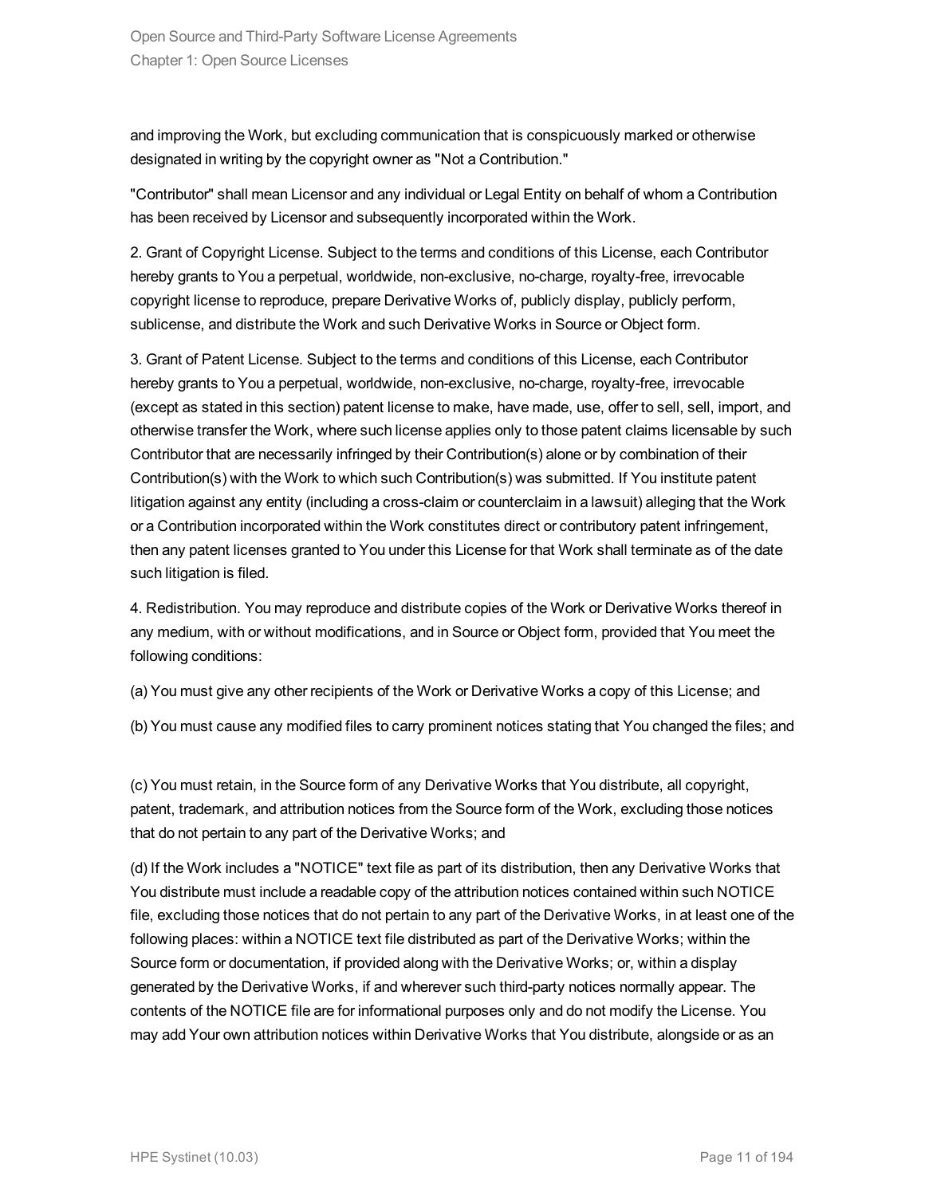and improving the Work, but excluding communication that is conspicuously marked or otherwise designated in writing by the copyright owner as "Not a Contribution."

"Contributor" shall mean Licensor and any individual or Legal Entity on behalf of whom a Contribution has been received by Licensor and subsequently incorporated within the Work.

2. Grant of Copyright License. Subject to the terms and conditions of this License, each Contributor hereby grants to You a perpetual, worldwide, non-exclusive, no-charge, royalty-free, irrevocable copyright license to reproduce, prepare Derivative Works of, publicly display, publicly perform, sublicense, and distribute the Work and such Derivative Works in Source or Object form.

3. Grant of Patent License. Subject to the terms and conditions of this License, each Contributor hereby grants to You a perpetual, worldwide, non-exclusive, no-charge, royalty-free, irrevocable (except as stated in this section) patent license to make, have made, use, offer to sell, sell, import, and otherwise transfer the Work, where such license applies only to those patent claims licensable by such Contributor that are necessarily infringed by their Contribution(s) alone or by combination of their Contribution(s) with the Work to which such Contribution(s) was submitted. If You institute patent litigation against any entity (including a cross-claim or counterclaim in a lawsuit) alleging that the Work or a Contribution incorporated within the Work constitutes direct or contributory patent infringement, then any patent licenses granted to You under this License for that Work shall terminate as of the date such litigation is filed.

4. Redistribution. You may reproduce and distribute copies of the Work or Derivative Works thereof in any medium, with or without modifications, and in Source or Object form, provided that You meet the following conditions:

(a) You must give any other recipients of the Work or Derivative Works a copy of this License; and

(b) You must cause any modified files to carry prominent notices stating that You changed the files; and

(c) You must retain, in the Source form of any Derivative Works that You distribute, all copyright, patent, trademark, and attribution notices from the Source form of the Work, excluding those notices that do not pertain to any part of the Derivative Works; and

(d) If the Work includes a "NOTICE" text file as part of its distribution, then any Derivative Works that You distribute must include a readable copy of the attribution notices contained within such NOTICE file, excluding those notices that do not pertain to any part of the Derivative Works, in at least one of the following places: within a NOTICE text file distributed as part of the Derivative Works; within the Source form or documentation, if provided along with the Derivative Works; or, within a display generated by the Derivative Works, if and wherever such third-party notices normally appear. The contents of the NOTICE file are for informational purposes only and do not modify the License. You may add Your own attribution notices within Derivative Works that You distribute, alongside or as an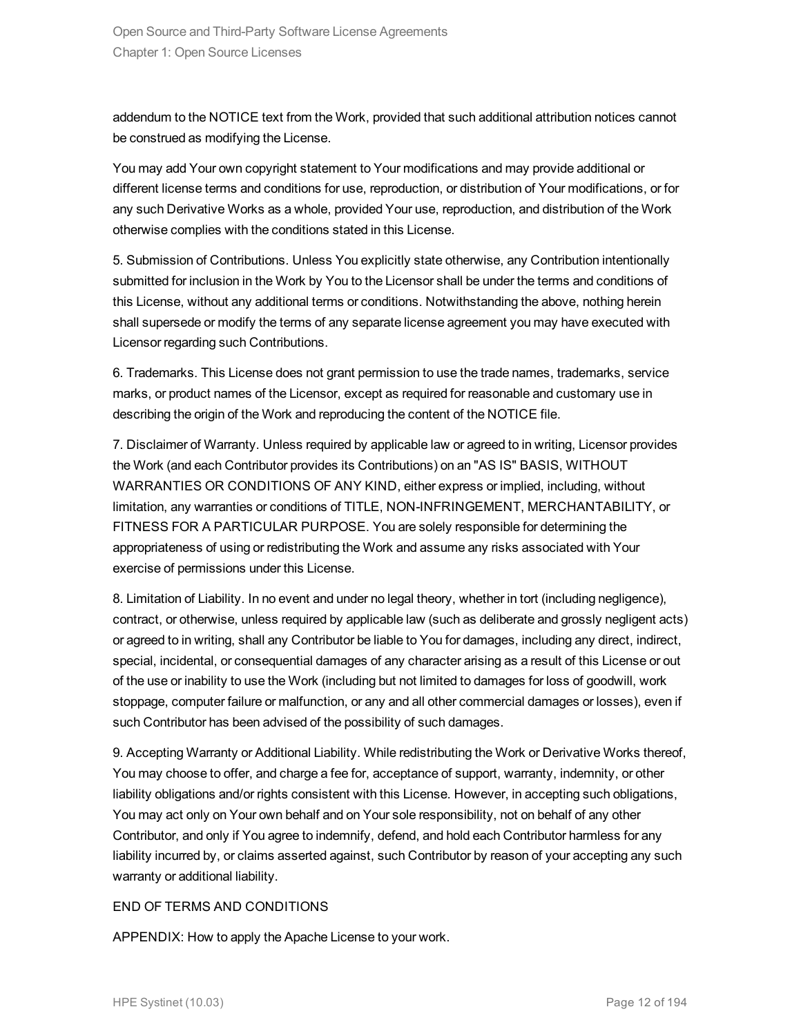addendum to the NOTICE text from the Work, provided that such additional attribution notices cannot be construed as modifying the License.

You may add Your own copyright statement to Your modifications and may provide additional or different license terms and conditions for use, reproduction, or distribution of Your modifications, or for any such Derivative Works as a whole, provided Your use, reproduction, and distribution of the Work otherwise complies with the conditions stated in this License.

5. Submission of Contributions. Unless You explicitly state otherwise, any Contribution intentionally submitted for inclusion in the Work by You to the Licensor shall be under the terms and conditions of this License, without any additional terms or conditions. Notwithstanding the above, nothing herein shall supersede or modify the terms of any separate license agreement you may have executed with Licensor regarding such Contributions.

6. Trademarks. This License does not grant permission to use the trade names, trademarks, service marks, or product names of the Licensor, except as required for reasonable and customary use in describing the origin of the Work and reproducing the content of the NOTICE file.

7. Disclaimer of Warranty. Unless required by applicable law or agreed to in writing, Licensor provides the Work (and each Contributor provides its Contributions) on an "AS IS" BASIS, WITHOUT WARRANTIES OR CONDITIONS OF ANY KIND, either express or implied, including, without limitation, any warranties or conditions of TITLE, NON-INFRINGEMENT, MERCHANTABILITY, or FITNESS FOR A PARTICULAR PURPOSE. You are solely responsible for determining the appropriateness of using or redistributing the Work and assume any risks associated with Your exercise of permissions under this License.

8. Limitation of Liability. In no event and under no legal theory, whether in tort (including negligence), contract, or otherwise, unless required by applicable law (such as deliberate and grossly negligent acts) or agreed to in writing, shall any Contributor be liable to You for damages, including any direct, indirect, special, incidental, or consequential damages of any character arising as a result of this License or out of the use or inability to use the Work (including but not limited to damages for loss of goodwill, work stoppage, computer failure or malfunction, or any and all other commercial damages or losses), even if such Contributor has been advised of the possibility of such damages.

9. Accepting Warranty or Additional Liability. While redistributing the Work or Derivative Works thereof, You may choose to offer, and charge a fee for, acceptance of support, warranty, indemnity, or other liability obligations and/or rights consistent with this License. However, in accepting such obligations, You may act only on Your own behalf and on Your sole responsibility, not on behalf of any other Contributor, and only if You agree to indemnify, defend, and hold each Contributor harmless for any liability incurred by, or claims asserted against, such Contributor by reason of your accepting any such warranty or additional liability.

END OF TERMS AND CONDITIONS

APPENDIX: How to apply the Apache License to your work.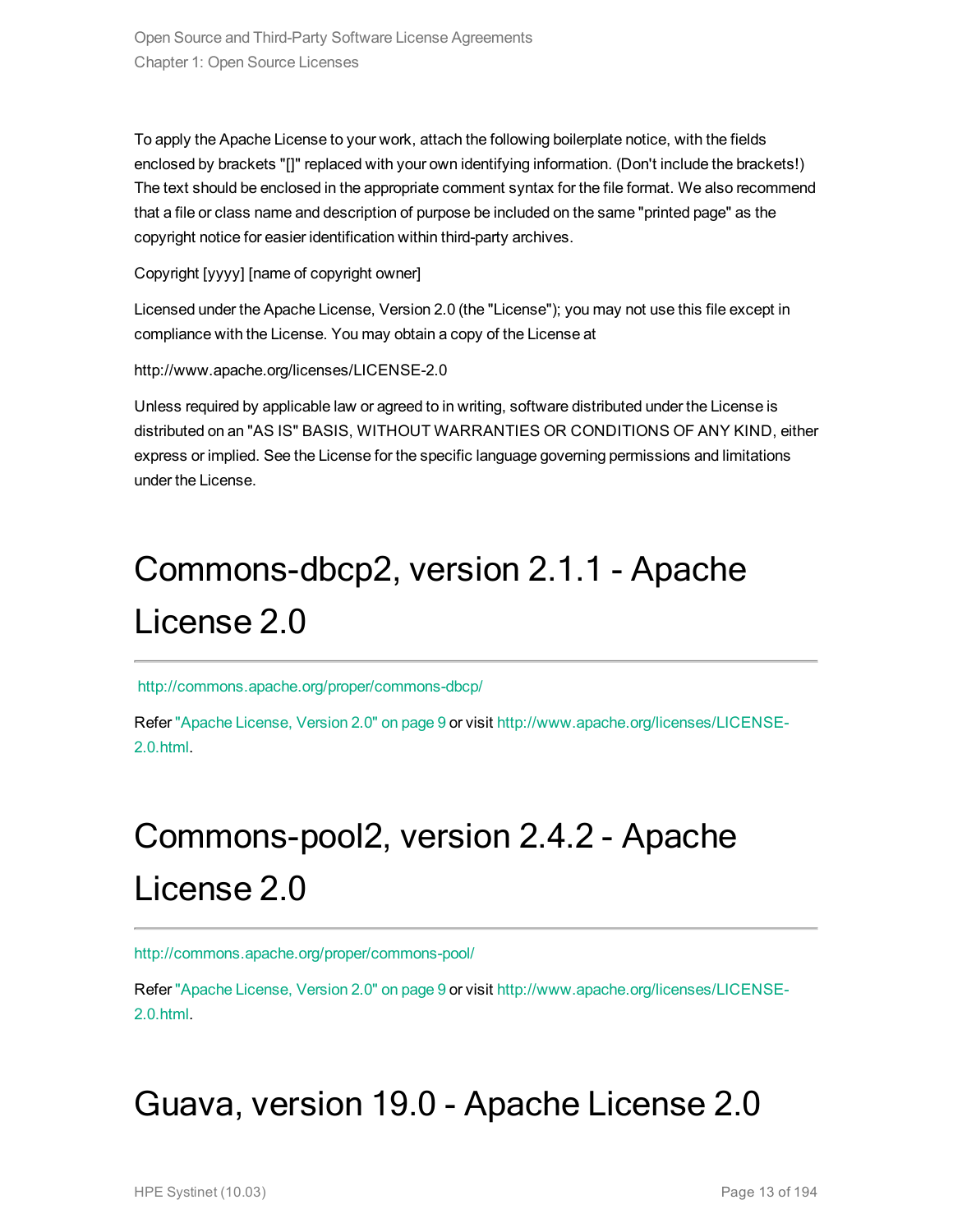To apply the Apache License to your work, attach the following boilerplate notice, with the fields enclosed by brackets "[]" replaced with your own identifying information. (Don't include the brackets!) The text should be enclosed in the appropriate comment syntax for the file format. We also recommend that a file or class name and description of purpose be included on the same "printed page" as the copyright notice for easier identification within third-party archives.

Copyright [yyyy] [name of copyright owner]

Licensed under the Apache License, Version 2.0 (the "License"); you may not use this file except in compliance with the License. You may obtain a copy of the License at

http://www.apache.org/licenses/LICENSE-2.0

Unless required by applicable law or agreed to in writing, software distributed under the License is distributed on an "AS IS" BASIS, WITHOUT WARRANTIES OR CONDITIONS OF ANY KIND, either express or implied. See the License for the specific language governing permissions and limitations under the License.

# Commons-dbcp2, version 2.1.1 - Apache License 2.0

http://commons.apache.org/proper/commons-dbcp/

Refer "Apache License, Version 2.0" on page 9 or visit http://www.apache.org/licenses/LICENSE-2.0.html.

# Commons-pool2, version 2.4.2 - Apache License 2.0

http://commons.apache.org/proper/commons-pool/

Refer "Apache License, Version 2.0" on page 9 or visit http://www.apache.org/licenses/LICENSE-2.0.html.

# Guava, version 19.0 - Apache License 2.0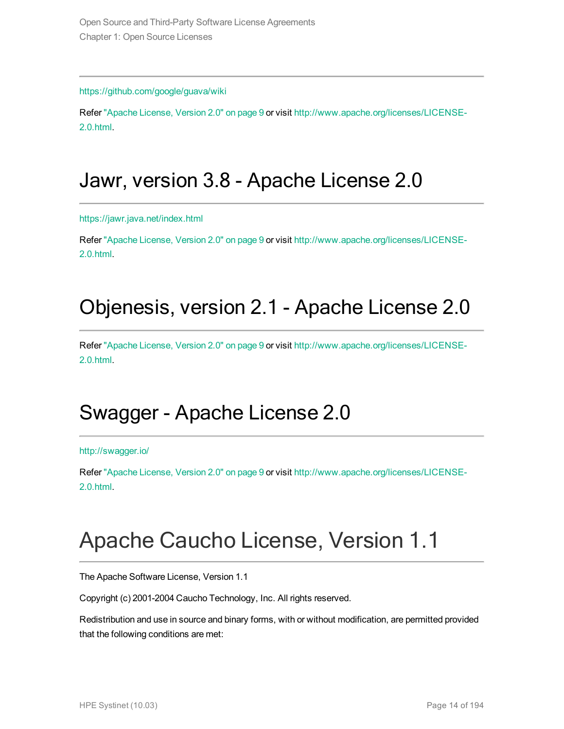https://github.com/google/guava/wiki

Refer "Apache License, Version 2.0" on page 9 or visit http://www.apache.org/licenses/LICENSE-2.0.html.

## Jawr, version 3.8 - Apache License 2.0

https://jawr.java.net/index.html

Refer "Apache License, Version 2.0" on page 9 or visit http://www.apache.org/licenses/LICENSE-2.0.html.

## Objenesis, version 2.1 - Apache License 2.0

Refer "Apache License, Version 2.0" on page 9 or visit http://www.apache.org/licenses/LICENSE-2.0.html.

## Swagger - Apache License 2.0

http://swagger.io/

Refer "Apache License, Version 2.0" on page 9 or visit http://www.apache.org/licenses/LICENSE-2.0.html.

# Apache Caucho License, Version 1.1

The Apache Software License, Version 1.1

Copyright (c) 2001-2004 Caucho Technology, Inc. All rights reserved.

Redistribution and use in source and binary forms, with or without modification, are permitted provided that the following conditions are met: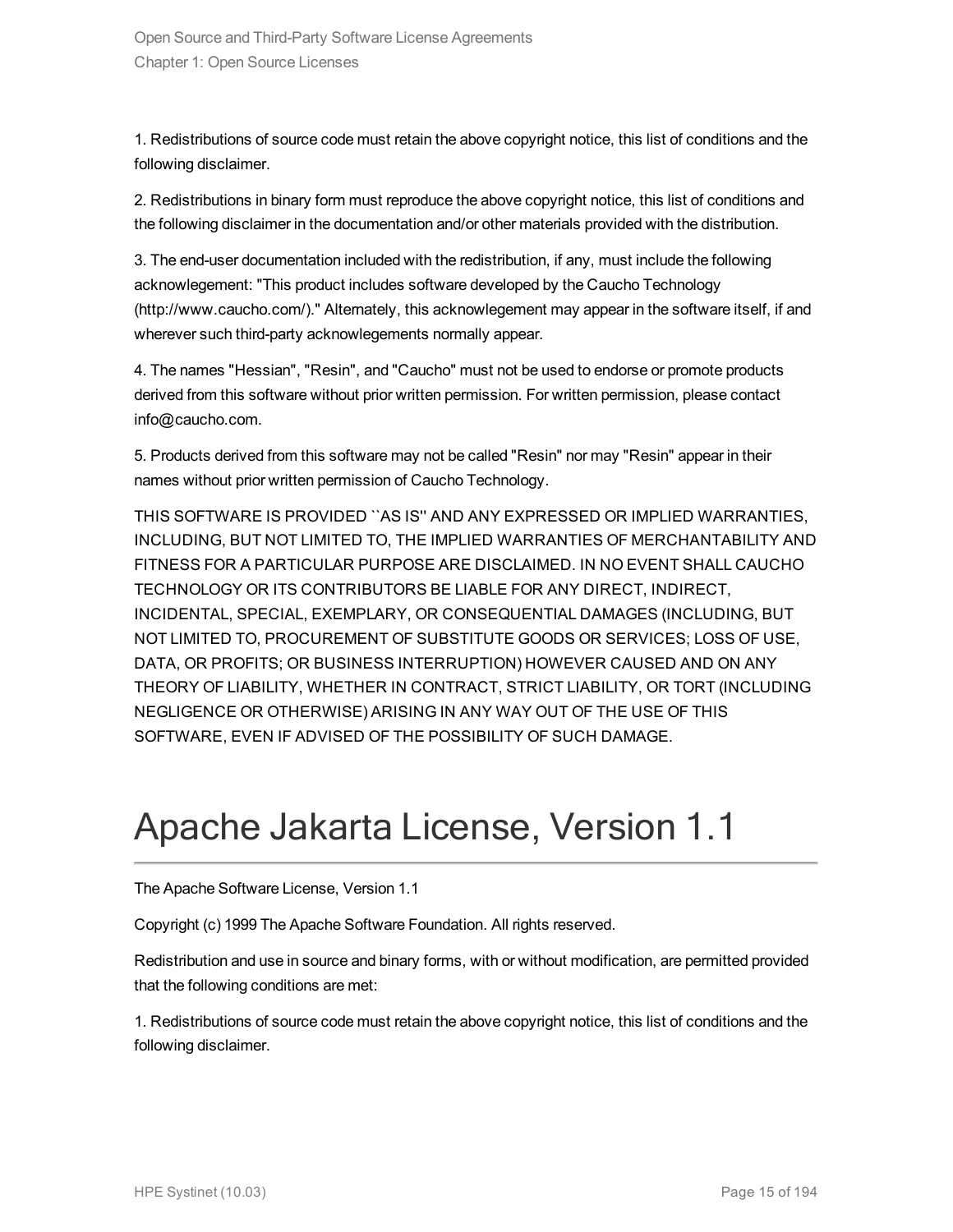1. Redistributions of source code must retain the above copyright notice, this list of conditions and the following disclaimer.

2. Redistributions in binary form must reproduce the above copyright notice, this list of conditions and the following disclaimer in the documentation and/or other materials provided with the distribution.

3. The end-user documentation included with the redistribution, if any, must include the following acknowlegement: "This product includes software developed by the Caucho Technology (http://www.caucho.com/)." Alternately, this acknowlegement may appear in the software itself, if and wherever such third-party acknowlegements normally appear.

4. The names "Hessian", "Resin", and "Caucho" must not be used to endorse or promote products derived from this software without prior written permission. For written permission, please contact info@caucho.com.

5. Products derived from this software may not be called "Resin" nor may "Resin" appear in their names without prior written permission of Caucho Technology.

THIS SOFTWARE IS PROVIDED ``AS IS'' AND ANY EXPRESSED OR IMPLIED WARRANTIES, INCLUDING, BUT NOT LIMITED TO, THE IMPLIED WARRANTIES OF MERCHANTABILITY AND FITNESS FOR A PARTICULAR PURPOSE ARE DISCLAIMED. IN NO EVENT SHALL CAUCHO TECHNOLOGY OR ITS CONTRIBUTORS BE LIABLE FOR ANY DIRECT, INDIRECT, INCIDENTAL, SPECIAL, EXEMPLARY, OR CONSEQUENTIAL DAMAGES (INCLUDING, BUT NOT LIMITED TO, PROCUREMENT OF SUBSTITUTE GOODS OR SERVICES; LOSS OF USE, DATA, OR PROFITS; OR BUSINESS INTERRUPTION) HOWEVER CAUSED AND ON ANY THEORY OF LIABILITY, WHETHER IN CONTRACT, STRICT LIABILITY, OR TORT (INCLUDING NEGLIGENCE OR OTHERWISE) ARISING IN ANY WAY OUT OF THE USE OF THIS SOFTWARE, EVEN IF ADVISED OF THE POSSIBILITY OF SUCH DAMAGE.

# Apache Jakarta License, Version 1.1

The Apache Software License, Version 1.1

Copyright (c) 1999 The Apache Software Foundation. All rights reserved.

Redistribution and use in source and binary forms, with or without modification, are permitted provided that the following conditions are met:

1. Redistributions of source code must retain the above copyright notice, this list of conditions and the following disclaimer.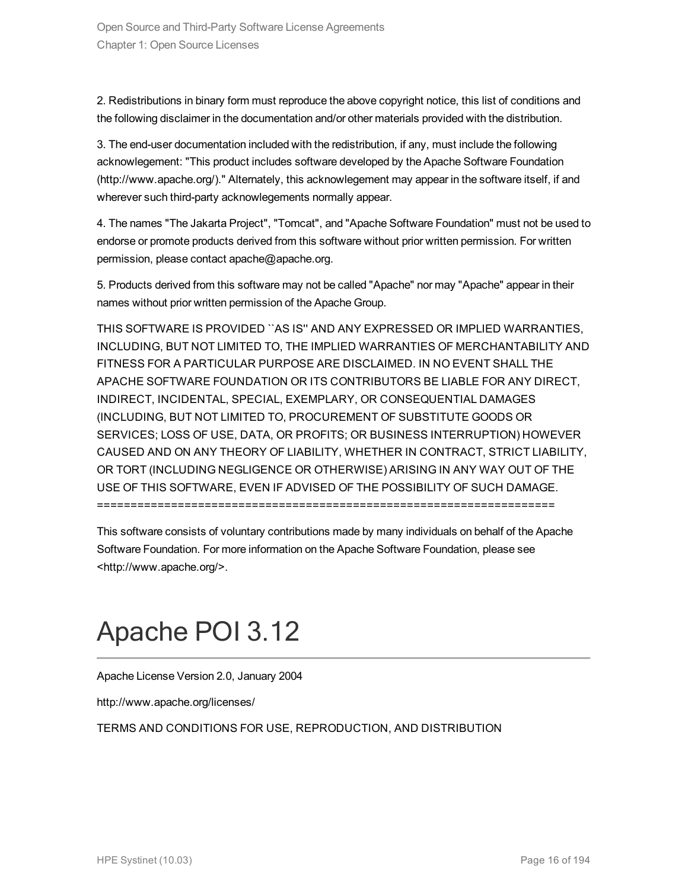2. Redistributions in binary form must reproduce the above copyright notice, this list of conditions and the following disclaimer in the documentation and/or other materials provided with the distribution.

3. The end-user documentation included with the redistribution, if any, must include the following acknowlegement: "This product includes software developed by the Apache Software Foundation (http://www.apache.org/)." Alternately, this acknowlegement may appear in the software itself, if and wherever such third-party acknowlegements normally appear.

4. The names "The Jakarta Project", "Tomcat", and "Apache Software Foundation" must not be used to endorse or promote products derived from this software without prior written permission. For written permission, please contact apache@apache.org.

5. Products derived from this software may not be called "Apache" nor may "Apache" appear in their names without prior written permission of the Apache Group.

THIS SOFTWARE IS PROVIDED ``AS IS'' AND ANY EXPRESSED OR IMPLIED WARRANTIES, INCLUDING, BUT NOT LIMITED TO, THE IMPLIED WARRANTIES OF MERCHANTABILITY AND FITNESS FOR A PARTICULAR PURPOSE ARE DISCLAIMED. IN NO EVENT SHALL THE APACHE SOFTWARE FOUNDATION OR ITS CONTRIBUTORS BE LIABLE FOR ANY DIRECT, INDIRECT, INCIDENTAL, SPECIAL, EXEMPLARY, OR CONSEQUENTIAL DAMAGES (INCLUDING, BUT NOT LIMITED TO, PROCUREMENT OF SUBSTITUTE GOODS OR SERVICES; LOSS OF USE, DATA, OR PROFITS; OR BUSINESS INTERRUPTION) HOWEVER CAUSED AND ON ANY THEORY OF LIABILITY, WHETHER IN CONTRACT, STRICT LIABILITY, OR TORT (INCLUDING NEGLIGENCE OR OTHERWISE) ARISING IN ANY WAY OUT OF THE USE OF THIS SOFTWARE, EVEN IF ADVISED OF THE POSSIBILITY OF SUCH DAMAGE.
====================================================================

This software consists of voluntary contributions made by many individuals on behalf of the Apache Software Foundation. For more information on the Apache Software Foundation, please see <http://www.apache.org/>.

# Apache POI 3.12

Apache License Version 2.0, January 2004

http://www.apache.org/licenses/

TERMS AND CONDITIONS FOR USE, REPRODUCTION, AND DISTRIBUTION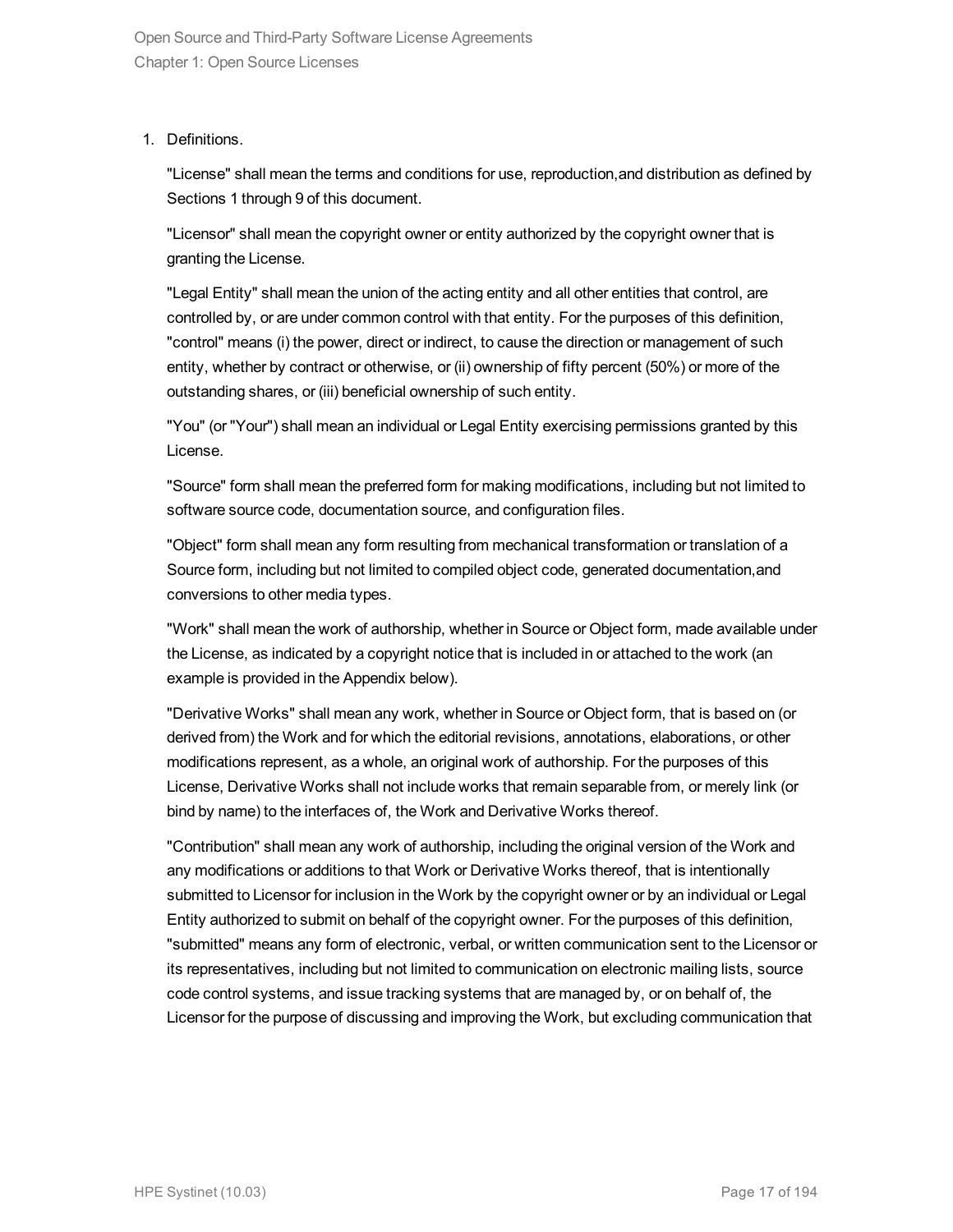1. Definitions.

   "License" shall mean the terms and conditions for use, reproduction,and distribution as defined by Sections 1 through 9 of this document.

   "Licensor" shall mean the copyright owner or entity authorized by the copyright owner that is granting the License.

   "Legal Entity" shall mean the union of the acting entity and all other entities that control, are controlled by, or are under common control with that entity. For the purposes of this definition, "control" means (i) the power, direct or indirect, to cause the direction or management of such entity, whether by contract or otherwise, or (ii) ownership of fifty percent (50%) or more of the outstanding shares, or (iii) beneficial ownership of such entity.

   "You" (or "Your") shall mean an individual or Legal Entity exercising permissions granted by this License.

   "Source" form shall mean the preferred form for making modifications, including but not limited to software source code, documentation source, and configuration files.

   "Object" form shall mean any form resulting from mechanical transformation or translation of a Source form, including but not limited to compiled object code, generated documentation,and conversions to other media types.

   "Work" shall mean the work of authorship, whether in Source or Object form, made available under the License, as indicated by a copyright notice that is included in or attached to the work (an example is provided in the Appendix below).

   "Derivative Works" shall mean any work, whether in Source or Object form, that is based on (or derived from) the Work and for which the editorial revisions, annotations, elaborations, or other modifications represent, as a whole, an original work of authorship. For the purposes of this License, Derivative Works shall not include works that remain separable from, or merely link (or bind by name) to the interfaces of, the Work and Derivative Works thereof.

   "Contribution" shall mean any work of authorship, including the original version of the Work and any modifications or additions to that Work or Derivative Works thereof, that is intentionally submitted to Licensor for inclusion in the Work by the copyright owner or by an individual or Legal Entity authorized to submit on behalf of the copyright owner. For the purposes of this definition, "submitted" means any form of electronic, verbal, or written communication sent to the Licensor or its representatives, including but not limited to communication on electronic mailing lists, source code control systems, and issue tracking systems that are managed by, or on behalf of, the Licensor for the purpose of discussing and improving the Work, but excluding communication that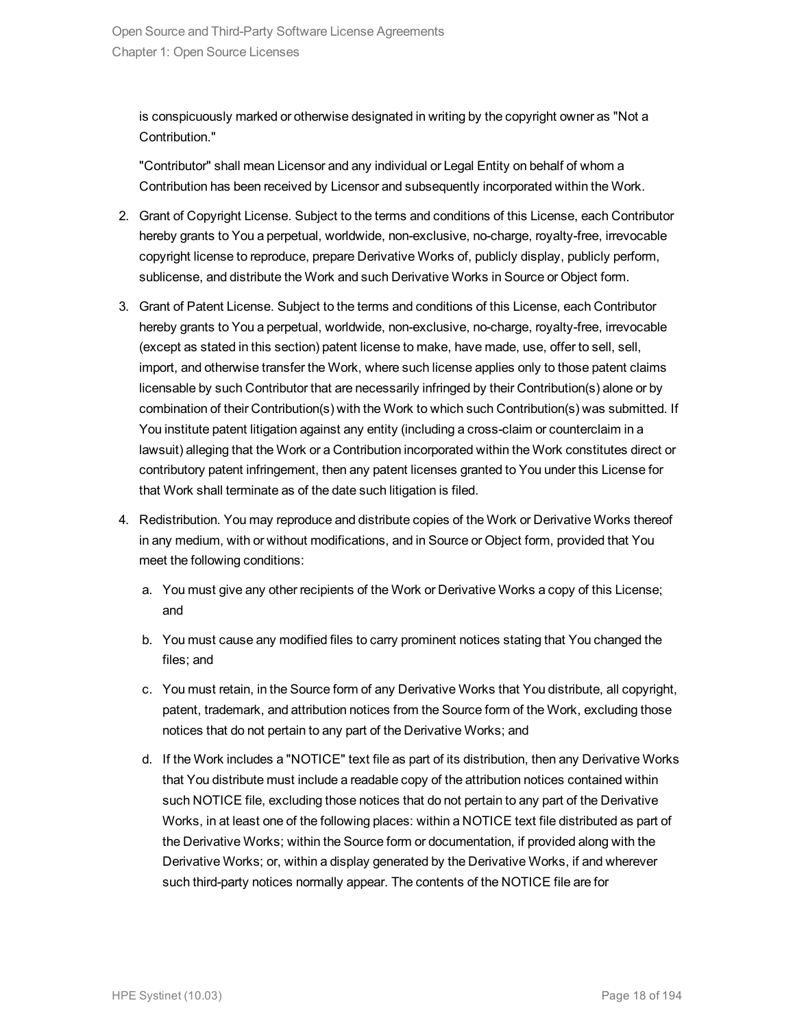is conspicuously marked or otherwise designated in writing by the copyright owner as "Not a Contribution."

"Contributor" shall mean Licensor and any individual or Legal Entity on behalf of whom a Contribution has been received by Licensor and subsequently incorporated within the Work.

2. Grant of Copyright License. Subject to the terms and conditions of this License, each Contributor hereby grants to You a perpetual, worldwide, non-exclusive, no-charge, royalty-free, irrevocable copyright license to reproduce, prepare Derivative Works of, publicly display, publicly perform, sublicense, and distribute the Work and such Derivative Works in Source or Object form.

3. Grant of Patent License. Subject to the terms and conditions of this License, each Contributor hereby grants to You a perpetual, worldwide, non-exclusive, no-charge, royalty-free, irrevocable (except as stated in this section) patent license to make, have made, use, offer to sell, sell, import, and otherwise transfer the Work, where such license applies only to those patent claims licensable by such Contributor that are necessarily infringed by their Contribution(s) alone or by combination of their Contribution(s) with the Work to which such Contribution(s) was submitted. If You institute patent litigation against any entity (including a cross-claim or counterclaim in a lawsuit) alleging that the Work or a Contribution incorporated within the Work constitutes direct or contributory patent infringement, then any patent licenses granted to You under this License for that Work shall terminate as of the date such litigation is filed.

4. Redistribution. You may reproduce and distribute copies of the Work or Derivative Works thereof in any medium, with or without modifications, and in Source or Object form, provided that You meet the following conditions:

   a. You must give any other recipients of the Work or Derivative Works a copy of this License; and

   b. You must cause any modified files to carry prominent notices stating that You changed the files; and

   c. You must retain, in the Source form of any Derivative Works that You distribute, all copyright, patent, trademark, and attribution notices from the Source form of the Work, excluding those notices that do not pertain to any part of the Derivative Works; and

   d. If the Work includes a "NOTICE" text file as part of its distribution, then any Derivative Works that You distribute must include a readable copy of the attribution notices contained within such NOTICE file, excluding those notices that do not pertain to any part of the Derivative Works, in at least one of the following places: within a NOTICE text file distributed as part of the Derivative Works; within the Source form or documentation, if provided along with the Derivative Works; or, within a display generated by the Derivative Works, if and wherever such third-party notices normally appear. The contents of the NOTICE file are for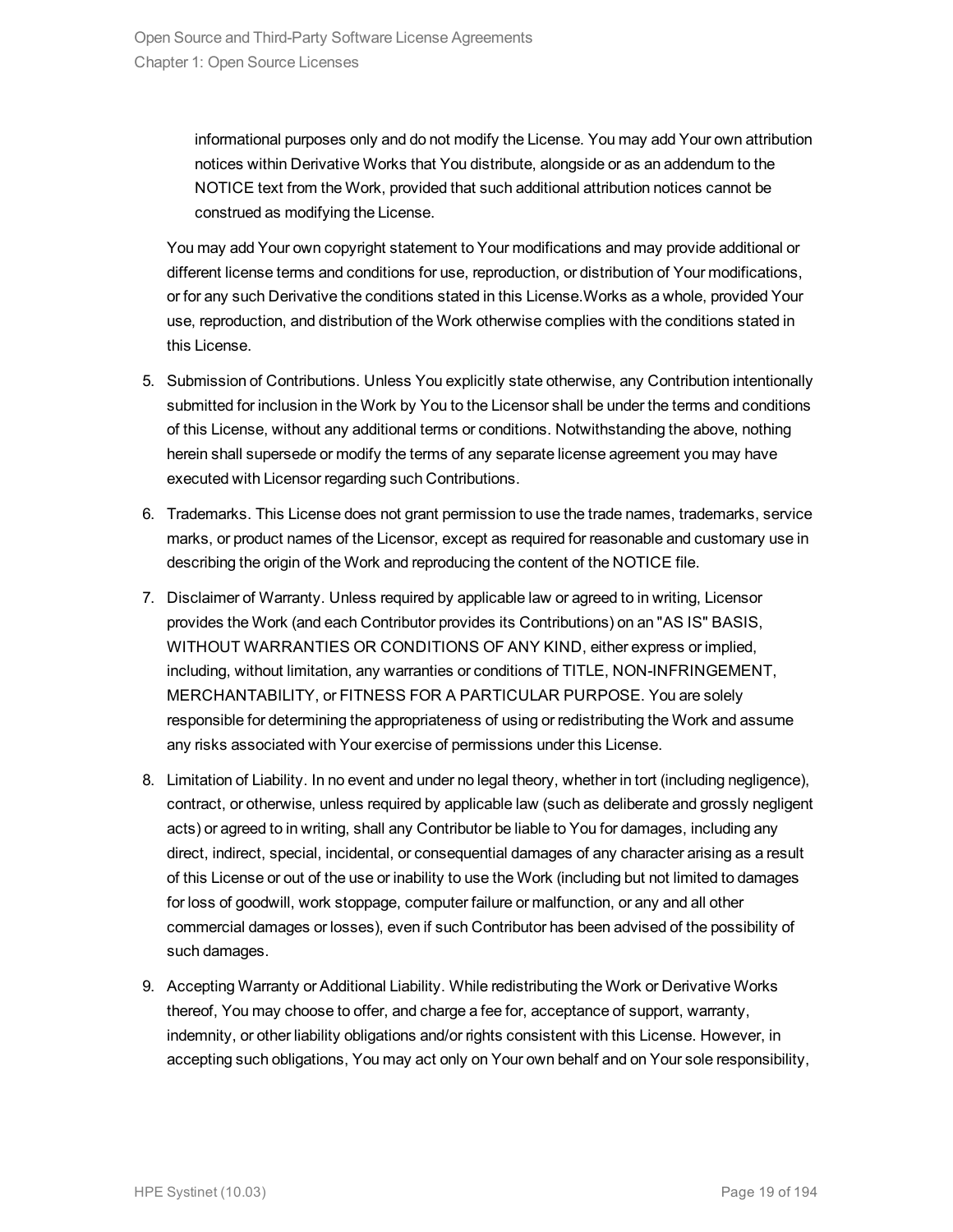informational purposes only and do not modify the License. You may add Your own attribution notices within Derivative Works that You distribute, alongside or as an addendum to the NOTICE text from the Work, provided that such additional attribution notices cannot be construed as modifying the License.

You may add Your own copyright statement to Your modifications and may provide additional or different license terms and conditions for use, reproduction, or distribution of Your modifications, or for any such Derivative the conditions stated in this License.Works as a whole, provided Your use, reproduction, and distribution of the Work otherwise complies with the conditions stated in this License.

5. Submission of Contributions. Unless You explicitly state otherwise, any Contribution intentionally submitted for inclusion in the Work by You to the Licensor shall be under the terms and conditions of this License, without any additional terms or conditions. Notwithstanding the above, nothing herein shall supersede or modify the terms of any separate license agreement you may have executed with Licensor regarding such Contributions.
6. Trademarks. This License does not grant permission to use the trade names, trademarks, service marks, or product names of the Licensor, except as required for reasonable and customary use in describing the origin of the Work and reproducing the content of the NOTICE file.
7. Disclaimer of Warranty. Unless required by applicable law or agreed to in writing, Licensor provides the Work (and each Contributor provides its Contributions) on an "AS IS" BASIS, WITHOUT WARRANTIES OR CONDITIONS OF ANY KIND, either express or implied, including, without limitation, any warranties or conditions of TITLE, NON-INFRINGEMENT, MERCHANTABILITY, or FITNESS FOR A PARTICULAR PURPOSE. You are solely responsible for determining the appropriateness of using or redistributing the Work and assume any risks associated with Your exercise of permissions under this License.
8. Limitation of Liability. In no event and under no legal theory, whether in tort (including negligence), contract, or otherwise, unless required by applicable law (such as deliberate and grossly negligent acts) or agreed to in writing, shall any Contributor be liable to You for damages, including any direct, indirect, special, incidental, or consequential damages of any character arising as a result of this License or out of the use or inability to use the Work (including but not limited to damages for loss of goodwill, work stoppage, computer failure or malfunction, or any and all other commercial damages or losses), even if such Contributor has been advised of the possibility of such damages.
9. Accepting Warranty or Additional Liability. While redistributing the Work or Derivative Works thereof, You may choose to offer, and charge a fee for, acceptance of support, warranty, indemnity, or other liability obligations and/or rights consistent with this License. However, in accepting such obligations, You may act only on Your own behalf and on Your sole responsibility,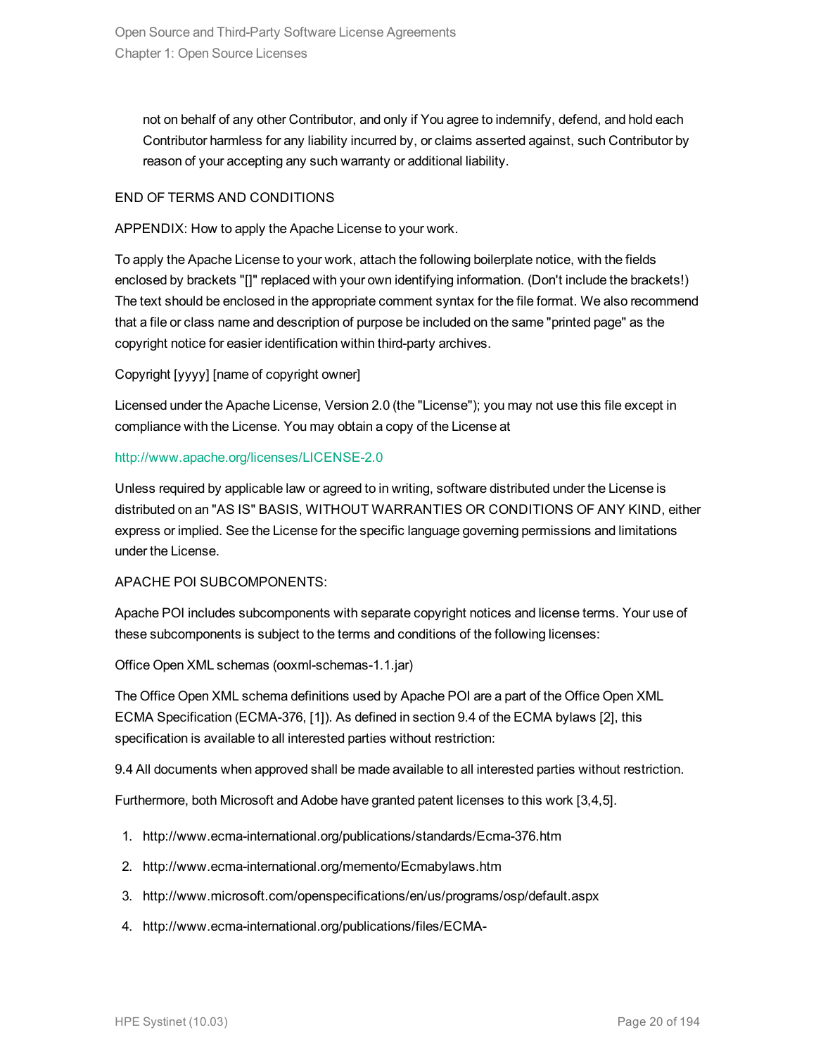not on behalf of any other Contributor, and only if You agree to indemnify, defend, and hold each Contributor harmless for any liability incurred by, or claims asserted against, such Contributor by reason of your accepting any such warranty or additional liability.

END OF TERMS AND CONDITIONS

APPENDIX: How to apply the Apache License to your work.

To apply the Apache License to your work, attach the following boilerplate notice, with the fields enclosed by brackets "[]" replaced with your own identifying information. (Don't include the brackets!) The text should be enclosed in the appropriate comment syntax for the file format. We also recommend that a file or class name and description of purpose be included on the same "printed page" as the copyright notice for easier identification within third-party archives.

Copyright [yyyy] [name of copyright owner]

Licensed under the Apache License, Version 2.0 (the "License"); you may not use this file except in compliance with the License. You may obtain a copy of the License at

http://www.apache.org/licenses/LICENSE-2.0

Unless required by applicable law or agreed to in writing, software distributed under the License is distributed on an "AS IS" BASIS, WITHOUT WARRANTIES OR CONDITIONS OF ANY KIND, either express or implied. See the License for the specific language governing permissions and limitations under the License.

APACHE POI SUBCOMPONENTS:

Apache POI includes subcomponents with separate copyright notices and license terms. Your use of these subcomponents is subject to the terms and conditions of the following licenses:

Office Open XML schemas (ooxml-schemas-1.1.jar)

The Office Open XML schema definitions used by Apache POI are a part of the Office Open XML ECMA Specification (ECMA-376, [1]). As defined in section 9.4 of the ECMA bylaws [2], this specification is available to all interested parties without restriction:

9.4 All documents when approved shall be made available to all interested parties without restriction.

Furthermore, both Microsoft and Adobe have granted patent licenses to this work [3,4,5].

1. http://www.ecma-international.org/publications/standards/Ecma-376.htm
2. http://www.ecma-international.org/memento/Ecmabylaws.htm
3. http://www.microsoft.com/openspecifications/en/us/programs/osp/default.aspx
4. http://www.ecma-international.org/publications/files/ECMA-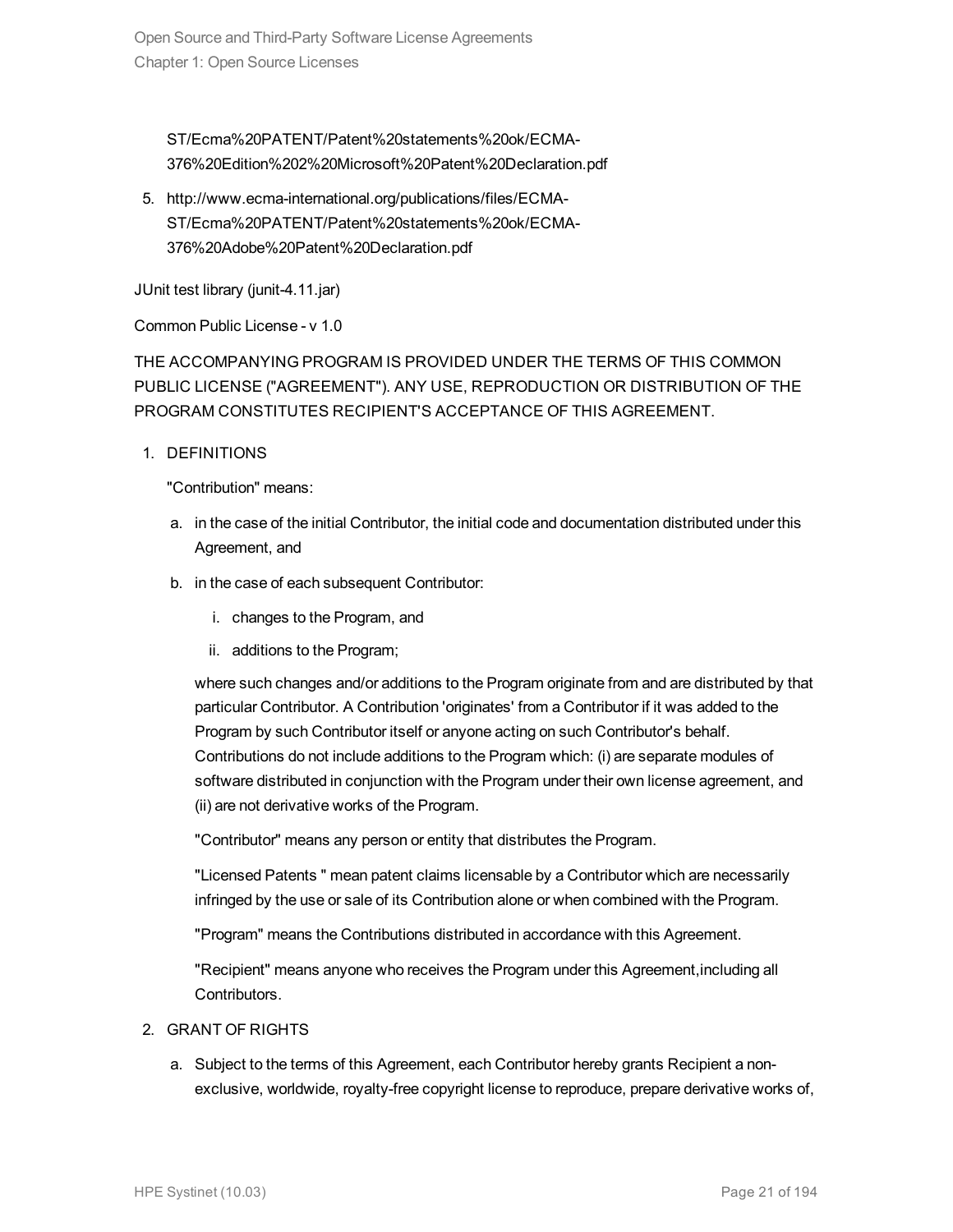ST/Ecma%20PATENT/Patent%20statements%20ok/ECMA-376%20Edition%202%20Microsoft%20Patent%20Declaration.pdf

5. http://www.ecma-international.org/publications/files/ECMA-ST/Ecma%20PATENT/Patent%20statements%20ok/ECMA-376%20Adobe%20Patent%20Declaration.pdf

JUnit test library (junit-4.11.jar)

Common Public License - v 1.0

THE ACCOMPANYING PROGRAM IS PROVIDED UNDER THE TERMS OF THIS COMMON PUBLIC LICENSE ("AGREEMENT"). ANY USE, REPRODUCTION OR DISTRIBUTION OF THE PROGRAM CONSTITUTES RECIPIENT'S ACCEPTANCE OF THIS AGREEMENT.

1. DEFINITIONS

   "Contribution" means:

   a. in the case of the initial Contributor, the initial code and documentation distributed under this Agreement, and
   b. in the case of each subsequent Contributor:
      i. changes to the Program, and
      ii. additions to the Program;

   where such changes and/or additions to the Program originate from and are distributed by that particular Contributor. A Contribution 'originates' from a Contributor if it was added to the Program by such Contributor itself or anyone acting on such Contributor's behalf. Contributions do not include additions to the Program which: (i) are separate modules of software distributed in conjunction with the Program under their own license agreement, and (ii) are not derivative works of the Program.

   "Contributor" means any person or entity that distributes the Program.

   "Licensed Patents " mean patent claims licensable by a Contributor which are necessarily infringed by the use or sale of its Contribution alone or when combined with the Program.

   "Program" means the Contributions distributed in accordance with this Agreement.

   "Recipient" means anyone who receives the Program under this Agreement,including all Contributors.

2. GRANT OF RIGHTS

   a. Subject to the terms of this Agreement, each Contributor hereby grants Recipient a non-exclusive, worldwide, royalty-free copyright license to reproduce, prepare derivative works of,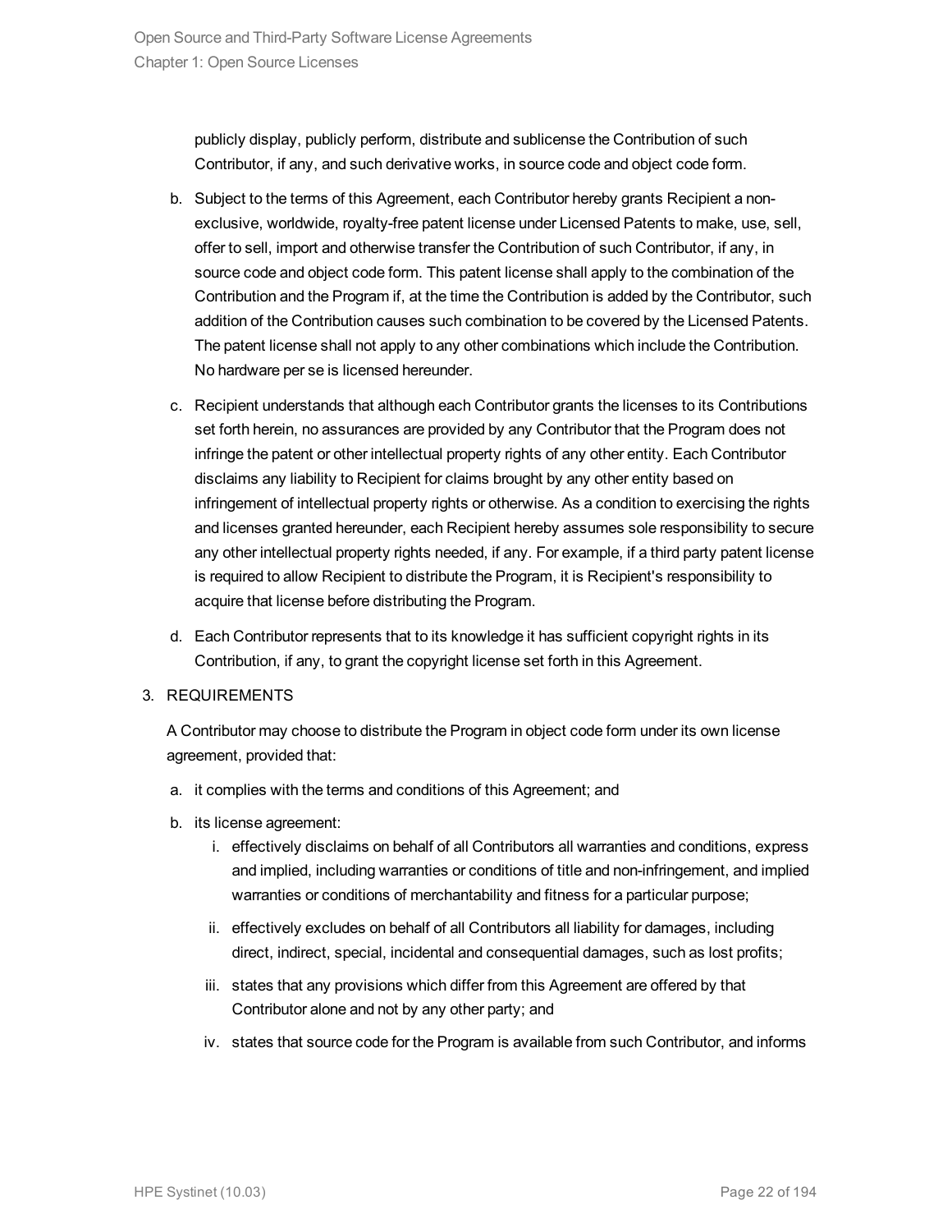publicly display, publicly perform, distribute and sublicense the Contribution of such Contributor, if any, and such derivative works, in source code and object code form.

b. Subject to the terms of this Agreement, each Contributor hereby grants Recipient a non-exclusive, worldwide, royalty-free patent license under Licensed Patents to make, use, sell, offer to sell, import and otherwise transfer the Contribution of such Contributor, if any, in source code and object code form. This patent license shall apply to the combination of the Contribution and the Program if, at the time the Contribution is added by the Contributor, such addition of the Contribution causes such combination to be covered by the Licensed Patents. The patent license shall not apply to any other combinations which include the Contribution. No hardware per se is licensed hereunder.

c. Recipient understands that although each Contributor grants the licenses to its Contributions set forth herein, no assurances are provided by any Contributor that the Program does not infringe the patent or other intellectual property rights of any other entity. Each Contributor disclaims any liability to Recipient for claims brought by any other entity based on infringement of intellectual property rights or otherwise. As a condition to exercising the rights and licenses granted hereunder, each Recipient hereby assumes sole responsibility to secure any other intellectual property rights needed, if any. For example, if a third party patent license is required to allow Recipient to distribute the Program, it is Recipient's responsibility to acquire that license before distributing the Program.

d. Each Contributor represents that to its knowledge it has sufficient copyright rights in its Contribution, if any, to grant the copyright license set forth in this Agreement.

3. REQUIREMENTS

A Contributor may choose to distribute the Program in object code form under its own license agreement, provided that:

a. it complies with the terms and conditions of this Agreement; and

b. its license agreement:

   i. effectively disclaims on behalf of all Contributors all warranties and conditions, express and implied, including warranties or conditions of title and non-infringement, and implied warranties or conditions of merchantability and fitness for a particular purpose;

   ii. effectively excludes on behalf of all Contributors all liability for damages, including direct, indirect, special, incidental and consequential damages, such as lost profits;

   iii. states that any provisions which differ from this Agreement are offered by that Contributor alone and not by any other party; and

   iv. states that source code for the Program is available from such Contributor, and informs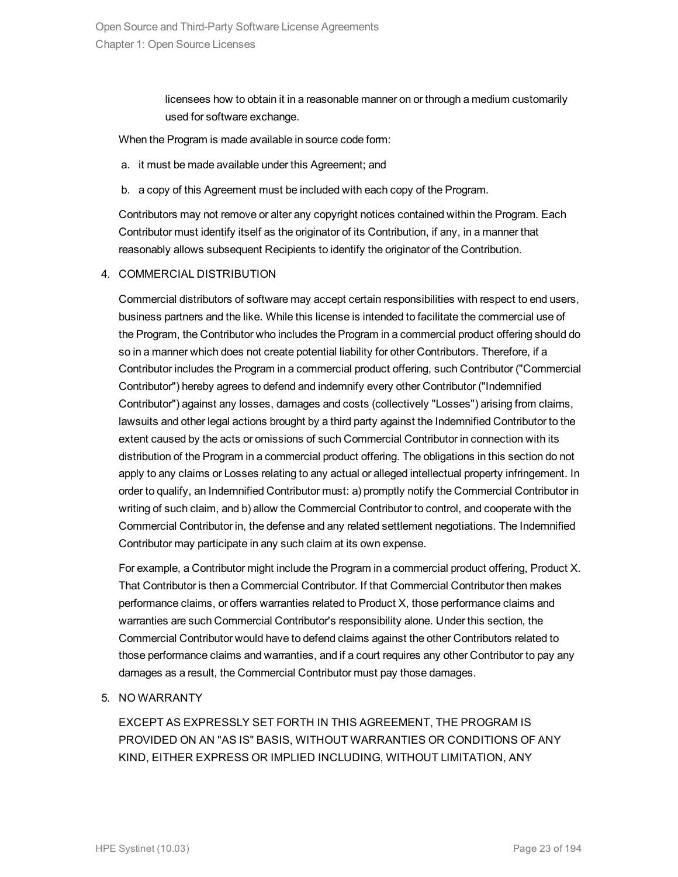licensees how to obtain it in a reasonable manner on or through a medium customarily used for software exchange.

When the Program is made available in source code form:

a. it must be made available under this Agreement; and

b. a copy of this Agreement must be included with each copy of the Program.

Contributors may not remove or alter any copyright notices contained within the Program. Each Contributor must identify itself as the originator of its Contribution, if any, in a manner that reasonably allows subsequent Recipients to identify the originator of the Contribution.

4. COMMERCIAL DISTRIBUTION

Commercial distributors of software may accept certain responsibilities with respect to end users, business partners and the like. While this license is intended to facilitate the commercial use of the Program, the Contributor who includes the Program in a commercial product offering should do so in a manner which does not create potential liability for other Contributors. Therefore, if a Contributor includes the Program in a commercial product offering, such Contributor ("Commercial Contributor") hereby agrees to defend and indemnify every other Contributor ("Indemnified Contributor") against any losses, damages and costs (collectively "Losses") arising from claims, lawsuits and other legal actions brought by a third party against the Indemnified Contributor to the extent caused by the acts or omissions of such Commercial Contributor in connection with its distribution of the Program in a commercial product offering. The obligations in this section do not apply to any claims or Losses relating to any actual or alleged intellectual property infringement. In order to qualify, an Indemnified Contributor must: a) promptly notify the Commercial Contributor in writing of such claim, and b) allow the Commercial Contributor to control, and cooperate with the Commercial Contributor in, the defense and any related settlement negotiations. The Indemnified Contributor may participate in any such claim at its own expense.

For example, a Contributor might include the Program in a commercial product offering, Product X. That Contributor is then a Commercial Contributor. If that Commercial Contributor then makes performance claims, or offers warranties related to Product X, those performance claims and warranties are such Commercial Contributor's responsibility alone. Under this section, the Commercial Contributor would have to defend claims against the other Contributors related to those performance claims and warranties, and if a court requires any other Contributor to pay any damages as a result, the Commercial Contributor must pay those damages.

5. NO WARRANTY

EXCEPT AS EXPRESSLY SET FORTH IN THIS AGREEMENT, THE PROGRAM IS PROVIDED ON AN "AS IS" BASIS, WITHOUT WARRANTIES OR CONDITIONS OF ANY KIND, EITHER EXPRESS OR IMPLIED INCLUDING, WITHOUT LIMITATION, ANY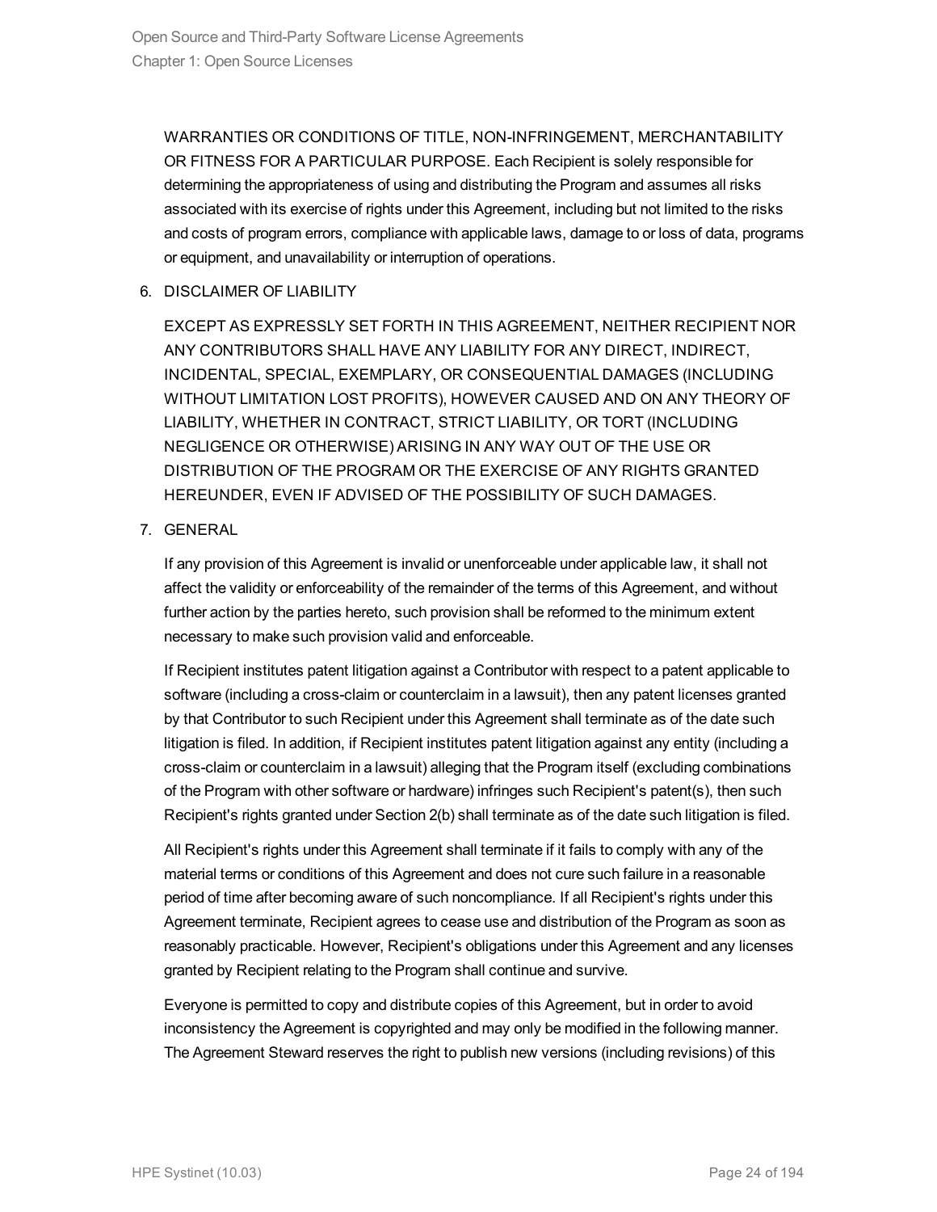WARRANTIES OR CONDITIONS OF TITLE, NON-INFRINGEMENT, MERCHANTABILITY OR FITNESS FOR A PARTICULAR PURPOSE. Each Recipient is solely responsible for determining the appropriateness of using and distributing the Program and assumes all risks associated with its exercise of rights under this Agreement, including but not limited to the risks and costs of program errors, compliance with applicable laws, damage to or loss of data, programs or equipment, and unavailability or interruption of operations.

6. DISCLAIMER OF LIABILITY

   EXCEPT AS EXPRESSLY SET FORTH IN THIS AGREEMENT, NEITHER RECIPIENT NOR ANY CONTRIBUTORS SHALL HAVE ANY LIABILITY FOR ANY DIRECT, INDIRECT, INCIDENTAL, SPECIAL, EXEMPLARY, OR CONSEQUENTIAL DAMAGES (INCLUDING WITHOUT LIMITATION LOST PROFITS), HOWEVER CAUSED AND ON ANY THEORY OF LIABILITY, WHETHER IN CONTRACT, STRICT LIABILITY, OR TORT (INCLUDING NEGLIGENCE OR OTHERWISE) ARISING IN ANY WAY OUT OF THE USE OR DISTRIBUTION OF THE PROGRAM OR THE EXERCISE OF ANY RIGHTS GRANTED HEREUNDER, EVEN IF ADVISED OF THE POSSIBILITY OF SUCH DAMAGES.

7. GENERAL

   If any provision of this Agreement is invalid or unenforceable under applicable law, it shall not affect the validity or enforceability of the remainder of the terms of this Agreement, and without further action by the parties hereto, such provision shall be reformed to the minimum extent necessary to make such provision valid and enforceable.

   If Recipient institutes patent litigation against a Contributor with respect to a patent applicable to software (including a cross-claim or counterclaim in a lawsuit), then any patent licenses granted by that Contributor to such Recipient under this Agreement shall terminate as of the date such litigation is filed. In addition, if Recipient institutes patent litigation against any entity (including a cross-claim or counterclaim in a lawsuit) alleging that the Program itself (excluding combinations of the Program with other software or hardware) infringes such Recipient's patent(s), then such Recipient's rights granted under Section 2(b) shall terminate as of the date such litigation is filed.

   All Recipient's rights under this Agreement shall terminate if it fails to comply with any of the material terms or conditions of this Agreement and does not cure such failure in a reasonable period of time after becoming aware of such noncompliance. If all Recipient's rights under this Agreement terminate, Recipient agrees to cease use and distribution of the Program as soon as reasonably practicable. However, Recipient's obligations under this Agreement and any licenses granted by Recipient relating to the Program shall continue and survive.

   Everyone is permitted to copy and distribute copies of this Agreement, but in order to avoid inconsistency the Agreement is copyrighted and may only be modified in the following manner. The Agreement Steward reserves the right to publish new versions (including revisions) of this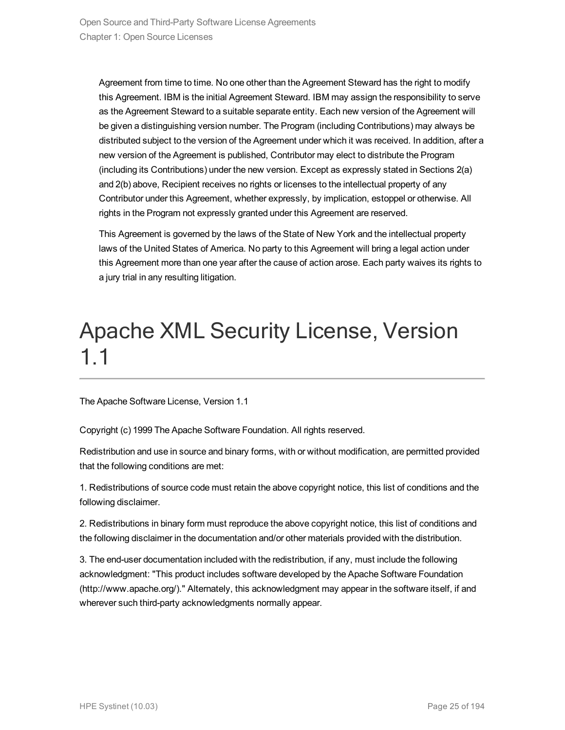Agreement from time to time. No one other than the Agreement Steward has the right to modify this Agreement. IBM is the initial Agreement Steward. IBM may assign the responsibility to serve as the Agreement Steward to a suitable separate entity. Each new version of the Agreement will be given a distinguishing version number. The Program (including Contributions) may always be distributed subject to the version of the Agreement under which it was received. In addition, after a new version of the Agreement is published, Contributor may elect to distribute the Program (including its Contributions) under the new version. Except as expressly stated in Sections 2(a) and 2(b) above, Recipient receives no rights or licenses to the intellectual property of any Contributor under this Agreement, whether expressly, by implication, estoppel or otherwise. All rights in the Program not expressly granted under this Agreement are reserved.

This Agreement is governed by the laws of the State of New York and the intellectual property laws of the United States of America. No party to this Agreement will bring a legal action under this Agreement more than one year after the cause of action arose. Each party waives its rights to a jury trial in any resulting litigation.

# Apache XML Security License, Version 1.1

The Apache Software License, Version 1.1

Copyright (c) 1999 The Apache Software Foundation. All rights reserved.

Redistribution and use in source and binary forms, with or without modification, are permitted provided that the following conditions are met:

1. Redistributions of source code must retain the above copyright notice, this list of conditions and the following disclaimer.

2. Redistributions in binary form must reproduce the above copyright notice, this list of conditions and the following disclaimer in the documentation and/or other materials provided with the distribution.

3. The end-user documentation included with the redistribution, if any, must include the following acknowledgment: "This product includes software developed by the Apache Software Foundation (http://www.apache.org/)." Alternately, this acknowledgment may appear in the software itself, if and wherever such third-party acknowledgments normally appear.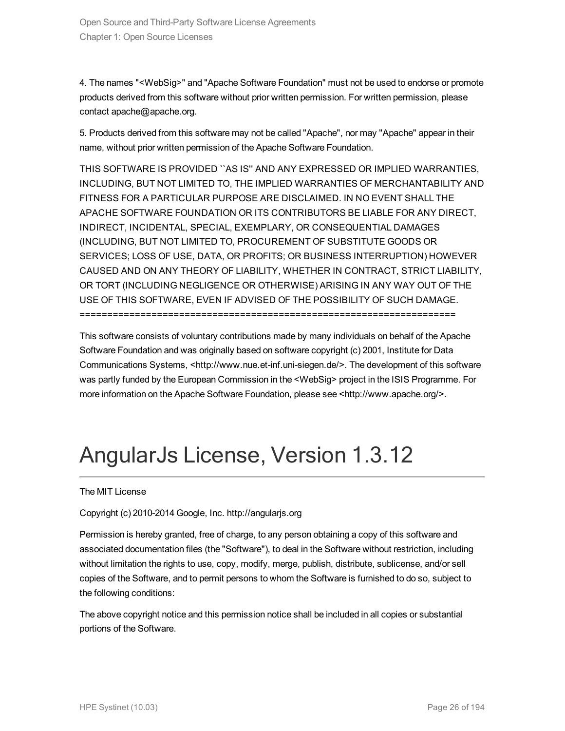4. The names "<WebSig>" and "Apache Software Foundation" must not be used to endorse or promote products derived from this software without prior written permission. For written permission, please contact apache@apache.org.

5. Products derived from this software may not be called "Apache", nor may "Apache" appear in their name, without prior written permission of the Apache Software Foundation.

THIS SOFTWARE IS PROVIDED ``AS IS'' AND ANY EXPRESSED OR IMPLIED WARRANTIES, INCLUDING, BUT NOT LIMITED TO, THE IMPLIED WARRANTIES OF MERCHANTABILITY AND FITNESS FOR A PARTICULAR PURPOSE ARE DISCLAIMED. IN NO EVENT SHALL THE APACHE SOFTWARE FOUNDATION OR ITS CONTRIBUTORS BE LIABLE FOR ANY DIRECT, INDIRECT, INCIDENTAL, SPECIAL, EXEMPLARY, OR CONSEQUENTIAL DAMAGES (INCLUDING, BUT NOT LIMITED TO, PROCUREMENT OF SUBSTITUTE GOODS OR SERVICES; LOSS OF USE, DATA, OR PROFITS; OR BUSINESS INTERRUPTION) HOWEVER CAUSED AND ON ANY THEORY OF LIABILITY, WHETHER IN CONTRACT, STRICT LIABILITY, OR TORT (INCLUDING NEGLIGENCE OR OTHERWISE) ARISING IN ANY WAY OUT OF THE USE OF THIS SOFTWARE, EVEN IF ADVISED OF THE POSSIBILITY OF SUCH DAMAGE.
====================================================================

This software consists of voluntary contributions made by many individuals on behalf of the Apache Software Foundation and was originally based on software copyright (c) 2001, Institute for Data Communications Systems, <http://www.nue.et-inf.uni-siegen.de/>. The development of this software was partly funded by the European Commission in the <WebSig> project in the ISIS Programme. For more information on the Apache Software Foundation, please see <http://www.apache.org/>.

# AngularJs License, Version 1.3.12

The MIT License

Copyright (c) 2010-2014 Google, Inc. http://angularjs.org

Permission is hereby granted, free of charge, to any person obtaining a copy of this software and associated documentation files (the "Software"), to deal in the Software without restriction, including without limitation the rights to use, copy, modify, merge, publish, distribute, sublicense, and/or sell copies of the Software, and to permit persons to whom the Software is furnished to do so, subject to the following conditions:

The above copyright notice and this permission notice shall be included in all copies or substantial portions of the Software.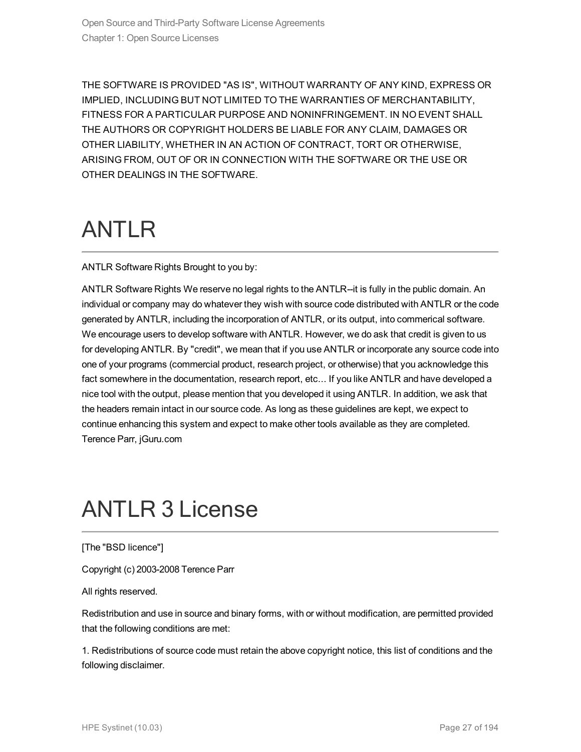THE SOFTWARE IS PROVIDED "AS IS", WITHOUT WARRANTY OF ANY KIND, EXPRESS OR IMPLIED, INCLUDING BUT NOT LIMITED TO THE WARRANTIES OF MERCHANTABILITY, FITNESS FOR A PARTICULAR PURPOSE AND NONINFRINGEMENT. IN NO EVENT SHALL THE AUTHORS OR COPYRIGHT HOLDERS BE LIABLE FOR ANY CLAIM, DAMAGES OR OTHER LIABILITY, WHETHER IN AN ACTION OF CONTRACT, TORT OR OTHERWISE, ARISING FROM, OUT OF OR IN CONNECTION WITH THE SOFTWARE OR THE USE OR OTHER DEALINGS IN THE SOFTWARE.

# ANTLR

ANTLR Software Rights Brought to you by:

ANTLR Software Rights We reserve no legal rights to the ANTLR--it is fully in the public domain. An individual or company may do whatever they wish with source code distributed with ANTLR or the code generated by ANTLR, including the incorporation of ANTLR, or its output, into commerical software. We encourage users to develop software with ANTLR. However, we do ask that credit is given to us for developing ANTLR. By "credit", we mean that if you use ANTLR or incorporate any source code into one of your programs (commercial product, research project, or otherwise) that you acknowledge this fact somewhere in the documentation, research report, etc... If you like ANTLR and have developed a nice tool with the output, please mention that you developed it using ANTLR. In addition, we ask that the headers remain intact in our source code. As long as these guidelines are kept, we expect to continue enhancing this system and expect to make other tools available as they are completed. Terence Parr, jGuru.com

# ANTLR 3 License

[The "BSD licence"]

Copyright (c) 2003-2008 Terence Parr

All rights reserved.

Redistribution and use in source and binary forms, with or without modification, are permitted provided that the following conditions are met:

1. Redistributions of source code must retain the above copyright notice, this list of conditions and the following disclaimer.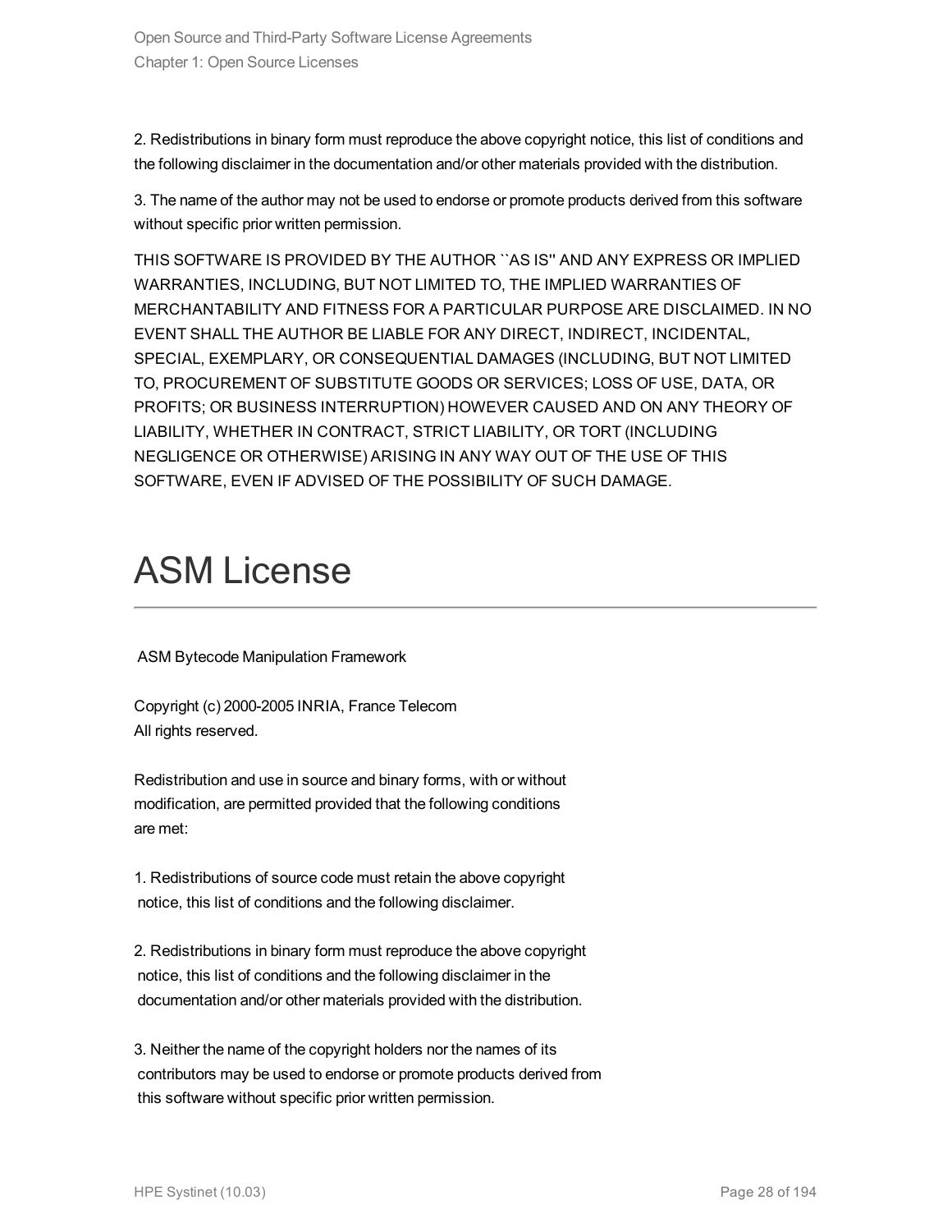2. Redistributions in binary form must reproduce the above copyright notice, this list of conditions and the following disclaimer in the documentation and/or other materials provided with the distribution.

3. The name of the author may not be used to endorse or promote products derived from this software without specific prior written permission.

THIS SOFTWARE IS PROVIDED BY THE AUTHOR ``AS IS'' AND ANY EXPRESS OR IMPLIED WARRANTIES, INCLUDING, BUT NOT LIMITED TO, THE IMPLIED WARRANTIES OF MERCHANTABILITY AND FITNESS FOR A PARTICULAR PURPOSE ARE DISCLAIMED. IN NO EVENT SHALL THE AUTHOR BE LIABLE FOR ANY DIRECT, INDIRECT, INCIDENTAL, SPECIAL, EXEMPLARY, OR CONSEQUENTIAL DAMAGES (INCLUDING, BUT NOT LIMITED TO, PROCUREMENT OF SUBSTITUTE GOODS OR SERVICES; LOSS OF USE, DATA, OR PROFITS; OR BUSINESS INTERRUPTION) HOWEVER CAUSED AND ON ANY THEORY OF LIABILITY, WHETHER IN CONTRACT, STRICT LIABILITY, OR TORT (INCLUDING NEGLIGENCE OR OTHERWISE) ARISING IN ANY WAY OUT OF THE USE OF THIS SOFTWARE, EVEN IF ADVISED OF THE POSSIBILITY OF SUCH DAMAGE.

# ASM License

ASM Bytecode Manipulation Framework

Copyright (c) 2000-2005 INRIA, France Telecom
All rights reserved.

Redistribution and use in source and binary forms, with or without modification, are permitted provided that the following conditions are met:

1. Redistributions of source code must retain the above copyright notice, this list of conditions and the following disclaimer.

2. Redistributions in binary form must reproduce the above copyright notice, this list of conditions and the following disclaimer in the documentation and/or other materials provided with the distribution.

3. Neither the name of the copyright holders nor the names of its contributors may be used to endorse or promote products derived from this software without specific prior written permission.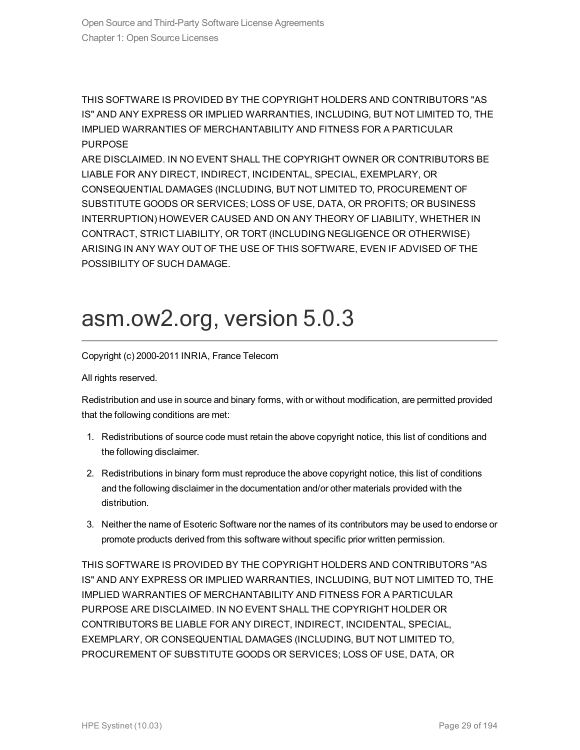THIS SOFTWARE IS PROVIDED BY THE COPYRIGHT HOLDERS AND CONTRIBUTORS "AS IS" AND ANY EXPRESS OR IMPLIED WARRANTIES, INCLUDING, BUT NOT LIMITED TO, THE IMPLIED WARRANTIES OF MERCHANTABILITY AND FITNESS FOR A PARTICULAR PURPOSE
ARE DISCLAIMED. IN NO EVENT SHALL THE COPYRIGHT OWNER OR CONTRIBUTORS BE LIABLE FOR ANY DIRECT, INDIRECT, INCIDENTAL, SPECIAL, EXEMPLARY, OR CONSEQUENTIAL DAMAGES (INCLUDING, BUT NOT LIMITED TO, PROCUREMENT OF SUBSTITUTE GOODS OR SERVICES; LOSS OF USE, DATA, OR PROFITS; OR BUSINESS INTERRUPTION) HOWEVER CAUSED AND ON ANY THEORY OF LIABILITY, WHETHER IN CONTRACT, STRICT LIABILITY, OR TORT (INCLUDING NEGLIGENCE OR OTHERWISE) ARISING IN ANY WAY OUT OF THE USE OF THIS SOFTWARE, EVEN IF ADVISED OF THE POSSIBILITY OF SUCH DAMAGE.

# asm.ow2.org, version 5.0.3

Copyright (c) 2000-2011 INRIA, France Telecom

All rights reserved.

Redistribution and use in source and binary forms, with or without modification, are permitted provided that the following conditions are met:

1. Redistributions of source code must retain the above copyright notice, this list of conditions and the following disclaimer.
2. Redistributions in binary form must reproduce the above copyright notice, this list of conditions and the following disclaimer in the documentation and/or other materials provided with the distribution.
3. Neither the name of Esoteric Software nor the names of its contributors may be used to endorse or promote products derived from this software without specific prior written permission.

THIS SOFTWARE IS PROVIDED BY THE COPYRIGHT HOLDERS AND CONTRIBUTORS "AS IS" AND ANY EXPRESS OR IMPLIED WARRANTIES, INCLUDING, BUT NOT LIMITED TO, THE IMPLIED WARRANTIES OF MERCHANTABILITY AND FITNESS FOR A PARTICULAR PURPOSE ARE DISCLAIMED. IN NO EVENT SHALL THE COPYRIGHT HOLDER OR CONTRIBUTORS BE LIABLE FOR ANY DIRECT, INDIRECT, INCIDENTAL, SPECIAL, EXEMPLARY, OR CONSEQUENTIAL DAMAGES (INCLUDING, BUT NOT LIMITED TO, PROCUREMENT OF SUBSTITUTE GOODS OR SERVICES; LOSS OF USE, DATA, OR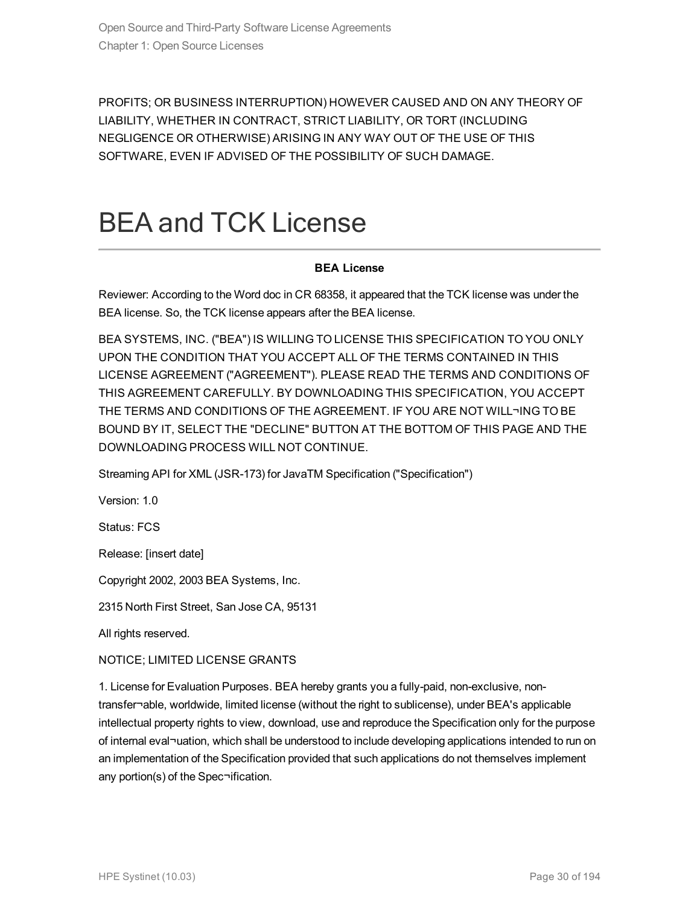PROFITS; OR BUSINESS INTERRUPTION) HOWEVER CAUSED AND ON ANY THEORY OF LIABILITY, WHETHER IN CONTRACT, STRICT LIABILITY, OR TORT (INCLUDING NEGLIGENCE OR OTHERWISE) ARISING IN ANY WAY OUT OF THE USE OF THIS SOFTWARE, EVEN IF ADVISED OF THE POSSIBILITY OF SUCH DAMAGE.

# BEA and TCK License

**BEA License**

Reviewer: According to the Word doc in CR 68358, it appeared that the TCK license was under the BEA license. So, the TCK license appears after the BEA license.

BEA SYSTEMS, INC. ("BEA") IS WILLING TO LICENSE THIS SPECIFICATION TO YOU ONLY UPON THE CONDITION THAT YOU ACCEPT ALL OF THE TERMS CONTAINED IN THIS LICENSE AGREEMENT ("AGREEMENT"). PLEASE READ THE TERMS AND CONDITIONS OF THIS AGREEMENT CAREFULLY. BY DOWNLOADING THIS SPECIFICATION, YOU ACCEPT THE TERMS AND CONDITIONS OF THE AGREEMENT. IF YOU ARE NOT WILL¬ING TO BE BOUND BY IT, SELECT THE "DECLINE" BUTTON AT THE BOTTOM OF THIS PAGE AND THE DOWNLOADING PROCESS WILL NOT CONTINUE.

Streaming API for XML (JSR-173) for JavaTM Specification ("Specification")

Version: 1.0

Status: FCS

Release: [insert date]

Copyright 2002, 2003 BEA Systems, Inc.

2315 North First Street, San Jose CA, 95131

All rights reserved.

NOTICE; LIMITED LICENSE GRANTS

1. License for Evaluation Purposes. BEA hereby grants you a fully-paid, non-exclusive, non-transfer¬able, worldwide, limited license (without the right to sublicense), under BEA's applicable intellectual property rights to view, download, use and reproduce the Specification only for the purpose of internal eval¬uation, which shall be understood to include developing applications intended to run on an implementation of the Specification provided that such applications do not themselves implement any portion(s) of the Spec¬ification.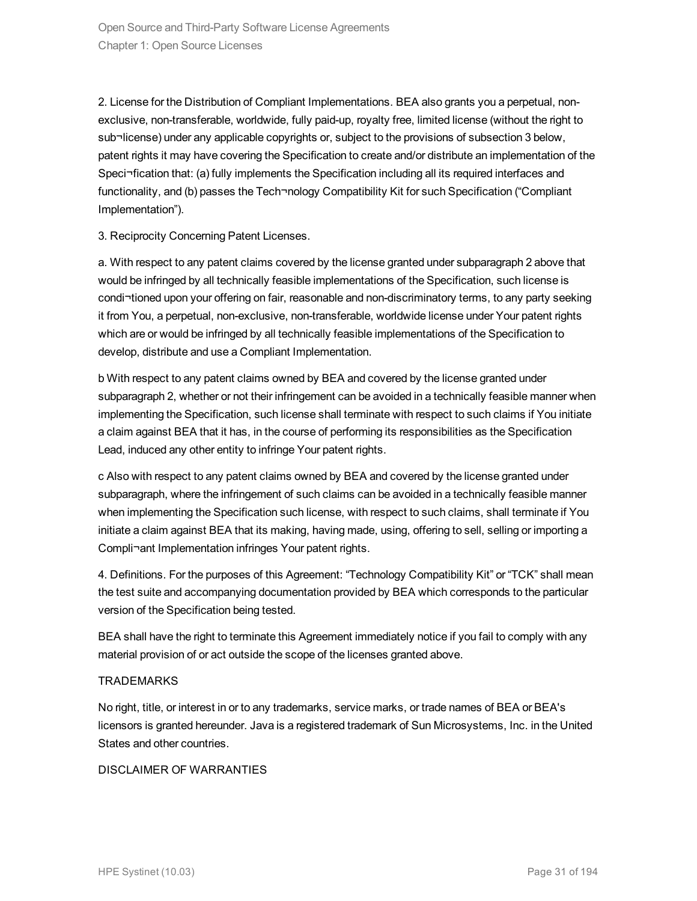2. License for the Distribution of Compliant Implementations. BEA also grants you a perpetual, non-exclusive, non-transferable, worldwide, fully paid-up, royalty free, limited license (without the right to sub¬license) under any applicable copyrights or, subject to the provisions of subsection 3 below, patent rights it may have covering the Specification to create and/or distribute an implementation of the Speci¬fication that: (a) fully implements the Specification including all its required interfaces and functionality, and (b) passes the Tech¬nology Compatibility Kit for such Specification (“Compliant Implementation”).

3. Reciprocity Concerning Patent Licenses.

a. With respect to any patent claims covered by the license granted under subparagraph 2 above that would be infringed by all technically feasible implementations of the Specification, such license is condi¬tioned upon your offering on fair, reasonable and non-discriminatory terms, to any party seeking it from You, a perpetual, non-exclusive, non-transferable, worldwide license under Your patent rights which are or would be infringed by all technically feasible implementations of the Specification to develop, distribute and use a Compliant Implementation.

b With respect to any patent claims owned by BEA and covered by the license granted under subparagraph 2, whether or not their infringement can be avoided in a technically feasible manner when implementing the Specification, such license shall terminate with respect to such claims if You initiate a claim against BEA that it has, in the course of performing its responsibilities as the Specification Lead, induced any other entity to infringe Your patent rights.

c Also with respect to any patent claims owned by BEA and covered by the license granted under subparagraph, where the infringement of such claims can be avoided in a technically feasible manner when implementing the Specification such license, with respect to such claims, shall terminate if You initiate a claim against BEA that its making, having made, using, offering to sell, selling or importing a Compli¬ant Implementation infringes Your patent rights.

4. Definitions. For the purposes of this Agreement: “Technology Compatibility Kit” or “TCK” shall mean the test suite and accompanying documentation provided by BEA which corresponds to the particular version of the Specification being tested.

BEA shall have the right to terminate this Agreement immediately notice if you fail to comply with any material provision of or act outside the scope of the licenses granted above.

TRADEMARKS

No right, title, or interest in or to any trademarks, service marks, or trade names of BEA or BEA's licensors is granted hereunder. Java is a registered trademark of Sun Microsystems, Inc. in the United States and other countries.

DISCLAIMER OF WARRANTIES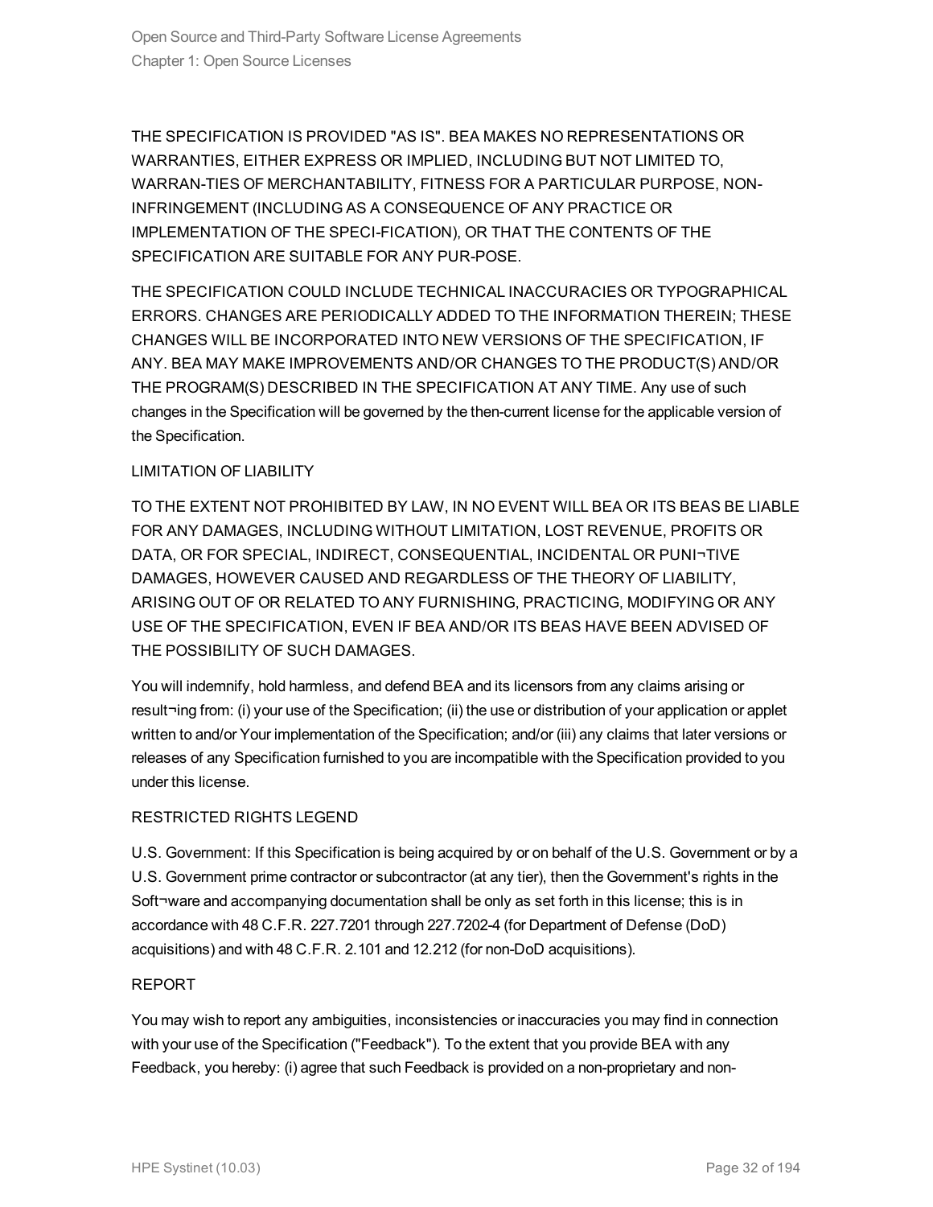THE SPECIFICATION IS PROVIDED "AS IS". BEA MAKES NO REPRESENTATIONS OR WARRANTIES, EITHER EXPRESS OR IMPLIED, INCLUDING BUT NOT LIMITED TO, WARRAN-TIES OF MERCHANTABILITY, FITNESS FOR A PARTICULAR PURPOSE, NON-INFRINGEMENT (INCLUDING AS A CONSEQUENCE OF ANY PRACTICE OR IMPLEMENTATION OF THE SPECI-FICATION), OR THAT THE CONTENTS OF THE SPECIFICATION ARE SUITABLE FOR ANY PUR-POSE.

THE SPECIFICATION COULD INCLUDE TECHNICAL INACCURACIES OR TYPOGRAPHICAL ERRORS. CHANGES ARE PERIODICALLY ADDED TO THE INFORMATION THEREIN; THESE CHANGES WILL BE INCORPORATED INTO NEW VERSIONS OF THE SPECIFICATION, IF ANY. BEA MAY MAKE IMPROVEMENTS AND/OR CHANGES TO THE PRODUCT(S) AND/OR THE PROGRAM(S) DESCRIBED IN THE SPECIFICATION AT ANY TIME. Any use of such changes in the Specification will be governed by the then-current license for the applicable version of the Specification.

LIMITATION OF LIABILITY

TO THE EXTENT NOT PROHIBITED BY LAW, IN NO EVENT WILL BEA OR ITS BEAS BE LIABLE FOR ANY DAMAGES, INCLUDING WITHOUT LIMITATION, LOST REVENUE, PROFITS OR DATA, OR FOR SPECIAL, INDIRECT, CONSEQUENTIAL, INCIDENTAL OR PUNI¬TIVE DAMAGES, HOWEVER CAUSED AND REGARDLESS OF THE THEORY OF LIABILITY, ARISING OUT OF OR RELATED TO ANY FURNISHING, PRACTICING, MODIFYING OR ANY USE OF THE SPECIFICATION, EVEN IF BEA AND/OR ITS BEAS HAVE BEEN ADVISED OF THE POSSIBILITY OF SUCH DAMAGES.

You will indemnify, hold harmless, and defend BEA and its licensors from any claims arising or result¬ing from: (i) your use of the Specification; (ii) the use or distribution of your application or applet written to and/or Your implementation of the Specification; and/or (iii) any claims that later versions or releases of any Specification furnished to you are incompatible with the Specification provided to you under this license.

RESTRICTED RIGHTS LEGEND

U.S. Government: If this Specification is being acquired by or on behalf of the U.S. Government or by a U.S. Government prime contractor or subcontractor (at any tier), then the Government's rights in the Soft¬ware and accompanying documentation shall be only as set forth in this license; this is in accordance with 48 C.F.R. 227.7201 through 227.7202-4 (for Department of Defense (DoD) acquisitions) and with 48 C.F.R. 2.101 and 12.212 (for non-DoD acquisitions).

REPORT

You may wish to report any ambiguities, inconsistencies or inaccuracies you may find in connection with your use of the Specification ("Feedback"). To the extent that you provide BEA with any Feedback, you hereby: (i) agree that such Feedback is provided on a non-proprietary and non-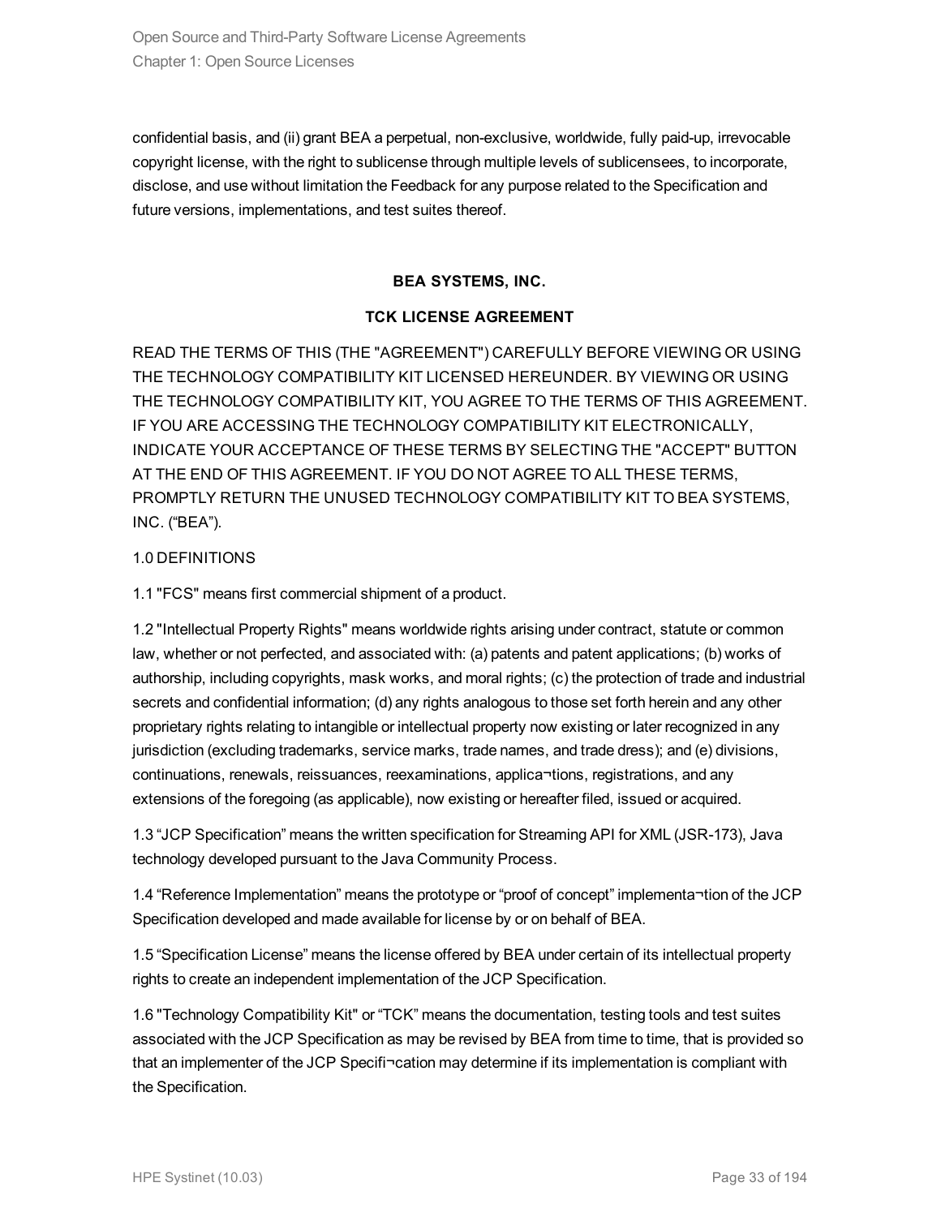confidential basis, and (ii) grant BEA a perpetual, non-exclusive, worldwide, fully paid-up, irrevocable copyright license, with the right to sublicense through multiple levels of sublicensees, to incorporate, disclose, and use without limitation the Feedback for any purpose related to the Specification and future versions, implementations, and test suites thereof.

**BEA SYSTEMS, INC.**

**TCK LICENSE AGREEMENT**

READ THE TERMS OF THIS (THE "AGREEMENT") CAREFULLY BEFORE VIEWING OR USING THE TECHNOLOGY COMPATIBILITY KIT LICENSED HEREUNDER. BY VIEWING OR USING THE TECHNOLOGY COMPATIBILITY KIT, YOU AGREE TO THE TERMS OF THIS AGREEMENT. IF YOU ARE ACCESSING THE TECHNOLOGY COMPATIBILITY KIT ELECTRONICALLY, INDICATE YOUR ACCEPTANCE OF THESE TERMS BY SELECTING THE "ACCEPT" BUTTON AT THE END OF THIS AGREEMENT. IF YOU DO NOT AGREE TO ALL THESE TERMS, PROMPTLY RETURN THE UNUSED TECHNOLOGY COMPATIBILITY KIT TO BEA SYSTEMS, INC. (“BEA”).

1.0 DEFINITIONS

1.1 "FCS" means first commercial shipment of a product.

1.2 "Intellectual Property Rights" means worldwide rights arising under contract, statute or common law, whether or not perfected, and associated with: (a) patents and patent applications; (b) works of authorship, including copyrights, mask works, and moral rights; (c) the protection of trade and industrial secrets and confidential information; (d) any rights analogous to those set forth herein and any other proprietary rights relating to intangible or intellectual property now existing or later recognized in any jurisdiction (excluding trademarks, service marks, trade names, and trade dress); and (e) divisions, continuations, renewals, reissuances, reexaminations, applica¬tions, registrations, and any extensions of the foregoing (as applicable), now existing or hereafter filed, issued or acquired.

1.3 “JCP Specification” means the written specification for Streaming API for XML (JSR-173), Java technology developed pursuant to the Java Community Process.

1.4 “Reference Implementation” means the prototype or “proof of concept” implementa¬tion of the JCP Specification developed and made available for license by or on behalf of BEA.

1.5 “Specification License” means the license offered by BEA under certain of its intellectual property rights to create an independent implementation of the JCP Specification.

1.6 "Technology Compatibility Kit" or “TCK” means the documentation, testing tools and test suites associated with the JCP Specification as may be revised by BEA from time to time, that is provided so that an implementer of the JCP Specifi¬cation may determine if its implementation is compliant with the Specification.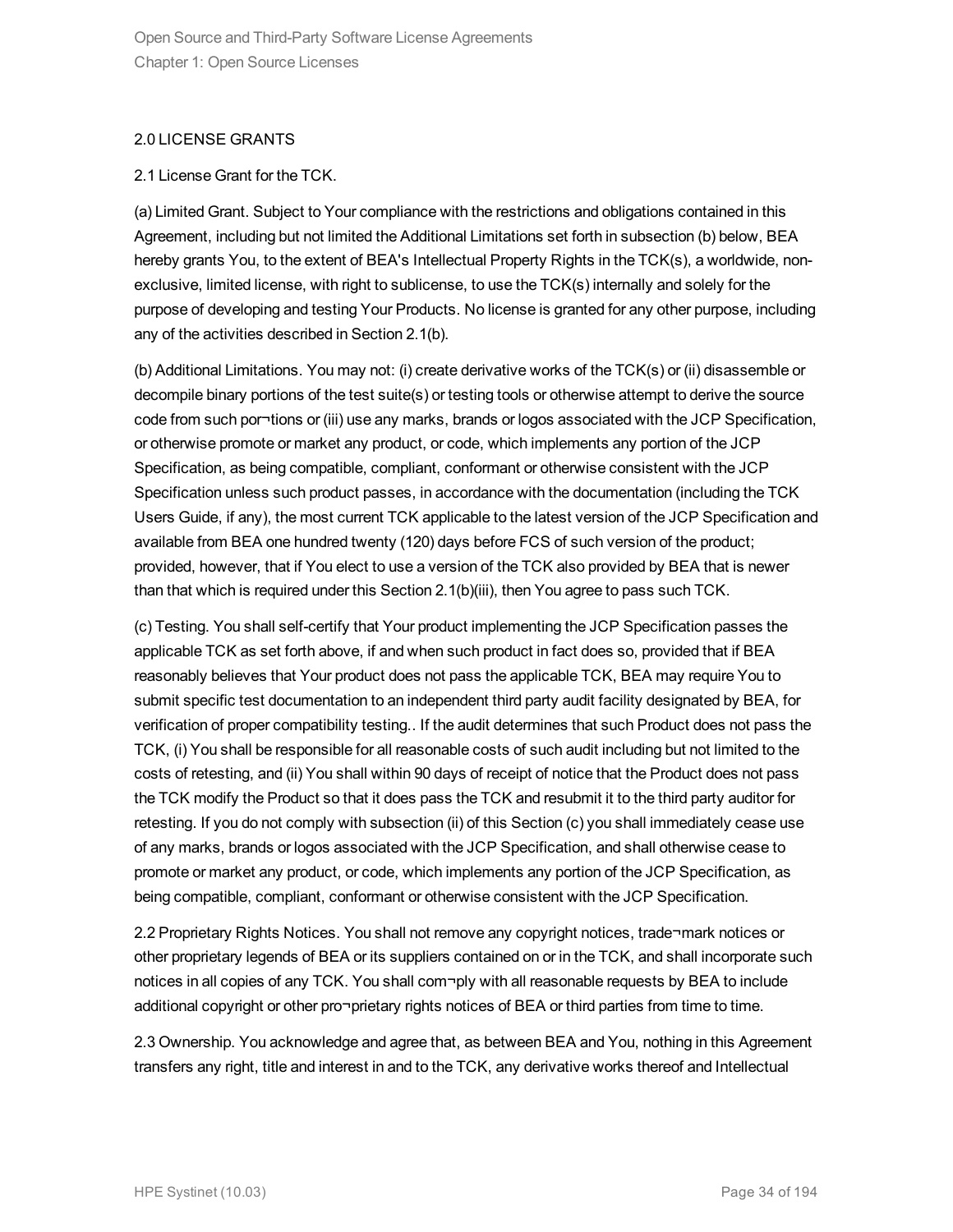2.0 LICENSE GRANTS

2.1 License Grant for the TCK.

(a) Limited Grant. Subject to Your compliance with the restrictions and obligations contained in this Agreement, including but not limited the Additional Limitations set forth in subsection (b) below, BEA hereby grants You, to the extent of BEA's Intellectual Property Rights in the TCK(s), a worldwide, non-exclusive, limited license, with right to sublicense, to use the TCK(s) internally and solely for the purpose of developing and testing Your Products. No license is granted for any other purpose, including any of the activities described in Section 2.1(b).

(b) Additional Limitations. You may not: (i) create derivative works of the TCK(s) or (ii) disassemble or decompile binary portions of the test suite(s) or testing tools or otherwise attempt to derive the source code from such por¬tions or (iii) use any marks, brands or logos associated with the JCP Specification, or otherwise promote or market any product, or code, which implements any portion of the JCP Specification, as being compatible, compliant, conformant or otherwise consistent with the JCP Specification unless such product passes, in accordance with the documentation (including the TCK Users Guide, if any), the most current TCK applicable to the latest version of the JCP Specification and available from BEA one hundred twenty (120) days before FCS of such version of the product; provided, however, that if You elect to use a version of the TCK also provided by BEA that is newer than that which is required under this Section 2.1(b)(iii), then You agree to pass such TCK.

(c) Testing. You shall self-certify that Your product implementing the JCP Specification passes the applicable TCK as set forth above, if and when such product in fact does so, provided that if BEA reasonably believes that Your product does not pass the applicable TCK, BEA may require You to submit specific test documentation to an independent third party audit facility designated by BEA, for verification of proper compatibility testing.. If the audit determines that such Product does not pass the TCK, (i) You shall be responsible for all reasonable costs of such audit including but not limited to the costs of retesting, and (ii) You shall within 90 days of receipt of notice that the Product does not pass the TCK modify the Product so that it does pass the TCK and resubmit it to the third party auditor for retesting. If you do not comply with subsection (ii) of this Section (c) you shall immediately cease use of any marks, brands or logos associated with the JCP Specification, and shall otherwise cease to promote or market any product, or code, which implements any portion of the JCP Specification, as being compatible, compliant, conformant or otherwise consistent with the JCP Specification.

2.2 Proprietary Rights Notices. You shall not remove any copyright notices, trade¬mark notices or other proprietary legends of BEA or its suppliers contained on or in the TCK, and shall incorporate such notices in all copies of any TCK. You shall com¬ply with all reasonable requests by BEA to include additional copyright or other pro¬prietary rights notices of BEA or third parties from time to time.

2.3 Ownership. You acknowledge and agree that, as between BEA and You, nothing in this Agreement transfers any right, title and interest in and to the TCK, any derivative works thereof and Intellectual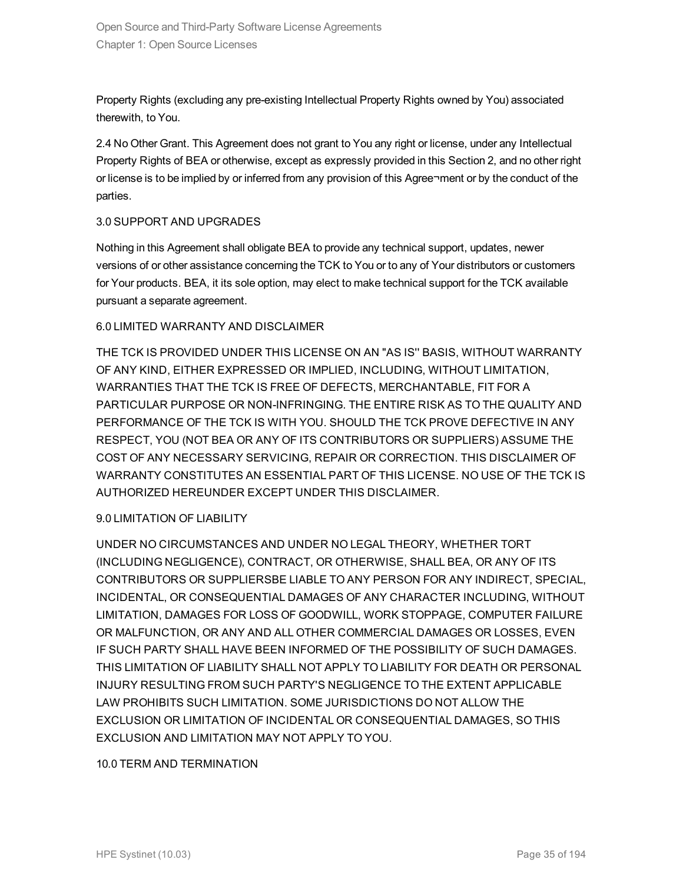Property Rights (excluding any pre-existing Intellectual Property Rights owned by You) associated therewith, to You.

2.4 No Other Grant. This Agreement does not grant to You any right or license, under any Intellectual Property Rights of BEA or otherwise, except as expressly provided in this Section 2, and no other right or license is to be implied by or inferred from any provision of this Agree¬ment or by the conduct of the parties.

3.0 SUPPORT AND UPGRADES

Nothing in this Agreement shall obligate BEA to provide any technical support, updates, newer versions of or other assistance concerning the TCK to You or to any of Your distributors or customers for Your products. BEA, it its sole option, may elect to make technical support for the TCK available pursuant a separate agreement.

6.0 LIMITED WARRANTY AND DISCLAIMER

THE TCK IS PROVIDED UNDER THIS LICENSE ON AN "AS IS'' BASIS, WITHOUT WARRANTY OF ANY KIND, EITHER EXPRESSED OR IMPLIED, INCLUDING, WITHOUT LIMITATION, WARRANTIES THAT THE TCK IS FREE OF DEFECTS, MERCHANTABLE, FIT FOR A PARTICULAR PURPOSE OR NON-INFRINGING. THE ENTIRE RISK AS TO THE QUALITY AND PERFORMANCE OF THE TCK IS WITH YOU. SHOULD THE TCK PROVE DEFECTIVE IN ANY RESPECT, YOU (NOT BEA OR ANY OF ITS CONTRIBUTORS OR SUPPLIERS) ASSUME THE COST OF ANY NECESSARY SERVICING, REPAIR OR CORRECTION. THIS DISCLAIMER OF WARRANTY CONSTITUTES AN ESSENTIAL PART OF THIS LICENSE. NO USE OF THE TCK IS AUTHORIZED HEREUNDER EXCEPT UNDER THIS DISCLAIMER.

9.0 LIMITATION OF LIABILITY

UNDER NO CIRCUMSTANCES AND UNDER NO LEGAL THEORY, WHETHER TORT (INCLUDING NEGLIGENCE), CONTRACT, OR OTHERWISE, SHALL BEA, OR ANY OF ITS CONTRIBUTORS OR SUPPLIERSBE LIABLE TO ANY PERSON FOR ANY INDIRECT, SPECIAL, INCIDENTAL, OR CONSEQUENTIAL DAMAGES OF ANY CHARACTER INCLUDING, WITHOUT LIMITATION, DAMAGES FOR LOSS OF GOODWILL, WORK STOPPAGE, COMPUTER FAILURE OR MALFUNCTION, OR ANY AND ALL OTHER COMMERCIAL DAMAGES OR LOSSES, EVEN IF SUCH PARTY SHALL HAVE BEEN INFORMED OF THE POSSIBILITY OF SUCH DAMAGES. THIS LIMITATION OF LIABILITY SHALL NOT APPLY TO LIABILITY FOR DEATH OR PERSONAL INJURY RESULTING FROM SUCH PARTY'S NEGLIGENCE TO THE EXTENT APPLICABLE LAW PROHIBITS SUCH LIMITATION. SOME JURISDICTIONS DO NOT ALLOW THE EXCLUSION OR LIMITATION OF INCIDENTAL OR CONSEQUENTIAL DAMAGES, SO THIS EXCLUSION AND LIMITATION MAY NOT APPLY TO YOU.

10.0 TERM AND TERMINATION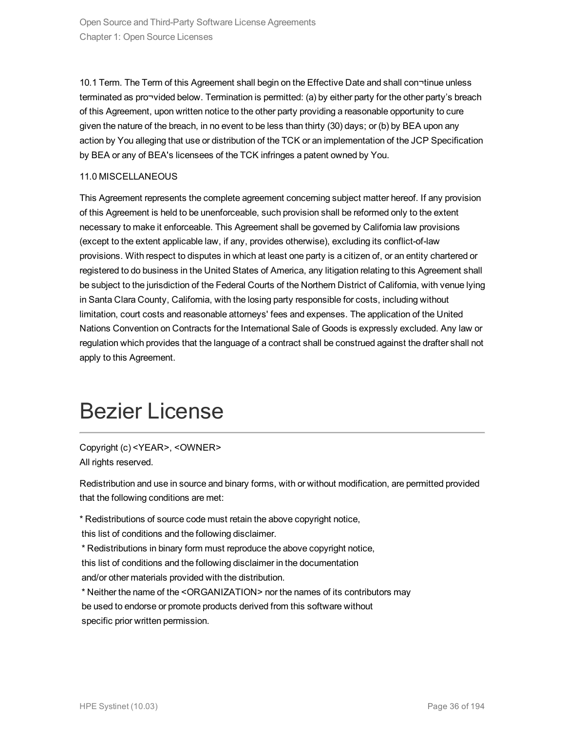10.1 Term. The Term of this Agreement shall begin on the Effective Date and shall con¬tinue unless terminated as pro¬vided below. Termination is permitted: (a) by either party for the other party's breach of this Agreement, upon written notice to the other party providing a reasonable opportunity to cure given the nature of the breach, in no event to be less than thirty (30) days; or (b) by BEA upon any action by You alleging that use or distribution of the TCK or an implementation of the JCP Specification by BEA or any of BEA's licensees of the TCK infringes a patent owned by You.

11.0 MISCELLANEOUS

This Agreement represents the complete agreement concerning subject matter hereof. If any provision of this Agreement is held to be unenforceable, such provision shall be reformed only to the extent necessary to make it enforceable. This Agreement shall be governed by California law provisions (except to the extent applicable law, if any, provides otherwise), excluding its conflict-of-law provisions. With respect to disputes in which at least one party is a citizen of, or an entity chartered or registered to do business in the United States of America, any litigation relating to this Agreement shall be subject to the jurisdiction of the Federal Courts of the Northern District of California, with venue lying in Santa Clara County, California, with the losing party responsible for costs, including without limitation, court costs and reasonable attorneys' fees and expenses. The application of the United Nations Convention on Contracts for the International Sale of Goods is expressly excluded. Any law or regulation which provides that the language of a contract shall be construed against the drafter shall not apply to this Agreement.

# Bezier License

Copyright (c) <YEAR>, <OWNER>
All rights reserved.

Redistribution and use in source and binary forms, with or without modification, are permitted provided that the following conditions are met:

* Redistributions of source code must retain the above copyright notice,
this list of conditions and the following disclaimer.
* Redistributions in binary form must reproduce the above copyright notice,
this list of conditions and the following disclaimer in the documentation
and/or other materials provided with the distribution.
* Neither the name of the <ORGANIZATION> nor the names of its contributors may
be used to endorse or promote products derived from this software without
specific prior written permission.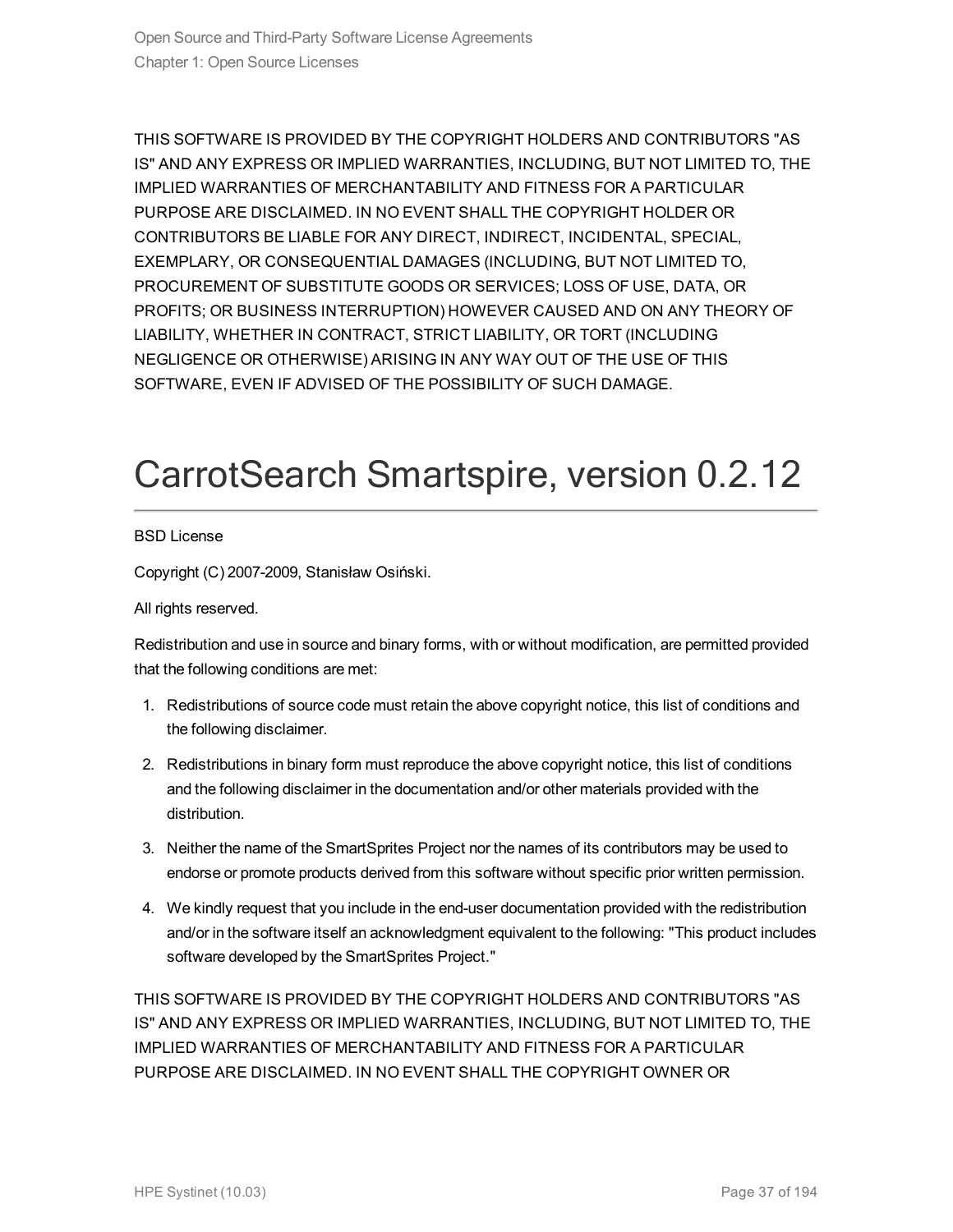THIS SOFTWARE IS PROVIDED BY THE COPYRIGHT HOLDERS AND CONTRIBUTORS "AS IS" AND ANY EXPRESS OR IMPLIED WARRANTIES, INCLUDING, BUT NOT LIMITED TO, THE IMPLIED WARRANTIES OF MERCHANTABILITY AND FITNESS FOR A PARTICULAR PURPOSE ARE DISCLAIMED. IN NO EVENT SHALL THE COPYRIGHT HOLDER OR CONTRIBUTORS BE LIABLE FOR ANY DIRECT, INDIRECT, INCIDENTAL, SPECIAL, EXEMPLARY, OR CONSEQUENTIAL DAMAGES (INCLUDING, BUT NOT LIMITED TO, PROCUREMENT OF SUBSTITUTE GOODS OR SERVICES; LOSS OF USE, DATA, OR PROFITS; OR BUSINESS INTERRUPTION) HOWEVER CAUSED AND ON ANY THEORY OF LIABILITY, WHETHER IN CONTRACT, STRICT LIABILITY, OR TORT (INCLUDING NEGLIGENCE OR OTHERWISE) ARISING IN ANY WAY OUT OF THE USE OF THIS SOFTWARE, EVEN IF ADVISED OF THE POSSIBILITY OF SUCH DAMAGE.

# CarrotSearch Smartspire, version 0.2.12

BSD License

Copyright (C) 2007-2009, Stanisław Osiński.

All rights reserved.

Redistribution and use in source and binary forms, with or without modification, are permitted provided that the following conditions are met:

1. Redistributions of source code must retain the above copyright notice, this list of conditions and the following disclaimer.
2. Redistributions in binary form must reproduce the above copyright notice, this list of conditions and the following disclaimer in the documentation and/or other materials provided with the distribution.
3. Neither the name of the SmartSprites Project nor the names of its contributors may be used to endorse or promote products derived from this software without specific prior written permission.
4. We kindly request that you include in the end-user documentation provided with the redistribution and/or in the software itself an acknowledgment equivalent to the following: "This product includes software developed by the SmartSprites Project."

THIS SOFTWARE IS PROVIDED BY THE COPYRIGHT HOLDERS AND CONTRIBUTORS "AS IS" AND ANY EXPRESS OR IMPLIED WARRANTIES, INCLUDING, BUT NOT LIMITED TO, THE IMPLIED WARRANTIES OF MERCHANTABILITY AND FITNESS FOR A PARTICULAR PURPOSE ARE DISCLAIMED. IN NO EVENT SHALL THE COPYRIGHT OWNER OR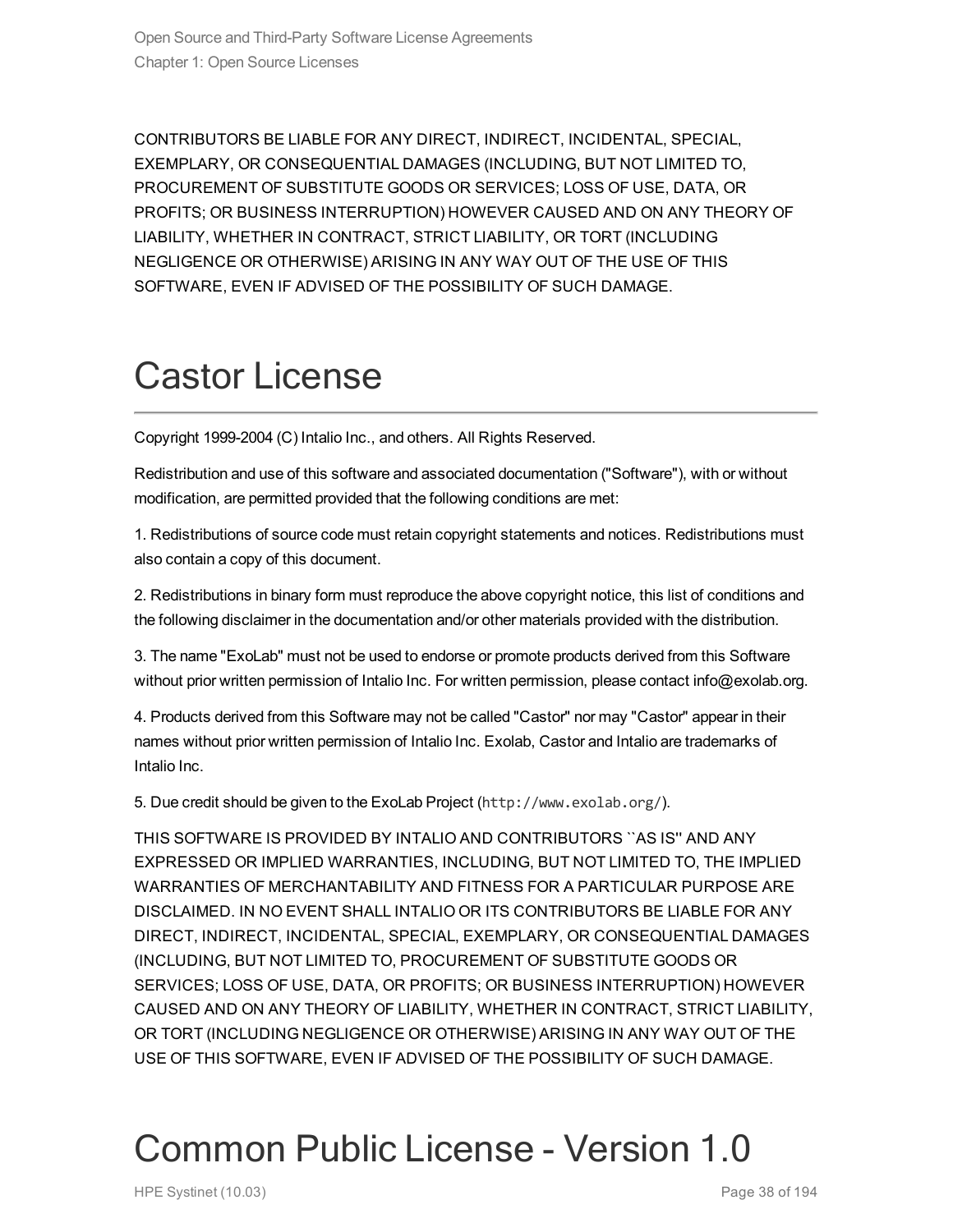CONTRIBUTORS BE LIABLE FOR ANY DIRECT, INDIRECT, INCIDENTAL, SPECIAL, EXEMPLARY, OR CONSEQUENTIAL DAMAGES (INCLUDING, BUT NOT LIMITED TO, PROCUREMENT OF SUBSTITUTE GOODS OR SERVICES; LOSS OF USE, DATA, OR PROFITS; OR BUSINESS INTERRUPTION) HOWEVER CAUSED AND ON ANY THEORY OF LIABILITY, WHETHER IN CONTRACT, STRICT LIABILITY, OR TORT (INCLUDING NEGLIGENCE OR OTHERWISE) ARISING IN ANY WAY OUT OF THE USE OF THIS SOFTWARE, EVEN IF ADVISED OF THE POSSIBILITY OF SUCH DAMAGE.

# Castor License

Copyright 1999-2004 (C) Intalio Inc., and others. All Rights Reserved.

Redistribution and use of this software and associated documentation ("Software"), with or without modification, are permitted provided that the following conditions are met:

1. Redistributions of source code must retain copyright statements and notices. Redistributions must also contain a copy of this document.

2. Redistributions in binary form must reproduce the above copyright notice, this list of conditions and the following disclaimer in the documentation and/or other materials provided with the distribution.

3. The name "ExoLab" must not be used to endorse or promote products derived from this Software without prior written permission of Intalio Inc. For written permission, please contact info@exolab.org.

4. Products derived from this Software may not be called "Castor" nor may "Castor" appear in their names without prior written permission of Intalio Inc. Exolab, Castor and Intalio are trademarks of Intalio Inc.

5. Due credit should be given to the ExoLab Project (`http://www.exolab.org/`).

THIS SOFTWARE IS PROVIDED BY INTALIO AND CONTRIBUTORS ``AS IS'' AND ANY EXPRESSED OR IMPLIED WARRANTIES, INCLUDING, BUT NOT LIMITED TO, THE IMPLIED WARRANTIES OF MERCHANTABILITY AND FITNESS FOR A PARTICULAR PURPOSE ARE DISCLAIMED. IN NO EVENT SHALL INTALIO OR ITS CONTRIBUTORS BE LIABLE FOR ANY DIRECT, INDIRECT, INCIDENTAL, SPECIAL, EXEMPLARY, OR CONSEQUENTIAL DAMAGES (INCLUDING, BUT NOT LIMITED TO, PROCUREMENT OF SUBSTITUTE GOODS OR SERVICES; LOSS OF USE, DATA, OR PROFITS; OR BUSINESS INTERRUPTION) HOWEVER CAUSED AND ON ANY THEORY OF LIABILITY, WHETHER IN CONTRACT, STRICT LIABILITY, OR TORT (INCLUDING NEGLIGENCE OR OTHERWISE) ARISING IN ANY WAY OUT OF THE USE OF THIS SOFTWARE, EVEN IF ADVISED OF THE POSSIBILITY OF SUCH DAMAGE.

# Common Public License - Version 1.0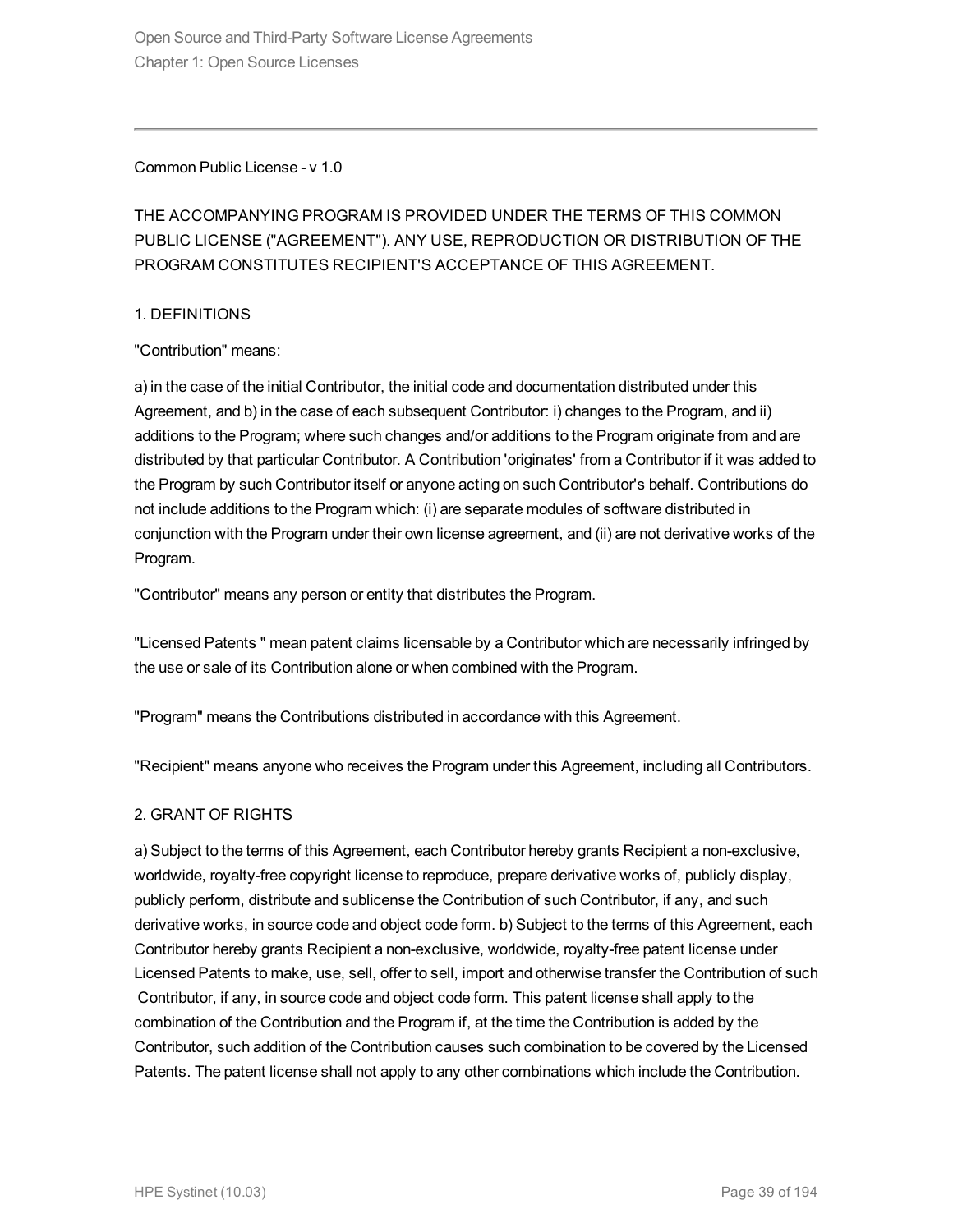Common Public License - v 1.0

THE ACCOMPANYING PROGRAM IS PROVIDED UNDER THE TERMS OF THIS COMMON PUBLIC LICENSE ("AGREEMENT"). ANY USE, REPRODUCTION OR DISTRIBUTION OF THE PROGRAM CONSTITUTES RECIPIENT'S ACCEPTANCE OF THIS AGREEMENT.

1. DEFINITIONS

"Contribution" means:

a) in the case of the initial Contributor, the initial code and documentation distributed under this Agreement, and b) in the case of each subsequent Contributor: i) changes to the Program, and ii) additions to the Program; where such changes and/or additions to the Program originate from and are distributed by that particular Contributor. A Contribution 'originates' from a Contributor if it was added to the Program by such Contributor itself or anyone acting on such Contributor's behalf. Contributions do not include additions to the Program which: (i) are separate modules of software distributed in conjunction with the Program under their own license agreement, and (ii) are not derivative works of the Program.

"Contributor" means any person or entity that distributes the Program.

"Licensed Patents " mean patent claims licensable by a Contributor which are necessarily infringed by the use or sale of its Contribution alone or when combined with the Program.

"Program" means the Contributions distributed in accordance with this Agreement.

"Recipient" means anyone who receives the Program under this Agreement, including all Contributors.

2. GRANT OF RIGHTS

a) Subject to the terms of this Agreement, each Contributor hereby grants Recipient a non-exclusive, worldwide, royalty-free copyright license to reproduce, prepare derivative works of, publicly display, publicly perform, distribute and sublicense the Contribution of such Contributor, if any, and such derivative works, in source code and object code form. b) Subject to the terms of this Agreement, each Contributor hereby grants Recipient a non-exclusive, worldwide, royalty-free patent license under Licensed Patents to make, use, sell, offer to sell, import and otherwise transfer the Contribution of such Contributor, if any, in source code and object code form. This patent license shall apply to the combination of the Contribution and the Program if, at the time the Contribution is added by the Contributor, such addition of the Contribution causes such combination to be covered by the Licensed Patents. The patent license shall not apply to any other combinations which include the Contribution.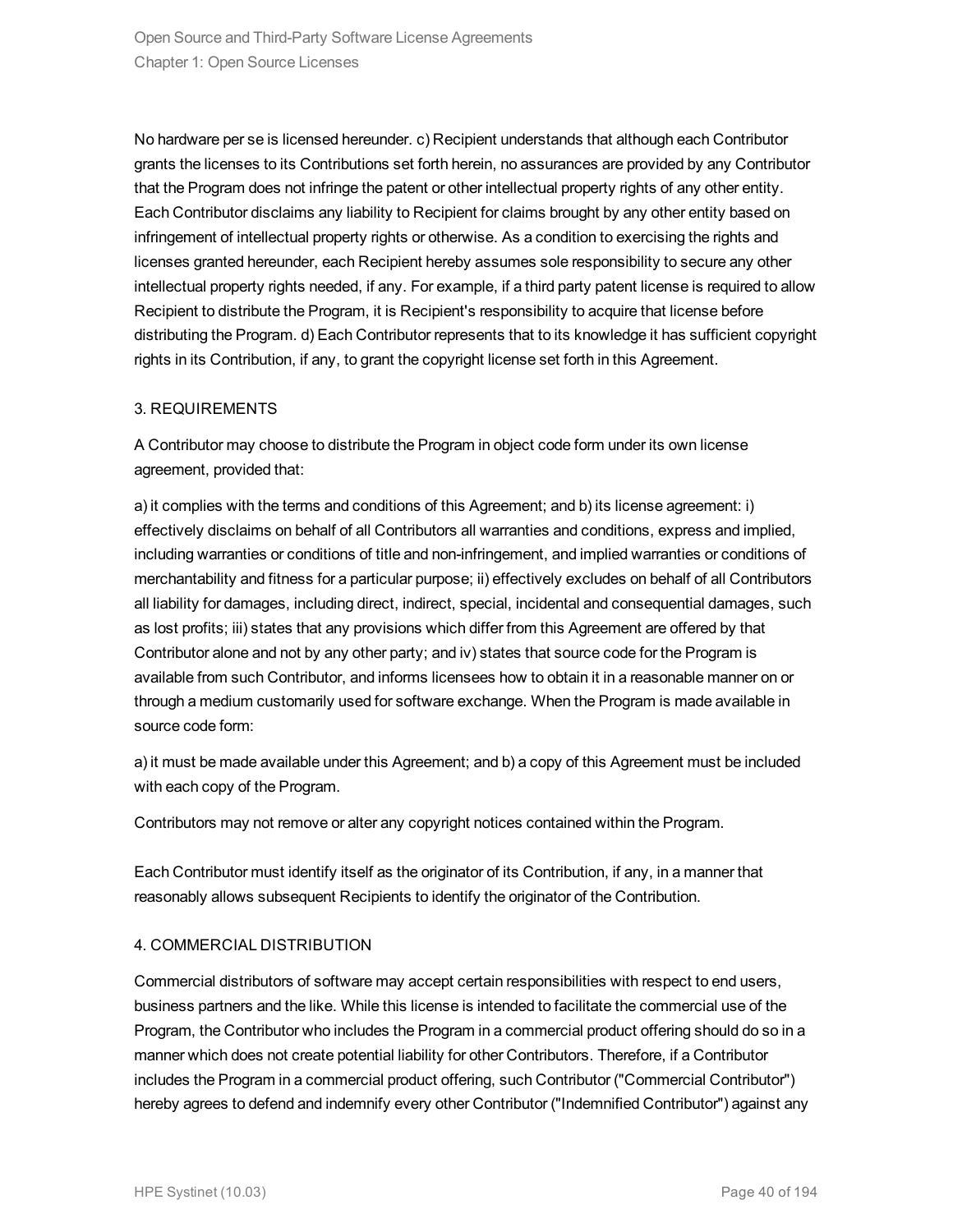No hardware per se is licensed hereunder. c) Recipient understands that although each Contributor grants the licenses to its Contributions set forth herein, no assurances are provided by any Contributor that the Program does not infringe the patent or other intellectual property rights of any other entity. Each Contributor disclaims any liability to Recipient for claims brought by any other entity based on infringement of intellectual property rights or otherwise. As a condition to exercising the rights and licenses granted hereunder, each Recipient hereby assumes sole responsibility to secure any other intellectual property rights needed, if any. For example, if a third party patent license is required to allow Recipient to distribute the Program, it is Recipient's responsibility to acquire that license before distributing the Program. d) Each Contributor represents that to its knowledge it has sufficient copyright rights in its Contribution, if any, to grant the copyright license set forth in this Agreement.

3. REQUIREMENTS

A Contributor may choose to distribute the Program in object code form under its own license agreement, provided that:

a) it complies with the terms and conditions of this Agreement; and b) its license agreement: i) effectively disclaims on behalf of all Contributors all warranties and conditions, express and implied, including warranties or conditions of title and non-infringement, and implied warranties or conditions of merchantability and fitness for a particular purpose; ii) effectively excludes on behalf of all Contributors all liability for damages, including direct, indirect, special, incidental and consequential damages, such as lost profits; iii) states that any provisions which differ from this Agreement are offered by that Contributor alone and not by any other party; and iv) states that source code for the Program is available from such Contributor, and informs licensees how to obtain it in a reasonable manner on or through a medium customarily used for software exchange. When the Program is made available in source code form:

a) it must be made available under this Agreement; and b) a copy of this Agreement must be included with each copy of the Program.

Contributors may not remove or alter any copyright notices contained within the Program.

Each Contributor must identify itself as the originator of its Contribution, if any, in a manner that reasonably allows subsequent Recipients to identify the originator of the Contribution.

4. COMMERCIAL DISTRIBUTION

Commercial distributors of software may accept certain responsibilities with respect to end users, business partners and the like. While this license is intended to facilitate the commercial use of the Program, the Contributor who includes the Program in a commercial product offering should do so in a manner which does not create potential liability for other Contributors. Therefore, if a Contributor includes the Program in a commercial product offering, such Contributor ("Commercial Contributor") hereby agrees to defend and indemnify every other Contributor ("Indemnified Contributor") against any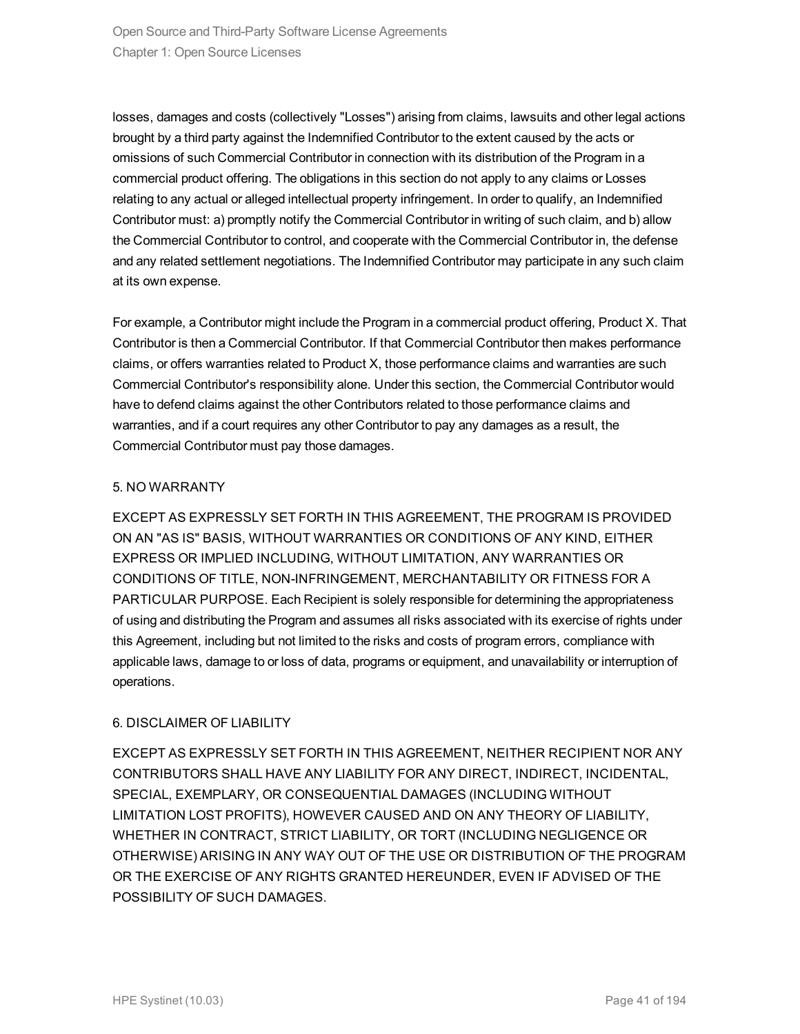losses, damages and costs (collectively "Losses") arising from claims, lawsuits and other legal actions brought by a third party against the Indemnified Contributor to the extent caused by the acts or omissions of such Commercial Contributor in connection with its distribution of the Program in a commercial product offering. The obligations in this section do not apply to any claims or Losses relating to any actual or alleged intellectual property infringement. In order to qualify, an Indemnified Contributor must: a) promptly notify the Commercial Contributor in writing of such claim, and b) allow the Commercial Contributor to control, and cooperate with the Commercial Contributor in, the defense and any related settlement negotiations. The Indemnified Contributor may participate in any such claim at its own expense.

For example, a Contributor might include the Program in a commercial product offering, Product X. That Contributor is then a Commercial Contributor. If that Commercial Contributor then makes performance claims, or offers warranties related to Product X, those performance claims and warranties are such Commercial Contributor's responsibility alone. Under this section, the Commercial Contributor would have to defend claims against the other Contributors related to those performance claims and warranties, and if a court requires any other Contributor to pay any damages as a result, the Commercial Contributor must pay those damages.

5. NO WARRANTY

EXCEPT AS EXPRESSLY SET FORTH IN THIS AGREEMENT, THE PROGRAM IS PROVIDED ON AN "AS IS" BASIS, WITHOUT WARRANTIES OR CONDITIONS OF ANY KIND, EITHER EXPRESS OR IMPLIED INCLUDING, WITHOUT LIMITATION, ANY WARRANTIES OR CONDITIONS OF TITLE, NON-INFRINGEMENT, MERCHANTABILITY OR FITNESS FOR A PARTICULAR PURPOSE. Each Recipient is solely responsible for determining the appropriateness of using and distributing the Program and assumes all risks associated with its exercise of rights under this Agreement, including but not limited to the risks and costs of program errors, compliance with applicable laws, damage to or loss of data, programs or equipment, and unavailability or interruption of operations.

6. DISCLAIMER OF LIABILITY

EXCEPT AS EXPRESSLY SET FORTH IN THIS AGREEMENT, NEITHER RECIPIENT NOR ANY CONTRIBUTORS SHALL HAVE ANY LIABILITY FOR ANY DIRECT, INDIRECT, INCIDENTAL, SPECIAL, EXEMPLARY, OR CONSEQUENTIAL DAMAGES (INCLUDING WITHOUT LIMITATION LOST PROFITS), HOWEVER CAUSED AND ON ANY THEORY OF LIABILITY, WHETHER IN CONTRACT, STRICT LIABILITY, OR TORT (INCLUDING NEGLIGENCE OR OTHERWISE) ARISING IN ANY WAY OUT OF THE USE OR DISTRIBUTION OF THE PROGRAM OR THE EXERCISE OF ANY RIGHTS GRANTED HEREUNDER, EVEN IF ADVISED OF THE POSSIBILITY OF SUCH DAMAGES.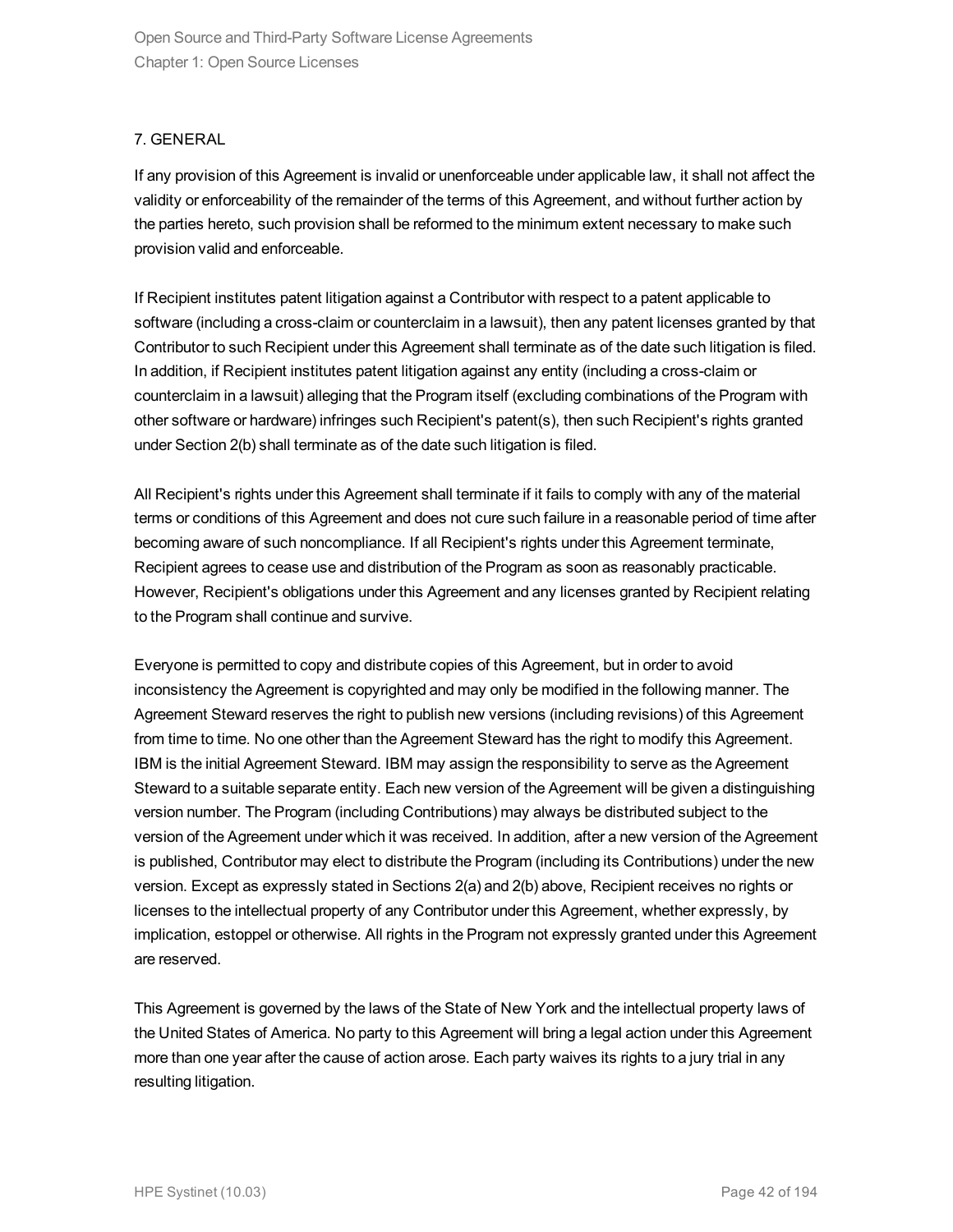### 7. GENERAL

If any provision of this Agreement is invalid or unenforceable under applicable law, it shall not affect the validity or enforceability of the remainder of the terms of this Agreement, and without further action by the parties hereto, such provision shall be reformed to the minimum extent necessary to make such provision valid and enforceable.

If Recipient institutes patent litigation against a Contributor with respect to a patent applicable to software (including a cross-claim or counterclaim in a lawsuit), then any patent licenses granted by that Contributor to such Recipient under this Agreement shall terminate as of the date such litigation is filed. In addition, if Recipient institutes patent litigation against any entity (including a cross-claim or counterclaim in a lawsuit) alleging that the Program itself (excluding combinations of the Program with other software or hardware) infringes such Recipient's patent(s), then such Recipient's rights granted under Section 2(b) shall terminate as of the date such litigation is filed.

All Recipient's rights under this Agreement shall terminate if it fails to comply with any of the material terms or conditions of this Agreement and does not cure such failure in a reasonable period of time after becoming aware of such noncompliance. If all Recipient's rights under this Agreement terminate, Recipient agrees to cease use and distribution of the Program as soon as reasonably practicable. However, Recipient's obligations under this Agreement and any licenses granted by Recipient relating to the Program shall continue and survive.

Everyone is permitted to copy and distribute copies of this Agreement, but in order to avoid inconsistency the Agreement is copyrighted and may only be modified in the following manner. The Agreement Steward reserves the right to publish new versions (including revisions) of this Agreement from time to time. No one other than the Agreement Steward has the right to modify this Agreement. IBM is the initial Agreement Steward. IBM may assign the responsibility to serve as the Agreement Steward to a suitable separate entity. Each new version of the Agreement will be given a distinguishing version number. The Program (including Contributions) may always be distributed subject to the version of the Agreement under which it was received. In addition, after a new version of the Agreement is published, Contributor may elect to distribute the Program (including its Contributions) under the new version. Except as expressly stated in Sections 2(a) and 2(b) above, Recipient receives no rights or licenses to the intellectual property of any Contributor under this Agreement, whether expressly, by implication, estoppel or otherwise. All rights in the Program not expressly granted under this Agreement are reserved.

This Agreement is governed by the laws of the State of New York and the intellectual property laws of the United States of America. No party to this Agreement will bring a legal action under this Agreement more than one year after the cause of action arose. Each party waives its rights to a jury trial in any resulting litigation.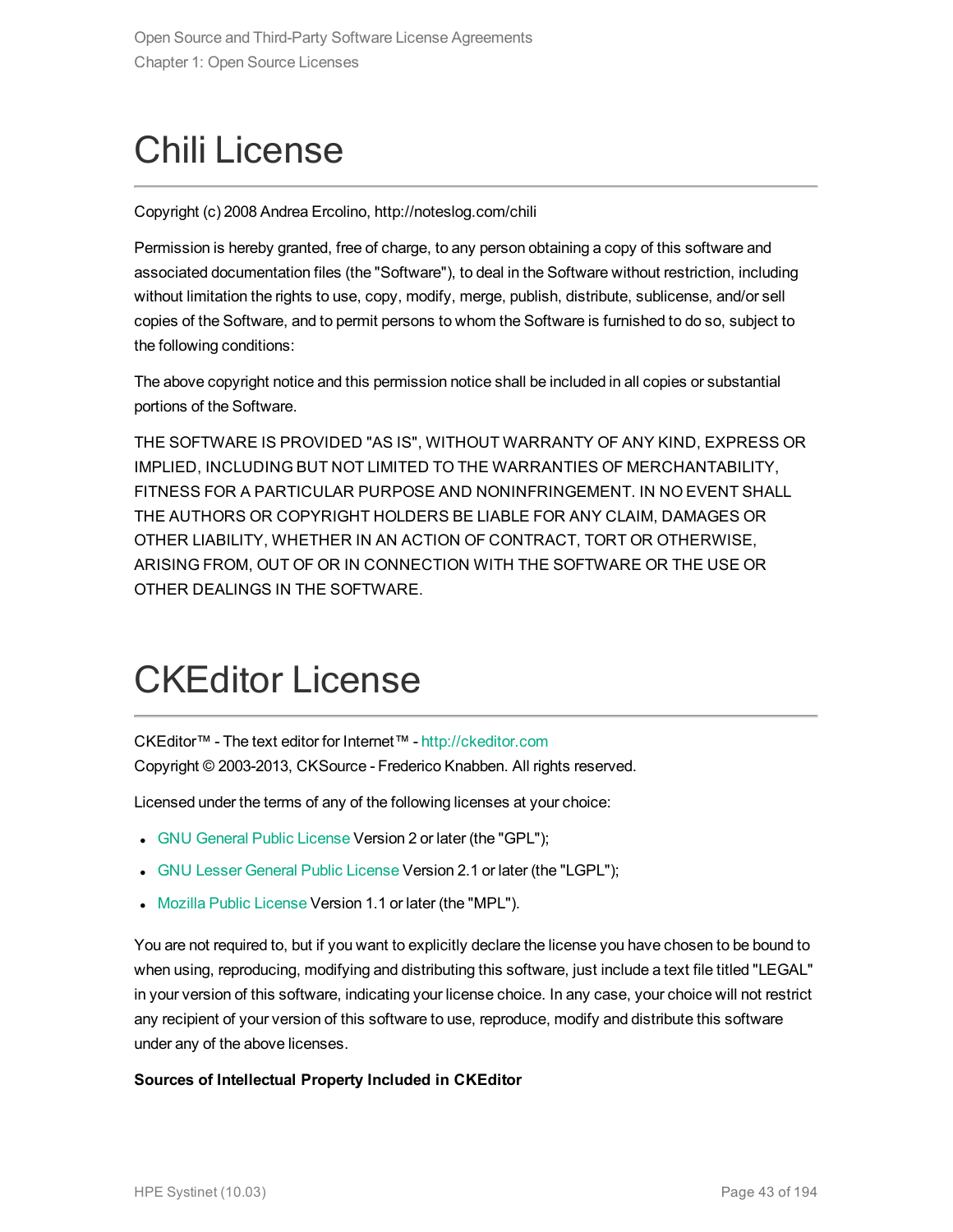# Chili License

Copyright (c) 2008 Andrea Ercolino, http://noteslog.com/chili

Permission is hereby granted, free of charge, to any person obtaining a copy of this software and associated documentation files (the "Software"), to deal in the Software without restriction, including without limitation the rights to use, copy, modify, merge, publish, distribute, sublicense, and/or sell copies of the Software, and to permit persons to whom the Software is furnished to do so, subject to the following conditions:

The above copyright notice and this permission notice shall be included in all copies or substantial portions of the Software.

THE SOFTWARE IS PROVIDED "AS IS", WITHOUT WARRANTY OF ANY KIND, EXPRESS OR IMPLIED, INCLUDING BUT NOT LIMITED TO THE WARRANTIES OF MERCHANTABILITY, FITNESS FOR A PARTICULAR PURPOSE AND NONINFRINGEMENT. IN NO EVENT SHALL THE AUTHORS OR COPYRIGHT HOLDERS BE LIABLE FOR ANY CLAIM, DAMAGES OR OTHER LIABILITY, WHETHER IN AN ACTION OF CONTRACT, TORT OR OTHERWISE, ARISING FROM, OUT OF OR IN CONNECTION WITH THE SOFTWARE OR THE USE OR OTHER DEALINGS IN THE SOFTWARE.

# CKEditor License

CKEditor™ - The text editor for Internet™ - http://ckeditor.com
Copyright © 2003-2013, CKSource - Frederico Knabben. All rights reserved.

Licensed under the terms of any of the following licenses at your choice:

- GNU General Public License Version 2 or later (the "GPL");
- GNU Lesser General Public License Version 2.1 or later (the "LGPL");
- Mozilla Public License Version 1.1 or later (the "MPL").

You are not required to, but if you want to explicitly declare the license you have chosen to be bound to when using, reproducing, modifying and distributing this software, just include a text file titled "LEGAL" in your version of this software, indicating your license choice. In any case, your choice will not restrict any recipient of your version of this software to use, reproduce, modify and distribute this software under any of the above licenses.

**Sources of Intellectual Property Included in CKEditor**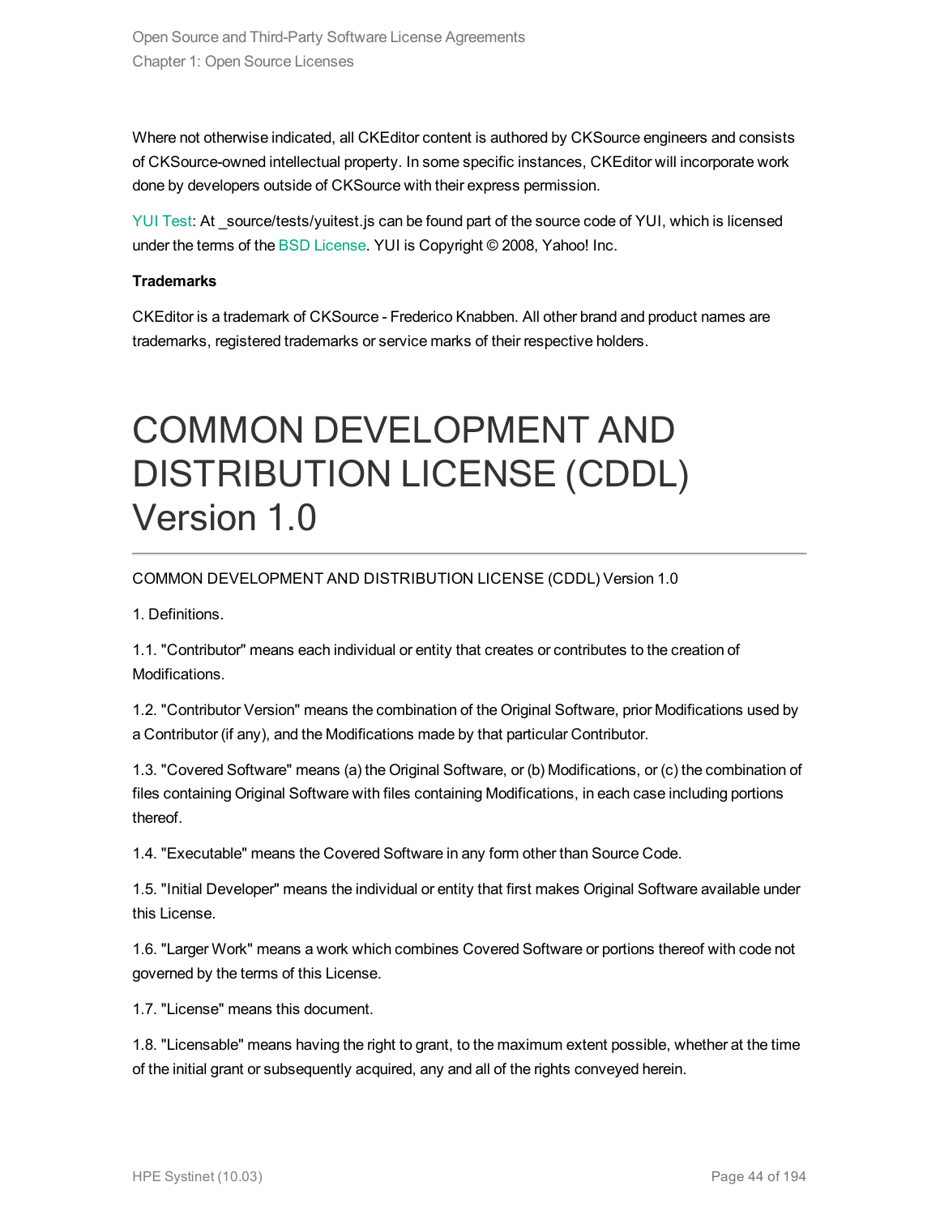Where not otherwise indicated, all CKEditor content is authored by CKSource engineers and consists of CKSource-owned intellectual property. In some specific instances, CKEditor will incorporate work done by developers outside of CKSource with their express permission.

YUI Test: At _source/tests/yuitest.js can be found part of the source code of YUI, which is licensed under the terms of the BSD License. YUI is Copyright © 2008, Yahoo! Inc.

**Trademarks**

CKEditor is a trademark of CKSource - Frederico Knabben. All other brand and product names are trademarks, registered trademarks or service marks of their respective holders.

# COMMON DEVELOPMENT AND DISTRIBUTION LICENSE (CDDL) Version 1.0

COMMON DEVELOPMENT AND DISTRIBUTION LICENSE (CDDL) Version 1.0

1. Definitions.

1.1. "Contributor" means each individual or entity that creates or contributes to the creation of Modifications.

1.2. "Contributor Version" means the combination of the Original Software, prior Modifications used by a Contributor (if any), and the Modifications made by that particular Contributor.

1.3. "Covered Software" means (a) the Original Software, or (b) Modifications, or (c) the combination of files containing Original Software with files containing Modifications, in each case including portions thereof.

1.4. "Executable" means the Covered Software in any form other than Source Code.

1.5. "Initial Developer" means the individual or entity that first makes Original Software available under this License.

1.6. "Larger Work" means a work which combines Covered Software or portions thereof with code not governed by the terms of this License.

1.7. "License" means this document.

1.8. "Licensable" means having the right to grant, to the maximum extent possible, whether at the time of the initial grant or subsequently acquired, any and all of the rights conveyed herein.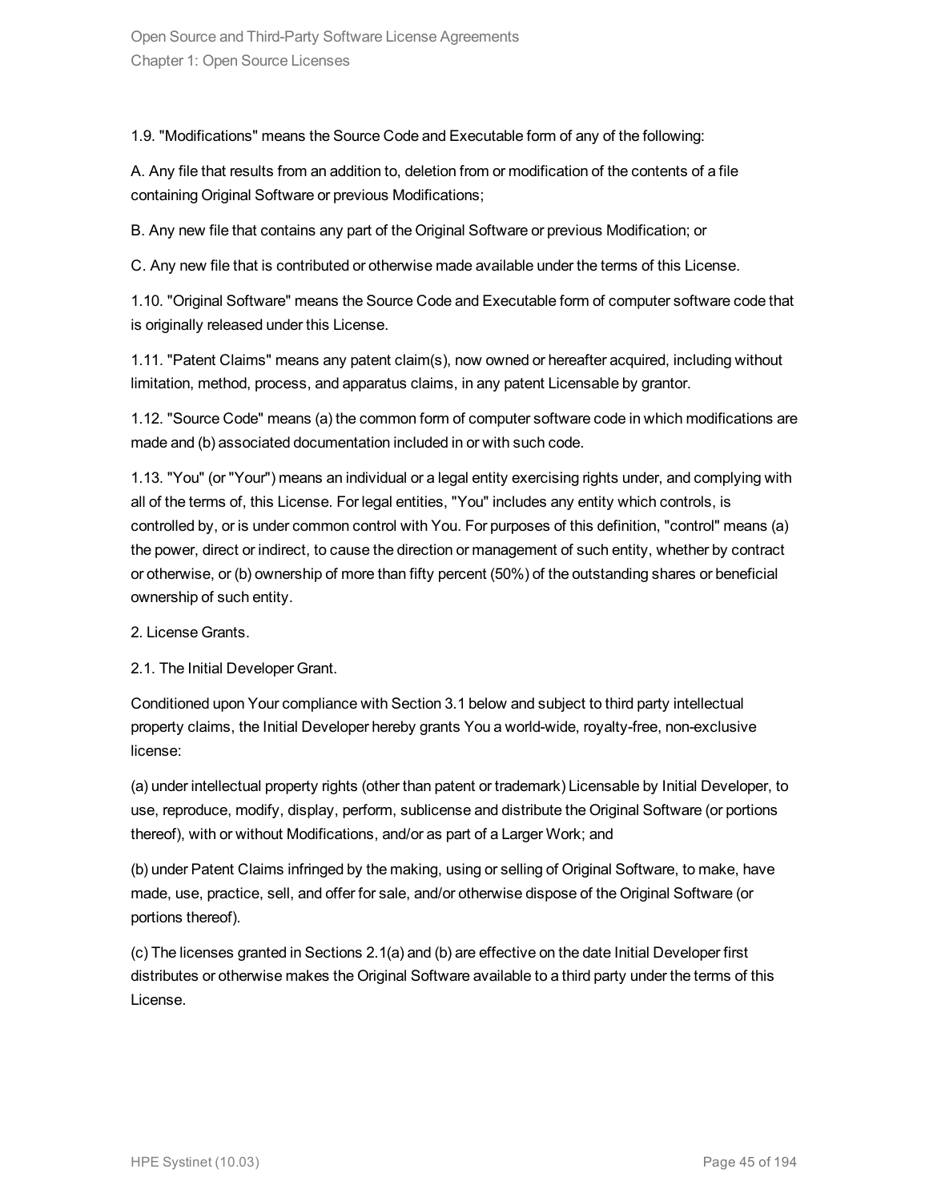1.9. "Modifications" means the Source Code and Executable form of any of the following:

A. Any file that results from an addition to, deletion from or modification of the contents of a file containing Original Software or previous Modifications;

B. Any new file that contains any part of the Original Software or previous Modification; or

C. Any new file that is contributed or otherwise made available under the terms of this License.

1.10. "Original Software" means the Source Code and Executable form of computer software code that is originally released under this License.

1.11. "Patent Claims" means any patent claim(s), now owned or hereafter acquired, including without limitation, method, process, and apparatus claims, in any patent Licensable by grantor.

1.12. "Source Code" means (a) the common form of computer software code in which modifications are made and (b) associated documentation included in or with such code.

1.13. "You" (or "Your") means an individual or a legal entity exercising rights under, and complying with all of the terms of, this License. For legal entities, "You" includes any entity which controls, is controlled by, or is under common control with You. For purposes of this definition, "control" means (a) the power, direct or indirect, to cause the direction or management of such entity, whether by contract or otherwise, or (b) ownership of more than fifty percent (50%) of the outstanding shares or beneficial ownership of such entity.

2. License Grants.

2.1. The Initial Developer Grant.

Conditioned upon Your compliance with Section 3.1 below and subject to third party intellectual property claims, the Initial Developer hereby grants You a world-wide, royalty-free, non-exclusive license:

(a) under intellectual property rights (other than patent or trademark) Licensable by Initial Developer, to use, reproduce, modify, display, perform, sublicense and distribute the Original Software (or portions thereof), with or without Modifications, and/or as part of a Larger Work; and

(b) under Patent Claims infringed by the making, using or selling of Original Software, to make, have made, use, practice, sell, and offer for sale, and/or otherwise dispose of the Original Software (or portions thereof).

(c) The licenses granted in Sections 2.1(a) and (b) are effective on the date Initial Developer first distributes or otherwise makes the Original Software available to a third party under the terms of this License.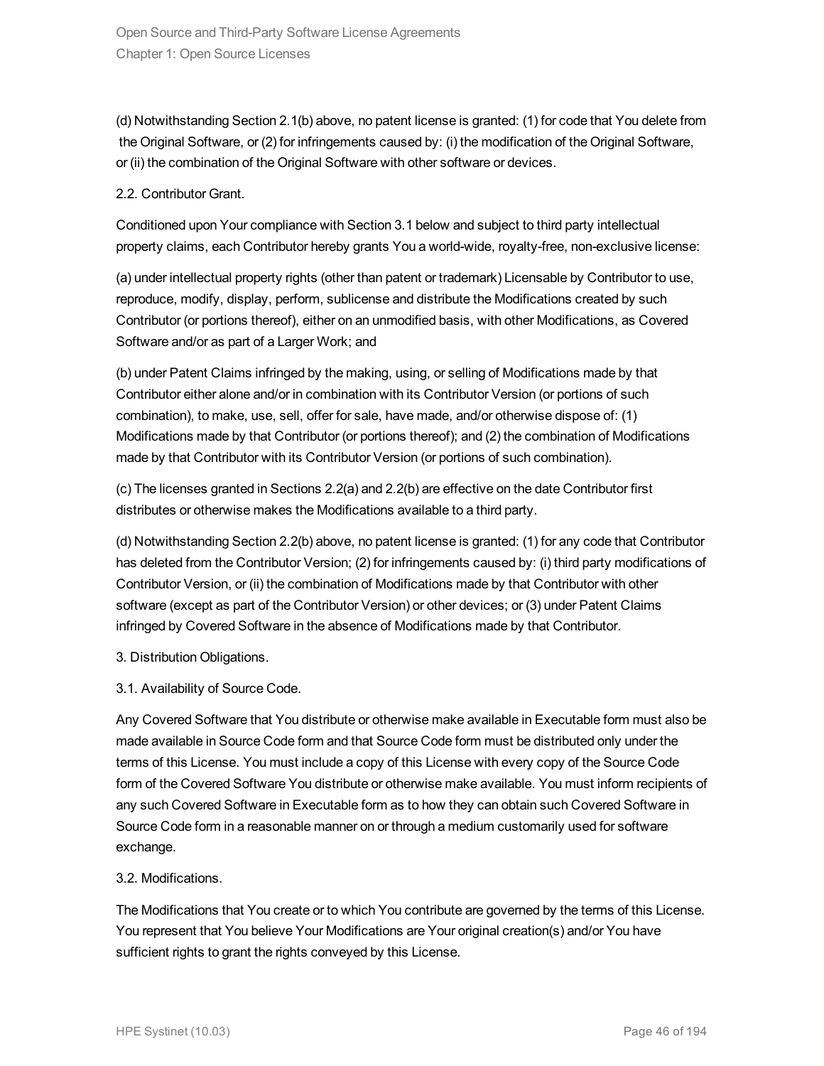(d) Notwithstanding Section 2.1(b) above, no patent license is granted: (1) for code that You delete from the Original Software, or (2) for infringements caused by: (i) the modification of the Original Software, or (ii) the combination of the Original Software with other software or devices.

2.2. Contributor Grant.

Conditioned upon Your compliance with Section 3.1 below and subject to third party intellectual property claims, each Contributor hereby grants You a world-wide, royalty-free, non-exclusive license:

(a) under intellectual property rights (other than patent or trademark) Licensable by Contributor to use, reproduce, modify, display, perform, sublicense and distribute the Modifications created by such Contributor (or portions thereof), either on an unmodified basis, with other Modifications, as Covered Software and/or as part of a Larger Work; and

(b) under Patent Claims infringed by the making, using, or selling of Modifications made by that Contributor either alone and/or in combination with its Contributor Version (or portions of such combination), to make, use, sell, offer for sale, have made, and/or otherwise dispose of: (1) Modifications made by that Contributor (or portions thereof); and (2) the combination of Modifications made by that Contributor with its Contributor Version (or portions of such combination).

(c) The licenses granted in Sections 2.2(a) and 2.2(b) are effective on the date Contributor first distributes or otherwise makes the Modifications available to a third party.

(d) Notwithstanding Section 2.2(b) above, no patent license is granted: (1) for any code that Contributor has deleted from the Contributor Version; (2) for infringements caused by: (i) third party modifications of Contributor Version, or (ii) the combination of Modifications made by that Contributor with other software (except as part of the Contributor Version) or other devices; or (3) under Patent Claims infringed by Covered Software in the absence of Modifications made by that Contributor.

3. Distribution Obligations.

3.1. Availability of Source Code.

Any Covered Software that You distribute or otherwise make available in Executable form must also be made available in Source Code form and that Source Code form must be distributed only under the terms of this License. You must include a copy of this License with every copy of the Source Code form of the Covered Software You distribute or otherwise make available. You must inform recipients of any such Covered Software in Executable form as to how they can obtain such Covered Software in Source Code form in a reasonable manner on or through a medium customarily used for software exchange.

3.2. Modifications.

The Modifications that You create or to which You contribute are governed by the terms of this License. You represent that You believe Your Modifications are Your original creation(s) and/or You have sufficient rights to grant the rights conveyed by this License.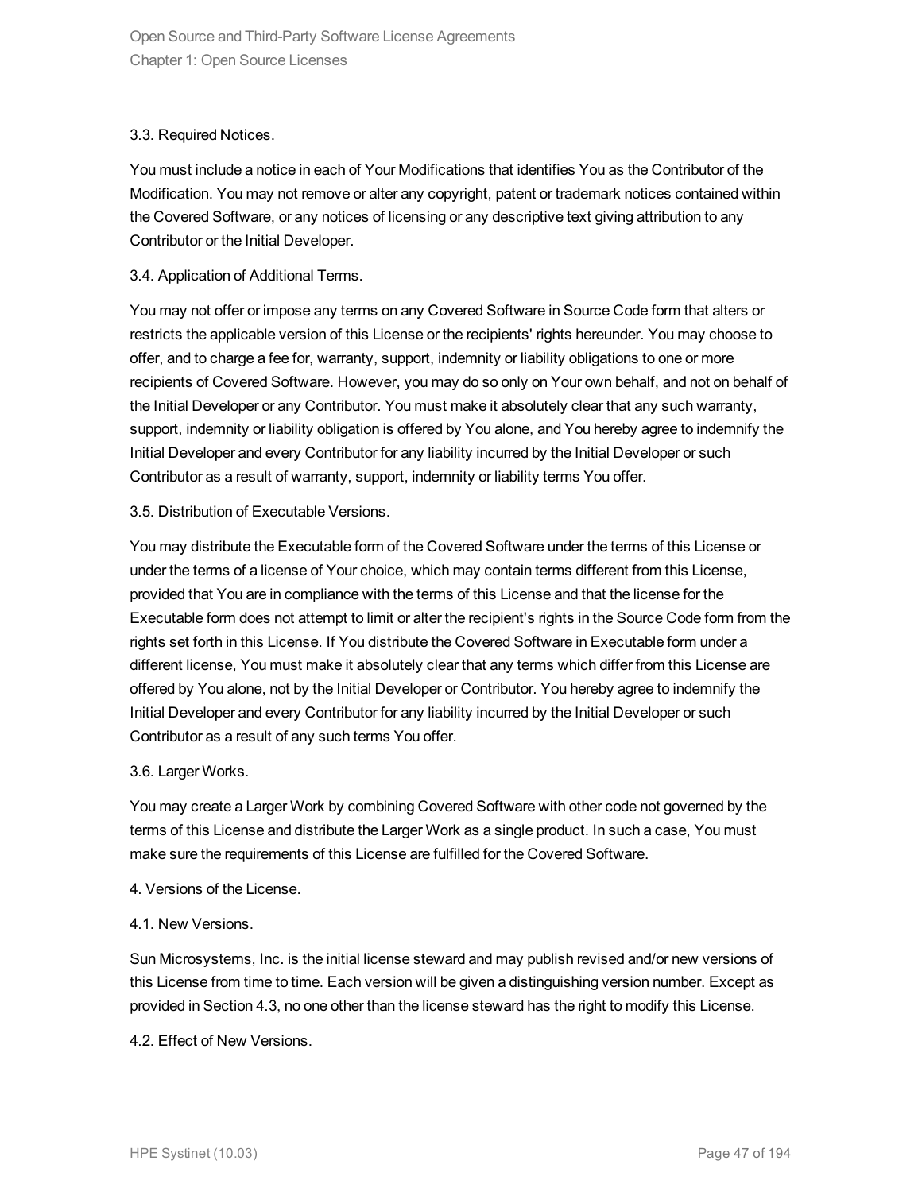3.3. Required Notices.

You must include a notice in each of Your Modifications that identifies You as the Contributor of the Modification. You may not remove or alter any copyright, patent or trademark notices contained within the Covered Software, or any notices of licensing or any descriptive text giving attribution to any Contributor or the Initial Developer.

3.4. Application of Additional Terms.

You may not offer or impose any terms on any Covered Software in Source Code form that alters or restricts the applicable version of this License or the recipients' rights hereunder. You may choose to offer, and to charge a fee for, warranty, support, indemnity or liability obligations to one or more recipients of Covered Software. However, you may do so only on Your own behalf, and not on behalf of the Initial Developer or any Contributor. You must make it absolutely clear that any such warranty, support, indemnity or liability obligation is offered by You alone, and You hereby agree to indemnify the Initial Developer and every Contributor for any liability incurred by the Initial Developer or such Contributor as a result of warranty, support, indemnity or liability terms You offer.

3.5. Distribution of Executable Versions.

You may distribute the Executable form of the Covered Software under the terms of this License or under the terms of a license of Your choice, which may contain terms different from this License, provided that You are in compliance with the terms of this License and that the license for the Executable form does not attempt to limit or alter the recipient's rights in the Source Code form from the rights set forth in this License. If You distribute the Covered Software in Executable form under a different license, You must make it absolutely clear that any terms which differ from this License are offered by You alone, not by the Initial Developer or Contributor. You hereby agree to indemnify the Initial Developer and every Contributor for any liability incurred by the Initial Developer or such Contributor as a result of any such terms You offer.

3.6. Larger Works.

You may create a Larger Work by combining Covered Software with other code not governed by the terms of this License and distribute the Larger Work as a single product. In such a case, You must make sure the requirements of this License are fulfilled for the Covered Software.

4. Versions of the License.

4.1. New Versions.

Sun Microsystems, Inc. is the initial license steward and may publish revised and/or new versions of this License from time to time. Each version will be given a distinguishing version number. Except as provided in Section 4.3, no one other than the license steward has the right to modify this License.

4.2. Effect of New Versions.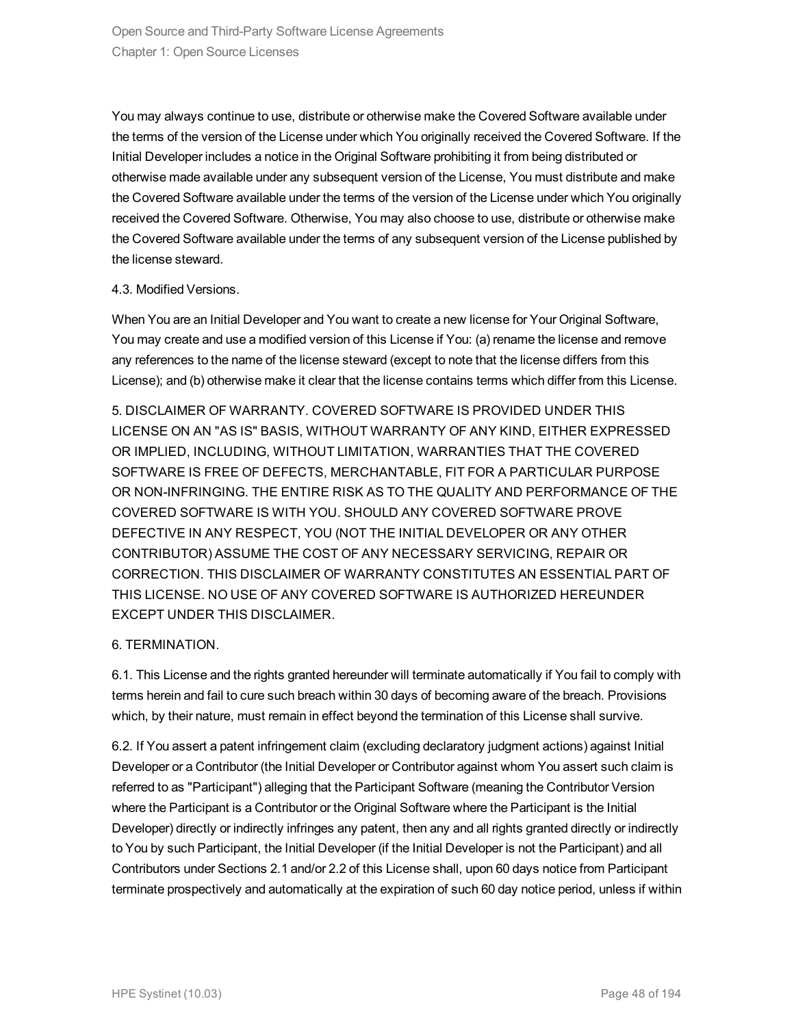You may always continue to use, distribute or otherwise make the Covered Software available under the terms of the version of the License under which You originally received the Covered Software. If the Initial Developer includes a notice in the Original Software prohibiting it from being distributed or otherwise made available under any subsequent version of the License, You must distribute and make the Covered Software available under the terms of the version of the License under which You originally received the Covered Software. Otherwise, You may also choose to use, distribute or otherwise make the Covered Software available under the terms of any subsequent version of the License published by the license steward.

4.3. Modified Versions.

When You are an Initial Developer and You want to create a new license for Your Original Software, You may create and use a modified version of this License if You: (a) rename the license and remove any references to the name of the license steward (except to note that the license differs from this License); and (b) otherwise make it clear that the license contains terms which differ from this License.

5. DISCLAIMER OF WARRANTY. COVERED SOFTWARE IS PROVIDED UNDER THIS LICENSE ON AN "AS IS" BASIS, WITHOUT WARRANTY OF ANY KIND, EITHER EXPRESSED OR IMPLIED, INCLUDING, WITHOUT LIMITATION, WARRANTIES THAT THE COVERED SOFTWARE IS FREE OF DEFECTS, MERCHANTABLE, FIT FOR A PARTICULAR PURPOSE OR NON-INFRINGING. THE ENTIRE RISK AS TO THE QUALITY AND PERFORMANCE OF THE COVERED SOFTWARE IS WITH YOU. SHOULD ANY COVERED SOFTWARE PROVE DEFECTIVE IN ANY RESPECT, YOU (NOT THE INITIAL DEVELOPER OR ANY OTHER CONTRIBUTOR) ASSUME THE COST OF ANY NECESSARY SERVICING, REPAIR OR CORRECTION. THIS DISCLAIMER OF WARRANTY CONSTITUTES AN ESSENTIAL PART OF THIS LICENSE. NO USE OF ANY COVERED SOFTWARE IS AUTHORIZED HEREUNDER EXCEPT UNDER THIS DISCLAIMER.

6. TERMINATION.

6.1. This License and the rights granted hereunder will terminate automatically if You fail to comply with terms herein and fail to cure such breach within 30 days of becoming aware of the breach. Provisions which, by their nature, must remain in effect beyond the termination of this License shall survive.

6.2. If You assert a patent infringement claim (excluding declaratory judgment actions) against Initial Developer or a Contributor (the Initial Developer or Contributor against whom You assert such claim is referred to as "Participant") alleging that the Participant Software (meaning the Contributor Version where the Participant is a Contributor or the Original Software where the Participant is the Initial Developer) directly or indirectly infringes any patent, then any and all rights granted directly or indirectly to You by such Participant, the Initial Developer (if the Initial Developer is not the Participant) and all Contributors under Sections 2.1 and/or 2.2 of this License shall, upon 60 days notice from Participant terminate prospectively and automatically at the expiration of such 60 day notice period, unless if within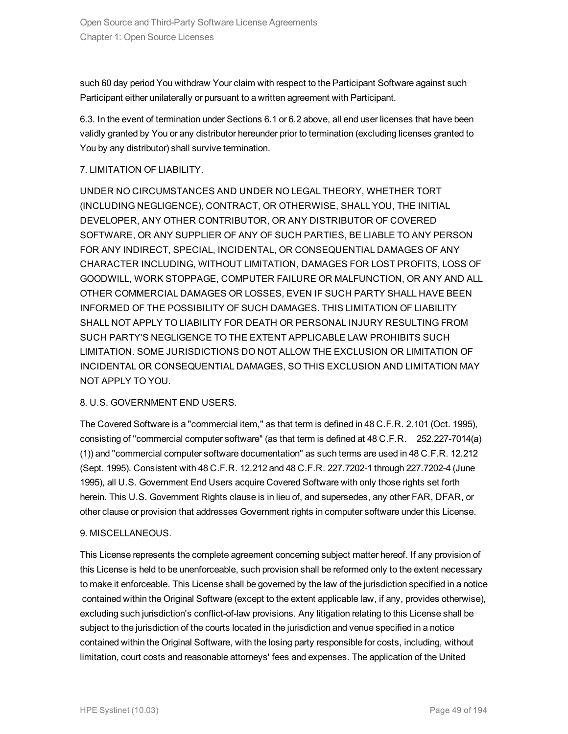such 60 day period You withdraw Your claim with respect to the Participant Software against such Participant either unilaterally or pursuant to a written agreement with Participant.

6.3. In the event of termination under Sections 6.1 or 6.2 above, all end user licenses that have been validly granted by You or any distributor hereunder prior to termination (excluding licenses granted to You by any distributor) shall survive termination.

7. LIMITATION OF LIABILITY.

UNDER NO CIRCUMSTANCES AND UNDER NO LEGAL THEORY, WHETHER TORT (INCLUDING NEGLIGENCE), CONTRACT, OR OTHERWISE, SHALL YOU, THE INITIAL DEVELOPER, ANY OTHER CONTRIBUTOR, OR ANY DISTRIBUTOR OF COVERED SOFTWARE, OR ANY SUPPLIER OF ANY OF SUCH PARTIES, BE LIABLE TO ANY PERSON FOR ANY INDIRECT, SPECIAL, INCIDENTAL, OR CONSEQUENTIAL DAMAGES OF ANY CHARACTER INCLUDING, WITHOUT LIMITATION, DAMAGES FOR LOST PROFITS, LOSS OF GOODWILL, WORK STOPPAGE, COMPUTER FAILURE OR MALFUNCTION, OR ANY AND ALL OTHER COMMERCIAL DAMAGES OR LOSSES, EVEN IF SUCH PARTY SHALL HAVE BEEN INFORMED OF THE POSSIBILITY OF SUCH DAMAGES. THIS LIMITATION OF LIABILITY SHALL NOT APPLY TO LIABILITY FOR DEATH OR PERSONAL INJURY RESULTING FROM SUCH PARTY'S NEGLIGENCE TO THE EXTENT APPLICABLE LAW PROHIBITS SUCH LIMITATION. SOME JURISDICTIONS DO NOT ALLOW THE EXCLUSION OR LIMITATION OF INCIDENTAL OR CONSEQUENTIAL DAMAGES, SO THIS EXCLUSION AND LIMITATION MAY NOT APPLY TO YOU.

8. U.S. GOVERNMENT END USERS.

The Covered Software is a "commercial item," as that term is defined in 48 C.F.R. 2.101 (Oct. 1995), consisting of "commercial computer software" (as that term is defined at 48 C.F.R. 252.227-7014(a)(1)) and "commercial computer software documentation" as such terms are used in 48 C.F.R. 12.212 (Sept. 1995). Consistent with 48 C.F.R. 12.212 and 48 C.F.R. 227.7202-1 through 227.7202-4 (June 1995), all U.S. Government End Users acquire Covered Software with only those rights set forth herein. This U.S. Government Rights clause is in lieu of, and supersedes, any other FAR, DFAR, or other clause or provision that addresses Government rights in computer software under this License.

9. MISCELLANEOUS.

This License represents the complete agreement concerning subject matter hereof. If any provision of this License is held to be unenforceable, such provision shall be reformed only to the extent necessary to make it enforceable. This License shall be governed by the law of the jurisdiction specified in a notice contained within the Original Software (except to the extent applicable law, if any, provides otherwise), excluding such jurisdiction's conflict-of-law provisions. Any litigation relating to this License shall be subject to the jurisdiction of the courts located in the jurisdiction and venue specified in a notice contained within the Original Software, with the losing party responsible for costs, including, without limitation, court costs and reasonable attorneys' fees and expenses. The application of the United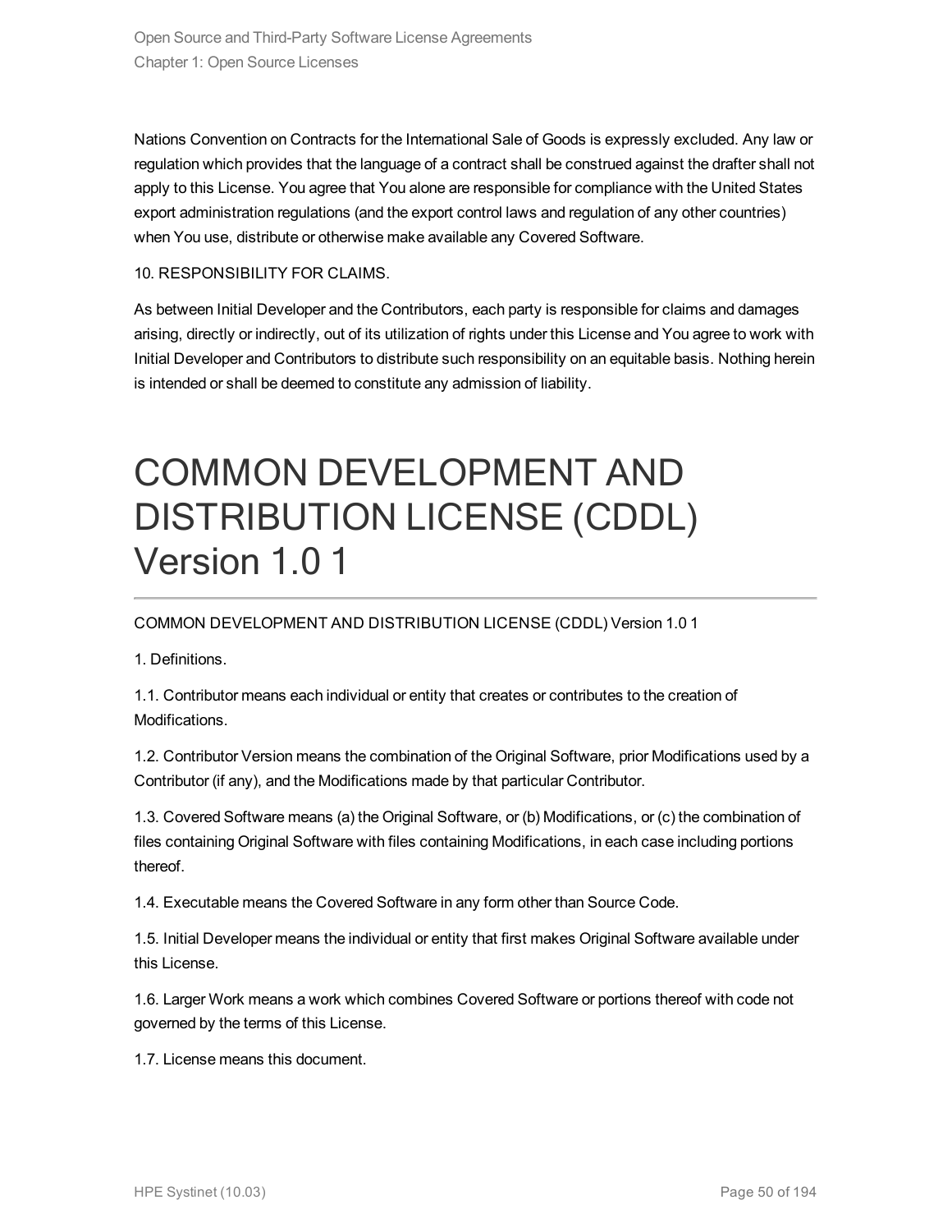Nations Convention on Contracts for the International Sale of Goods is expressly excluded. Any law or regulation which provides that the language of a contract shall be construed against the drafter shall not apply to this License. You agree that You alone are responsible for compliance with the United States export administration regulations (and the export control laws and regulation of any other countries) when You use, distribute or otherwise make available any Covered Software.

10. RESPONSIBILITY FOR CLAIMS.

As between Initial Developer and the Contributors, each party is responsible for claims and damages arising, directly or indirectly, out of its utilization of rights under this License and You agree to work with Initial Developer and Contributors to distribute such responsibility on an equitable basis. Nothing herein is intended or shall be deemed to constitute any admission of liability.

# COMMON DEVELOPMENT AND DISTRIBUTION LICENSE (CDDL) Version 1.0 1

COMMON DEVELOPMENT AND DISTRIBUTION LICENSE (CDDL) Version 1.0 1

1. Definitions.

1.1. Contributor means each individual or entity that creates or contributes to the creation of Modifications.

1.2. Contributor Version means the combination of the Original Software, prior Modifications used by a Contributor (if any), and the Modifications made by that particular Contributor.

1.3. Covered Software means (a) the Original Software, or (b) Modifications, or (c) the combination of files containing Original Software with files containing Modifications, in each case including portions thereof.

1.4. Executable means the Covered Software in any form other than Source Code.

1.5. Initial Developer means the individual or entity that first makes Original Software available under this License.

1.6. Larger Work means a work which combines Covered Software or portions thereof with code not governed by the terms of this License.

1.7. License means this document.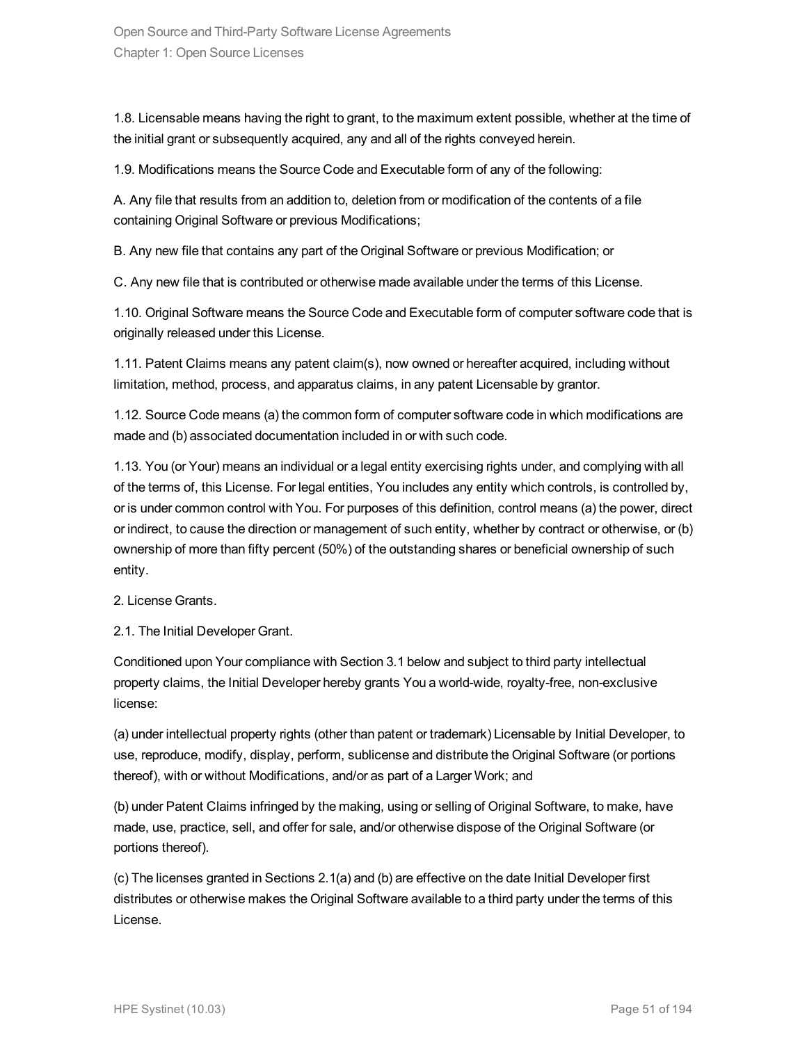1.8. Licensable means having the right to grant, to the maximum extent possible, whether at the time of the initial grant or subsequently acquired, any and all of the rights conveyed herein.

1.9. Modifications means the Source Code and Executable form of any of the following:

A. Any file that results from an addition to, deletion from or modification of the contents of a file containing Original Software or previous Modifications;

B. Any new file that contains any part of the Original Software or previous Modification; or

C. Any new file that is contributed or otherwise made available under the terms of this License.

1.10. Original Software means the Source Code and Executable form of computer software code that is originally released under this License.

1.11. Patent Claims means any patent claim(s), now owned or hereafter acquired, including without limitation, method, process, and apparatus claims, in any patent Licensable by grantor.

1.12. Source Code means (a) the common form of computer software code in which modifications are made and (b) associated documentation included in or with such code.

1.13. You (or Your) means an individual or a legal entity exercising rights under, and complying with all of the terms of, this License. For legal entities, You includes any entity which controls, is controlled by, or is under common control with You. For purposes of this definition, control means (a) the power, direct or indirect, to cause the direction or management of such entity, whether by contract or otherwise, or (b) ownership of more than fifty percent (50%) of the outstanding shares or beneficial ownership of such entity.

2. License Grants.

2.1. The Initial Developer Grant.

Conditioned upon Your compliance with Section 3.1 below and subject to third party intellectual property claims, the Initial Developer hereby grants You a world-wide, royalty-free, non-exclusive license:

(a) under intellectual property rights (other than patent or trademark) Licensable by Initial Developer, to use, reproduce, modify, display, perform, sublicense and distribute the Original Software (or portions thereof), with or without Modifications, and/or as part of a Larger Work; and

(b) under Patent Claims infringed by the making, using or selling of Original Software, to make, have made, use, practice, sell, and offer for sale, and/or otherwise dispose of the Original Software (or portions thereof).

(c) The licenses granted in Sections 2.1(a) and (b) are effective on the date Initial Developer first distributes or otherwise makes the Original Software available to a third party under the terms of this License.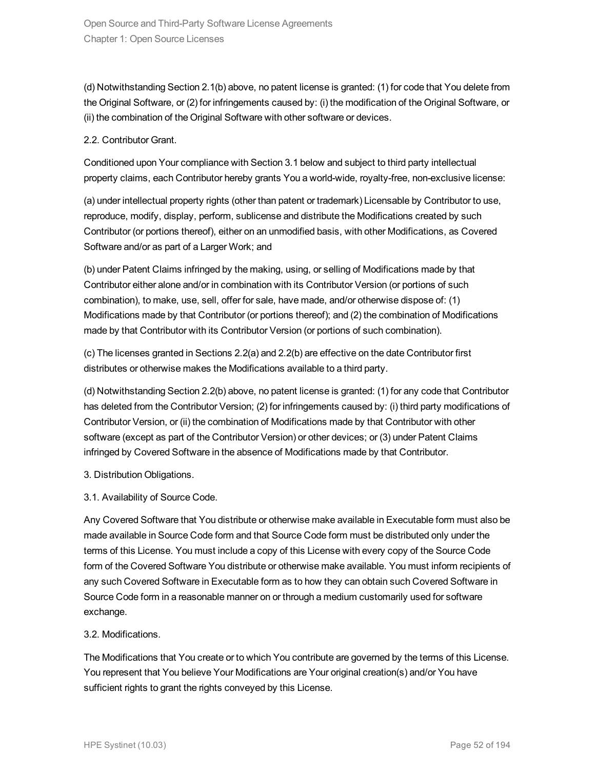(d) Notwithstanding Section 2.1(b) above, no patent license is granted: (1) for code that You delete from the Original Software, or (2) for infringements caused by: (i) the modification of the Original Software, or (ii) the combination of the Original Software with other software or devices.

2.2. Contributor Grant.

Conditioned upon Your compliance with Section 3.1 below and subject to third party intellectual property claims, each Contributor hereby grants You a world-wide, royalty-free, non-exclusive license:

(a) under intellectual property rights (other than patent or trademark) Licensable by Contributor to use, reproduce, modify, display, perform, sublicense and distribute the Modifications created by such Contributor (or portions thereof), either on an unmodified basis, with other Modifications, as Covered Software and/or as part of a Larger Work; and

(b) under Patent Claims infringed by the making, using, or selling of Modifications made by that Contributor either alone and/or in combination with its Contributor Version (or portions of such combination), to make, use, sell, offer for sale, have made, and/or otherwise dispose of: (1) Modifications made by that Contributor (or portions thereof); and (2) the combination of Modifications made by that Contributor with its Contributor Version (or portions of such combination).

(c) The licenses granted in Sections 2.2(a) and 2.2(b) are effective on the date Contributor first distributes or otherwise makes the Modifications available to a third party.

(d) Notwithstanding Section 2.2(b) above, no patent license is granted: (1) for any code that Contributor has deleted from the Contributor Version; (2) for infringements caused by: (i) third party modifications of Contributor Version, or (ii) the combination of Modifications made by that Contributor with other software (except as part of the Contributor Version) or other devices; or (3) under Patent Claims infringed by Covered Software in the absence of Modifications made by that Contributor.

3. Distribution Obligations.

3.1. Availability of Source Code.

Any Covered Software that You distribute or otherwise make available in Executable form must also be made available in Source Code form and that Source Code form must be distributed only under the terms of this License. You must include a copy of this License with every copy of the Source Code form of the Covered Software You distribute or otherwise make available. You must inform recipients of any such Covered Software in Executable form as to how they can obtain such Covered Software in Source Code form in a reasonable manner on or through a medium customarily used for software exchange.

3.2. Modifications.

The Modifications that You create or to which You contribute are governed by the terms of this License. You represent that You believe Your Modifications are Your original creation(s) and/or You have sufficient rights to grant the rights conveyed by this License.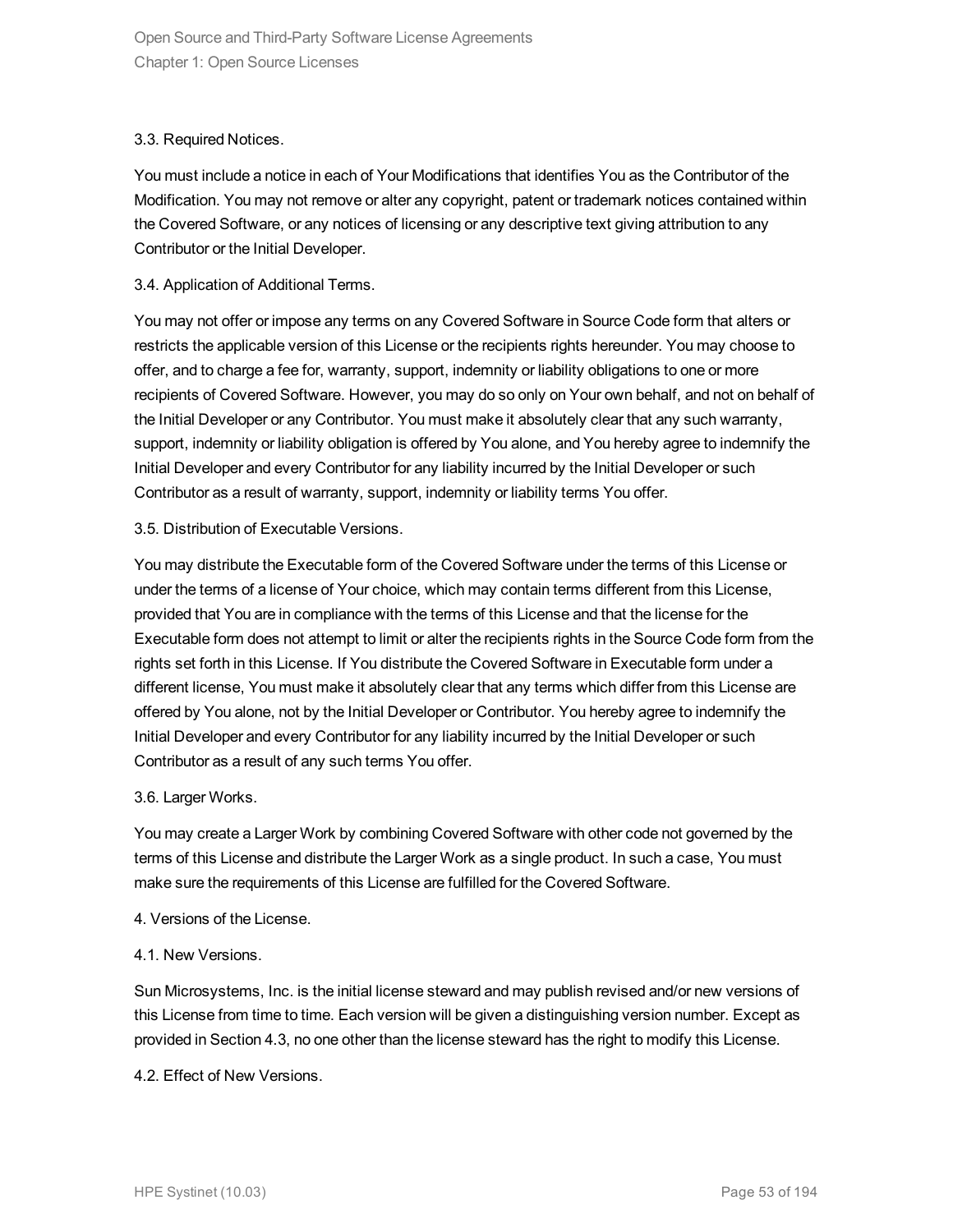3.3. Required Notices.

You must include a notice in each of Your Modifications that identifies You as the Contributor of the Modification. You may not remove or alter any copyright, patent or trademark notices contained within the Covered Software, or any notices of licensing or any descriptive text giving attribution to any Contributor or the Initial Developer.

3.4. Application of Additional Terms.

You may not offer or impose any terms on any Covered Software in Source Code form that alters or restricts the applicable version of this License or the recipients rights hereunder. You may choose to offer, and to charge a fee for, warranty, support, indemnity or liability obligations to one or more recipients of Covered Software. However, you may do so only on Your own behalf, and not on behalf of the Initial Developer or any Contributor. You must make it absolutely clear that any such warranty, support, indemnity or liability obligation is offered by You alone, and You hereby agree to indemnify the Initial Developer and every Contributor for any liability incurred by the Initial Developer or such Contributor as a result of warranty, support, indemnity or liability terms You offer.

3.5. Distribution of Executable Versions.

You may distribute the Executable form of the Covered Software under the terms of this License or under the terms of a license of Your choice, which may contain terms different from this License, provided that You are in compliance with the terms of this License and that the license for the Executable form does not attempt to limit or alter the recipients rights in the Source Code form from the rights set forth in this License. If You distribute the Covered Software in Executable form under a different license, You must make it absolutely clear that any terms which differ from this License are offered by You alone, not by the Initial Developer or Contributor. You hereby agree to indemnify the Initial Developer and every Contributor for any liability incurred by the Initial Developer or such Contributor as a result of any such terms You offer.

3.6. Larger Works.

You may create a Larger Work by combining Covered Software with other code not governed by the terms of this License and distribute the Larger Work as a single product. In such a case, You must make sure the requirements of this License are fulfilled for the Covered Software.

4. Versions of the License.

4.1. New Versions.

Sun Microsystems, Inc. is the initial license steward and may publish revised and/or new versions of this License from time to time. Each version will be given a distinguishing version number. Except as provided in Section 4.3, no one other than the license steward has the right to modify this License.

4.2. Effect of New Versions.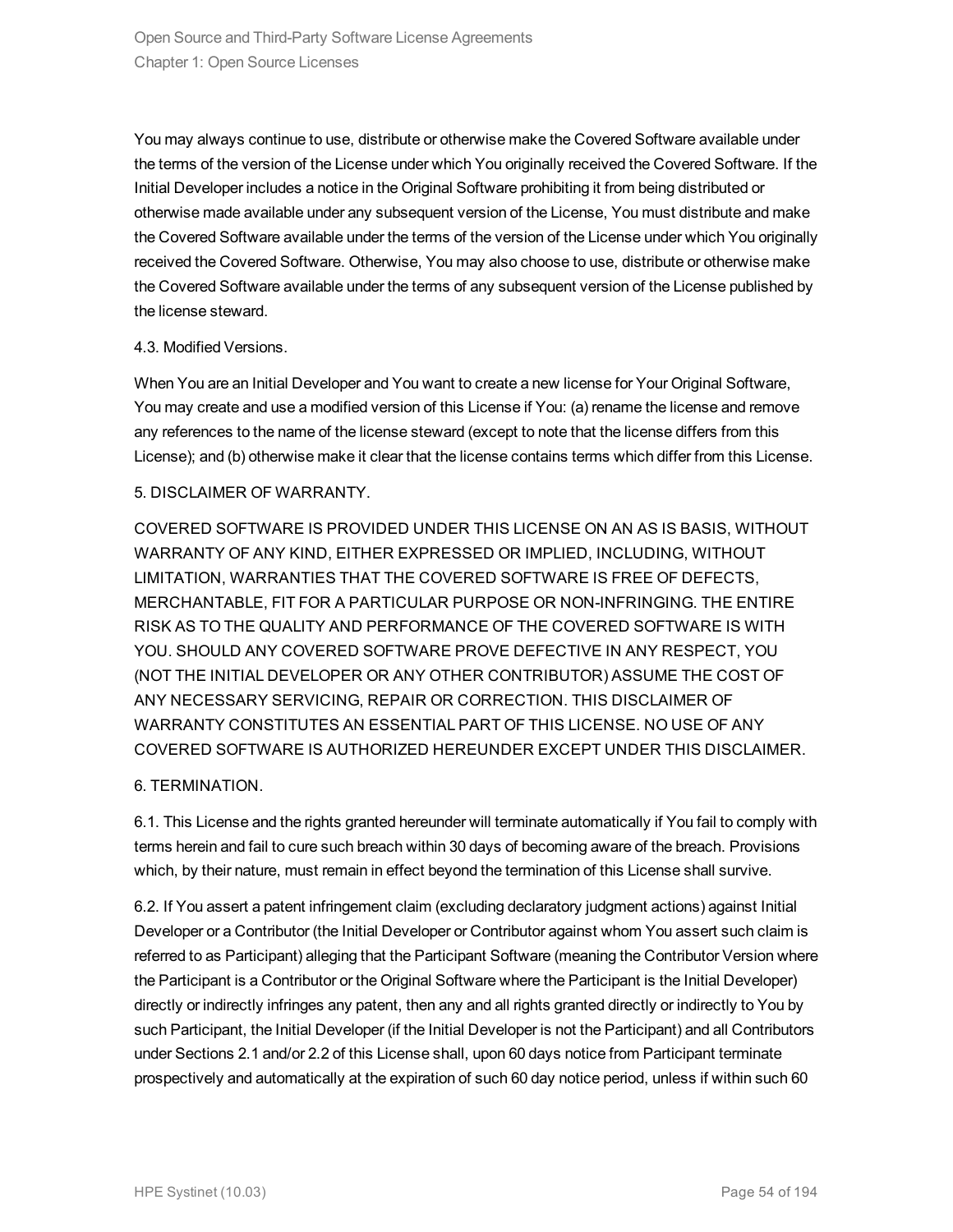You may always continue to use, distribute or otherwise make the Covered Software available under the terms of the version of the License under which You originally received the Covered Software. If the Initial Developer includes a notice in the Original Software prohibiting it from being distributed or otherwise made available under any subsequent version of the License, You must distribute and make the Covered Software available under the terms of the version of the License under which You originally received the Covered Software. Otherwise, You may also choose to use, distribute or otherwise make the Covered Software available under the terms of any subsequent version of the License published by the license steward.

4.3. Modified Versions.

When You are an Initial Developer and You want to create a new license for Your Original Software, You may create and use a modified version of this License if You: (a) rename the license and remove any references to the name of the license steward (except to note that the license differs from this License); and (b) otherwise make it clear that the license contains terms which differ from this License.

5. DISCLAIMER OF WARRANTY.

COVERED SOFTWARE IS PROVIDED UNDER THIS LICENSE ON AN AS IS BASIS, WITHOUT WARRANTY OF ANY KIND, EITHER EXPRESSED OR IMPLIED, INCLUDING, WITHOUT LIMITATION, WARRANTIES THAT THE COVERED SOFTWARE IS FREE OF DEFECTS, MERCHANTABLE, FIT FOR A PARTICULAR PURPOSE OR NON-INFRINGING. THE ENTIRE RISK AS TO THE QUALITY AND PERFORMANCE OF THE COVERED SOFTWARE IS WITH YOU. SHOULD ANY COVERED SOFTWARE PROVE DEFECTIVE IN ANY RESPECT, YOU (NOT THE INITIAL DEVELOPER OR ANY OTHER CONTRIBUTOR) ASSUME THE COST OF ANY NECESSARY SERVICING, REPAIR OR CORRECTION. THIS DISCLAIMER OF WARRANTY CONSTITUTES AN ESSENTIAL PART OF THIS LICENSE. NO USE OF ANY COVERED SOFTWARE IS AUTHORIZED HEREUNDER EXCEPT UNDER THIS DISCLAIMER.

6. TERMINATION.

6.1. This License and the rights granted hereunder will terminate automatically if You fail to comply with terms herein and fail to cure such breach within 30 days of becoming aware of the breach. Provisions which, by their nature, must remain in effect beyond the termination of this License shall survive.

6.2. If You assert a patent infringement claim (excluding declaratory judgment actions) against Initial Developer or a Contributor (the Initial Developer or Contributor against whom You assert such claim is referred to as Participant) alleging that the Participant Software (meaning the Contributor Version where the Participant is a Contributor or the Original Software where the Participant is the Initial Developer) directly or indirectly infringes any patent, then any and all rights granted directly or indirectly to You by such Participant, the Initial Developer (if the Initial Developer is not the Participant) and all Contributors under Sections 2.1 and/or 2.2 of this License shall, upon 60 days notice from Participant terminate prospectively and automatically at the expiration of such 60 day notice period, unless if within such 60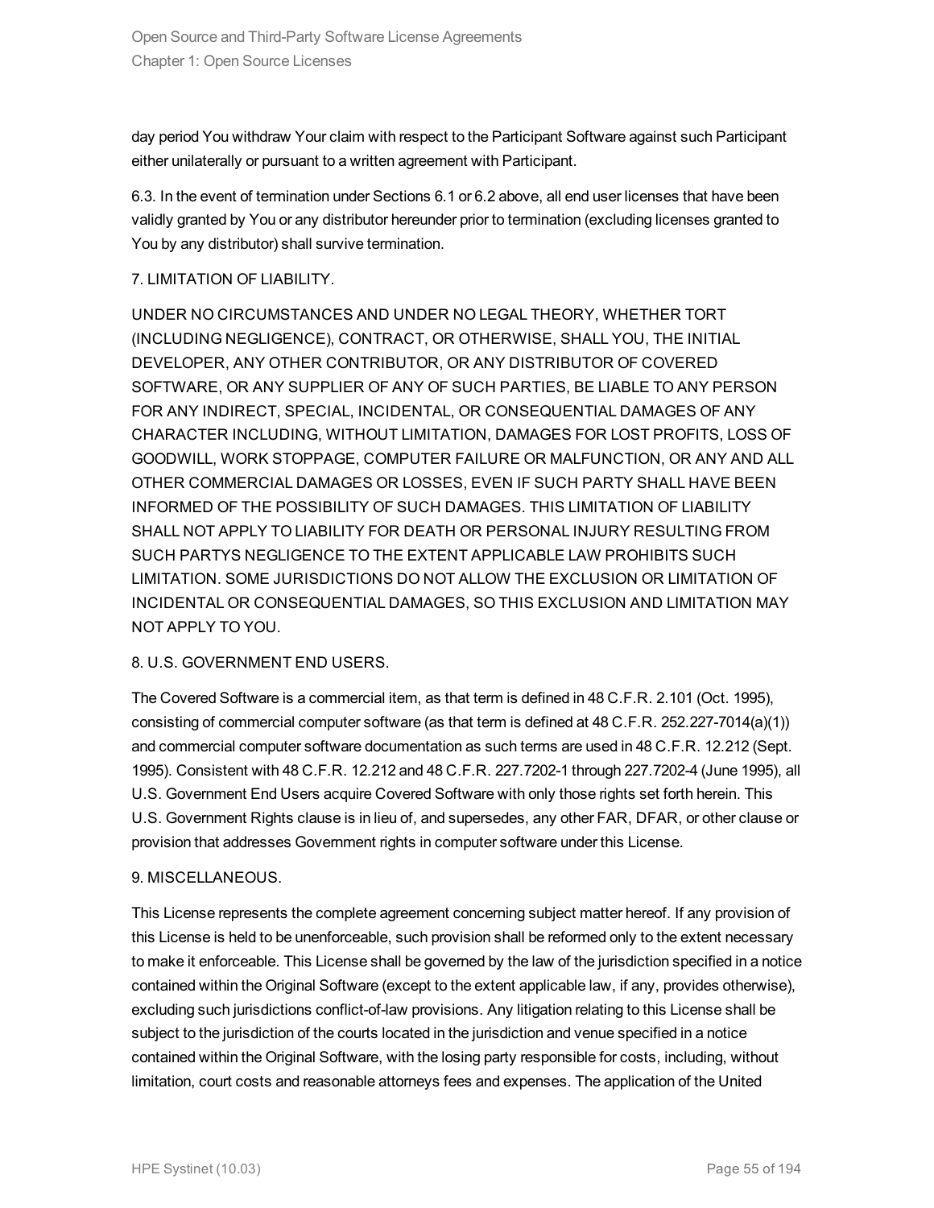day period You withdraw Your claim with respect to the Participant Software against such Participant either unilaterally or pursuant to a written agreement with Participant.

6.3. In the event of termination under Sections 6.1 or 6.2 above, all end user licenses that have been validly granted by You or any distributor hereunder prior to termination (excluding licenses granted to You by any distributor) shall survive termination.

7. LIMITATION OF LIABILITY.

UNDER NO CIRCUMSTANCES AND UNDER NO LEGAL THEORY, WHETHER TORT (INCLUDING NEGLIGENCE), CONTRACT, OR OTHERWISE, SHALL YOU, THE INITIAL DEVELOPER, ANY OTHER CONTRIBUTOR, OR ANY DISTRIBUTOR OF COVERED SOFTWARE, OR ANY SUPPLIER OF ANY OF SUCH PARTIES, BE LIABLE TO ANY PERSON FOR ANY INDIRECT, SPECIAL, INCIDENTAL, OR CONSEQUENTIAL DAMAGES OF ANY CHARACTER INCLUDING, WITHOUT LIMITATION, DAMAGES FOR LOST PROFITS, LOSS OF GOODWILL, WORK STOPPAGE, COMPUTER FAILURE OR MALFUNCTION, OR ANY AND ALL OTHER COMMERCIAL DAMAGES OR LOSSES, EVEN IF SUCH PARTY SHALL HAVE BEEN INFORMED OF THE POSSIBILITY OF SUCH DAMAGES. THIS LIMITATION OF LIABILITY SHALL NOT APPLY TO LIABILITY FOR DEATH OR PERSONAL INJURY RESULTING FROM SUCH PARTYS NEGLIGENCE TO THE EXTENT APPLICABLE LAW PROHIBITS SUCH LIMITATION. SOME JURISDICTIONS DO NOT ALLOW THE EXCLUSION OR LIMITATION OF INCIDENTAL OR CONSEQUENTIAL DAMAGES, SO THIS EXCLUSION AND LIMITATION MAY NOT APPLY TO YOU.

8. U.S. GOVERNMENT END USERS.

The Covered Software is a commercial item, as that term is defined in 48 C.F.R. 2.101 (Oct. 1995), consisting of commercial computer software (as that term is defined at 48 C.F.R. 252.227-7014(a)(1)) and commercial computer software documentation as such terms are used in 48 C.F.R. 12.212 (Sept. 1995). Consistent with 48 C.F.R. 12.212 and 48 C.F.R. 227.7202-1 through 227.7202-4 (June 1995), all U.S. Government End Users acquire Covered Software with only those rights set forth herein. This U.S. Government Rights clause is in lieu of, and supersedes, any other FAR, DFAR, or other clause or provision that addresses Government rights in computer software under this License.

9. MISCELLANEOUS.

This License represents the complete agreement concerning subject matter hereof. If any provision of this License is held to be unenforceable, such provision shall be reformed only to the extent necessary to make it enforceable. This License shall be governed by the law of the jurisdiction specified in a notice contained within the Original Software (except to the extent applicable law, if any, provides otherwise), excluding such jurisdictions conflict-of-law provisions. Any litigation relating to this License shall be subject to the jurisdiction of the courts located in the jurisdiction and venue specified in a notice contained within the Original Software, with the losing party responsible for costs, including, without limitation, court costs and reasonable attorneys fees and expenses. The application of the United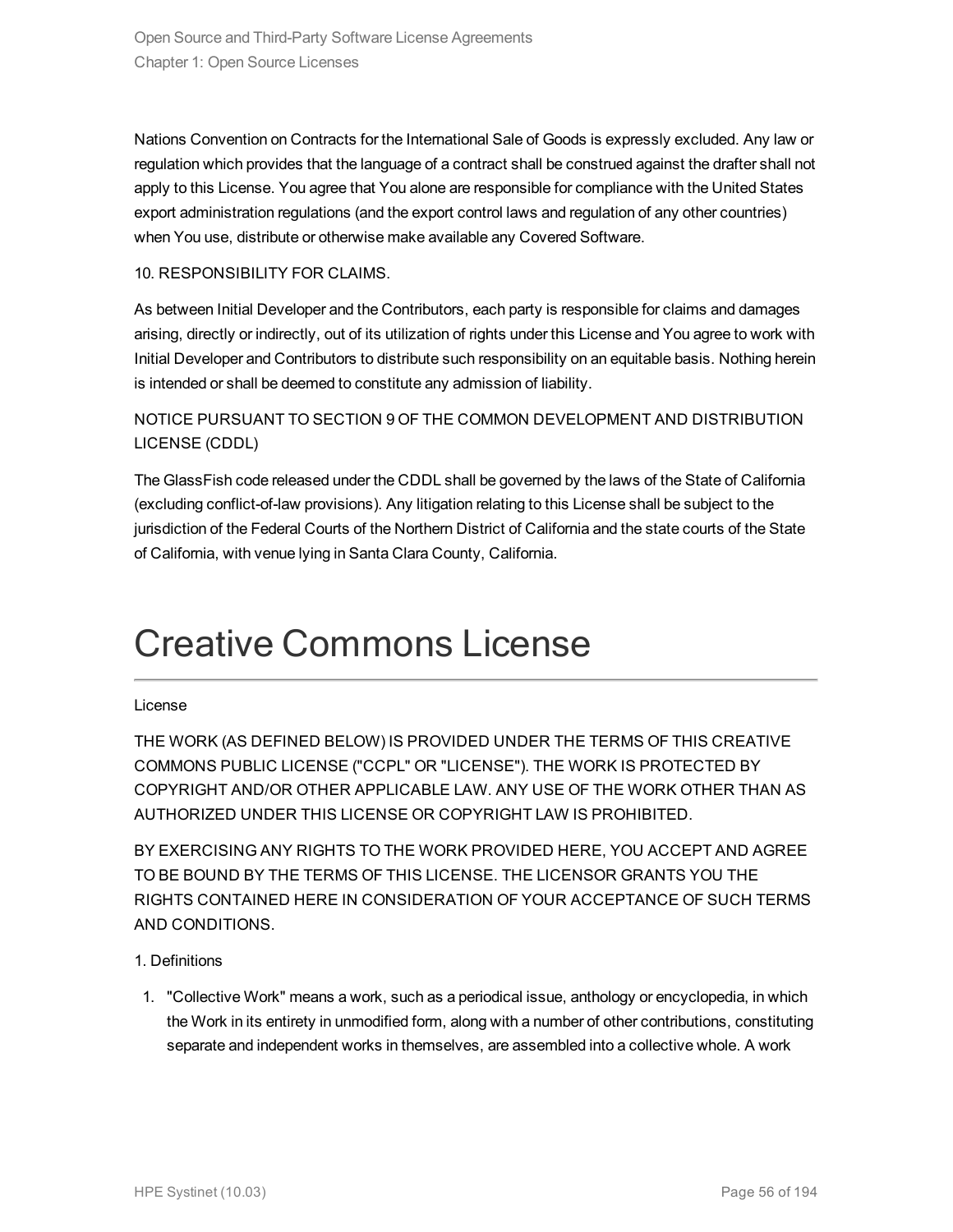Nations Convention on Contracts for the International Sale of Goods is expressly excluded. Any law or regulation which provides that the language of a contract shall be construed against the drafter shall not apply to this License. You agree that You alone are responsible for compliance with the United States export administration regulations (and the export control laws and regulation of any other countries) when You use, distribute or otherwise make available any Covered Software.

10. RESPONSIBILITY FOR CLAIMS.

As between Initial Developer and the Contributors, each party is responsible for claims and damages arising, directly or indirectly, out of its utilization of rights under this License and You agree to work with Initial Developer and Contributors to distribute such responsibility on an equitable basis. Nothing herein is intended or shall be deemed to constitute any admission of liability.

NOTICE PURSUANT TO SECTION 9 OF THE COMMON DEVELOPMENT AND DISTRIBUTION LICENSE (CDDL)

The GlassFish code released under the CDDL shall be governed by the laws of the State of California (excluding conflict-of-law provisions). Any litigation relating to this License shall be subject to the jurisdiction of the Federal Courts of the Northern District of California and the state courts of the State of California, with venue lying in Santa Clara County, California.

# Creative Commons License

License

THE WORK (AS DEFINED BELOW) IS PROVIDED UNDER THE TERMS OF THIS CREATIVE COMMONS PUBLIC LICENSE ("CCPL" OR "LICENSE"). THE WORK IS PROTECTED BY COPYRIGHT AND/OR OTHER APPLICABLE LAW. ANY USE OF THE WORK OTHER THAN AS AUTHORIZED UNDER THIS LICENSE OR COPYRIGHT LAW IS PROHIBITED.

BY EXERCISING ANY RIGHTS TO THE WORK PROVIDED HERE, YOU ACCEPT AND AGREE TO BE BOUND BY THE TERMS OF THIS LICENSE. THE LICENSOR GRANTS YOU THE RIGHTS CONTAINED HERE IN CONSIDERATION OF YOUR ACCEPTANCE OF SUCH TERMS AND CONDITIONS.

1. Definitions

1. "Collective Work" means a work, such as a periodical issue, anthology or encyclopedia, in which the Work in its entirety in unmodified form, along with a number of other contributions, constituting separate and independent works in themselves, are assembled into a collective whole. A work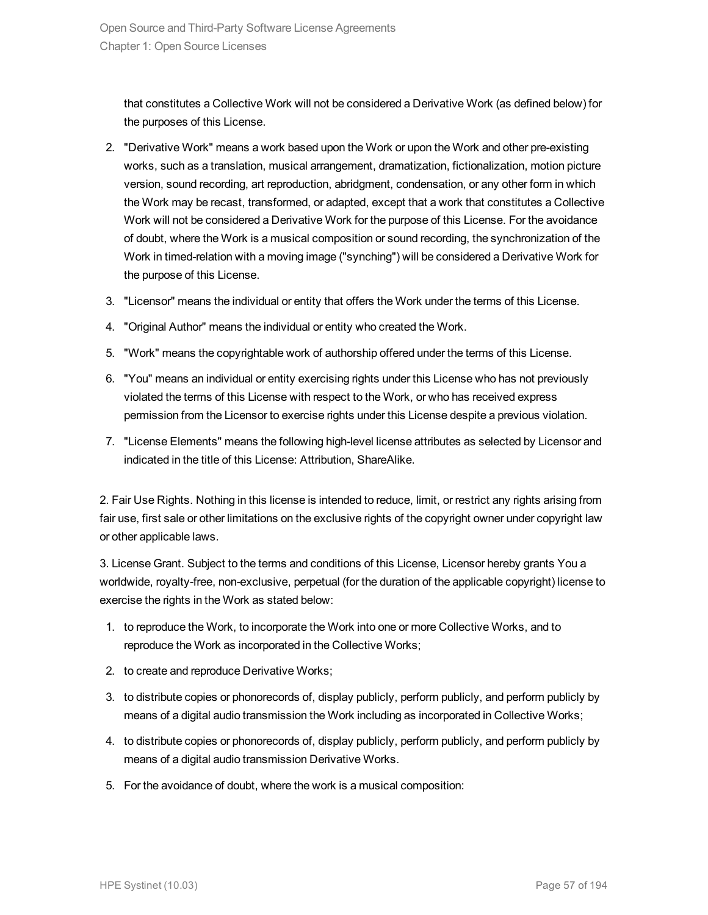that constitutes a Collective Work will not be considered a Derivative Work (as defined below) for the purposes of this License.

2. "Derivative Work" means a work based upon the Work or upon the Work and other pre-existing works, such as a translation, musical arrangement, dramatization, fictionalization, motion picture version, sound recording, art reproduction, abridgment, condensation, or any other form in which the Work may be recast, transformed, or adapted, except that a work that constitutes a Collective Work will not be considered a Derivative Work for the purpose of this License. For the avoidance of doubt, where the Work is a musical composition or sound recording, the synchronization of the Work in timed-relation with a moving image ("synching") will be considered a Derivative Work for the purpose of this License.
3. "Licensor" means the individual or entity that offers the Work under the terms of this License.
4. "Original Author" means the individual or entity who created the Work.
5. "Work" means the copyrightable work of authorship offered under the terms of this License.
6. "You" means an individual or entity exercising rights under this License who has not previously violated the terms of this License with respect to the Work, or who has received express permission from the Licensor to exercise rights under this License despite a previous violation.
7. "License Elements" means the following high-level license attributes as selected by Licensor and indicated in the title of this License: Attribution, ShareAlike.

2. Fair Use Rights. Nothing in this license is intended to reduce, limit, or restrict any rights arising from fair use, first sale or other limitations on the exclusive rights of the copyright owner under copyright law or other applicable laws.

3. License Grant. Subject to the terms and conditions of this License, Licensor hereby grants You a worldwide, royalty-free, non-exclusive, perpetual (for the duration of the applicable copyright) license to exercise the rights in the Work as stated below:

1. to reproduce the Work, to incorporate the Work into one or more Collective Works, and to reproduce the Work as incorporated in the Collective Works;
2. to create and reproduce Derivative Works;
3. to distribute copies or phonorecords of, display publicly, perform publicly, and perform publicly by means of a digital audio transmission the Work including as incorporated in Collective Works;
4. to distribute copies or phonorecords of, display publicly, perform publicly, and perform publicly by means of a digital audio transmission Derivative Works.
5. For the avoidance of doubt, where the work is a musical composition: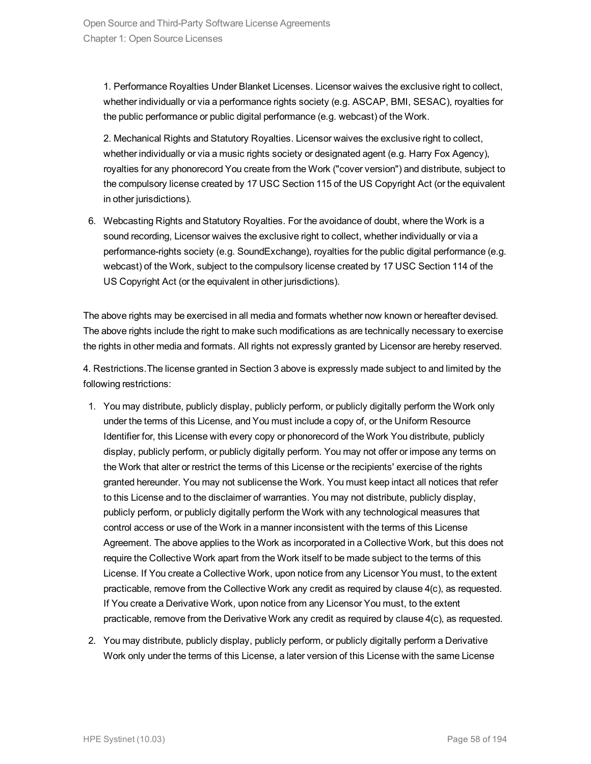1. Performance Royalties Under Blanket Licenses. Licensor waives the exclusive right to collect, whether individually or via a performance rights society (e.g. ASCAP, BMI, SESAC), royalties for the public performance or public digital performance (e.g. webcast) of the Work.

2. Mechanical Rights and Statutory Royalties. Licensor waives the exclusive right to collect, whether individually or via a music rights society or designated agent (e.g. Harry Fox Agency), royalties for any phonorecord You create from the Work ("cover version") and distribute, subject to the compulsory license created by 17 USC Section 115 of the US Copyright Act (or the equivalent in other jurisdictions).

6. Webcasting Rights and Statutory Royalties. For the avoidance of doubt, where the Work is a sound recording, Licensor waives the exclusive right to collect, whether individually or via a performance-rights society (e.g. SoundExchange), royalties for the public digital performance (e.g. webcast) of the Work, subject to the compulsory license created by 17 USC Section 114 of the US Copyright Act (or the equivalent in other jurisdictions).

The above rights may be exercised in all media and formats whether now known or hereafter devised. The above rights include the right to make such modifications as are technically necessary to exercise the rights in other media and formats. All rights not expressly granted by Licensor are hereby reserved.

4. Restrictions.The license granted in Section 3 above is expressly made subject to and limited by the following restrictions:

1. You may distribute, publicly display, publicly perform, or publicly digitally perform the Work only under the terms of this License, and You must include a copy of, or the Uniform Resource Identifier for, this License with every copy or phonorecord of the Work You distribute, publicly display, publicly perform, or publicly digitally perform. You may not offer or impose any terms on the Work that alter or restrict the terms of this License or the recipients' exercise of the rights granted hereunder. You may not sublicense the Work. You must keep intact all notices that refer to this License and to the disclaimer of warranties. You may not distribute, publicly display, publicly perform, or publicly digitally perform the Work with any technological measures that control access or use of the Work in a manner inconsistent with the terms of this License Agreement. The above applies to the Work as incorporated in a Collective Work, but this does not require the Collective Work apart from the Work itself to be made subject to the terms of this License. If You create a Collective Work, upon notice from any Licensor You must, to the extent practicable, remove from the Collective Work any credit as required by clause 4(c), as requested. If You create a Derivative Work, upon notice from any Licensor You must, to the extent practicable, remove from the Derivative Work any credit as required by clause 4(c), as requested.

2. You may distribute, publicly display, publicly perform, or publicly digitally perform a Derivative Work only under the terms of this License, a later version of this License with the same License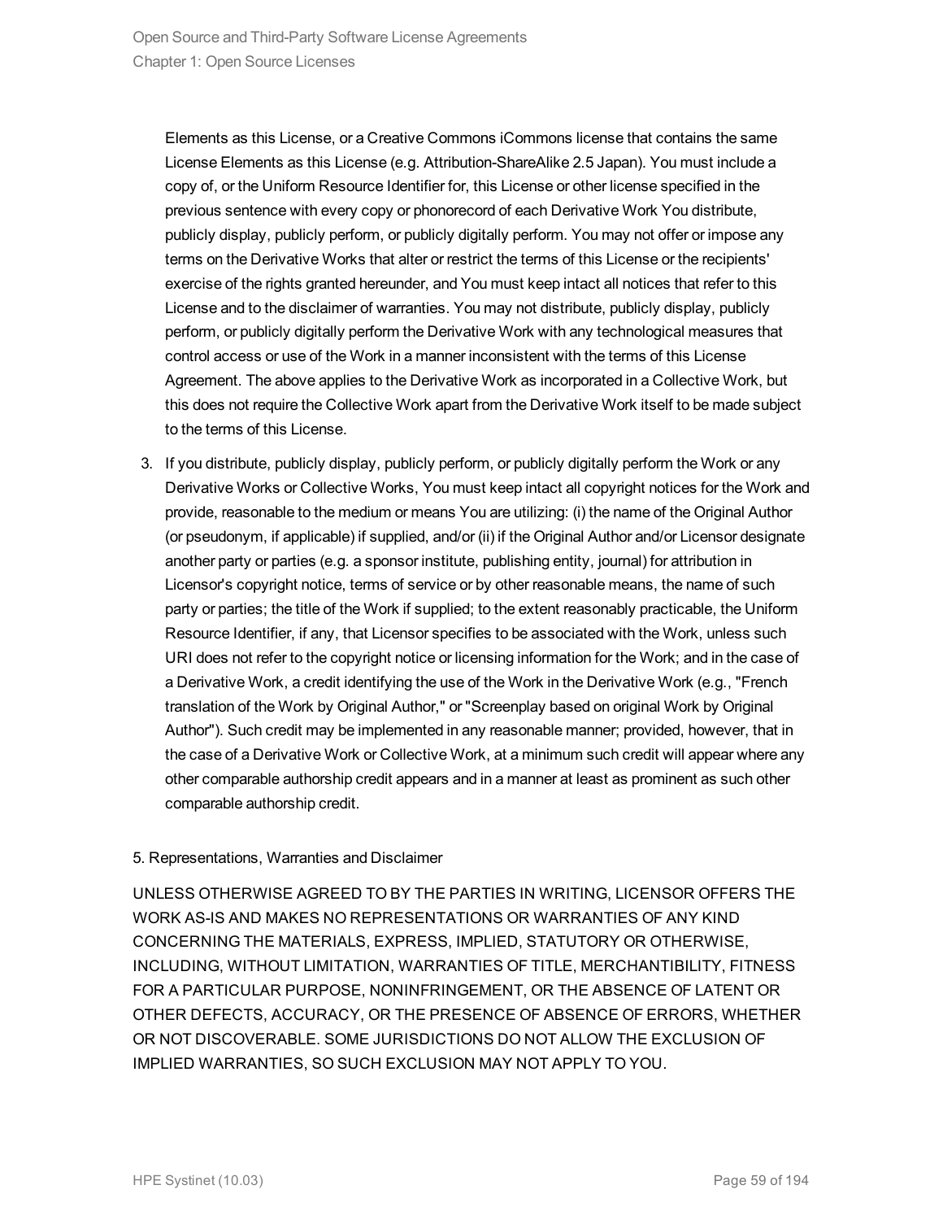Elements as this License, or a Creative Commons iCommons license that contains the same License Elements as this License (e.g. Attribution-ShareAlike 2.5 Japan). You must include a copy of, or the Uniform Resource Identifier for, this License or other license specified in the previous sentence with every copy or phonorecord of each Derivative Work You distribute, publicly display, publicly perform, or publicly digitally perform. You may not offer or impose any terms on the Derivative Works that alter or restrict the terms of this License or the recipients' exercise of the rights granted hereunder, and You must keep intact all notices that refer to this License and to the disclaimer of warranties. You may not distribute, publicly display, publicly perform, or publicly digitally perform the Derivative Work with any technological measures that control access or use of the Work in a manner inconsistent with the terms of this License Agreement. The above applies to the Derivative Work as incorporated in a Collective Work, but this does not require the Collective Work apart from the Derivative Work itself to be made subject to the terms of this License.

3. If you distribute, publicly display, publicly perform, or publicly digitally perform the Work or any Derivative Works or Collective Works, You must keep intact all copyright notices for the Work and provide, reasonable to the medium or means You are utilizing: (i) the name of the Original Author (or pseudonym, if applicable) if supplied, and/or (ii) if the Original Author and/or Licensor designate another party or parties (e.g. a sponsor institute, publishing entity, journal) for attribution in Licensor's copyright notice, terms of service or by other reasonable means, the name of such party or parties; the title of the Work if supplied; to the extent reasonably practicable, the Uniform Resource Identifier, if any, that Licensor specifies to be associated with the Work, unless such URI does not refer to the copyright notice or licensing information for the Work; and in the case of a Derivative Work, a credit identifying the use of the Work in the Derivative Work (e.g., "French translation of the Work by Original Author," or "Screenplay based on original Work by Original Author"). Such credit may be implemented in any reasonable manner; provided, however, that in the case of a Derivative Work or Collective Work, at a minimum such credit will appear where any other comparable authorship credit appears and in a manner at least as prominent as such other comparable authorship credit.

5. Representations, Warranties and Disclaimer

UNLESS OTHERWISE AGREED TO BY THE PARTIES IN WRITING, LICENSOR OFFERS THE WORK AS-IS AND MAKES NO REPRESENTATIONS OR WARRANTIES OF ANY KIND CONCERNING THE MATERIALS, EXPRESS, IMPLIED, STATUTORY OR OTHERWISE, INCLUDING, WITHOUT LIMITATION, WARRANTIES OF TITLE, MERCHANTIBILITY, FITNESS FOR A PARTICULAR PURPOSE, NONINFRINGEMENT, OR THE ABSENCE OF LATENT OR OTHER DEFECTS, ACCURACY, OR THE PRESENCE OF ABSENCE OF ERRORS, WHETHER OR NOT DISCOVERABLE. SOME JURISDICTIONS DO NOT ALLOW THE EXCLUSION OF IMPLIED WARRANTIES, SO SUCH EXCLUSION MAY NOT APPLY TO YOU.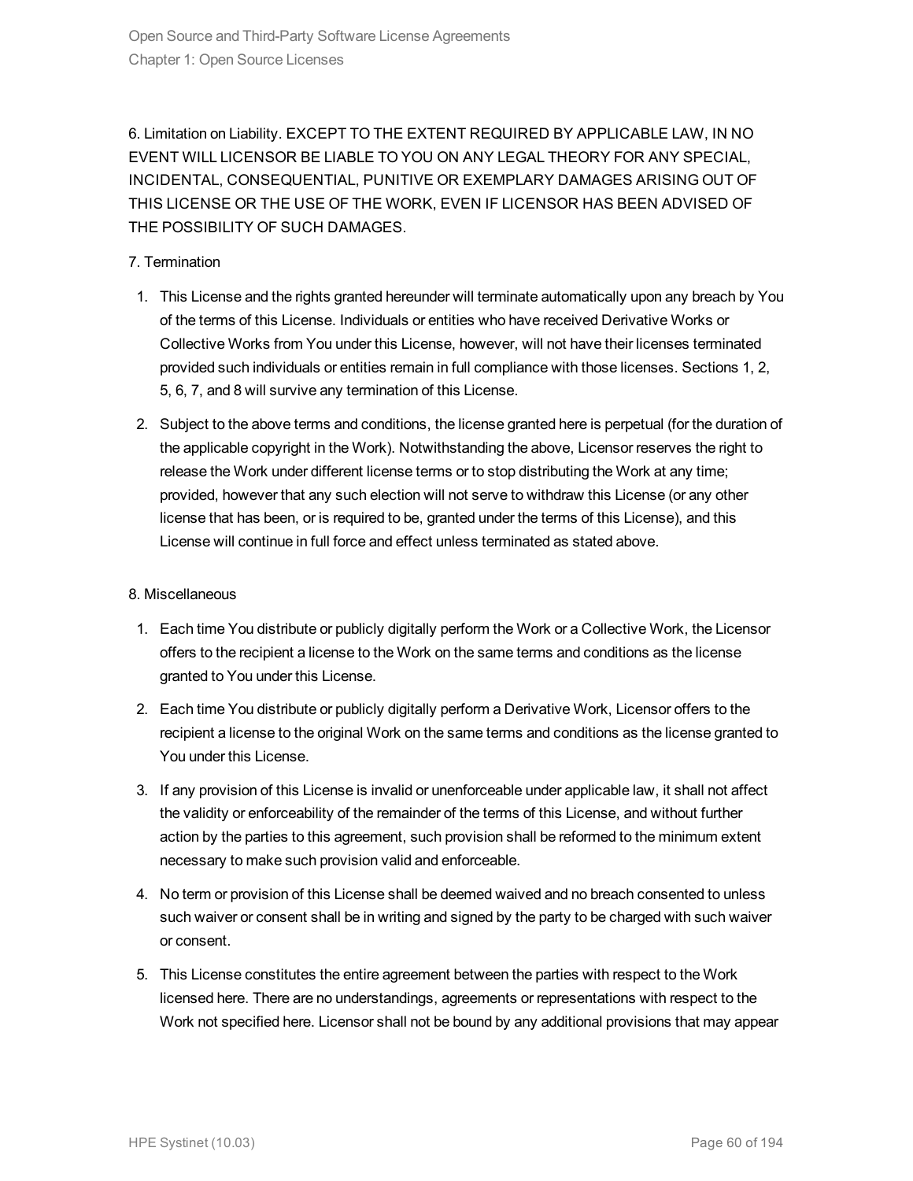6. Limitation on Liability. EXCEPT TO THE EXTENT REQUIRED BY APPLICABLE LAW, IN NO EVENT WILL LICENSOR BE LIABLE TO YOU ON ANY LEGAL THEORY FOR ANY SPECIAL, INCIDENTAL, CONSEQUENTIAL, PUNITIVE OR EXEMPLARY DAMAGES ARISING OUT OF THIS LICENSE OR THE USE OF THE WORK, EVEN IF LICENSOR HAS BEEN ADVISED OF THE POSSIBILITY OF SUCH DAMAGES.

7. Termination

1. This License and the rights granted hereunder will terminate automatically upon any breach by You of the terms of this License. Individuals or entities who have received Derivative Works or Collective Works from You under this License, however, will not have their licenses terminated provided such individuals or entities remain in full compliance with those licenses. Sections 1, 2, 5, 6, 7, and 8 will survive any termination of this License.
2. Subject to the above terms and conditions, the license granted here is perpetual (for the duration of the applicable copyright in the Work). Notwithstanding the above, Licensor reserves the right to release the Work under different license terms or to stop distributing the Work at any time; provided, however that any such election will not serve to withdraw this License (or any other license that has been, or is required to be, granted under the terms of this License), and this License will continue in full force and effect unless terminated as stated above.

8. Miscellaneous

1. Each time You distribute or publicly digitally perform the Work or a Collective Work, the Licensor offers to the recipient a license to the Work on the same terms and conditions as the license granted to You under this License.
2. Each time You distribute or publicly digitally perform a Derivative Work, Licensor offers to the recipient a license to the original Work on the same terms and conditions as the license granted to You under this License.
3. If any provision of this License is invalid or unenforceable under applicable law, it shall not affect the validity or enforceability of the remainder of the terms of this License, and without further action by the parties to this agreement, such provision shall be reformed to the minimum extent necessary to make such provision valid and enforceable.
4. No term or provision of this License shall be deemed waived and no breach consented to unless such waiver or consent shall be in writing and signed by the party to be charged with such waiver or consent.
5. This License constitutes the entire agreement between the parties with respect to the Work licensed here. There are no understandings, agreements or representations with respect to the Work not specified here. Licensor shall not be bound by any additional provisions that may appear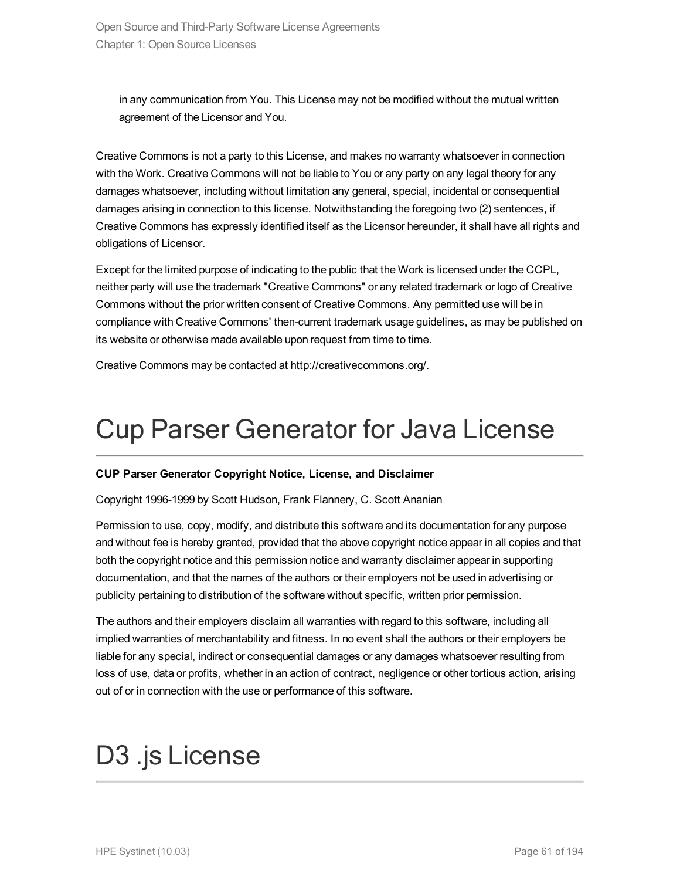in any communication from You. This License may not be modified without the mutual written agreement of the Licensor and You.

Creative Commons is not a party to this License, and makes no warranty whatsoever in connection with the Work. Creative Commons will not be liable to You or any party on any legal theory for any damages whatsoever, including without limitation any general, special, incidental or consequential damages arising in connection to this license. Notwithstanding the foregoing two (2) sentences, if Creative Commons has expressly identified itself as the Licensor hereunder, it shall have all rights and obligations of Licensor.

Except for the limited purpose of indicating to the public that the Work is licensed under the CCPL, neither party will use the trademark "Creative Commons" or any related trademark or logo of Creative Commons without the prior written consent of Creative Commons. Any permitted use will be in compliance with Creative Commons' then-current trademark usage guidelines, as may be published on its website or otherwise made available upon request from time to time.

Creative Commons may be contacted at http://creativecommons.org/.

# Cup Parser Generator for Java License

**CUP Parser Generator Copyright Notice, License, and Disclaimer**

Copyright 1996-1999 by Scott Hudson, Frank Flannery, C. Scott Ananian

Permission to use, copy, modify, and distribute this software and its documentation for any purpose and without fee is hereby granted, provided that the above copyright notice appear in all copies and that both the copyright notice and this permission notice and warranty disclaimer appear in supporting documentation, and that the names of the authors or their employers not be used in advertising or publicity pertaining to distribution of the software without specific, written prior permission.

The authors and their employers disclaim all warranties with regard to this software, including all implied warranties of merchantability and fitness. In no event shall the authors or their employers be liable for any special, indirect or consequential damages or any damages whatsoever resulting from loss of use, data or profits, whether in an action of contract, negligence or other tortious action, arising out of or in connection with the use or performance of this software.

# D3 .js License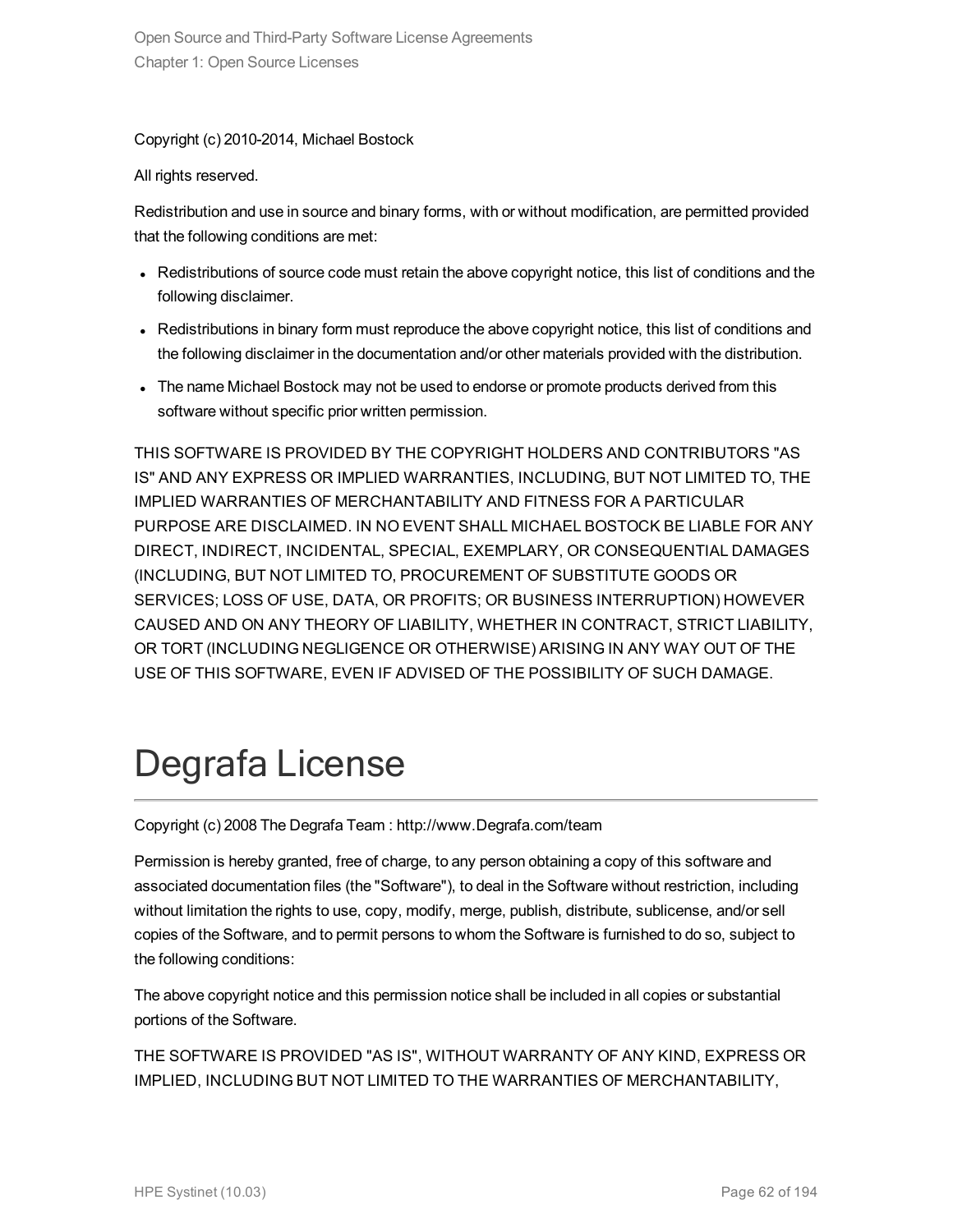Copyright (c) 2010-2014, Michael Bostock

All rights reserved.

Redistribution and use in source and binary forms, with or without modification, are permitted provided that the following conditions are met:

- Redistributions of source code must retain the above copyright notice, this list of conditions and the following disclaimer.
- Redistributions in binary form must reproduce the above copyright notice, this list of conditions and the following disclaimer in the documentation and/or other materials provided with the distribution.
- The name Michael Bostock may not be used to endorse or promote products derived from this software without specific prior written permission.

THIS SOFTWARE IS PROVIDED BY THE COPYRIGHT HOLDERS AND CONTRIBUTORS "AS IS" AND ANY EXPRESS OR IMPLIED WARRANTIES, INCLUDING, BUT NOT LIMITED TO, THE IMPLIED WARRANTIES OF MERCHANTABILITY AND FITNESS FOR A PARTICULAR PURPOSE ARE DISCLAIMED. IN NO EVENT SHALL MICHAEL BOSTOCK BE LIABLE FOR ANY DIRECT, INDIRECT, INCIDENTAL, SPECIAL, EXEMPLARY, OR CONSEQUENTIAL DAMAGES (INCLUDING, BUT NOT LIMITED TO, PROCUREMENT OF SUBSTITUTE GOODS OR SERVICES; LOSS OF USE, DATA, OR PROFITS; OR BUSINESS INTERRUPTION) HOWEVER CAUSED AND ON ANY THEORY OF LIABILITY, WHETHER IN CONTRACT, STRICT LIABILITY, OR TORT (INCLUDING NEGLIGENCE OR OTHERWISE) ARISING IN ANY WAY OUT OF THE USE OF THIS SOFTWARE, EVEN IF ADVISED OF THE POSSIBILITY OF SUCH DAMAGE.

# Degrafa License

Copyright (c) 2008 The Degrafa Team : http://www.Degrafa.com/team

Permission is hereby granted, free of charge, to any person obtaining a copy of this software and associated documentation files (the "Software"), to deal in the Software without restriction, including without limitation the rights to use, copy, modify, merge, publish, distribute, sublicense, and/or sell copies of the Software, and to permit persons to whom the Software is furnished to do so, subject to the following conditions:

The above copyright notice and this permission notice shall be included in all copies or substantial portions of the Software.

THE SOFTWARE IS PROVIDED "AS IS", WITHOUT WARRANTY OF ANY KIND, EXPRESS OR IMPLIED, INCLUDING BUT NOT LIMITED TO THE WARRANTIES OF MERCHANTABILITY,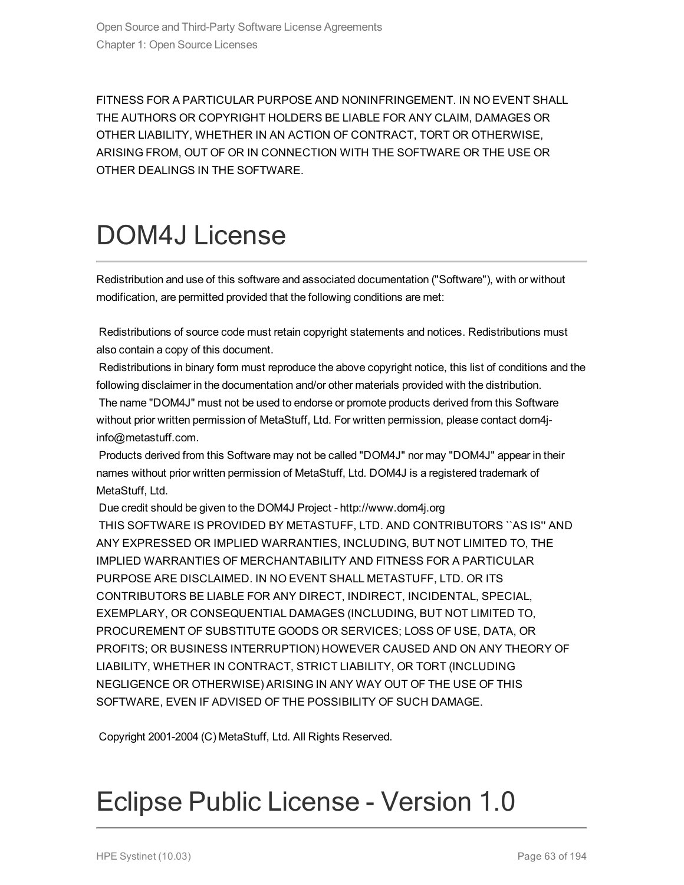FITNESS FOR A PARTICULAR PURPOSE AND NONINFRINGEMENT. IN NO EVENT SHALL THE AUTHORS OR COPYRIGHT HOLDERS BE LIABLE FOR ANY CLAIM, DAMAGES OR OTHER LIABILITY, WHETHER IN AN ACTION OF CONTRACT, TORT OR OTHERWISE, ARISING FROM, OUT OF OR IN CONNECTION WITH THE SOFTWARE OR THE USE OR OTHER DEALINGS IN THE SOFTWARE.

# DOM4J License

Redistribution and use of this software and associated documentation ("Software"), with or without modification, are permitted provided that the following conditions are met:

Redistributions of source code must retain copyright statements and notices. Redistributions must also contain a copy of this document.
Redistributions in binary form must reproduce the above copyright notice, this list of conditions and the following disclaimer in the documentation and/or other materials provided with the distribution.
The name "DOM4J" must not be used to endorse or promote products derived from this Software without prior written permission of MetaStuff, Ltd. For written permission, please contact dom4j-info@metastuff.com.
Products derived from this Software may not be called "DOM4J" nor may "DOM4J" appear in their names without prior written permission of MetaStuff, Ltd. DOM4J is a registered trademark of MetaStuff, Ltd.
Due credit should be given to the DOM4J Project - http://www.dom4j.org
THIS SOFTWARE IS PROVIDED BY METASTUFF, LTD. AND CONTRIBUTORS ``AS IS'' AND ANY EXPRESSED OR IMPLIED WARRANTIES, INCLUDING, BUT NOT LIMITED TO, THE IMPLIED WARRANTIES OF MERCHANTABILITY AND FITNESS FOR A PARTICULAR PURPOSE ARE DISCLAIMED. IN NO EVENT SHALL METASTUFF, LTD. OR ITS CONTRIBUTORS BE LIABLE FOR ANY DIRECT, INDIRECT, INCIDENTAL, SPECIAL, EXEMPLARY, OR CONSEQUENTIAL DAMAGES (INCLUDING, BUT NOT LIMITED TO, PROCUREMENT OF SUBSTITUTE GOODS OR SERVICES; LOSS OF USE, DATA, OR PROFITS; OR BUSINESS INTERRUPTION) HOWEVER CAUSED AND ON ANY THEORY OF LIABILITY, WHETHER IN CONTRACT, STRICT LIABILITY, OR TORT (INCLUDING NEGLIGENCE OR OTHERWISE) ARISING IN ANY WAY OUT OF THE USE OF THIS SOFTWARE, EVEN IF ADVISED OF THE POSSIBILITY OF SUCH DAMAGE.

Copyright 2001-2004 (C) MetaStuff, Ltd. All Rights Reserved.

# Eclipse Public License - Version 1.0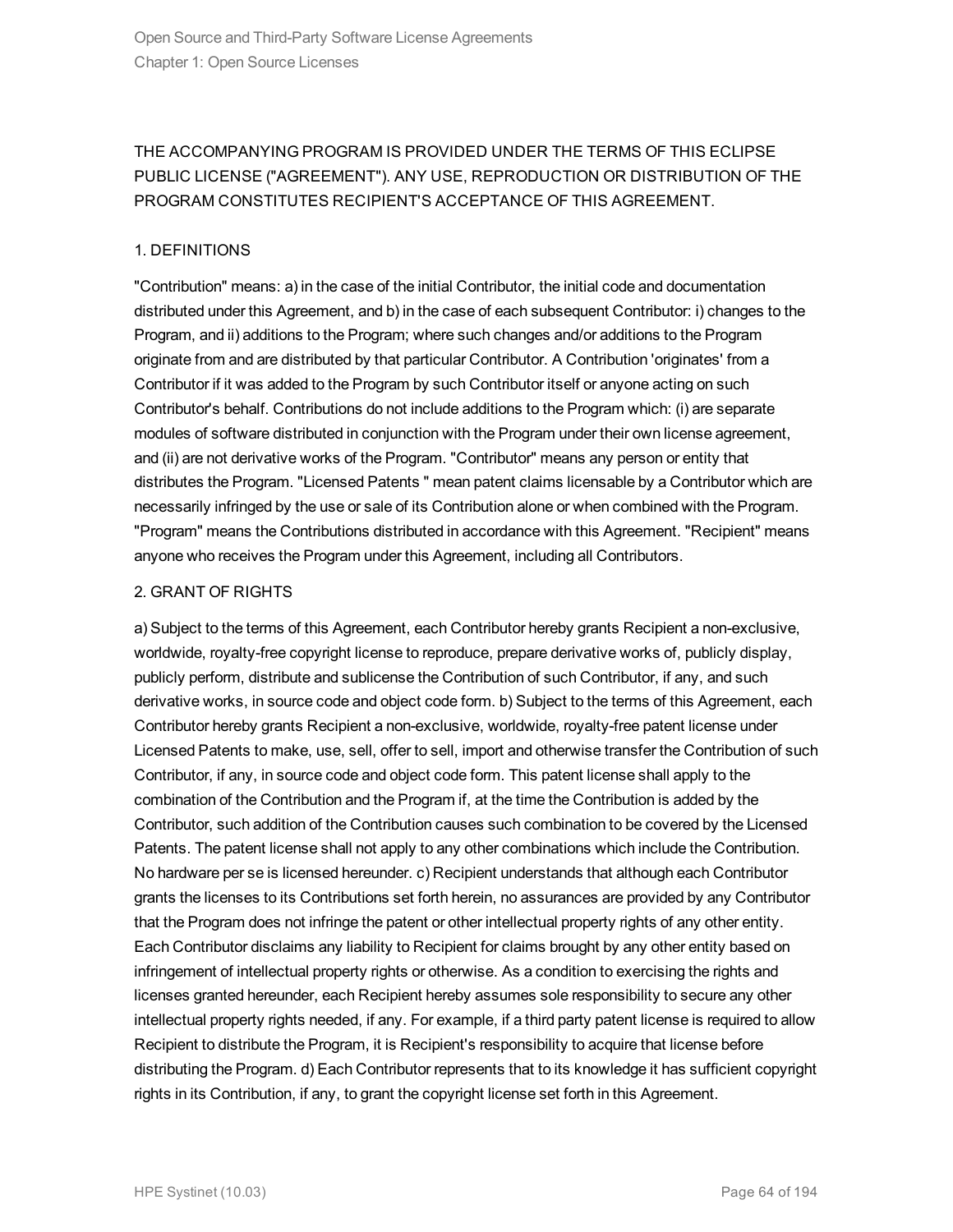THE ACCOMPANYING PROGRAM IS PROVIDED UNDER THE TERMS OF THIS ECLIPSE PUBLIC LICENSE ("AGREEMENT"). ANY USE, REPRODUCTION OR DISTRIBUTION OF THE PROGRAM CONSTITUTES RECIPIENT'S ACCEPTANCE OF THIS AGREEMENT.

1. DEFINITIONS

"Contribution" means: a) in the case of the initial Contributor, the initial code and documentation distributed under this Agreement, and b) in the case of each subsequent Contributor: i) changes to the Program, and ii) additions to the Program; where such changes and/or additions to the Program originate from and are distributed by that particular Contributor. A Contribution 'originates' from a Contributor if it was added to the Program by such Contributor itself or anyone acting on such Contributor's behalf. Contributions do not include additions to the Program which: (i) are separate modules of software distributed in conjunction with the Program under their own license agreement, and (ii) are not derivative works of the Program. "Contributor" means any person or entity that distributes the Program. "Licensed Patents " mean patent claims licensable by a Contributor which are necessarily infringed by the use or sale of its Contribution alone or when combined with the Program. "Program" means the Contributions distributed in accordance with this Agreement. "Recipient" means anyone who receives the Program under this Agreement, including all Contributors.

2. GRANT OF RIGHTS

a) Subject to the terms of this Agreement, each Contributor hereby grants Recipient a non-exclusive, worldwide, royalty-free copyright license to reproduce, prepare derivative works of, publicly display, publicly perform, distribute and sublicense the Contribution of such Contributor, if any, and such derivative works, in source code and object code form. b) Subject to the terms of this Agreement, each Contributor hereby grants Recipient a non-exclusive, worldwide, royalty-free patent license under Licensed Patents to make, use, sell, offer to sell, import and otherwise transfer the Contribution of such Contributor, if any, in source code and object code form. This patent license shall apply to the combination of the Contribution and the Program if, at the time the Contribution is added by the Contributor, such addition of the Contribution causes such combination to be covered by the Licensed Patents. The patent license shall not apply to any other combinations which include the Contribution. No hardware per se is licensed hereunder. c) Recipient understands that although each Contributor grants the licenses to its Contributions set forth herein, no assurances are provided by any Contributor that the Program does not infringe the patent or other intellectual property rights of any other entity. Each Contributor disclaims any liability to Recipient for claims brought by any other entity based on infringement of intellectual property rights or otherwise. As a condition to exercising the rights and licenses granted hereunder, each Recipient hereby assumes sole responsibility to secure any other intellectual property rights needed, if any. For example, if a third party patent license is required to allow Recipient to distribute the Program, it is Recipient's responsibility to acquire that license before distributing the Program. d) Each Contributor represents that to its knowledge it has sufficient copyright rights in its Contribution, if any, to grant the copyright license set forth in this Agreement.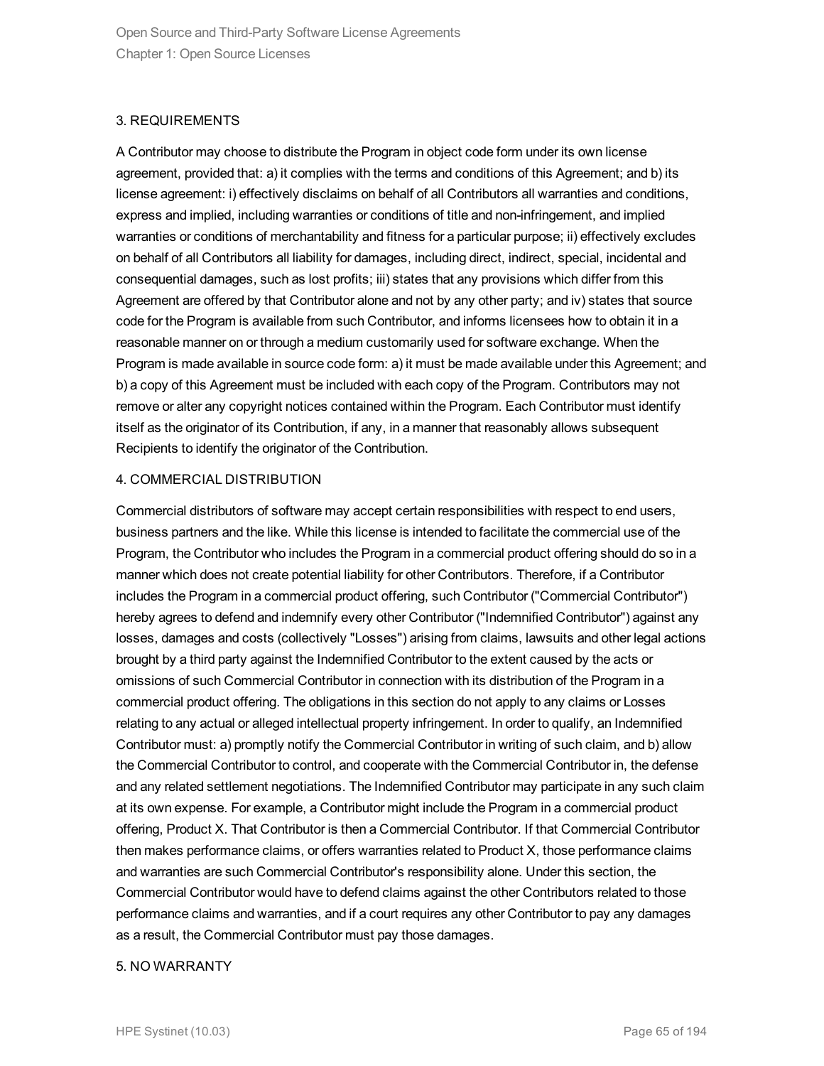### 3. REQUIREMENTS

A Contributor may choose to distribute the Program in object code form under its own license agreement, provided that: a) it complies with the terms and conditions of this Agreement; and b) its license agreement: i) effectively disclaims on behalf of all Contributors all warranties and conditions, express and implied, including warranties or conditions of title and non-infringement, and implied warranties or conditions of merchantability and fitness for a particular purpose; ii) effectively excludes on behalf of all Contributors all liability for damages, including direct, indirect, special, incidental and consequential damages, such as lost profits; iii) states that any provisions which differ from this Agreement are offered by that Contributor alone and not by any other party; and iv) states that source code for the Program is available from such Contributor, and informs licensees how to obtain it in a reasonable manner on or through a medium customarily used for software exchange. When the Program is made available in source code form: a) it must be made available under this Agreement; and b) a copy of this Agreement must be included with each copy of the Program. Contributors may not remove or alter any copyright notices contained within the Program. Each Contributor must identify itself as the originator of its Contribution, if any, in a manner that reasonably allows subsequent Recipients to identify the originator of the Contribution.

### 4. COMMERCIAL DISTRIBUTION

Commercial distributors of software may accept certain responsibilities with respect to end users, business partners and the like. While this license is intended to facilitate the commercial use of the Program, the Contributor who includes the Program in a commercial product offering should do so in a manner which does not create potential liability for other Contributors. Therefore, if a Contributor includes the Program in a commercial product offering, such Contributor ("Commercial Contributor") hereby agrees to defend and indemnify every other Contributor ("Indemnified Contributor") against any losses, damages and costs (collectively "Losses") arising from claims, lawsuits and other legal actions brought by a third party against the Indemnified Contributor to the extent caused by the acts or omissions of such Commercial Contributor in connection with its distribution of the Program in a commercial product offering. The obligations in this section do not apply to any claims or Losses relating to any actual or alleged intellectual property infringement. In order to qualify, an Indemnified Contributor must: a) promptly notify the Commercial Contributor in writing of such claim, and b) allow the Commercial Contributor to control, and cooperate with the Commercial Contributor in, the defense and any related settlement negotiations. The Indemnified Contributor may participate in any such claim at its own expense. For example, a Contributor might include the Program in a commercial product offering, Product X. That Contributor is then a Commercial Contributor. If that Commercial Contributor then makes performance claims, or offers warranties related to Product X, those performance claims and warranties are such Commercial Contributor's responsibility alone. Under this section, the Commercial Contributor would have to defend claims against the other Contributors related to those performance claims and warranties, and if a court requires any other Contributor to pay any damages as a result, the Commercial Contributor must pay those damages.

### 5. NO WARRANTY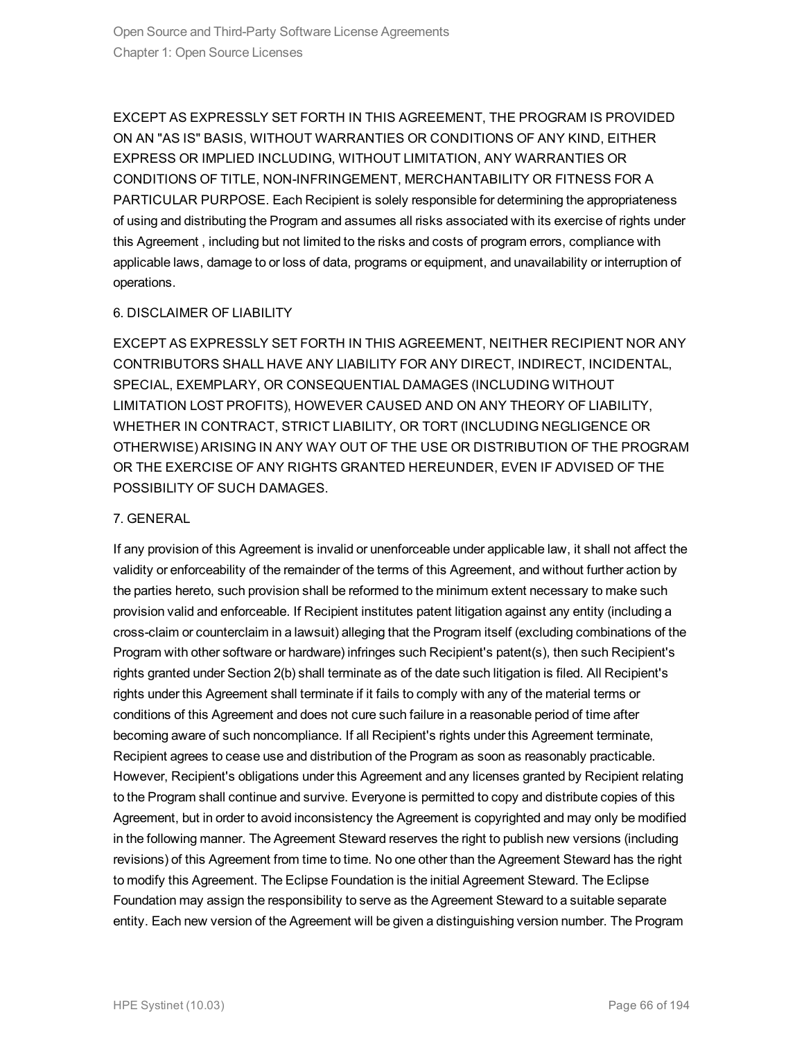EXCEPT AS EXPRESSLY SET FORTH IN THIS AGREEMENT, THE PROGRAM IS PROVIDED ON AN "AS IS" BASIS, WITHOUT WARRANTIES OR CONDITIONS OF ANY KIND, EITHER EXPRESS OR IMPLIED INCLUDING, WITHOUT LIMITATION, ANY WARRANTIES OR CONDITIONS OF TITLE, NON-INFRINGEMENT, MERCHANTABILITY OR FITNESS FOR A PARTICULAR PURPOSE. Each Recipient is solely responsible for determining the appropriateness of using and distributing the Program and assumes all risks associated with its exercise of rights under this Agreement , including but not limited to the risks and costs of program errors, compliance with applicable laws, damage to or loss of data, programs or equipment, and unavailability or interruption of operations.

6. DISCLAIMER OF LIABILITY

EXCEPT AS EXPRESSLY SET FORTH IN THIS AGREEMENT, NEITHER RECIPIENT NOR ANY CONTRIBUTORS SHALL HAVE ANY LIABILITY FOR ANY DIRECT, INDIRECT, INCIDENTAL, SPECIAL, EXEMPLARY, OR CONSEQUENTIAL DAMAGES (INCLUDING WITHOUT LIMITATION LOST PROFITS), HOWEVER CAUSED AND ON ANY THEORY OF LIABILITY, WHETHER IN CONTRACT, STRICT LIABILITY, OR TORT (INCLUDING NEGLIGENCE OR OTHERWISE) ARISING IN ANY WAY OUT OF THE USE OR DISTRIBUTION OF THE PROGRAM OR THE EXERCISE OF ANY RIGHTS GRANTED HEREUNDER, EVEN IF ADVISED OF THE POSSIBILITY OF SUCH DAMAGES.

7. GENERAL

If any provision of this Agreement is invalid or unenforceable under applicable law, it shall not affect the validity or enforceability of the remainder of the terms of this Agreement, and without further action by the parties hereto, such provision shall be reformed to the minimum extent necessary to make such provision valid and enforceable. If Recipient institutes patent litigation against any entity (including a cross-claim or counterclaim in a lawsuit) alleging that the Program itself (excluding combinations of the Program with other software or hardware) infringes such Recipient's patent(s), then such Recipient's rights granted under Section 2(b) shall terminate as of the date such litigation is filed. All Recipient's rights under this Agreement shall terminate if it fails to comply with any of the material terms or conditions of this Agreement and does not cure such failure in a reasonable period of time after becoming aware of such noncompliance. If all Recipient's rights under this Agreement terminate, Recipient agrees to cease use and distribution of the Program as soon as reasonably practicable. However, Recipient's obligations under this Agreement and any licenses granted by Recipient relating to the Program shall continue and survive. Everyone is permitted to copy and distribute copies of this Agreement, but in order to avoid inconsistency the Agreement is copyrighted and may only be modified in the following manner. The Agreement Steward reserves the right to publish new versions (including revisions) of this Agreement from time to time. No one other than the Agreement Steward has the right to modify this Agreement. The Eclipse Foundation is the initial Agreement Steward. The Eclipse Foundation may assign the responsibility to serve as the Agreement Steward to a suitable separate entity. Each new version of the Agreement will be given a distinguishing version number. The Program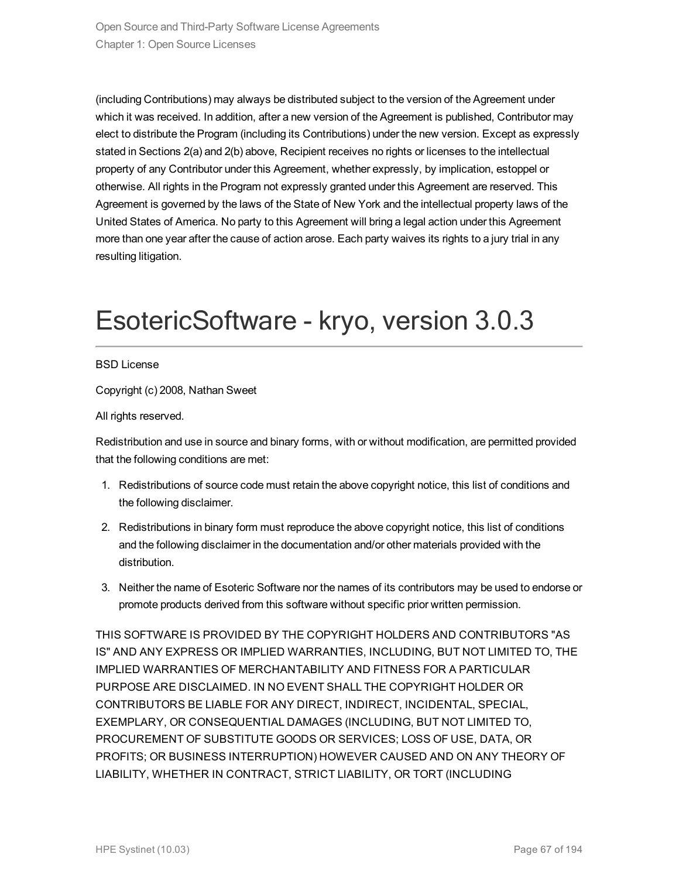(including Contributions) may always be distributed subject to the version of the Agreement under which it was received. In addition, after a new version of the Agreement is published, Contributor may elect to distribute the Program (including its Contributions) under the new version. Except as expressly stated in Sections 2(a) and 2(b) above, Recipient receives no rights or licenses to the intellectual property of any Contributor under this Agreement, whether expressly, by implication, estoppel or otherwise. All rights in the Program not expressly granted under this Agreement are reserved. This Agreement is governed by the laws of the State of New York and the intellectual property laws of the United States of America. No party to this Agreement will bring a legal action under this Agreement more than one year after the cause of action arose. Each party waives its rights to a jury trial in any resulting litigation.

# EsotericSoftware - kryo, version 3.0.3

BSD License

Copyright (c) 2008, Nathan Sweet

All rights reserved.

Redistribution and use in source and binary forms, with or without modification, are permitted provided that the following conditions are met:

1. Redistributions of source code must retain the above copyright notice, this list of conditions and the following disclaimer.
2. Redistributions in binary form must reproduce the above copyright notice, this list of conditions and the following disclaimer in the documentation and/or other materials provided with the distribution.
3. Neither the name of Esoteric Software nor the names of its contributors may be used to endorse or promote products derived from this software without specific prior written permission.

THIS SOFTWARE IS PROVIDED BY THE COPYRIGHT HOLDERS AND CONTRIBUTORS "AS IS" AND ANY EXPRESS OR IMPLIED WARRANTIES, INCLUDING, BUT NOT LIMITED TO, THE IMPLIED WARRANTIES OF MERCHANTABILITY AND FITNESS FOR A PARTICULAR PURPOSE ARE DISCLAIMED. IN NO EVENT SHALL THE COPYRIGHT HOLDER OR CONTRIBUTORS BE LIABLE FOR ANY DIRECT, INDIRECT, INCIDENTAL, SPECIAL, EXEMPLARY, OR CONSEQUENTIAL DAMAGES (INCLUDING, BUT NOT LIMITED TO, PROCUREMENT OF SUBSTITUTE GOODS OR SERVICES; LOSS OF USE, DATA, OR PROFITS; OR BUSINESS INTERRUPTION) HOWEVER CAUSED AND ON ANY THEORY OF LIABILITY, WHETHER IN CONTRACT, STRICT LIABILITY, OR TORT (INCLUDING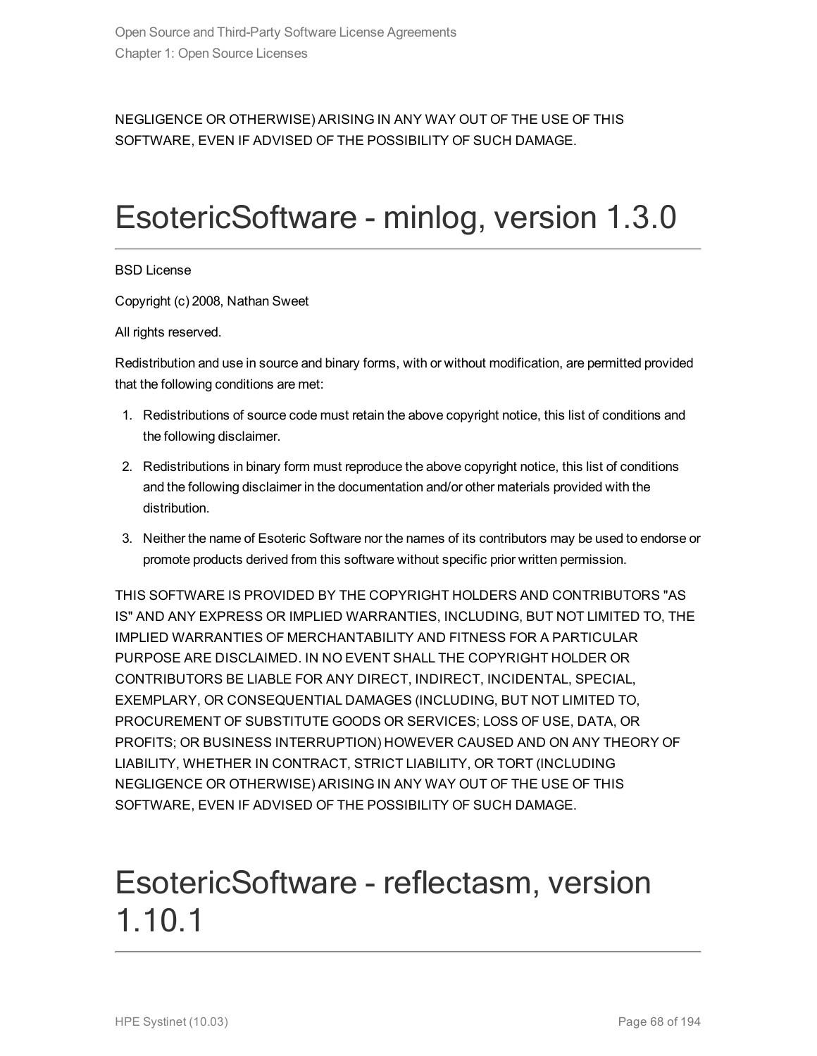NEGLIGENCE OR OTHERWISE) ARISING IN ANY WAY OUT OF THE USE OF THIS SOFTWARE, EVEN IF ADVISED OF THE POSSIBILITY OF SUCH DAMAGE.

# EsotericSoftware - minlog, version 1.3.0

BSD License

Copyright (c) 2008, Nathan Sweet

All rights reserved.

Redistribution and use in source and binary forms, with or without modification, are permitted provided that the following conditions are met:

1. Redistributions of source code must retain the above copyright notice, this list of conditions and the following disclaimer.
2. Redistributions in binary form must reproduce the above copyright notice, this list of conditions and the following disclaimer in the documentation and/or other materials provided with the distribution.
3. Neither the name of Esoteric Software nor the names of its contributors may be used to endorse or promote products derived from this software without specific prior written permission.

THIS SOFTWARE IS PROVIDED BY THE COPYRIGHT HOLDERS AND CONTRIBUTORS "AS IS" AND ANY EXPRESS OR IMPLIED WARRANTIES, INCLUDING, BUT NOT LIMITED TO, THE IMPLIED WARRANTIES OF MERCHANTABILITY AND FITNESS FOR A PARTICULAR PURPOSE ARE DISCLAIMED. IN NO EVENT SHALL THE COPYRIGHT HOLDER OR CONTRIBUTORS BE LIABLE FOR ANY DIRECT, INDIRECT, INCIDENTAL, SPECIAL, EXEMPLARY, OR CONSEQUENTIAL DAMAGES (INCLUDING, BUT NOT LIMITED TO, PROCUREMENT OF SUBSTITUTE GOODS OR SERVICES; LOSS OF USE, DATA, OR PROFITS; OR BUSINESS INTERRUPTION) HOWEVER CAUSED AND ON ANY THEORY OF LIABILITY, WHETHER IN CONTRACT, STRICT LIABILITY, OR TORT (INCLUDING NEGLIGENCE OR OTHERWISE) ARISING IN ANY WAY OUT OF THE USE OF THIS SOFTWARE, EVEN IF ADVISED OF THE POSSIBILITY OF SUCH DAMAGE.

# EsotericSoftware - reflectasm, version 1.10.1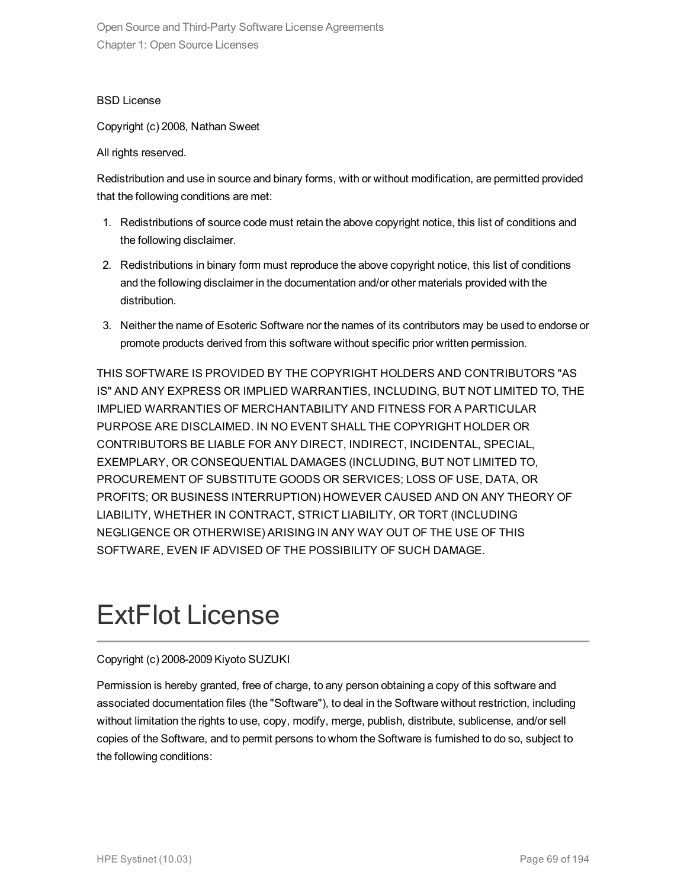BSD License

Copyright (c) 2008, Nathan Sweet

All rights reserved.

Redistribution and use in source and binary forms, with or without modification, are permitted provided that the following conditions are met:

1. Redistributions of source code must retain the above copyright notice, this list of conditions and the following disclaimer.
2. Redistributions in binary form must reproduce the above copyright notice, this list of conditions and the following disclaimer in the documentation and/or other materials provided with the distribution.
3. Neither the name of Esoteric Software nor the names of its contributors may be used to endorse or promote products derived from this software without specific prior written permission.

THIS SOFTWARE IS PROVIDED BY THE COPYRIGHT HOLDERS AND CONTRIBUTORS "AS IS" AND ANY EXPRESS OR IMPLIED WARRANTIES, INCLUDING, BUT NOT LIMITED TO, THE IMPLIED WARRANTIES OF MERCHANTABILITY AND FITNESS FOR A PARTICULAR PURPOSE ARE DISCLAIMED. IN NO EVENT SHALL THE COPYRIGHT HOLDER OR CONTRIBUTORS BE LIABLE FOR ANY DIRECT, INDIRECT, INCIDENTAL, SPECIAL, EXEMPLARY, OR CONSEQUENTIAL DAMAGES (INCLUDING, BUT NOT LIMITED TO, PROCUREMENT OF SUBSTITUTE GOODS OR SERVICES; LOSS OF USE, DATA, OR PROFITS; OR BUSINESS INTERRUPTION) HOWEVER CAUSED AND ON ANY THEORY OF LIABILITY, WHETHER IN CONTRACT, STRICT LIABILITY, OR TORT (INCLUDING NEGLIGENCE OR OTHERWISE) ARISING IN ANY WAY OUT OF THE USE OF THIS SOFTWARE, EVEN IF ADVISED OF THE POSSIBILITY OF SUCH DAMAGE.

# ExtFlot License

Copyright (c) 2008-2009 Kiyoto SUZUKI

Permission is hereby granted, free of charge, to any person obtaining a copy of this software and associated documentation files (the "Software"), to deal in the Software without restriction, including without limitation the rights to use, copy, modify, merge, publish, distribute, sublicense, and/or sell copies of the Software, and to permit persons to whom the Software is furnished to do so, subject to the following conditions: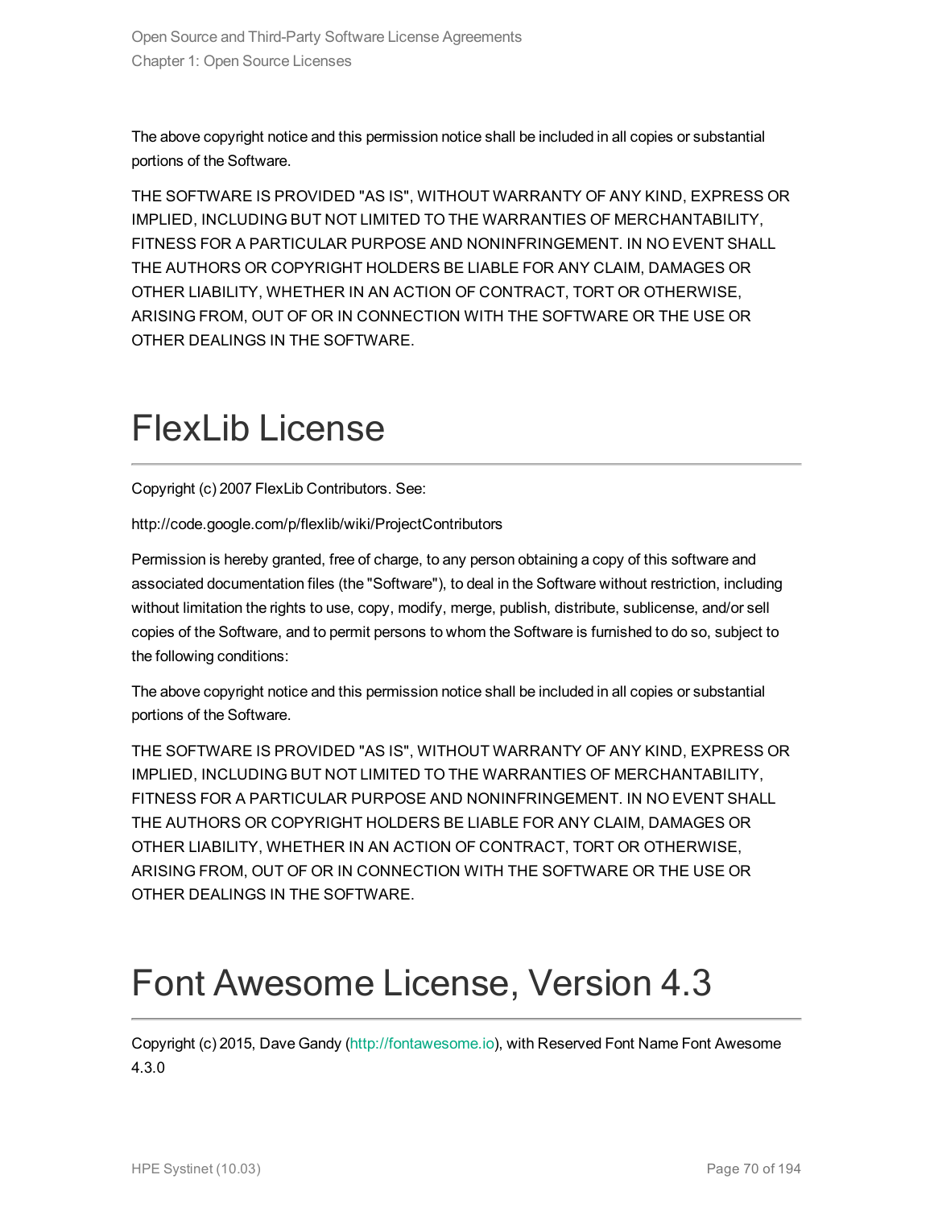The above copyright notice and this permission notice shall be included in all copies or substantial portions of the Software.

THE SOFTWARE IS PROVIDED "AS IS", WITHOUT WARRANTY OF ANY KIND, EXPRESS OR IMPLIED, INCLUDING BUT NOT LIMITED TO THE WARRANTIES OF MERCHANTABILITY, FITNESS FOR A PARTICULAR PURPOSE AND NONINFRINGEMENT. IN NO EVENT SHALL THE AUTHORS OR COPYRIGHT HOLDERS BE LIABLE FOR ANY CLAIM, DAMAGES OR OTHER LIABILITY, WHETHER IN AN ACTION OF CONTRACT, TORT OR OTHERWISE, ARISING FROM, OUT OF OR IN CONNECTION WITH THE SOFTWARE OR THE USE OR OTHER DEALINGS IN THE SOFTWARE.

# FlexLib License

Copyright (c) 2007 FlexLib Contributors. See:

http://code.google.com/p/flexlib/wiki/ProjectContributors

Permission is hereby granted, free of charge, to any person obtaining a copy of this software and associated documentation files (the "Software"), to deal in the Software without restriction, including without limitation the rights to use, copy, modify, merge, publish, distribute, sublicense, and/or sell copies of the Software, and to permit persons to whom the Software is furnished to do so, subject to the following conditions:

The above copyright notice and this permission notice shall be included in all copies or substantial portions of the Software.

THE SOFTWARE IS PROVIDED "AS IS", WITHOUT WARRANTY OF ANY KIND, EXPRESS OR IMPLIED, INCLUDING BUT NOT LIMITED TO THE WARRANTIES OF MERCHANTABILITY, FITNESS FOR A PARTICULAR PURPOSE AND NONINFRINGEMENT. IN NO EVENT SHALL THE AUTHORS OR COPYRIGHT HOLDERS BE LIABLE FOR ANY CLAIM, DAMAGES OR OTHER LIABILITY, WHETHER IN AN ACTION OF CONTRACT, TORT OR OTHERWISE, ARISING FROM, OUT OF OR IN CONNECTION WITH THE SOFTWARE OR THE USE OR OTHER DEALINGS IN THE SOFTWARE.

# Font Awesome License, Version 4.3

Copyright (c) 2015, Dave Gandy (http://fontawesome.io), with Reserved Font Name Font Awesome 4.3.0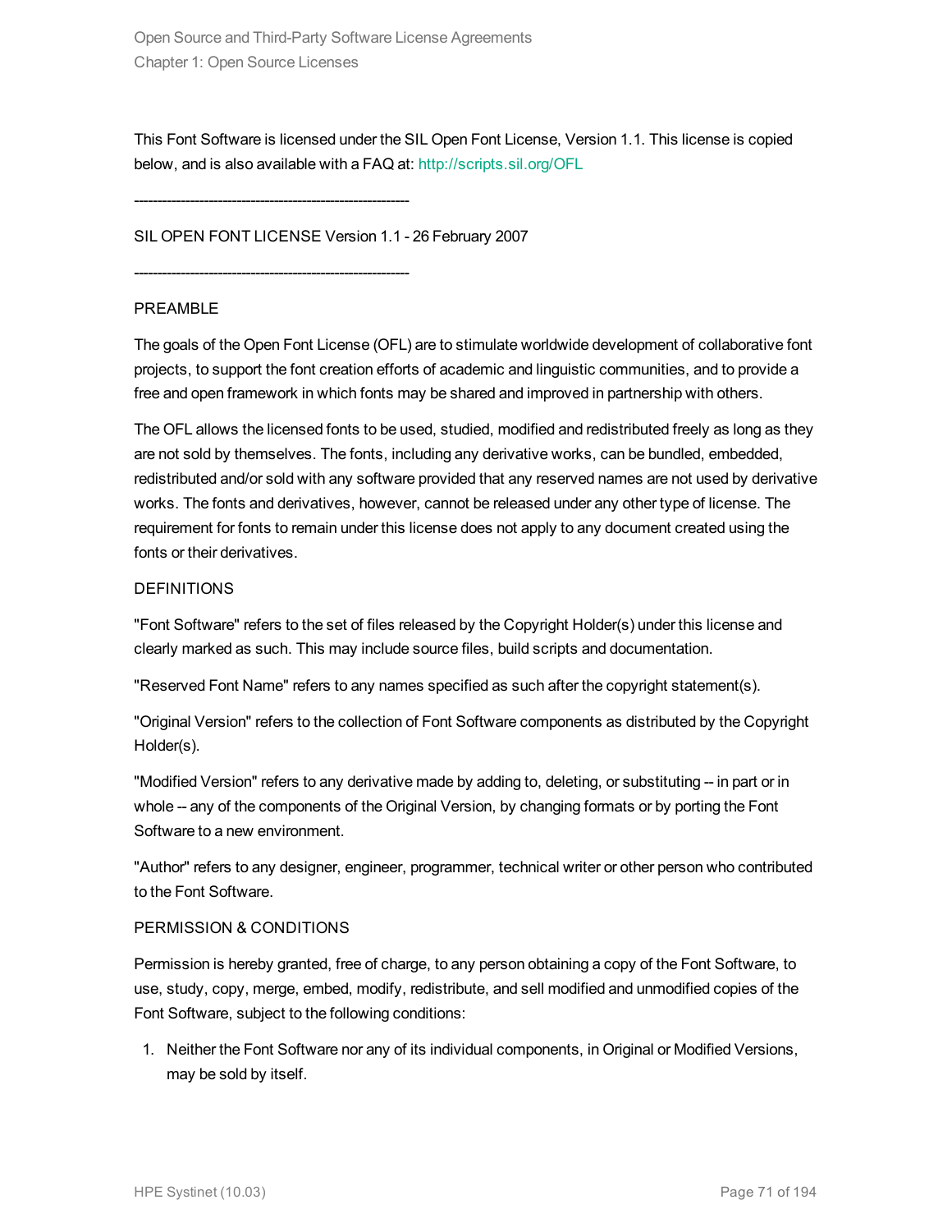This Font Software is licensed under the SIL Open Font License, Version 1.1. This license is copied below, and is also available with a FAQ at: http://scripts.sil.org/OFL

-----------------------------------------------------------

SIL OPEN FONT LICENSE Version 1.1 - 26 February 2007

-----------------------------------------------------------

PREAMBLE

The goals of the Open Font License (OFL) are to stimulate worldwide development of collaborative font projects, to support the font creation efforts of academic and linguistic communities, and to provide a free and open framework in which fonts may be shared and improved in partnership with others.

The OFL allows the licensed fonts to be used, studied, modified and redistributed freely as long as they are not sold by themselves. The fonts, including any derivative works, can be bundled, embedded, redistributed and/or sold with any software provided that any reserved names are not used by derivative works. The fonts and derivatives, however, cannot be released under any other type of license. The requirement for fonts to remain under this license does not apply to any document created using the fonts or their derivatives.

DEFINITIONS

"Font Software" refers to the set of files released by the Copyright Holder(s) under this license and clearly marked as such. This may include source files, build scripts and documentation.

"Reserved Font Name" refers to any names specified as such after the copyright statement(s).

"Original Version" refers to the collection of Font Software components as distributed by the Copyright Holder(s).

"Modified Version" refers to any derivative made by adding to, deleting, or substituting -- in part or in whole -- any of the components of the Original Version, by changing formats or by porting the Font Software to a new environment.

"Author" refers to any designer, engineer, programmer, technical writer or other person who contributed to the Font Software.

PERMISSION & CONDITIONS

Permission is hereby granted, free of charge, to any person obtaining a copy of the Font Software, to use, study, copy, merge, embed, modify, redistribute, and sell modified and unmodified copies of the Font Software, subject to the following conditions:

1. Neither the Font Software nor any of its individual components, in Original or Modified Versions, may be sold by itself.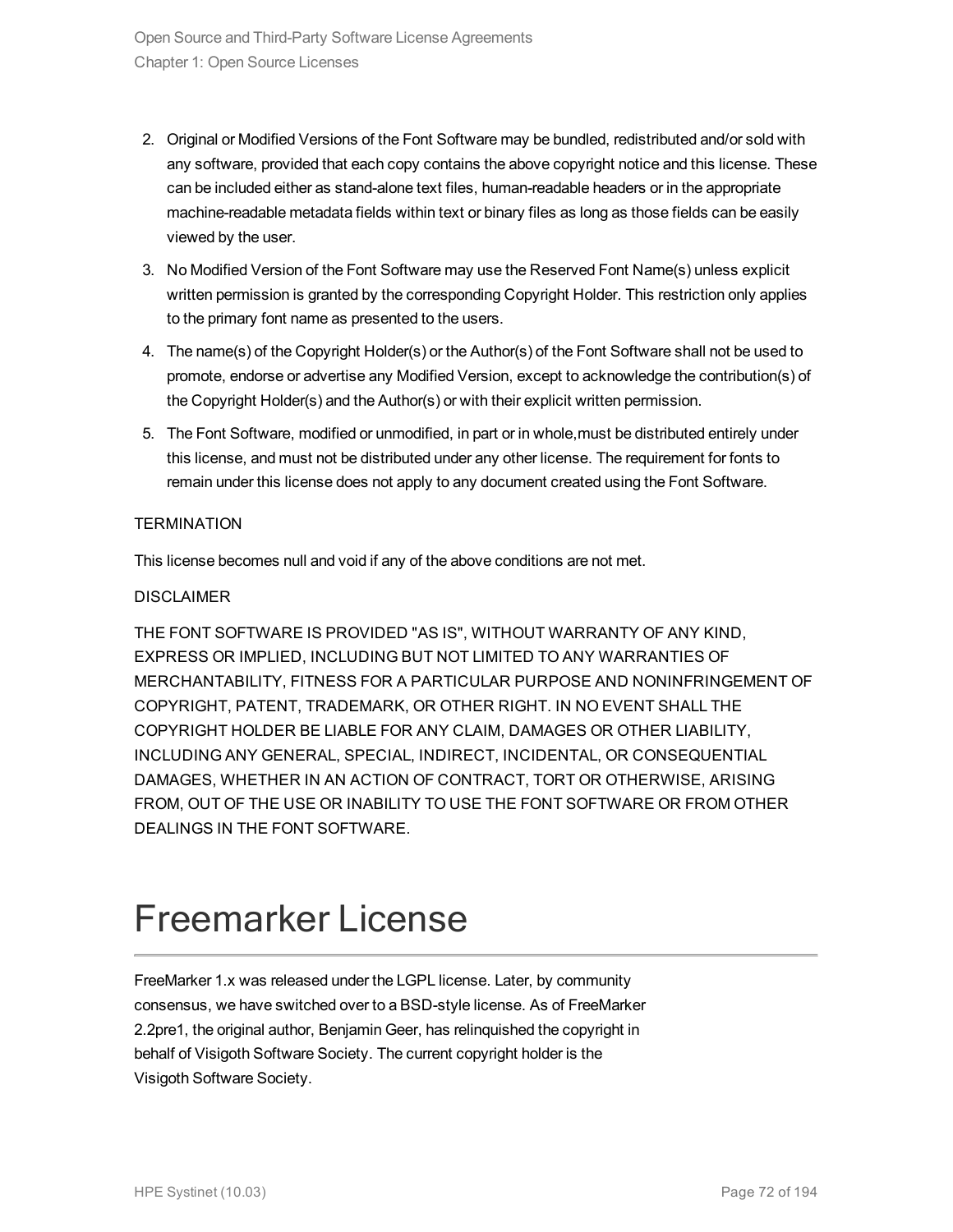2. Original or Modified Versions of the Font Software may be bundled, redistributed and/or sold with any software, provided that each copy contains the above copyright notice and this license. These can be included either as stand-alone text files, human-readable headers or in the appropriate machine-readable metadata fields within text or binary files as long as those fields can be easily viewed by the user.
3. No Modified Version of the Font Software may use the Reserved Font Name(s) unless explicit written permission is granted by the corresponding Copyright Holder. This restriction only applies to the primary font name as presented to the users.
4. The name(s) of the Copyright Holder(s) or the Author(s) of the Font Software shall not be used to promote, endorse or advertise any Modified Version, except to acknowledge the contribution(s) of the Copyright Holder(s) and the Author(s) or with their explicit written permission.
5. The Font Software, modified or unmodified, in part or in whole,must be distributed entirely under this license, and must not be distributed under any other license. The requirement for fonts to remain under this license does not apply to any document created using the Font Software.

TERMINATION

This license becomes null and void if any of the above conditions are not met.

DISCLAIMER

THE FONT SOFTWARE IS PROVIDED "AS IS", WITHOUT WARRANTY OF ANY KIND, EXPRESS OR IMPLIED, INCLUDING BUT NOT LIMITED TO ANY WARRANTIES OF MERCHANTABILITY, FITNESS FOR A PARTICULAR PURPOSE AND NONINFRINGEMENT OF COPYRIGHT, PATENT, TRADEMARK, OR OTHER RIGHT. IN NO EVENT SHALL THE COPYRIGHT HOLDER BE LIABLE FOR ANY CLAIM, DAMAGES OR OTHER LIABILITY, INCLUDING ANY GENERAL, SPECIAL, INDIRECT, INCIDENTAL, OR CONSEQUENTIAL DAMAGES, WHETHER IN AN ACTION OF CONTRACT, TORT OR OTHERWISE, ARISING FROM, OUT OF THE USE OR INABILITY TO USE THE FONT SOFTWARE OR FROM OTHER DEALINGS IN THE FONT SOFTWARE.

# Freemarker License

FreeMarker 1.x was released under the LGPL license. Later, by community consensus, we have switched over to a BSD-style license. As of FreeMarker 2.2pre1, the original author, Benjamin Geer, has relinquished the copyright in behalf of Visigoth Software Society. The current copyright holder is the Visigoth Software Society.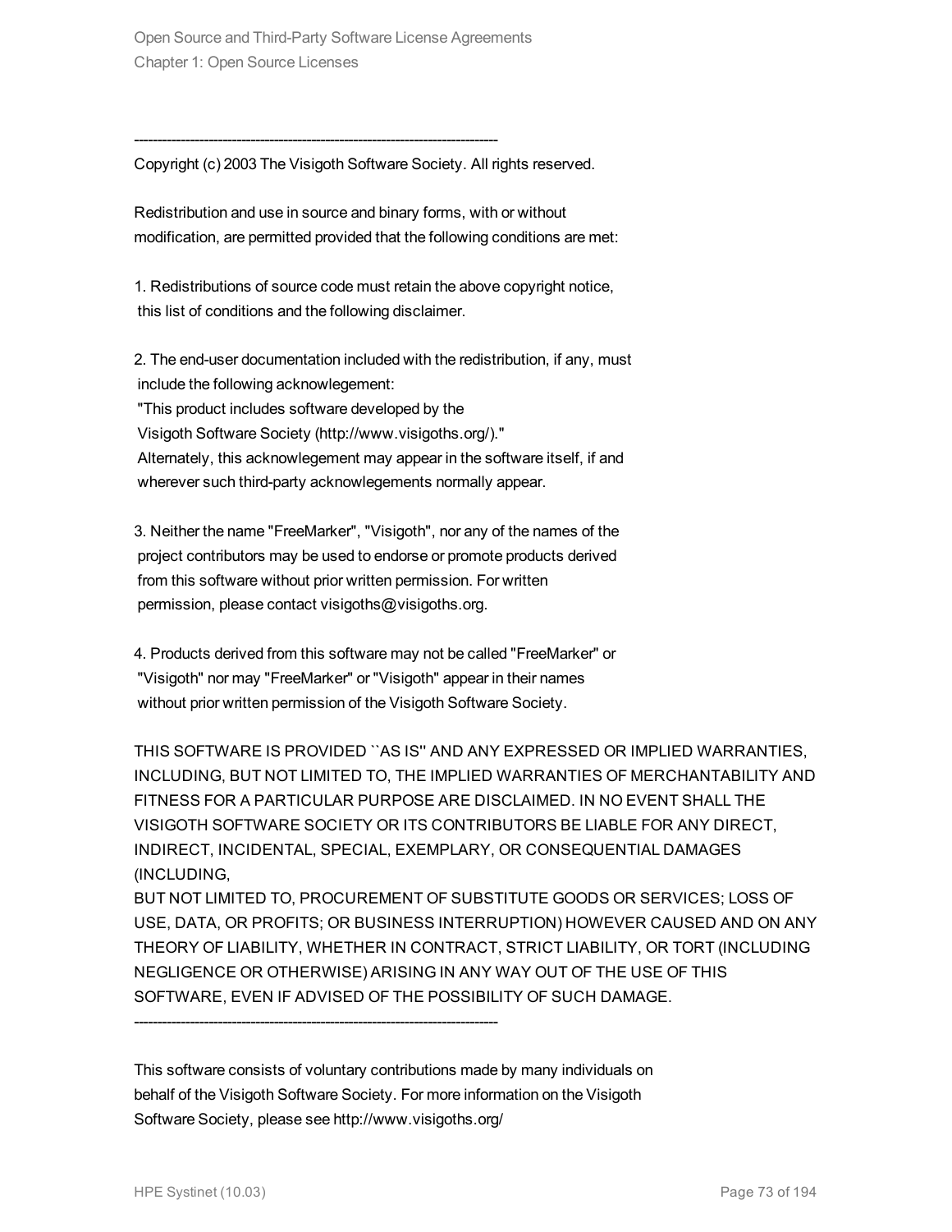------------------------------------------------------------------------------

Copyright (c) 2003 The Visigoth Software Society. All rights reserved.

Redistribution and use in source and binary forms, with or without modification, are permitted provided that the following conditions are met:

1. Redistributions of source code must retain the above copyright notice, this list of conditions and the following disclaimer.

2. The end-user documentation included with the redistribution, if any, must include the following acknowlegement:
"This product includes software developed by the Visigoth Software Society (http://www.visigoths.org/)."
Alternately, this acknowlegement may appear in the software itself, if and wherever such third-party acknowlegements normally appear.

3. Neither the name "FreeMarker", "Visigoth", nor any of the names of the project contributors may be used to endorse or promote products derived from this software without prior written permission. For written permission, please contact visigoths@visigoths.org.

4. Products derived from this software may not be called "FreeMarker" or "Visigoth" nor may "FreeMarker" or "Visigoth" appear in their names without prior written permission of the Visigoth Software Society.

THIS SOFTWARE IS PROVIDED ``AS IS'' AND ANY EXPRESSED OR IMPLIED WARRANTIES, INCLUDING, BUT NOT LIMITED TO, THE IMPLIED WARRANTIES OF MERCHANTABILITY AND FITNESS FOR A PARTICULAR PURPOSE ARE DISCLAIMED. IN NO EVENT SHALL THE VISIGOTH SOFTWARE SOCIETY OR ITS CONTRIBUTORS BE LIABLE FOR ANY DIRECT, INDIRECT, INCIDENTAL, SPECIAL, EXEMPLARY, OR CONSEQUENTIAL DAMAGES (INCLUDING,
BUT NOT LIMITED TO, PROCUREMENT OF SUBSTITUTE GOODS OR SERVICES; LOSS OF USE, DATA, OR PROFITS; OR BUSINESS INTERRUPTION) HOWEVER CAUSED AND ON ANY THEORY OF LIABILITY, WHETHER IN CONTRACT, STRICT LIABILITY, OR TORT (INCLUDING NEGLIGENCE OR OTHERWISE) ARISING IN ANY WAY OUT OF THE USE OF THIS SOFTWARE, EVEN IF ADVISED OF THE POSSIBILITY OF SUCH DAMAGE.

------------------------------------------------------------------------------

This software consists of voluntary contributions made by many individuals on behalf of the Visigoth Software Society. For more information on the Visigoth Software Society, please see http://www.visigoths.org/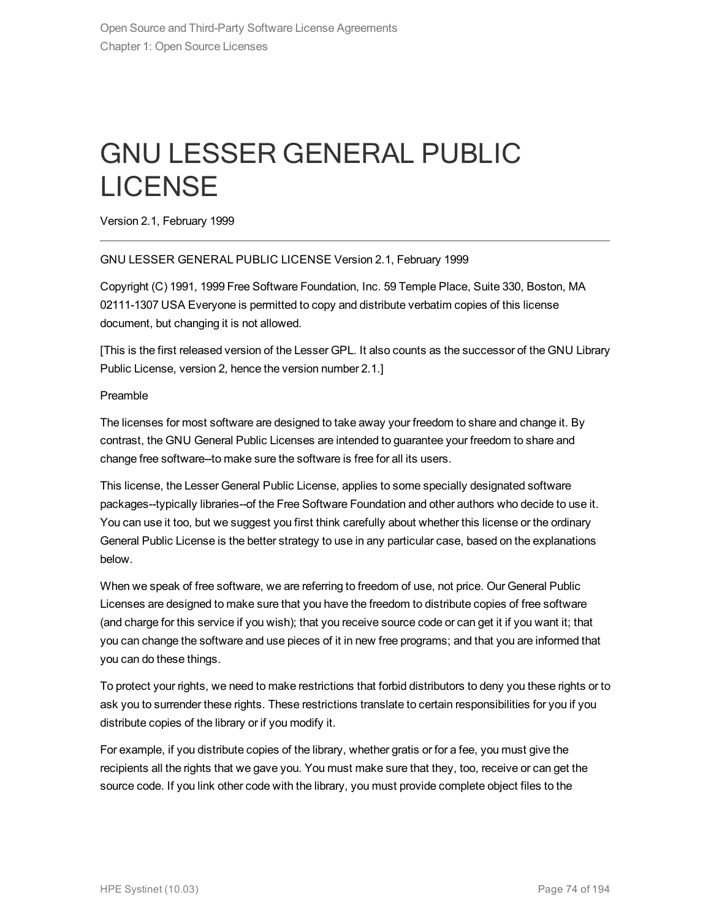# GNU LESSER GENERAL PUBLIC LICENSE

Version 2.1, February 1999

---

GNU LESSER GENERAL PUBLIC LICENSE Version 2.1, February 1999

Copyright (C) 1991, 1999 Free Software Foundation, Inc. 59 Temple Place, Suite 330, Boston, MA 02111-1307 USA Everyone is permitted to copy and distribute verbatim copies of this license document, but changing it is not allowed.

[This is the first released version of the Lesser GPL. It also counts as the successor of the GNU Library Public License, version 2, hence the version number 2.1.]

Preamble

The licenses for most software are designed to take away your freedom to share and change it. By contrast, the GNU General Public Licenses are intended to guarantee your freedom to share and change free software--to make sure the software is free for all its users.

This license, the Lesser General Public License, applies to some specially designated software packages--typically libraries--of the Free Software Foundation and other authors who decide to use it. You can use it too, but we suggest you first think carefully about whether this license or the ordinary General Public License is the better strategy to use in any particular case, based on the explanations below.

When we speak of free software, we are referring to freedom of use, not price. Our General Public Licenses are designed to make sure that you have the freedom to distribute copies of free software (and charge for this service if you wish); that you receive source code or can get it if you want it; that you can change the software and use pieces of it in new free programs; and that you are informed that you can do these things.

To protect your rights, we need to make restrictions that forbid distributors to deny you these rights or to ask you to surrender these rights. These restrictions translate to certain responsibilities for you if you distribute copies of the library or if you modify it.

For example, if you distribute copies of the library, whether gratis or for a fee, you must give the recipients all the rights that we gave you. You must make sure that they, too, receive or can get the source code. If you link other code with the library, you must provide complete object files to the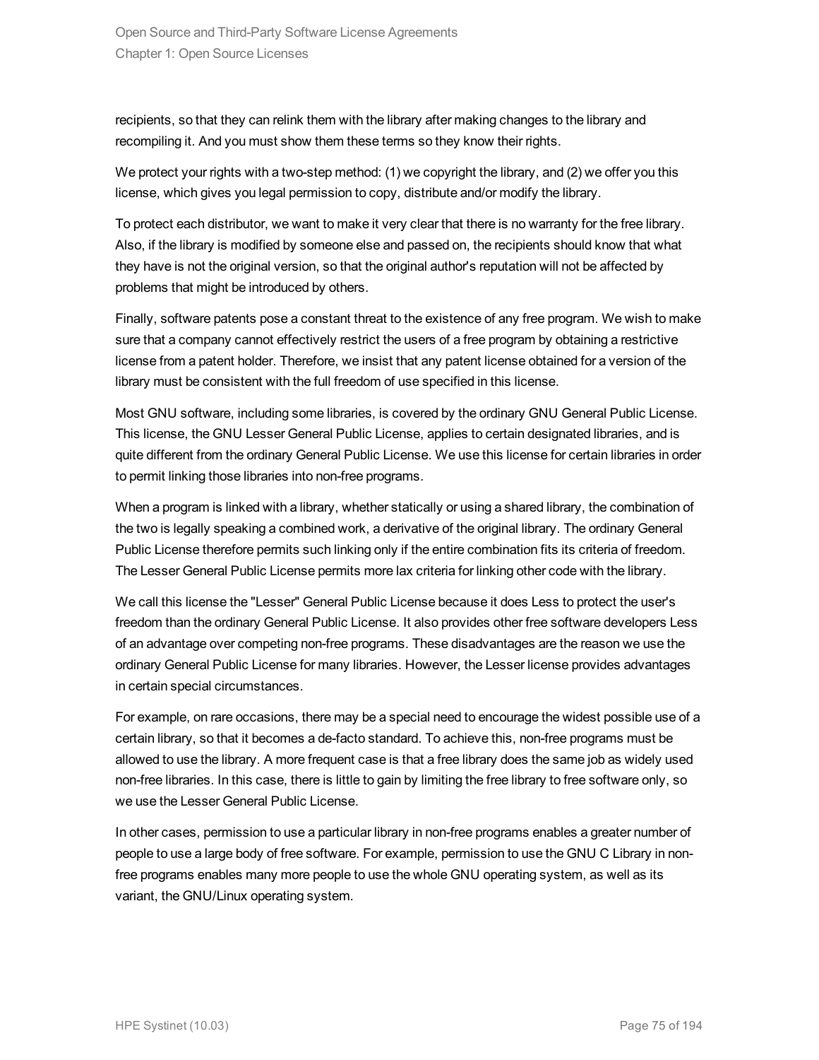recipients, so that they can relink them with the library after making changes to the library and recompiling it. And you must show them these terms so they know their rights.

We protect your rights with a two-step method: (1) we copyright the library, and (2) we offer you this license, which gives you legal permission to copy, distribute and/or modify the library.

To protect each distributor, we want to make it very clear that there is no warranty for the free library. Also, if the library is modified by someone else and passed on, the recipients should know that what they have is not the original version, so that the original author's reputation will not be affected by problems that might be introduced by others.

Finally, software patents pose a constant threat to the existence of any free program. We wish to make sure that a company cannot effectively restrict the users of a free program by obtaining a restrictive license from a patent holder. Therefore, we insist that any patent license obtained for a version of the library must be consistent with the full freedom of use specified in this license.

Most GNU software, including some libraries, is covered by the ordinary GNU General Public License. This license, the GNU Lesser General Public License, applies to certain designated libraries, and is quite different from the ordinary General Public License. We use this license for certain libraries in order to permit linking those libraries into non-free programs.

When a program is linked with a library, whether statically or using a shared library, the combination of the two is legally speaking a combined work, a derivative of the original library. The ordinary General Public License therefore permits such linking only if the entire combination fits its criteria of freedom. The Lesser General Public License permits more lax criteria for linking other code with the library.

We call this license the "Lesser" General Public License because it does Less to protect the user's freedom than the ordinary General Public License. It also provides other free software developers Less of an advantage over competing non-free programs. These disadvantages are the reason we use the ordinary General Public License for many libraries. However, the Lesser license provides advantages in certain special circumstances.

For example, on rare occasions, there may be a special need to encourage the widest possible use of a certain library, so that it becomes a de-facto standard. To achieve this, non-free programs must be allowed to use the library. A more frequent case is that a free library does the same job as widely used non-free libraries. In this case, there is little to gain by limiting the free library to free software only, so we use the Lesser General Public License.

In other cases, permission to use a particular library in non-free programs enables a greater number of people to use a large body of free software. For example, permission to use the GNU C Library in non-free programs enables many more people to use the whole GNU operating system, as well as its variant, the GNU/Linux operating system.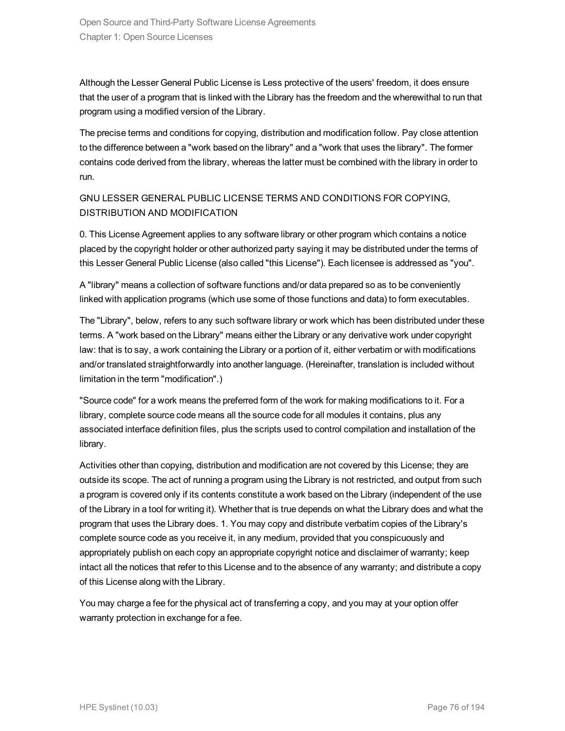Although the Lesser General Public License is Less protective of the users' freedom, it does ensure that the user of a program that is linked with the Library has the freedom and the wherewithal to run that program using a modified version of the Library.

The precise terms and conditions for copying, distribution and modification follow. Pay close attention to the difference between a "work based on the library" and a "work that uses the library". The former contains code derived from the library, whereas the latter must be combined with the library in order to run.

GNU LESSER GENERAL PUBLIC LICENSE TERMS AND CONDITIONS FOR COPYING, DISTRIBUTION AND MODIFICATION

0. This License Agreement applies to any software library or other program which contains a notice placed by the copyright holder or other authorized party saying it may be distributed under the terms of this Lesser General Public License (also called "this License"). Each licensee is addressed as "you".

A "library" means a collection of software functions and/or data prepared so as to be conveniently linked with application programs (which use some of those functions and data) to form executables.

The "Library", below, refers to any such software library or work which has been distributed under these terms. A "work based on the Library" means either the Library or any derivative work under copyright law: that is to say, a work containing the Library or a portion of it, either verbatim or with modifications and/or translated straightforwardly into another language. (Hereinafter, translation is included without limitation in the term "modification".)

"Source code" for a work means the preferred form of the work for making modifications to it. For a library, complete source code means all the source code for all modules it contains, plus any associated interface definition files, plus the scripts used to control compilation and installation of the library.

Activities other than copying, distribution and modification are not covered by this License; they are outside its scope. The act of running a program using the Library is not restricted, and output from such a program is covered only if its contents constitute a work based on the Library (independent of the use of the Library in a tool for writing it). Whether that is true depends on what the Library does and what the program that uses the Library does. 1. You may copy and distribute verbatim copies of the Library's complete source code as you receive it, in any medium, provided that you conspicuously and appropriately publish on each copy an appropriate copyright notice and disclaimer of warranty; keep intact all the notices that refer to this License and to the absence of any warranty; and distribute a copy of this License along with the Library.

You may charge a fee for the physical act of transferring a copy, and you may at your option offer warranty protection in exchange for a fee.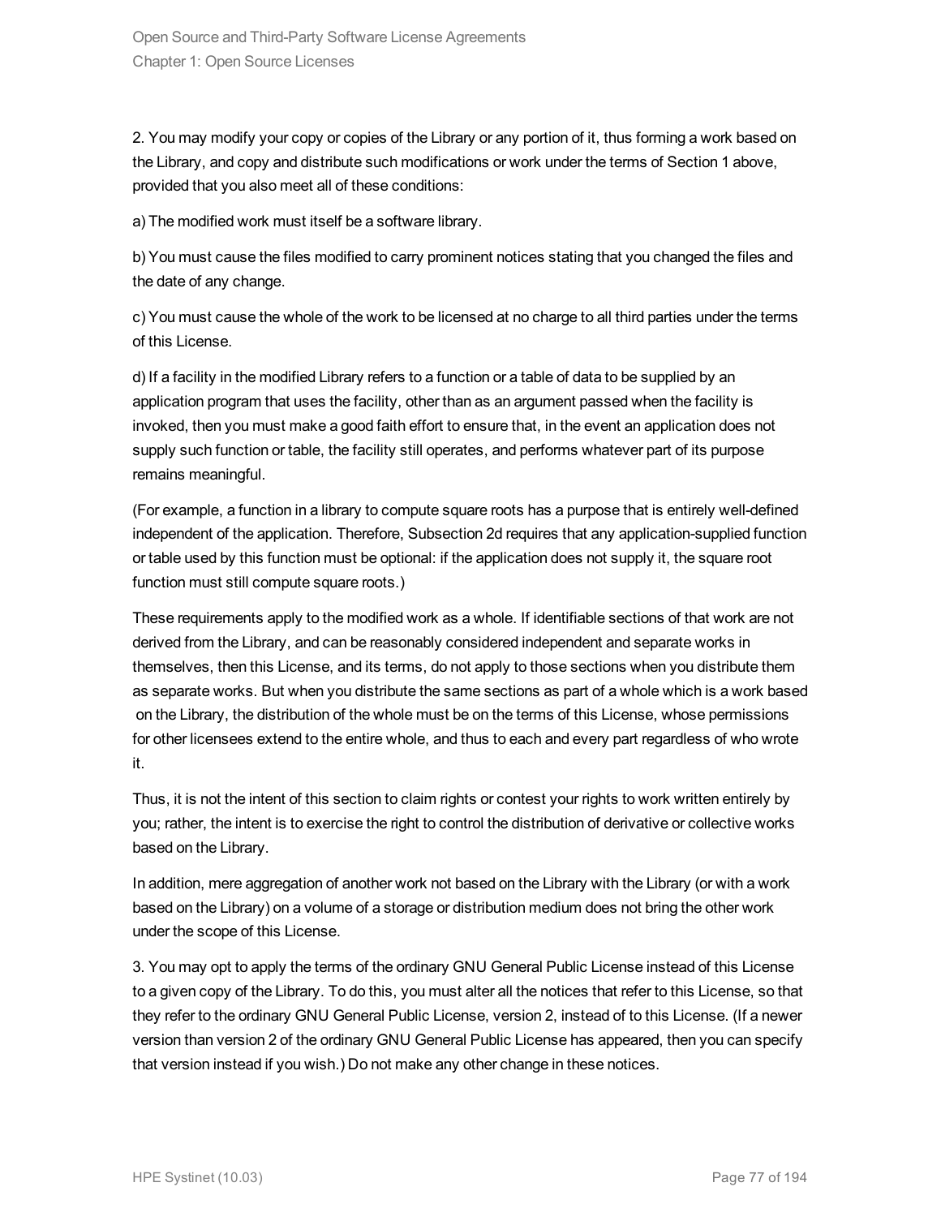2. You may modify your copy or copies of the Library or any portion of it, thus forming a work based on the Library, and copy and distribute such modifications or work under the terms of Section 1 above, provided that you also meet all of these conditions:

a) The modified work must itself be a software library.

b) You must cause the files modified to carry prominent notices stating that you changed the files and the date of any change.

c) You must cause the whole of the work to be licensed at no charge to all third parties under the terms of this License.

d) If a facility in the modified Library refers to a function or a table of data to be supplied by an application program that uses the facility, other than as an argument passed when the facility is invoked, then you must make a good faith effort to ensure that, in the event an application does not supply such function or table, the facility still operates, and performs whatever part of its purpose remains meaningful.

(For example, a function in a library to compute square roots has a purpose that is entirely well-defined independent of the application. Therefore, Subsection 2d requires that any application-supplied function or table used by this function must be optional: if the application does not supply it, the square root function must still compute square roots.)

These requirements apply to the modified work as a whole. If identifiable sections of that work are not derived from the Library, and can be reasonably considered independent and separate works in themselves, then this License, and its terms, do not apply to those sections when you distribute them as separate works. But when you distribute the same sections as part of a whole which is a work based on the Library, the distribution of the whole must be on the terms of this License, whose permissions for other licensees extend to the entire whole, and thus to each and every part regardless of who wrote it.

Thus, it is not the intent of this section to claim rights or contest your rights to work written entirely by you; rather, the intent is to exercise the right to control the distribution of derivative or collective works based on the Library.

In addition, mere aggregation of another work not based on the Library with the Library (or with a work based on the Library) on a volume of a storage or distribution medium does not bring the other work under the scope of this License.

3. You may opt to apply the terms of the ordinary GNU General Public License instead of this License to a given copy of the Library. To do this, you must alter all the notices that refer to this License, so that they refer to the ordinary GNU General Public License, version 2, instead of to this License. (If a newer version than version 2 of the ordinary GNU General Public License has appeared, then you can specify that version instead if you wish.) Do not make any other change in these notices.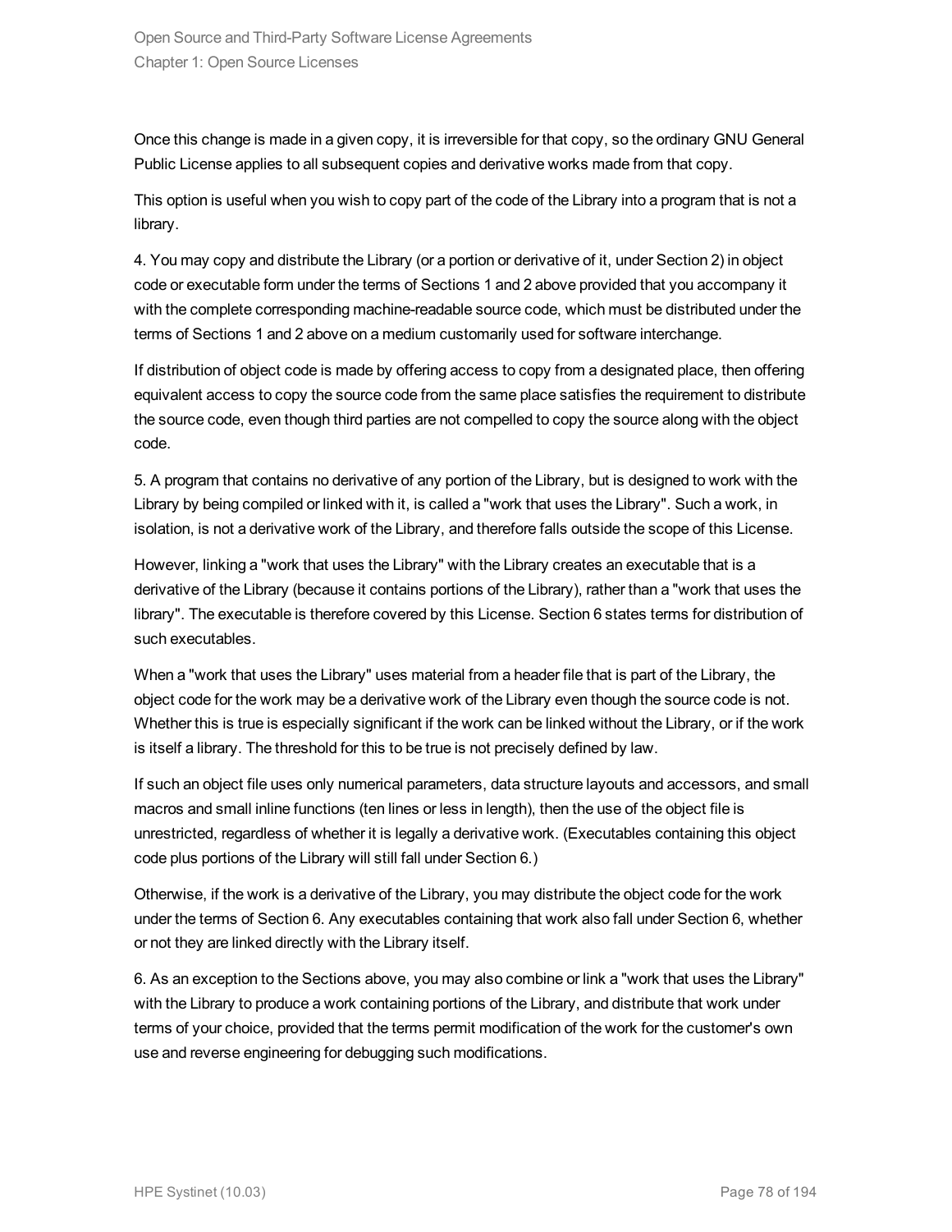Once this change is made in a given copy, it is irreversible for that copy, so the ordinary GNU General Public License applies to all subsequent copies and derivative works made from that copy.

This option is useful when you wish to copy part of the code of the Library into a program that is not a library.

4. You may copy and distribute the Library (or a portion or derivative of it, under Section 2) in object code or executable form under the terms of Sections 1 and 2 above provided that you accompany it with the complete corresponding machine-readable source code, which must be distributed under the terms of Sections 1 and 2 above on a medium customarily used for software interchange.

If distribution of object code is made by offering access to copy from a designated place, then offering equivalent access to copy the source code from the same place satisfies the requirement to distribute the source code, even though third parties are not compelled to copy the source along with the object code.

5. A program that contains no derivative of any portion of the Library, but is designed to work with the Library by being compiled or linked with it, is called a "work that uses the Library". Such a work, in isolation, is not a derivative work of the Library, and therefore falls outside the scope of this License.

However, linking a "work that uses the Library" with the Library creates an executable that is a derivative of the Library (because it contains portions of the Library), rather than a "work that uses the library". The executable is therefore covered by this License. Section 6 states terms for distribution of such executables.

When a "work that uses the Library" uses material from a header file that is part of the Library, the object code for the work may be a derivative work of the Library even though the source code is not. Whether this is true is especially significant if the work can be linked without the Library, or if the work is itself a library. The threshold for this to be true is not precisely defined by law.

If such an object file uses only numerical parameters, data structure layouts and accessors, and small macros and small inline functions (ten lines or less in length), then the use of the object file is unrestricted, regardless of whether it is legally a derivative work. (Executables containing this object code plus portions of the Library will still fall under Section 6.)

Otherwise, if the work is a derivative of the Library, you may distribute the object code for the work under the terms of Section 6. Any executables containing that work also fall under Section 6, whether or not they are linked directly with the Library itself.

6. As an exception to the Sections above, you may also combine or link a "work that uses the Library" with the Library to produce a work containing portions of the Library, and distribute that work under terms of your choice, provided that the terms permit modification of the work for the customer's own use and reverse engineering for debugging such modifications.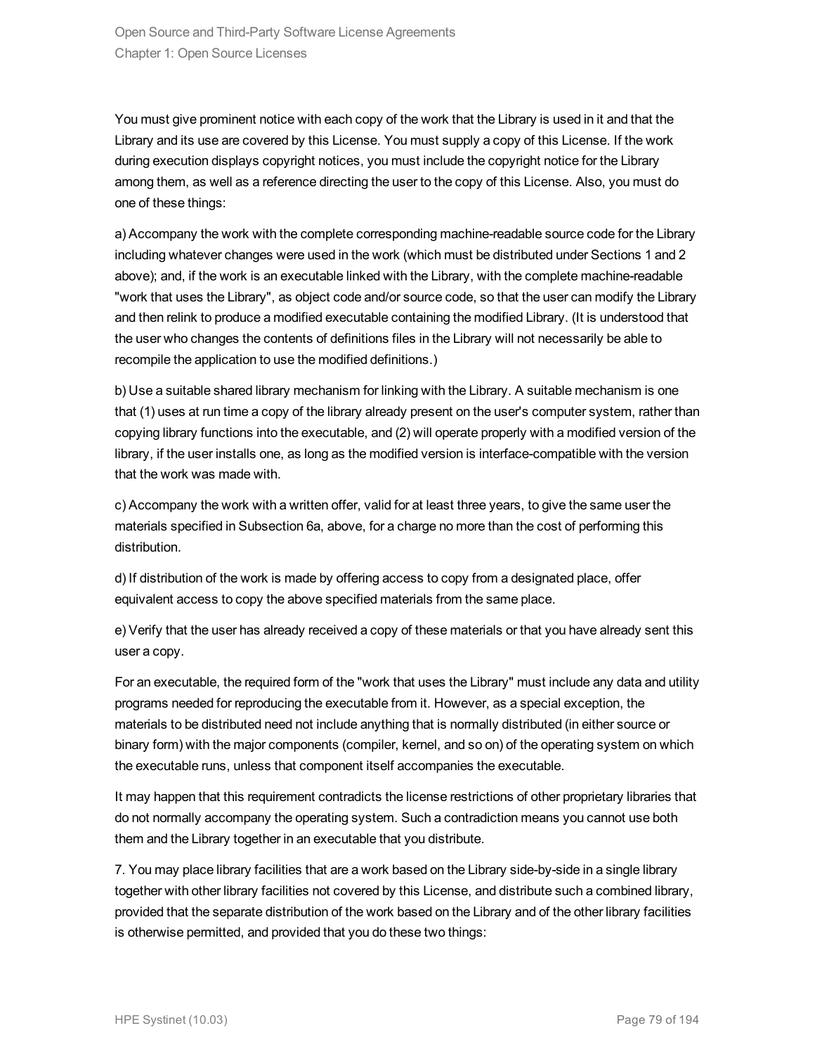You must give prominent notice with each copy of the work that the Library is used in it and that the Library and its use are covered by this License. You must supply a copy of this License. If the work during execution displays copyright notices, you must include the copyright notice for the Library among them, as well as a reference directing the user to the copy of this License. Also, you must do one of these things:

a) Accompany the work with the complete corresponding machine-readable source code for the Library including whatever changes were used in the work (which must be distributed under Sections 1 and 2 above); and, if the work is an executable linked with the Library, with the complete machine-readable "work that uses the Library", as object code and/or source code, so that the user can modify the Library and then relink to produce a modified executable containing the modified Library. (It is understood that the user who changes the contents of definitions files in the Library will not necessarily be able to recompile the application to use the modified definitions.)

b) Use a suitable shared library mechanism for linking with the Library. A suitable mechanism is one that (1) uses at run time a copy of the library already present on the user's computer system, rather than copying library functions into the executable, and (2) will operate properly with a modified version of the library, if the user installs one, as long as the modified version is interface-compatible with the version that the work was made with.

c) Accompany the work with a written offer, valid for at least three years, to give the same user the materials specified in Subsection 6a, above, for a charge no more than the cost of performing this distribution.

d) If distribution of the work is made by offering access to copy from a designated place, offer equivalent access to copy the above specified materials from the same place.

e) Verify that the user has already received a copy of these materials or that you have already sent this user a copy.

For an executable, the required form of the "work that uses the Library" must include any data and utility programs needed for reproducing the executable from it. However, as a special exception, the materials to be distributed need not include anything that is normally distributed (in either source or binary form) with the major components (compiler, kernel, and so on) of the operating system on which the executable runs, unless that component itself accompanies the executable.

It may happen that this requirement contradicts the license restrictions of other proprietary libraries that do not normally accompany the operating system. Such a contradiction means you cannot use both them and the Library together in an executable that you distribute.

7. You may place library facilities that are a work based on the Library side-by-side in a single library together with other library facilities not covered by this License, and distribute such a combined library, provided that the separate distribution of the work based on the Library and of the other library facilities is otherwise permitted, and provided that you do these two things: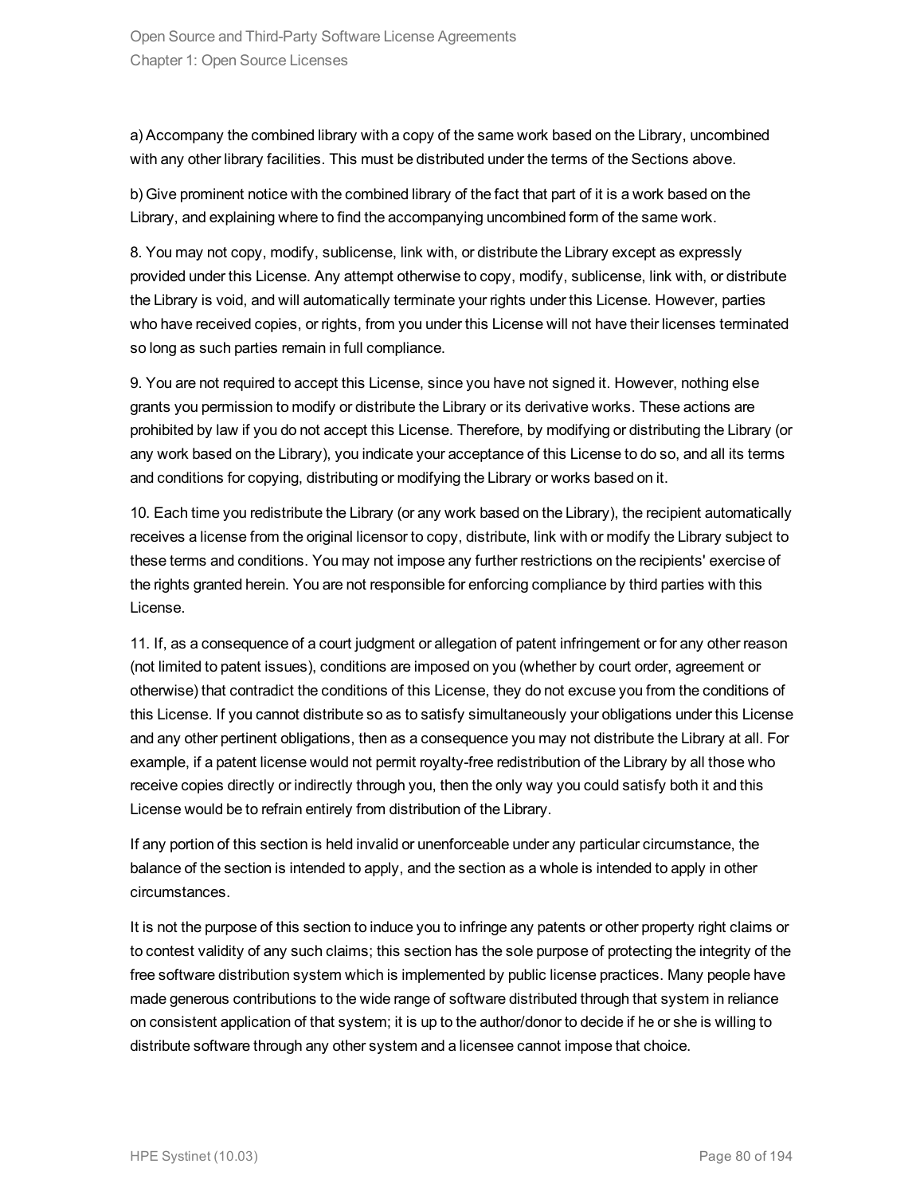a) Accompany the combined library with a copy of the same work based on the Library, uncombined with any other library facilities. This must be distributed under the terms of the Sections above.

b) Give prominent notice with the combined library of the fact that part of it is a work based on the Library, and explaining where to find the accompanying uncombined form of the same work.

8. You may not copy, modify, sublicense, link with, or distribute the Library except as expressly provided under this License. Any attempt otherwise to copy, modify, sublicense, link with, or distribute the Library is void, and will automatically terminate your rights under this License. However, parties who have received copies, or rights, from you under this License will not have their licenses terminated so long as such parties remain in full compliance.

9. You are not required to accept this License, since you have not signed it. However, nothing else grants you permission to modify or distribute the Library or its derivative works. These actions are prohibited by law if you do not accept this License. Therefore, by modifying or distributing the Library (or any work based on the Library), you indicate your acceptance of this License to do so, and all its terms and conditions for copying, distributing or modifying the Library or works based on it.

10. Each time you redistribute the Library (or any work based on the Library), the recipient automatically receives a license from the original licensor to copy, distribute, link with or modify the Library subject to these terms and conditions. You may not impose any further restrictions on the recipients' exercise of the rights granted herein. You are not responsible for enforcing compliance by third parties with this License.

11. If, as a consequence of a court judgment or allegation of patent infringement or for any other reason (not limited to patent issues), conditions are imposed on you (whether by court order, agreement or otherwise) that contradict the conditions of this License, they do not excuse you from the conditions of this License. If you cannot distribute so as to satisfy simultaneously your obligations under this License and any other pertinent obligations, then as a consequence you may not distribute the Library at all. For example, if a patent license would not permit royalty-free redistribution of the Library by all those who receive copies directly or indirectly through you, then the only way you could satisfy both it and this License would be to refrain entirely from distribution of the Library.

If any portion of this section is held invalid or unenforceable under any particular circumstance, the balance of the section is intended to apply, and the section as a whole is intended to apply in other circumstances.

It is not the purpose of this section to induce you to infringe any patents or other property right claims or to contest validity of any such claims; this section has the sole purpose of protecting the integrity of the free software distribution system which is implemented by public license practices. Many people have made generous contributions to the wide range of software distributed through that system in reliance on consistent application of that system; it is up to the author/donor to decide if he or she is willing to distribute software through any other system and a licensee cannot impose that choice.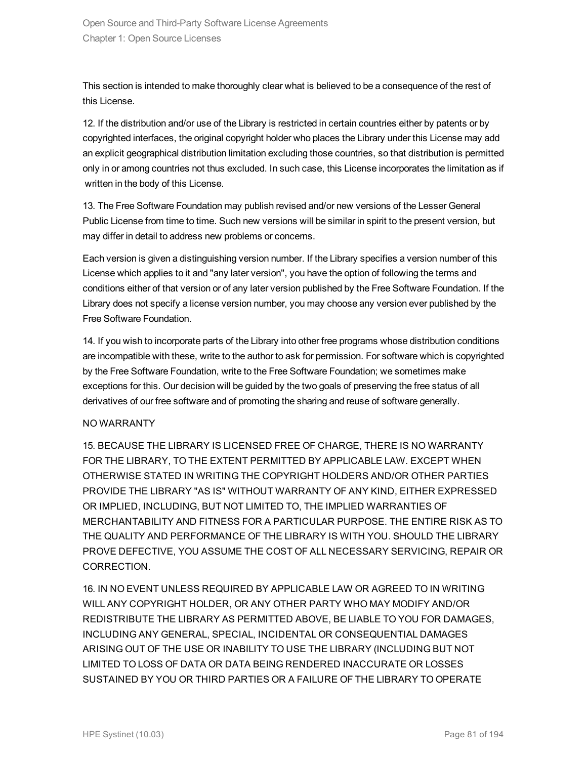This section is intended to make thoroughly clear what is believed to be a consequence of the rest of this License.

12. If the distribution and/or use of the Library is restricted in certain countries either by patents or by copyrighted interfaces, the original copyright holder who places the Library under this License may add an explicit geographical distribution limitation excluding those countries, so that distribution is permitted only in or among countries not thus excluded. In such case, this License incorporates the limitation as if written in the body of this License.

13. The Free Software Foundation may publish revised and/or new versions of the Lesser General Public License from time to time. Such new versions will be similar in spirit to the present version, but may differ in detail to address new problems or concerns.

Each version is given a distinguishing version number. If the Library specifies a version number of this License which applies to it and "any later version", you have the option of following the terms and conditions either of that version or of any later version published by the Free Software Foundation. If the Library does not specify a license version number, you may choose any version ever published by the Free Software Foundation.

14. If you wish to incorporate parts of the Library into other free programs whose distribution conditions are incompatible with these, write to the author to ask for permission. For software which is copyrighted by the Free Software Foundation, write to the Free Software Foundation; we sometimes make exceptions for this. Our decision will be guided by the two goals of preserving the free status of all derivatives of our free software and of promoting the sharing and reuse of software generally.

NO WARRANTY

15. BECAUSE THE LIBRARY IS LICENSED FREE OF CHARGE, THERE IS NO WARRANTY FOR THE LIBRARY, TO THE EXTENT PERMITTED BY APPLICABLE LAW. EXCEPT WHEN OTHERWISE STATED IN WRITING THE COPYRIGHT HOLDERS AND/OR OTHER PARTIES PROVIDE THE LIBRARY "AS IS" WITHOUT WARRANTY OF ANY KIND, EITHER EXPRESSED OR IMPLIED, INCLUDING, BUT NOT LIMITED TO, THE IMPLIED WARRANTIES OF MERCHANTABILITY AND FITNESS FOR A PARTICULAR PURPOSE. THE ENTIRE RISK AS TO THE QUALITY AND PERFORMANCE OF THE LIBRARY IS WITH YOU. SHOULD THE LIBRARY PROVE DEFECTIVE, YOU ASSUME THE COST OF ALL NECESSARY SERVICING, REPAIR OR CORRECTION.

16. IN NO EVENT UNLESS REQUIRED BY APPLICABLE LAW OR AGREED TO IN WRITING WILL ANY COPYRIGHT HOLDER, OR ANY OTHER PARTY WHO MAY MODIFY AND/OR REDISTRIBUTE THE LIBRARY AS PERMITTED ABOVE, BE LIABLE TO YOU FOR DAMAGES, INCLUDING ANY GENERAL, SPECIAL, INCIDENTAL OR CONSEQUENTIAL DAMAGES ARISING OUT OF THE USE OR INABILITY TO USE THE LIBRARY (INCLUDING BUT NOT LIMITED TO LOSS OF DATA OR DATA BEING RENDERED INACCURATE OR LOSSES SUSTAINED BY YOU OR THIRD PARTIES OR A FAILURE OF THE LIBRARY TO OPERATE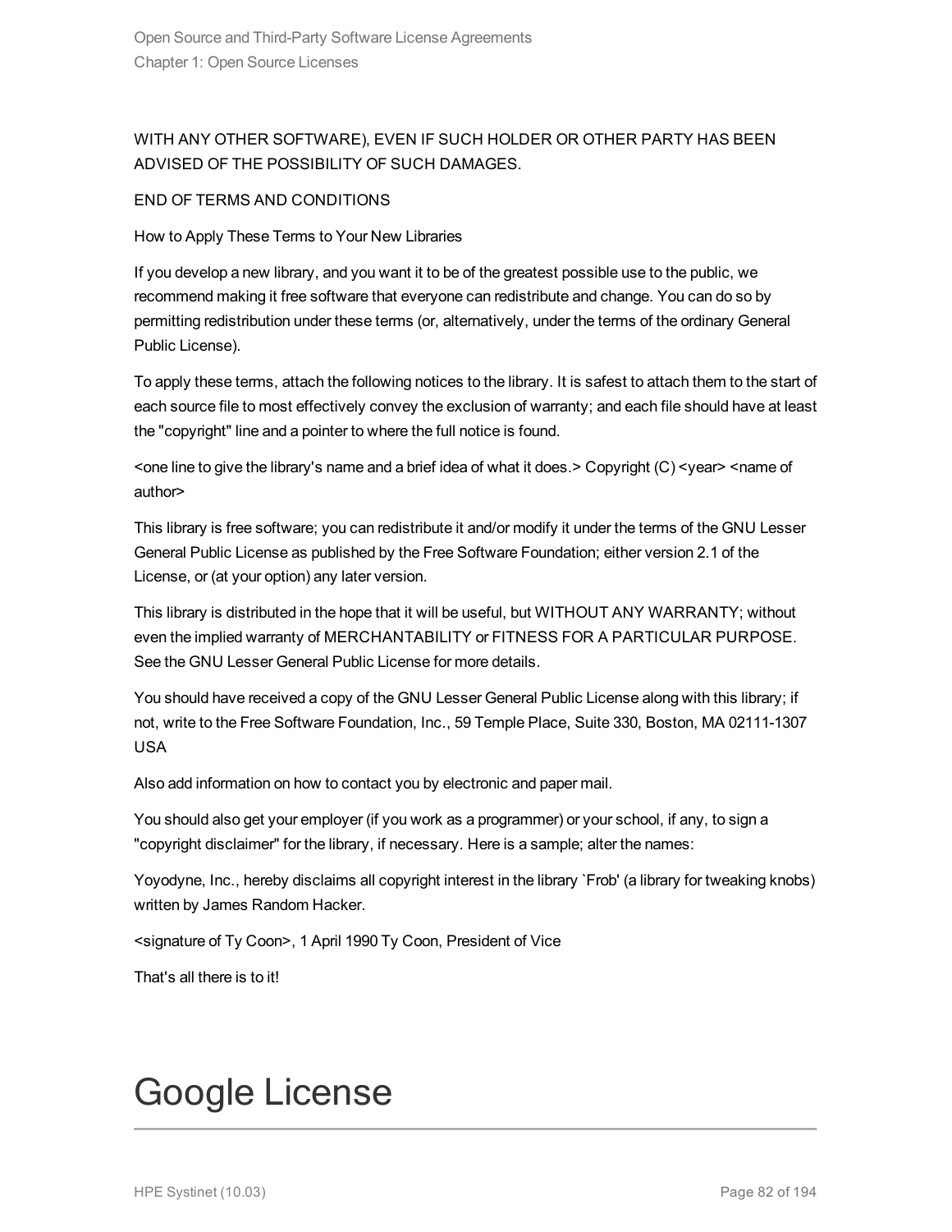WITH ANY OTHER SOFTWARE), EVEN IF SUCH HOLDER OR OTHER PARTY HAS BEEN ADVISED OF THE POSSIBILITY OF SUCH DAMAGES.

END OF TERMS AND CONDITIONS

How to Apply These Terms to Your New Libraries

If you develop a new library, and you want it to be of the greatest possible use to the public, we recommend making it free software that everyone can redistribute and change. You can do so by permitting redistribution under these terms (or, alternatively, under the terms of the ordinary General Public License).

To apply these terms, attach the following notices to the library. It is safest to attach them to the start of each source file to most effectively convey the exclusion of warranty; and each file should have at least the "copyright" line and a pointer to where the full notice is found.

<one line to give the library's name and a brief idea of what it does.> Copyright (C) <year> <name of author>

This library is free software; you can redistribute it and/or modify it under the terms of the GNU Lesser General Public License as published by the Free Software Foundation; either version 2.1 of the License, or (at your option) any later version.

This library is distributed in the hope that it will be useful, but WITHOUT ANY WARRANTY; without even the implied warranty of MERCHANTABILITY or FITNESS FOR A PARTICULAR PURPOSE. See the GNU Lesser General Public License for more details.

You should have received a copy of the GNU Lesser General Public License along with this library; if not, write to the Free Software Foundation, Inc., 59 Temple Place, Suite 330, Boston, MA 02111-1307 USA

Also add information on how to contact you by electronic and paper mail.

You should also get your employer (if you work as a programmer) or your school, if any, to sign a "copyright disclaimer" for the library, if necessary. Here is a sample; alter the names:

Yoyodyne, Inc., hereby disclaims all copyright interest in the library `Frob' (a library for tweaking knobs) written by James Random Hacker.

<signature of Ty Coon>, 1 April 1990 Ty Coon, President of Vice

That's all there is to it!

# Google License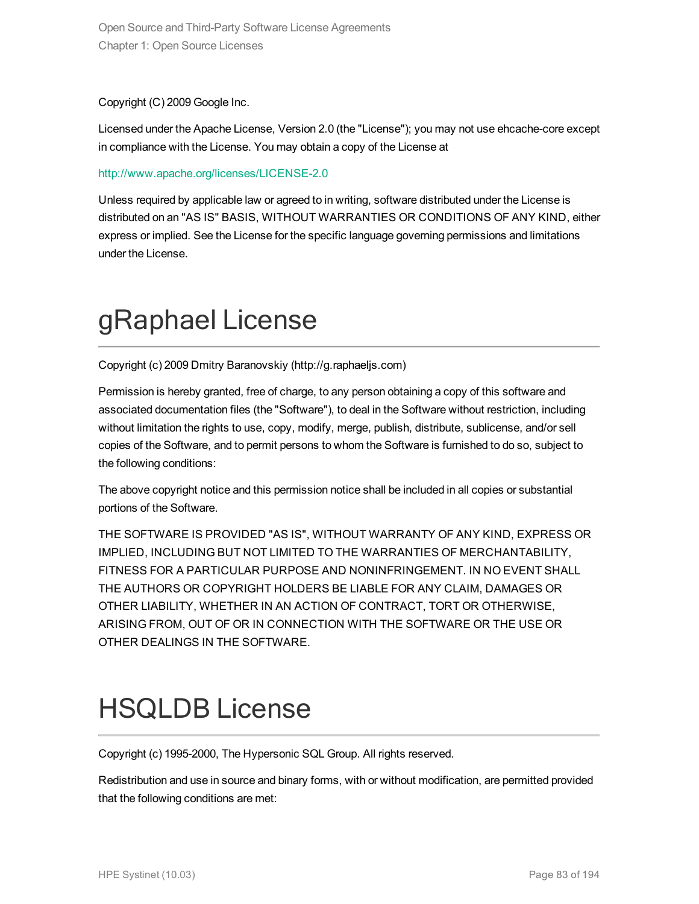Copyright (C) 2009 Google Inc.

Licensed under the Apache License, Version 2.0 (the "License"); you may not use ehcache-core except in compliance with the License. You may obtain a copy of the License at

http://www.apache.org/licenses/LICENSE-2.0

Unless required by applicable law or agreed to in writing, software distributed under the License is distributed on an "AS IS" BASIS, WITHOUT WARRANTIES OR CONDITIONS OF ANY KIND, either express or implied. See the License for the specific language governing permissions and limitations under the License.

# gRaphael License

Copyright (c) 2009 Dmitry Baranovskiy (http://g.raphaeljs.com)

Permission is hereby granted, free of charge, to any person obtaining a copy of this software and associated documentation files (the "Software"), to deal in the Software without restriction, including without limitation the rights to use, copy, modify, merge, publish, distribute, sublicense, and/or sell copies of the Software, and to permit persons to whom the Software is furnished to do so, subject to the following conditions:

The above copyright notice and this permission notice shall be included in all copies or substantial portions of the Software.

THE SOFTWARE IS PROVIDED "AS IS", WITHOUT WARRANTY OF ANY KIND, EXPRESS OR IMPLIED, INCLUDING BUT NOT LIMITED TO THE WARRANTIES OF MERCHANTABILITY, FITNESS FOR A PARTICULAR PURPOSE AND NONINFRINGEMENT. IN NO EVENT SHALL THE AUTHORS OR COPYRIGHT HOLDERS BE LIABLE FOR ANY CLAIM, DAMAGES OR OTHER LIABILITY, WHETHER IN AN ACTION OF CONTRACT, TORT OR OTHERWISE, ARISING FROM, OUT OF OR IN CONNECTION WITH THE SOFTWARE OR THE USE OR OTHER DEALINGS IN THE SOFTWARE.

# HSQLDB License

Copyright (c) 1995-2000, The Hypersonic SQL Group. All rights reserved.

Redistribution and use in source and binary forms, with or without modification, are permitted provided that the following conditions are met: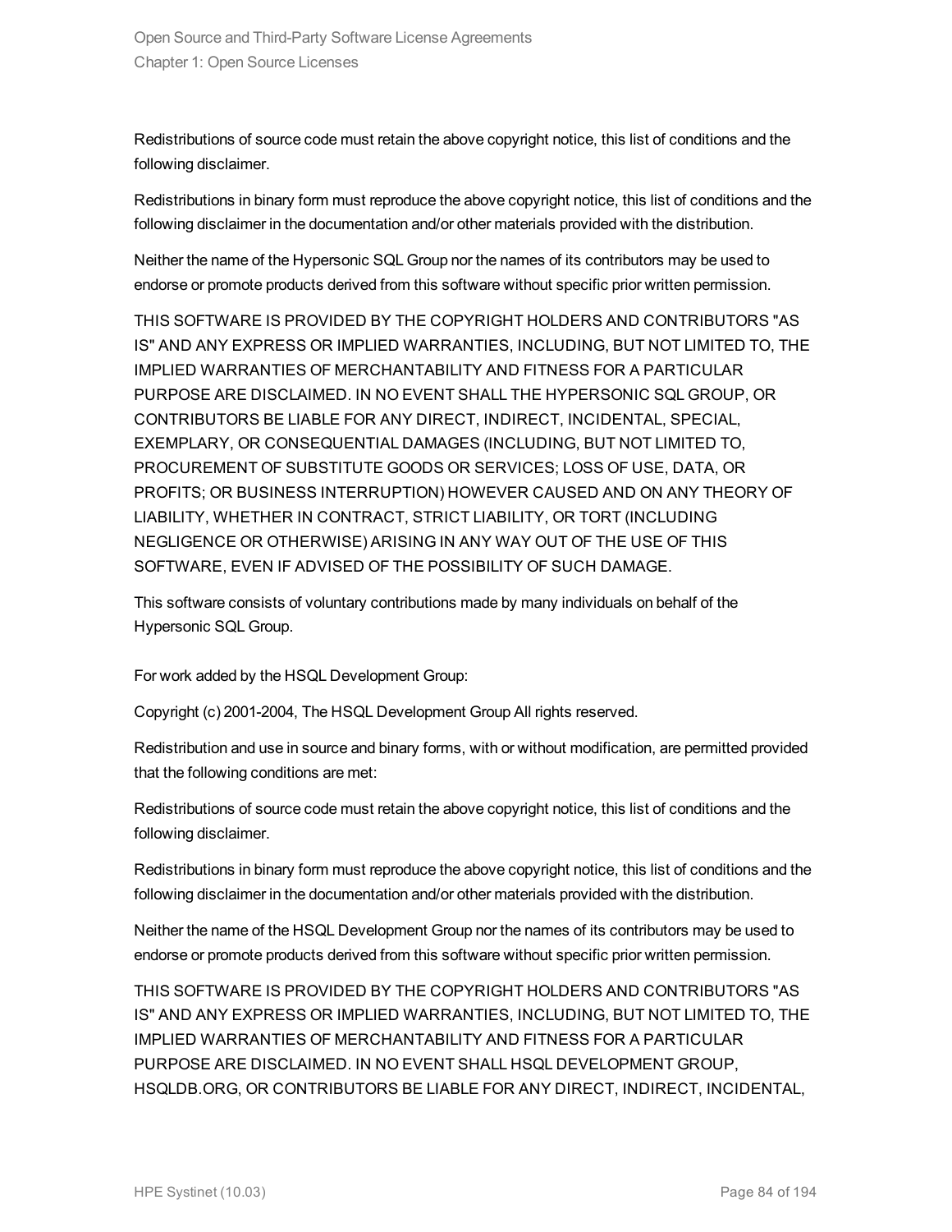Redistributions of source code must retain the above copyright notice, this list of conditions and the following disclaimer.

Redistributions in binary form must reproduce the above copyright notice, this list of conditions and the following disclaimer in the documentation and/or other materials provided with the distribution.

Neither the name of the Hypersonic SQL Group nor the names of its contributors may be used to endorse or promote products derived from this software without specific prior written permission.

THIS SOFTWARE IS PROVIDED BY THE COPYRIGHT HOLDERS AND CONTRIBUTORS "AS IS" AND ANY EXPRESS OR IMPLIED WARRANTIES, INCLUDING, BUT NOT LIMITED TO, THE IMPLIED WARRANTIES OF MERCHANTABILITY AND FITNESS FOR A PARTICULAR PURPOSE ARE DISCLAIMED. IN NO EVENT SHALL THE HYPERSONIC SQL GROUP, OR CONTRIBUTORS BE LIABLE FOR ANY DIRECT, INDIRECT, INCIDENTAL, SPECIAL, EXEMPLARY, OR CONSEQUENTIAL DAMAGES (INCLUDING, BUT NOT LIMITED TO, PROCUREMENT OF SUBSTITUTE GOODS OR SERVICES; LOSS OF USE, DATA, OR PROFITS; OR BUSINESS INTERRUPTION) HOWEVER CAUSED AND ON ANY THEORY OF LIABILITY, WHETHER IN CONTRACT, STRICT LIABILITY, OR TORT (INCLUDING NEGLIGENCE OR OTHERWISE) ARISING IN ANY WAY OUT OF THE USE OF THIS SOFTWARE, EVEN IF ADVISED OF THE POSSIBILITY OF SUCH DAMAGE.

This software consists of voluntary contributions made by many individuals on behalf of the Hypersonic SQL Group.

For work added by the HSQL Development Group:

Copyright (c) 2001-2004, The HSQL Development Group All rights reserved.

Redistribution and use in source and binary forms, with or without modification, are permitted provided that the following conditions are met:

Redistributions of source code must retain the above copyright notice, this list of conditions and the following disclaimer.

Redistributions in binary form must reproduce the above copyright notice, this list of conditions and the following disclaimer in the documentation and/or other materials provided with the distribution.

Neither the name of the HSQL Development Group nor the names of its contributors may be used to endorse or promote products derived from this software without specific prior written permission.

THIS SOFTWARE IS PROVIDED BY THE COPYRIGHT HOLDERS AND CONTRIBUTORS "AS IS" AND ANY EXPRESS OR IMPLIED WARRANTIES, INCLUDING, BUT NOT LIMITED TO, THE IMPLIED WARRANTIES OF MERCHANTABILITY AND FITNESS FOR A PARTICULAR PURPOSE ARE DISCLAIMED. IN NO EVENT SHALL HSQL DEVELOPMENT GROUP, HSQLDB.ORG, OR CONTRIBUTORS BE LIABLE FOR ANY DIRECT, INDIRECT, INCIDENTAL,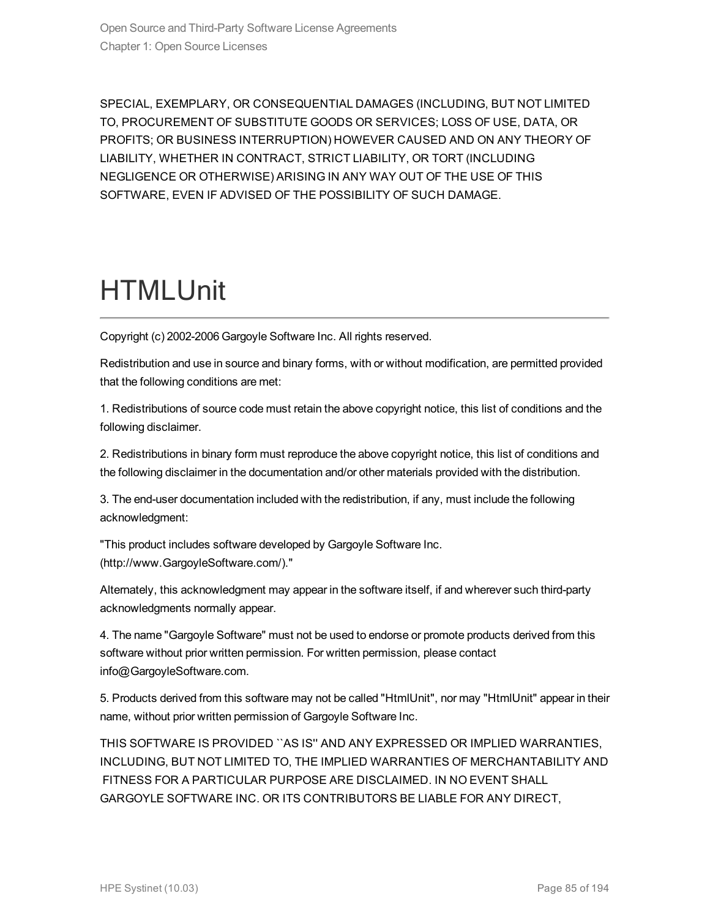SPECIAL, EXEMPLARY, OR CONSEQUENTIAL DAMAGES (INCLUDING, BUT NOT LIMITED TO, PROCUREMENT OF SUBSTITUTE GOODS OR SERVICES; LOSS OF USE, DATA, OR PROFITS; OR BUSINESS INTERRUPTION) HOWEVER CAUSED AND ON ANY THEORY OF LIABILITY, WHETHER IN CONTRACT, STRICT LIABILITY, OR TORT (INCLUDING NEGLIGENCE OR OTHERWISE) ARISING IN ANY WAY OUT OF THE USE OF THIS SOFTWARE, EVEN IF ADVISED OF THE POSSIBILITY OF SUCH DAMAGE.

# HTMLUnit

Copyright (c) 2002-2006 Gargoyle Software Inc. All rights reserved.

Redistribution and use in source and binary forms, with or without modification, are permitted provided that the following conditions are met:

1. Redistributions of source code must retain the above copyright notice, this list of conditions and the following disclaimer.

2. Redistributions in binary form must reproduce the above copyright notice, this list of conditions and the following disclaimer in the documentation and/or other materials provided with the distribution.

3. The end-user documentation included with the redistribution, if any, must include the following acknowledgment:

"This product includes software developed by Gargoyle Software Inc. (http://www.GargoyleSoftware.com/)."

Alternately, this acknowledgment may appear in the software itself, if and wherever such third-party acknowledgments normally appear.

4. The name "Gargoyle Software" must not be used to endorse or promote products derived from this software without prior written permission. For written permission, please contact info@GargoyleSoftware.com.

5. Products derived from this software may not be called "HtmlUnit", nor may "HtmlUnit" appear in their name, without prior written permission of Gargoyle Software Inc.

THIS SOFTWARE IS PROVIDED ``AS IS'' AND ANY EXPRESSED OR IMPLIED WARRANTIES, INCLUDING, BUT NOT LIMITED TO, THE IMPLIED WARRANTIES OF MERCHANTABILITY AND FITNESS FOR A PARTICULAR PURPOSE ARE DISCLAIMED. IN NO EVENT SHALL GARGOYLE SOFTWARE INC. OR ITS CONTRIBUTORS BE LIABLE FOR ANY DIRECT,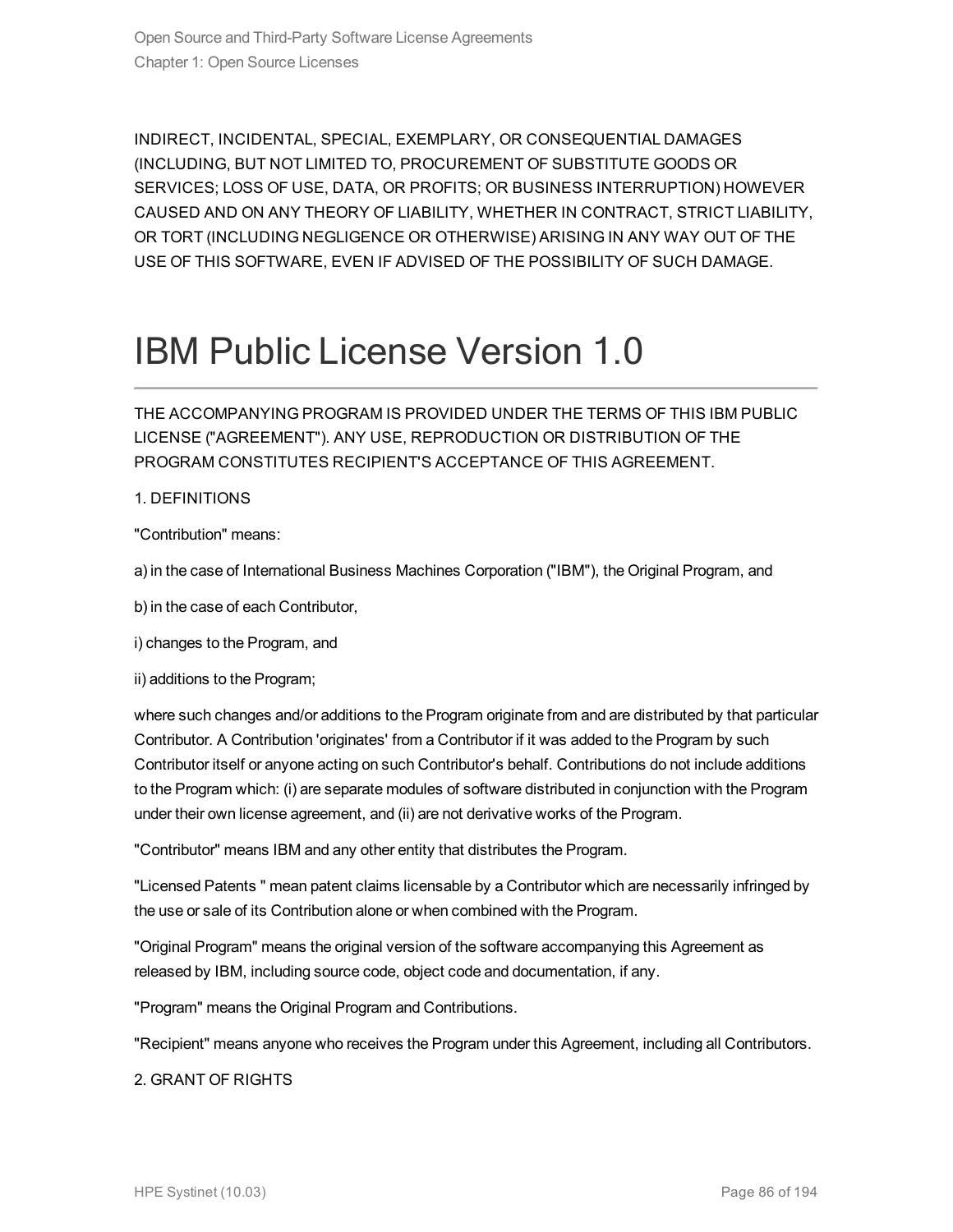INDIRECT, INCIDENTAL, SPECIAL, EXEMPLARY, OR CONSEQUENTIAL DAMAGES (INCLUDING, BUT NOT LIMITED TO, PROCUREMENT OF SUBSTITUTE GOODS OR SERVICES; LOSS OF USE, DATA, OR PROFITS; OR BUSINESS INTERRUPTION) HOWEVER CAUSED AND ON ANY THEORY OF LIABILITY, WHETHER IN CONTRACT, STRICT LIABILITY, OR TORT (INCLUDING NEGLIGENCE OR OTHERWISE) ARISING IN ANY WAY OUT OF THE USE OF THIS SOFTWARE, EVEN IF ADVISED OF THE POSSIBILITY OF SUCH DAMAGE.

# IBM Public License Version 1.0

THE ACCOMPANYING PROGRAM IS PROVIDED UNDER THE TERMS OF THIS IBM PUBLIC LICENSE ("AGREEMENT"). ANY USE, REPRODUCTION OR DISTRIBUTION OF THE PROGRAM CONSTITUTES RECIPIENT'S ACCEPTANCE OF THIS AGREEMENT.

1. DEFINITIONS

"Contribution" means:

a) in the case of International Business Machines Corporation ("IBM"), the Original Program, and

b) in the case of each Contributor,

i) changes to the Program, and

ii) additions to the Program;

where such changes and/or additions to the Program originate from and are distributed by that particular Contributor. A Contribution 'originates' from a Contributor if it was added to the Program by such Contributor itself or anyone acting on such Contributor's behalf. Contributions do not include additions to the Program which: (i) are separate modules of software distributed in conjunction with the Program under their own license agreement, and (ii) are not derivative works of the Program.

"Contributor" means IBM and any other entity that distributes the Program.

"Licensed Patents " mean patent claims licensable by a Contributor which are necessarily infringed by the use or sale of its Contribution alone or when combined with the Program.

"Original Program" means the original version of the software accompanying this Agreement as released by IBM, including source code, object code and documentation, if any.

"Program" means the Original Program and Contributions.

"Recipient" means anyone who receives the Program under this Agreement, including all Contributors.

2. GRANT OF RIGHTS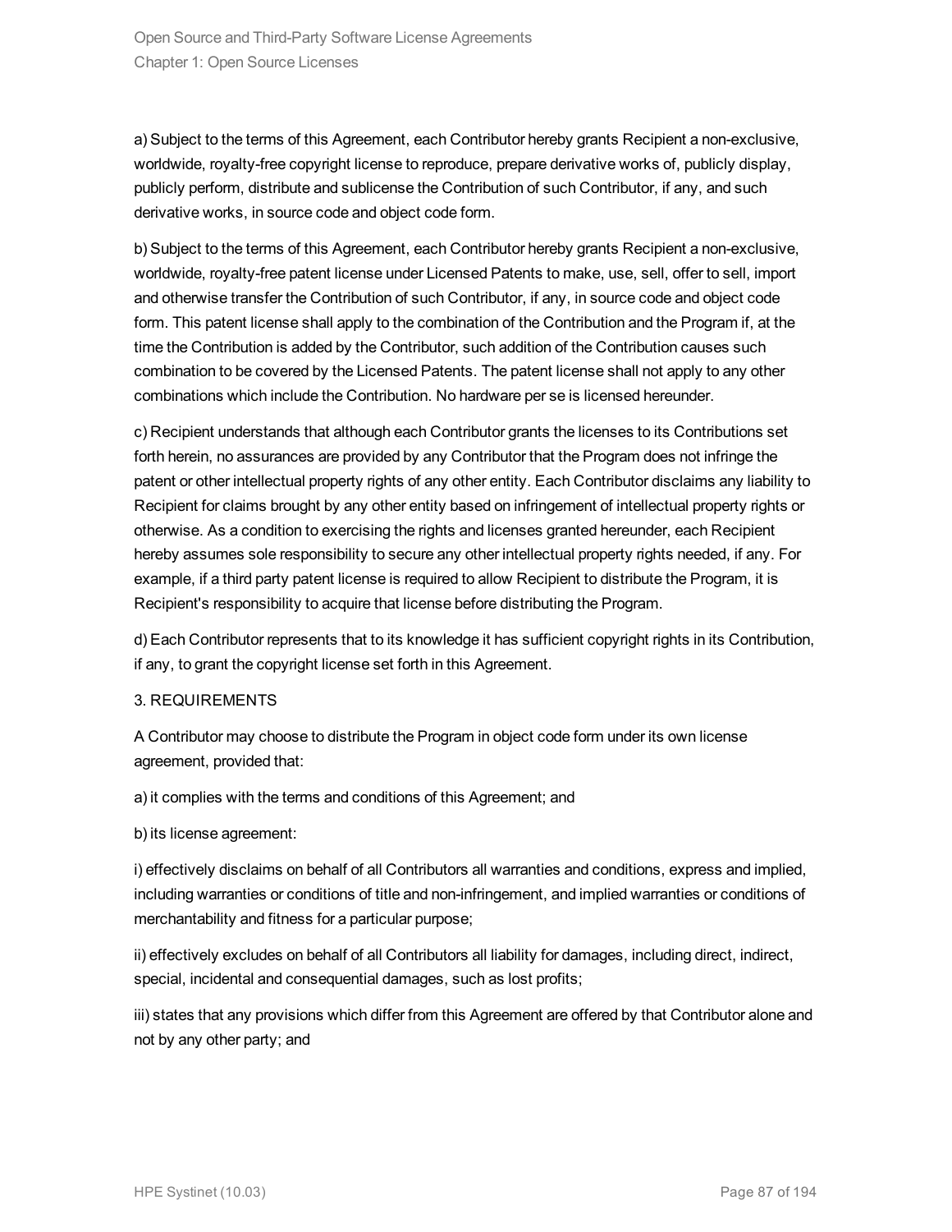a) Subject to the terms of this Agreement, each Contributor hereby grants Recipient a non-exclusive, worldwide, royalty-free copyright license to reproduce, prepare derivative works of, publicly display, publicly perform, distribute and sublicense the Contribution of such Contributor, if any, and such derivative works, in source code and object code form.

b) Subject to the terms of this Agreement, each Contributor hereby grants Recipient a non-exclusive, worldwide, royalty-free patent license under Licensed Patents to make, use, sell, offer to sell, import and otherwise transfer the Contribution of such Contributor, if any, in source code and object code form. This patent license shall apply to the combination of the Contribution and the Program if, at the time the Contribution is added by the Contributor, such addition of the Contribution causes such combination to be covered by the Licensed Patents. The patent license shall not apply to any other combinations which include the Contribution. No hardware per se is licensed hereunder.

c) Recipient understands that although each Contributor grants the licenses to its Contributions set forth herein, no assurances are provided by any Contributor that the Program does not infringe the patent or other intellectual property rights of any other entity. Each Contributor disclaims any liability to Recipient for claims brought by any other entity based on infringement of intellectual property rights or otherwise. As a condition to exercising the rights and licenses granted hereunder, each Recipient hereby assumes sole responsibility to secure any other intellectual property rights needed, if any. For example, if a third party patent license is required to allow Recipient to distribute the Program, it is Recipient's responsibility to acquire that license before distributing the Program.

d) Each Contributor represents that to its knowledge it has sufficient copyright rights in its Contribution, if any, to grant the copyright license set forth in this Agreement.

3. REQUIREMENTS

A Contributor may choose to distribute the Program in object code form under its own license agreement, provided that:

a) it complies with the terms and conditions of this Agreement; and

b) its license agreement:

i) effectively disclaims on behalf of all Contributors all warranties and conditions, express and implied, including warranties or conditions of title and non-infringement, and implied warranties or conditions of merchantability and fitness for a particular purpose;

ii) effectively excludes on behalf of all Contributors all liability for damages, including direct, indirect, special, incidental and consequential damages, such as lost profits;

iii) states that any provisions which differ from this Agreement are offered by that Contributor alone and not by any other party; and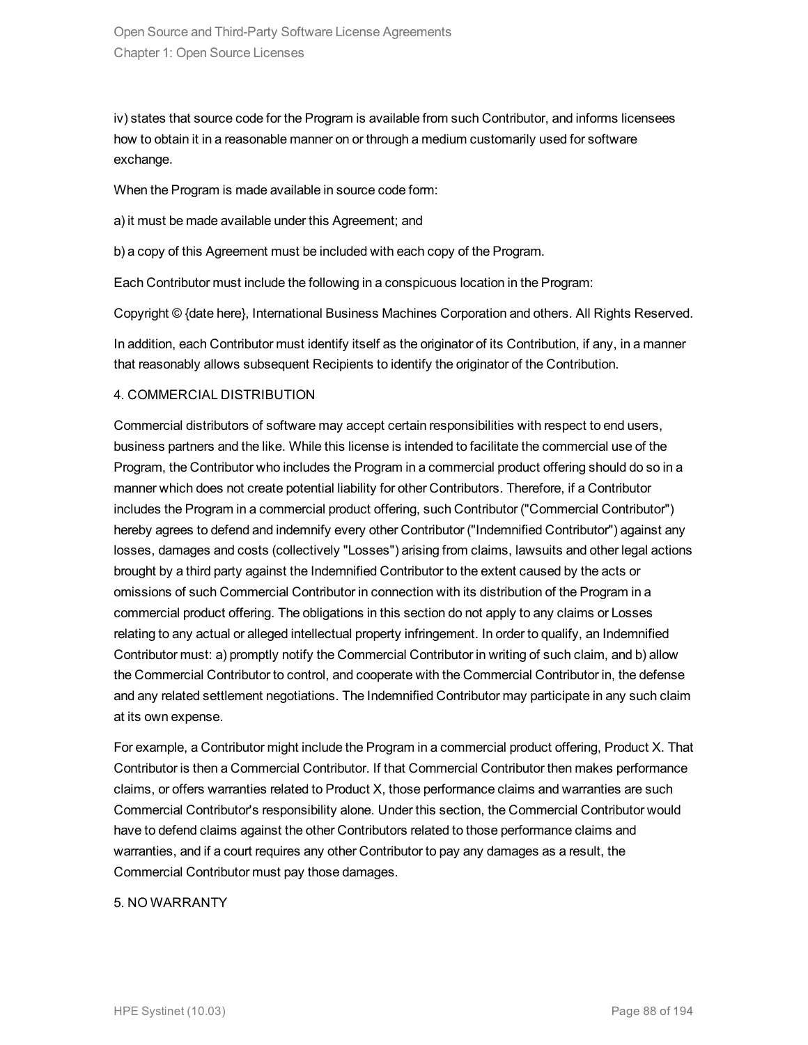iv) states that source code for the Program is available from such Contributor, and informs licensees how to obtain it in a reasonable manner on or through a medium customarily used for software exchange.

When the Program is made available in source code form:

a) it must be made available under this Agreement; and

b) a copy of this Agreement must be included with each copy of the Program.

Each Contributor must include the following in a conspicuous location in the Program:

Copyright © {date here}, International Business Machines Corporation and others. All Rights Reserved.

In addition, each Contributor must identify itself as the originator of its Contribution, if any, in a manner that reasonably allows subsequent Recipients to identify the originator of the Contribution.

4. COMMERCIAL DISTRIBUTION

Commercial distributors of software may accept certain responsibilities with respect to end users, business partners and the like. While this license is intended to facilitate the commercial use of the Program, the Contributor who includes the Program in a commercial product offering should do so in a manner which does not create potential liability for other Contributors. Therefore, if a Contributor includes the Program in a commercial product offering, such Contributor ("Commercial Contributor") hereby agrees to defend and indemnify every other Contributor ("Indemnified Contributor") against any losses, damages and costs (collectively "Losses") arising from claims, lawsuits and other legal actions brought by a third party against the Indemnified Contributor to the extent caused by the acts or omissions of such Commercial Contributor in connection with its distribution of the Program in a commercial product offering. The obligations in this section do not apply to any claims or Losses relating to any actual or alleged intellectual property infringement. In order to qualify, an Indemnified Contributor must: a) promptly notify the Commercial Contributor in writing of such claim, and b) allow the Commercial Contributor to control, and cooperate with the Commercial Contributor in, the defense and any related settlement negotiations. The Indemnified Contributor may participate in any such claim at its own expense.

For example, a Contributor might include the Program in a commercial product offering, Product X. That Contributor is then a Commercial Contributor. If that Commercial Contributor then makes performance claims, or offers warranties related to Product X, those performance claims and warranties are such Commercial Contributor's responsibility alone. Under this section, the Commercial Contributor would have to defend claims against the other Contributors related to those performance claims and warranties, and if a court requires any other Contributor to pay any damages as a result, the Commercial Contributor must pay those damages.

5. NO WARRANTY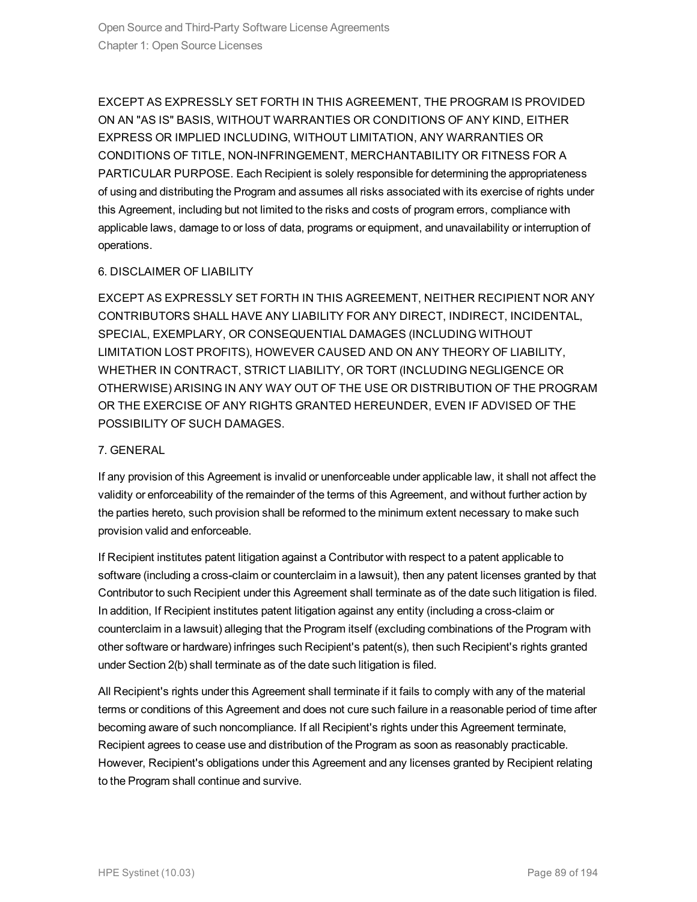EXCEPT AS EXPRESSLY SET FORTH IN THIS AGREEMENT, THE PROGRAM IS PROVIDED ON AN "AS IS" BASIS, WITHOUT WARRANTIES OR CONDITIONS OF ANY KIND, EITHER EXPRESS OR IMPLIED INCLUDING, WITHOUT LIMITATION, ANY WARRANTIES OR CONDITIONS OF TITLE, NON-INFRINGEMENT, MERCHANTABILITY OR FITNESS FOR A PARTICULAR PURPOSE. Each Recipient is solely responsible for determining the appropriateness of using and distributing the Program and assumes all risks associated with its exercise of rights under this Agreement, including but not limited to the risks and costs of program errors, compliance with applicable laws, damage to or loss of data, programs or equipment, and unavailability or interruption of operations.

6. DISCLAIMER OF LIABILITY

EXCEPT AS EXPRESSLY SET FORTH IN THIS AGREEMENT, NEITHER RECIPIENT NOR ANY CONTRIBUTORS SHALL HAVE ANY LIABILITY FOR ANY DIRECT, INDIRECT, INCIDENTAL, SPECIAL, EXEMPLARY, OR CONSEQUENTIAL DAMAGES (INCLUDING WITHOUT LIMITATION LOST PROFITS), HOWEVER CAUSED AND ON ANY THEORY OF LIABILITY, WHETHER IN CONTRACT, STRICT LIABILITY, OR TORT (INCLUDING NEGLIGENCE OR OTHERWISE) ARISING IN ANY WAY OUT OF THE USE OR DISTRIBUTION OF THE PROGRAM OR THE EXERCISE OF ANY RIGHTS GRANTED HEREUNDER, EVEN IF ADVISED OF THE POSSIBILITY OF SUCH DAMAGES.

7. GENERAL

If any provision of this Agreement is invalid or unenforceable under applicable law, it shall not affect the validity or enforceability of the remainder of the terms of this Agreement, and without further action by the parties hereto, such provision shall be reformed to the minimum extent necessary to make such provision valid and enforceable.

If Recipient institutes patent litigation against a Contributor with respect to a patent applicable to software (including a cross-claim or counterclaim in a lawsuit), then any patent licenses granted by that Contributor to such Recipient under this Agreement shall terminate as of the date such litigation is filed. In addition, If Recipient institutes patent litigation against any entity (including a cross-claim or counterclaim in a lawsuit) alleging that the Program itself (excluding combinations of the Program with other software or hardware) infringes such Recipient's patent(s), then such Recipient's rights granted under Section 2(b) shall terminate as of the date such litigation is filed.

All Recipient's rights under this Agreement shall terminate if it fails to comply with any of the material terms or conditions of this Agreement and does not cure such failure in a reasonable period of time after becoming aware of such noncompliance. If all Recipient's rights under this Agreement terminate, Recipient agrees to cease use and distribution of the Program as soon as reasonably practicable. However, Recipient's obligations under this Agreement and any licenses granted by Recipient relating to the Program shall continue and survive.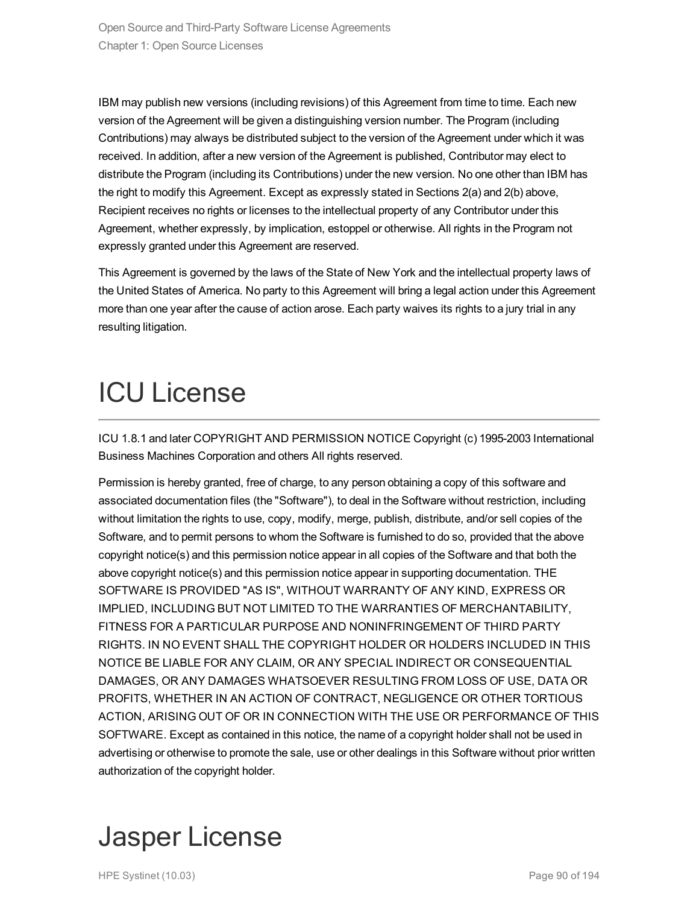IBM may publish new versions (including revisions) of this Agreement from time to time. Each new version of the Agreement will be given a distinguishing version number. The Program (including Contributions) may always be distributed subject to the version of the Agreement under which it was received. In addition, after a new version of the Agreement is published, Contributor may elect to distribute the Program (including its Contributions) under the new version. No one other than IBM has the right to modify this Agreement. Except as expressly stated in Sections 2(a) and 2(b) above, Recipient receives no rights or licenses to the intellectual property of any Contributor under this Agreement, whether expressly, by implication, estoppel or otherwise. All rights in the Program not expressly granted under this Agreement are reserved.

This Agreement is governed by the laws of the State of New York and the intellectual property laws of the United States of America. No party to this Agreement will bring a legal action under this Agreement more than one year after the cause of action arose. Each party waives its rights to a jury trial in any resulting litigation.

# ICU License

ICU 1.8.1 and later COPYRIGHT AND PERMISSION NOTICE Copyright (c) 1995-2003 International Business Machines Corporation and others All rights reserved.

Permission is hereby granted, free of charge, to any person obtaining a copy of this software and associated documentation files (the "Software"), to deal in the Software without restriction, including without limitation the rights to use, copy, modify, merge, publish, distribute, and/or sell copies of the Software, and to permit persons to whom the Software is furnished to do so, provided that the above copyright notice(s) and this permission notice appear in all copies of the Software and that both the above copyright notice(s) and this permission notice appear in supporting documentation. THE SOFTWARE IS PROVIDED "AS IS", WITHOUT WARRANTY OF ANY KIND, EXPRESS OR IMPLIED, INCLUDING BUT NOT LIMITED TO THE WARRANTIES OF MERCHANTABILITY, FITNESS FOR A PARTICULAR PURPOSE AND NONINFRINGEMENT OF THIRD PARTY RIGHTS. IN NO EVENT SHALL THE COPYRIGHT HOLDER OR HOLDERS INCLUDED IN THIS NOTICE BE LIABLE FOR ANY CLAIM, OR ANY SPECIAL INDIRECT OR CONSEQUENTIAL DAMAGES, OR ANY DAMAGES WHATSOEVER RESULTING FROM LOSS OF USE, DATA OR PROFITS, WHETHER IN AN ACTION OF CONTRACT, NEGLIGENCE OR OTHER TORTIOUS ACTION, ARISING OUT OF OR IN CONNECTION WITH THE USE OR PERFORMANCE OF THIS SOFTWARE. Except as contained in this notice, the name of a copyright holder shall not be used in advertising or otherwise to promote the sale, use or other dealings in this Software without prior written authorization of the copyright holder.

# Jasper License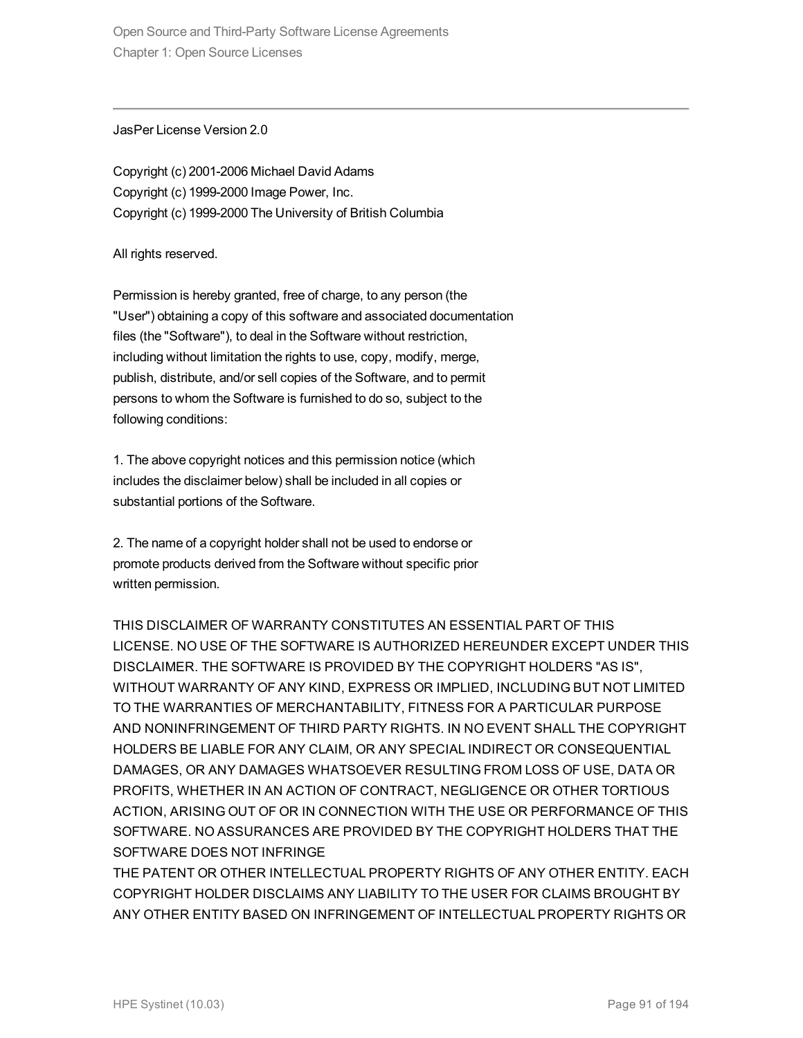JasPer License Version 2.0

Copyright (c) 2001-2006 Michael David Adams
Copyright (c) 1999-2000 Image Power, Inc.
Copyright (c) 1999-2000 The University of British Columbia

All rights reserved.

Permission is hereby granted, free of charge, to any person (the "User") obtaining a copy of this software and associated documentation files (the "Software"), to deal in the Software without restriction, including without limitation the rights to use, copy, modify, merge, publish, distribute, and/or sell copies of the Software, and to permit persons to whom the Software is furnished to do so, subject to the following conditions:

1. The above copyright notices and this permission notice (which includes the disclaimer below) shall be included in all copies or substantial portions of the Software.

2. The name of a copyright holder shall not be used to endorse or promote products derived from the Software without specific prior written permission.

THIS DISCLAIMER OF WARRANTY CONSTITUTES AN ESSENTIAL PART OF THIS LICENSE. NO USE OF THE SOFTWARE IS AUTHORIZED HEREUNDER EXCEPT UNDER THIS DISCLAIMER. THE SOFTWARE IS PROVIDED BY THE COPYRIGHT HOLDERS "AS IS", WITHOUT WARRANTY OF ANY KIND, EXPRESS OR IMPLIED, INCLUDING BUT NOT LIMITED TO THE WARRANTIES OF MERCHANTABILITY, FITNESS FOR A PARTICULAR PURPOSE AND NONINFRINGEMENT OF THIRD PARTY RIGHTS. IN NO EVENT SHALL THE COPYRIGHT HOLDERS BE LIABLE FOR ANY CLAIM, OR ANY SPECIAL INDIRECT OR CONSEQUENTIAL DAMAGES, OR ANY DAMAGES WHATSOEVER RESULTING FROM LOSS OF USE, DATA OR PROFITS, WHETHER IN AN ACTION OF CONTRACT, NEGLIGENCE OR OTHER TORTIOUS ACTION, ARISING OUT OF OR IN CONNECTION WITH THE USE OR PERFORMANCE OF THIS SOFTWARE. NO ASSURANCES ARE PROVIDED BY THE COPYRIGHT HOLDERS THAT THE SOFTWARE DOES NOT INFRINGE
THE PATENT OR OTHER INTELLECTUAL PROPERTY RIGHTS OF ANY OTHER ENTITY. EACH COPYRIGHT HOLDER DISCLAIMS ANY LIABILITY TO THE USER FOR CLAIMS BROUGHT BY ANY OTHER ENTITY BASED ON INFRINGEMENT OF INTELLECTUAL PROPERTY RIGHTS OR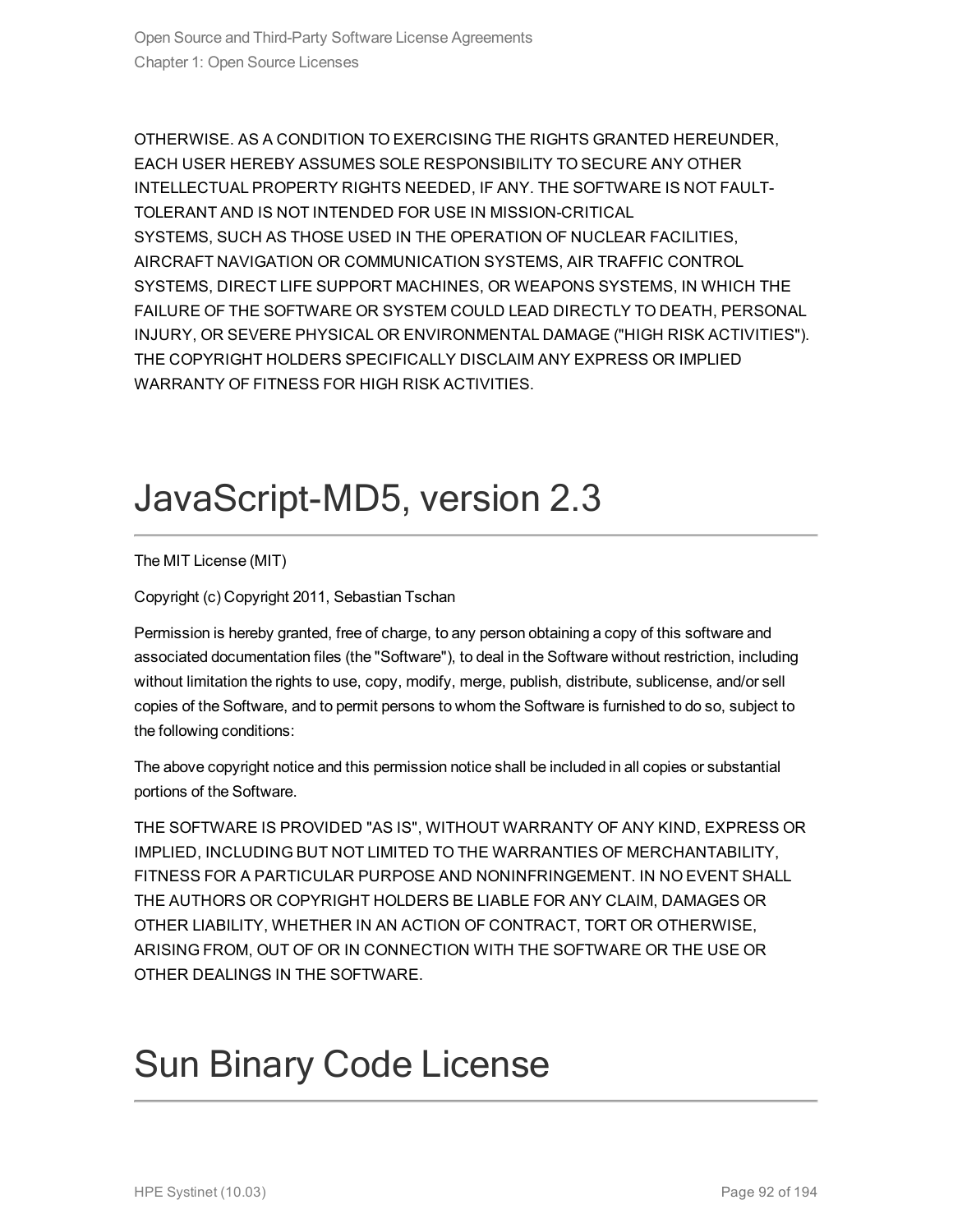OTHERWISE. AS A CONDITION TO EXERCISING THE RIGHTS GRANTED HEREUNDER, EACH USER HEREBY ASSUMES SOLE RESPONSIBILITY TO SECURE ANY OTHER INTELLECTUAL PROPERTY RIGHTS NEEDED, IF ANY. THE SOFTWARE IS NOT FAULT-TOLERANT AND IS NOT INTENDED FOR USE IN MISSION-CRITICAL SYSTEMS, SUCH AS THOSE USED IN THE OPERATION OF NUCLEAR FACILITIES, AIRCRAFT NAVIGATION OR COMMUNICATION SYSTEMS, AIR TRAFFIC CONTROL SYSTEMS, DIRECT LIFE SUPPORT MACHINES, OR WEAPONS SYSTEMS, IN WHICH THE FAILURE OF THE SOFTWARE OR SYSTEM COULD LEAD DIRECTLY TO DEATH, PERSONAL INJURY, OR SEVERE PHYSICAL OR ENVIRONMENTAL DAMAGE ("HIGH RISK ACTIVITIES"). THE COPYRIGHT HOLDERS SPECIFICALLY DISCLAIM ANY EXPRESS OR IMPLIED WARRANTY OF FITNESS FOR HIGH RISK ACTIVITIES.

# JavaScript-MD5, version 2.3

The MIT License (MIT)

Copyright (c) Copyright 2011, Sebastian Tschan

Permission is hereby granted, free of charge, to any person obtaining a copy of this software and associated documentation files (the "Software"), to deal in the Software without restriction, including without limitation the rights to use, copy, modify, merge, publish, distribute, sublicense, and/or sell copies of the Software, and to permit persons to whom the Software is furnished to do so, subject to the following conditions:

The above copyright notice and this permission notice shall be included in all copies or substantial portions of the Software.

THE SOFTWARE IS PROVIDED "AS IS", WITHOUT WARRANTY OF ANY KIND, EXPRESS OR IMPLIED, INCLUDING BUT NOT LIMITED TO THE WARRANTIES OF MERCHANTABILITY, FITNESS FOR A PARTICULAR PURPOSE AND NONINFRINGEMENT. IN NO EVENT SHALL THE AUTHORS OR COPYRIGHT HOLDERS BE LIABLE FOR ANY CLAIM, DAMAGES OR OTHER LIABILITY, WHETHER IN AN ACTION OF CONTRACT, TORT OR OTHERWISE, ARISING FROM, OUT OF OR IN CONNECTION WITH THE SOFTWARE OR THE USE OR OTHER DEALINGS IN THE SOFTWARE.

# Sun Binary Code License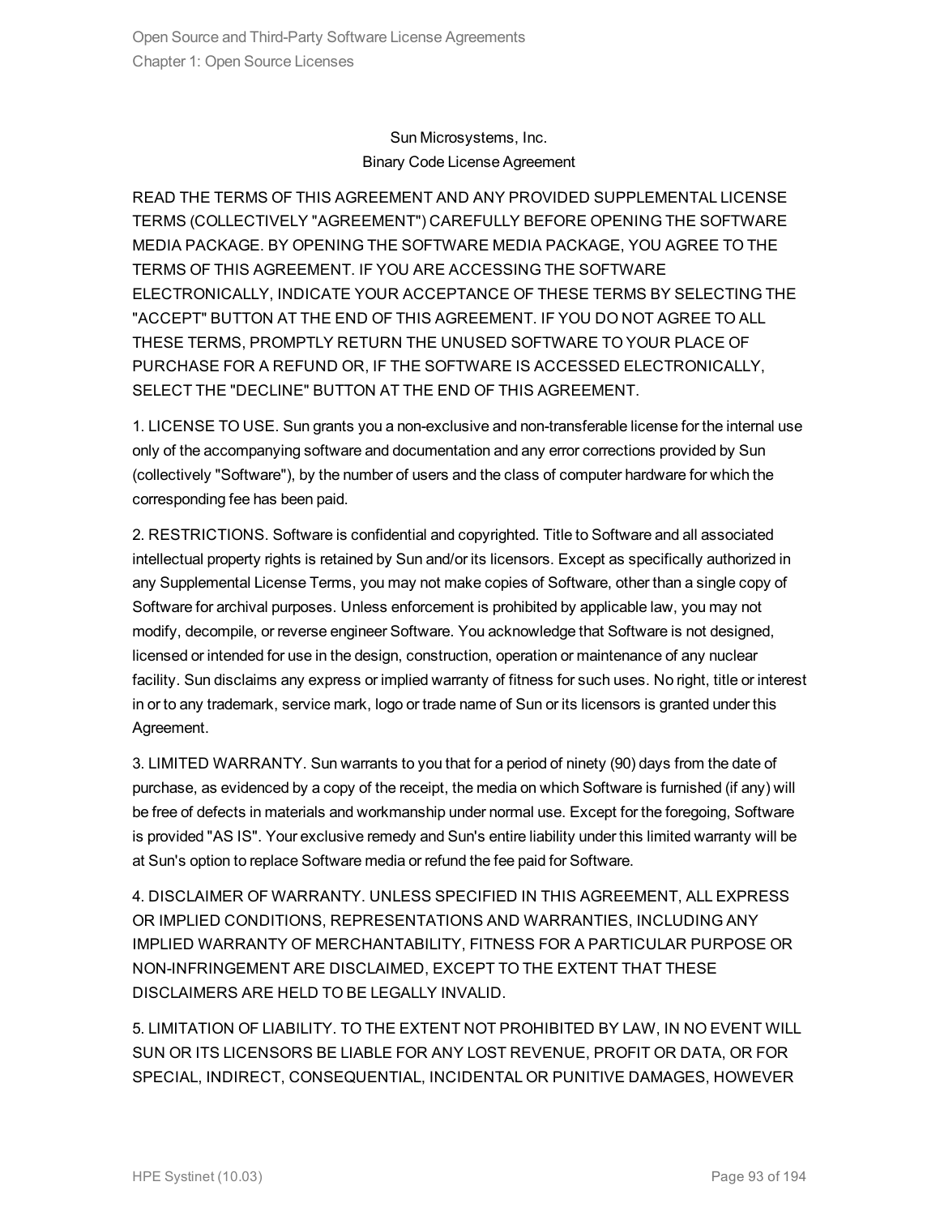Sun Microsystems, Inc.
Binary Code License Agreement

READ THE TERMS OF THIS AGREEMENT AND ANY PROVIDED SUPPLEMENTAL LICENSE TERMS (COLLECTIVELY "AGREEMENT") CAREFULLY BEFORE OPENING THE SOFTWARE MEDIA PACKAGE. BY OPENING THE SOFTWARE MEDIA PACKAGE, YOU AGREE TO THE TERMS OF THIS AGREEMENT. IF YOU ARE ACCESSING THE SOFTWARE ELECTRONICALLY, INDICATE YOUR ACCEPTANCE OF THESE TERMS BY SELECTING THE "ACCEPT" BUTTON AT THE END OF THIS AGREEMENT. IF YOU DO NOT AGREE TO ALL THESE TERMS, PROMPTLY RETURN THE UNUSED SOFTWARE TO YOUR PLACE OF PURCHASE FOR A REFUND OR, IF THE SOFTWARE IS ACCESSED ELECTRONICALLY, SELECT THE "DECLINE" BUTTON AT THE END OF THIS AGREEMENT.

1. LICENSE TO USE. Sun grants you a non-exclusive and non-transferable license for the internal use only of the accompanying software and documentation and any error corrections provided by Sun (collectively "Software"), by the number of users and the class of computer hardware for which the corresponding fee has been paid.

2. RESTRICTIONS. Software is confidential and copyrighted. Title to Software and all associated intellectual property rights is retained by Sun and/or its licensors. Except as specifically authorized in any Supplemental License Terms, you may not make copies of Software, other than a single copy of Software for archival purposes. Unless enforcement is prohibited by applicable law, you may not modify, decompile, or reverse engineer Software. You acknowledge that Software is not designed, licensed or intended for use in the design, construction, operation or maintenance of any nuclear facility. Sun disclaims any express or implied warranty of fitness for such uses. No right, title or interest in or to any trademark, service mark, logo or trade name of Sun or its licensors is granted under this Agreement.

3. LIMITED WARRANTY. Sun warrants to you that for a period of ninety (90) days from the date of purchase, as evidenced by a copy of the receipt, the media on which Software is furnished (if any) will be free of defects in materials and workmanship under normal use. Except for the foregoing, Software is provided "AS IS". Your exclusive remedy and Sun's entire liability under this limited warranty will be at Sun's option to replace Software media or refund the fee paid for Software.

4. DISCLAIMER OF WARRANTY. UNLESS SPECIFIED IN THIS AGREEMENT, ALL EXPRESS OR IMPLIED CONDITIONS, REPRESENTATIONS AND WARRANTIES, INCLUDING ANY IMPLIED WARRANTY OF MERCHANTABILITY, FITNESS FOR A PARTICULAR PURPOSE OR NON-INFRINGEMENT ARE DISCLAIMED, EXCEPT TO THE EXTENT THAT THESE DISCLAIMERS ARE HELD TO BE LEGALLY INVALID.

5. LIMITATION OF LIABILITY. TO THE EXTENT NOT PROHIBITED BY LAW, IN NO EVENT WILL SUN OR ITS LICENSORS BE LIABLE FOR ANY LOST REVENUE, PROFIT OR DATA, OR FOR SPECIAL, INDIRECT, CONSEQUENTIAL, INCIDENTAL OR PUNITIVE DAMAGES, HOWEVER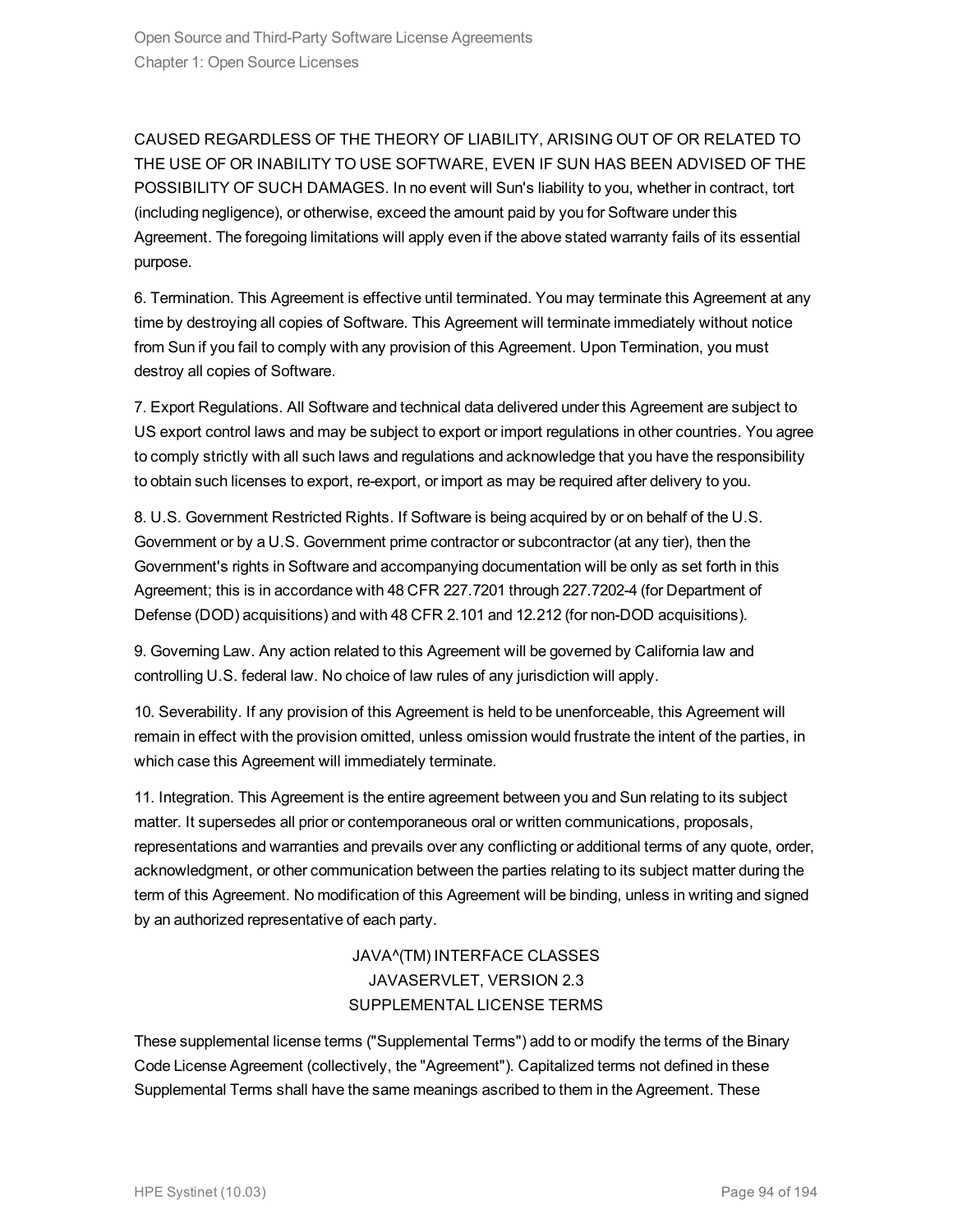CAUSED REGARDLESS OF THE THEORY OF LIABILITY, ARISING OUT OF OR RELATED TO THE USE OF OR INABILITY TO USE SOFTWARE, EVEN IF SUN HAS BEEN ADVISED OF THE POSSIBILITY OF SUCH DAMAGES. In no event will Sun's liability to you, whether in contract, tort (including negligence), or otherwise, exceed the amount paid by you for Software under this Agreement. The foregoing limitations will apply even if the above stated warranty fails of its essential purpose.

6. Termination. This Agreement is effective until terminated. You may terminate this Agreement at any time by destroying all copies of Software. This Agreement will terminate immediately without notice from Sun if you fail to comply with any provision of this Agreement. Upon Termination, you must destroy all copies of Software.

7. Export Regulations. All Software and technical data delivered under this Agreement are subject to US export control laws and may be subject to export or import regulations in other countries. You agree to comply strictly with all such laws and regulations and acknowledge that you have the responsibility to obtain such licenses to export, re-export, or import as may be required after delivery to you.

8. U.S. Government Restricted Rights. If Software is being acquired by or on behalf of the U.S. Government or by a U.S. Government prime contractor or subcontractor (at any tier), then the Government's rights in Software and accompanying documentation will be only as set forth in this Agreement; this is in accordance with 48 CFR 227.7201 through 227.7202-4 (for Department of Defense (DOD) acquisitions) and with 48 CFR 2.101 and 12.212 (for non-DOD acquisitions).

9. Governing Law. Any action related to this Agreement will be governed by California law and controlling U.S. federal law. No choice of law rules of any jurisdiction will apply.

10. Severability. If any provision of this Agreement is held to be unenforceable, this Agreement will remain in effect with the provision omitted, unless omission would frustrate the intent of the parties, in which case this Agreement will immediately terminate.

11. Integration. This Agreement is the entire agreement between you and Sun relating to its subject matter. It supersedes all prior or contemporaneous oral or written communications, proposals, representations and warranties and prevails over any conflicting or additional terms of any quote, order, acknowledgment, or other communication between the parties relating to its subject matter during the term of this Agreement. No modification of this Agreement will be binding, unless in writing and signed by an authorized representative of each party.

JAVA^(TM) INTERFACE CLASSES
JAVASERVLET, VERSION 2.3
SUPPLEMENTAL LICENSE TERMS

These supplemental license terms ("Supplemental Terms") add to or modify the terms of the Binary Code License Agreement (collectively, the "Agreement"). Capitalized terms not defined in these Supplemental Terms shall have the same meanings ascribed to them in the Agreement. These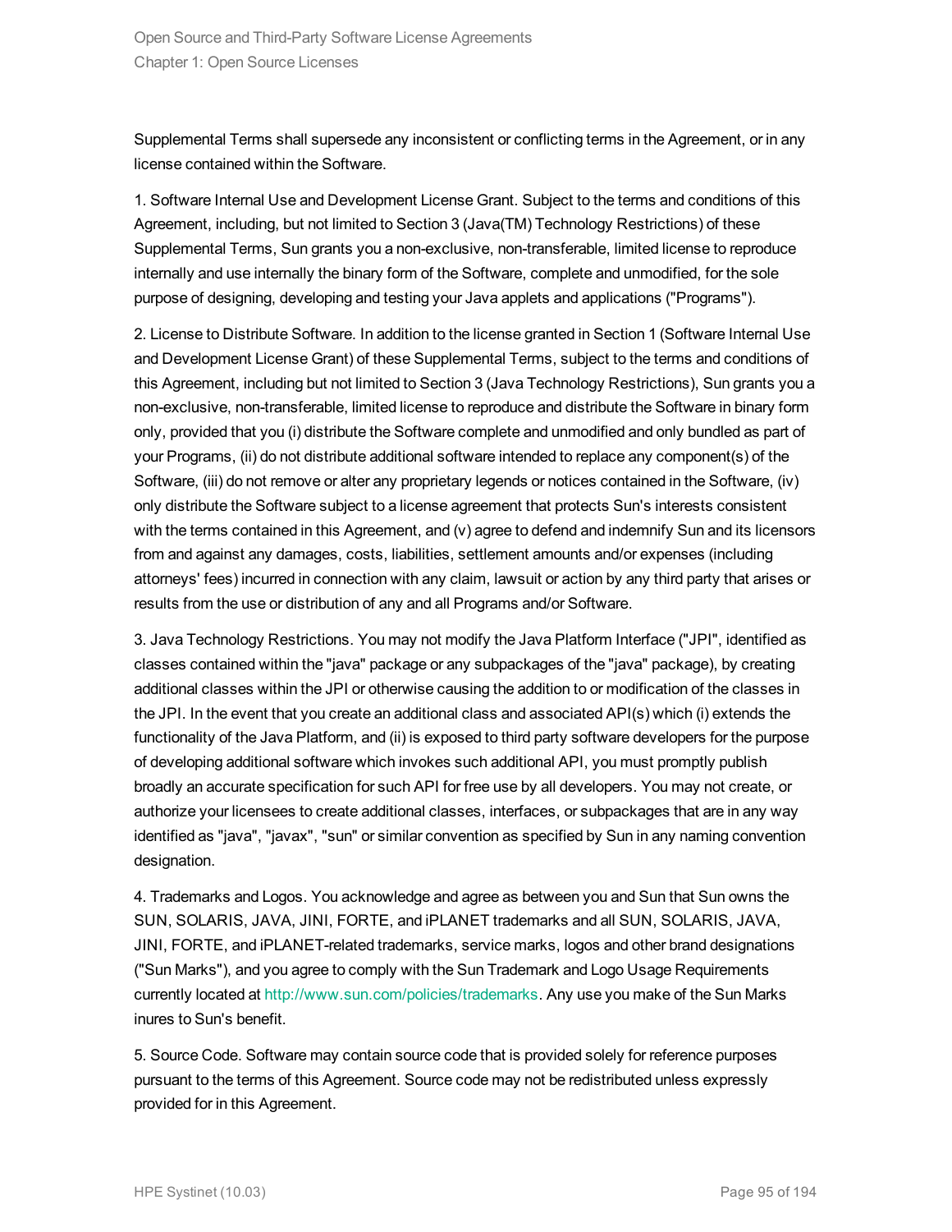Supplemental Terms shall supersede any inconsistent or conflicting terms in the Agreement, or in any license contained within the Software.

1. Software Internal Use and Development License Grant. Subject to the terms and conditions of this Agreement, including, but not limited to Section 3 (Java(TM) Technology Restrictions) of these Supplemental Terms, Sun grants you a non-exclusive, non-transferable, limited license to reproduce internally and use internally the binary form of the Software, complete and unmodified, for the sole purpose of designing, developing and testing your Java applets and applications ("Programs").

2. License to Distribute Software. In addition to the license granted in Section 1 (Software Internal Use and Development License Grant) of these Supplemental Terms, subject to the terms and conditions of this Agreement, including but not limited to Section 3 (Java Technology Restrictions), Sun grants you a non-exclusive, non-transferable, limited license to reproduce and distribute the Software in binary form only, provided that you (i) distribute the Software complete and unmodified and only bundled as part of your Programs, (ii) do not distribute additional software intended to replace any component(s) of the Software, (iii) do not remove or alter any proprietary legends or notices contained in the Software, (iv) only distribute the Software subject to a license agreement that protects Sun's interests consistent with the terms contained in this Agreement, and (v) agree to defend and indemnify Sun and its licensors from and against any damages, costs, liabilities, settlement amounts and/or expenses (including attorneys' fees) incurred in connection with any claim, lawsuit or action by any third party that arises or results from the use or distribution of any and all Programs and/or Software.

3. Java Technology Restrictions. You may not modify the Java Platform Interface ("JPI", identified as classes contained within the "java" package or any subpackages of the "java" package), by creating additional classes within the JPI or otherwise causing the addition to or modification of the classes in the JPI. In the event that you create an additional class and associated API(s) which (i) extends the functionality of the Java Platform, and (ii) is exposed to third party software developers for the purpose of developing additional software which invokes such additional API, you must promptly publish broadly an accurate specification for such API for free use by all developers. You may not create, or authorize your licensees to create additional classes, interfaces, or subpackages that are in any way identified as "java", "javax", "sun" or similar convention as specified by Sun in any naming convention designation.

4. Trademarks and Logos. You acknowledge and agree as between you and Sun that Sun owns the SUN, SOLARIS, JAVA, JINI, FORTE, and iPLANET trademarks and all SUN, SOLARIS, JAVA, JINI, FORTE, and iPLANET-related trademarks, service marks, logos and other brand designations ("Sun Marks"), and you agree to comply with the Sun Trademark and Logo Usage Requirements currently located at http://www.sun.com/policies/trademarks. Any use you make of the Sun Marks inures to Sun's benefit.

5. Source Code. Software may contain source code that is provided solely for reference purposes pursuant to the terms of this Agreement. Source code may not be redistributed unless expressly provided for in this Agreement.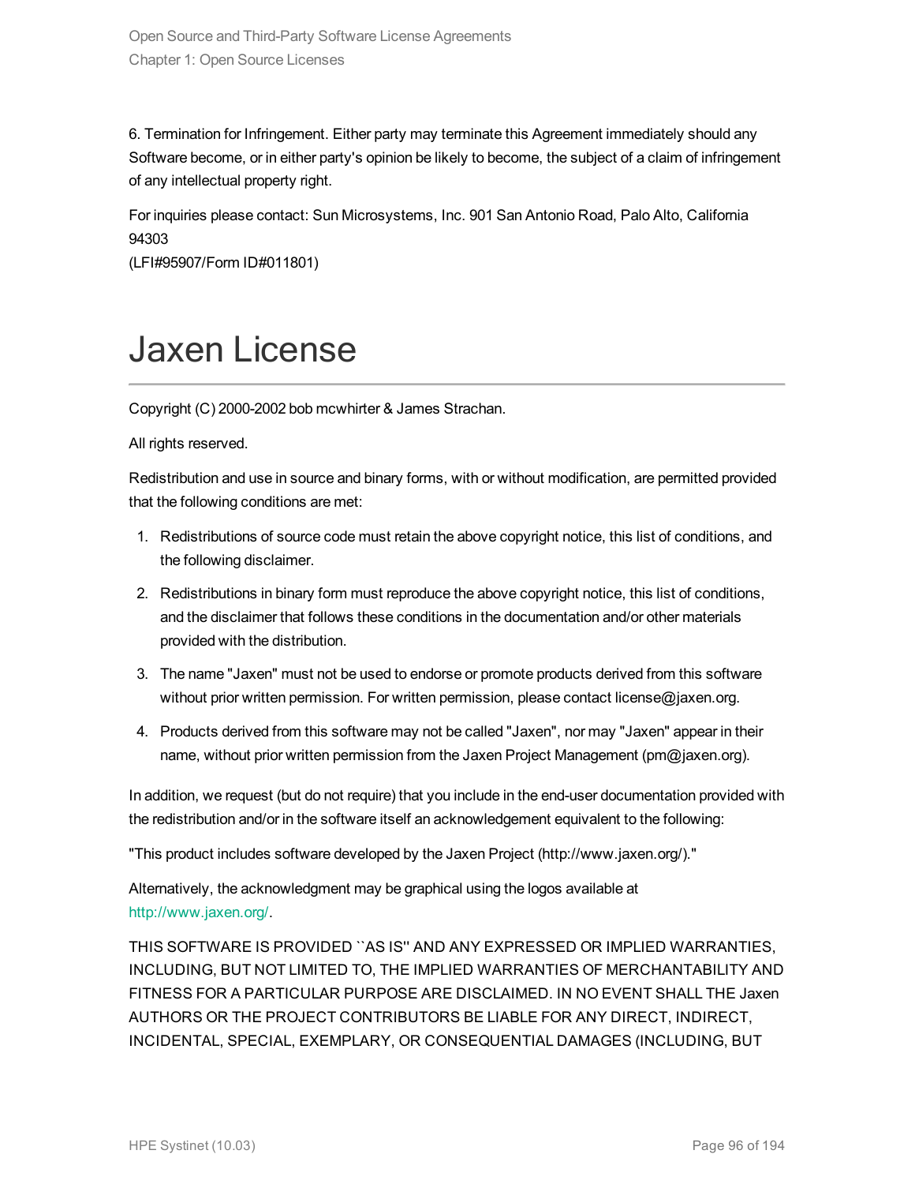6. Termination for Infringement. Either party may terminate this Agreement immediately should any Software become, or in either party's opinion be likely to become, the subject of a claim of infringement of any intellectual property right.

For inquiries please contact: Sun Microsystems, Inc. 901 San Antonio Road, Palo Alto, California 94303
(LFI#95907/Form ID#011801)

# Jaxen License

Copyright (C) 2000-2002 bob mcwhirter & James Strachan.

All rights reserved.

Redistribution and use in source and binary forms, with or without modification, are permitted provided that the following conditions are met:

1. Redistributions of source code must retain the above copyright notice, this list of conditions, and the following disclaimer.
2. Redistributions in binary form must reproduce the above copyright notice, this list of conditions, and the disclaimer that follows these conditions in the documentation and/or other materials provided with the distribution.
3. The name "Jaxen" must not be used to endorse or promote products derived from this software without prior written permission. For written permission, please contact license@jaxen.org.
4. Products derived from this software may not be called "Jaxen", nor may "Jaxen" appear in their name, without prior written permission from the Jaxen Project Management (pm@jaxen.org).

In addition, we request (but do not require) that you include in the end-user documentation provided with the redistribution and/or in the software itself an acknowledgement equivalent to the following:

"This product includes software developed by the Jaxen Project (http://www.jaxen.org/)."

Alternatively, the acknowledgment may be graphical using the logos available at http://www.jaxen.org/.

THIS SOFTWARE IS PROVIDED ``AS IS'' AND ANY EXPRESSED OR IMPLIED WARRANTIES, INCLUDING, BUT NOT LIMITED TO, THE IMPLIED WARRANTIES OF MERCHANTABILITY AND FITNESS FOR A PARTICULAR PURPOSE ARE DISCLAIMED. IN NO EVENT SHALL THE Jaxen AUTHORS OR THE PROJECT CONTRIBUTORS BE LIABLE FOR ANY DIRECT, INDIRECT, INCIDENTAL, SPECIAL, EXEMPLARY, OR CONSEQUENTIAL DAMAGES (INCLUDING, BUT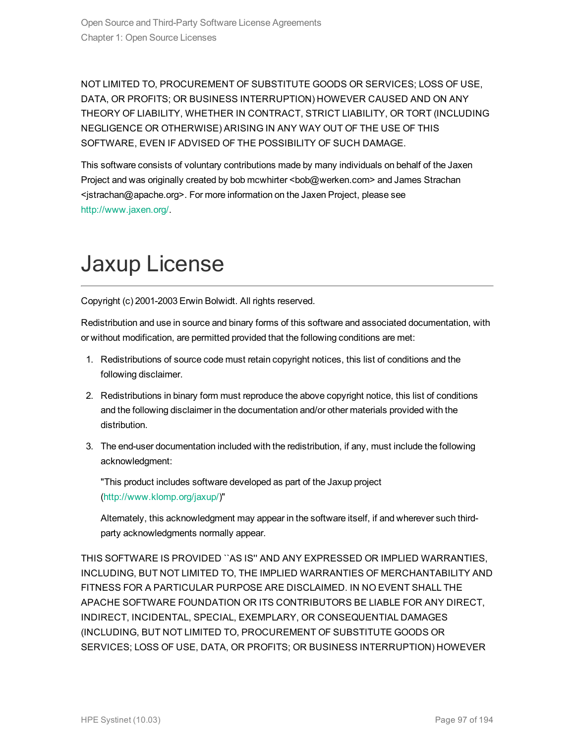NOT LIMITED TO, PROCUREMENT OF SUBSTITUTE GOODS OR SERVICES; LOSS OF USE, DATA, OR PROFITS; OR BUSINESS INTERRUPTION) HOWEVER CAUSED AND ON ANY THEORY OF LIABILITY, WHETHER IN CONTRACT, STRICT LIABILITY, OR TORT (INCLUDING NEGLIGENCE OR OTHERWISE) ARISING IN ANY WAY OUT OF THE USE OF THIS SOFTWARE, EVEN IF ADVISED OF THE POSSIBILITY OF SUCH DAMAGE.

This software consists of voluntary contributions made by many individuals on behalf of the Jaxen Project and was originally created by bob mcwhirter <bob@werken.com> and James Strachan <jstrachan@apache.org>. For more information on the Jaxen Project, please see http://www.jaxen.org/.

# Jaxup License

Copyright (c) 2001-2003 Erwin Bolwidt. All rights reserved.

Redistribution and use in source and binary forms of this software and associated documentation, with or without modification, are permitted provided that the following conditions are met:

1. Redistributions of source code must retain copyright notices, this list of conditions and the following disclaimer.
2. Redistributions in binary form must reproduce the above copyright notice, this list of conditions and the following disclaimer in the documentation and/or other materials provided with the distribution.
3. The end-user documentation included with the redistribution, if any, must include the following acknowledgment:

   "This product includes software developed as part of the Jaxup project (http://www.klomp.org/jaxup/)"

   Alternately, this acknowledgment may appear in the software itself, if and wherever such third-party acknowledgments normally appear.

THIS SOFTWARE IS PROVIDED ``AS IS'' AND ANY EXPRESSED OR IMPLIED WARRANTIES, INCLUDING, BUT NOT LIMITED TO, THE IMPLIED WARRANTIES OF MERCHANTABILITY AND FITNESS FOR A PARTICULAR PURPOSE ARE DISCLAIMED. IN NO EVENT SHALL THE APACHE SOFTWARE FOUNDATION OR ITS CONTRIBUTORS BE LIABLE FOR ANY DIRECT, INDIRECT, INCIDENTAL, SPECIAL, EXEMPLARY, OR CONSEQUENTIAL DAMAGES (INCLUDING, BUT NOT LIMITED TO, PROCUREMENT OF SUBSTITUTE GOODS OR SERVICES; LOSS OF USE, DATA, OR PROFITS; OR BUSINESS INTERRUPTION) HOWEVER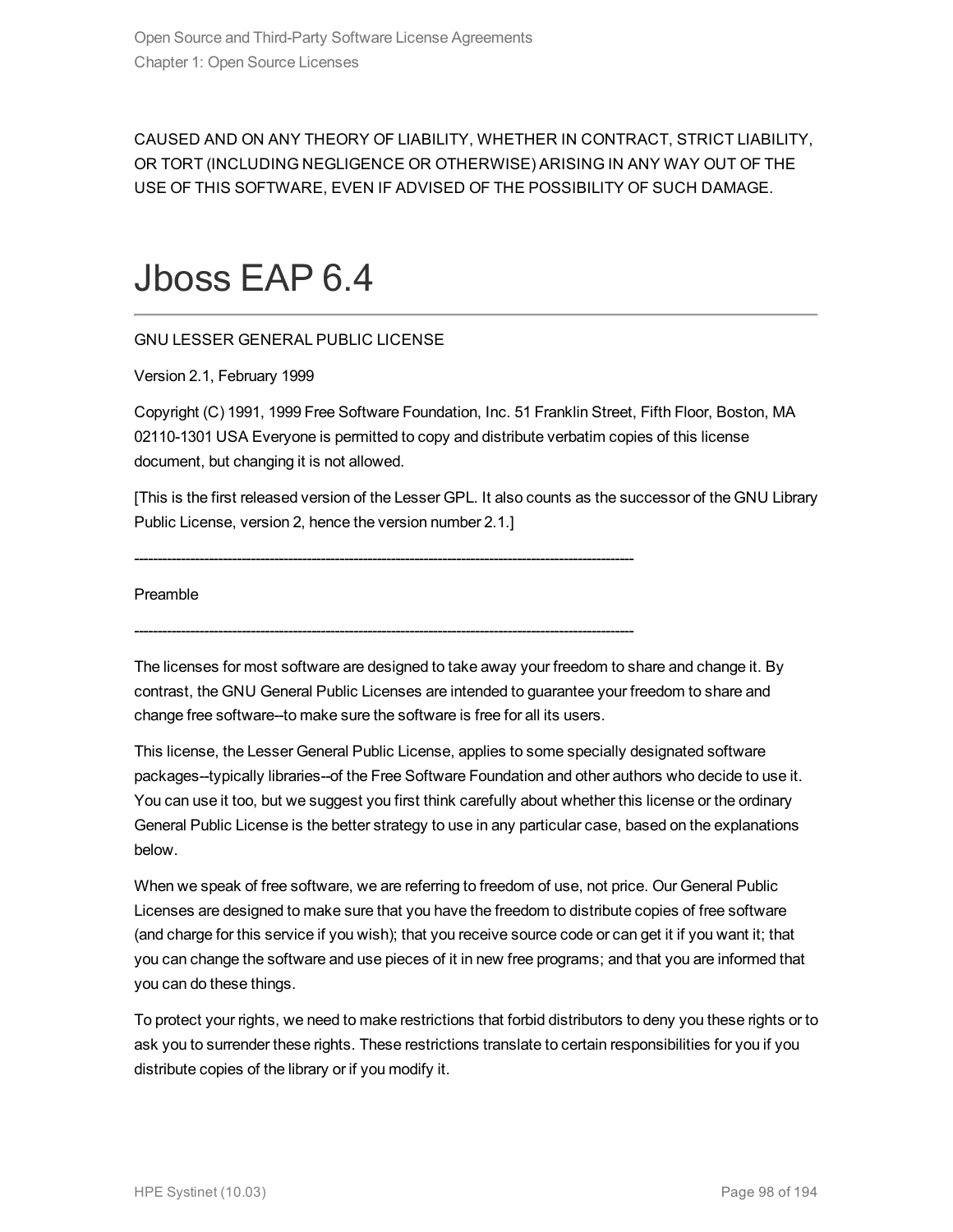CAUSED AND ON ANY THEORY OF LIABILITY, WHETHER IN CONTRACT, STRICT LIABILITY, OR TORT (INCLUDING NEGLIGENCE OR OTHERWISE) ARISING IN ANY WAY OUT OF THE USE OF THIS SOFTWARE, EVEN IF ADVISED OF THE POSSIBILITY OF SUCH DAMAGE.

# Jboss EAP 6.4

GNU LESSER GENERAL PUBLIC LICENSE

Version 2.1, February 1999

Copyright (C) 1991, 1999 Free Software Foundation, Inc. 51 Franklin Street, Fifth Floor, Boston, MA 02110-1301 USA Everyone is permitted to copy and distribute verbatim copies of this license document, but changing it is not allowed.

[This is the first released version of the Lesser GPL. It also counts as the successor of the GNU Library Public License, version 2, hence the version number 2.1.]

---------------------------------------------------------------------------------------------------------

Preamble

---------------------------------------------------------------------------------------------------------

The licenses for most software are designed to take away your freedom to share and change it. By contrast, the GNU General Public Licenses are intended to guarantee your freedom to share and change free software--to make sure the software is free for all its users.

This license, the Lesser General Public License, applies to some specially designated software packages--typically libraries--of the Free Software Foundation and other authors who decide to use it. You can use it too, but we suggest you first think carefully about whether this license or the ordinary General Public License is the better strategy to use in any particular case, based on the explanations below.

When we speak of free software, we are referring to freedom of use, not price. Our General Public Licenses are designed to make sure that you have the freedom to distribute copies of free software (and charge for this service if you wish); that you receive source code or can get it if you want it; that you can change the software and use pieces of it in new free programs; and that you are informed that you can do these things.

To protect your rights, we need to make restrictions that forbid distributors to deny you these rights or to ask you to surrender these rights. These restrictions translate to certain responsibilities for you if you distribute copies of the library or if you modify it.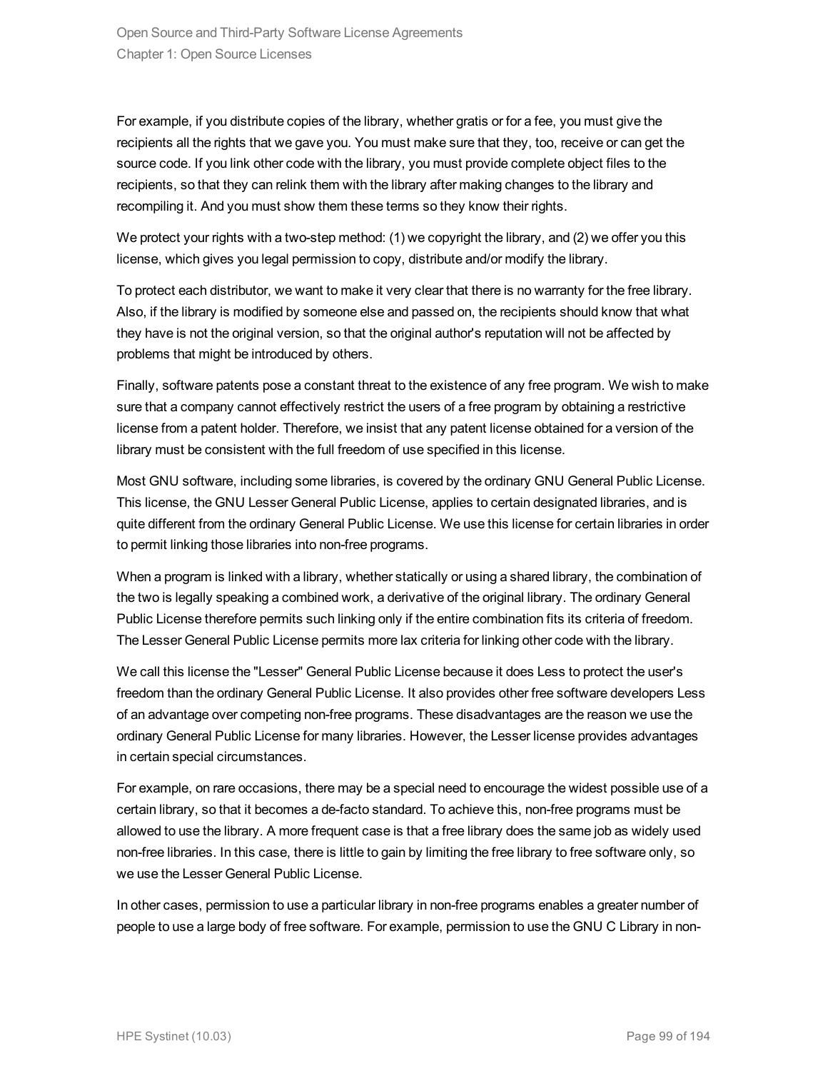For example, if you distribute copies of the library, whether gratis or for a fee, you must give the recipients all the rights that we gave you. You must make sure that they, too, receive or can get the source code. If you link other code with the library, you must provide complete object files to the recipients, so that they can relink them with the library after making changes to the library and recompiling it. And you must show them these terms so they know their rights.

We protect your rights with a two-step method: (1) we copyright the library, and (2) we offer you this license, which gives you legal permission to copy, distribute and/or modify the library.

To protect each distributor, we want to make it very clear that there is no warranty for the free library. Also, if the library is modified by someone else and passed on, the recipients should know that what they have is not the original version, so that the original author's reputation will not be affected by problems that might be introduced by others.

Finally, software patents pose a constant threat to the existence of any free program. We wish to make sure that a company cannot effectively restrict the users of a free program by obtaining a restrictive license from a patent holder. Therefore, we insist that any patent license obtained for a version of the library must be consistent with the full freedom of use specified in this license.

Most GNU software, including some libraries, is covered by the ordinary GNU General Public License. This license, the GNU Lesser General Public License, applies to certain designated libraries, and is quite different from the ordinary General Public License. We use this license for certain libraries in order to permit linking those libraries into non-free programs.

When a program is linked with a library, whether statically or using a shared library, the combination of the two is legally speaking a combined work, a derivative of the original library. The ordinary General Public License therefore permits such linking only if the entire combination fits its criteria of freedom. The Lesser General Public License permits more lax criteria for linking other code with the library.

We call this license the "Lesser" General Public License because it does Less to protect the user's freedom than the ordinary General Public License. It also provides other free software developers Less of an advantage over competing non-free programs. These disadvantages are the reason we use the ordinary General Public License for many libraries. However, the Lesser license provides advantages in certain special circumstances.

For example, on rare occasions, there may be a special need to encourage the widest possible use of a certain library, so that it becomes a de-facto standard. To achieve this, non-free programs must be allowed to use the library. A more frequent case is that a free library does the same job as widely used non-free libraries. In this case, there is little to gain by limiting the free library to free software only, so we use the Lesser General Public License.

In other cases, permission to use a particular library in non-free programs enables a greater number of people to use a large body of free software. For example, permission to use the GNU C Library in non-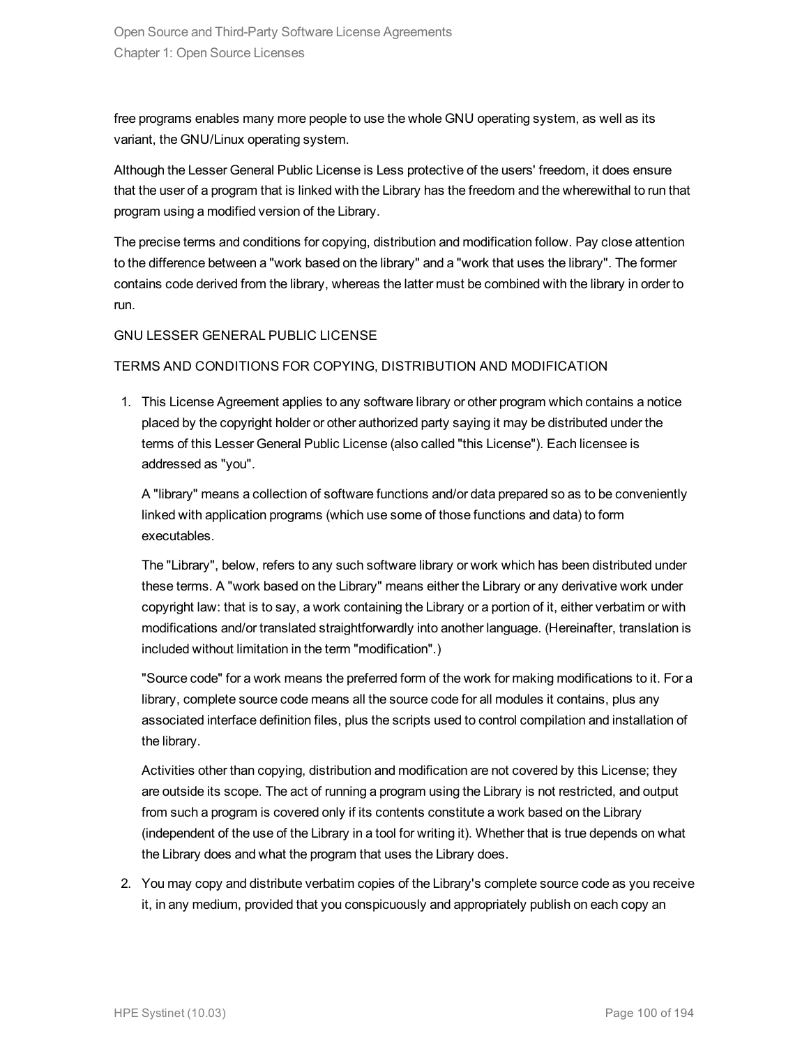free programs enables many more people to use the whole GNU operating system, as well as its variant, the GNU/Linux operating system.

Although the Lesser General Public License is Less protective of the users' freedom, it does ensure that the user of a program that is linked with the Library has the freedom and the wherewithal to run that program using a modified version of the Library.

The precise terms and conditions for copying, distribution and modification follow. Pay close attention to the difference between a "work based on the library" and a "work that uses the library". The former contains code derived from the library, whereas the latter must be combined with the library in order to run.

GNU LESSER GENERAL PUBLIC LICENSE

TERMS AND CONDITIONS FOR COPYING, DISTRIBUTION AND MODIFICATION

1. This License Agreement applies to any software library or other program which contains a notice placed by the copyright holder or other authorized party saying it may be distributed under the terms of this Lesser General Public License (also called "this License"). Each licensee is addressed as "you".

   A "library" means a collection of software functions and/or data prepared so as to be conveniently linked with application programs (which use some of those functions and data) to form executables.

   The "Library", below, refers to any such software library or work which has been distributed under these terms. A "work based on the Library" means either the Library or any derivative work under copyright law: that is to say, a work containing the Library or a portion of it, either verbatim or with modifications and/or translated straightforwardly into another language. (Hereinafter, translation is included without limitation in the term "modification".)

   "Source code" for a work means the preferred form of the work for making modifications to it. For a library, complete source code means all the source code for all modules it contains, plus any associated interface definition files, plus the scripts used to control compilation and installation of the library.

   Activities other than copying, distribution and modification are not covered by this License; they are outside its scope. The act of running a program using the Library is not restricted, and output from such a program is covered only if its contents constitute a work based on the Library (independent of the use of the Library in a tool for writing it). Whether that is true depends on what the Library does and what the program that uses the Library does.

2. You may copy and distribute verbatim copies of the Library's complete source code as you receive it, in any medium, provided that you conspicuously and appropriately publish on each copy an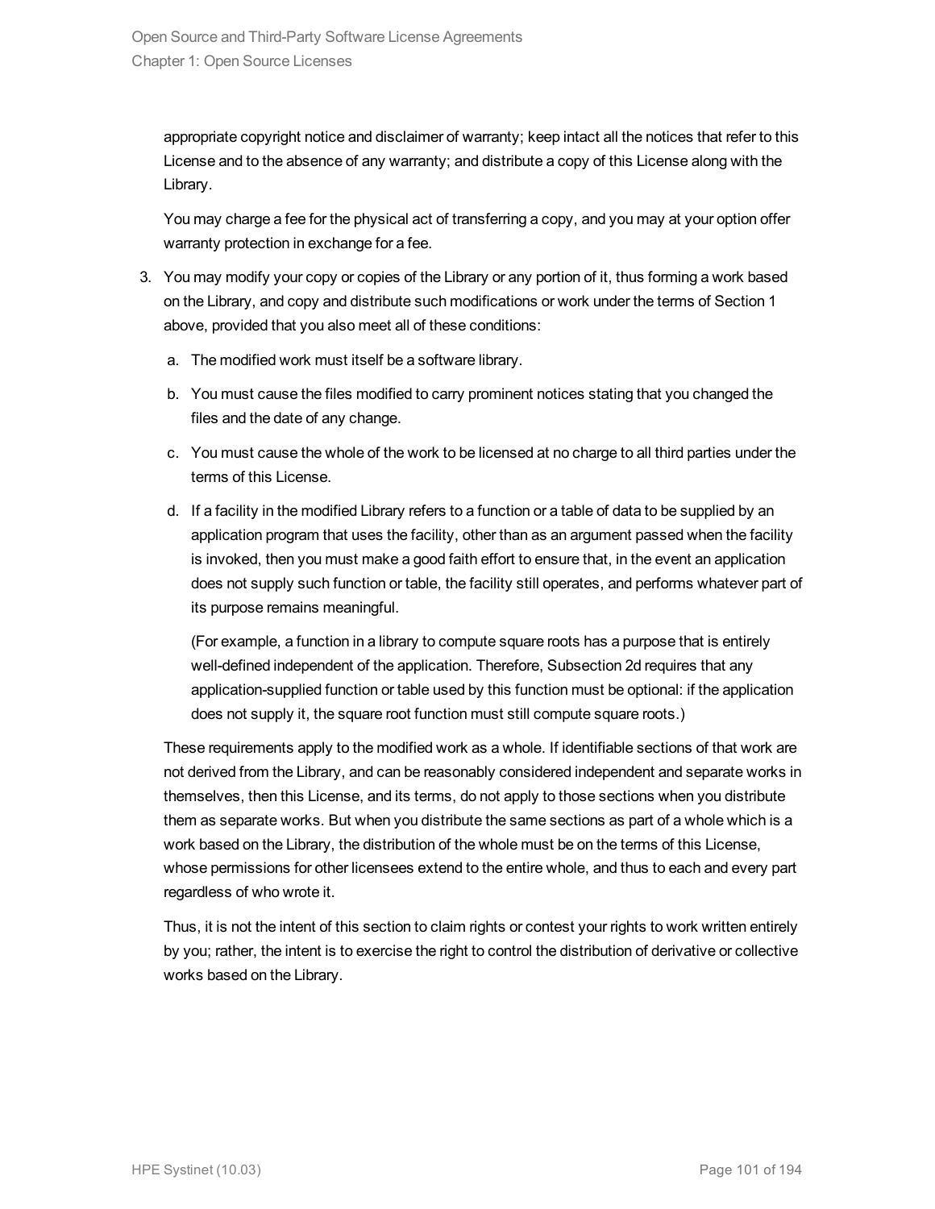appropriate copyright notice and disclaimer of warranty; keep intact all the notices that refer to this License and to the absence of any warranty; and distribute a copy of this License along with the Library.

You may charge a fee for the physical act of transferring a copy, and you may at your option offer warranty protection in exchange for a fee.

3. You may modify your copy or copies of the Library or any portion of it, thus forming a work based on the Library, and copy and distribute such modifications or work under the terms of Section 1 above, provided that you also meet all of these conditions:

   a. The modified work must itself be a software library.

   b. You must cause the files modified to carry prominent notices stating that you changed the files and the date of any change.

   c. You must cause the whole of the work to be licensed at no charge to all third parties under the terms of this License.

   d. If a facility in the modified Library refers to a function or a table of data to be supplied by an application program that uses the facility, other than as an argument passed when the facility is invoked, then you must make a good faith effort to ensure that, in the event an application does not supply such function or table, the facility still operates, and performs whatever part of its purpose remains meaningful.

      (For example, a function in a library to compute square roots has a purpose that is entirely well-defined independent of the application. Therefore, Subsection 2d requires that any application-supplied function or table used by this function must be optional: if the application does not supply it, the square root function must still compute square roots.)

   These requirements apply to the modified work as a whole. If identifiable sections of that work are not derived from the Library, and can be reasonably considered independent and separate works in themselves, then this License, and its terms, do not apply to those sections when you distribute them as separate works. But when you distribute the same sections as part of a whole which is a work based on the Library, the distribution of the whole must be on the terms of this License, whose permissions for other licensees extend to the entire whole, and thus to each and every part regardless of who wrote it.

   Thus, it is not the intent of this section to claim rights or contest your rights to work written entirely by you; rather, the intent is to exercise the right to control the distribution of derivative or collective works based on the Library.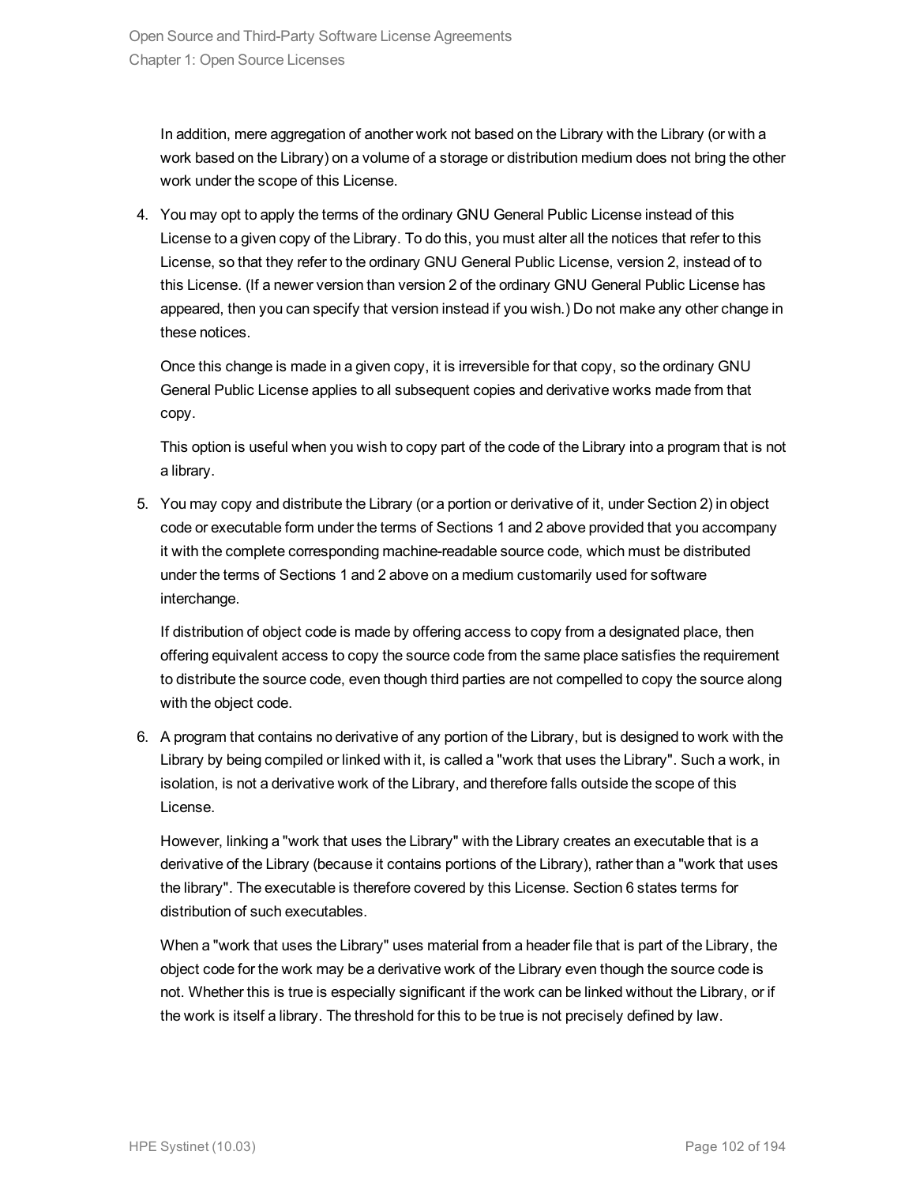In addition, mere aggregation of another work not based on the Library with the Library (or with a work based on the Library) on a volume of a storage or distribution medium does not bring the other work under the scope of this License.

4. You may opt to apply the terms of the ordinary GNU General Public License instead of this License to a given copy of the Library. To do this, you must alter all the notices that refer to this License, so that they refer to the ordinary GNU General Public License, version 2, instead of to this License. (If a newer version than version 2 of the ordinary GNU General Public License has appeared, then you can specify that version instead if you wish.) Do not make any other change in these notices.

   Once this change is made in a given copy, it is irreversible for that copy, so the ordinary GNU General Public License applies to all subsequent copies and derivative works made from that copy.

   This option is useful when you wish to copy part of the code of the Library into a program that is not a library.

5. You may copy and distribute the Library (or a portion or derivative of it, under Section 2) in object code or executable form under the terms of Sections 1 and 2 above provided that you accompany it with the complete corresponding machine-readable source code, which must be distributed under the terms of Sections 1 and 2 above on a medium customarily used for software interchange.

   If distribution of object code is made by offering access to copy from a designated place, then offering equivalent access to copy the source code from the same place satisfies the requirement to distribute the source code, even though third parties are not compelled to copy the source along with the object code.

6. A program that contains no derivative of any portion of the Library, but is designed to work with the Library by being compiled or linked with it, is called a "work that uses the Library". Such a work, in isolation, is not a derivative work of the Library, and therefore falls outside the scope of this License.

   However, linking a "work that uses the Library" with the Library creates an executable that is a derivative of the Library (because it contains portions of the Library), rather than a "work that uses the library". The executable is therefore covered by this License. Section 6 states terms for distribution of such executables.

   When a "work that uses the Library" uses material from a header file that is part of the Library, the object code for the work may be a derivative work of the Library even though the source code is not. Whether this is true is especially significant if the work can be linked without the Library, or if the work is itself a library. The threshold for this to be true is not precisely defined by law.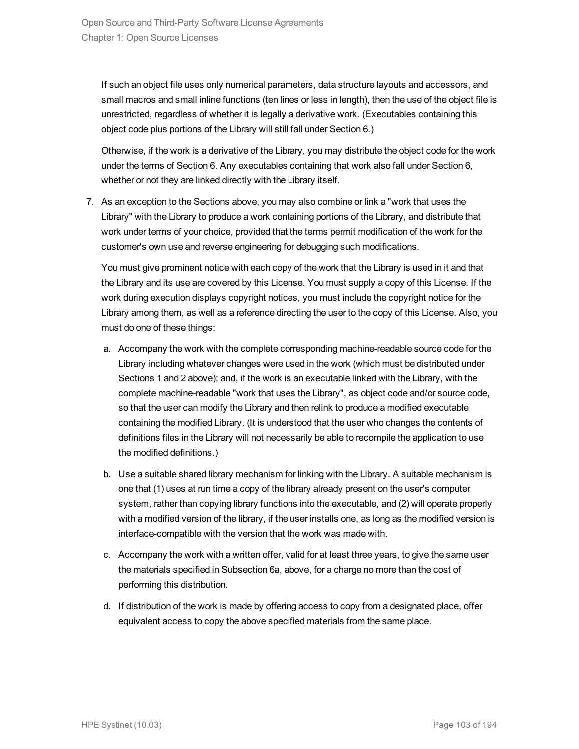If such an object file uses only numerical parameters, data structure layouts and accessors, and small macros and small inline functions (ten lines or less in length), then the use of the object file is unrestricted, regardless of whether it is legally a derivative work. (Executables containing this object code plus portions of the Library will still fall under Section 6.)

Otherwise, if the work is a derivative of the Library, you may distribute the object code for the work under the terms of Section 6. Any executables containing that work also fall under Section 6, whether or not they are linked directly with the Library itself.

7. As an exception to the Sections above, you may also combine or link a "work that uses the Library" with the Library to produce a work containing portions of the Library, and distribute that work under terms of your choice, provided that the terms permit modification of the work for the customer's own use and reverse engineering for debugging such modifications.

   You must give prominent notice with each copy of the work that the Library is used in it and that the Library and its use are covered by this License. You must supply a copy of this License. If the work during execution displays copyright notices, you must include the copyright notice for the Library among them, as well as a reference directing the user to the copy of this License. Also, you must do one of these things:

   a. Accompany the work with the complete corresponding machine-readable source code for the Library including whatever changes were used in the work (which must be distributed under Sections 1 and 2 above); and, if the work is an executable linked with the Library, with the complete machine-readable "work that uses the Library", as object code and/or source code, so that the user can modify the Library and then relink to produce a modified executable containing the modified Library. (It is understood that the user who changes the contents of definitions files in the Library will not necessarily be able to recompile the application to use the modified definitions.)

   b. Use a suitable shared library mechanism for linking with the Library. A suitable mechanism is one that (1) uses at run time a copy of the library already present on the user's computer system, rather than copying library functions into the executable, and (2) will operate properly with a modified version of the library, if the user installs one, as long as the modified version is interface-compatible with the version that the work was made with.

   c. Accompany the work with a written offer, valid for at least three years, to give the same user the materials specified in Subsection 6a, above, for a charge no more than the cost of performing this distribution.

   d. If distribution of the work is made by offering access to copy from a designated place, offer equivalent access to copy the above specified materials from the same place.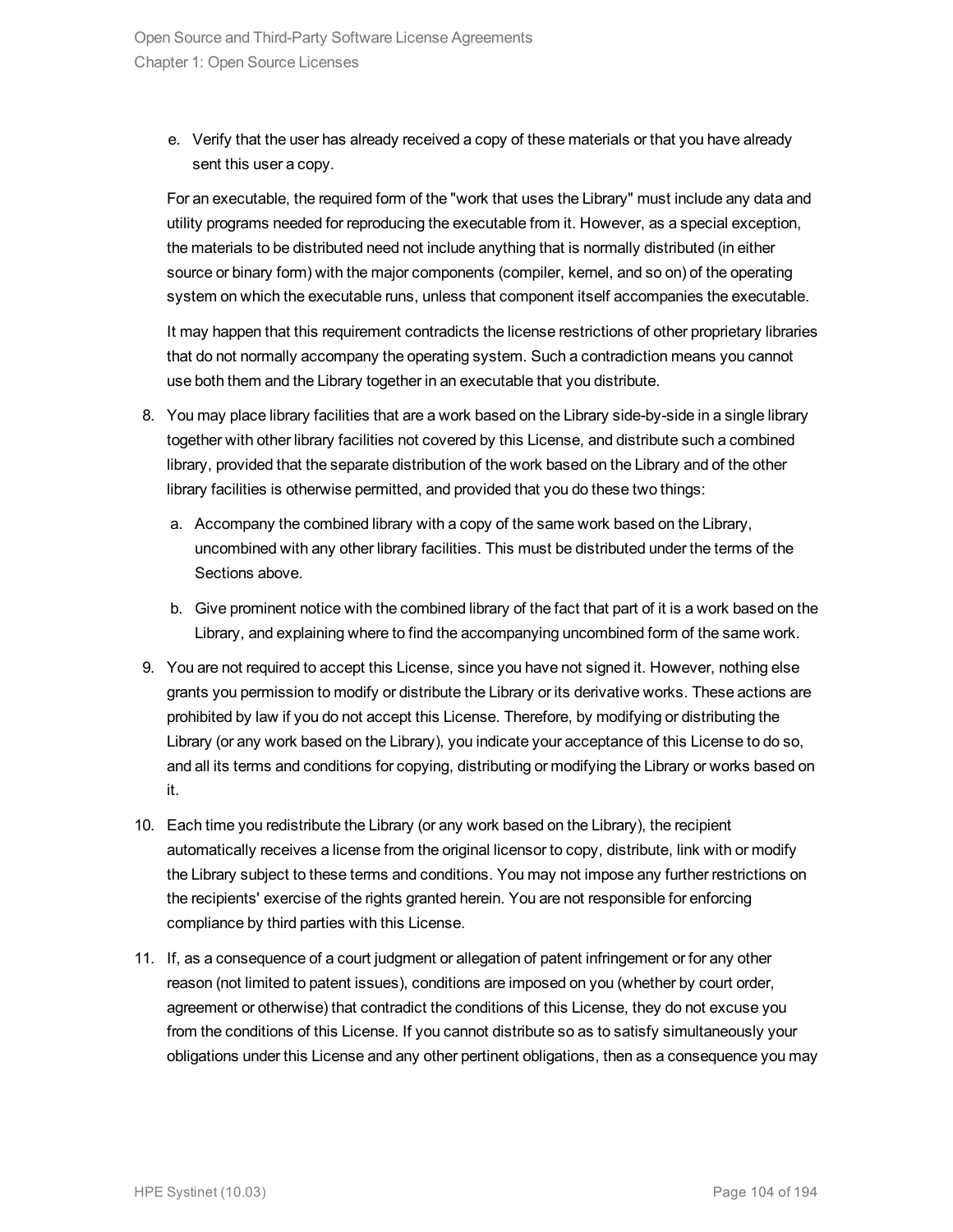e. Verify that the user has already received a copy of these materials or that you have already sent this user a copy.

For an executable, the required form of the "work that uses the Library" must include any data and utility programs needed for reproducing the executable from it. However, as a special exception, the materials to be distributed need not include anything that is normally distributed (in either source or binary form) with the major components (compiler, kernel, and so on) of the operating system on which the executable runs, unless that component itself accompanies the executable.

It may happen that this requirement contradicts the license restrictions of other proprietary libraries that do not normally accompany the operating system. Such a contradiction means you cannot use both them and the Library together in an executable that you distribute.

8. You may place library facilities that are a work based on the Library side-by-side in a single library together with other library facilities not covered by this License, and distribute such a combined library, provided that the separate distribution of the work based on the Library and of the other library facilities is otherwise permitted, and provided that you do these two things:

   a. Accompany the combined library with a copy of the same work based on the Library, uncombined with any other library facilities. This must be distributed under the terms of the Sections above.

   b. Give prominent notice with the combined library of the fact that part of it is a work based on the Library, and explaining where to find the accompanying uncombined form of the same work.

9. You are not required to accept this License, since you have not signed it. However, nothing else grants you permission to modify or distribute the Library or its derivative works. These actions are prohibited by law if you do not accept this License. Therefore, by modifying or distributing the Library (or any work based on the Library), you indicate your acceptance of this License to do so, and all its terms and conditions for copying, distributing or modifying the Library or works based on it.

10. Each time you redistribute the Library (or any work based on the Library), the recipient automatically receives a license from the original licensor to copy, distribute, link with or modify the Library subject to these terms and conditions. You may not impose any further restrictions on the recipients' exercise of the rights granted herein. You are not responsible for enforcing compliance by third parties with this License.

11. If, as a consequence of a court judgment or allegation of patent infringement or for any other reason (not limited to patent issues), conditions are imposed on you (whether by court order, agreement or otherwise) that contradict the conditions of this License, they do not excuse you from the conditions of this License. If you cannot distribute so as to satisfy simultaneously your obligations under this License and any other pertinent obligations, then as a consequence you may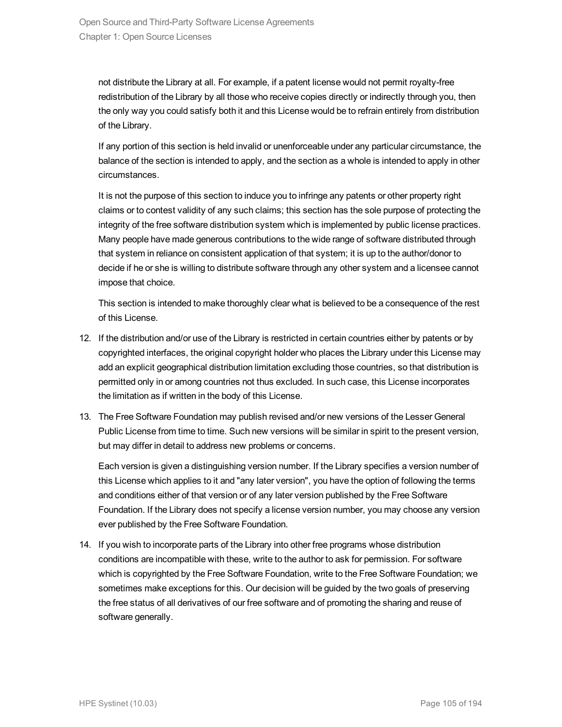not distribute the Library at all. For example, if a patent license would not permit royalty-free redistribution of the Library by all those who receive copies directly or indirectly through you, then the only way you could satisfy both it and this License would be to refrain entirely from distribution of the Library.

If any portion of this section is held invalid or unenforceable under any particular circumstance, the balance of the section is intended to apply, and the section as a whole is intended to apply in other circumstances.

It is not the purpose of this section to induce you to infringe any patents or other property right claims or to contest validity of any such claims; this section has the sole purpose of protecting the integrity of the free software distribution system which is implemented by public license practices. Many people have made generous contributions to the wide range of software distributed through that system in reliance on consistent application of that system; it is up to the author/donor to decide if he or she is willing to distribute software through any other system and a licensee cannot impose that choice.

This section is intended to make thoroughly clear what is believed to be a consequence of the rest of this License.

12. If the distribution and/or use of the Library is restricted in certain countries either by patents or by copyrighted interfaces, the original copyright holder who places the Library under this License may add an explicit geographical distribution limitation excluding those countries, so that distribution is permitted only in or among countries not thus excluded. In such case, this License incorporates the limitation as if written in the body of this License.

13. The Free Software Foundation may publish revised and/or new versions of the Lesser General Public License from time to time. Such new versions will be similar in spirit to the present version, but may differ in detail to address new problems or concerns.

    Each version is given a distinguishing version number. If the Library specifies a version number of this License which applies to it and "any later version", you have the option of following the terms and conditions either of that version or of any later version published by the Free Software Foundation. If the Library does not specify a license version number, you may choose any version ever published by the Free Software Foundation.

14. If you wish to incorporate parts of the Library into other free programs whose distribution conditions are incompatible with these, write to the author to ask for permission. For software which is copyrighted by the Free Software Foundation, write to the Free Software Foundation; we sometimes make exceptions for this. Our decision will be guided by the two goals of preserving the free status of all derivatives of our free software and of promoting the sharing and reuse of software generally.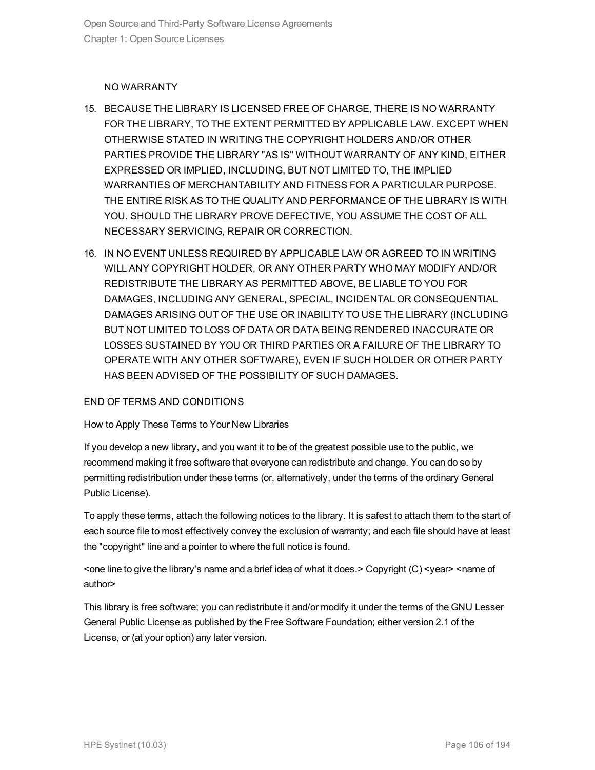NO WARRANTY

15. BECAUSE THE LIBRARY IS LICENSED FREE OF CHARGE, THERE IS NO WARRANTY FOR THE LIBRARY, TO THE EXTENT PERMITTED BY APPLICABLE LAW. EXCEPT WHEN OTHERWISE STATED IN WRITING THE COPYRIGHT HOLDERS AND/OR OTHER PARTIES PROVIDE THE LIBRARY "AS IS" WITHOUT WARRANTY OF ANY KIND, EITHER EXPRESSED OR IMPLIED, INCLUDING, BUT NOT LIMITED TO, THE IMPLIED WARRANTIES OF MERCHANTABILITY AND FITNESS FOR A PARTICULAR PURPOSE. THE ENTIRE RISK AS TO THE QUALITY AND PERFORMANCE OF THE LIBRARY IS WITH YOU. SHOULD THE LIBRARY PROVE DEFECTIVE, YOU ASSUME THE COST OF ALL NECESSARY SERVICING, REPAIR OR CORRECTION.

16. IN NO EVENT UNLESS REQUIRED BY APPLICABLE LAW OR AGREED TO IN WRITING WILL ANY COPYRIGHT HOLDER, OR ANY OTHER PARTY WHO MAY MODIFY AND/OR REDISTRIBUTE THE LIBRARY AS PERMITTED ABOVE, BE LIABLE TO YOU FOR DAMAGES, INCLUDING ANY GENERAL, SPECIAL, INCIDENTAL OR CONSEQUENTIAL DAMAGES ARISING OUT OF THE USE OR INABILITY TO USE THE LIBRARY (INCLUDING BUT NOT LIMITED TO LOSS OF DATA OR DATA BEING RENDERED INACCURATE OR LOSSES SUSTAINED BY YOU OR THIRD PARTIES OR A FAILURE OF THE LIBRARY TO OPERATE WITH ANY OTHER SOFTWARE), EVEN IF SUCH HOLDER OR OTHER PARTY HAS BEEN ADVISED OF THE POSSIBILITY OF SUCH DAMAGES.

END OF TERMS AND CONDITIONS

How to Apply These Terms to Your New Libraries

If you develop a new library, and you want it to be of the greatest possible use to the public, we recommend making it free software that everyone can redistribute and change. You can do so by permitting redistribution under these terms (or, alternatively, under the terms of the ordinary General Public License).

To apply these terms, attach the following notices to the library. It is safest to attach them to the start of each source file to most effectively convey the exclusion of warranty; and each file should have at least the "copyright" line and a pointer to where the full notice is found.

<one line to give the library's name and a brief idea of what it does.> Copyright (C) <year> <name of author>

This library is free software; you can redistribute it and/or modify it under the terms of the GNU Lesser General Public License as published by the Free Software Foundation; either version 2.1 of the License, or (at your option) any later version.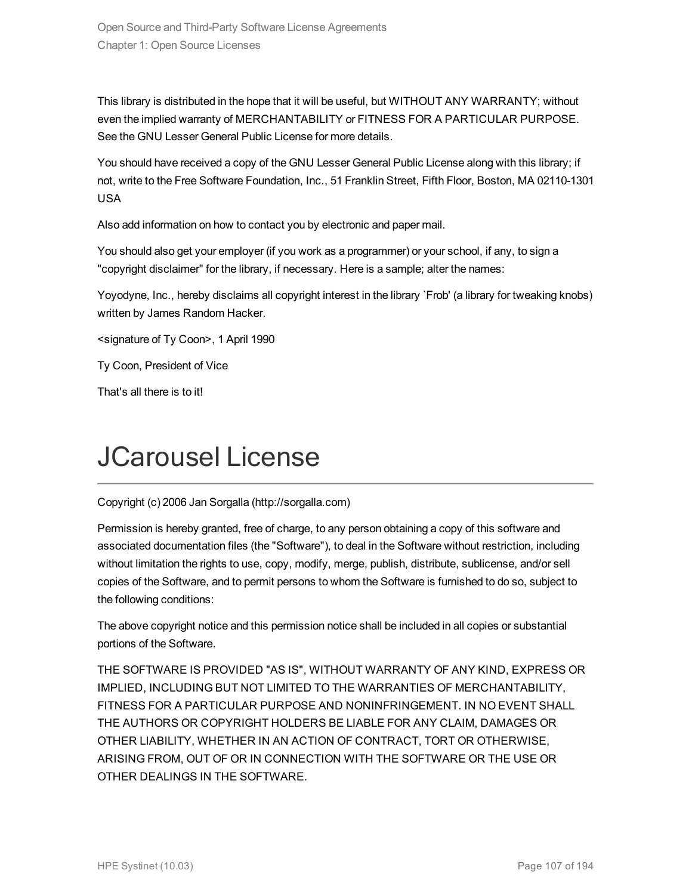This library is distributed in the hope that it will be useful, but WITHOUT ANY WARRANTY; without even the implied warranty of MERCHANTABILITY or FITNESS FOR A PARTICULAR PURPOSE. See the GNU Lesser General Public License for more details.

You should have received a copy of the GNU Lesser General Public License along with this library; if not, write to the Free Software Foundation, Inc., 51 Franklin Street, Fifth Floor, Boston, MA 02110-1301 USA

Also add information on how to contact you by electronic and paper mail.

You should also get your employer (if you work as a programmer) or your school, if any, to sign a "copyright disclaimer" for the library, if necessary. Here is a sample; alter the names:

Yoyodyne, Inc., hereby disclaims all copyright interest in the library `Frob' (a library for tweaking knobs) written by James Random Hacker.

<signature of Ty Coon>, 1 April 1990

Ty Coon, President of Vice

That's all there is to it!

# JCarousel License

Copyright (c) 2006 Jan Sorgalla (http://sorgalla.com)

Permission is hereby granted, free of charge, to any person obtaining a copy of this software and associated documentation files (the "Software"), to deal in the Software without restriction, including without limitation the rights to use, copy, modify, merge, publish, distribute, sublicense, and/or sell copies of the Software, and to permit persons to whom the Software is furnished to do so, subject to the following conditions:

The above copyright notice and this permission notice shall be included in all copies or substantial portions of the Software.

THE SOFTWARE IS PROVIDED "AS IS", WITHOUT WARRANTY OF ANY KIND, EXPRESS OR IMPLIED, INCLUDING BUT NOT LIMITED TO THE WARRANTIES OF MERCHANTABILITY, FITNESS FOR A PARTICULAR PURPOSE AND NONINFRINGEMENT. IN NO EVENT SHALL THE AUTHORS OR COPYRIGHT HOLDERS BE LIABLE FOR ANY CLAIM, DAMAGES OR OTHER LIABILITY, WHETHER IN AN ACTION OF CONTRACT, TORT OR OTHERWISE, ARISING FROM, OUT OF OR IN CONNECTION WITH THE SOFTWARE OR THE USE OR OTHER DEALINGS IN THE SOFTWARE.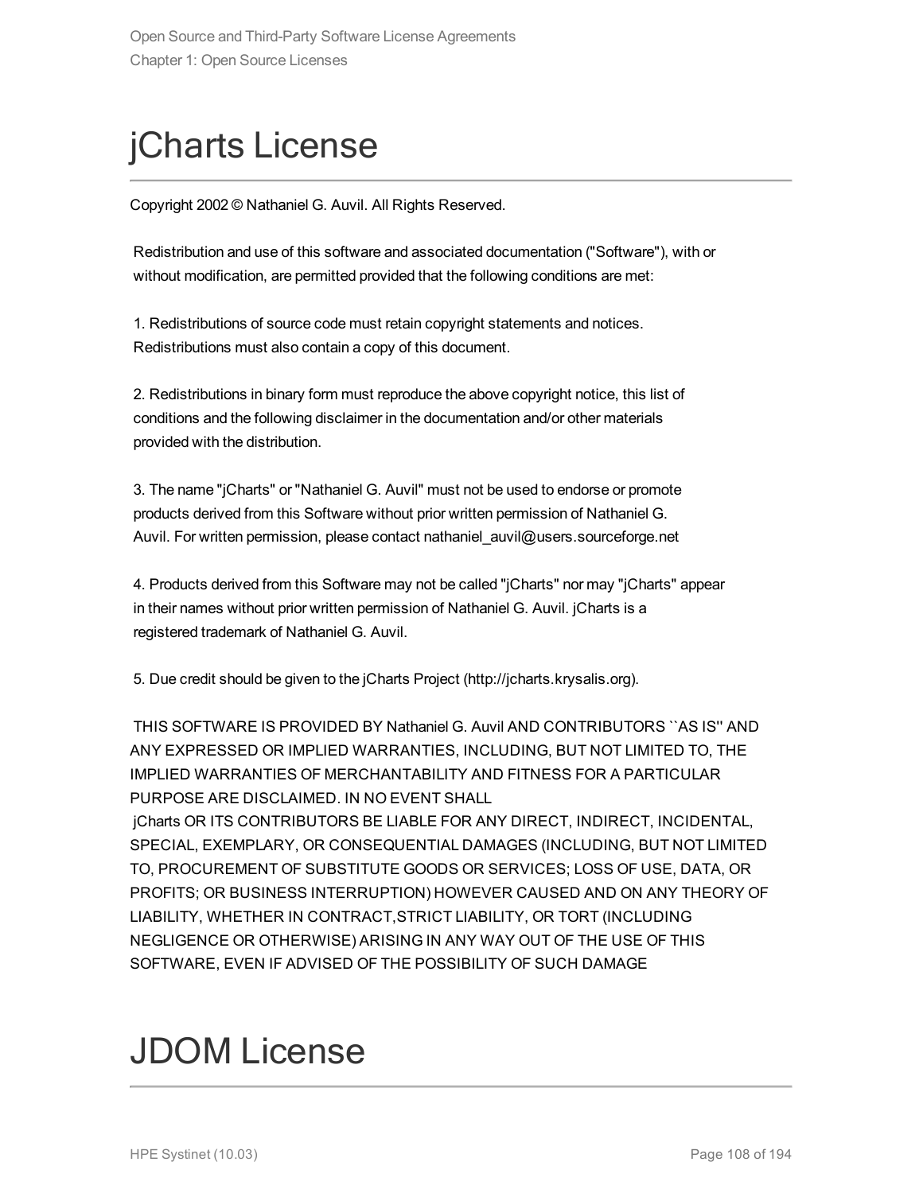# jCharts License

Copyright 2002 © Nathaniel G. Auvil. All Rights Reserved.

Redistribution and use of this software and associated documentation ("Software"), with or without modification, are permitted provided that the following conditions are met:

1. Redistributions of source code must retain copyright statements and notices. Redistributions must also contain a copy of this document.

2. Redistributions in binary form must reproduce the above copyright notice, this list of conditions and the following disclaimer in the documentation and/or other materials provided with the distribution.

3. The name "jCharts" or "Nathaniel G. Auvil" must not be used to endorse or promote products derived from this Software without prior written permission of Nathaniel G. Auvil. For written permission, please contact nathaniel_auvil@users.sourceforge.net

4. Products derived from this Software may not be called "jCharts" nor may "jCharts" appear in their names without prior written permission of Nathaniel G. Auvil. jCharts is a registered trademark of Nathaniel G. Auvil.

5. Due credit should be given to the jCharts Project (http://jcharts.krysalis.org).

THIS SOFTWARE IS PROVIDED BY Nathaniel G. Auvil AND CONTRIBUTORS ``AS IS'' AND ANY EXPRESSED OR IMPLIED WARRANTIES, INCLUDING, BUT NOT LIMITED TO, THE IMPLIED WARRANTIES OF MERCHANTABILITY AND FITNESS FOR A PARTICULAR PURPOSE ARE DISCLAIMED. IN NO EVENT SHALL jCharts OR ITS CONTRIBUTORS BE LIABLE FOR ANY DIRECT, INDIRECT, INCIDENTAL, SPECIAL, EXEMPLARY, OR CONSEQUENTIAL DAMAGES (INCLUDING, BUT NOT LIMITED TO, PROCUREMENT OF SUBSTITUTE GOODS OR SERVICES; LOSS OF USE, DATA, OR PROFITS; OR BUSINESS INTERRUPTION) HOWEVER CAUSED AND ON ANY THEORY OF LIABILITY, WHETHER IN CONTRACT,STRICT LIABILITY, OR TORT (INCLUDING NEGLIGENCE OR OTHERWISE) ARISING IN ANY WAY OUT OF THE USE OF THIS SOFTWARE, EVEN IF ADVISED OF THE POSSIBILITY OF SUCH DAMAGE

# JDOM License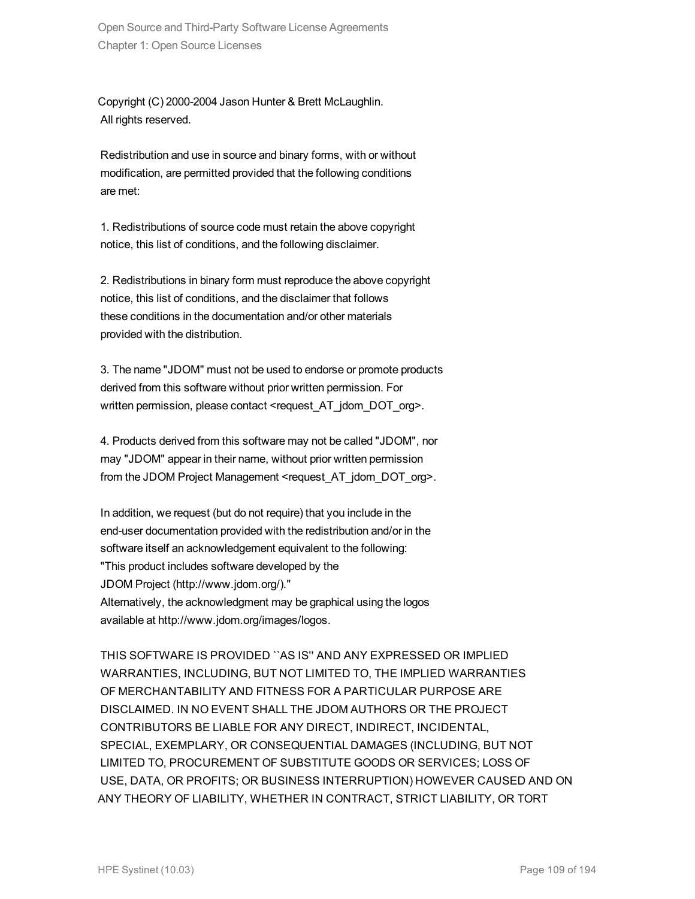Copyright (C) 2000-2004 Jason Hunter & Brett McLaughlin.
All rights reserved.

Redistribution and use in source and binary forms, with or without
modification, are permitted provided that the following conditions
are met:

1. Redistributions of source code must retain the above copyright
notice, this list of conditions, and the following disclaimer.

2. Redistributions in binary form must reproduce the above copyright
notice, this list of conditions, and the disclaimer that follows
these conditions in the documentation and/or other materials
provided with the distribution.

3. The name "JDOM" must not be used to endorse or promote products
derived from this software without prior written permission. For
written permission, please contact <request_AT_jdom_DOT_org>.

4. Products derived from this software may not be called "JDOM", nor
may "JDOM" appear in their name, without prior written permission
from the JDOM Project Management <request_AT_jdom_DOT_org>.

In addition, we request (but do not require) that you include in the
end-user documentation provided with the redistribution and/or in the
software itself an acknowledgement equivalent to the following:
"This product includes software developed by the
JDOM Project (http://www.jdom.org/)."
Alternatively, the acknowledgment may be graphical using the logos
available at http://www.jdom.org/images/logos.

THIS SOFTWARE IS PROVIDED ``AS IS'' AND ANY EXPRESSED OR IMPLIED
WARRANTIES, INCLUDING, BUT NOT LIMITED TO, THE IMPLIED WARRANTIES
OF MERCHANTABILITY AND FITNESS FOR A PARTICULAR PURPOSE ARE
DISCLAIMED. IN NO EVENT SHALL THE JDOM AUTHORS OR THE PROJECT
CONTRIBUTORS BE LIABLE FOR ANY DIRECT, INDIRECT, INCIDENTAL,
SPECIAL, EXEMPLARY, OR CONSEQUENTIAL DAMAGES (INCLUDING, BUT NOT
LIMITED TO, PROCUREMENT OF SUBSTITUTE GOODS OR SERVICES; LOSS OF
USE, DATA, OR PROFITS; OR BUSINESS INTERRUPTION) HOWEVER CAUSED AND ON
ANY THEORY OF LIABILITY, WHETHER IN CONTRACT, STRICT LIABILITY, OR TORT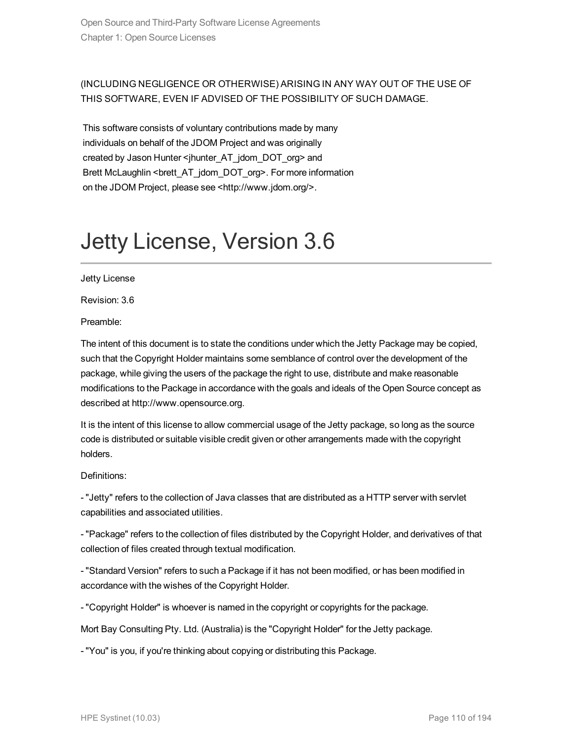(INCLUDING NEGLIGENCE OR OTHERWISE) ARISING IN ANY WAY OUT OF THE USE OF THIS SOFTWARE, EVEN IF ADVISED OF THE POSSIBILITY OF SUCH DAMAGE.

This software consists of voluntary contributions made by many
individuals on behalf of the JDOM Project and was originally
created by Jason Hunter <jhunter_AT_jdom_DOT_org> and
Brett McLaughlin <brett_AT_jdom_DOT_org>. For more information
on the JDOM Project, please see <http://www.jdom.org/>.

# Jetty License, Version 3.6

Jetty License

Revision: 3.6

Preamble:

The intent of this document is to state the conditions under which the Jetty Package may be copied, such that the Copyright Holder maintains some semblance of control over the development of the package, while giving the users of the package the right to use, distribute and make reasonable modifications to the Package in accordance with the goals and ideals of the Open Source concept as described at http://www.opensource.org.

It is the intent of this license to allow commercial usage of the Jetty package, so long as the source code is distributed or suitable visible credit given or other arrangements made with the copyright holders.

Definitions:

- "Jetty" refers to the collection of Java classes that are distributed as a HTTP server with servlet capabilities and associated utilities.

- "Package" refers to the collection of files distributed by the Copyright Holder, and derivatives of that collection of files created through textual modification.

- "Standard Version" refers to such a Package if it has not been modified, or has been modified in accordance with the wishes of the Copyright Holder.

- "Copyright Holder" is whoever is named in the copyright or copyrights for the package.

Mort Bay Consulting Pty. Ltd. (Australia) is the "Copyright Holder" for the Jetty package.

- "You" is you, if you're thinking about copying or distributing this Package.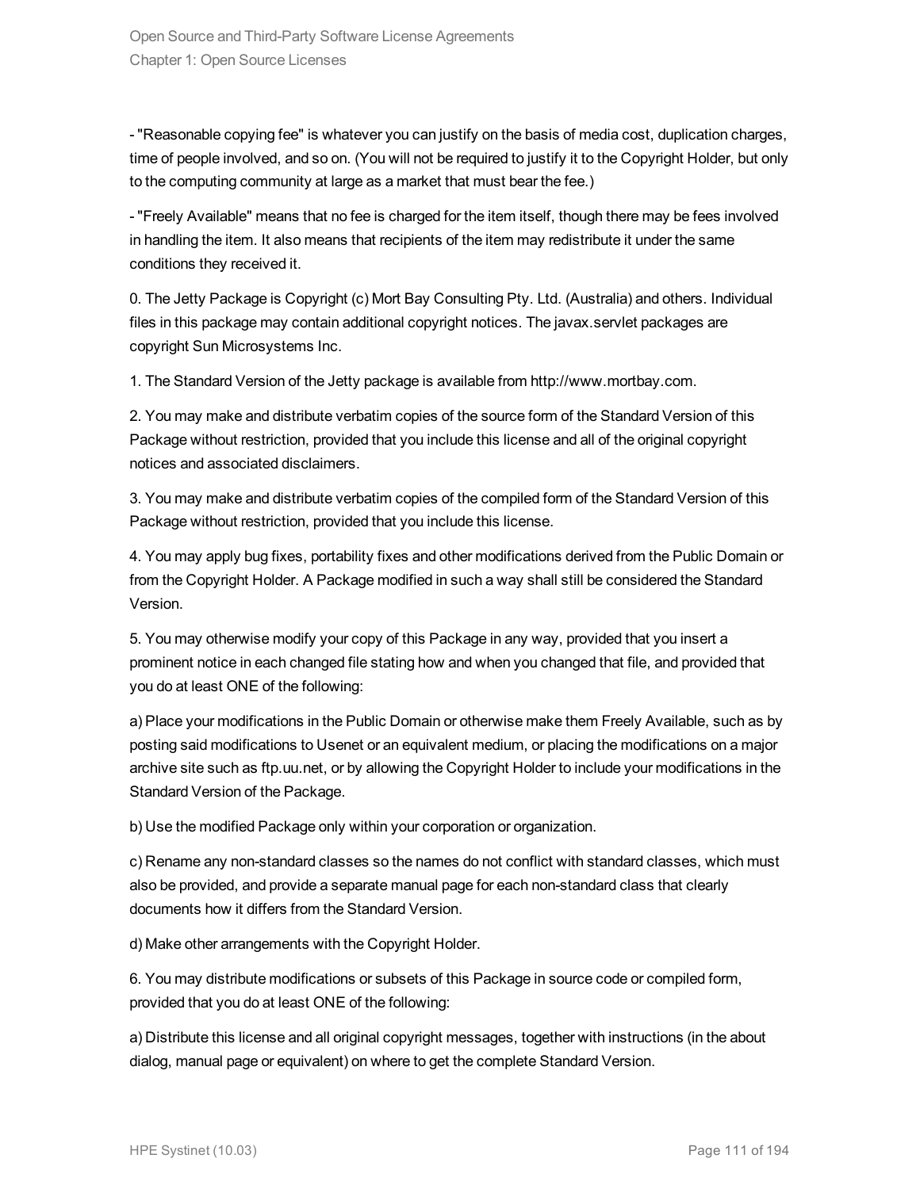- "Reasonable copying fee" is whatever you can justify on the basis of media cost, duplication charges, time of people involved, and so on. (You will not be required to justify it to the Copyright Holder, but only to the computing community at large as a market that must bear the fee.)

- "Freely Available" means that no fee is charged for the item itself, though there may be fees involved in handling the item. It also means that recipients of the item may redistribute it under the same conditions they received it.

0. The Jetty Package is Copyright (c) Mort Bay Consulting Pty. Ltd. (Australia) and others. Individual files in this package may contain additional copyright notices. The javax.servlet packages are copyright Sun Microsystems Inc.

1. The Standard Version of the Jetty package is available from http://www.mortbay.com.

2. You may make and distribute verbatim copies of the source form of the Standard Version of this Package without restriction, provided that you include this license and all of the original copyright notices and associated disclaimers.

3. You may make and distribute verbatim copies of the compiled form of the Standard Version of this Package without restriction, provided that you include this license.

4. You may apply bug fixes, portability fixes and other modifications derived from the Public Domain or from the Copyright Holder. A Package modified in such a way shall still be considered the Standard Version.

5. You may otherwise modify your copy of this Package in any way, provided that you insert a prominent notice in each changed file stating how and when you changed that file, and provided that you do at least ONE of the following:

a) Place your modifications in the Public Domain or otherwise make them Freely Available, such as by posting said modifications to Usenet or an equivalent medium, or placing the modifications on a major archive site such as ftp.uu.net, or by allowing the Copyright Holder to include your modifications in the Standard Version of the Package.

b) Use the modified Package only within your corporation or organization.

c) Rename any non-standard classes so the names do not conflict with standard classes, which must also be provided, and provide a separate manual page for each non-standard class that clearly documents how it differs from the Standard Version.

d) Make other arrangements with the Copyright Holder.

6. You may distribute modifications or subsets of this Package in source code or compiled form, provided that you do at least ONE of the following:

a) Distribute this license and all original copyright messages, together with instructions (in the about dialog, manual page or equivalent) on where to get the complete Standard Version.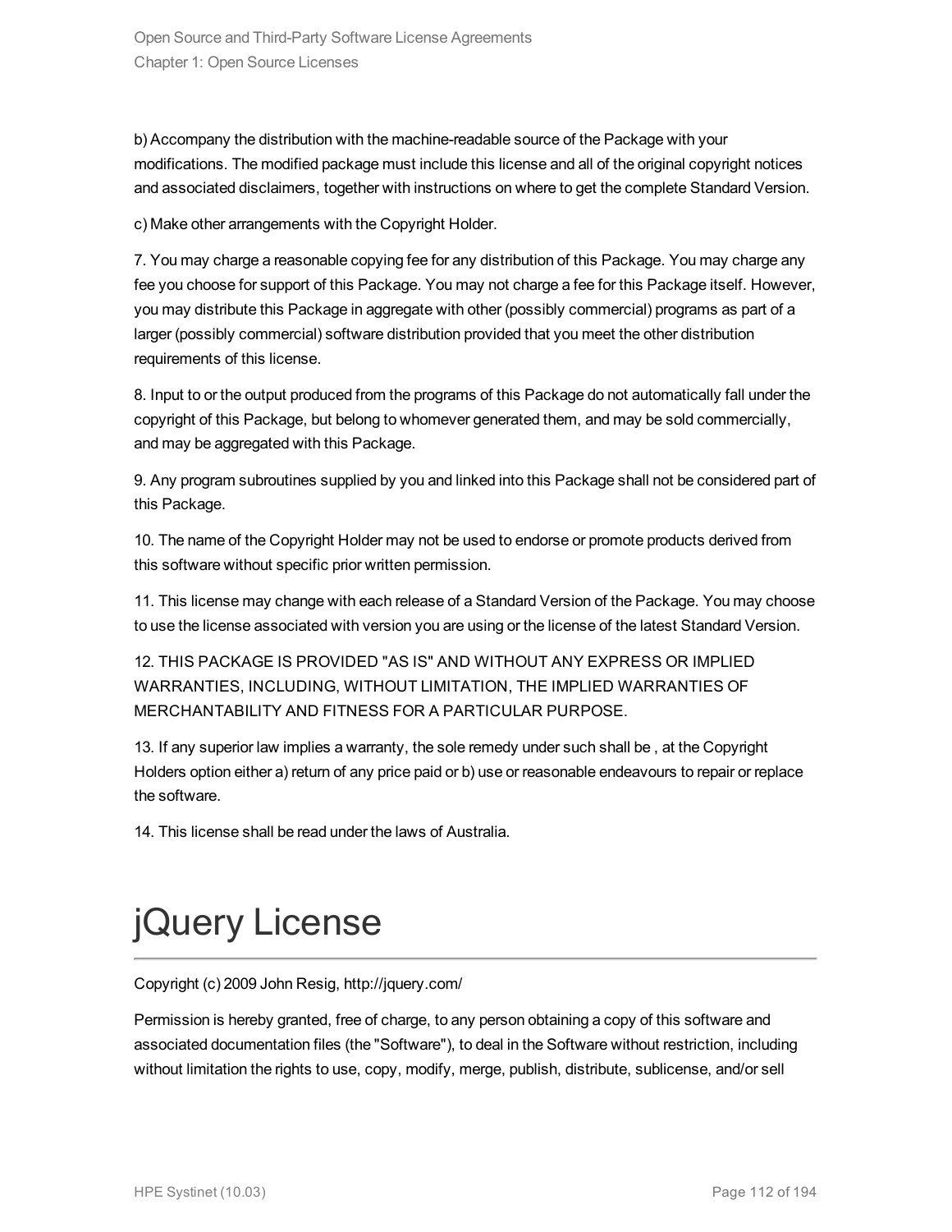b) Accompany the distribution with the machine-readable source of the Package with your modifications. The modified package must include this license and all of the original copyright notices and associated disclaimers, together with instructions on where to get the complete Standard Version.

c) Make other arrangements with the Copyright Holder.

7. You may charge a reasonable copying fee for any distribution of this Package. You may charge any fee you choose for support of this Package. You may not charge a fee for this Package itself. However, you may distribute this Package in aggregate with other (possibly commercial) programs as part of a larger (possibly commercial) software distribution provided that you meet the other distribution requirements of this license.

8. Input to or the output produced from the programs of this Package do not automatically fall under the copyright of this Package, but belong to whomever generated them, and may be sold commercially, and may be aggregated with this Package.

9. Any program subroutines supplied by you and linked into this Package shall not be considered part of this Package.

10. The name of the Copyright Holder may not be used to endorse or promote products derived from this software without specific prior written permission.

11. This license may change with each release of a Standard Version of the Package. You may choose to use the license associated with version you are using or the license of the latest Standard Version.

12. THIS PACKAGE IS PROVIDED "AS IS" AND WITHOUT ANY EXPRESS OR IMPLIED WARRANTIES, INCLUDING, WITHOUT LIMITATION, THE IMPLIED WARRANTIES OF MERCHANTABILITY AND FITNESS FOR A PARTICULAR PURPOSE.

13. If any superior law implies a warranty, the sole remedy under such shall be , at the Copyright Holders option either a) return of any price paid or b) use or reasonable endeavours to repair or replace the software.

14. This license shall be read under the laws of Australia.

# jQuery License

Copyright (c) 2009 John Resig, http://jquery.com/

Permission is hereby granted, free of charge, to any person obtaining a copy of this software and associated documentation files (the "Software"), to deal in the Software without restriction, including without limitation the rights to use, copy, modify, merge, publish, distribute, sublicense, and/or sell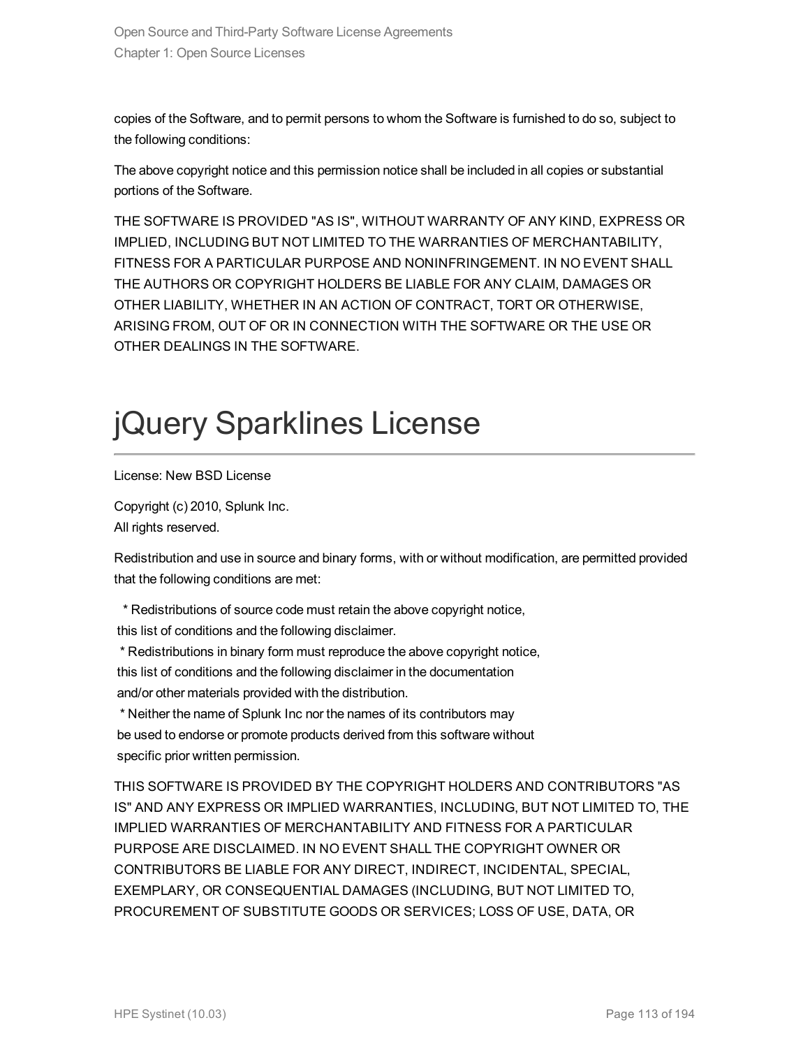copies of the Software, and to permit persons to whom the Software is furnished to do so, subject to the following conditions:

The above copyright notice and this permission notice shall be included in all copies or substantial portions of the Software.

THE SOFTWARE IS PROVIDED "AS IS", WITHOUT WARRANTY OF ANY KIND, EXPRESS OR IMPLIED, INCLUDING BUT NOT LIMITED TO THE WARRANTIES OF MERCHANTABILITY, FITNESS FOR A PARTICULAR PURPOSE AND NONINFRINGEMENT. IN NO EVENT SHALL THE AUTHORS OR COPYRIGHT HOLDERS BE LIABLE FOR ANY CLAIM, DAMAGES OR OTHER LIABILITY, WHETHER IN AN ACTION OF CONTRACT, TORT OR OTHERWISE, ARISING FROM, OUT OF OR IN CONNECTION WITH THE SOFTWARE OR THE USE OR OTHER DEALINGS IN THE SOFTWARE.

# jQuery Sparklines License

License: New BSD License

Copyright (c) 2010, Splunk Inc.
All rights reserved.

Redistribution and use in source and binary forms, with or without modification, are permitted provided that the following conditions are met:

* Redistributions of source code must retain the above copyright notice, this list of conditions and the following disclaimer.
* Redistributions in binary form must reproduce the above copyright notice, this list of conditions and the following disclaimer in the documentation and/or other materials provided with the distribution.
* Neither the name of Splunk Inc nor the names of its contributors may be used to endorse or promote products derived from this software without specific prior written permission.

THIS SOFTWARE IS PROVIDED BY THE COPYRIGHT HOLDERS AND CONTRIBUTORS "AS IS" AND ANY EXPRESS OR IMPLIED WARRANTIES, INCLUDING, BUT NOT LIMITED TO, THE IMPLIED WARRANTIES OF MERCHANTABILITY AND FITNESS FOR A PARTICULAR PURPOSE ARE DISCLAIMED. IN NO EVENT SHALL THE COPYRIGHT OWNER OR CONTRIBUTORS BE LIABLE FOR ANY DIRECT, INDIRECT, INCIDENTAL, SPECIAL, EXEMPLARY, OR CONSEQUENTIAL DAMAGES (INCLUDING, BUT NOT LIMITED TO, PROCUREMENT OF SUBSTITUTE GOODS OR SERVICES; LOSS OF USE, DATA, OR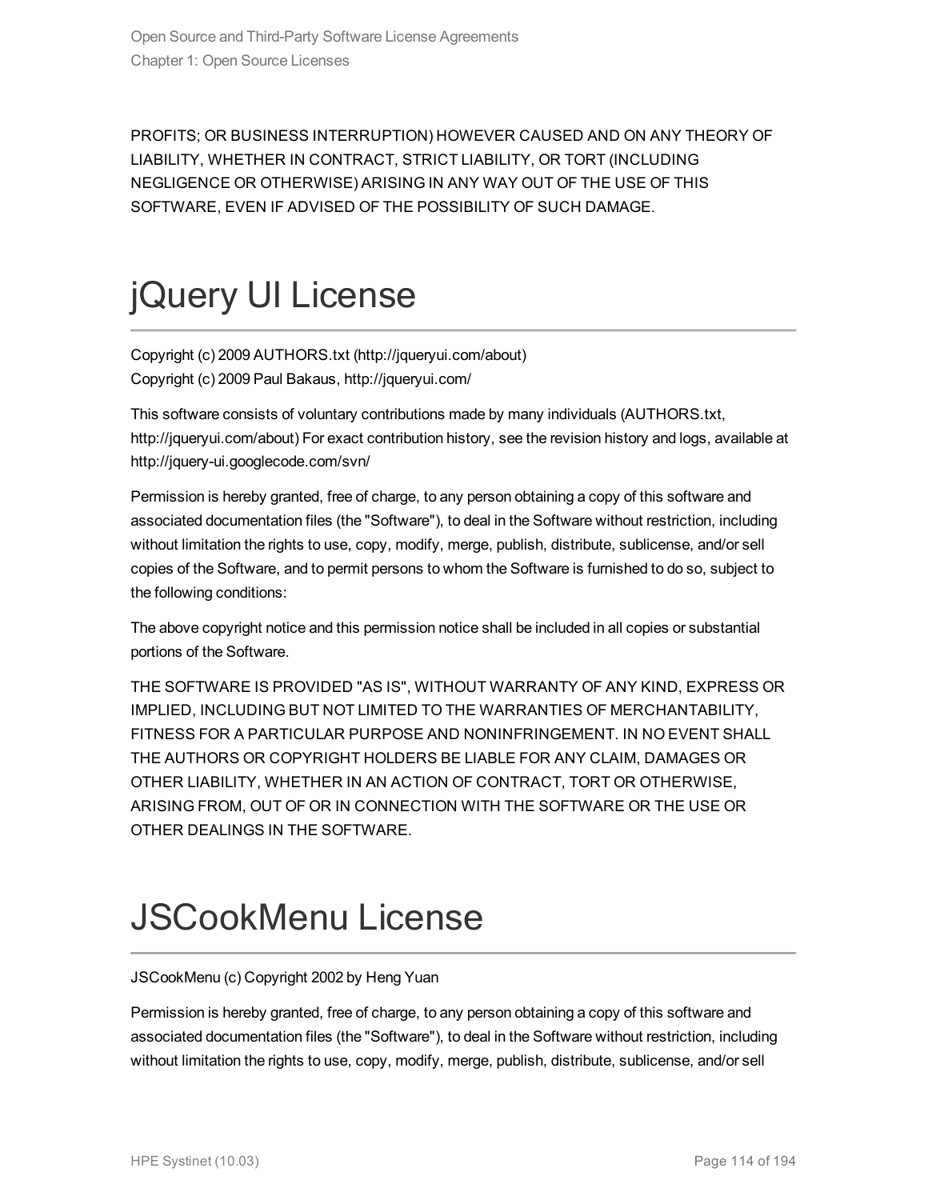PROFITS; OR BUSINESS INTERRUPTION) HOWEVER CAUSED AND ON ANY THEORY OF LIABILITY, WHETHER IN CONTRACT, STRICT LIABILITY, OR TORT (INCLUDING NEGLIGENCE OR OTHERWISE) ARISING IN ANY WAY OUT OF THE USE OF THIS SOFTWARE, EVEN IF ADVISED OF THE POSSIBILITY OF SUCH DAMAGE.

# jQuery UI License

Copyright (c) 2009 AUTHORS.txt (http://jqueryui.com/about)
Copyright (c) 2009 Paul Bakaus, http://jqueryui.com/

This software consists of voluntary contributions made by many individuals (AUTHORS.txt, http://jqueryui.com/about) For exact contribution history, see the revision history and logs, available at http://jquery-ui.googlecode.com/svn/

Permission is hereby granted, free of charge, to any person obtaining a copy of this software and associated documentation files (the "Software"), to deal in the Software without restriction, including without limitation the rights to use, copy, modify, merge, publish, distribute, sublicense, and/or sell copies of the Software, and to permit persons to whom the Software is furnished to do so, subject to the following conditions:

The above copyright notice and this permission notice shall be included in all copies or substantial portions of the Software.

THE SOFTWARE IS PROVIDED "AS IS", WITHOUT WARRANTY OF ANY KIND, EXPRESS OR IMPLIED, INCLUDING BUT NOT LIMITED TO THE WARRANTIES OF MERCHANTABILITY, FITNESS FOR A PARTICULAR PURPOSE AND NONINFRINGEMENT. IN NO EVENT SHALL THE AUTHORS OR COPYRIGHT HOLDERS BE LIABLE FOR ANY CLAIM, DAMAGES OR OTHER LIABILITY, WHETHER IN AN ACTION OF CONTRACT, TORT OR OTHERWISE, ARISING FROM, OUT OF OR IN CONNECTION WITH THE SOFTWARE OR THE USE OR OTHER DEALINGS IN THE SOFTWARE.

# JSCookMenu License

JSCookMenu (c) Copyright 2002 by Heng Yuan

Permission is hereby granted, free of charge, to any person obtaining a copy of this software and associated documentation files (the "Software"), to deal in the Software without restriction, including without limitation the rights to use, copy, modify, merge, publish, distribute, sublicense, and/or sell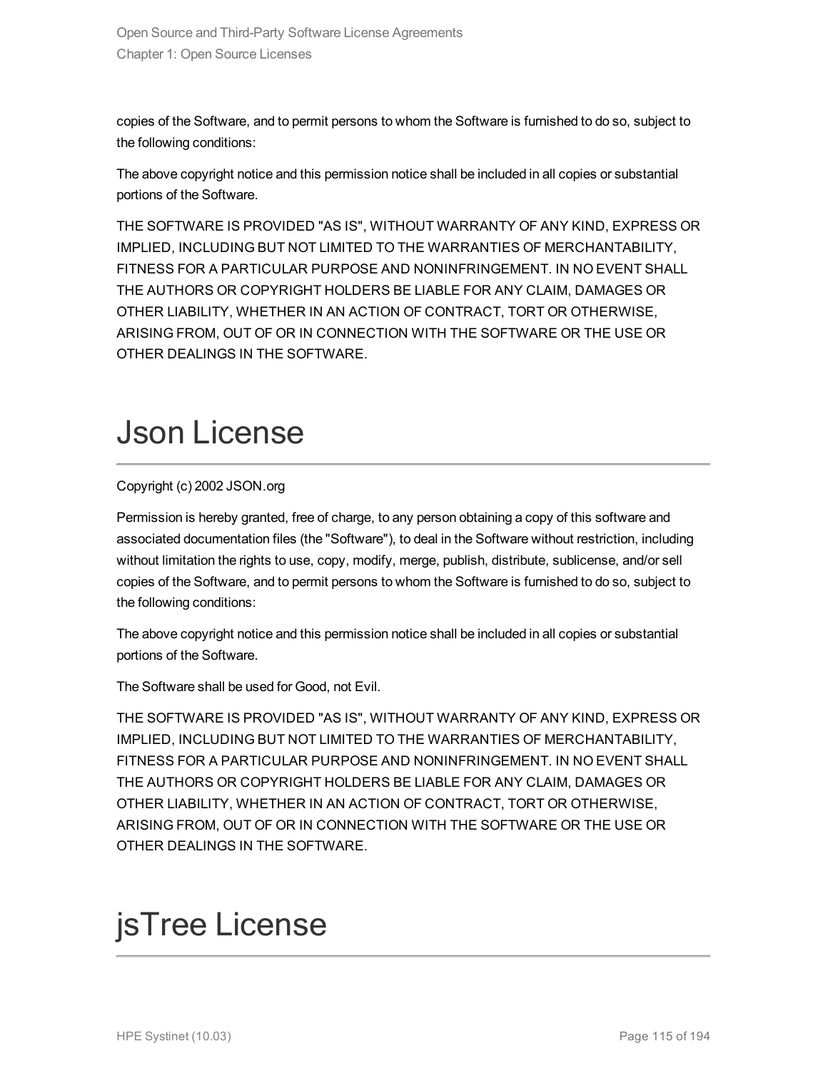copies of the Software, and to permit persons to whom the Software is furnished to do so, subject to the following conditions:

The above copyright notice and this permission notice shall be included in all copies or substantial portions of the Software.

THE SOFTWARE IS PROVIDED "AS IS", WITHOUT WARRANTY OF ANY KIND, EXPRESS OR IMPLIED, INCLUDING BUT NOT LIMITED TO THE WARRANTIES OF MERCHANTABILITY, FITNESS FOR A PARTICULAR PURPOSE AND NONINFRINGEMENT. IN NO EVENT SHALL THE AUTHORS OR COPYRIGHT HOLDERS BE LIABLE FOR ANY CLAIM, DAMAGES OR OTHER LIABILITY, WHETHER IN AN ACTION OF CONTRACT, TORT OR OTHERWISE, ARISING FROM, OUT OF OR IN CONNECTION WITH THE SOFTWARE OR THE USE OR OTHER DEALINGS IN THE SOFTWARE.

# Json License

Copyright (c) 2002 JSON.org

Permission is hereby granted, free of charge, to any person obtaining a copy of this software and associated documentation files (the "Software"), to deal in the Software without restriction, including without limitation the rights to use, copy, modify, merge, publish, distribute, sublicense, and/or sell copies of the Software, and to permit persons to whom the Software is furnished to do so, subject to the following conditions:

The above copyright notice and this permission notice shall be included in all copies or substantial portions of the Software.

The Software shall be used for Good, not Evil.

THE SOFTWARE IS PROVIDED "AS IS", WITHOUT WARRANTY OF ANY KIND, EXPRESS OR IMPLIED, INCLUDING BUT NOT LIMITED TO THE WARRANTIES OF MERCHANTABILITY, FITNESS FOR A PARTICULAR PURPOSE AND NONINFRINGEMENT. IN NO EVENT SHALL THE AUTHORS OR COPYRIGHT HOLDERS BE LIABLE FOR ANY CLAIM, DAMAGES OR OTHER LIABILITY, WHETHER IN AN ACTION OF CONTRACT, TORT OR OTHERWISE, ARISING FROM, OUT OF OR IN CONNECTION WITH THE SOFTWARE OR THE USE OR OTHER DEALINGS IN THE SOFTWARE.

# jsTree License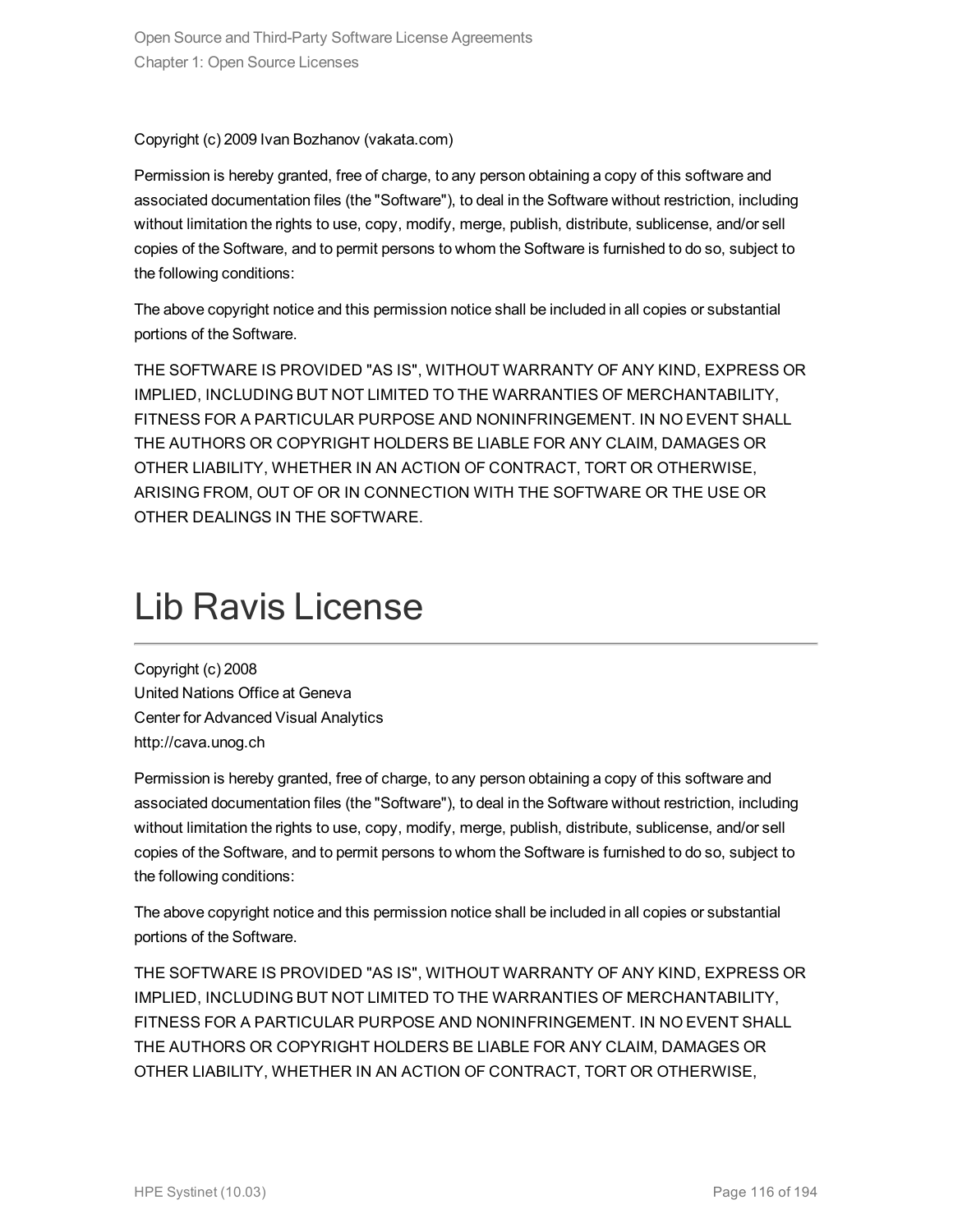Copyright (c) 2009 Ivan Bozhanov (vakata.com)

Permission is hereby granted, free of charge, to any person obtaining a copy of this software and associated documentation files (the "Software"), to deal in the Software without restriction, including without limitation the rights to use, copy, modify, merge, publish, distribute, sublicense, and/or sell copies of the Software, and to permit persons to whom the Software is furnished to do so, subject to the following conditions:

The above copyright notice and this permission notice shall be included in all copies or substantial portions of the Software.

THE SOFTWARE IS PROVIDED "AS IS", WITHOUT WARRANTY OF ANY KIND, EXPRESS OR IMPLIED, INCLUDING BUT NOT LIMITED TO THE WARRANTIES OF MERCHANTABILITY, FITNESS FOR A PARTICULAR PURPOSE AND NONINFRINGEMENT. IN NO EVENT SHALL THE AUTHORS OR COPYRIGHT HOLDERS BE LIABLE FOR ANY CLAIM, DAMAGES OR OTHER LIABILITY, WHETHER IN AN ACTION OF CONTRACT, TORT OR OTHERWISE, ARISING FROM, OUT OF OR IN CONNECTION WITH THE SOFTWARE OR THE USE OR OTHER DEALINGS IN THE SOFTWARE.

# Lib Ravis License

Copyright (c) 2008
United Nations Office at Geneva
Center for Advanced Visual Analytics
http://cava.unog.ch

Permission is hereby granted, free of charge, to any person obtaining a copy of this software and associated documentation files (the "Software"), to deal in the Software without restriction, including without limitation the rights to use, copy, modify, merge, publish, distribute, sublicense, and/or sell copies of the Software, and to permit persons to whom the Software is furnished to do so, subject to the following conditions:

The above copyright notice and this permission notice shall be included in all copies or substantial portions of the Software.

THE SOFTWARE IS PROVIDED "AS IS", WITHOUT WARRANTY OF ANY KIND, EXPRESS OR IMPLIED, INCLUDING BUT NOT LIMITED TO THE WARRANTIES OF MERCHANTABILITY, FITNESS FOR A PARTICULAR PURPOSE AND NONINFRINGEMENT. IN NO EVENT SHALL THE AUTHORS OR COPYRIGHT HOLDERS BE LIABLE FOR ANY CLAIM, DAMAGES OR OTHER LIABILITY, WHETHER IN AN ACTION OF CONTRACT, TORT OR OTHERWISE,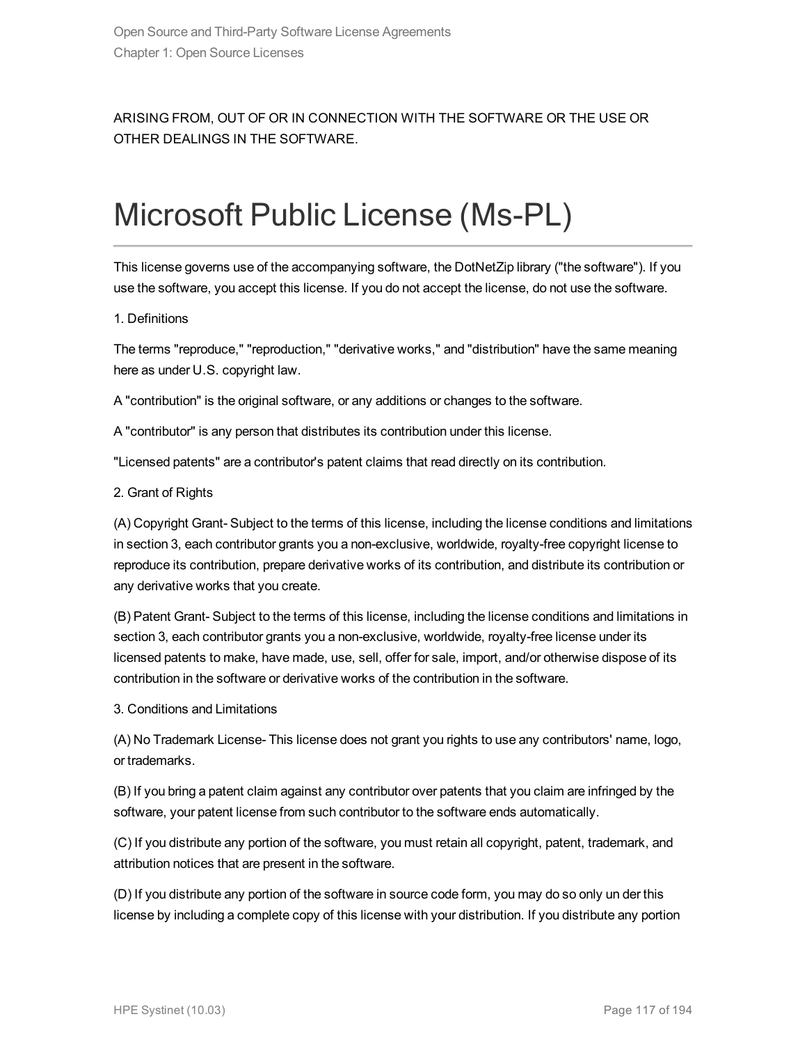ARISING FROM, OUT OF OR IN CONNECTION WITH THE SOFTWARE OR THE USE OR OTHER DEALINGS IN THE SOFTWARE.

# Microsoft Public License (Ms-PL)

This license governs use of the accompanying software, the DotNetZip library ("the software"). If you use the software, you accept this license. If you do not accept the license, do not use the software.

1. Definitions

The terms "reproduce," "reproduction," "derivative works," and "distribution" have the same meaning here as under U.S. copyright law.

A "contribution" is the original software, or any additions or changes to the software.

A "contributor" is any person that distributes its contribution under this license.

"Licensed patents" are a contributor's patent claims that read directly on its contribution.

2. Grant of Rights

(A) Copyright Grant- Subject to the terms of this license, including the license conditions and limitations in section 3, each contributor grants you a non-exclusive, worldwide, royalty-free copyright license to reproduce its contribution, prepare derivative works of its contribution, and distribute its contribution or any derivative works that you create.

(B) Patent Grant- Subject to the terms of this license, including the license conditions and limitations in section 3, each contributor grants you a non-exclusive, worldwide, royalty-free license under its licensed patents to make, have made, use, sell, offer for sale, import, and/or otherwise dispose of its contribution in the software or derivative works of the contribution in the software.

3. Conditions and Limitations

(A) No Trademark License- This license does not grant you rights to use any contributors' name, logo, or trademarks.

(B) If you bring a patent claim against any contributor over patents that you claim are infringed by the software, your patent license from such contributor to the software ends automatically.

(C) If you distribute any portion of the software, you must retain all copyright, patent, trademark, and attribution notices that are present in the software.

(D) If you distribute any portion of the software in source code form, you may do so only un der this license by including a complete copy of this license with your distribution. If you distribute any portion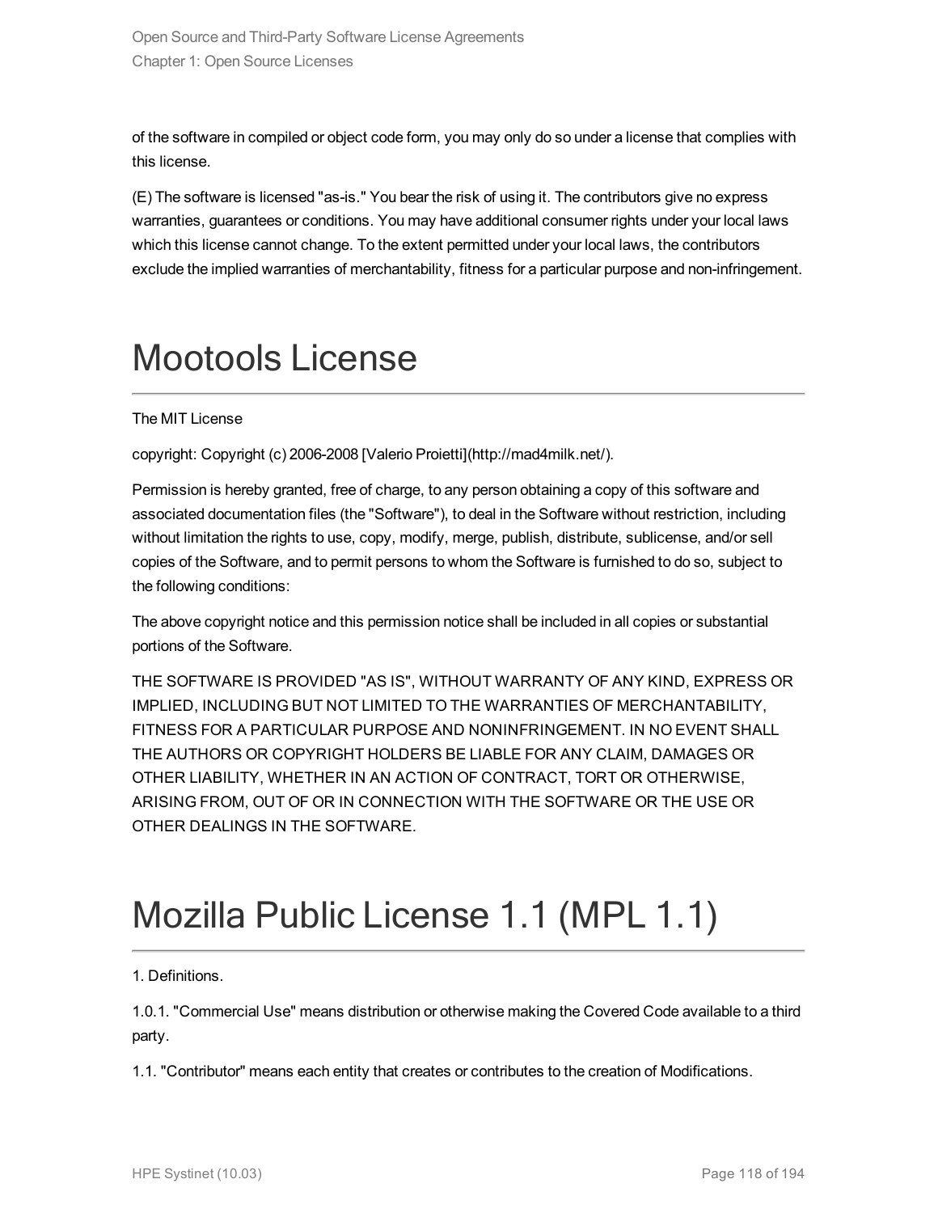of the software in compiled or object code form, you may only do so under a license that complies with this license.

(E) The software is licensed "as-is." You bear the risk of using it. The contributors give no express warranties, guarantees or conditions. You may have additional consumer rights under your local laws which this license cannot change. To the extent permitted under your local laws, the contributors exclude the implied warranties of merchantability, fitness for a particular purpose and non-infringement.

# Mootools License

The MIT License

copyright: Copyright (c) 2006-2008 [Valerio Proietti](http://mad4milk.net/).

Permission is hereby granted, free of charge, to any person obtaining a copy of this software and associated documentation files (the "Software"), to deal in the Software without restriction, including without limitation the rights to use, copy, modify, merge, publish, distribute, sublicense, and/or sell copies of the Software, and to permit persons to whom the Software is furnished to do so, subject to the following conditions:

The above copyright notice and this permission notice shall be included in all copies or substantial portions of the Software.

THE SOFTWARE IS PROVIDED "AS IS", WITHOUT WARRANTY OF ANY KIND, EXPRESS OR IMPLIED, INCLUDING BUT NOT LIMITED TO THE WARRANTIES OF MERCHANTABILITY, FITNESS FOR A PARTICULAR PURPOSE AND NONINFRINGEMENT. IN NO EVENT SHALL THE AUTHORS OR COPYRIGHT HOLDERS BE LIABLE FOR ANY CLAIM, DAMAGES OR OTHER LIABILITY, WHETHER IN AN ACTION OF CONTRACT, TORT OR OTHERWISE, ARISING FROM, OUT OF OR IN CONNECTION WITH THE SOFTWARE OR THE USE OR OTHER DEALINGS IN THE SOFTWARE.

# Mozilla Public License 1.1 (MPL 1.1)

1. Definitions.

1.0.1. "Commercial Use" means distribution or otherwise making the Covered Code available to a third party.

1.1. "Contributor" means each entity that creates or contributes to the creation of Modifications.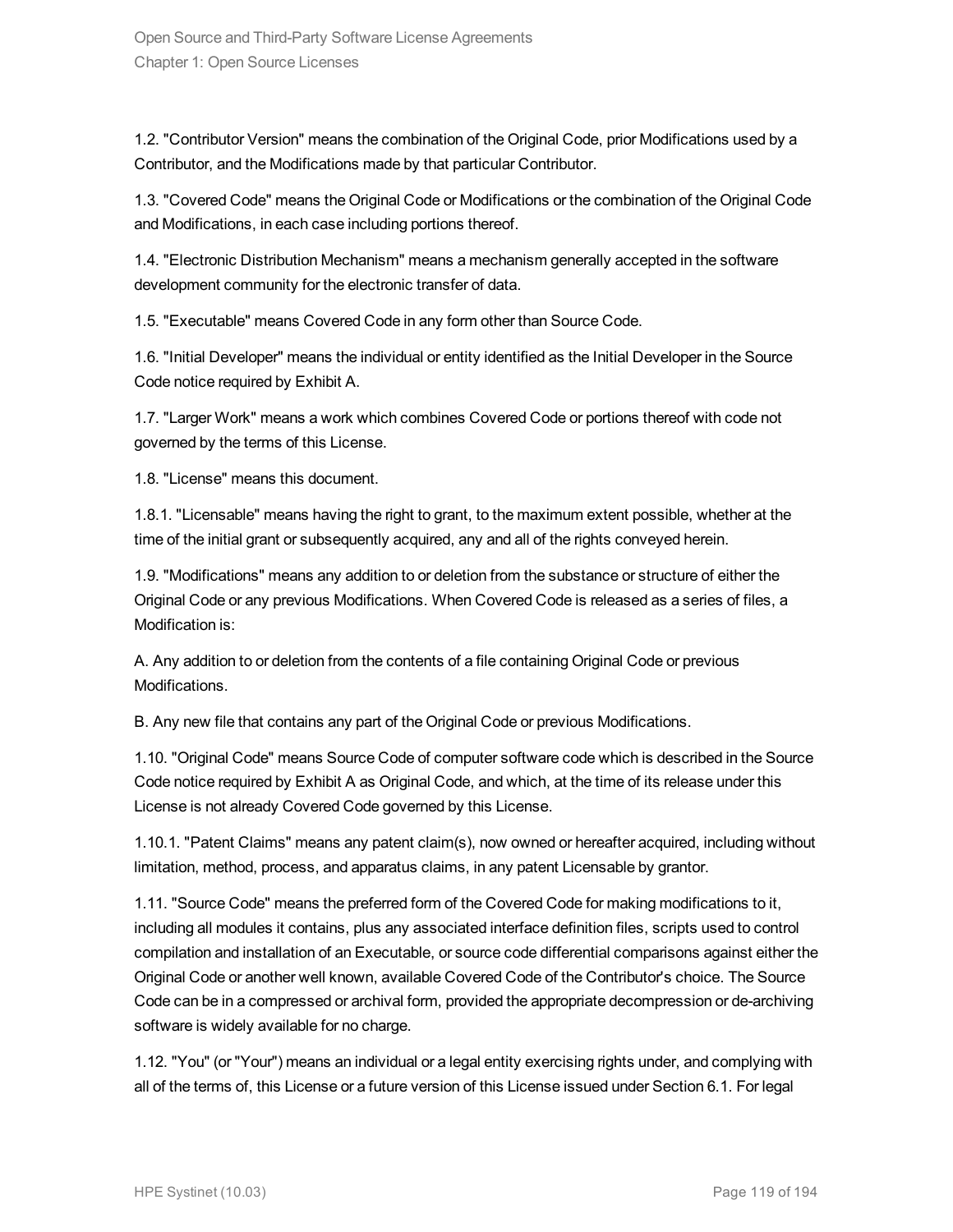1.2. "Contributor Version" means the combination of the Original Code, prior Modifications used by a Contributor, and the Modifications made by that particular Contributor.

1.3. "Covered Code" means the Original Code or Modifications or the combination of the Original Code and Modifications, in each case including portions thereof.

1.4. "Electronic Distribution Mechanism" means a mechanism generally accepted in the software development community for the electronic transfer of data.

1.5. "Executable" means Covered Code in any form other than Source Code.

1.6. "Initial Developer" means the individual or entity identified as the Initial Developer in the Source Code notice required by Exhibit A.

1.7. "Larger Work" means a work which combines Covered Code or portions thereof with code not governed by the terms of this License.

1.8. "License" means this document.

1.8.1. "Licensable" means having the right to grant, to the maximum extent possible, whether at the time of the initial grant or subsequently acquired, any and all of the rights conveyed herein.

1.9. "Modifications" means any addition to or deletion from the substance or structure of either the Original Code or any previous Modifications. When Covered Code is released as a series of files, a Modification is:

A. Any addition to or deletion from the contents of a file containing Original Code or previous Modifications.

B. Any new file that contains any part of the Original Code or previous Modifications.

1.10. "Original Code" means Source Code of computer software code which is described in the Source Code notice required by Exhibit A as Original Code, and which, at the time of its release under this License is not already Covered Code governed by this License.

1.10.1. "Patent Claims" means any patent claim(s), now owned or hereafter acquired, including without limitation, method, process, and apparatus claims, in any patent Licensable by grantor.

1.11. "Source Code" means the preferred form of the Covered Code for making modifications to it, including all modules it contains, plus any associated interface definition files, scripts used to control compilation and installation of an Executable, or source code differential comparisons against either the Original Code or another well known, available Covered Code of the Contributor's choice. The Source Code can be in a compressed or archival form, provided the appropriate decompression or de-archiving software is widely available for no charge.

1.12. "You" (or "Your") means an individual or a legal entity exercising rights under, and complying with all of the terms of, this License or a future version of this License issued under Section 6.1. For legal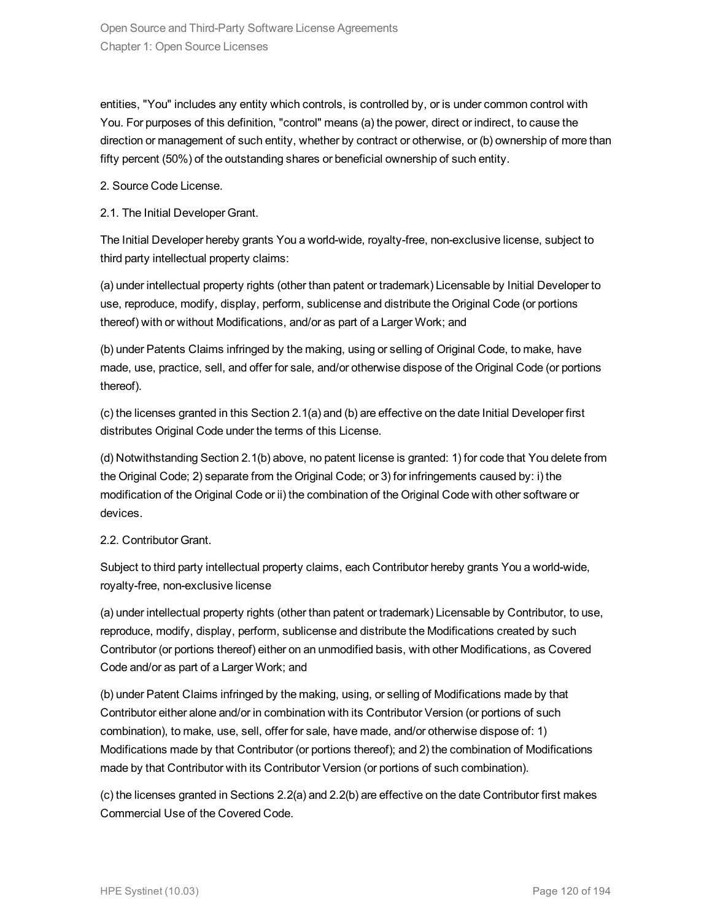entities, "You" includes any entity which controls, is controlled by, or is under common control with You. For purposes of this definition, "control" means (a) the power, direct or indirect, to cause the direction or management of such entity, whether by contract or otherwise, or (b) ownership of more than fifty percent (50%) of the outstanding shares or beneficial ownership of such entity.

2. Source Code License.

2.1. The Initial Developer Grant.

The Initial Developer hereby grants You a world-wide, royalty-free, non-exclusive license, subject to third party intellectual property claims:

(a) under intellectual property rights (other than patent or trademark) Licensable by Initial Developer to use, reproduce, modify, display, perform, sublicense and distribute the Original Code (or portions thereof) with or without Modifications, and/or as part of a Larger Work; and

(b) under Patents Claims infringed by the making, using or selling of Original Code, to make, have made, use, practice, sell, and offer for sale, and/or otherwise dispose of the Original Code (or portions thereof).

(c) the licenses granted in this Section 2.1(a) and (b) are effective on the date Initial Developer first distributes Original Code under the terms of this License.

(d) Notwithstanding Section 2.1(b) above, no patent license is granted: 1) for code that You delete from the Original Code; 2) separate from the Original Code; or 3) for infringements caused by: i) the modification of the Original Code or ii) the combination of the Original Code with other software or devices.

2.2. Contributor Grant.

Subject to third party intellectual property claims, each Contributor hereby grants You a world-wide, royalty-free, non-exclusive license

(a) under intellectual property rights (other than patent or trademark) Licensable by Contributor, to use, reproduce, modify, display, perform, sublicense and distribute the Modifications created by such Contributor (or portions thereof) either on an unmodified basis, with other Modifications, as Covered Code and/or as part of a Larger Work; and

(b) under Patent Claims infringed by the making, using, or selling of Modifications made by that Contributor either alone and/or in combination with its Contributor Version (or portions of such combination), to make, use, sell, offer for sale, have made, and/or otherwise dispose of: 1) Modifications made by that Contributor (or portions thereof); and 2) the combination of Modifications made by that Contributor with its Contributor Version (or portions of such combination).

(c) the licenses granted in Sections 2.2(a) and 2.2(b) are effective on the date Contributor first makes Commercial Use of the Covered Code.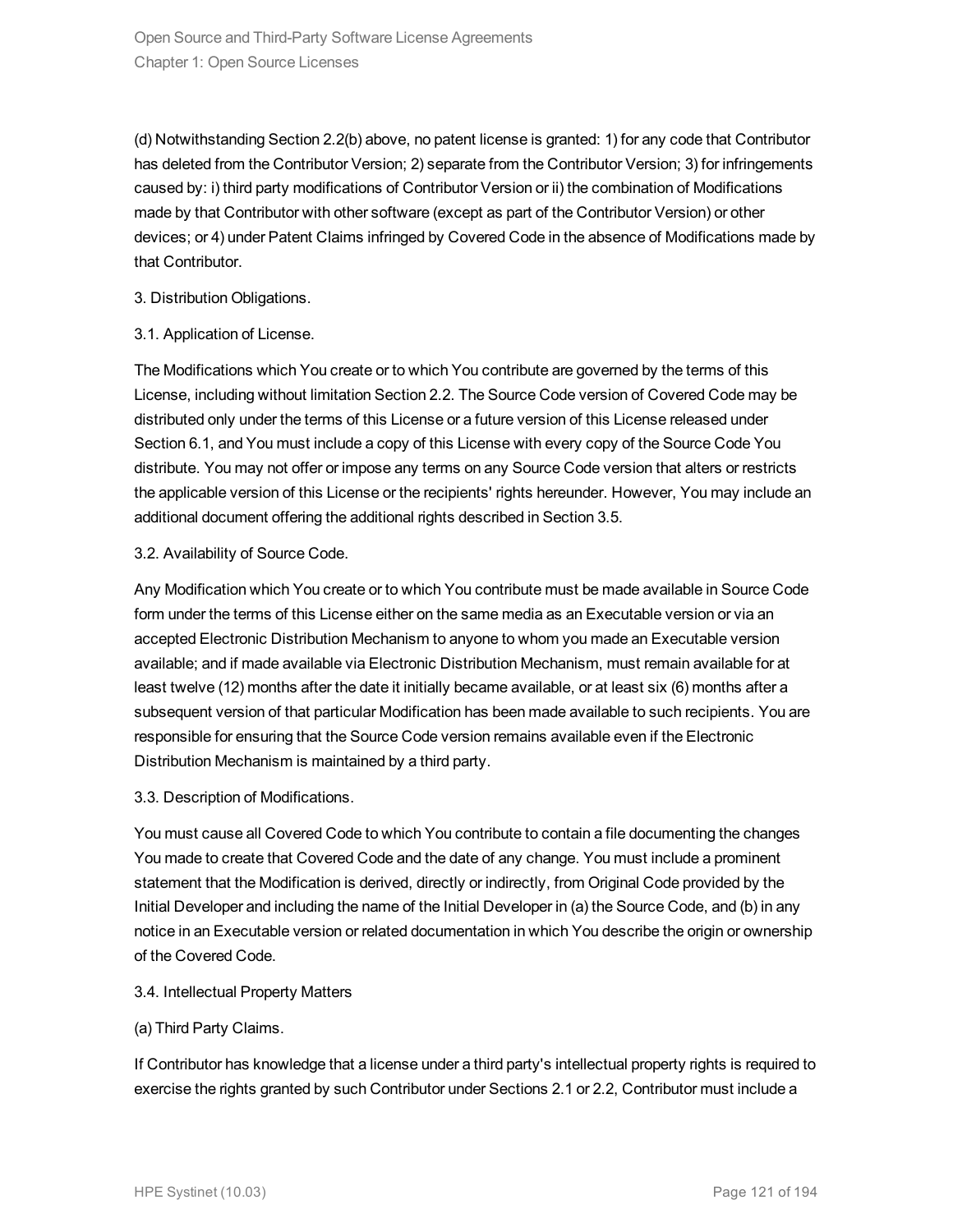(d) Notwithstanding Section 2.2(b) above, no patent license is granted: 1) for any code that Contributor has deleted from the Contributor Version; 2) separate from the Contributor Version; 3) for infringements caused by: i) third party modifications of Contributor Version or ii) the combination of Modifications made by that Contributor with other software (except as part of the Contributor Version) or other devices; or 4) under Patent Claims infringed by Covered Code in the absence of Modifications made by that Contributor.

3. Distribution Obligations.

3.1. Application of License.

The Modifications which You create or to which You contribute are governed by the terms of this License, including without limitation Section 2.2. The Source Code version of Covered Code may be distributed only under the terms of this License or a future version of this License released under Section 6.1, and You must include a copy of this License with every copy of the Source Code You distribute. You may not offer or impose any terms on any Source Code version that alters or restricts the applicable version of this License or the recipients' rights hereunder. However, You may include an additional document offering the additional rights described in Section 3.5.

3.2. Availability of Source Code.

Any Modification which You create or to which You contribute must be made available in Source Code form under the terms of this License either on the same media as an Executable version or via an accepted Electronic Distribution Mechanism to anyone to whom you made an Executable version available; and if made available via Electronic Distribution Mechanism, must remain available for at least twelve (12) months after the date it initially became available, or at least six (6) months after a subsequent version of that particular Modification has been made available to such recipients. You are responsible for ensuring that the Source Code version remains available even if the Electronic Distribution Mechanism is maintained by a third party.

3.3. Description of Modifications.

You must cause all Covered Code to which You contribute to contain a file documenting the changes You made to create that Covered Code and the date of any change. You must include a prominent statement that the Modification is derived, directly or indirectly, from Original Code provided by the Initial Developer and including the name of the Initial Developer in (a) the Source Code, and (b) in any notice in an Executable version or related documentation in which You describe the origin or ownership of the Covered Code.

3.4. Intellectual Property Matters

(a) Third Party Claims.

If Contributor has knowledge that a license under a third party's intellectual property rights is required to exercise the rights granted by such Contributor under Sections 2.1 or 2.2, Contributor must include a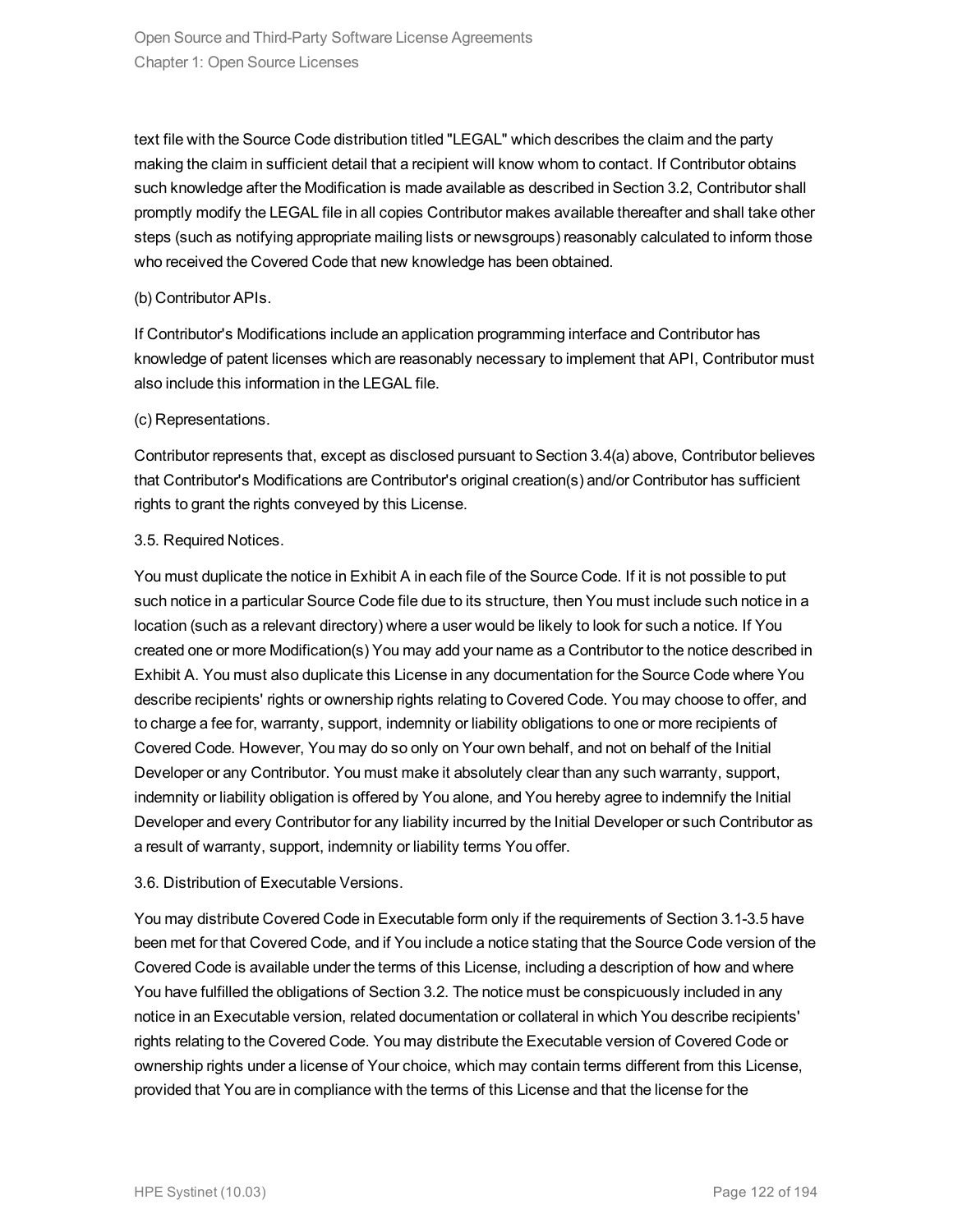text file with the Source Code distribution titled "LEGAL" which describes the claim and the party making the claim in sufficient detail that a recipient will know whom to contact. If Contributor obtains such knowledge after the Modification is made available as described in Section 3.2, Contributor shall promptly modify the LEGAL file in all copies Contributor makes available thereafter and shall take other steps (such as notifying appropriate mailing lists or newsgroups) reasonably calculated to inform those who received the Covered Code that new knowledge has been obtained.

(b) Contributor APIs.

If Contributor's Modifications include an application programming interface and Contributor has knowledge of patent licenses which are reasonably necessary to implement that API, Contributor must also include this information in the LEGAL file.

(c) Representations.

Contributor represents that, except as disclosed pursuant to Section 3.4(a) above, Contributor believes that Contributor's Modifications are Contributor's original creation(s) and/or Contributor has sufficient rights to grant the rights conveyed by this License.

3.5. Required Notices.

You must duplicate the notice in Exhibit A in each file of the Source Code. If it is not possible to put such notice in a particular Source Code file due to its structure, then You must include such notice in a location (such as a relevant directory) where a user would be likely to look for such a notice. If You created one or more Modification(s) You may add your name as a Contributor to the notice described in Exhibit A. You must also duplicate this License in any documentation for the Source Code where You describe recipients' rights or ownership rights relating to Covered Code. You may choose to offer, and to charge a fee for, warranty, support, indemnity or liability obligations to one or more recipients of Covered Code. However, You may do so only on Your own behalf, and not on behalf of the Initial Developer or any Contributor. You must make it absolutely clear than any such warranty, support, indemnity or liability obligation is offered by You alone, and You hereby agree to indemnify the Initial Developer and every Contributor for any liability incurred by the Initial Developer or such Contributor as a result of warranty, support, indemnity or liability terms You offer.

3.6. Distribution of Executable Versions.

You may distribute Covered Code in Executable form only if the requirements of Section 3.1-3.5 have been met for that Covered Code, and if You include a notice stating that the Source Code version of the Covered Code is available under the terms of this License, including a description of how and where You have fulfilled the obligations of Section 3.2. The notice must be conspicuously included in any notice in an Executable version, related documentation or collateral in which You describe recipients' rights relating to the Covered Code. You may distribute the Executable version of Covered Code or ownership rights under a license of Your choice, which may contain terms different from this License, provided that You are in compliance with the terms of this License and that the license for the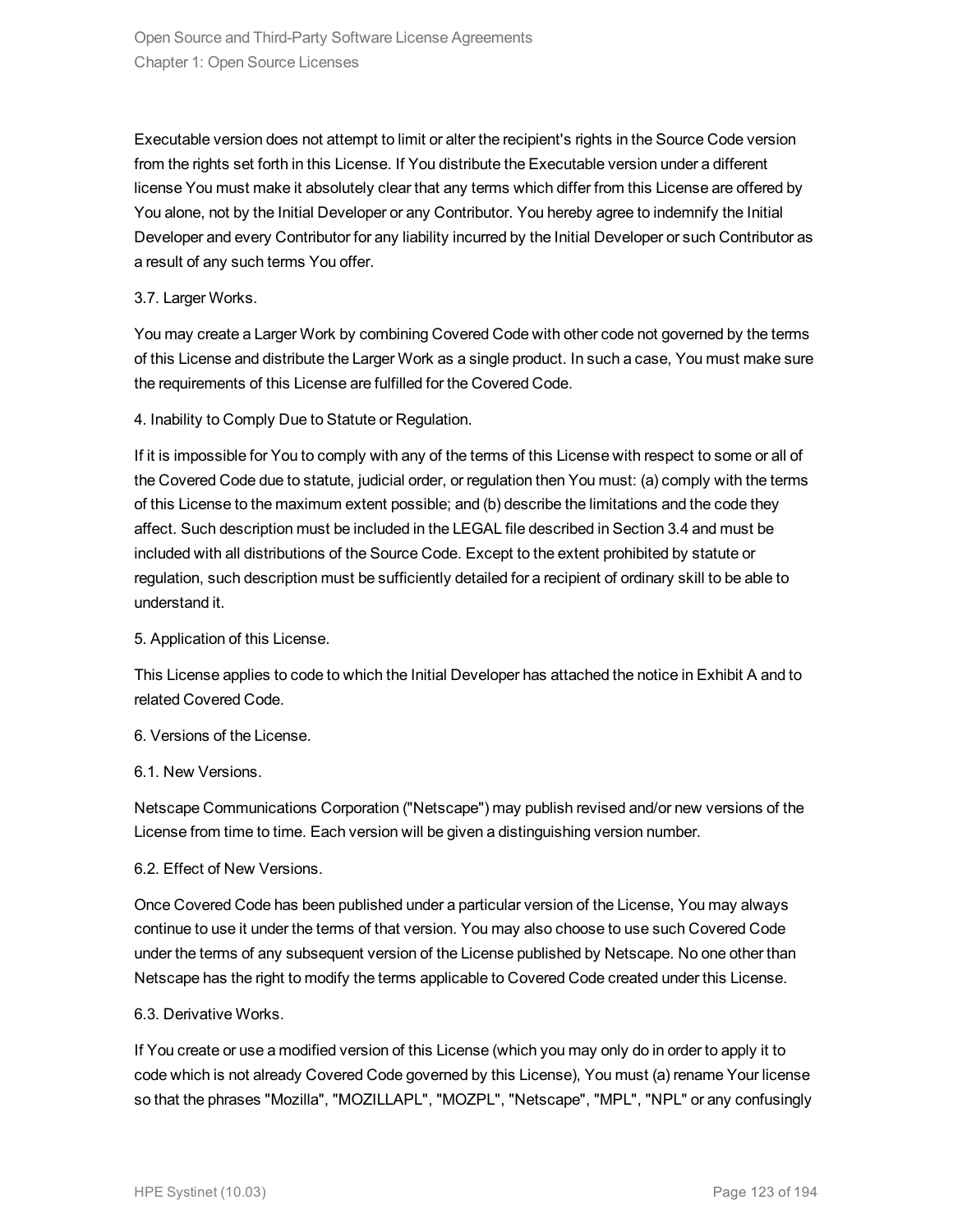Executable version does not attempt to limit or alter the recipient's rights in the Source Code version from the rights set forth in this License. If You distribute the Executable version under a different license You must make it absolutely clear that any terms which differ from this License are offered by You alone, not by the Initial Developer or any Contributor. You hereby agree to indemnify the Initial Developer and every Contributor for any liability incurred by the Initial Developer or such Contributor as a result of any such terms You offer.

3.7. Larger Works.

You may create a Larger Work by combining Covered Code with other code not governed by the terms of this License and distribute the Larger Work as a single product. In such a case, You must make sure the requirements of this License are fulfilled for the Covered Code.

4. Inability to Comply Due to Statute or Regulation.

If it is impossible for You to comply with any of the terms of this License with respect to some or all of the Covered Code due to statute, judicial order, or regulation then You must: (a) comply with the terms of this License to the maximum extent possible; and (b) describe the limitations and the code they affect. Such description must be included in the LEGAL file described in Section 3.4 and must be included with all distributions of the Source Code. Except to the extent prohibited by statute or regulation, such description must be sufficiently detailed for a recipient of ordinary skill to be able to understand it.

5. Application of this License.

This License applies to code to which the Initial Developer has attached the notice in Exhibit A and to related Covered Code.

6. Versions of the License.

6.1. New Versions.

Netscape Communications Corporation ("Netscape") may publish revised and/or new versions of the License from time to time. Each version will be given a distinguishing version number.

6.2. Effect of New Versions.

Once Covered Code has been published under a particular version of the License, You may always continue to use it under the terms of that version. You may also choose to use such Covered Code under the terms of any subsequent version of the License published by Netscape. No one other than Netscape has the right to modify the terms applicable to Covered Code created under this License.

6.3. Derivative Works.

If You create or use a modified version of this License (which you may only do in order to apply it to code which is not already Covered Code governed by this License), You must (a) rename Your license so that the phrases "Mozilla", "MOZILLAPL", "MOZPL", "Netscape", "MPL", "NPL" or any confusingly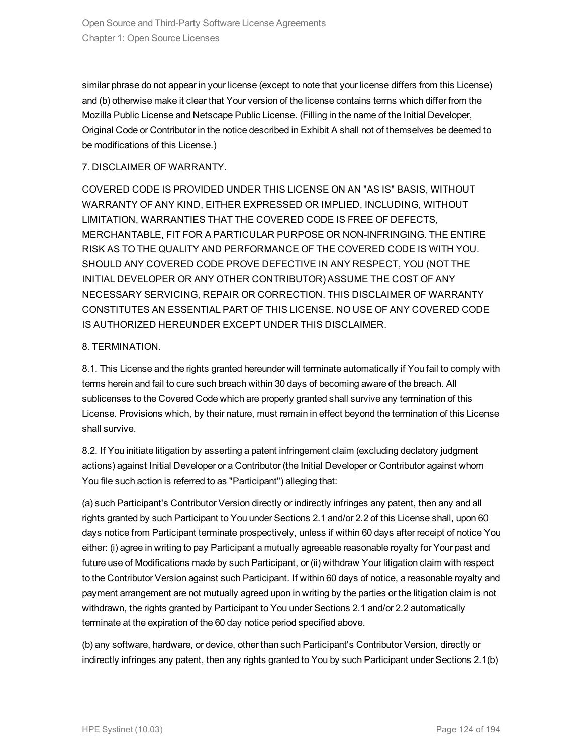similar phrase do not appear in your license (except to note that your license differs from this License) and (b) otherwise make it clear that Your version of the license contains terms which differ from the Mozilla Public License and Netscape Public License. (Filling in the name of the Initial Developer, Original Code or Contributor in the notice described in Exhibit A shall not of themselves be deemed to be modifications of this License.)

7. DISCLAIMER OF WARRANTY.

COVERED CODE IS PROVIDED UNDER THIS LICENSE ON AN "AS IS" BASIS, WITHOUT WARRANTY OF ANY KIND, EITHER EXPRESSED OR IMPLIED, INCLUDING, WITHOUT LIMITATION, WARRANTIES THAT THE COVERED CODE IS FREE OF DEFECTS, MERCHANTABLE, FIT FOR A PARTICULAR PURPOSE OR NON-INFRINGING. THE ENTIRE RISK AS TO THE QUALITY AND PERFORMANCE OF THE COVERED CODE IS WITH YOU. SHOULD ANY COVERED CODE PROVE DEFECTIVE IN ANY RESPECT, YOU (NOT THE INITIAL DEVELOPER OR ANY OTHER CONTRIBUTOR) ASSUME THE COST OF ANY NECESSARY SERVICING, REPAIR OR CORRECTION. THIS DISCLAIMER OF WARRANTY CONSTITUTES AN ESSENTIAL PART OF THIS LICENSE. NO USE OF ANY COVERED CODE IS AUTHORIZED HEREUNDER EXCEPT UNDER THIS DISCLAIMER.

8. TERMINATION.

8.1. This License and the rights granted hereunder will terminate automatically if You fail to comply with terms herein and fail to cure such breach within 30 days of becoming aware of the breach. All sublicenses to the Covered Code which are properly granted shall survive any termination of this License. Provisions which, by their nature, must remain in effect beyond the termination of this License shall survive.

8.2. If You initiate litigation by asserting a patent infringement claim (excluding declatory judgment actions) against Initial Developer or a Contributor (the Initial Developer or Contributor against whom You file such action is referred to as "Participant") alleging that:

(a) such Participant's Contributor Version directly or indirectly infringes any patent, then any and all rights granted by such Participant to You under Sections 2.1 and/or 2.2 of this License shall, upon 60 days notice from Participant terminate prospectively, unless if within 60 days after receipt of notice You either: (i) agree in writing to pay Participant a mutually agreeable reasonable royalty for Your past and future use of Modifications made by such Participant, or (ii) withdraw Your litigation claim with respect to the Contributor Version against such Participant. If within 60 days of notice, a reasonable royalty and payment arrangement are not mutually agreed upon in writing by the parties or the litigation claim is not withdrawn, the rights granted by Participant to You under Sections 2.1 and/or 2.2 automatically terminate at the expiration of the 60 day notice period specified above.

(b) any software, hardware, or device, other than such Participant's Contributor Version, directly or indirectly infringes any patent, then any rights granted to You by such Participant under Sections 2.1(b)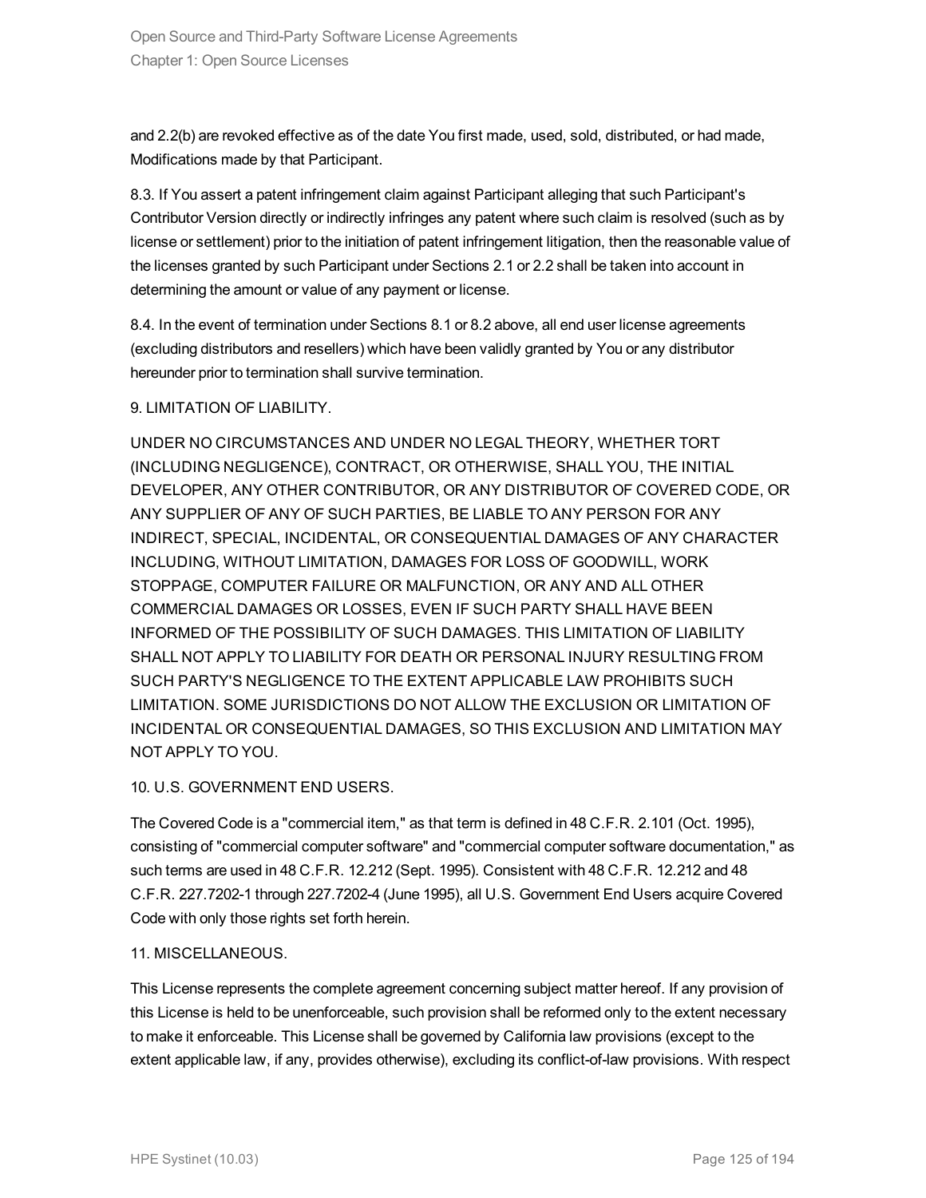and 2.2(b) are revoked effective as of the date You first made, used, sold, distributed, or had made, Modifications made by that Participant.

8.3. If You assert a patent infringement claim against Participant alleging that such Participant's Contributor Version directly or indirectly infringes any patent where such claim is resolved (such as by license or settlement) prior to the initiation of patent infringement litigation, then the reasonable value of the licenses granted by such Participant under Sections 2.1 or 2.2 shall be taken into account in determining the amount or value of any payment or license.

8.4. In the event of termination under Sections 8.1 or 8.2 above, all end user license agreements (excluding distributors and resellers) which have been validly granted by You or any distributor hereunder prior to termination shall survive termination.

9. LIMITATION OF LIABILITY.

UNDER NO CIRCUMSTANCES AND UNDER NO LEGAL THEORY, WHETHER TORT (INCLUDING NEGLIGENCE), CONTRACT, OR OTHERWISE, SHALL YOU, THE INITIAL DEVELOPER, ANY OTHER CONTRIBUTOR, OR ANY DISTRIBUTOR OF COVERED CODE, OR ANY SUPPLIER OF ANY OF SUCH PARTIES, BE LIABLE TO ANY PERSON FOR ANY INDIRECT, SPECIAL, INCIDENTAL, OR CONSEQUENTIAL DAMAGES OF ANY CHARACTER INCLUDING, WITHOUT LIMITATION, DAMAGES FOR LOSS OF GOODWILL, WORK STOPPAGE, COMPUTER FAILURE OR MALFUNCTION, OR ANY AND ALL OTHER COMMERCIAL DAMAGES OR LOSSES, EVEN IF SUCH PARTY SHALL HAVE BEEN INFORMED OF THE POSSIBILITY OF SUCH DAMAGES. THIS LIMITATION OF LIABILITY SHALL NOT APPLY TO LIABILITY FOR DEATH OR PERSONAL INJURY RESULTING FROM SUCH PARTY'S NEGLIGENCE TO THE EXTENT APPLICABLE LAW PROHIBITS SUCH LIMITATION. SOME JURISDICTIONS DO NOT ALLOW THE EXCLUSION OR LIMITATION OF INCIDENTAL OR CONSEQUENTIAL DAMAGES, SO THIS EXCLUSION AND LIMITATION MAY NOT APPLY TO YOU.

10. U.S. GOVERNMENT END USERS.

The Covered Code is a "commercial item," as that term is defined in 48 C.F.R. 2.101 (Oct. 1995), consisting of "commercial computer software" and "commercial computer software documentation," as such terms are used in 48 C.F.R. 12.212 (Sept. 1995). Consistent with 48 C.F.R. 12.212 and 48 C.F.R. 227.7202-1 through 227.7202-4 (June 1995), all U.S. Government End Users acquire Covered Code with only those rights set forth herein.

11. MISCELLANEOUS.

This License represents the complete agreement concerning subject matter hereof. If any provision of this License is held to be unenforceable, such provision shall be reformed only to the extent necessary to make it enforceable. This License shall be governed by California law provisions (except to the extent applicable law, if any, provides otherwise), excluding its conflict-of-law provisions. With respect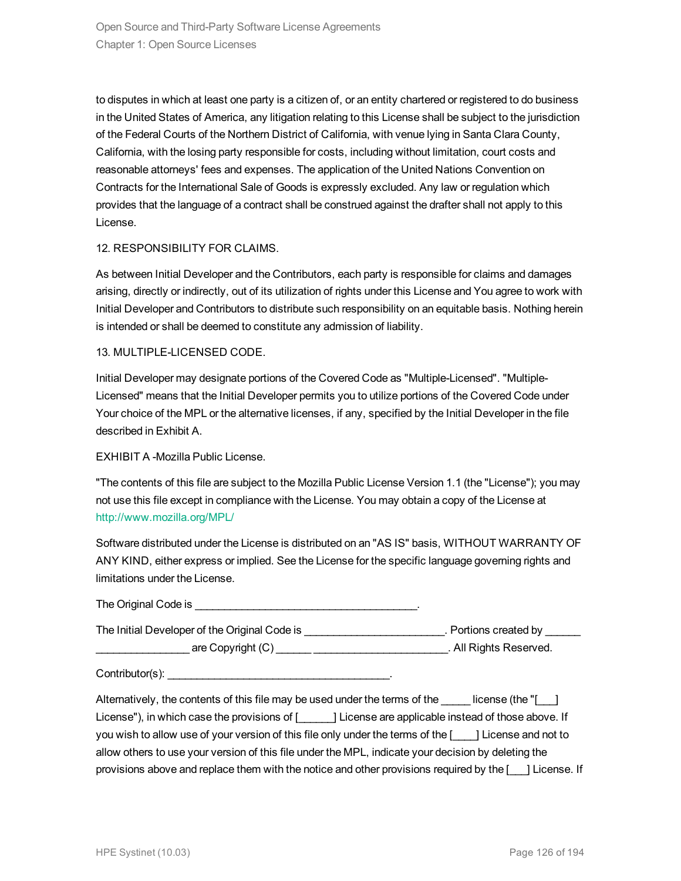to disputes in which at least one party is a citizen of, or an entity chartered or registered to do business in the United States of America, any litigation relating to this License shall be subject to the jurisdiction of the Federal Courts of the Northern District of California, with venue lying in Santa Clara County, California, with the losing party responsible for costs, including without limitation, court costs and reasonable attorneys' fees and expenses. The application of the United Nations Convention on Contracts for the International Sale of Goods is expressly excluded. Any law or regulation which provides that the language of a contract shall be construed against the drafter shall not apply to this License.

12. RESPONSIBILITY FOR CLAIMS.

As between Initial Developer and the Contributors, each party is responsible for claims and damages arising, directly or indirectly, out of its utilization of rights under this License and You agree to work with Initial Developer and Contributors to distribute such responsibility on an equitable basis. Nothing herein is intended or shall be deemed to constitute any admission of liability.

13. MULTIPLE-LICENSED CODE.

Initial Developer may designate portions of the Covered Code as "Multiple-Licensed". "Multiple-Licensed" means that the Initial Developer permits you to utilize portions of the Covered Code under Your choice of the MPL or the alternative licenses, if any, specified by the Initial Developer in the file described in Exhibit A.

EXHIBIT A -Mozilla Public License.

"The contents of this file are subject to the Mozilla Public License Version 1.1 (the "License"); you may not use this file except in compliance with the License. You may obtain a copy of the License at http://www.mozilla.org/MPL/

Software distributed under the License is distributed on an "AS IS" basis, WITHOUT WARRANTY OF ANY KIND, either express or implied. See the License for the specific language governing rights and limitations under the License.

The Original Code is ______________________________________.

The Initial Developer of the Original Code is ________________________. Portions created by ______ ________________ are Copyright (C) ______ _______________________. All Rights Reserved.

Contributor(s): ______________________________________.

Alternatively, the contents of this file may be used under the terms of the _____ license (the "[___] License"), in which case the provisions of [______] License are applicable instead of those above. If you wish to allow use of your version of this file only under the terms of the [____] License and not to allow others to use your version of this file under the MPL, indicate your decision by deleting the provisions above and replace them with the notice and other provisions required by the [___] License. If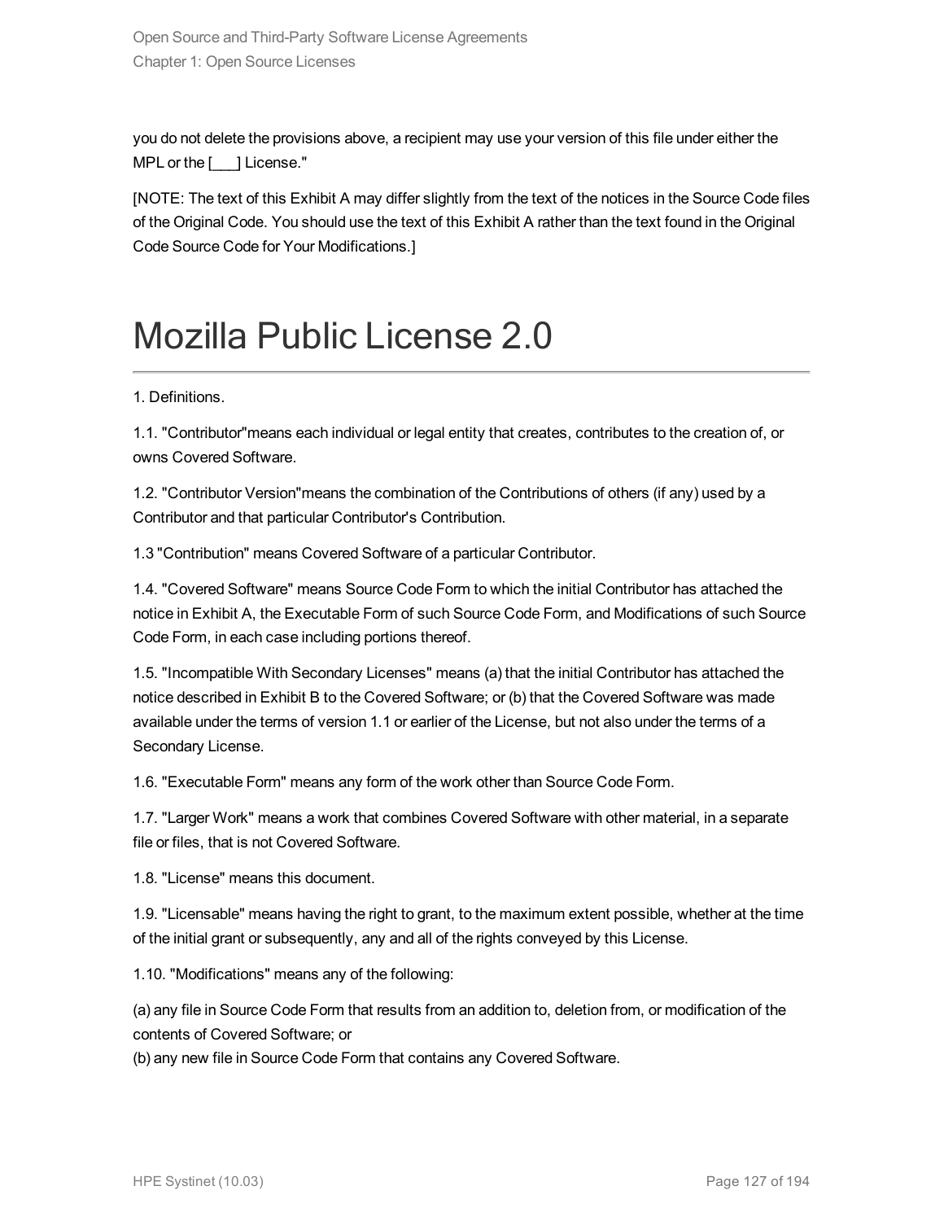you do not delete the provisions above, a recipient may use your version of this file under either the MPL or the [___] License."

[NOTE: The text of this Exhibit A may differ slightly from the text of the notices in the Source Code files of the Original Code. You should use the text of this Exhibit A rather than the text found in the Original Code Source Code for Your Modifications.]

# Mozilla Public License 2.0

1. Definitions.

1.1. "Contributor"means each individual or legal entity that creates, contributes to the creation of, or owns Covered Software.

1.2. "Contributor Version"means the combination of the Contributions of others (if any) used by a Contributor and that particular Contributor's Contribution.

1.3 "Contribution" means Covered Software of a particular Contributor.

1.4. "Covered Software" means Source Code Form to which the initial Contributor has attached the notice in Exhibit A, the Executable Form of such Source Code Form, and Modifications of such Source Code Form, in each case including portions thereof.

1.5. "Incompatible With Secondary Licenses" means (a) that the initial Contributor has attached the notice described in Exhibit B to the Covered Software; or (b) that the Covered Software was made available under the terms of version 1.1 or earlier of the License, but not also under the terms of a Secondary License.

1.6. "Executable Form" means any form of the work other than Source Code Form.

1.7. "Larger Work" means a work that combines Covered Software with other material, in a separate file or files, that is not Covered Software.

1.8. "License" means this document.

1.9. "Licensable" means having the right to grant, to the maximum extent possible, whether at the time of the initial grant or subsequently, any and all of the rights conveyed by this License.

1.10. "Modifications" means any of the following:

(a) any file in Source Code Form that results from an addition to, deletion from, or modification of the contents of Covered Software; or
(b) any new file in Source Code Form that contains any Covered Software.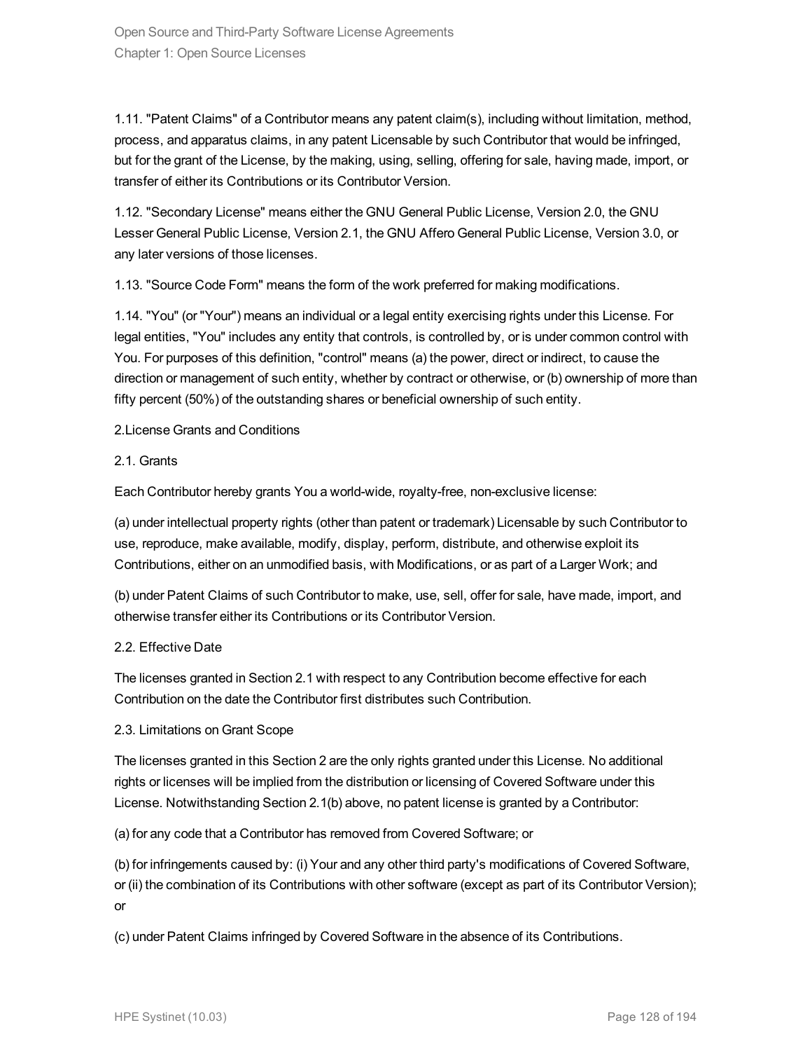1.11. "Patent Claims" of a Contributor means any patent claim(s), including without limitation, method, process, and apparatus claims, in any patent Licensable by such Contributor that would be infringed, but for the grant of the License, by the making, using, selling, offering for sale, having made, import, or transfer of either its Contributions or its Contributor Version.

1.12. "Secondary License" means either the GNU General Public License, Version 2.0, the GNU Lesser General Public License, Version 2.1, the GNU Affero General Public License, Version 3.0, or any later versions of those licenses.

1.13. "Source Code Form" means the form of the work preferred for making modifications.

1.14. "You" (or "Your") means an individual or a legal entity exercising rights under this License. For legal entities, "You" includes any entity that controls, is controlled by, or is under common control with You. For purposes of this definition, "control" means (a) the power, direct or indirect, to cause the direction or management of such entity, whether by contract or otherwise, or (b) ownership of more than fifty percent (50%) of the outstanding shares or beneficial ownership of such entity.

2.License Grants and Conditions

2.1. Grants

Each Contributor hereby grants You a world-wide, royalty-free, non-exclusive license:

(a) under intellectual property rights (other than patent or trademark) Licensable by such Contributor to use, reproduce, make available, modify, display, perform, distribute, and otherwise exploit its Contributions, either on an unmodified basis, with Modifications, or as part of a Larger Work; and

(b) under Patent Claims of such Contributor to make, use, sell, offer for sale, have made, import, and otherwise transfer either its Contributions or its Contributor Version.

2.2. Effective Date

The licenses granted in Section 2.1 with respect to any Contribution become effective for each Contribution on the date the Contributor first distributes such Contribution.

2.3. Limitations on Grant Scope

The licenses granted in this Section 2 are the only rights granted under this License. No additional rights or licenses will be implied from the distribution or licensing of Covered Software under this License. Notwithstanding Section 2.1(b) above, no patent license is granted by a Contributor:

(a) for any code that a Contributor has removed from Covered Software; or

(b) for infringements caused by: (i) Your and any other third party's modifications of Covered Software, or (ii) the combination of its Contributions with other software (except as part of its Contributor Version); or

(c) under Patent Claims infringed by Covered Software in the absence of its Contributions.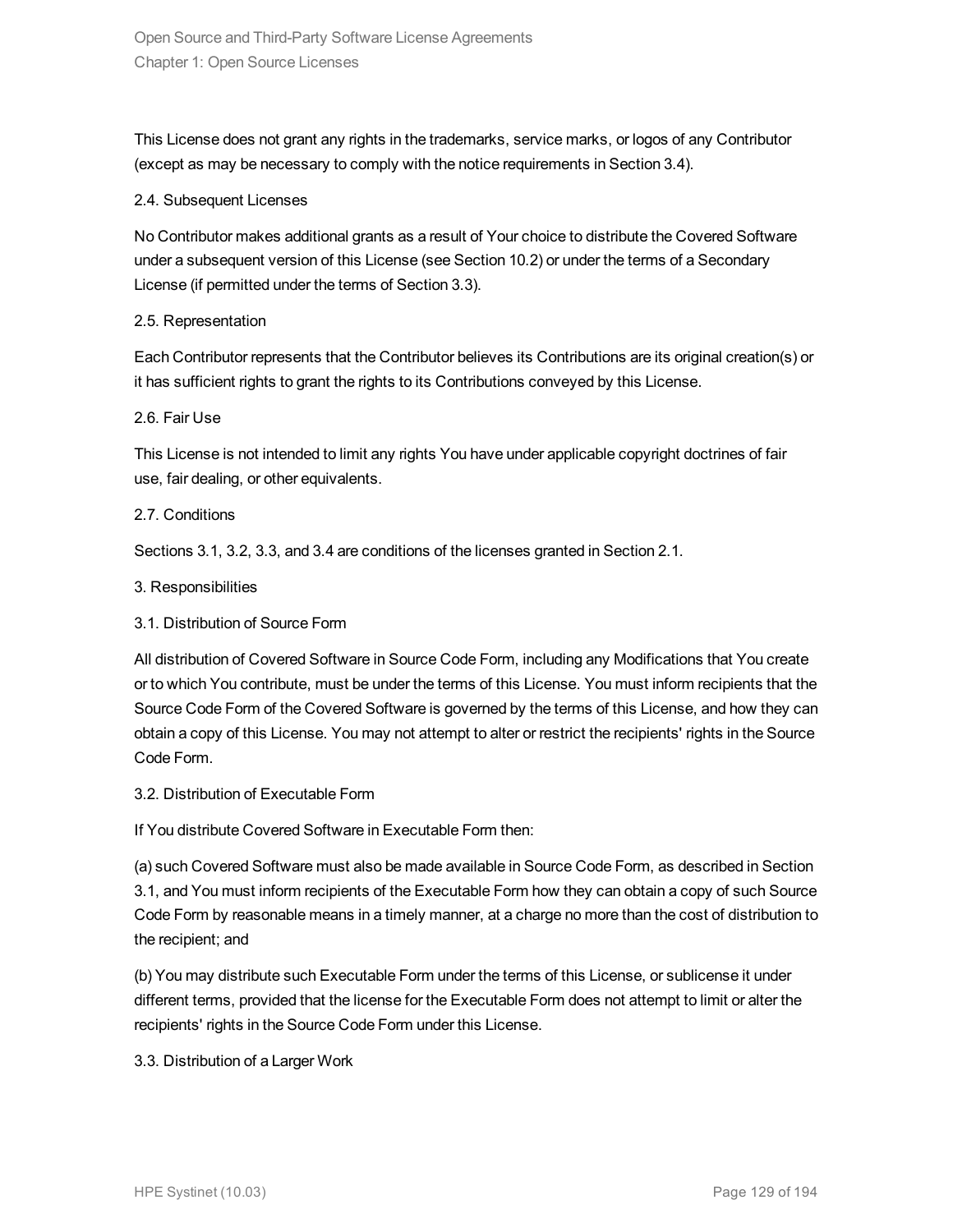This License does not grant any rights in the trademarks, service marks, or logos of any Contributor (except as may be necessary to comply with the notice requirements in Section 3.4).

2.4. Subsequent Licenses

No Contributor makes additional grants as a result of Your choice to distribute the Covered Software under a subsequent version of this License (see Section 10.2) or under the terms of a Secondary License (if permitted under the terms of Section 3.3).

2.5. Representation

Each Contributor represents that the Contributor believes its Contributions are its original creation(s) or it has sufficient rights to grant the rights to its Contributions conveyed by this License.

2.6. Fair Use

This License is not intended to limit any rights You have under applicable copyright doctrines of fair use, fair dealing, or other equivalents.

2.7. Conditions

Sections 3.1, 3.2, 3.3, and 3.4 are conditions of the licenses granted in Section 2.1.

3. Responsibilities

3.1. Distribution of Source Form

All distribution of Covered Software in Source Code Form, including any Modifications that You create or to which You contribute, must be under the terms of this License. You must inform recipients that the Source Code Form of the Covered Software is governed by the terms of this License, and how they can obtain a copy of this License. You may not attempt to alter or restrict the recipients' rights in the Source Code Form.

3.2. Distribution of Executable Form

If You distribute Covered Software in Executable Form then:

(a) such Covered Software must also be made available in Source Code Form, as described in Section 3.1, and You must inform recipients of the Executable Form how they can obtain a copy of such Source Code Form by reasonable means in a timely manner, at a charge no more than the cost of distribution to the recipient; and

(b) You may distribute such Executable Form under the terms of this License, or sublicense it under different terms, provided that the license for the Executable Form does not attempt to limit or alter the recipients' rights in the Source Code Form under this License.

3.3. Distribution of a Larger Work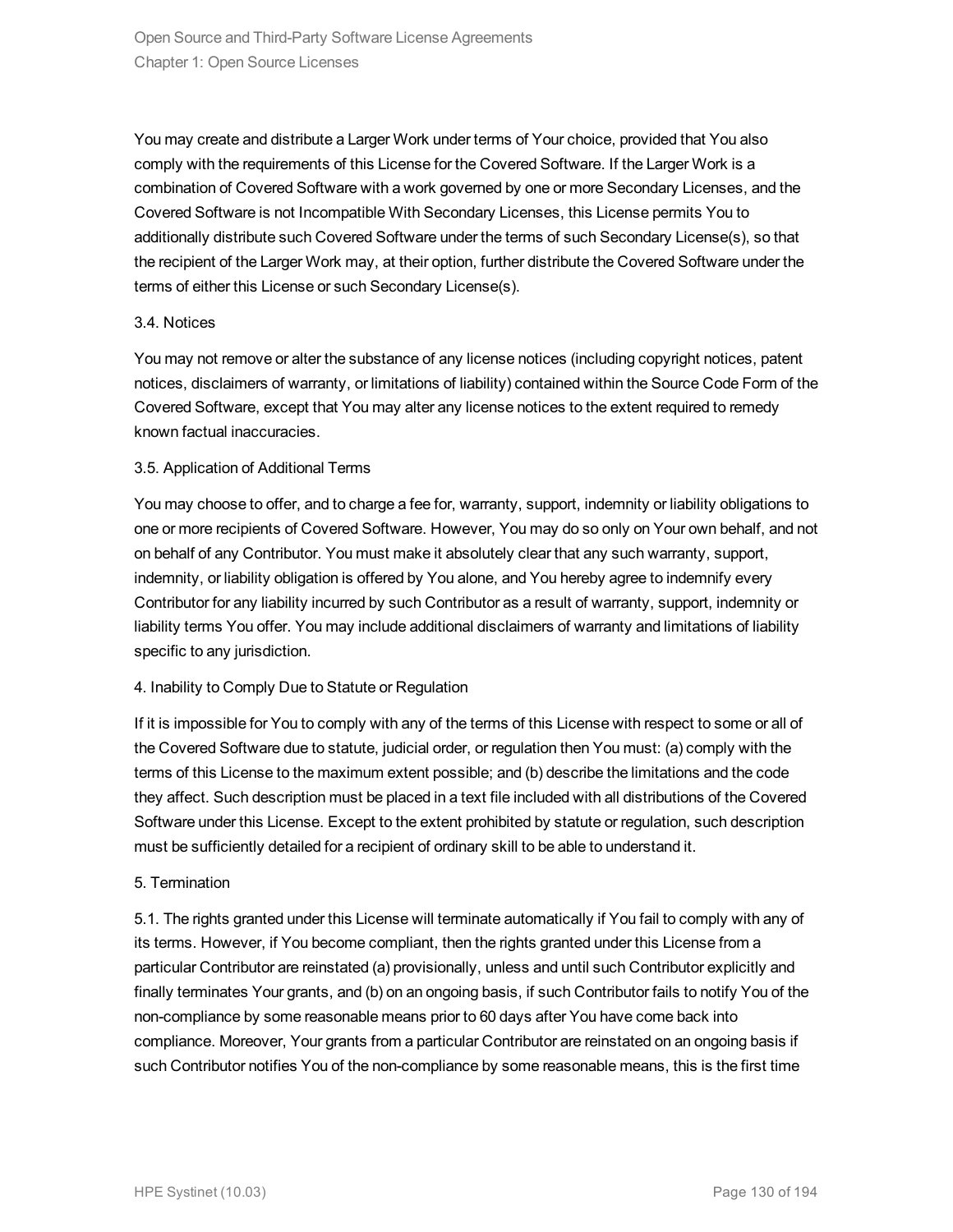You may create and distribute a Larger Work under terms of Your choice, provided that You also comply with the requirements of this License for the Covered Software. If the Larger Work is a combination of Covered Software with a work governed by one or more Secondary Licenses, and the Covered Software is not Incompatible With Secondary Licenses, this License permits You to additionally distribute such Covered Software under the terms of such Secondary License(s), so that the recipient of the Larger Work may, at their option, further distribute the Covered Software under the terms of either this License or such Secondary License(s).

3.4. Notices

You may not remove or alter the substance of any license notices (including copyright notices, patent notices, disclaimers of warranty, or limitations of liability) contained within the Source Code Form of the Covered Software, except that You may alter any license notices to the extent required to remedy known factual inaccuracies.

3.5. Application of Additional Terms

You may choose to offer, and to charge a fee for, warranty, support, indemnity or liability obligations to one or more recipients of Covered Software. However, You may do so only on Your own behalf, and not on behalf of any Contributor. You must make it absolutely clear that any such warranty, support, indemnity, or liability obligation is offered by You alone, and You hereby agree to indemnify every Contributor for any liability incurred by such Contributor as a result of warranty, support, indemnity or liability terms You offer. You may include additional disclaimers of warranty and limitations of liability specific to any jurisdiction.

4. Inability to Comply Due to Statute or Regulation

If it is impossible for You to comply with any of the terms of this License with respect to some or all of the Covered Software due to statute, judicial order, or regulation then You must: (a) comply with the terms of this License to the maximum extent possible; and (b) describe the limitations and the code they affect. Such description must be placed in a text file included with all distributions of the Covered Software under this License. Except to the extent prohibited by statute or regulation, such description must be sufficiently detailed for a recipient of ordinary skill to be able to understand it.

5. Termination

5.1. The rights granted under this License will terminate automatically if You fail to comply with any of its terms. However, if You become compliant, then the rights granted under this License from a particular Contributor are reinstated (a) provisionally, unless and until such Contributor explicitly and finally terminates Your grants, and (b) on an ongoing basis, if such Contributor fails to notify You of the non-compliance by some reasonable means prior to 60 days after You have come back into compliance. Moreover, Your grants from a particular Contributor are reinstated on an ongoing basis if such Contributor notifies You of the non-compliance by some reasonable means, this is the first time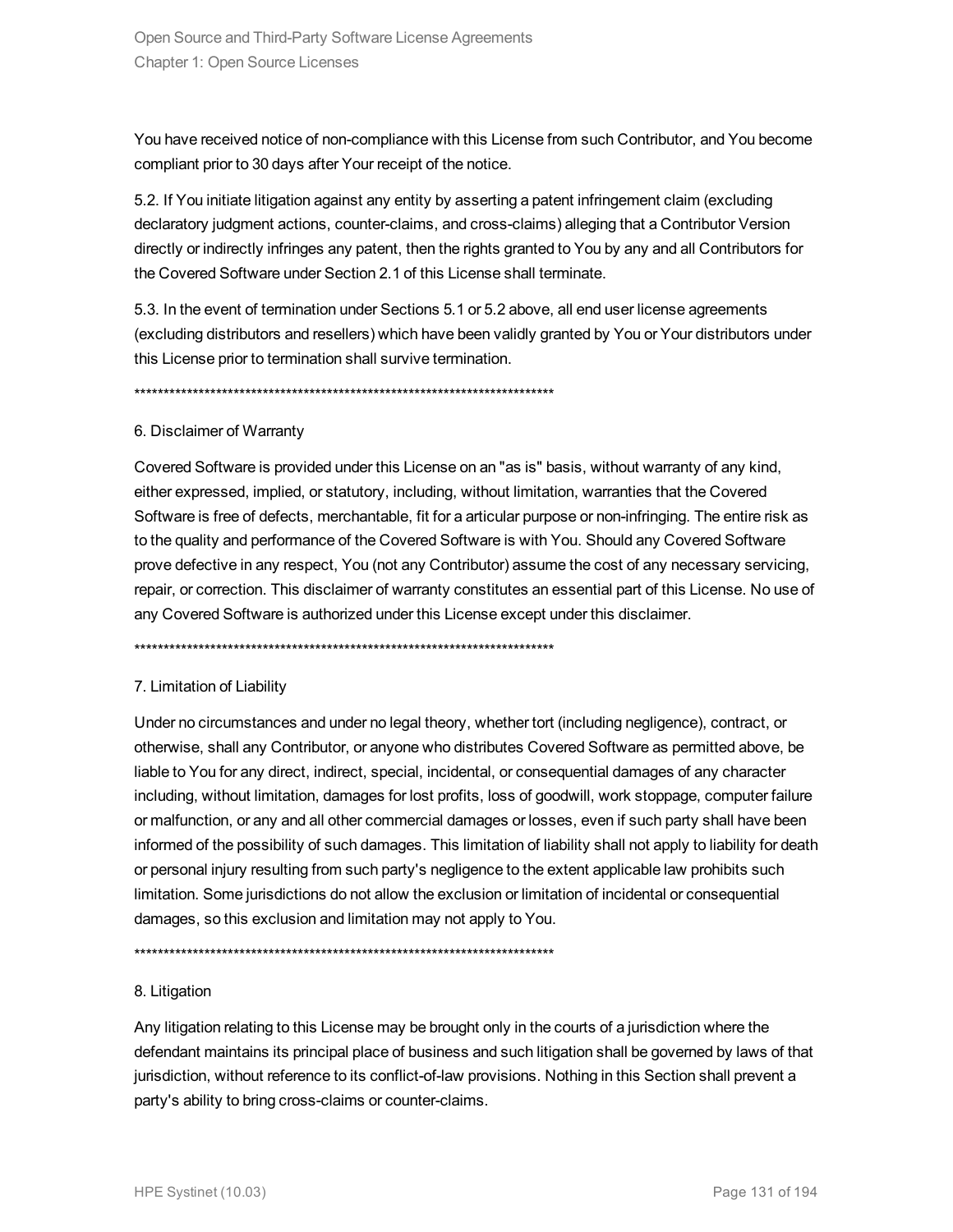You have received notice of non-compliance with this License from such Contributor, and You become compliant prior to 30 days after Your receipt of the notice.

5.2. If You initiate litigation against any entity by asserting a patent infringement claim (excluding declaratory judgment actions, counter-claims, and cross-claims) alleging that a Contributor Version directly or indirectly infringes any patent, then the rights granted to You by any and all Contributors for the Covered Software under Section 2.1 of this License shall terminate.

5.3. In the event of termination under Sections 5.1 or 5.2 above, all end user license agreements (excluding distributors and resellers) which have been validly granted by You or Your distributors under this License prior to termination shall survive termination.

************************************************************************

6. Disclaimer of Warranty

Covered Software is provided under this License on an "as is" basis, without warranty of any kind, either expressed, implied, or statutory, including, without limitation, warranties that the Covered Software is free of defects, merchantable, fit for a articular purpose or non-infringing. The entire risk as to the quality and performance of the Covered Software is with You. Should any Covered Software prove defective in any respect, You (not any Contributor) assume the cost of any necessary servicing, repair, or correction. This disclaimer of warranty constitutes an essential part of this License. No use of any Covered Software is authorized under this License except under this disclaimer.

************************************************************************

7. Limitation of Liability

Under no circumstances and under no legal theory, whether tort (including negligence), contract, or otherwise, shall any Contributor, or anyone who distributes Covered Software as permitted above, be liable to You for any direct, indirect, special, incidental, or consequential damages of any character including, without limitation, damages for lost profits, loss of goodwill, work stoppage, computer failure or malfunction, or any and all other commercial damages or losses, even if such party shall have been informed of the possibility of such damages. This limitation of liability shall not apply to liability for death or personal injury resulting from such party's negligence to the extent applicable law prohibits such limitation. Some jurisdictions do not allow the exclusion or limitation of incidental or consequential damages, so this exclusion and limitation may not apply to You.

************************************************************************

8. Litigation

Any litigation relating to this License may be brought only in the courts of a jurisdiction where the defendant maintains its principal place of business and such litigation shall be governed by laws of that jurisdiction, without reference to its conflict-of-law provisions. Nothing in this Section shall prevent a party's ability to bring cross-claims or counter-claims.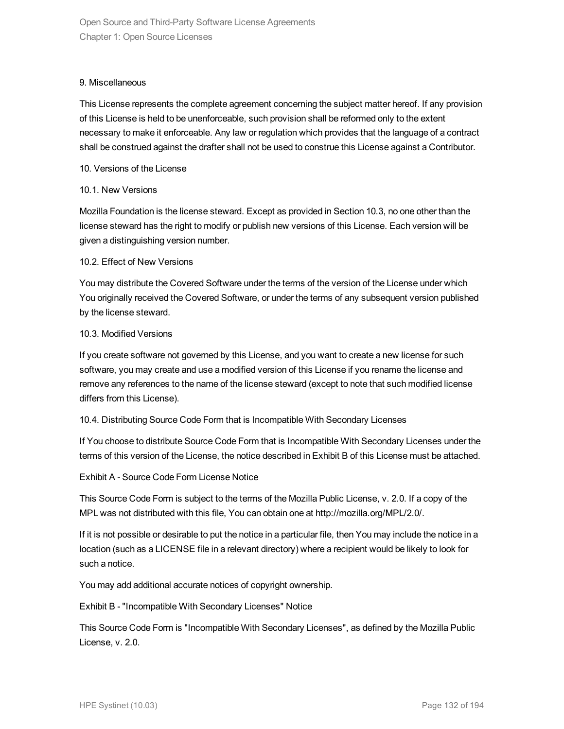### 9. Miscellaneous

This License represents the complete agreement concerning the subject matter hereof. If any provision of this License is held to be unenforceable, such provision shall be reformed only to the extent necessary to make it enforceable. Any law or regulation which provides that the language of a contract shall be construed against the drafter shall not be used to construe this License against a Contributor.

### 10. Versions of the License

#### 10.1. New Versions

Mozilla Foundation is the license steward. Except as provided in Section 10.3, no one other than the license steward has the right to modify or publish new versions of this License. Each version will be given a distinguishing version number.

#### 10.2. Effect of New Versions

You may distribute the Covered Software under the terms of the version of the License under which You originally received the Covered Software, or under the terms of any subsequent version published by the license steward.

#### 10.3. Modified Versions

If you create software not governed by this License, and you want to create a new license for such software, you may create and use a modified version of this License if you rename the license and remove any references to the name of the license steward (except to note that such modified license differs from this License).

#### 10.4. Distributing Source Code Form that is Incompatible With Secondary Licenses

If You choose to distribute Source Code Form that is Incompatible With Secondary Licenses under the terms of this version of the License, the notice described in Exhibit B of this License must be attached.

### Exhibit A - Source Code Form License Notice

This Source Code Form is subject to the terms of the Mozilla Public License, v. 2.0. If a copy of the MPL was not distributed with this file, You can obtain one at http://mozilla.org/MPL/2.0/.

If it is not possible or desirable to put the notice in a particular file, then You may include the notice in a location (such as a LICENSE file in a relevant directory) where a recipient would be likely to look for such a notice.

You may add additional accurate notices of copyright ownership.

### Exhibit B - "Incompatible With Secondary Licenses" Notice

This Source Code Form is "Incompatible With Secondary Licenses", as defined by the Mozilla Public License, v. 2.0.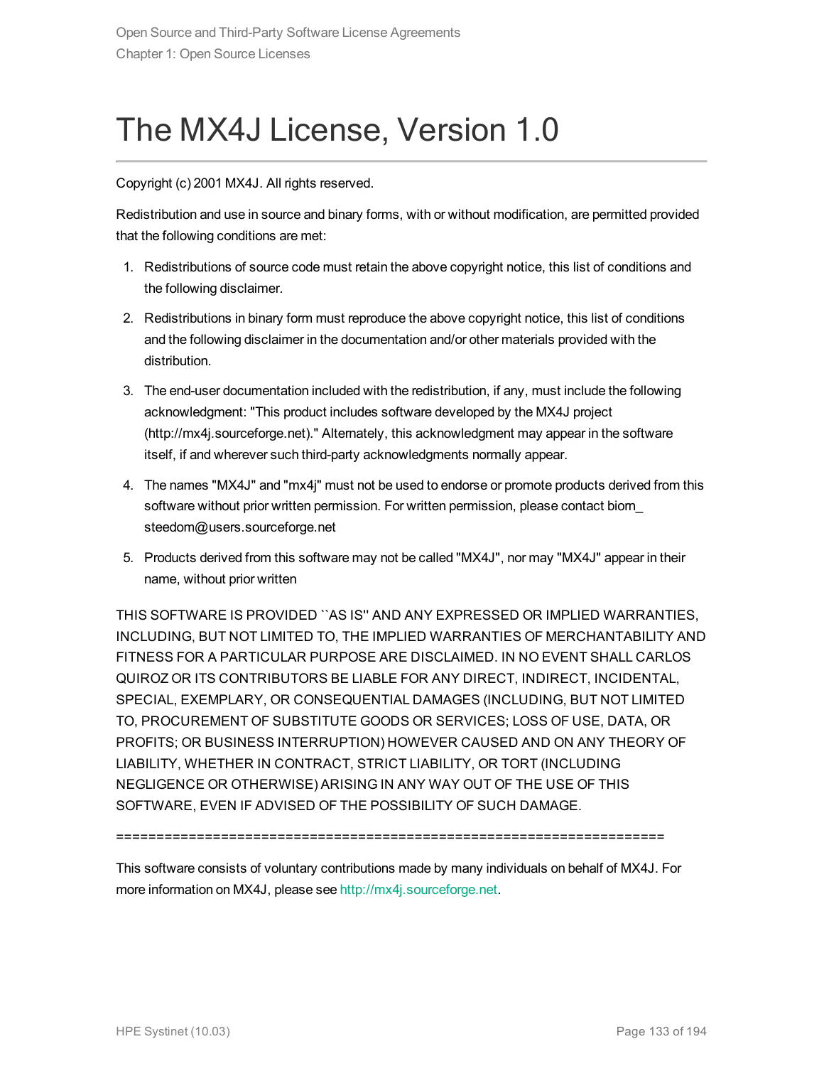# The MX4J License, Version 1.0

Copyright (c) 2001 MX4J. All rights reserved.

Redistribution and use in source and binary forms, with or without modification, are permitted provided that the following conditions are met:

1. Redistributions of source code must retain the above copyright notice, this list of conditions and the following disclaimer.
2. Redistributions in binary form must reproduce the above copyright notice, this list of conditions and the following disclaimer in the documentation and/or other materials provided with the distribution.
3. The end-user documentation included with the redistribution, if any, must include the following acknowledgment: "This product includes software developed by the MX4J project (http://mx4j.sourceforge.net)." Alternately, this acknowledgment may appear in the software itself, if and wherever such third-party acknowledgments normally appear.
4. The names "MX4J" and "mx4j" must not be used to endorse or promote products derived from this software without prior written permission. For written permission, please contact biorn_steedom@users.sourceforge.net
5. Products derived from this software may not be called "MX4J", nor may "MX4J" appear in their name, without prior written

THIS SOFTWARE IS PROVIDED ``AS IS'' AND ANY EXPRESSED OR IMPLIED WARRANTIES, INCLUDING, BUT NOT LIMITED TO, THE IMPLIED WARRANTIES OF MERCHANTABILITY AND FITNESS FOR A PARTICULAR PURPOSE ARE DISCLAIMED. IN NO EVENT SHALL CARLOS QUIROZ OR ITS CONTRIBUTORS BE LIABLE FOR ANY DIRECT, INDIRECT, INCIDENTAL, SPECIAL, EXEMPLARY, OR CONSEQUENTIAL DAMAGES (INCLUDING, BUT NOT LIMITED TO, PROCUREMENT OF SUBSTITUTE GOODS OR SERVICES; LOSS OF USE, DATA, OR PROFITS; OR BUSINESS INTERRUPTION) HOWEVER CAUSED AND ON ANY THEORY OF LIABILITY, WHETHER IN CONTRACT, STRICT LIABILITY, OR TORT (INCLUDING NEGLIGENCE OR OTHERWISE) ARISING IN ANY WAY OUT OF THE USE OF THIS SOFTWARE, EVEN IF ADVISED OF THE POSSIBILITY OF SUCH DAMAGE.

====================================================================

This software consists of voluntary contributions made by many individuals on behalf of MX4J. For more information on MX4J, please see http://mx4j.sourceforge.net.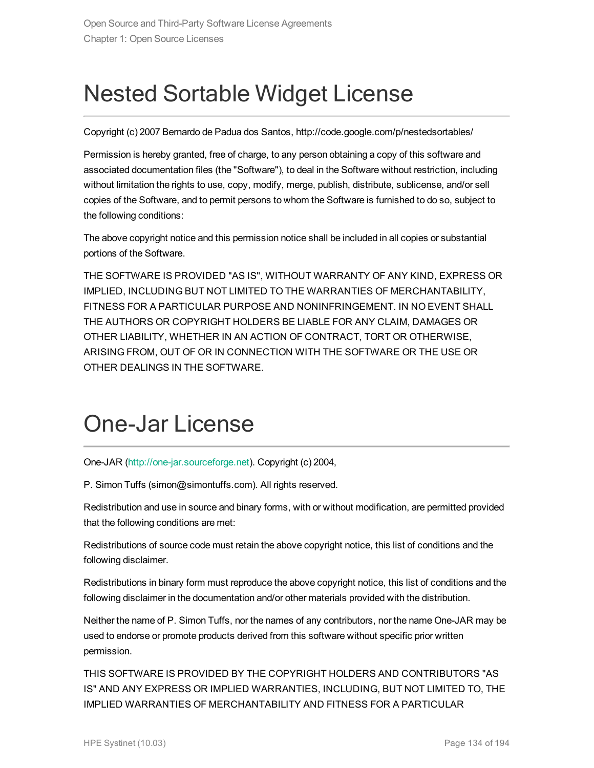# Nested Sortable Widget License

Copyright (c) 2007 Bernardo de Padua dos Santos, http://code.google.com/p/nestedsortables/

Permission is hereby granted, free of charge, to any person obtaining a copy of this software and associated documentation files (the "Software"), to deal in the Software without restriction, including without limitation the rights to use, copy, modify, merge, publish, distribute, sublicense, and/or sell copies of the Software, and to permit persons to whom the Software is furnished to do so, subject to the following conditions:

The above copyright notice and this permission notice shall be included in all copies or substantial portions of the Software.

THE SOFTWARE IS PROVIDED "AS IS", WITHOUT WARRANTY OF ANY KIND, EXPRESS OR IMPLIED, INCLUDING BUT NOT LIMITED TO THE WARRANTIES OF MERCHANTABILITY, FITNESS FOR A PARTICULAR PURPOSE AND NONINFRINGEMENT. IN NO EVENT SHALL THE AUTHORS OR COPYRIGHT HOLDERS BE LIABLE FOR ANY CLAIM, DAMAGES OR OTHER LIABILITY, WHETHER IN AN ACTION OF CONTRACT, TORT OR OTHERWISE, ARISING FROM, OUT OF OR IN CONNECTION WITH THE SOFTWARE OR THE USE OR OTHER DEALINGS IN THE SOFTWARE.

# One-Jar License

One-JAR (http://one-jar.sourceforge.net). Copyright (c) 2004,

P. Simon Tuffs (simon@simontuffs.com). All rights reserved.

Redistribution and use in source and binary forms, with or without modification, are permitted provided that the following conditions are met:

Redistributions of source code must retain the above copyright notice, this list of conditions and the following disclaimer.

Redistributions in binary form must reproduce the above copyright notice, this list of conditions and the following disclaimer in the documentation and/or other materials provided with the distribution.

Neither the name of P. Simon Tuffs, nor the names of any contributors, nor the name One-JAR may be used to endorse or promote products derived from this software without specific prior written permission.

THIS SOFTWARE IS PROVIDED BY THE COPYRIGHT HOLDERS AND CONTRIBUTORS "AS IS" AND ANY EXPRESS OR IMPLIED WARRANTIES, INCLUDING, BUT NOT LIMITED TO, THE IMPLIED WARRANTIES OF MERCHANTABILITY AND FITNESS FOR A PARTICULAR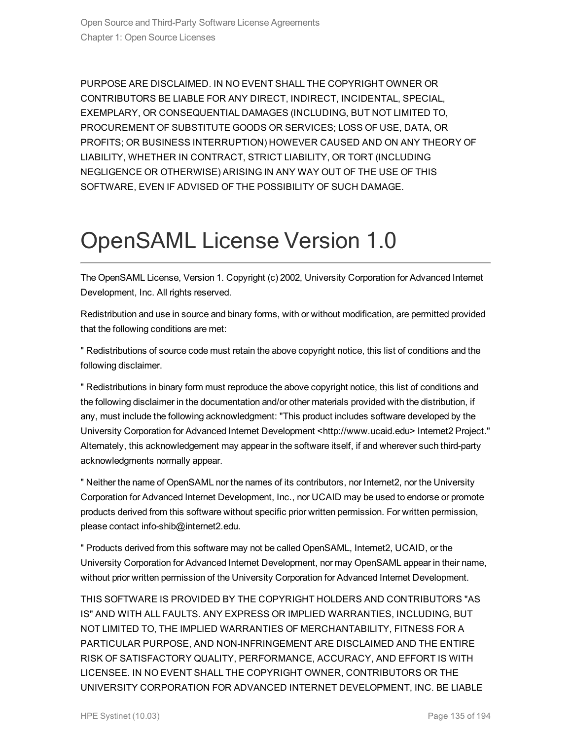PURPOSE ARE DISCLAIMED. IN NO EVENT SHALL THE COPYRIGHT OWNER OR CONTRIBUTORS BE LIABLE FOR ANY DIRECT, INDIRECT, INCIDENTAL, SPECIAL, EXEMPLARY, OR CONSEQUENTIAL DAMAGES (INCLUDING, BUT NOT LIMITED TO, PROCUREMENT OF SUBSTITUTE GOODS OR SERVICES; LOSS OF USE, DATA, OR PROFITS; OR BUSINESS INTERRUPTION) HOWEVER CAUSED AND ON ANY THEORY OF LIABILITY, WHETHER IN CONTRACT, STRICT LIABILITY, OR TORT (INCLUDING NEGLIGENCE OR OTHERWISE) ARISING IN ANY WAY OUT OF THE USE OF THIS SOFTWARE, EVEN IF ADVISED OF THE POSSIBILITY OF SUCH DAMAGE.

# OpenSAML License Version 1.0

The OpenSAML License, Version 1. Copyright (c) 2002, University Corporation for Advanced Internet Development, Inc. All rights reserved.

Redistribution and use in source and binary forms, with or without modification, are permitted provided that the following conditions are met:

" Redistributions of source code must retain the above copyright notice, this list of conditions and the following disclaimer.

" Redistributions in binary form must reproduce the above copyright notice, this list of conditions and the following disclaimer in the documentation and/or other materials provided with the distribution, if any, must include the following acknowledgment: "This product includes software developed by the University Corporation for Advanced Internet Development <http://www.ucaid.edu> Internet2 Project." Alternately, this acknowledgement may appear in the software itself, if and wherever such third-party acknowledgments normally appear.

" Neither the name of OpenSAML nor the names of its contributors, nor Internet2, nor the University Corporation for Advanced Internet Development, Inc., nor UCAID may be used to endorse or promote products derived from this software without specific prior written permission. For written permission, please contact info-shib@internet2.edu.

" Products derived from this software may not be called OpenSAML, Internet2, UCAID, or the University Corporation for Advanced Internet Development, nor may OpenSAML appear in their name, without prior written permission of the University Corporation for Advanced Internet Development.

THIS SOFTWARE IS PROVIDED BY THE COPYRIGHT HOLDERS AND CONTRIBUTORS "AS IS" AND WITH ALL FAULTS. ANY EXPRESS OR IMPLIED WARRANTIES, INCLUDING, BUT NOT LIMITED TO, THE IMPLIED WARRANTIES OF MERCHANTABILITY, FITNESS FOR A PARTICULAR PURPOSE, AND NON-INFRINGEMENT ARE DISCLAIMED AND THE ENTIRE RISK OF SATISFACTORY QUALITY, PERFORMANCE, ACCURACY, AND EFFORT IS WITH LICENSEE. IN NO EVENT SHALL THE COPYRIGHT OWNER, CONTRIBUTORS OR THE UNIVERSITY CORPORATION FOR ADVANCED INTERNET DEVELOPMENT, INC. BE LIABLE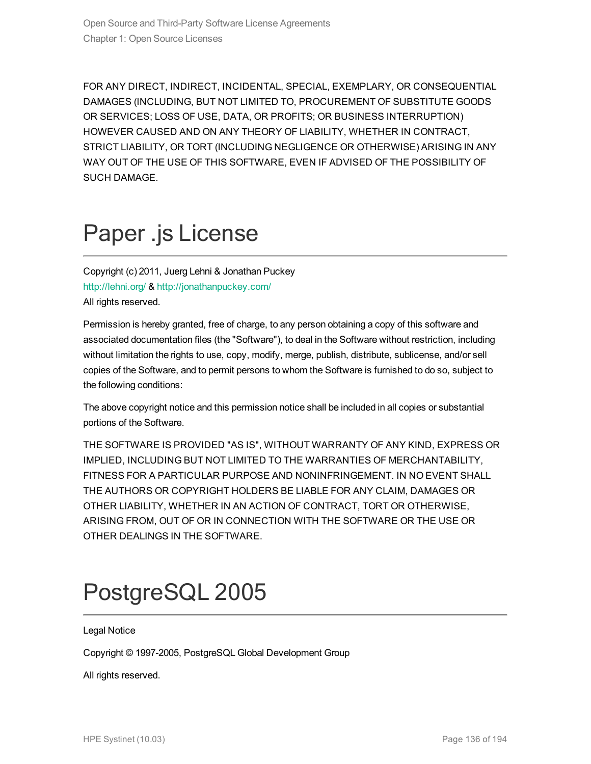FOR ANY DIRECT, INDIRECT, INCIDENTAL, SPECIAL, EXEMPLARY, OR CONSEQUENTIAL DAMAGES (INCLUDING, BUT NOT LIMITED TO, PROCUREMENT OF SUBSTITUTE GOODS OR SERVICES; LOSS OF USE, DATA, OR PROFITS; OR BUSINESS INTERRUPTION) HOWEVER CAUSED AND ON ANY THEORY OF LIABILITY, WHETHER IN CONTRACT, STRICT LIABILITY, OR TORT (INCLUDING NEGLIGENCE OR OTHERWISE) ARISING IN ANY WAY OUT OF THE USE OF THIS SOFTWARE, EVEN IF ADVISED OF THE POSSIBILITY OF SUCH DAMAGE.

# Paper .js License

Copyright (c) 2011, Juerg Lehni & Jonathan Puckey
http://lehni.org/ & http://jonathanpuckey.com/
All rights reserved.

Permission is hereby granted, free of charge, to any person obtaining a copy of this software and associated documentation files (the "Software"), to deal in the Software without restriction, including without limitation the rights to use, copy, modify, merge, publish, distribute, sublicense, and/or sell copies of the Software, and to permit persons to whom the Software is furnished to do so, subject to the following conditions:

The above copyright notice and this permission notice shall be included in all copies or substantial portions of the Software.

THE SOFTWARE IS PROVIDED "AS IS", WITHOUT WARRANTY OF ANY KIND, EXPRESS OR IMPLIED, INCLUDING BUT NOT LIMITED TO THE WARRANTIES OF MERCHANTABILITY, FITNESS FOR A PARTICULAR PURPOSE AND NONINFRINGEMENT. IN NO EVENT SHALL THE AUTHORS OR COPYRIGHT HOLDERS BE LIABLE FOR ANY CLAIM, DAMAGES OR OTHER LIABILITY, WHETHER IN AN ACTION OF CONTRACT, TORT OR OTHERWISE, ARISING FROM, OUT OF OR IN CONNECTION WITH THE SOFTWARE OR THE USE OR OTHER DEALINGS IN THE SOFTWARE.

# PostgreSQL 2005

Legal Notice

Copyright © 1997-2005, PostgreSQL Global Development Group

All rights reserved.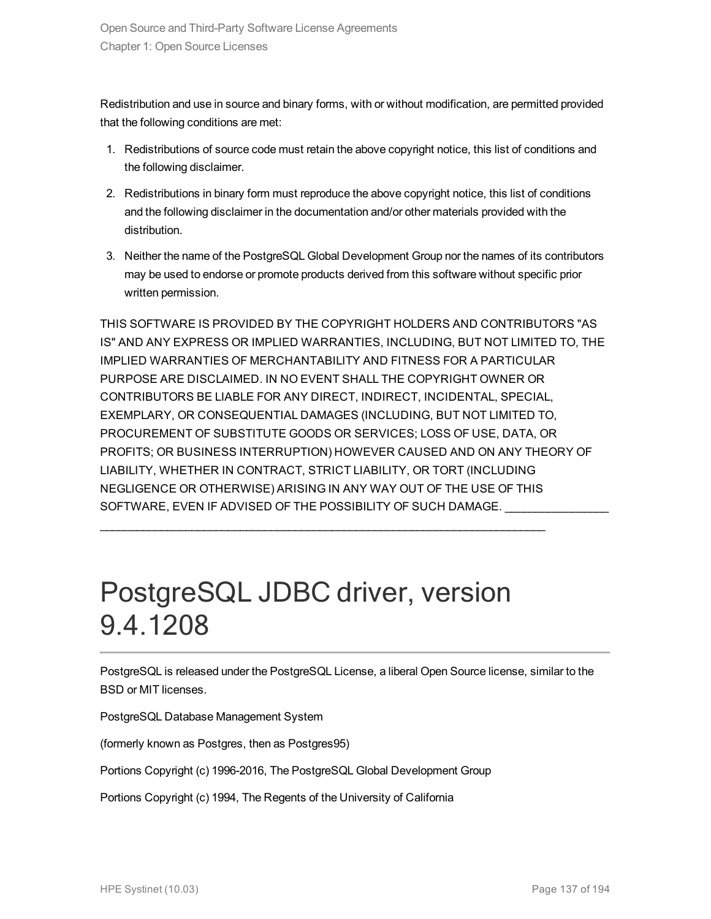Redistribution and use in source and binary forms, with or without modification, are permitted provided that the following conditions are met:

1. Redistributions of source code must retain the above copyright notice, this list of conditions and the following disclaimer.
2. Redistributions in binary form must reproduce the above copyright notice, this list of conditions and the following disclaimer in the documentation and/or other materials provided with the distribution.
3. Neither the name of the PostgreSQL Global Development Group nor the names of its contributors may be used to endorse or promote products derived from this software without specific prior written permission.

THIS SOFTWARE IS PROVIDED BY THE COPYRIGHT HOLDERS AND CONTRIBUTORS "AS IS" AND ANY EXPRESS OR IMPLIED WARRANTIES, INCLUDING, BUT NOT LIMITED TO, THE IMPLIED WARRANTIES OF MERCHANTABILITY AND FITNESS FOR A PARTICULAR PURPOSE ARE DISCLAIMED. IN NO EVENT SHALL THE COPYRIGHT OWNER OR CONTRIBUTORS BE LIABLE FOR ANY DIRECT, INDIRECT, INCIDENTAL, SPECIAL, EXEMPLARY, OR CONSEQUENTIAL DAMAGES (INCLUDING, BUT NOT LIMITED TO, PROCUREMENT OF SUBSTITUTE GOODS OR SERVICES; LOSS OF USE, DATA, OR PROFITS; OR BUSINESS INTERRUPTION) HOWEVER CAUSED AND ON ANY THEORY OF LIABILITY, WHETHER IN CONTRACT, STRICT LIABILITY, OR TORT (INCLUDING NEGLIGENCE OR OTHERWISE) ARISING IN ANY WAY OUT OF THE USE OF THIS SOFTWARE, EVEN IF ADVISED OF THE POSSIBILITY OF SUCH DAMAGE. ________________ ________________________________________________________________________

# PostgreSQL JDBC driver, version 9.4.1208

PostgreSQL is released under the PostgreSQL License, a liberal Open Source license, similar to the BSD or MIT licenses.

PostgreSQL Database Management System

(formerly known as Postgres, then as Postgres95)

Portions Copyright (c) 1996-2016, The PostgreSQL Global Development Group

Portions Copyright (c) 1994, The Regents of the University of California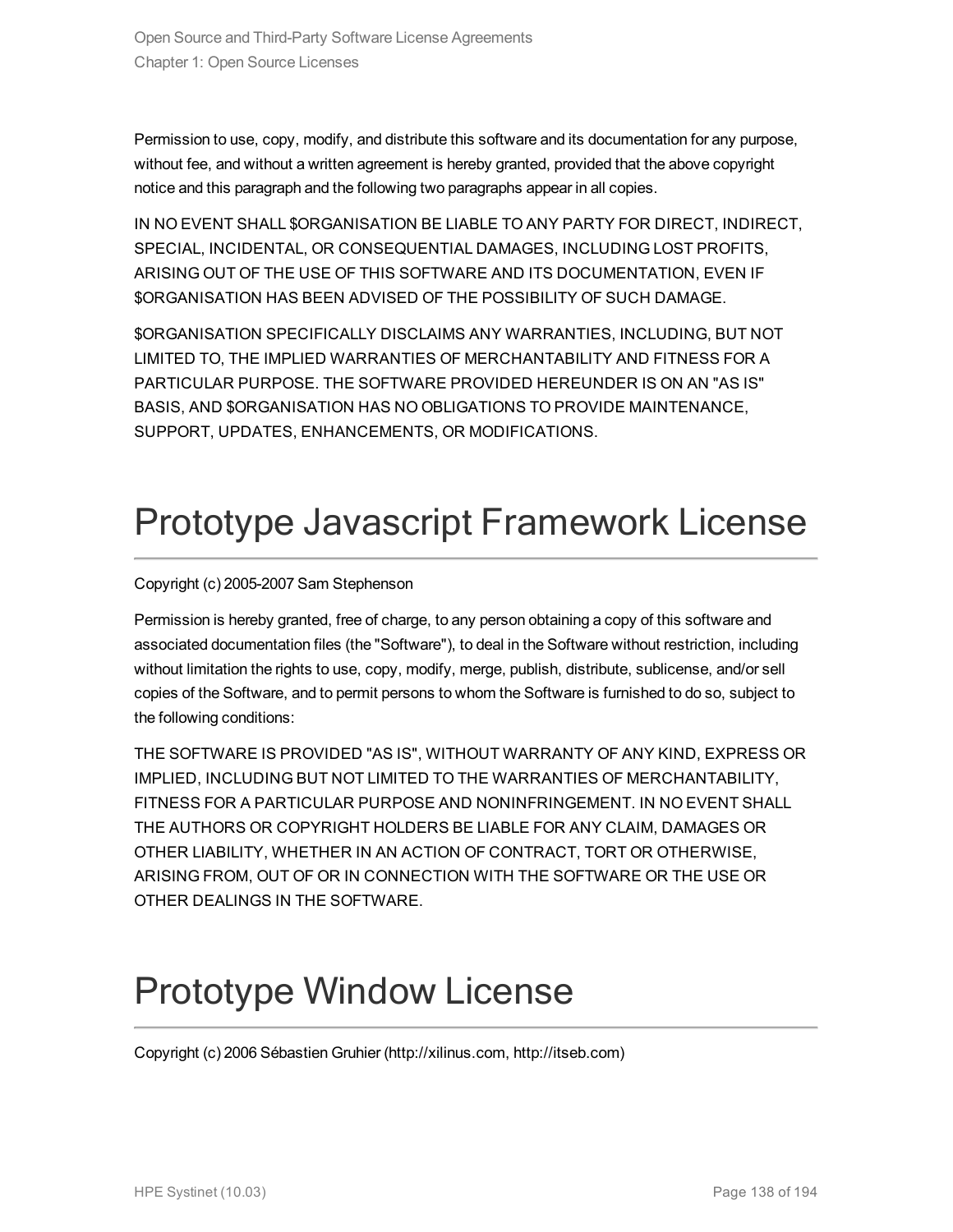Permission to use, copy, modify, and distribute this software and its documentation for any purpose, without fee, and without a written agreement is hereby granted, provided that the above copyright notice and this paragraph and the following two paragraphs appear in all copies.

IN NO EVENT SHALL $ORGANISATION BE LIABLE TO ANY PARTY FOR DIRECT, INDIRECT, SPECIAL, INCIDENTAL, OR CONSEQUENTIAL DAMAGES, INCLUDING LOST PROFITS, ARISING OUT OF THE USE OF THIS SOFTWARE AND ITS DOCUMENTATION, EVEN IF $ORGANISATION HAS BEEN ADVISED OF THE POSSIBILITY OF SUCH DAMAGE.

$ORGANISATION SPECIFICALLY DISCLAIMS ANY WARRANTIES, INCLUDING, BUT NOT LIMITED TO, THE IMPLIED WARRANTIES OF MERCHANTABILITY AND FITNESS FOR A PARTICULAR PURPOSE. THE SOFTWARE PROVIDED HEREUNDER IS ON AN "AS IS" BASIS, AND $ORGANISATION HAS NO OBLIGATIONS TO PROVIDE MAINTENANCE, SUPPORT, UPDATES, ENHANCEMENTS, OR MODIFICATIONS.

# Prototype Javascript Framework License

Copyright (c) 2005-2007 Sam Stephenson

Permission is hereby granted, free of charge, to any person obtaining a copy of this software and associated documentation files (the "Software"), to deal in the Software without restriction, including without limitation the rights to use, copy, modify, merge, publish, distribute, sublicense, and/or sell copies of the Software, and to permit persons to whom the Software is furnished to do so, subject to the following conditions:

THE SOFTWARE IS PROVIDED "AS IS", WITHOUT WARRANTY OF ANY KIND, EXPRESS OR IMPLIED, INCLUDING BUT NOT LIMITED TO THE WARRANTIES OF MERCHANTABILITY, FITNESS FOR A PARTICULAR PURPOSE AND NONINFRINGEMENT. IN NO EVENT SHALL THE AUTHORS OR COPYRIGHT HOLDERS BE LIABLE FOR ANY CLAIM, DAMAGES OR OTHER LIABILITY, WHETHER IN AN ACTION OF CONTRACT, TORT OR OTHERWISE, ARISING FROM, OUT OF OR IN CONNECTION WITH THE SOFTWARE OR THE USE OR OTHER DEALINGS IN THE SOFTWARE.

# Prototype Window License

Copyright (c) 2006 Sébastien Gruhier (http://xilinus.com, http://itseb.com)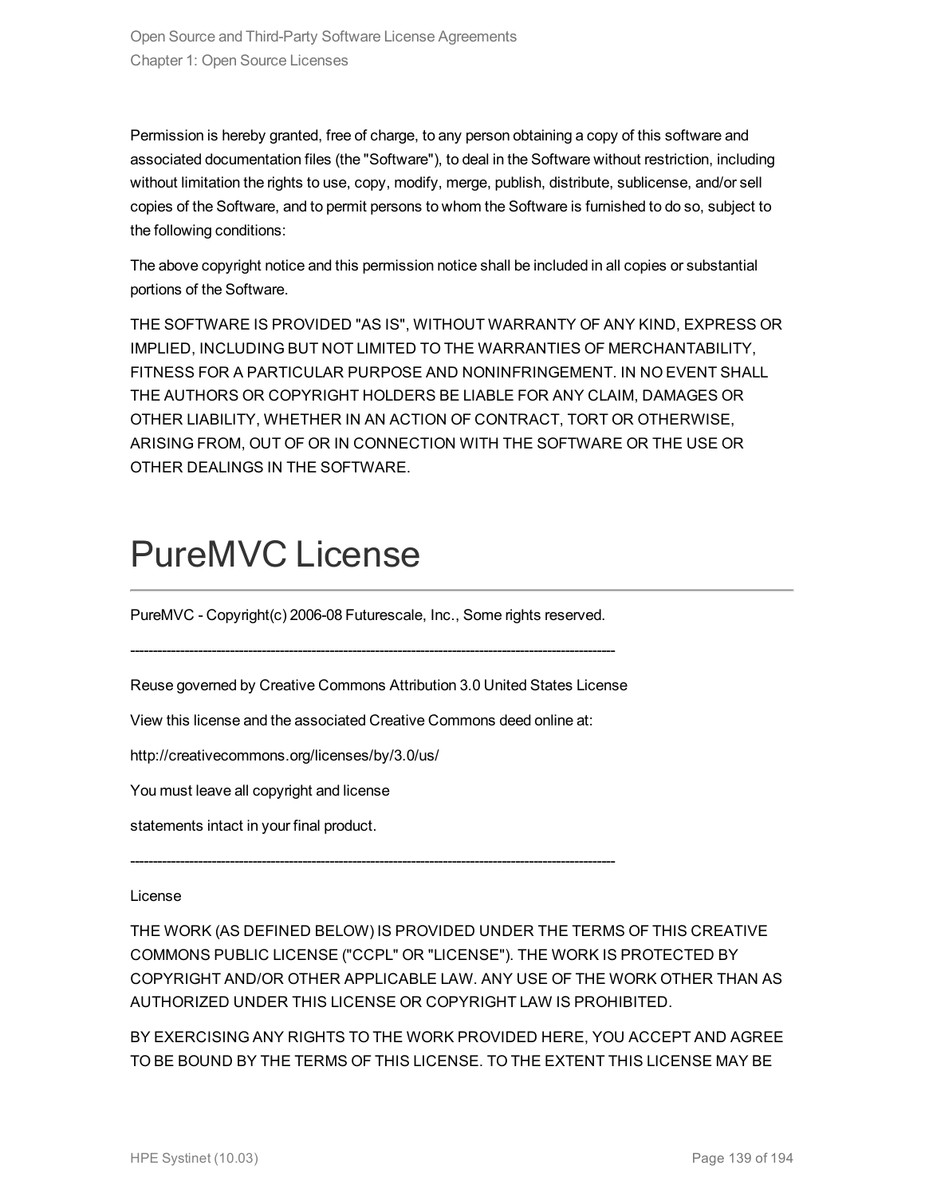Permission is hereby granted, free of charge, to any person obtaining a copy of this software and associated documentation files (the "Software"), to deal in the Software without restriction, including without limitation the rights to use, copy, modify, merge, publish, distribute, sublicense, and/or sell copies of the Software, and to permit persons to whom the Software is furnished to do so, subject to the following conditions:

The above copyright notice and this permission notice shall be included in all copies or substantial portions of the Software.

THE SOFTWARE IS PROVIDED "AS IS", WITHOUT WARRANTY OF ANY KIND, EXPRESS OR IMPLIED, INCLUDING BUT NOT LIMITED TO THE WARRANTIES OF MERCHANTABILITY, FITNESS FOR A PARTICULAR PURPOSE AND NONINFRINGEMENT. IN NO EVENT SHALL THE AUTHORS OR COPYRIGHT HOLDERS BE LIABLE FOR ANY CLAIM, DAMAGES OR OTHER LIABILITY, WHETHER IN AN ACTION OF CONTRACT, TORT OR OTHERWISE, ARISING FROM, OUT OF OR IN CONNECTION WITH THE SOFTWARE OR THE USE OR OTHER DEALINGS IN THE SOFTWARE.

# PureMVC License

PureMVC - Copyright(c) 2006-08 Futurescale, Inc., Some rights reserved.

--------------------------------------------------------------------------------------------------------

Reuse governed by Creative Commons Attribution 3.0 United States License

View this license and the associated Creative Commons deed online at:

http://creativecommons.org/licenses/by/3.0/us/

You must leave all copyright and license

statements intact in your final product.

--------------------------------------------------------------------------------------------------------

License

THE WORK (AS DEFINED BELOW) IS PROVIDED UNDER THE TERMS OF THIS CREATIVE COMMONS PUBLIC LICENSE ("CCPL" OR "LICENSE"). THE WORK IS PROTECTED BY COPYRIGHT AND/OR OTHER APPLICABLE LAW. ANY USE OF THE WORK OTHER THAN AS AUTHORIZED UNDER THIS LICENSE OR COPYRIGHT LAW IS PROHIBITED.

BY EXERCISING ANY RIGHTS TO THE WORK PROVIDED HERE, YOU ACCEPT AND AGREE TO BE BOUND BY THE TERMS OF THIS LICENSE. TO THE EXTENT THIS LICENSE MAY BE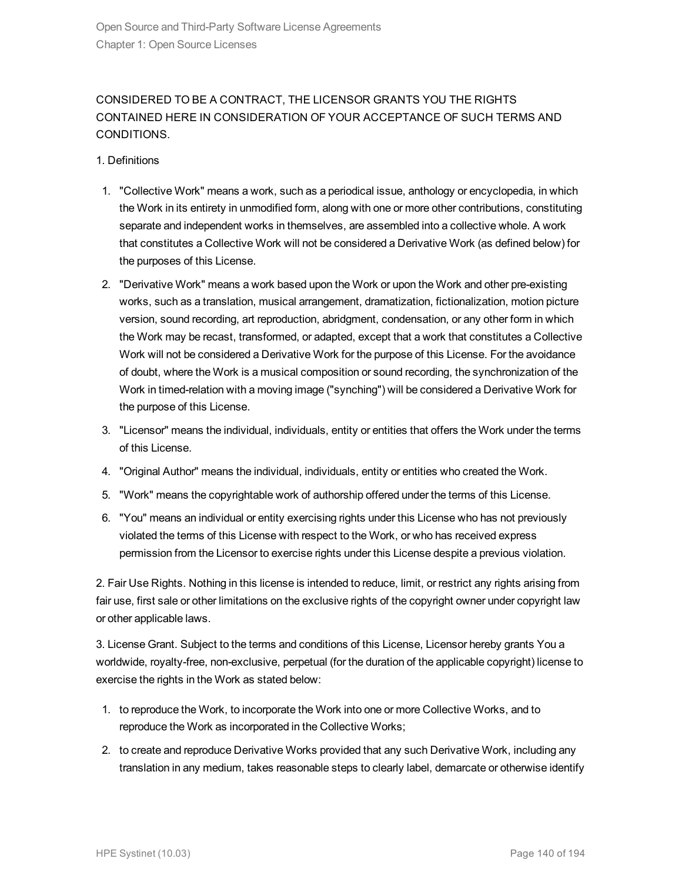CONSIDERED TO BE A CONTRACT, THE LICENSOR GRANTS YOU THE RIGHTS CONTAINED HERE IN CONSIDERATION OF YOUR ACCEPTANCE OF SUCH TERMS AND CONDITIONS.

1. Definitions

1. "Collective Work" means a work, such as a periodical issue, anthology or encyclopedia, in which the Work in its entirety in unmodified form, along with one or more other contributions, constituting separate and independent works in themselves, are assembled into a collective whole. A work that constitutes a Collective Work will not be considered a Derivative Work (as defined below) for the purposes of this License.
2. "Derivative Work" means a work based upon the Work or upon the Work and other pre-existing works, such as a translation, musical arrangement, dramatization, fictionalization, motion picture version, sound recording, art reproduction, abridgment, condensation, or any other form in which the Work may be recast, transformed, or adapted, except that a work that constitutes a Collective Work will not be considered a Derivative Work for the purpose of this License. For the avoidance of doubt, where the Work is a musical composition or sound recording, the synchronization of the Work in timed-relation with a moving image ("synching") will be considered a Derivative Work for the purpose of this License.
3. "Licensor" means the individual, individuals, entity or entities that offers the Work under the terms of this License.
4. "Original Author" means the individual, individuals, entity or entities who created the Work.
5. "Work" means the copyrightable work of authorship offered under the terms of this License.
6. "You" means an individual or entity exercising rights under this License who has not previously violated the terms of this License with respect to the Work, or who has received express permission from the Licensor to exercise rights under this License despite a previous violation.

2. Fair Use Rights. Nothing in this license is intended to reduce, limit, or restrict any rights arising from fair use, first sale or other limitations on the exclusive rights of the copyright owner under copyright law or other applicable laws.

3. License Grant. Subject to the terms and conditions of this License, Licensor hereby grants You a worldwide, royalty-free, non-exclusive, perpetual (for the duration of the applicable copyright) license to exercise the rights in the Work as stated below:

1. to reproduce the Work, to incorporate the Work into one or more Collective Works, and to reproduce the Work as incorporated in the Collective Works;
2. to create and reproduce Derivative Works provided that any such Derivative Work, including any translation in any medium, takes reasonable steps to clearly label, demarcate or otherwise identify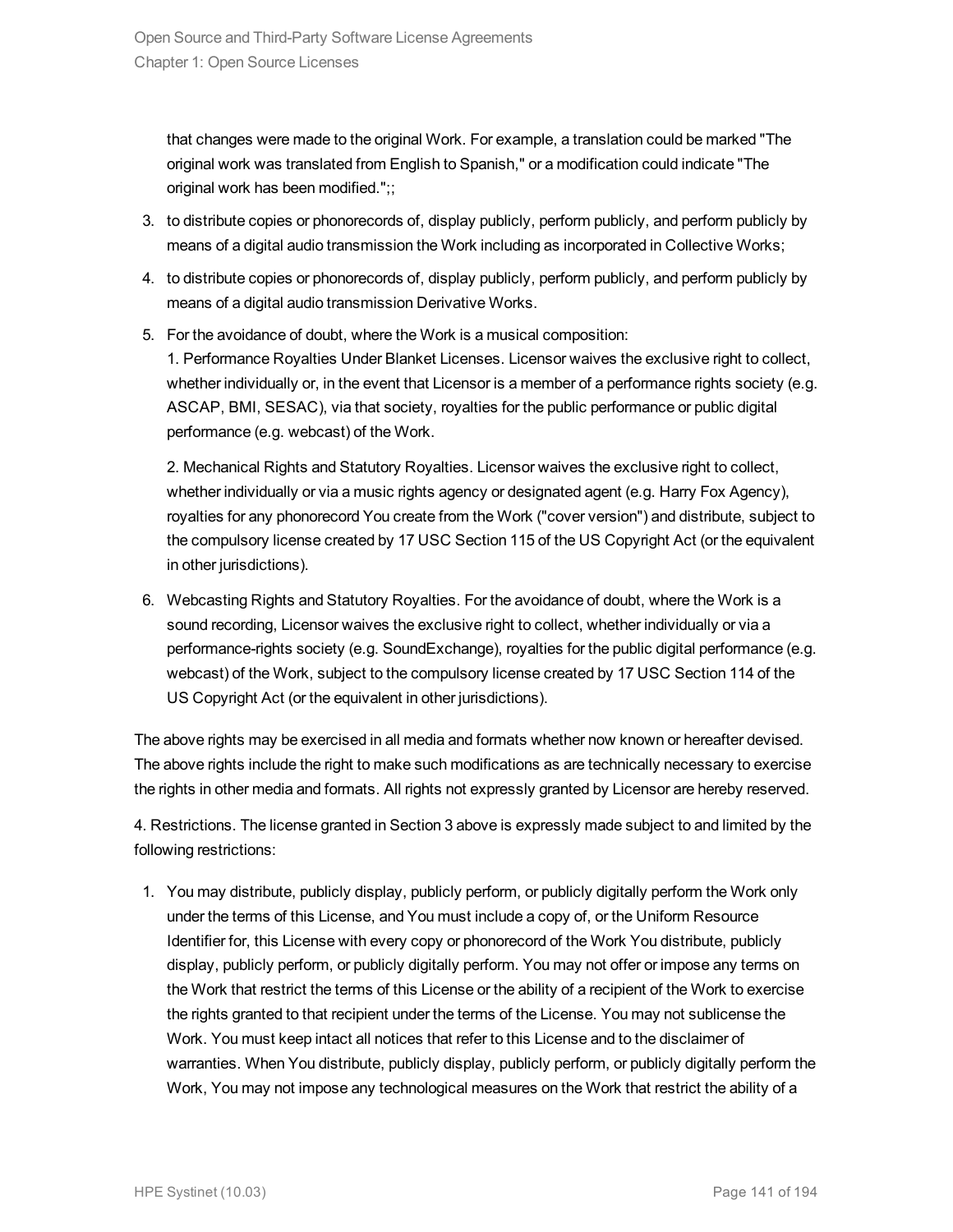that changes were made to the original Work. For example, a translation could be marked "The original work was translated from English to Spanish," or a modification could indicate "The original work has been modified.";;

3. to distribute copies or phonorecords of, display publicly, perform publicly, and perform publicly by means of a digital audio transmission the Work including as incorporated in Collective Works;
4. to distribute copies or phonorecords of, display publicly, perform publicly, and perform publicly by means of a digital audio transmission Derivative Works.
5. For the avoidance of doubt, where the Work is a musical composition:
   1. Performance Royalties Under Blanket Licenses. Licensor waives the exclusive right to collect, whether individually or, in the event that Licensor is a member of a performance rights society (e.g. ASCAP, BMI, SESAC), via that society, royalties for the public performance or public digital performance (e.g. webcast) of the Work.

   2. Mechanical Rights and Statutory Royalties. Licensor waives the exclusive right to collect, whether individually or via a music rights agency or designated agent (e.g. Harry Fox Agency), royalties for any phonorecord You create from the Work ("cover version") and distribute, subject to the compulsory license created by 17 USC Section 115 of the US Copyright Act (or the equivalent in other jurisdictions).
6. Webcasting Rights and Statutory Royalties. For the avoidance of doubt, where the Work is a sound recording, Licensor waives the exclusive right to collect, whether individually or via a performance-rights society (e.g. SoundExchange), royalties for the public digital performance (e.g. webcast) of the Work, subject to the compulsory license created by 17 USC Section 114 of the US Copyright Act (or the equivalent in other jurisdictions).

The above rights may be exercised in all media and formats whether now known or hereafter devised. The above rights include the right to make such modifications as are technically necessary to exercise the rights in other media and formats. All rights not expressly granted by Licensor are hereby reserved.

4. Restrictions. The license granted in Section 3 above is expressly made subject to and limited by the following restrictions:

1. You may distribute, publicly display, publicly perform, or publicly digitally perform the Work only under the terms of this License, and You must include a copy of, or the Uniform Resource Identifier for, this License with every copy or phonorecord of the Work You distribute, publicly display, publicly perform, or publicly digitally perform. You may not offer or impose any terms on the Work that restrict the terms of this License or the ability of a recipient of the Work to exercise the rights granted to that recipient under the terms of the License. You may not sublicense the Work. You must keep intact all notices that refer to this License and to the disclaimer of warranties. When You distribute, publicly display, publicly perform, or publicly digitally perform the Work, You may not impose any technological measures on the Work that restrict the ability of a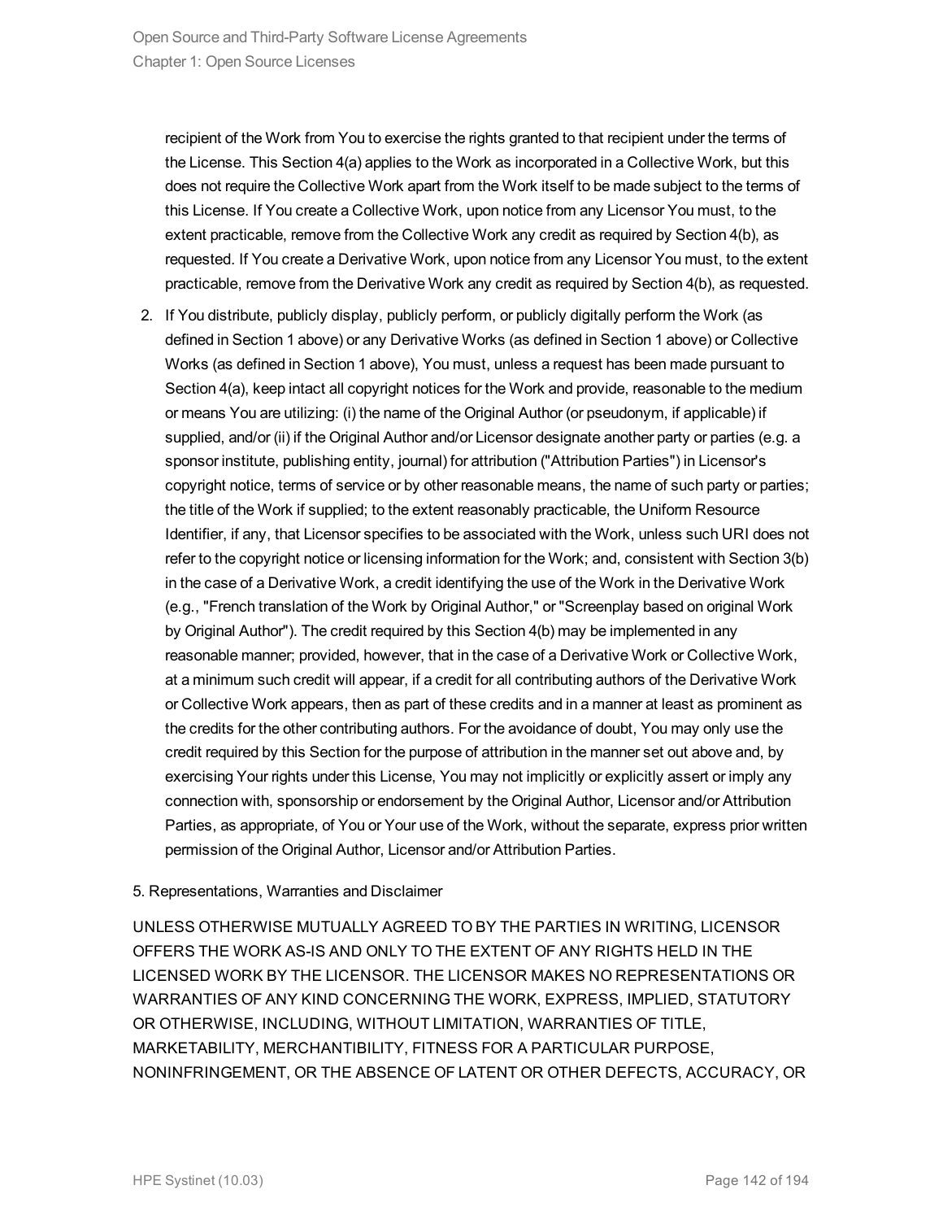recipient of the Work from You to exercise the rights granted to that recipient under the terms of the License. This Section 4(a) applies to the Work as incorporated in a Collective Work, but this does not require the Collective Work apart from the Work itself to be made subject to the terms of this License. If You create a Collective Work, upon notice from any Licensor You must, to the extent practicable, remove from the Collective Work any credit as required by Section 4(b), as requested. If You create a Derivative Work, upon notice from any Licensor You must, to the extent practicable, remove from the Derivative Work any credit as required by Section 4(b), as requested.

2. If You distribute, publicly display, publicly perform, or publicly digitally perform the Work (as defined in Section 1 above) or any Derivative Works (as defined in Section 1 above) or Collective Works (as defined in Section 1 above), You must, unless a request has been made pursuant to Section 4(a), keep intact all copyright notices for the Work and provide, reasonable to the medium or means You are utilizing: (i) the name of the Original Author (or pseudonym, if applicable) if supplied, and/or (ii) if the Original Author and/or Licensor designate another party or parties (e.g. a sponsor institute, publishing entity, journal) for attribution ("Attribution Parties") in Licensor's copyright notice, terms of service or by other reasonable means, the name of such party or parties; the title of the Work if supplied; to the extent reasonably practicable, the Uniform Resource Identifier, if any, that Licensor specifies to be associated with the Work, unless such URI does not refer to the copyright notice or licensing information for the Work; and, consistent with Section 3(b) in the case of a Derivative Work, a credit identifying the use of the Work in the Derivative Work (e.g., "French translation of the Work by Original Author," or "Screenplay based on original Work by Original Author"). The credit required by this Section 4(b) may be implemented in any reasonable manner; provided, however, that in the case of a Derivative Work or Collective Work, at a minimum such credit will appear, if a credit for all contributing authors of the Derivative Work or Collective Work appears, then as part of these credits and in a manner at least as prominent as the credits for the other contributing authors. For the avoidance of doubt, You may only use the credit required by this Section for the purpose of attribution in the manner set out above and, by exercising Your rights under this License, You may not implicitly or explicitly assert or imply any connection with, sponsorship or endorsement by the Original Author, Licensor and/or Attribution Parties, as appropriate, of You or Your use of the Work, without the separate, express prior written permission of the Original Author, Licensor and/or Attribution Parties.

5. Representations, Warranties and Disclaimer

UNLESS OTHERWISE MUTUALLY AGREED TO BY THE PARTIES IN WRITING, LICENSOR OFFERS THE WORK AS-IS AND ONLY TO THE EXTENT OF ANY RIGHTS HELD IN THE LICENSED WORK BY THE LICENSOR. THE LICENSOR MAKES NO REPRESENTATIONS OR WARRANTIES OF ANY KIND CONCERNING THE WORK, EXPRESS, IMPLIED, STATUTORY OR OTHERWISE, INCLUDING, WITHOUT LIMITATION, WARRANTIES OF TITLE, MARKETABILITY, MERCHANTIBILITY, FITNESS FOR A PARTICULAR PURPOSE, NONINFRINGEMENT, OR THE ABSENCE OF LATENT OR OTHER DEFECTS, ACCURACY, OR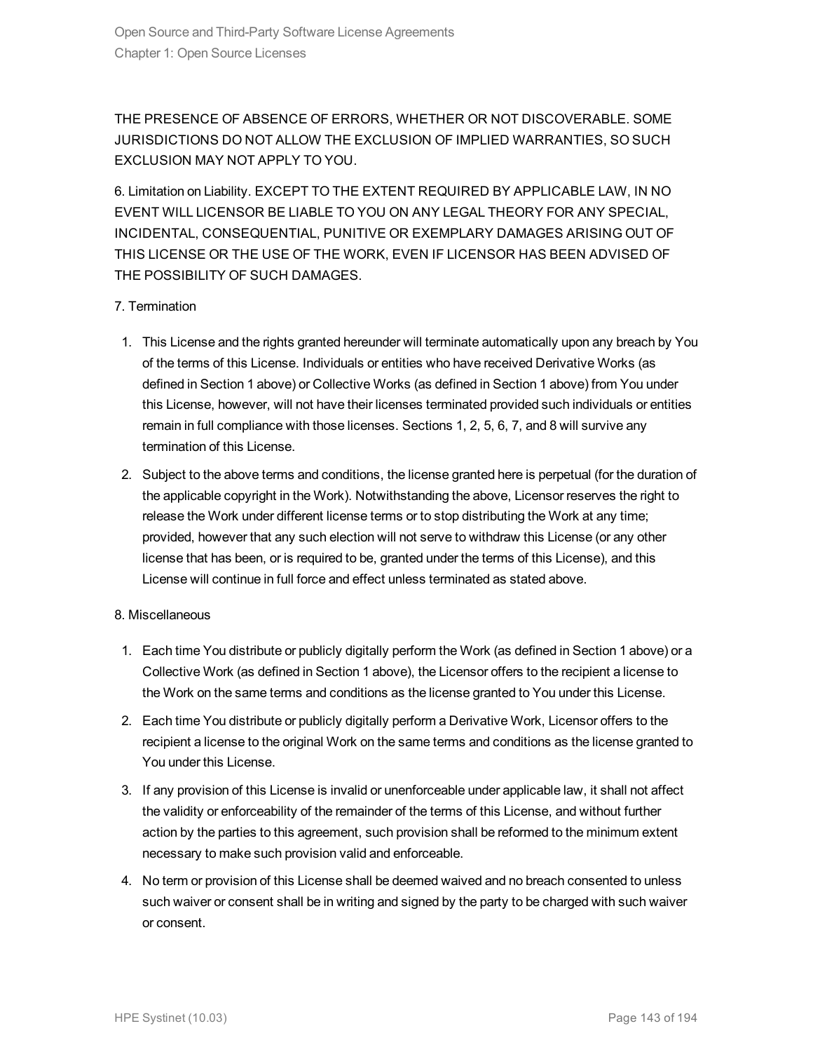THE PRESENCE OF ABSENCE OF ERRORS, WHETHER OR NOT DISCOVERABLE. SOME JURISDICTIONS DO NOT ALLOW THE EXCLUSION OF IMPLIED WARRANTIES, SO SUCH EXCLUSION MAY NOT APPLY TO YOU.

6. Limitation on Liability. EXCEPT TO THE EXTENT REQUIRED BY APPLICABLE LAW, IN NO EVENT WILL LICENSOR BE LIABLE TO YOU ON ANY LEGAL THEORY FOR ANY SPECIAL, INCIDENTAL, CONSEQUENTIAL, PUNITIVE OR EXEMPLARY DAMAGES ARISING OUT OF THIS LICENSE OR THE USE OF THE WORK, EVEN IF LICENSOR HAS BEEN ADVISED OF THE POSSIBILITY OF SUCH DAMAGES.

7. Termination

1. This License and the rights granted hereunder will terminate automatically upon any breach by You of the terms of this License. Individuals or entities who have received Derivative Works (as defined in Section 1 above) or Collective Works (as defined in Section 1 above) from You under this License, however, will not have their licenses terminated provided such individuals or entities remain in full compliance with those licenses. Sections 1, 2, 5, 6, 7, and 8 will survive any termination of this License.
2. Subject to the above terms and conditions, the license granted here is perpetual (for the duration of the applicable copyright in the Work). Notwithstanding the above, Licensor reserves the right to release the Work under different license terms or to stop distributing the Work at any time; provided, however that any such election will not serve to withdraw this License (or any other license that has been, or is required to be, granted under the terms of this License), and this License will continue in full force and effect unless terminated as stated above.

8. Miscellaneous

1. Each time You distribute or publicly digitally perform the Work (as defined in Section 1 above) or a Collective Work (as defined in Section 1 above), the Licensor offers to the recipient a license to the Work on the same terms and conditions as the license granted to You under this License.
2. Each time You distribute or publicly digitally perform a Derivative Work, Licensor offers to the recipient a license to the original Work on the same terms and conditions as the license granted to You under this License.
3. If any provision of this License is invalid or unenforceable under applicable law, it shall not affect the validity or enforceability of the remainder of the terms of this License, and without further action by the parties to this agreement, such provision shall be reformed to the minimum extent necessary to make such provision valid and enforceable.
4. No term or provision of this License shall be deemed waived and no breach consented to unless such waiver or consent shall be in writing and signed by the party to be charged with such waiver or consent.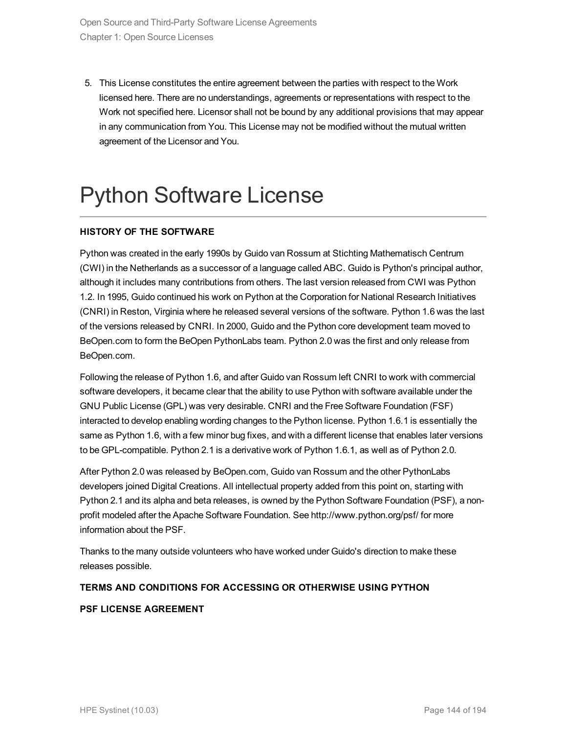5. This License constitutes the entire agreement between the parties with respect to the Work licensed here. There are no understandings, agreements or representations with respect to the Work not specified here. Licensor shall not be bound by any additional provisions that may appear in any communication from You. This License may not be modified without the mutual written agreement of the Licensor and You.

# Python Software License

**HISTORY OF THE SOFTWARE**

Python was created in the early 1990s by Guido van Rossum at Stichting Mathematisch Centrum (CWI) in the Netherlands as a successor of a language called ABC. Guido is Python's principal author, although it includes many contributions from others. The last version released from CWI was Python 1.2. In 1995, Guido continued his work on Python at the Corporation for National Research Initiatives (CNRI) in Reston, Virginia where he released several versions of the software. Python 1.6 was the last of the versions released by CNRI. In 2000, Guido and the Python core development team moved to BeOpen.com to form the BeOpen PythonLabs team. Python 2.0 was the first and only release from BeOpen.com.

Following the release of Python 1.6, and after Guido van Rossum left CNRI to work with commercial software developers, it became clear that the ability to use Python with software available under the GNU Public License (GPL) was very desirable. CNRI and the Free Software Foundation (FSF) interacted to develop enabling wording changes to the Python license. Python 1.6.1 is essentially the same as Python 1.6, with a few minor bug fixes, and with a different license that enables later versions to be GPL-compatible. Python 2.1 is a derivative work of Python 1.6.1, as well as of Python 2.0.

After Python 2.0 was released by BeOpen.com, Guido van Rossum and the other PythonLabs developers joined Digital Creations. All intellectual property added from this point on, starting with Python 2.1 and its alpha and beta releases, is owned by the Python Software Foundation (PSF), a non-profit modeled after the Apache Software Foundation. See http://www.python.org/psf/ for more information about the PSF.

Thanks to the many outside volunteers who have worked under Guido's direction to make these releases possible.

**TERMS AND CONDITIONS FOR ACCESSING OR OTHERWISE USING PYTHON**

**PSF LICENSE AGREEMENT**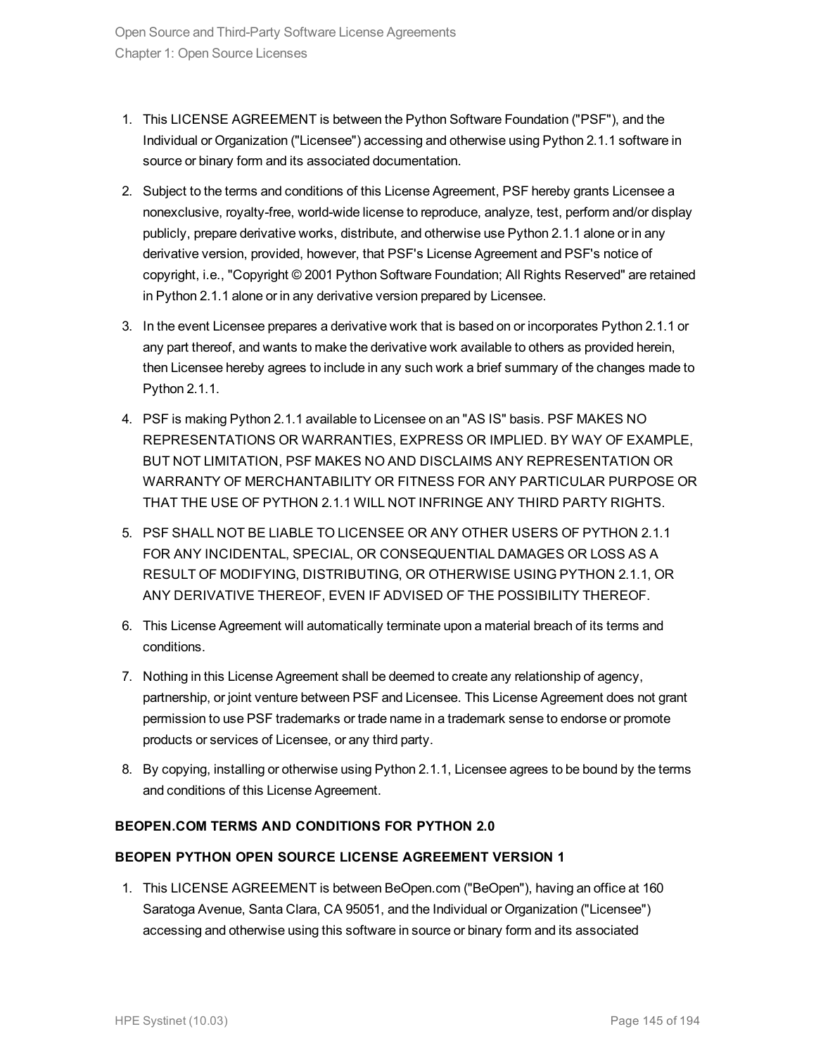1. This LICENSE AGREEMENT is between the Python Software Foundation ("PSF"), and the Individual or Organization ("Licensee") accessing and otherwise using Python 2.1.1 software in source or binary form and its associated documentation.
2. Subject to the terms and conditions of this License Agreement, PSF hereby grants Licensee a nonexclusive, royalty-free, world-wide license to reproduce, analyze, test, perform and/or display publicly, prepare derivative works, distribute, and otherwise use Python 2.1.1 alone or in any derivative version, provided, however, that PSF's License Agreement and PSF's notice of copyright, i.e., "Copyright © 2001 Python Software Foundation; All Rights Reserved" are retained in Python 2.1.1 alone or in any derivative version prepared by Licensee.
3. In the event Licensee prepares a derivative work that is based on or incorporates Python 2.1.1 or any part thereof, and wants to make the derivative work available to others as provided herein, then Licensee hereby agrees to include in any such work a brief summary of the changes made to Python 2.1.1.
4. PSF is making Python 2.1.1 available to Licensee on an "AS IS" basis. PSF MAKES NO REPRESENTATIONS OR WARRANTIES, EXPRESS OR IMPLIED. BY WAY OF EXAMPLE, BUT NOT LIMITATION, PSF MAKES NO AND DISCLAIMS ANY REPRESENTATION OR WARRANTY OF MERCHANTABILITY OR FITNESS FOR ANY PARTICULAR PURPOSE OR THAT THE USE OF PYTHON 2.1.1 WILL NOT INFRINGE ANY THIRD PARTY RIGHTS.
5. PSF SHALL NOT BE LIABLE TO LICENSEE OR ANY OTHER USERS OF PYTHON 2.1.1 FOR ANY INCIDENTAL, SPECIAL, OR CONSEQUENTIAL DAMAGES OR LOSS AS A RESULT OF MODIFYING, DISTRIBUTING, OR OTHERWISE USING PYTHON 2.1.1, OR ANY DERIVATIVE THEREOF, EVEN IF ADVISED OF THE POSSIBILITY THEREOF.
6. This License Agreement will automatically terminate upon a material breach of its terms and conditions.
7. Nothing in this License Agreement shall be deemed to create any relationship of agency, partnership, or joint venture between PSF and Licensee. This License Agreement does not grant permission to use PSF trademarks or trade name in a trademark sense to endorse or promote products or services of Licensee, or any third party.
8. By copying, installing or otherwise using Python 2.1.1, Licensee agrees to be bound by the terms and conditions of this License Agreement.

**BEOPEN.COM TERMS AND CONDITIONS FOR PYTHON 2.0**

**BEOPEN PYTHON OPEN SOURCE LICENSE AGREEMENT VERSION 1**

1. This LICENSE AGREEMENT is between BeOpen.com ("BeOpen"), having an office at 160 Saratoga Avenue, Santa Clara, CA 95051, and the Individual or Organization ("Licensee") accessing and otherwise using this software in source or binary form and its associated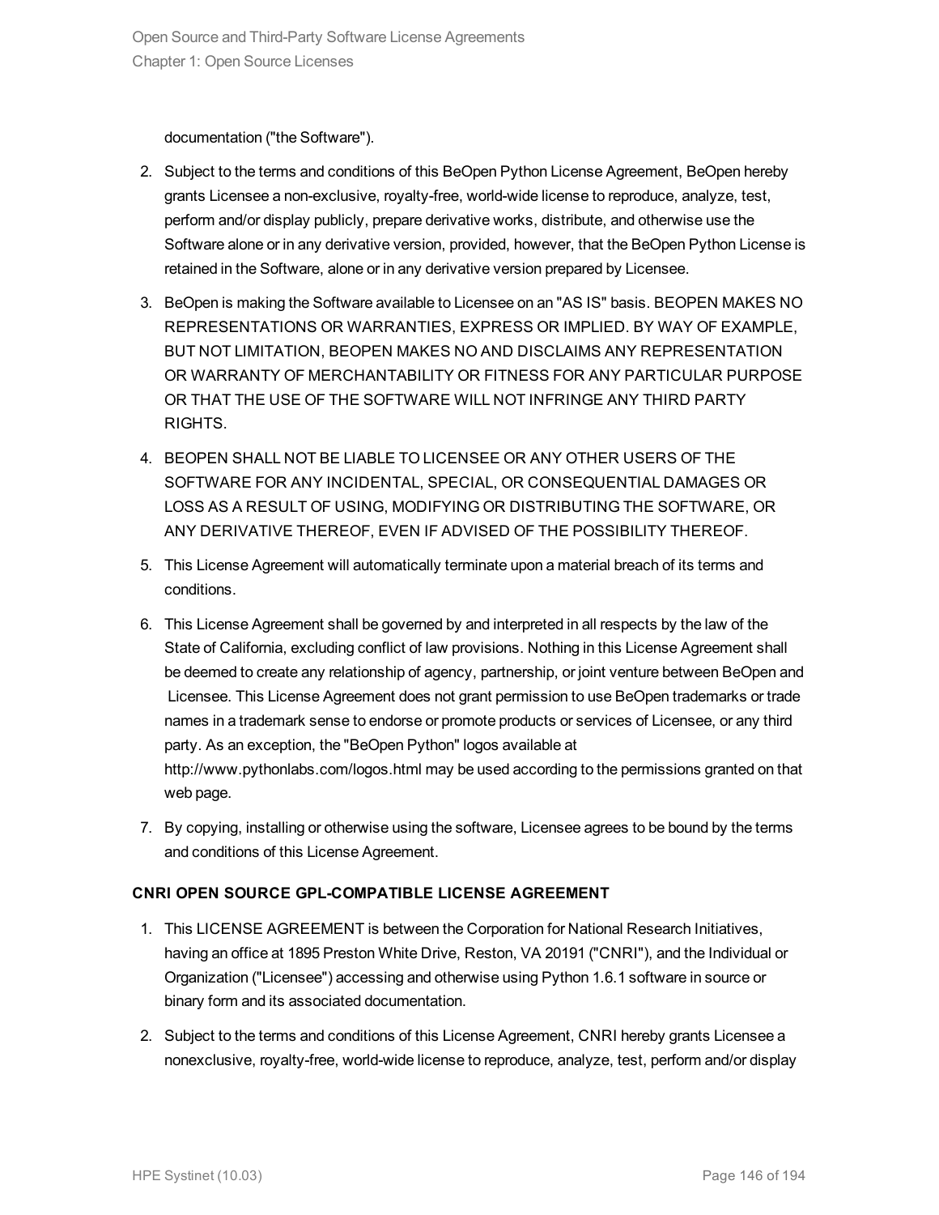documentation ("the Software").

2. Subject to the terms and conditions of this BeOpen Python License Agreement, BeOpen hereby grants Licensee a non-exclusive, royalty-free, world-wide license to reproduce, analyze, test, perform and/or display publicly, prepare derivative works, distribute, and otherwise use the Software alone or in any derivative version, provided, however, that the BeOpen Python License is retained in the Software, alone or in any derivative version prepared by Licensee.

3. BeOpen is making the Software available to Licensee on an "AS IS" basis. BEOPEN MAKES NO REPRESENTATIONS OR WARRANTIES, EXPRESS OR IMPLIED. BY WAY OF EXAMPLE, BUT NOT LIMITATION, BEOPEN MAKES NO AND DISCLAIMS ANY REPRESENTATION OR WARRANTY OF MERCHANTABILITY OR FITNESS FOR ANY PARTICULAR PURPOSE OR THAT THE USE OF THE SOFTWARE WILL NOT INFRINGE ANY THIRD PARTY RIGHTS.

4. BEOPEN SHALL NOT BE LIABLE TO LICENSEE OR ANY OTHER USERS OF THE SOFTWARE FOR ANY INCIDENTAL, SPECIAL, OR CONSEQUENTIAL DAMAGES OR LOSS AS A RESULT OF USING, MODIFYING OR DISTRIBUTING THE SOFTWARE, OR ANY DERIVATIVE THEREOF, EVEN IF ADVISED OF THE POSSIBILITY THEREOF.

5. This License Agreement will automatically terminate upon a material breach of its terms and conditions.

6. This License Agreement shall be governed by and interpreted in all respects by the law of the State of California, excluding conflict of law provisions. Nothing in this License Agreement shall be deemed to create any relationship of agency, partnership, or joint venture between BeOpen and Licensee. This License Agreement does not grant permission to use BeOpen trademarks or trade names in a trademark sense to endorse or promote products or services of Licensee, or any third party. As an exception, the "BeOpen Python" logos available at http://www.pythonlabs.com/logos.html may be used according to the permissions granted on that web page.

7. By copying, installing or otherwise using the software, Licensee agrees to be bound by the terms and conditions of this License Agreement.

**CNRI OPEN SOURCE GPL-COMPATIBLE LICENSE AGREEMENT**

1. This LICENSE AGREEMENT is between the Corporation for National Research Initiatives, having an office at 1895 Preston White Drive, Reston, VA 20191 ("CNRI"), and the Individual or Organization ("Licensee") accessing and otherwise using Python 1.6.1 software in source or binary form and its associated documentation.

2. Subject to the terms and conditions of this License Agreement, CNRI hereby grants Licensee a nonexclusive, royalty-free, world-wide license to reproduce, analyze, test, perform and/or display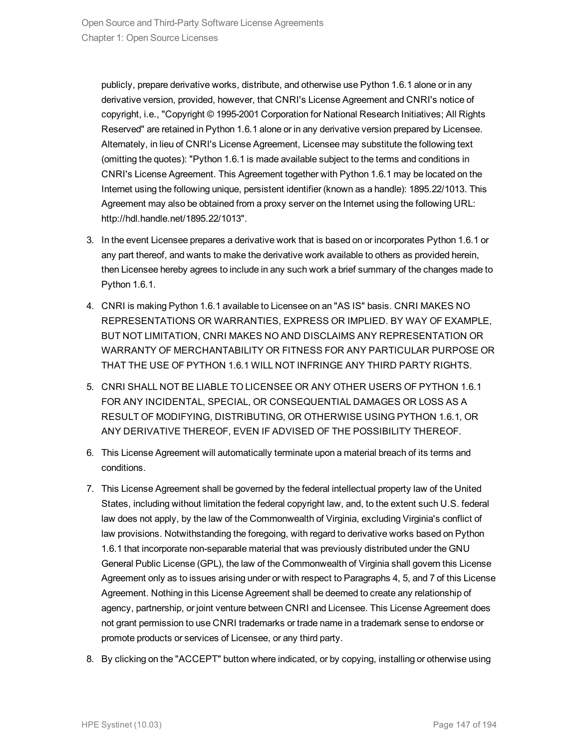publicly, prepare derivative works, distribute, and otherwise use Python 1.6.1 alone or in any derivative version, provided, however, that CNRI's License Agreement and CNRI's notice of copyright, i.e., "Copyright © 1995-2001 Corporation for National Research Initiatives; All Rights Reserved" are retained in Python 1.6.1 alone or in any derivative version prepared by Licensee. Alternately, in lieu of CNRI's License Agreement, Licensee may substitute the following text (omitting the quotes): "Python 1.6.1 is made available subject to the terms and conditions in CNRI's License Agreement. This Agreement together with Python 1.6.1 may be located on the Internet using the following unique, persistent identifier (known as a handle): 1895.22/1013. This Agreement may also be obtained from a proxy server on the Internet using the following URL: http://hdl.handle.net/1895.22/1013".

3. In the event Licensee prepares a derivative work that is based on or incorporates Python 1.6.1 or any part thereof, and wants to make the derivative work available to others as provided herein, then Licensee hereby agrees to include in any such work a brief summary of the changes made to Python 1.6.1.

4. CNRI is making Python 1.6.1 available to Licensee on an "AS IS" basis. CNRI MAKES NO REPRESENTATIONS OR WARRANTIES, EXPRESS OR IMPLIED. BY WAY OF EXAMPLE, BUT NOT LIMITATION, CNRI MAKES NO AND DISCLAIMS ANY REPRESENTATION OR WARRANTY OF MERCHANTABILITY OR FITNESS FOR ANY PARTICULAR PURPOSE OR THAT THE USE OF PYTHON 1.6.1 WILL NOT INFRINGE ANY THIRD PARTY RIGHTS.

5. CNRI SHALL NOT BE LIABLE TO LICENSEE OR ANY OTHER USERS OF PYTHON 1.6.1 FOR ANY INCIDENTAL, SPECIAL, OR CONSEQUENTIAL DAMAGES OR LOSS AS A RESULT OF MODIFYING, DISTRIBUTING, OR OTHERWISE USING PYTHON 1.6.1, OR ANY DERIVATIVE THEREOF, EVEN IF ADVISED OF THE POSSIBILITY THEREOF.

6. This License Agreement will automatically terminate upon a material breach of its terms and conditions.

7. This License Agreement shall be governed by the federal intellectual property law of the United States, including without limitation the federal copyright law, and, to the extent such U.S. federal law does not apply, by the law of the Commonwealth of Virginia, excluding Virginia's conflict of law provisions. Notwithstanding the foregoing, with regard to derivative works based on Python 1.6.1 that incorporate non-separable material that was previously distributed under the GNU General Public License (GPL), the law of the Commonwealth of Virginia shall govern this License Agreement only as to issues arising under or with respect to Paragraphs 4, 5, and 7 of this License Agreement. Nothing in this License Agreement shall be deemed to create any relationship of agency, partnership, or joint venture between CNRI and Licensee. This License Agreement does not grant permission to use CNRI trademarks or trade name in a trademark sense to endorse or promote products or services of Licensee, or any third party.

8. By clicking on the "ACCEPT" button where indicated, or by copying, installing or otherwise using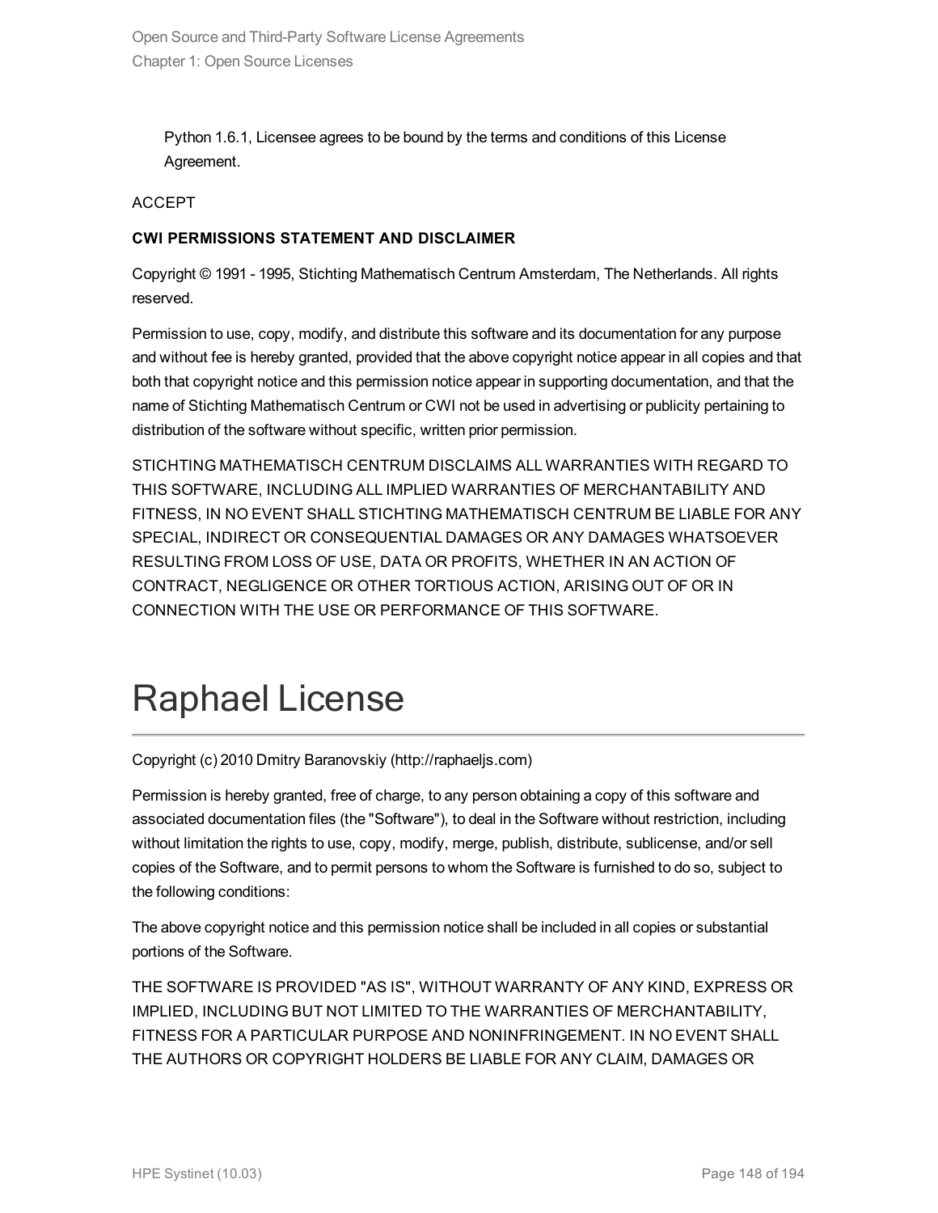Python 1.6.1, Licensee agrees to be bound by the terms and conditions of this License Agreement.

ACCEPT

**CWI PERMISSIONS STATEMENT AND DISCLAIMER**

Copyright © 1991 - 1995, Stichting Mathematisch Centrum Amsterdam, The Netherlands. All rights reserved.

Permission to use, copy, modify, and distribute this software and its documentation for any purpose and without fee is hereby granted, provided that the above copyright notice appear in all copies and that both that copyright notice and this permission notice appear in supporting documentation, and that the name of Stichting Mathematisch Centrum or CWI not be used in advertising or publicity pertaining to distribution of the software without specific, written prior permission.

STICHTING MATHEMATISCH CENTRUM DISCLAIMS ALL WARRANTIES WITH REGARD TO THIS SOFTWARE, INCLUDING ALL IMPLIED WARRANTIES OF MERCHANTABILITY AND FITNESS, IN NO EVENT SHALL STICHTING MATHEMATISCH CENTRUM BE LIABLE FOR ANY SPECIAL, INDIRECT OR CONSEQUENTIAL DAMAGES OR ANY DAMAGES WHATSOEVER RESULTING FROM LOSS OF USE, DATA OR PROFITS, WHETHER IN AN ACTION OF CONTRACT, NEGLIGENCE OR OTHER TORTIOUS ACTION, ARISING OUT OF OR IN CONNECTION WITH THE USE OR PERFORMANCE OF THIS SOFTWARE.

# Raphael License

Copyright (c) 2010 Dmitry Baranovskiy (http://raphaeljs.com)

Permission is hereby granted, free of charge, to any person obtaining a copy of this software and associated documentation files (the "Software"), to deal in the Software without restriction, including without limitation the rights to use, copy, modify, merge, publish, distribute, sublicense, and/or sell copies of the Software, and to permit persons to whom the Software is furnished to do so, subject to the following conditions:

The above copyright notice and this permission notice shall be included in all copies or substantial portions of the Software.

THE SOFTWARE IS PROVIDED "AS IS", WITHOUT WARRANTY OF ANY KIND, EXPRESS OR IMPLIED, INCLUDING BUT NOT LIMITED TO THE WARRANTIES OF MERCHANTABILITY, FITNESS FOR A PARTICULAR PURPOSE AND NONINFRINGEMENT. IN NO EVENT SHALL THE AUTHORS OR COPYRIGHT HOLDERS BE LIABLE FOR ANY CLAIM, DAMAGES OR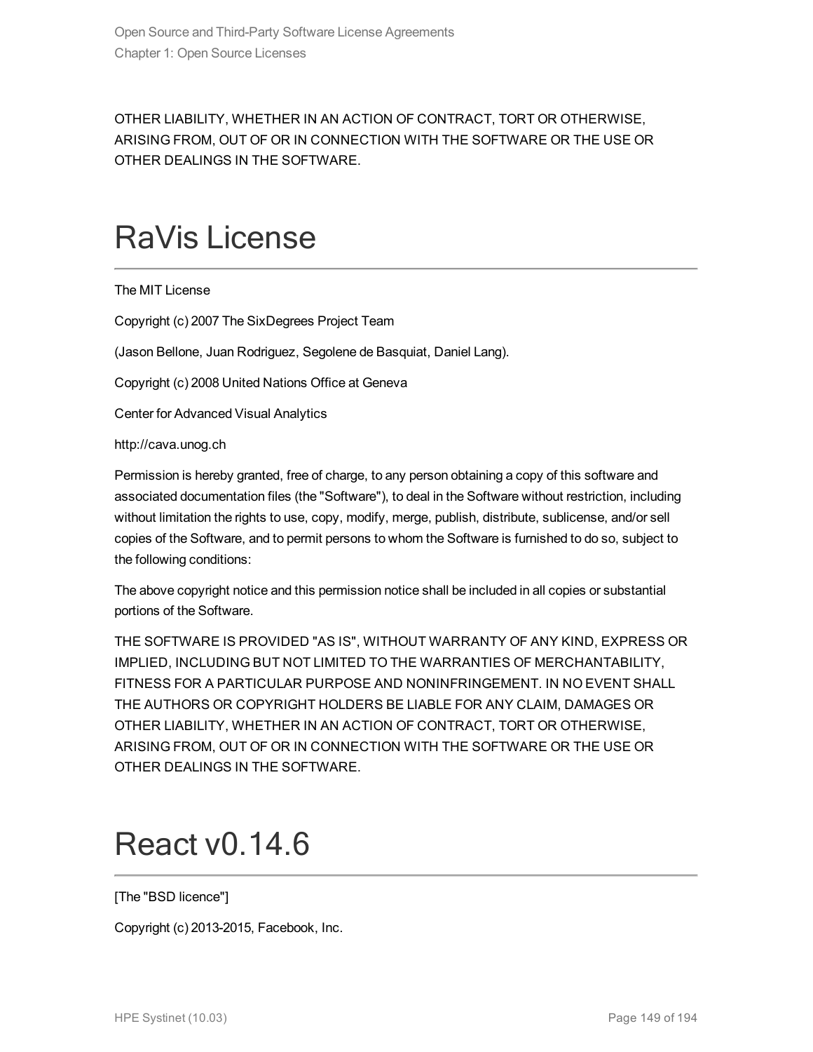OTHER LIABILITY, WHETHER IN AN ACTION OF CONTRACT, TORT OR OTHERWISE, ARISING FROM, OUT OF OR IN CONNECTION WITH THE SOFTWARE OR THE USE OR OTHER DEALINGS IN THE SOFTWARE.

# RaVis License

The MIT License

Copyright (c) 2007 The SixDegrees Project Team

(Jason Bellone, Juan Rodriguez, Segolene de Basquiat, Daniel Lang).

Copyright (c) 2008 United Nations Office at Geneva

Center for Advanced Visual Analytics

http://cava.unog.ch

Permission is hereby granted, free of charge, to any person obtaining a copy of this software and associated documentation files (the "Software"), to deal in the Software without restriction, including without limitation the rights to use, copy, modify, merge, publish, distribute, sublicense, and/or sell copies of the Software, and to permit persons to whom the Software is furnished to do so, subject to the following conditions:

The above copyright notice and this permission notice shall be included in all copies or substantial portions of the Software.

THE SOFTWARE IS PROVIDED "AS IS", WITHOUT WARRANTY OF ANY KIND, EXPRESS OR IMPLIED, INCLUDING BUT NOT LIMITED TO THE WARRANTIES OF MERCHANTABILITY, FITNESS FOR A PARTICULAR PURPOSE AND NONINFRINGEMENT. IN NO EVENT SHALL THE AUTHORS OR COPYRIGHT HOLDERS BE LIABLE FOR ANY CLAIM, DAMAGES OR OTHER LIABILITY, WHETHER IN AN ACTION OF CONTRACT, TORT OR OTHERWISE, ARISING FROM, OUT OF OR IN CONNECTION WITH THE SOFTWARE OR THE USE OR OTHER DEALINGS IN THE SOFTWARE.

# React v0.14.6

[The "BSD licence"]

Copyright (c) 2013-2015, Facebook, Inc.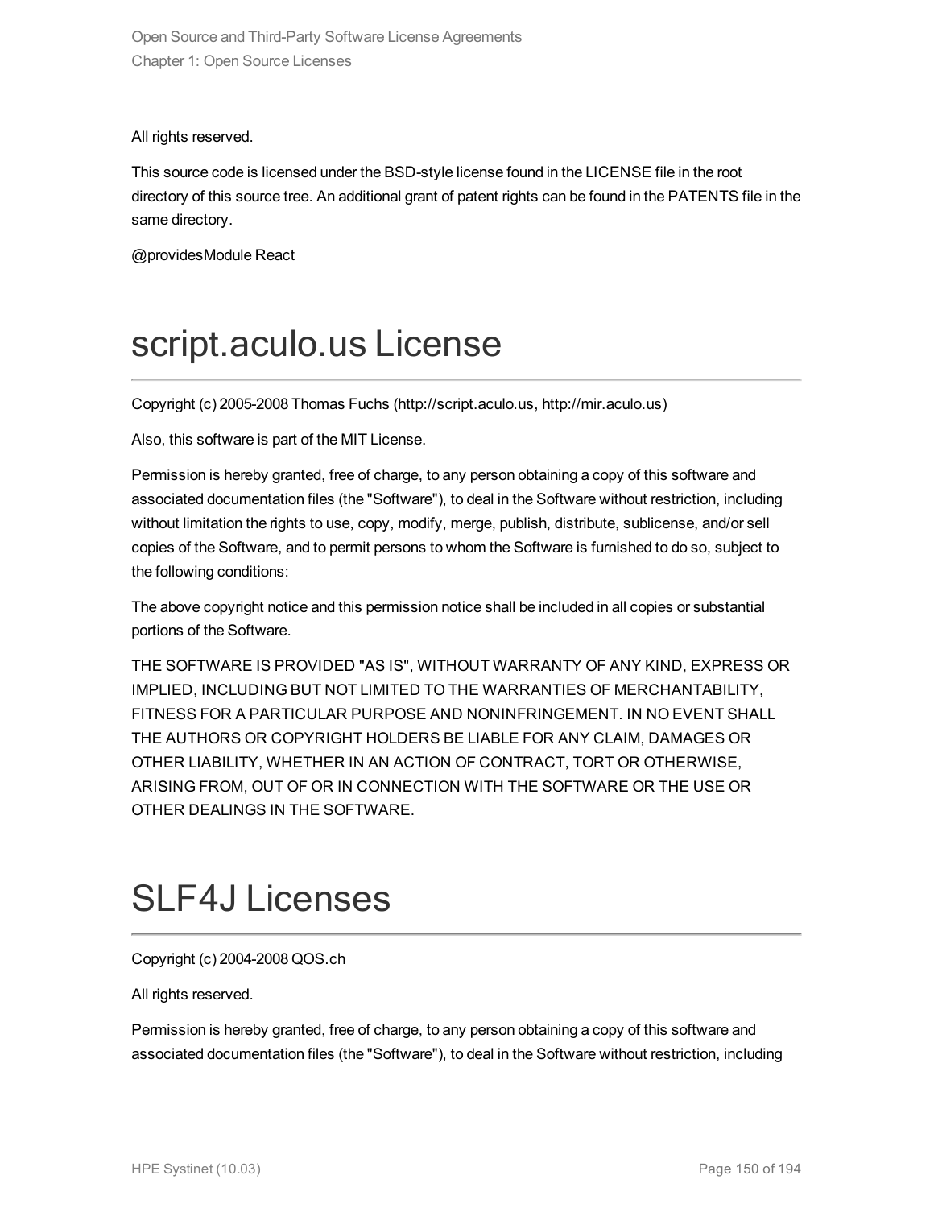All rights reserved.

This source code is licensed under the BSD-style license found in the LICENSE file in the root directory of this source tree. An additional grant of patent rights can be found in the PATENTS file in the same directory.

@providesModule React

# script.aculo.us License

Copyright (c) 2005-2008 Thomas Fuchs (http://script.aculo.us, http://mir.aculo.us)

Also, this software is part of the MIT License.

Permission is hereby granted, free of charge, to any person obtaining a copy of this software and associated documentation files (the "Software"), to deal in the Software without restriction, including without limitation the rights to use, copy, modify, merge, publish, distribute, sublicense, and/or sell copies of the Software, and to permit persons to whom the Software is furnished to do so, subject to the following conditions:

The above copyright notice and this permission notice shall be included in all copies or substantial portions of the Software.

THE SOFTWARE IS PROVIDED "AS IS", WITHOUT WARRANTY OF ANY KIND, EXPRESS OR IMPLIED, INCLUDING BUT NOT LIMITED TO THE WARRANTIES OF MERCHANTABILITY, FITNESS FOR A PARTICULAR PURPOSE AND NONINFRINGEMENT. IN NO EVENT SHALL THE AUTHORS OR COPYRIGHT HOLDERS BE LIABLE FOR ANY CLAIM, DAMAGES OR OTHER LIABILITY, WHETHER IN AN ACTION OF CONTRACT, TORT OR OTHERWISE, ARISING FROM, OUT OF OR IN CONNECTION WITH THE SOFTWARE OR THE USE OR OTHER DEALINGS IN THE SOFTWARE.

# SLF4J Licenses

Copyright (c) 2004-2008 QOS.ch

All rights reserved.

Permission is hereby granted, free of charge, to any person obtaining a copy of this software and associated documentation files (the "Software"), to deal in the Software without restriction, including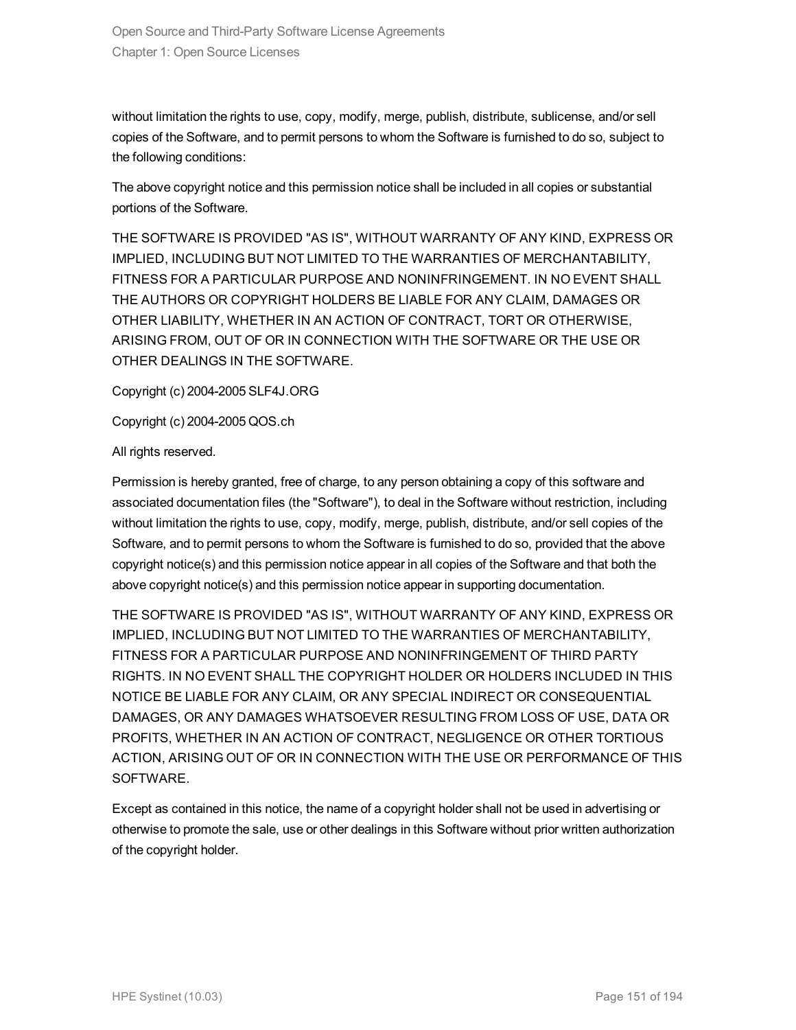without limitation the rights to use, copy, modify, merge, publish, distribute, sublicense, and/or sell copies of the Software, and to permit persons to whom the Software is furnished to do so, subject to the following conditions:

The above copyright notice and this permission notice shall be included in all copies or substantial portions of the Software.

THE SOFTWARE IS PROVIDED "AS IS", WITHOUT WARRANTY OF ANY KIND, EXPRESS OR IMPLIED, INCLUDING BUT NOT LIMITED TO THE WARRANTIES OF MERCHANTABILITY, FITNESS FOR A PARTICULAR PURPOSE AND NONINFRINGEMENT. IN NO EVENT SHALL THE AUTHORS OR COPYRIGHT HOLDERS BE LIABLE FOR ANY CLAIM, DAMAGES OR OTHER LIABILITY, WHETHER IN AN ACTION OF CONTRACT, TORT OR OTHERWISE, ARISING FROM, OUT OF OR IN CONNECTION WITH THE SOFTWARE OR THE USE OR OTHER DEALINGS IN THE SOFTWARE.

Copyright (c) 2004-2005 SLF4J.ORG

Copyright (c) 2004-2005 QOS.ch

All rights reserved.

Permission is hereby granted, free of charge, to any person obtaining a copy of this software and associated documentation files (the "Software"), to deal in the Software without restriction, including without limitation the rights to use, copy, modify, merge, publish, distribute, and/or sell copies of the Software, and to permit persons to whom the Software is furnished to do so, provided that the above copyright notice(s) and this permission notice appear in all copies of the Software and that both the above copyright notice(s) and this permission notice appear in supporting documentation.

THE SOFTWARE IS PROVIDED "AS IS", WITHOUT WARRANTY OF ANY KIND, EXPRESS OR IMPLIED, INCLUDING BUT NOT LIMITED TO THE WARRANTIES OF MERCHANTABILITY, FITNESS FOR A PARTICULAR PURPOSE AND NONINFRINGEMENT OF THIRD PARTY RIGHTS. IN NO EVENT SHALL THE COPYRIGHT HOLDER OR HOLDERS INCLUDED IN THIS NOTICE BE LIABLE FOR ANY CLAIM, OR ANY SPECIAL INDIRECT OR CONSEQUENTIAL DAMAGES, OR ANY DAMAGES WHATSOEVER RESULTING FROM LOSS OF USE, DATA OR PROFITS, WHETHER IN AN ACTION OF CONTRACT, NEGLIGENCE OR OTHER TORTIOUS ACTION, ARISING OUT OF OR IN CONNECTION WITH THE USE OR PERFORMANCE OF THIS SOFTWARE.

Except as contained in this notice, the name of a copyright holder shall not be used in advertising or otherwise to promote the sale, use or other dealings in this Software without prior written authorization of the copyright holder.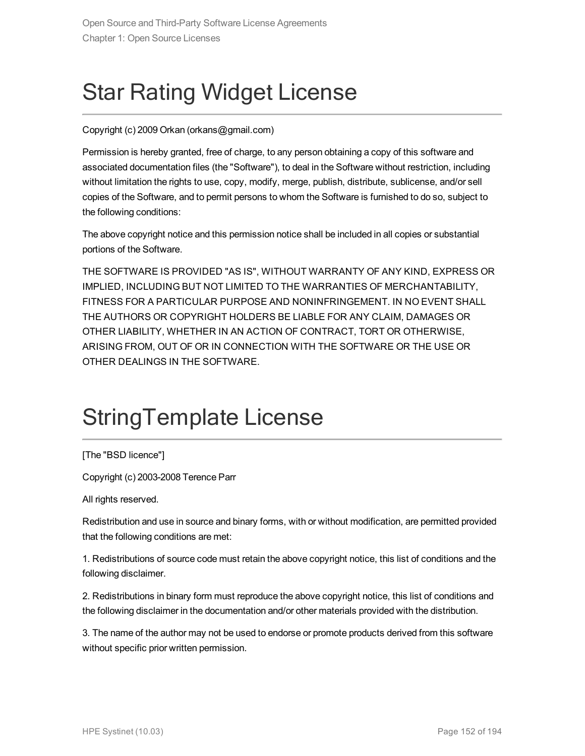# Star Rating Widget License

Copyright (c) 2009 Orkan (orkans@gmail.com)

Permission is hereby granted, free of charge, to any person obtaining a copy of this software and associated documentation files (the "Software"), to deal in the Software without restriction, including without limitation the rights to use, copy, modify, merge, publish, distribute, sublicense, and/or sell copies of the Software, and to permit persons to whom the Software is furnished to do so, subject to the following conditions:

The above copyright notice and this permission notice shall be included in all copies or substantial portions of the Software.

THE SOFTWARE IS PROVIDED "AS IS", WITHOUT WARRANTY OF ANY KIND, EXPRESS OR IMPLIED, INCLUDING BUT NOT LIMITED TO THE WARRANTIES OF MERCHANTABILITY, FITNESS FOR A PARTICULAR PURPOSE AND NONINFRINGEMENT. IN NO EVENT SHALL THE AUTHORS OR COPYRIGHT HOLDERS BE LIABLE FOR ANY CLAIM, DAMAGES OR OTHER LIABILITY, WHETHER IN AN ACTION OF CONTRACT, TORT OR OTHERWISE, ARISING FROM, OUT OF OR IN CONNECTION WITH THE SOFTWARE OR THE USE OR OTHER DEALINGS IN THE SOFTWARE.

# StringTemplate License

[The "BSD licence"]

Copyright (c) 2003-2008 Terence Parr

All rights reserved.

Redistribution and use in source and binary forms, with or without modification, are permitted provided that the following conditions are met:

1. Redistributions of source code must retain the above copyright notice, this list of conditions and the following disclaimer.

2. Redistributions in binary form must reproduce the above copyright notice, this list of conditions and the following disclaimer in the documentation and/or other materials provided with the distribution.

3. The name of the author may not be used to endorse or promote products derived from this software without specific prior written permission.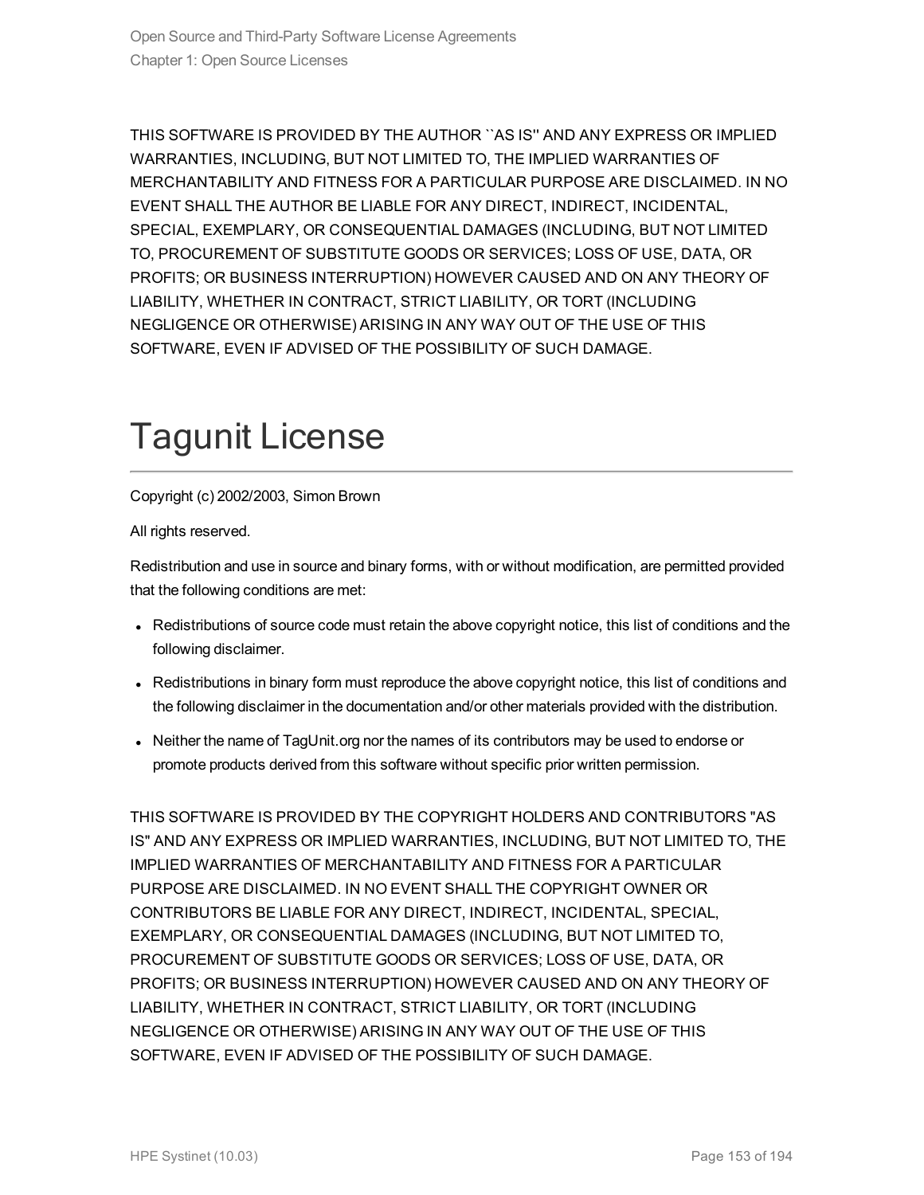THIS SOFTWARE IS PROVIDED BY THE AUTHOR ``AS IS'' AND ANY EXPRESS OR IMPLIED WARRANTIES, INCLUDING, BUT NOT LIMITED TO, THE IMPLIED WARRANTIES OF MERCHANTABILITY AND FITNESS FOR A PARTICULAR PURPOSE ARE DISCLAIMED. IN NO EVENT SHALL THE AUTHOR BE LIABLE FOR ANY DIRECT, INDIRECT, INCIDENTAL, SPECIAL, EXEMPLARY, OR CONSEQUENTIAL DAMAGES (INCLUDING, BUT NOT LIMITED TO, PROCUREMENT OF SUBSTITUTE GOODS OR SERVICES; LOSS OF USE, DATA, OR PROFITS; OR BUSINESS INTERRUPTION) HOWEVER CAUSED AND ON ANY THEORY OF LIABILITY, WHETHER IN CONTRACT, STRICT LIABILITY, OR TORT (INCLUDING NEGLIGENCE OR OTHERWISE) ARISING IN ANY WAY OUT OF THE USE OF THIS SOFTWARE, EVEN IF ADVISED OF THE POSSIBILITY OF SUCH DAMAGE.

# Tagunit License

Copyright (c) 2002/2003, Simon Brown

All rights reserved.

Redistribution and use in source and binary forms, with or without modification, are permitted provided that the following conditions are met:

- Redistributions of source code must retain the above copyright notice, this list of conditions and the following disclaimer.
- Redistributions in binary form must reproduce the above copyright notice, this list of conditions and the following disclaimer in the documentation and/or other materials provided with the distribution.
- Neither the name of TagUnit.org nor the names of its contributors may be used to endorse or promote products derived from this software without specific prior written permission.

THIS SOFTWARE IS PROVIDED BY THE COPYRIGHT HOLDERS AND CONTRIBUTORS "AS IS" AND ANY EXPRESS OR IMPLIED WARRANTIES, INCLUDING, BUT NOT LIMITED TO, THE IMPLIED WARRANTIES OF MERCHANTABILITY AND FITNESS FOR A PARTICULAR PURPOSE ARE DISCLAIMED. IN NO EVENT SHALL THE COPYRIGHT OWNER OR CONTRIBUTORS BE LIABLE FOR ANY DIRECT, INDIRECT, INCIDENTAL, SPECIAL, EXEMPLARY, OR CONSEQUENTIAL DAMAGES (INCLUDING, BUT NOT LIMITED TO, PROCUREMENT OF SUBSTITUTE GOODS OR SERVICES; LOSS OF USE, DATA, OR PROFITS; OR BUSINESS INTERRUPTION) HOWEVER CAUSED AND ON ANY THEORY OF LIABILITY, WHETHER IN CONTRACT, STRICT LIABILITY, OR TORT (INCLUDING NEGLIGENCE OR OTHERWISE) ARISING IN ANY WAY OUT OF THE USE OF THIS SOFTWARE, EVEN IF ADVISED OF THE POSSIBILITY OF SUCH DAMAGE.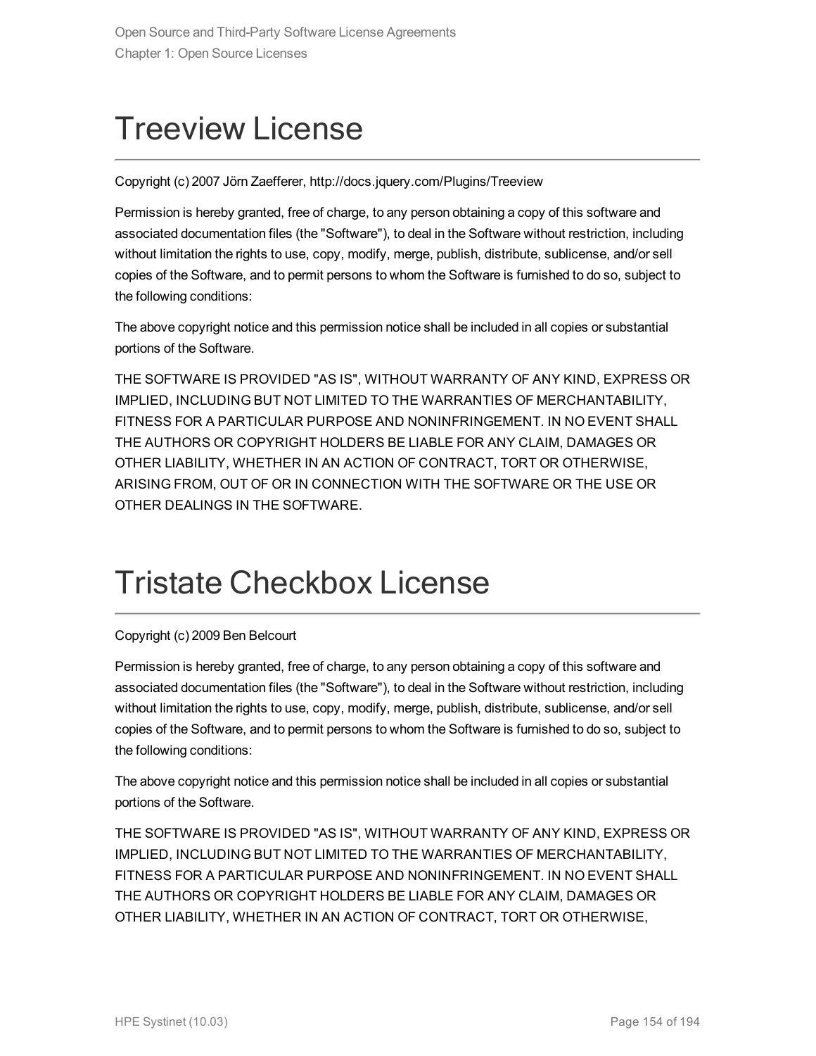# Treeview License

Copyright (c) 2007 Jörn Zaefferer, http://docs.jquery.com/Plugins/Treeview

Permission is hereby granted, free of charge, to any person obtaining a copy of this software and associated documentation files (the "Software"), to deal in the Software without restriction, including without limitation the rights to use, copy, modify, merge, publish, distribute, sublicense, and/or sell copies of the Software, and to permit persons to whom the Software is furnished to do so, subject to the following conditions:

The above copyright notice and this permission notice shall be included in all copies or substantial portions of the Software.

THE SOFTWARE IS PROVIDED "AS IS", WITHOUT WARRANTY OF ANY KIND, EXPRESS OR IMPLIED, INCLUDING BUT NOT LIMITED TO THE WARRANTIES OF MERCHANTABILITY, FITNESS FOR A PARTICULAR PURPOSE AND NONINFRINGEMENT. IN NO EVENT SHALL THE AUTHORS OR COPYRIGHT HOLDERS BE LIABLE FOR ANY CLAIM, DAMAGES OR OTHER LIABILITY, WHETHER IN AN ACTION OF CONTRACT, TORT OR OTHERWISE, ARISING FROM, OUT OF OR IN CONNECTION WITH THE SOFTWARE OR THE USE OR OTHER DEALINGS IN THE SOFTWARE.

# Tristate Checkbox License

Copyright (c) 2009 Ben Belcourt

Permission is hereby granted, free of charge, to any person obtaining a copy of this software and associated documentation files (the "Software"), to deal in the Software without restriction, including without limitation the rights to use, copy, modify, merge, publish, distribute, sublicense, and/or sell copies of the Software, and to permit persons to whom the Software is furnished to do so, subject to the following conditions:

The above copyright notice and this permission notice shall be included in all copies or substantial portions of the Software.

THE SOFTWARE IS PROVIDED "AS IS", WITHOUT WARRANTY OF ANY KIND, EXPRESS OR IMPLIED, INCLUDING BUT NOT LIMITED TO THE WARRANTIES OF MERCHANTABILITY, FITNESS FOR A PARTICULAR PURPOSE AND NONINFRINGEMENT. IN NO EVENT SHALL THE AUTHORS OR COPYRIGHT HOLDERS BE LIABLE FOR ANY CLAIM, DAMAGES OR OTHER LIABILITY, WHETHER IN AN ACTION OF CONTRACT, TORT OR OTHERWISE,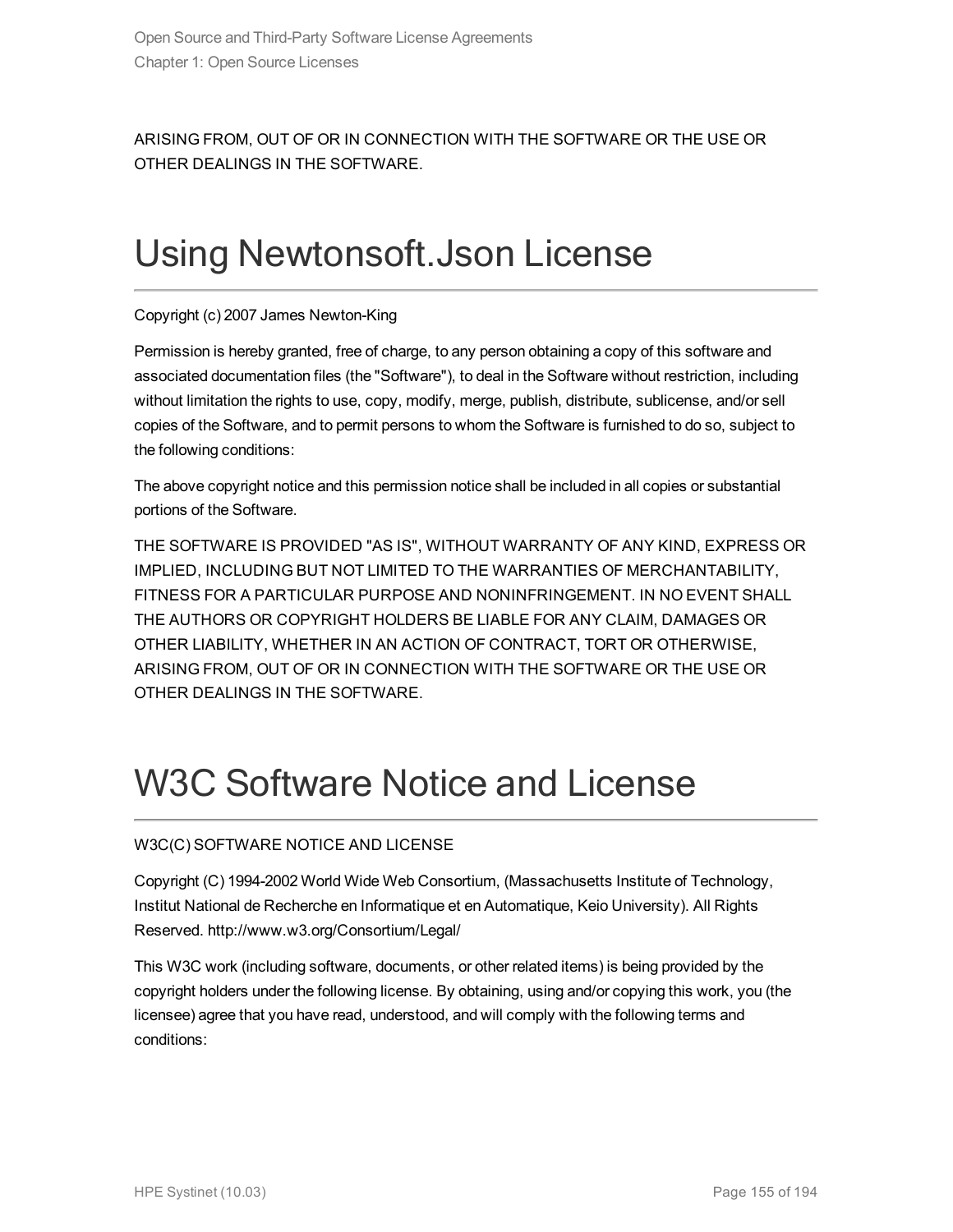ARISING FROM, OUT OF OR IN CONNECTION WITH THE SOFTWARE OR THE USE OR OTHER DEALINGS IN THE SOFTWARE.

# Using Newtonsoft.Json License

Copyright (c) 2007 James Newton-King

Permission is hereby granted, free of charge, to any person obtaining a copy of this software and associated documentation files (the "Software"), to deal in the Software without restriction, including without limitation the rights to use, copy, modify, merge, publish, distribute, sublicense, and/or sell copies of the Software, and to permit persons to whom the Software is furnished to do so, subject to the following conditions:

The above copyright notice and this permission notice shall be included in all copies or substantial portions of the Software.

THE SOFTWARE IS PROVIDED "AS IS", WITHOUT WARRANTY OF ANY KIND, EXPRESS OR IMPLIED, INCLUDING BUT NOT LIMITED TO THE WARRANTIES OF MERCHANTABILITY, FITNESS FOR A PARTICULAR PURPOSE AND NONINFRINGEMENT. IN NO EVENT SHALL THE AUTHORS OR COPYRIGHT HOLDERS BE LIABLE FOR ANY CLAIM, DAMAGES OR OTHER LIABILITY, WHETHER IN AN ACTION OF CONTRACT, TORT OR OTHERWISE, ARISING FROM, OUT OF OR IN CONNECTION WITH THE SOFTWARE OR THE USE OR OTHER DEALINGS IN THE SOFTWARE.

# W3C Software Notice and License

W3C(C) SOFTWARE NOTICE AND LICENSE

Copyright (C) 1994-2002 World Wide Web Consortium, (Massachusetts Institute of Technology, Institut National de Recherche en Informatique et en Automatique, Keio University). All Rights Reserved. http://www.w3.org/Consortium/Legal/

This W3C work (including software, documents, or other related items) is being provided by the copyright holders under the following license. By obtaining, using and/or copying this work, you (the licensee) agree that you have read, understood, and will comply with the following terms and conditions: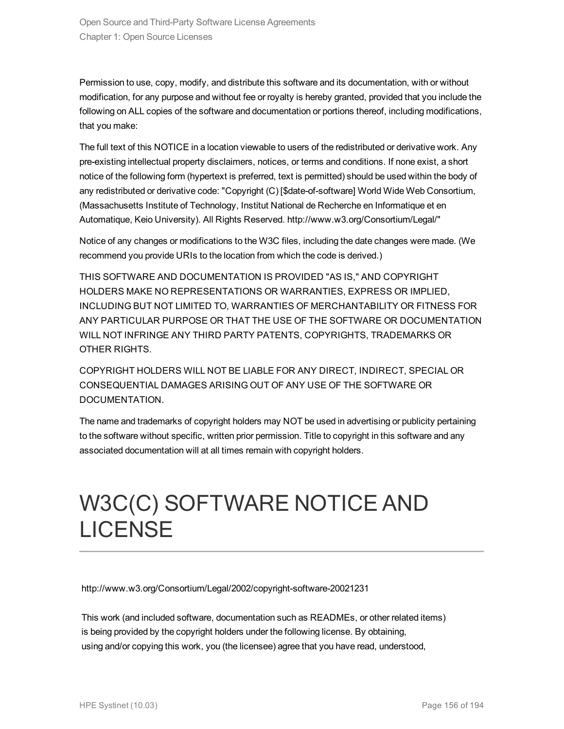Permission to use, copy, modify, and distribute this software and its documentation, with or without modification, for any purpose and without fee or royalty is hereby granted, provided that you include the following on ALL copies of the software and documentation or portions thereof, including modifications, that you make:

The full text of this NOTICE in a location viewable to users of the redistributed or derivative work. Any pre-existing intellectual property disclaimers, notices, or terms and conditions. If none exist, a short notice of the following form (hypertext is preferred, text is permitted) should be used within the body of any redistributed or derivative code: "Copyright (C) [$date-of-software] World Wide Web Consortium, (Massachusetts Institute of Technology, Institut National de Recherche en Informatique et en Automatique, Keio University). All Rights Reserved. http://www.w3.org/Consortium/Legal/"

Notice of any changes or modifications to the W3C files, including the date changes were made. (We recommend you provide URIs to the location from which the code is derived.)

THIS SOFTWARE AND DOCUMENTATION IS PROVIDED "AS IS," AND COPYRIGHT HOLDERS MAKE NO REPRESENTATIONS OR WARRANTIES, EXPRESS OR IMPLIED, INCLUDING BUT NOT LIMITED TO, WARRANTIES OF MERCHANTABILITY OR FITNESS FOR ANY PARTICULAR PURPOSE OR THAT THE USE OF THE SOFTWARE OR DOCUMENTATION WILL NOT INFRINGE ANY THIRD PARTY PATENTS, COPYRIGHTS, TRADEMARKS OR OTHER RIGHTS.

COPYRIGHT HOLDERS WILL NOT BE LIABLE FOR ANY DIRECT, INDIRECT, SPECIAL OR CONSEQUENTIAL DAMAGES ARISING OUT OF ANY USE OF THE SOFTWARE OR DOCUMENTATION.

The name and trademarks of copyright holders may NOT be used in advertising or publicity pertaining to the software without specific, written prior permission. Title to copyright in this software and any associated documentation will at all times remain with copyright holders.

# W3C(C) SOFTWARE NOTICE AND LICENSE

http://www.w3.org/Consortium/Legal/2002/copyright-software-20021231

This work (and included software, documentation such as READMEs, or other related items) is being provided by the copyright holders under the following license. By obtaining, using and/or copying this work, you (the licensee) agree that you have read, understood,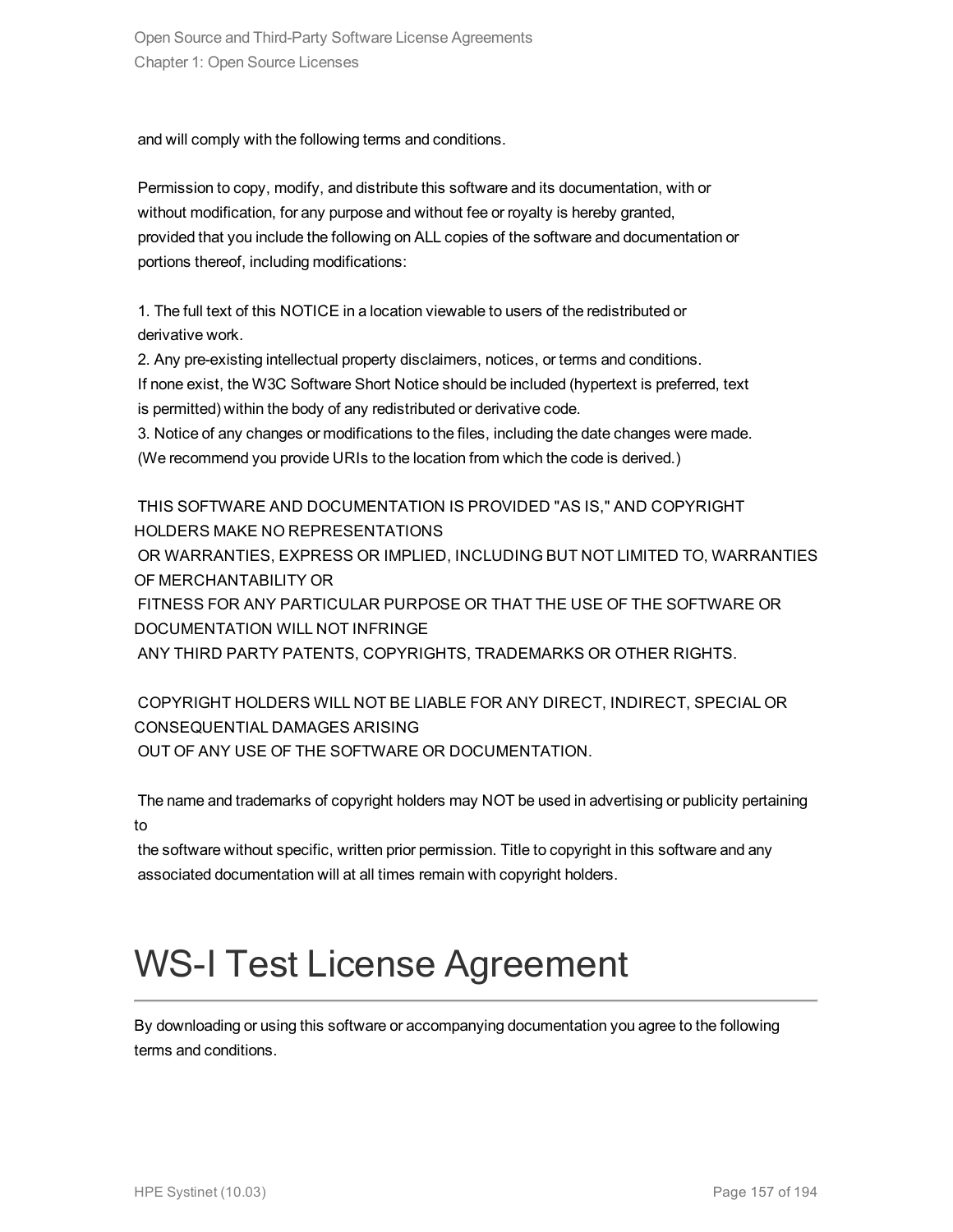and will comply with the following terms and conditions.

Permission to copy, modify, and distribute this software and its documentation, with or without modification, for any purpose and without fee or royalty is hereby granted, provided that you include the following on ALL copies of the software and documentation or portions thereof, including modifications:

1. The full text of this NOTICE in a location viewable to users of the redistributed or derivative work.
2. Any pre-existing intellectual property disclaimers, notices, or terms and conditions. If none exist, the W3C Software Short Notice should be included (hypertext is preferred, text is permitted) within the body of any redistributed or derivative code.
3. Notice of any changes or modifications to the files, including the date changes were made. (We recommend you provide URIs to the location from which the code is derived.)

THIS SOFTWARE AND DOCUMENTATION IS PROVIDED "AS IS," AND COPYRIGHT HOLDERS MAKE NO REPRESENTATIONS
OR WARRANTIES, EXPRESS OR IMPLIED, INCLUDING BUT NOT LIMITED TO, WARRANTIES OF MERCHANTABILITY OR
FITNESS FOR ANY PARTICULAR PURPOSE OR THAT THE USE OF THE SOFTWARE OR DOCUMENTATION WILL NOT INFRINGE
ANY THIRD PARTY PATENTS, COPYRIGHTS, TRADEMARKS OR OTHER RIGHTS.

COPYRIGHT HOLDERS WILL NOT BE LIABLE FOR ANY DIRECT, INDIRECT, SPECIAL OR CONSEQUENTIAL DAMAGES ARISING
OUT OF ANY USE OF THE SOFTWARE OR DOCUMENTATION.

The name and trademarks of copyright holders may NOT be used in advertising or publicity pertaining to
the software without specific, written prior permission. Title to copyright in this software and any associated documentation will at all times remain with copyright holders.

# WS-I Test License Agreement

By downloading or using this software or accompanying documentation you agree to the following terms and conditions.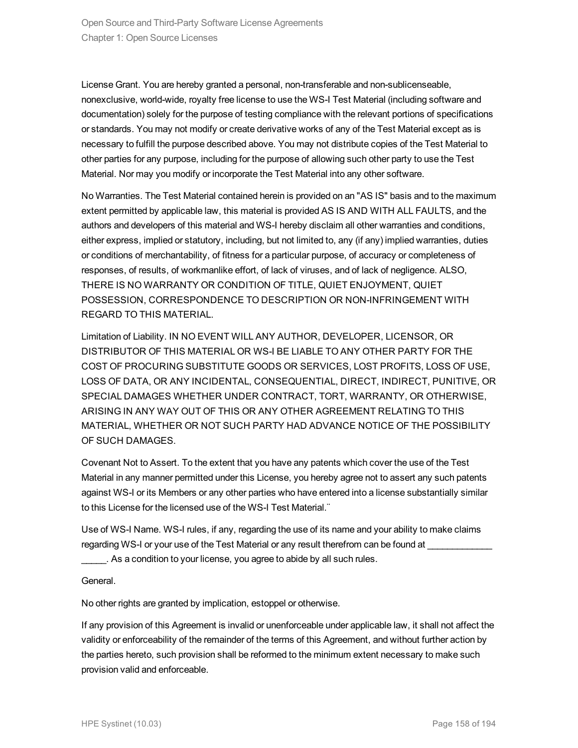License Grant. You are hereby granted a personal, non-transferable and non-sublicenseable, nonexclusive, world-wide, royalty free license to use the WS-I Test Material (including software and documentation) solely for the purpose of testing compliance with the relevant portions of specifications or standards. You may not modify or create derivative works of any of the Test Material except as is necessary to fulfill the purpose described above. You may not distribute copies of the Test Material to other parties for any purpose, including for the purpose of allowing such other party to use the Test Material. Nor may you modify or incorporate the Test Material into any other software.

No Warranties. The Test Material contained herein is provided on an "AS IS" basis and to the maximum extent permitted by applicable law, this material is provided AS IS AND WITH ALL FAULTS, and the authors and developers of this material and WS-I hereby disclaim all other warranties and conditions, either express, implied or statutory, including, but not limited to, any (if any) implied warranties, duties or conditions of merchantability, of fitness for a particular purpose, of accuracy or completeness of responses, of results, of workmanlike effort, of lack of viruses, and of lack of negligence. ALSO, THERE IS NO WARRANTY OR CONDITION OF TITLE, QUIET ENJOYMENT, QUIET POSSESSION, CORRESPONDENCE TO DESCRIPTION OR NON-INFRINGEMENT WITH REGARD TO THIS MATERIAL.

Limitation of Liability. IN NO EVENT WILL ANY AUTHOR, DEVELOPER, LICENSOR, OR DISTRIBUTOR OF THIS MATERIAL OR WS-I BE LIABLE TO ANY OTHER PARTY FOR THE COST OF PROCURING SUBSTITUTE GOODS OR SERVICES, LOST PROFITS, LOSS OF USE, LOSS OF DATA, OR ANY INCIDENTAL, CONSEQUENTIAL, DIRECT, INDIRECT, PUNITIVE, OR SPECIAL DAMAGES WHETHER UNDER CONTRACT, TORT, WARRANTY, OR OTHERWISE, ARISING IN ANY WAY OUT OF THIS OR ANY OTHER AGREEMENT RELATING TO THIS MATERIAL, WHETHER OR NOT SUCH PARTY HAD ADVANCE NOTICE OF THE POSSIBILITY OF SUCH DAMAGES.

Covenant Not to Assert. To the extent that you have any patents which cover the use of the Test Material in any manner permitted under this License, you hereby agree not to assert any such patents against WS-I or its Members or any other parties who have entered into a license substantially similar to this License for the licensed use of the WS-I Test Material.¨

Use of WS-I Name. WS-I rules, if any, regarding the use of its name and your ability to make claims regarding WS-I or your use of the Test Material or any result therefrom can be found at ____________ _____. As a condition to your license, you agree to abide by all such rules.

General.

No other rights are granted by implication, estoppel or otherwise.

If any provision of this Agreement is invalid or unenforceable under applicable law, it shall not affect the validity or enforceability of the remainder of the terms of this Agreement, and without further action by the parties hereto, such provision shall be reformed to the minimum extent necessary to make such provision valid and enforceable.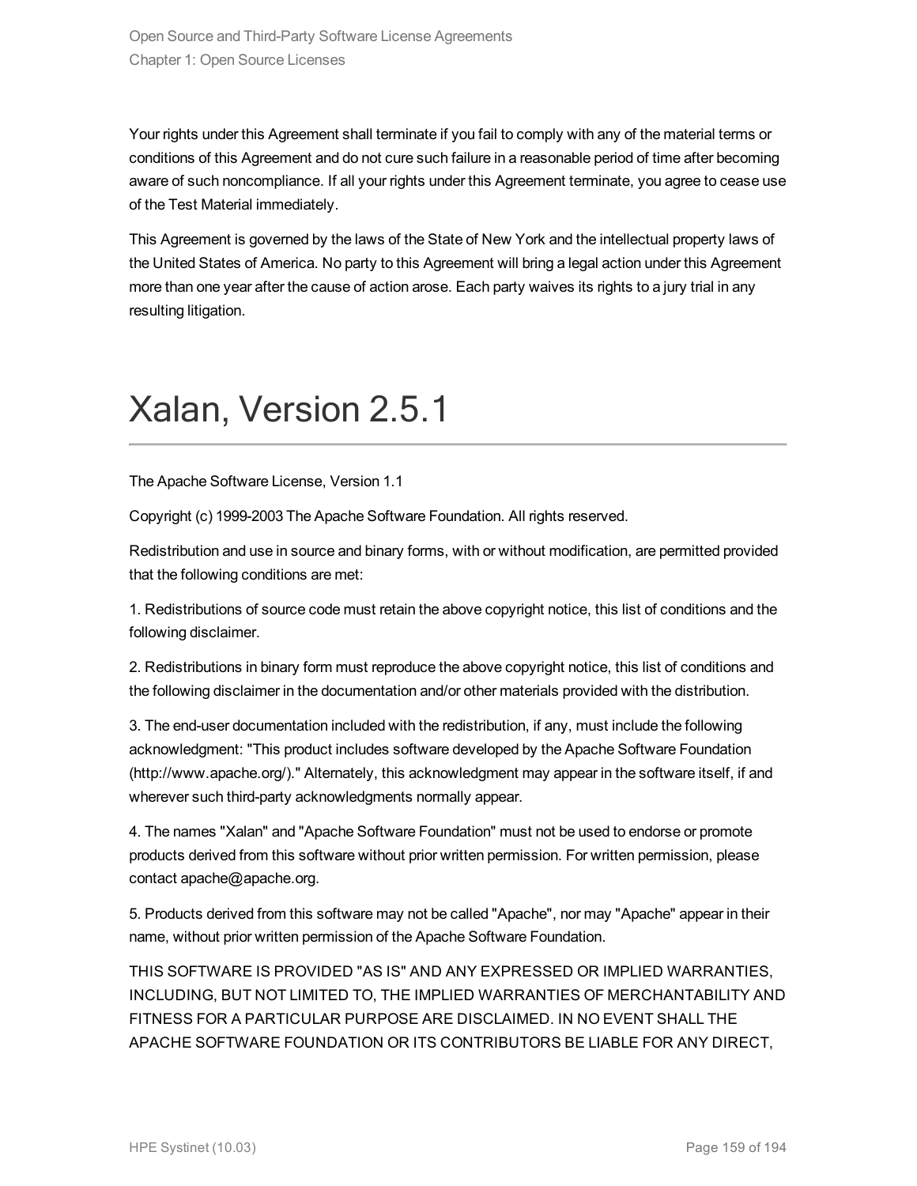Your rights under this Agreement shall terminate if you fail to comply with any of the material terms or conditions of this Agreement and do not cure such failure in a reasonable period of time after becoming aware of such noncompliance. If all your rights under this Agreement terminate, you agree to cease use of the Test Material immediately.

This Agreement is governed by the laws of the State of New York and the intellectual property laws of the United States of America. No party to this Agreement will bring a legal action under this Agreement more than one year after the cause of action arose. Each party waives its rights to a jury trial in any resulting litigation.

# Xalan, Version 2.5.1

The Apache Software License, Version 1.1

Copyright (c) 1999-2003 The Apache Software Foundation. All rights reserved.

Redistribution and use in source and binary forms, with or without modification, are permitted provided that the following conditions are met:

1. Redistributions of source code must retain the above copyright notice, this list of conditions and the following disclaimer.

2. Redistributions in binary form must reproduce the above copyright notice, this list of conditions and the following disclaimer in the documentation and/or other materials provided with the distribution.

3. The end-user documentation included with the redistribution, if any, must include the following acknowledgment: "This product includes software developed by the Apache Software Foundation (http://www.apache.org/)." Alternately, this acknowledgment may appear in the software itself, if and wherever such third-party acknowledgments normally appear.

4. The names "Xalan" and "Apache Software Foundation" must not be used to endorse or promote products derived from this software without prior written permission. For written permission, please contact apache@apache.org.

5. Products derived from this software may not be called "Apache", nor may "Apache" appear in their name, without prior written permission of the Apache Software Foundation.

THIS SOFTWARE IS PROVIDED "AS IS" AND ANY EXPRESSED OR IMPLIED WARRANTIES, INCLUDING, BUT NOT LIMITED TO, THE IMPLIED WARRANTIES OF MERCHANTABILITY AND FITNESS FOR A PARTICULAR PURPOSE ARE DISCLAIMED. IN NO EVENT SHALL THE APACHE SOFTWARE FOUNDATION OR ITS CONTRIBUTORS BE LIABLE FOR ANY DIRECT,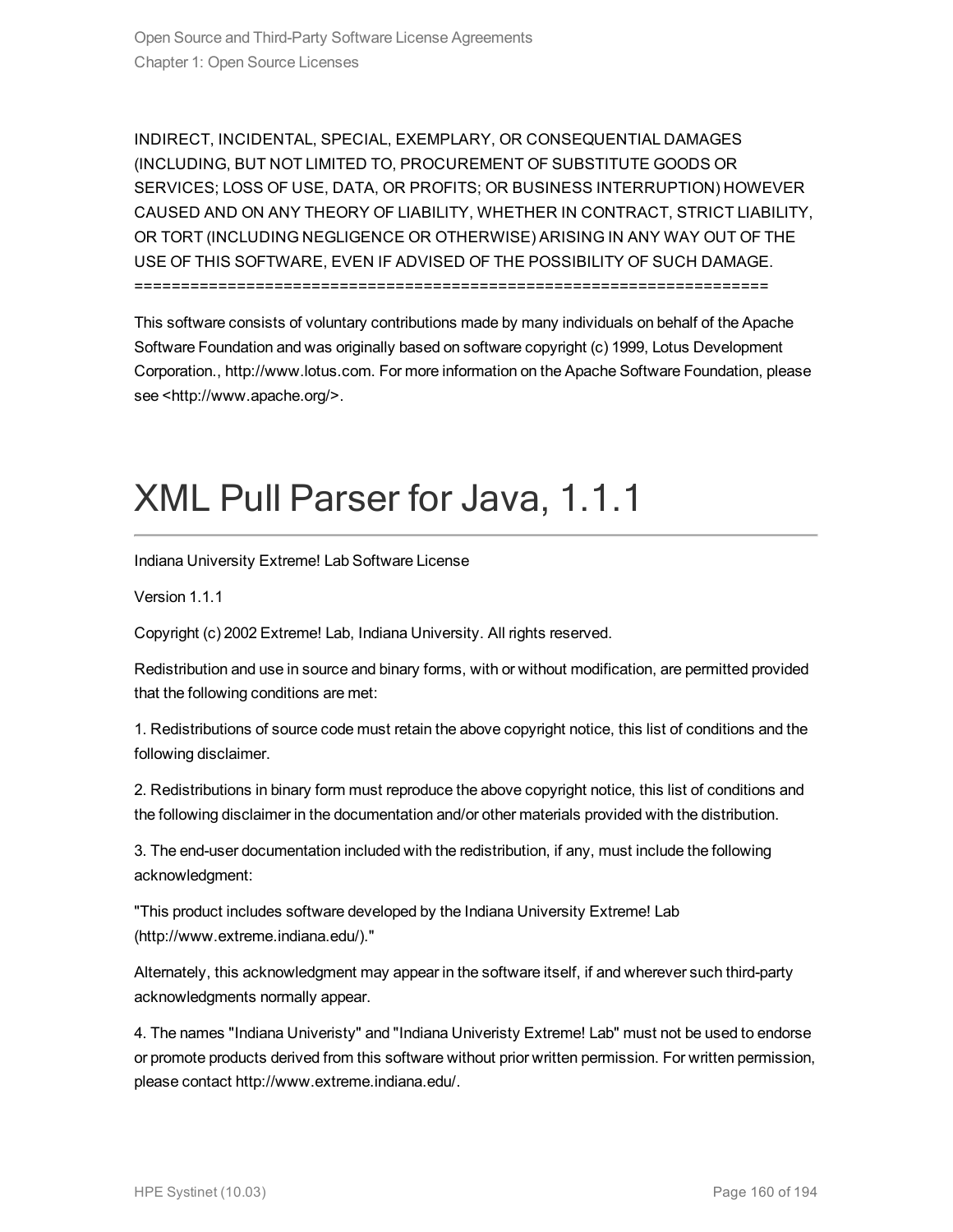INDIRECT, INCIDENTAL, SPECIAL, EXEMPLARY, OR CONSEQUENTIAL DAMAGES (INCLUDING, BUT NOT LIMITED TO, PROCUREMENT OF SUBSTITUTE GOODS OR SERVICES; LOSS OF USE, DATA, OR PROFITS; OR BUSINESS INTERRUPTION) HOWEVER CAUSED AND ON ANY THEORY OF LIABILITY, WHETHER IN CONTRACT, STRICT LIABILITY, OR TORT (INCLUDING NEGLIGENCE OR OTHERWISE) ARISING IN ANY WAY OUT OF THE USE OF THIS SOFTWARE, EVEN IF ADVISED OF THE POSSIBILITY OF SUCH DAMAGE.
====================================================================

This software consists of voluntary contributions made by many individuals on behalf of the Apache Software Foundation and was originally based on software copyright (c) 1999, Lotus Development Corporation., http://www.lotus.com. For more information on the Apache Software Foundation, please see <http://www.apache.org/>.

# XML Pull Parser for Java, 1.1.1

Indiana University Extreme! Lab Software License

Version 1.1.1

Copyright (c) 2002 Extreme! Lab, Indiana University. All rights reserved.

Redistribution and use in source and binary forms, with or without modification, are permitted provided that the following conditions are met:

1. Redistributions of source code must retain the above copyright notice, this list of conditions and the following disclaimer.

2. Redistributions in binary form must reproduce the above copyright notice, this list of conditions and the following disclaimer in the documentation and/or other materials provided with the distribution.

3. The end-user documentation included with the redistribution, if any, must include the following acknowledgment:

"This product includes software developed by the Indiana University Extreme! Lab (http://www.extreme.indiana.edu/)."

Alternately, this acknowledgment may appear in the software itself, if and wherever such third-party acknowledgments normally appear.

4. The names "Indiana Univeristy" and "Indiana Univeristy Extreme! Lab" must not be used to endorse or promote products derived from this software without prior written permission. For written permission, please contact http://www.extreme.indiana.edu/.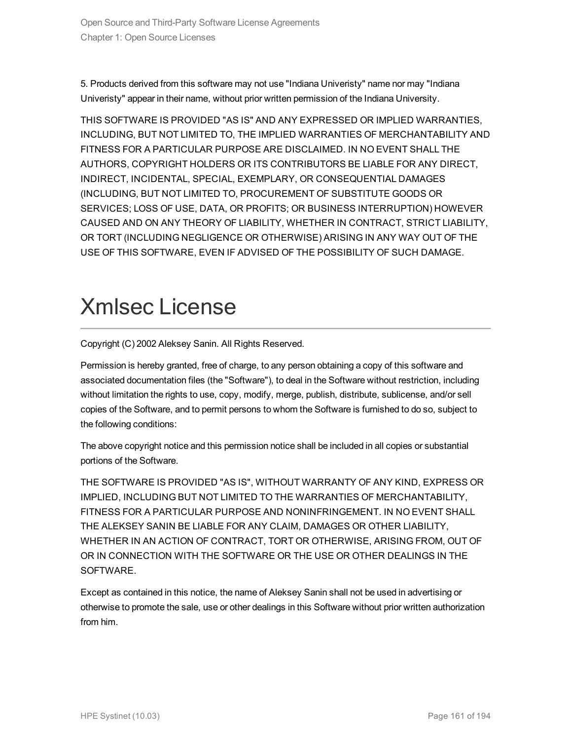5. Products derived from this software may not use "Indiana Univeristy" name nor may "Indiana Univeristy" appear in their name, without prior written permission of the Indiana University.

THIS SOFTWARE IS PROVIDED "AS IS" AND ANY EXPRESSED OR IMPLIED WARRANTIES, INCLUDING, BUT NOT LIMITED TO, THE IMPLIED WARRANTIES OF MERCHANTABILITY AND FITNESS FOR A PARTICULAR PURPOSE ARE DISCLAIMED. IN NO EVENT SHALL THE AUTHORS, COPYRIGHT HOLDERS OR ITS CONTRIBUTORS BE LIABLE FOR ANY DIRECT, INDIRECT, INCIDENTAL, SPECIAL, EXEMPLARY, OR CONSEQUENTIAL DAMAGES (INCLUDING, BUT NOT LIMITED TO, PROCUREMENT OF SUBSTITUTE GOODS OR SERVICES; LOSS OF USE, DATA, OR PROFITS; OR BUSINESS INTERRUPTION) HOWEVER CAUSED AND ON ANY THEORY OF LIABILITY, WHETHER IN CONTRACT, STRICT LIABILITY, OR TORT (INCLUDING NEGLIGENCE OR OTHERWISE) ARISING IN ANY WAY OUT OF THE USE OF THIS SOFTWARE, EVEN IF ADVISED OF THE POSSIBILITY OF SUCH DAMAGE.

# Xmlsec License

Copyright (C) 2002 Aleksey Sanin. All Rights Reserved.

Permission is hereby granted, free of charge, to any person obtaining a copy of this software and associated documentation files (the "Software"), to deal in the Software without restriction, including without limitation the rights to use, copy, modify, merge, publish, distribute, sublicense, and/or sell copies of the Software, and to permit persons to whom the Software is furnished to do so, subject to the following conditions:

The above copyright notice and this permission notice shall be included in all copies or substantial portions of the Software.

THE SOFTWARE IS PROVIDED "AS IS", WITHOUT WARRANTY OF ANY KIND, EXPRESS OR IMPLIED, INCLUDING BUT NOT LIMITED TO THE WARRANTIES OF MERCHANTABILITY, FITNESS FOR A PARTICULAR PURPOSE AND NONINFRINGEMENT. IN NO EVENT SHALL THE ALEKSEY SANIN BE LIABLE FOR ANY CLAIM, DAMAGES OR OTHER LIABILITY, WHETHER IN AN ACTION OF CONTRACT, TORT OR OTHERWISE, ARISING FROM, OUT OF OR IN CONNECTION WITH THE SOFTWARE OR THE USE OR OTHER DEALINGS IN THE SOFTWARE.

Except as contained in this notice, the name of Aleksey Sanin shall not be used in advertising or otherwise to promote the sale, use or other dealings in this Software without prior written authorization from him.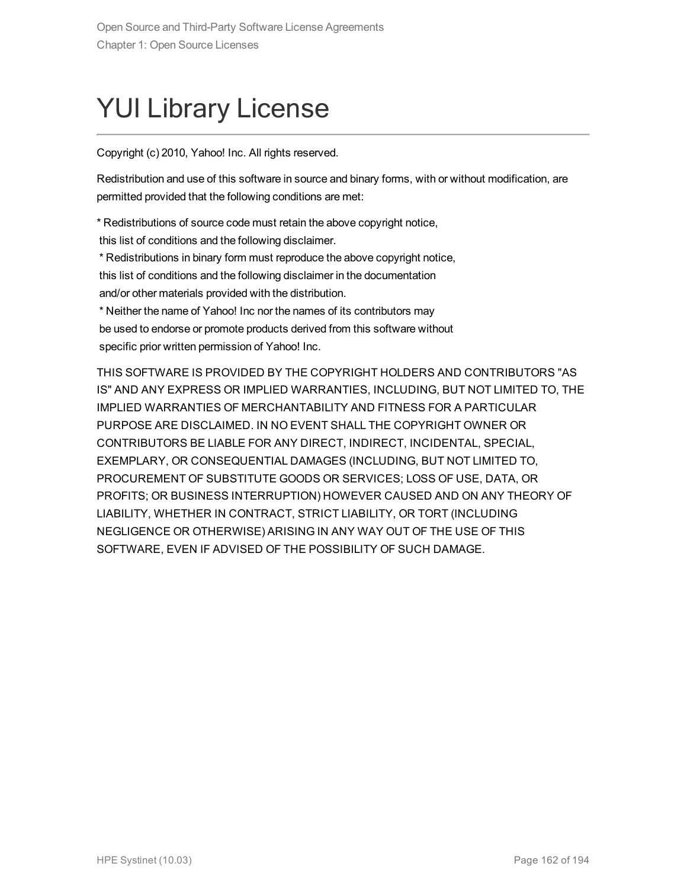# YUI Library License

Copyright (c) 2010, Yahoo! Inc. All rights reserved.

Redistribution and use of this software in source and binary forms, with or without modification, are permitted provided that the following conditions are met:

* Redistributions of source code must retain the above copyright notice, this list of conditions and the following disclaimer.
* Redistributions in binary form must reproduce the above copyright notice, this list of conditions and the following disclaimer in the documentation and/or other materials provided with the distribution.
* Neither the name of Yahoo! Inc nor the names of its contributors may be used to endorse or promote products derived from this software without specific prior written permission of Yahoo! Inc.

THIS SOFTWARE IS PROVIDED BY THE COPYRIGHT HOLDERS AND CONTRIBUTORS "AS IS" AND ANY EXPRESS OR IMPLIED WARRANTIES, INCLUDING, BUT NOT LIMITED TO, THE IMPLIED WARRANTIES OF MERCHANTABILITY AND FITNESS FOR A PARTICULAR PURPOSE ARE DISCLAIMED. IN NO EVENT SHALL THE COPYRIGHT OWNER OR CONTRIBUTORS BE LIABLE FOR ANY DIRECT, INDIRECT, INCIDENTAL, SPECIAL, EXEMPLARY, OR CONSEQUENTIAL DAMAGES (INCLUDING, BUT NOT LIMITED TO, PROCUREMENT OF SUBSTITUTE GOODS OR SERVICES; LOSS OF USE, DATA, OR PROFITS; OR BUSINESS INTERRUPTION) HOWEVER CAUSED AND ON ANY THEORY OF LIABILITY, WHETHER IN CONTRACT, STRICT LIABILITY, OR TORT (INCLUDING NEGLIGENCE OR OTHERWISE) ARISING IN ANY WAY OUT OF THE USE OF THIS SOFTWARE, EVEN IF ADVISED OF THE POSSIBILITY OF SUCH DAMAGE.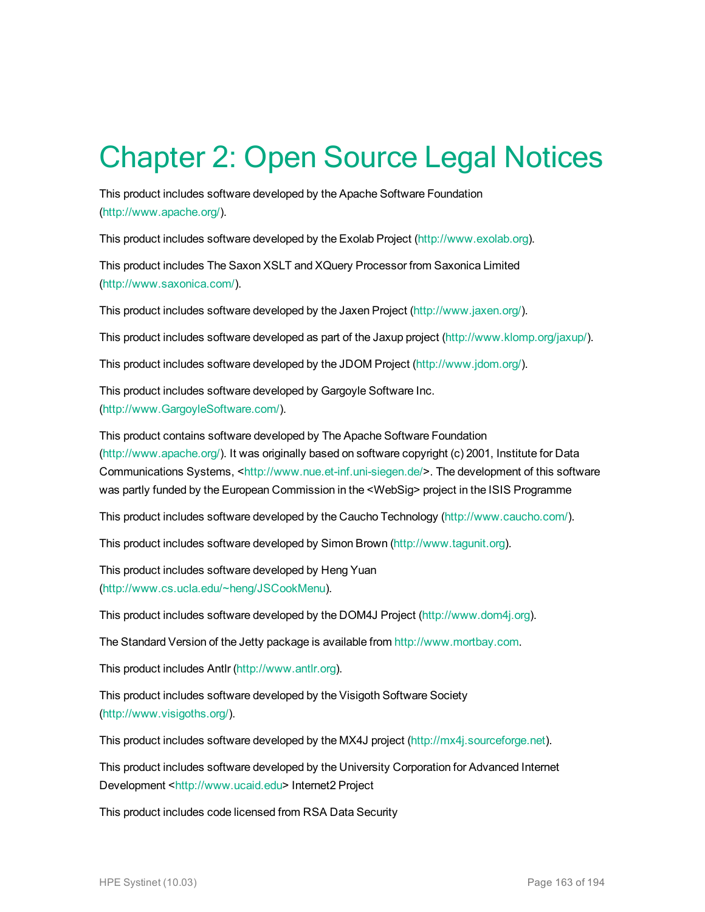# Chapter 2: Open Source Legal Notices

This product includes software developed by the Apache Software Foundation (http://www.apache.org/).

This product includes software developed by the Exolab Project (http://www.exolab.org).

This product includes The Saxon XSLT and XQuery Processor from Saxonica Limited (http://www.saxonica.com/).

This product includes software developed by the Jaxen Project (http://www.jaxen.org/).

This product includes software developed as part of the Jaxup project (http://www.klomp.org/jaxup/).

This product includes software developed by the JDOM Project (http://www.jdom.org/).

This product includes software developed by Gargoyle Software Inc. (http://www.GargoyleSoftware.com/).

This product contains software developed by The Apache Software Foundation (http://www.apache.org/). It was originally based on software copyright (c) 2001, Institute for Data Communications Systems, <http://www.nue.et-inf.uni-siegen.de/>. The development of this software was partly funded by the European Commission in the <WebSig> project in the ISIS Programme

This product includes software developed by the Caucho Technology (http://www.caucho.com/).

This product includes software developed by Simon Brown (http://www.tagunit.org).

This product includes software developed by Heng Yuan (http://www.cs.ucla.edu/~heng/JSCookMenu).

This product includes software developed by the DOM4J Project (http://www.dom4j.org).

The Standard Version of the Jetty package is available from http://www.mortbay.com.

This product includes Antlr (http://www.antlr.org).

This product includes software developed by the Visigoth Software Society (http://www.visigoths.org/).

This product includes software developed by the MX4J project (http://mx4j.sourceforge.net).

This product includes software developed by the University Corporation for Advanced Internet Development <http://www.ucaid.edu> Internet2 Project

This product includes code licensed from RSA Data Security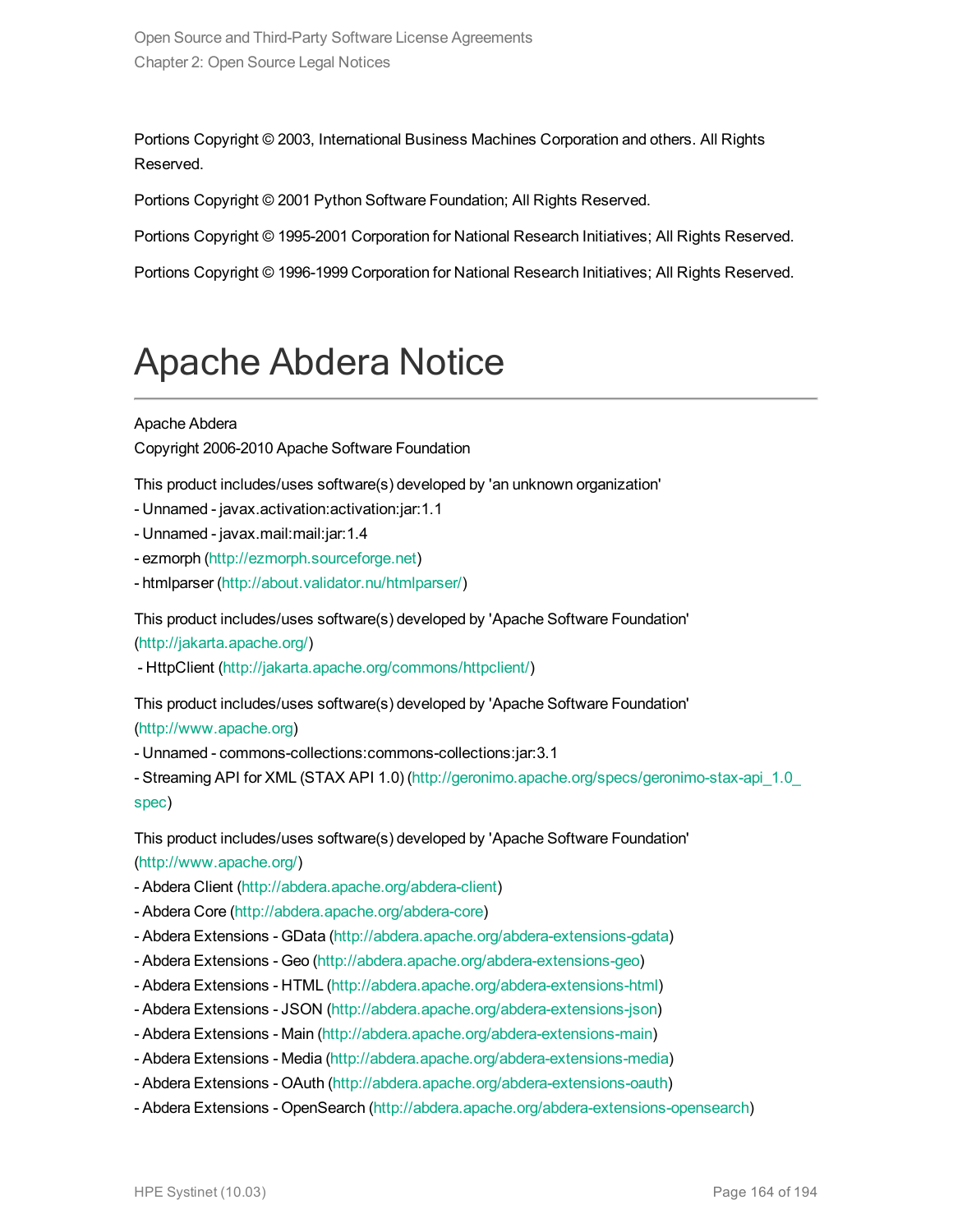Portions Copyright © 2003, International Business Machines Corporation and others. All Rights Reserved.

Portions Copyright © 2001 Python Software Foundation; All Rights Reserved.

Portions Copyright © 1995-2001 Corporation for National Research Initiatives; All Rights Reserved.

Portions Copyright © 1996-1999 Corporation for National Research Initiatives; All Rights Reserved.

# Apache Abdera Notice

Apache Abdera
Copyright 2006-2010 Apache Software Foundation

This product includes/uses software(s) developed by 'an unknown organization'
- Unnamed - javax.activation:activation:jar:1.1
- Unnamed - javax.mail:mail:jar:1.4
- ezmorph (http://ezmorph.sourceforge.net)
- htmlparser (http://about.validator.nu/htmlparser/)

This product includes/uses software(s) developed by 'Apache Software Foundation' (http://jakarta.apache.org/)
- HttpClient (http://jakarta.apache.org/commons/httpclient/)

This product includes/uses software(s) developed by 'Apache Software Foundation' (http://www.apache.org)
- Unnamed - commons-collections:commons-collections:jar:3.1
- Streaming API for XML (STAX API 1.0) (http://geronimo.apache.org/specs/geronimo-stax-api_1.0_spec)

This product includes/uses software(s) developed by 'Apache Software Foundation' (http://www.apache.org/)
- Abdera Client (http://abdera.apache.org/abdera-client)
- Abdera Core (http://abdera.apache.org/abdera-core)
- Abdera Extensions - GData (http://abdera.apache.org/abdera-extensions-gdata)
- Abdera Extensions - Geo (http://abdera.apache.org/abdera-extensions-geo)
- Abdera Extensions - HTML (http://abdera.apache.org/abdera-extensions-html)
- Abdera Extensions - JSON (http://abdera.apache.org/abdera-extensions-json)
- Abdera Extensions - Main (http://abdera.apache.org/abdera-extensions-main)
- Abdera Extensions - Media (http://abdera.apache.org/abdera-extensions-media)
- Abdera Extensions - OAuth (http://abdera.apache.org/abdera-extensions-oauth)
- Abdera Extensions - OpenSearch (http://abdera.apache.org/abdera-extensions-opensearch)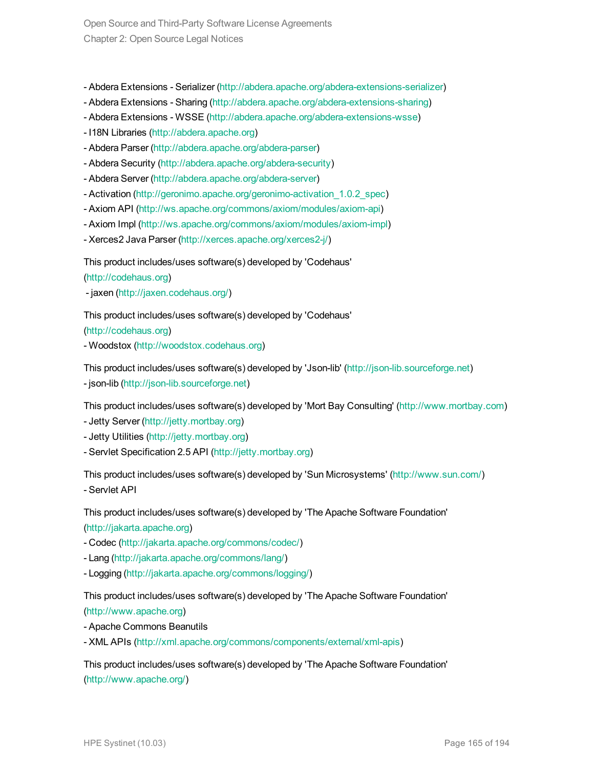- Abdera Extensions - Serializer (http://abdera.apache.org/abdera-extensions-serializer)
- Abdera Extensions - Sharing (http://abdera.apache.org/abdera-extensions-sharing)
- Abdera Extensions - WSSE (http://abdera.apache.org/abdera-extensions-wsse)
- I18N Libraries (http://abdera.apache.org)
- Abdera Parser (http://abdera.apache.org/abdera-parser)
- Abdera Security (http://abdera.apache.org/abdera-security)
- Abdera Server (http://abdera.apache.org/abdera-server)
- Activation (http://geronimo.apache.org/geronimo-activation_1.0.2_spec)
- Axiom API (http://ws.apache.org/commons/axiom/modules/axiom-api)
- Axiom Impl (http://ws.apache.org/commons/axiom/modules/axiom-impl)
- Xerces2 Java Parser (http://xerces.apache.org/xerces2-j/)

This product includes/uses software(s) developed by 'Codehaus'
(http://codehaus.org)
- jaxen (http://jaxen.codehaus.org/)

This product includes/uses software(s) developed by 'Codehaus'
(http://codehaus.org)
- Woodstox (http://woodstox.codehaus.org)

This product includes/uses software(s) developed by 'Json-lib' (http://json-lib.sourceforge.net)
- json-lib (http://json-lib.sourceforge.net)

This product includes/uses software(s) developed by 'Mort Bay Consulting' (http://www.mortbay.com)
- Jetty Server (http://jetty.mortbay.org)
- Jetty Utilities (http://jetty.mortbay.org)
- Servlet Specification 2.5 API (http://jetty.mortbay.org)

This product includes/uses software(s) developed by 'Sun Microsystems' (http://www.sun.com/)
- Servlet API

This product includes/uses software(s) developed by 'The Apache Software Foundation'
(http://jakarta.apache.org)
- Codec (http://jakarta.apache.org/commons/codec/)
- Lang (http://jakarta.apache.org/commons/lang/)
- Logging (http://jakarta.apache.org/commons/logging/)

This product includes/uses software(s) developed by 'The Apache Software Foundation'
(http://www.apache.org)
- Apache Commons Beanutils
- XML APIs (http://xml.apache.org/commons/components/external/xml-apis)

This product includes/uses software(s) developed by 'The Apache Software Foundation'
(http://www.apache.org/)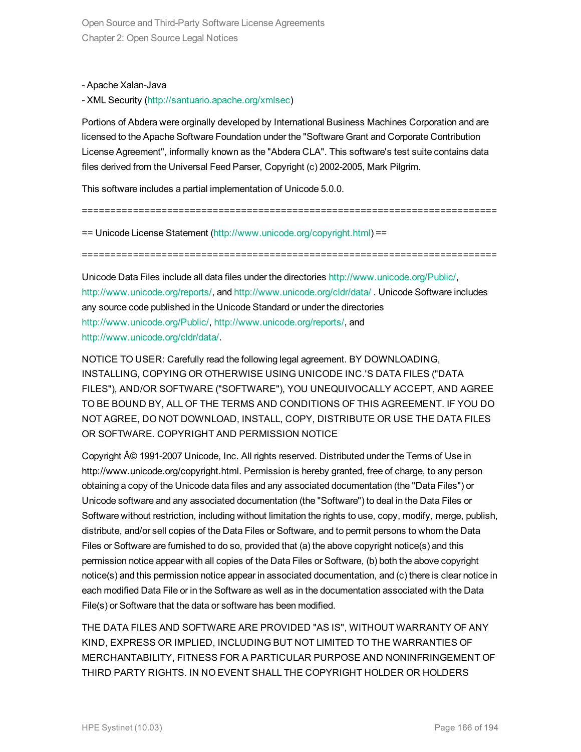- Apache Xalan-Java

- XML Security (http://santuario.apache.org/xmlsec)

Portions of Abdera were orginally developed by International Business Machines Corporation and are licensed to the Apache Software Foundation under the "Software Grant and Corporate Contribution License Agreement", informally known as the "Abdera CLA". This software's test suite contains data files derived from the Universal Feed Parser, Copyright (c) 2002-2005, Mark Pilgrim.

This software includes a partial implementation of Unicode 5.0.0.

=========================================================================

== Unicode License Statement (http://www.unicode.org/copyright.html) ==

=========================================================================

Unicode Data Files include all data files under the directories http://www.unicode.org/Public/, http://www.unicode.org/reports/, and http://www.unicode.org/cldr/data/ . Unicode Software includes any source code published in the Unicode Standard or under the directories http://www.unicode.org/Public/, http://www.unicode.org/reports/, and http://www.unicode.org/cldr/data/.

NOTICE TO USER: Carefully read the following legal agreement. BY DOWNLOADING, INSTALLING, COPYING OR OTHERWISE USING UNICODE INC.'S DATA FILES ("DATA FILES"), AND/OR SOFTWARE ("SOFTWARE"), YOU UNEQUIVOCALLY ACCEPT, AND AGREE TO BE BOUND BY, ALL OF THE TERMS AND CONDITIONS OF THIS AGREEMENT. IF YOU DO NOT AGREE, DO NOT DOWNLOAD, INSTALL, COPY, DISTRIBUTE OR USE THE DATA FILES OR SOFTWARE. COPYRIGHT AND PERMISSION NOTICE

Copyright Â© 1991-2007 Unicode, Inc. All rights reserved. Distributed under the Terms of Use in http://www.unicode.org/copyright.html. Permission is hereby granted, free of charge, to any person obtaining a copy of the Unicode data files and any associated documentation (the "Data Files") or Unicode software and any associated documentation (the "Software") to deal in the Data Files or Software without restriction, including without limitation the rights to use, copy, modify, merge, publish, distribute, and/or sell copies of the Data Files or Software, and to permit persons to whom the Data Files or Software are furnished to do so, provided that (a) the above copyright notice(s) and this permission notice appear with all copies of the Data Files or Software, (b) both the above copyright notice(s) and this permission notice appear in associated documentation, and (c) there is clear notice in each modified Data File or in the Software as well as in the documentation associated with the Data File(s) or Software that the data or software has been modified.

THE DATA FILES AND SOFTWARE ARE PROVIDED "AS IS", WITHOUT WARRANTY OF ANY KIND, EXPRESS OR IMPLIED, INCLUDING BUT NOT LIMITED TO THE WARRANTIES OF MERCHANTABILITY, FITNESS FOR A PARTICULAR PURPOSE AND NONINFRINGEMENT OF THIRD PARTY RIGHTS. IN NO EVENT SHALL THE COPYRIGHT HOLDER OR HOLDERS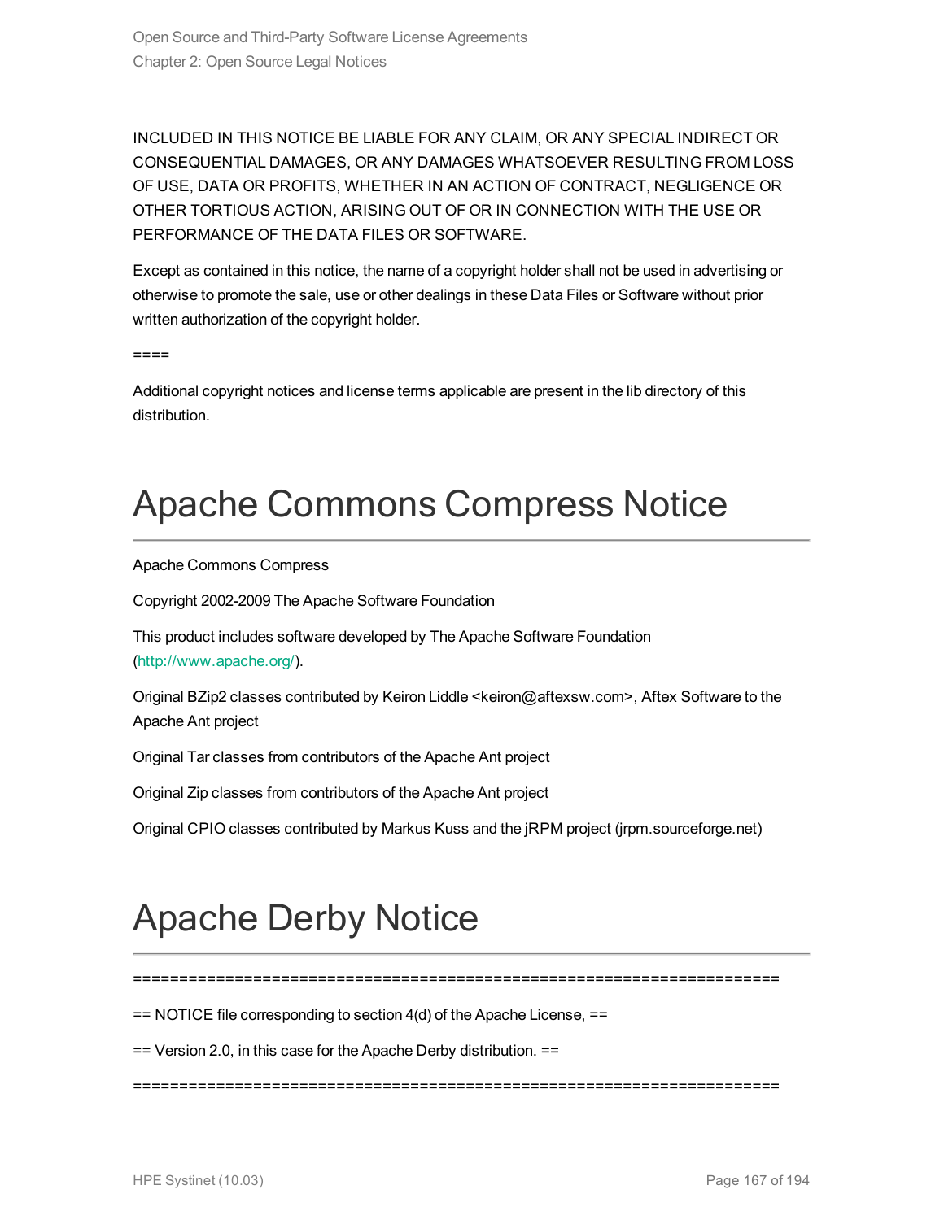INCLUDED IN THIS NOTICE BE LIABLE FOR ANY CLAIM, OR ANY SPECIAL INDIRECT OR CONSEQUENTIAL DAMAGES, OR ANY DAMAGES WHATSOEVER RESULTING FROM LOSS OF USE, DATA OR PROFITS, WHETHER IN AN ACTION OF CONTRACT, NEGLIGENCE OR OTHER TORTIOUS ACTION, ARISING OUT OF OR IN CONNECTION WITH THE USE OR PERFORMANCE OF THE DATA FILES OR SOFTWARE.

Except as contained in this notice, the name of a copyright holder shall not be used in advertising or otherwise to promote the sale, use or other dealings in these Data Files or Software without prior written authorization of the copyright holder.

====

Additional copyright notices and license terms applicable are present in the lib directory of this distribution.

# Apache Commons Compress Notice

Apache Commons Compress

Copyright 2002-2009 The Apache Software Foundation

This product includes software developed by The Apache Software Foundation (http://www.apache.org/).

Original BZip2 classes contributed by Keiron Liddle <keiron@aftexsw.com>, Aftex Software to the Apache Ant project

Original Tar classes from contributors of the Apache Ant project

Original Zip classes from contributors of the Apache Ant project

Original CPIO classes contributed by Markus Kuss and the jRPM project (jrpm.sourceforge.net)

# Apache Derby Notice

=========================================================================

== NOTICE file corresponding to section 4(d) of the Apache License, ==

== Version 2.0, in this case for the Apache Derby distribution. ==

=========================================================================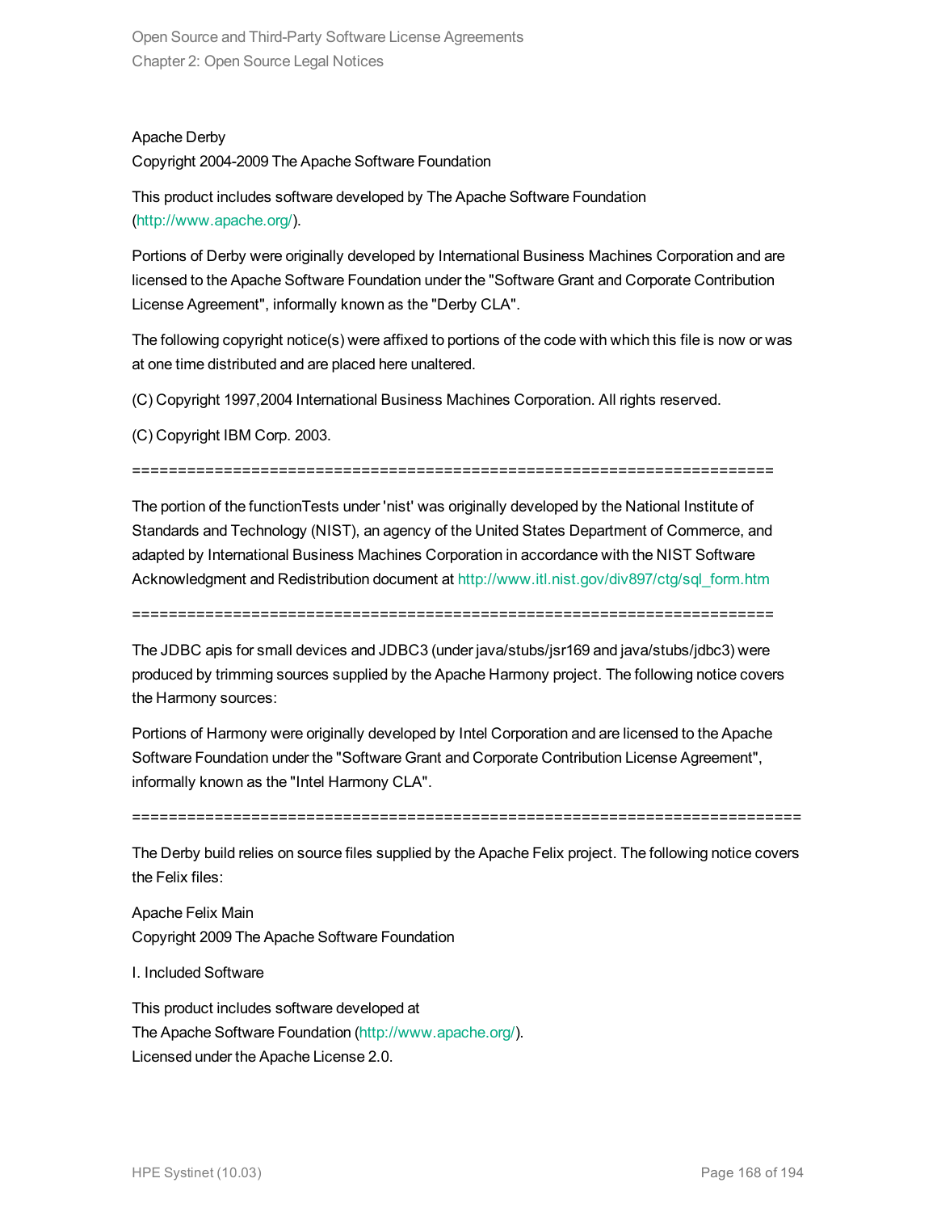Apache Derby
Copyright 2004-2009 The Apache Software Foundation

This product includes software developed by The Apache Software Foundation (http://www.apache.org/).

Portions of Derby were originally developed by International Business Machines Corporation and are licensed to the Apache Software Foundation under the "Software Grant and Corporate Contribution License Agreement", informally known as the "Derby CLA".

The following copyright notice(s) were affixed to portions of the code with which this file is now or was at one time distributed and are placed here unaltered.

(C) Copyright 1997,2004 International Business Machines Corporation. All rights reserved.

(C) Copyright IBM Corp. 2003.

=========================================================================

The portion of the functionTests under 'nist' was originally developed by the National Institute of Standards and Technology (NIST), an agency of the United States Department of Commerce, and adapted by International Business Machines Corporation in accordance with the NIST Software Acknowledgment and Redistribution document at http://www.itl.nist.gov/div897/ctg/sql_form.htm

=========================================================================

The JDBC apis for small devices and JDBC3 (under java/stubs/jsr169 and java/stubs/jdbc3) were produced by trimming sources supplied by the Apache Harmony project. The following notice covers the Harmony sources:

Portions of Harmony were originally developed by Intel Corporation and are licensed to the Apache Software Foundation under the "Software Grant and Corporate Contribution License Agreement", informally known as the "Intel Harmony CLA".

=========================================================================

The Derby build relies on source files supplied by the Apache Felix project. The following notice covers the Felix files:

Apache Felix Main
Copyright 2009 The Apache Software Foundation

I. Included Software

This product includes software developed at
The Apache Software Foundation (http://www.apache.org/).
Licensed under the Apache License 2.0.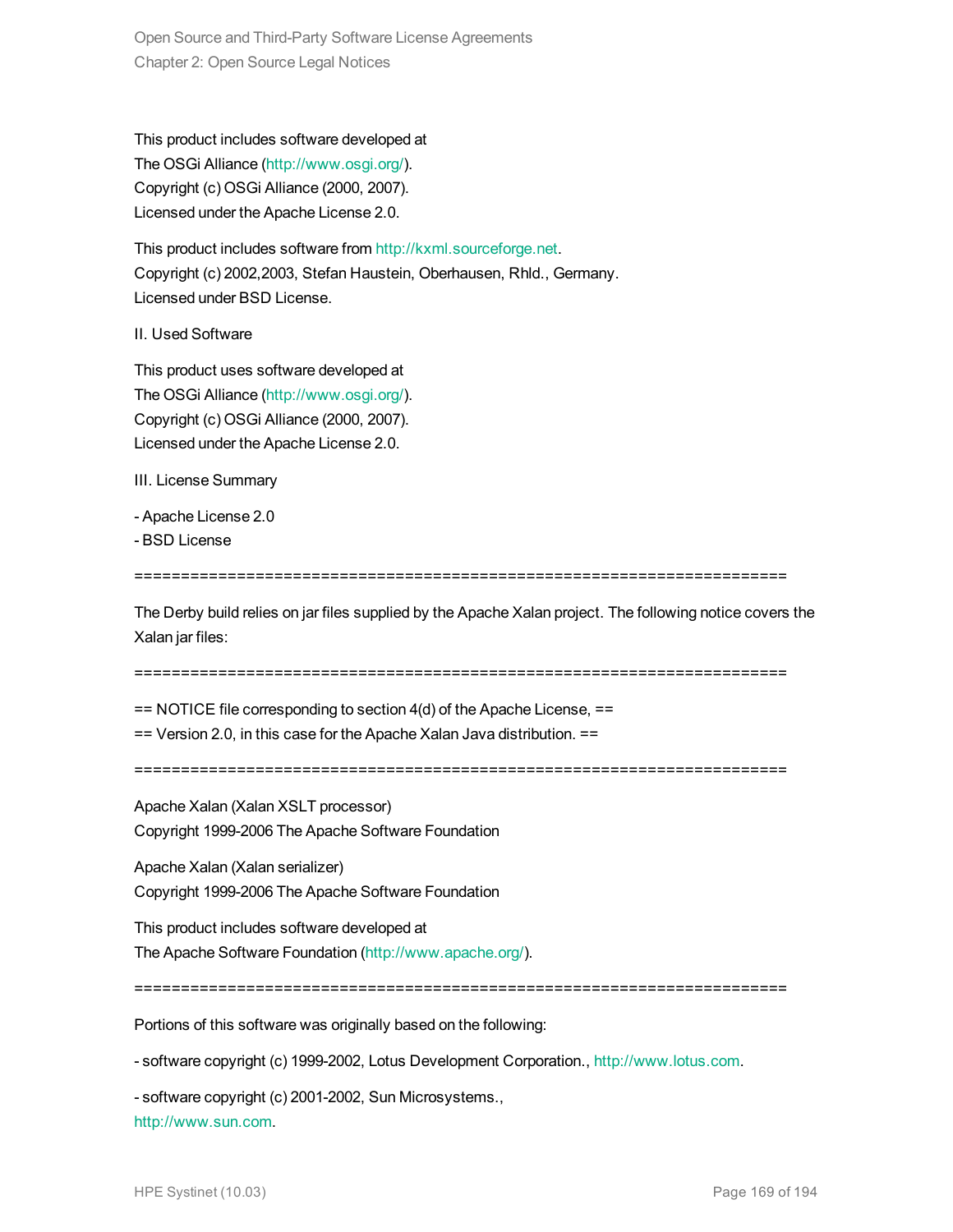This product includes software developed at
The OSGi Alliance (http://www.osgi.org/).
Copyright (c) OSGi Alliance (2000, 2007).
Licensed under the Apache License 2.0.

This product includes software from http://kxml.sourceforge.net.
Copyright (c) 2002,2003, Stefan Haustein, Oberhausen, Rhld., Germany.
Licensed under BSD License.

II. Used Software

This product uses software developed at
The OSGi Alliance (http://www.osgi.org/).
Copyright (c) OSGi Alliance (2000, 2007).
Licensed under the Apache License 2.0.

III. License Summary

- Apache License 2.0
- BSD License

=========================================================================

The Derby build relies on jar files supplied by the Apache Xalan project. The following notice covers the Xalan jar files:

=========================================================================

== NOTICE file corresponding to section 4(d) of the Apache License, ==
== Version 2.0, in this case for the Apache Xalan Java distribution. ==

=========================================================================

Apache Xalan (Xalan XSLT processor)
Copyright 1999-2006 The Apache Software Foundation

Apache Xalan (Xalan serializer)
Copyright 1999-2006 The Apache Software Foundation

This product includes software developed at
The Apache Software Foundation (http://www.apache.org/).

=========================================================================

Portions of this software was originally based on the following:

- software copyright (c) 1999-2002, Lotus Development Corporation., http://www.lotus.com.

- software copyright (c) 2001-2002, Sun Microsystems.,
http://www.sun.com.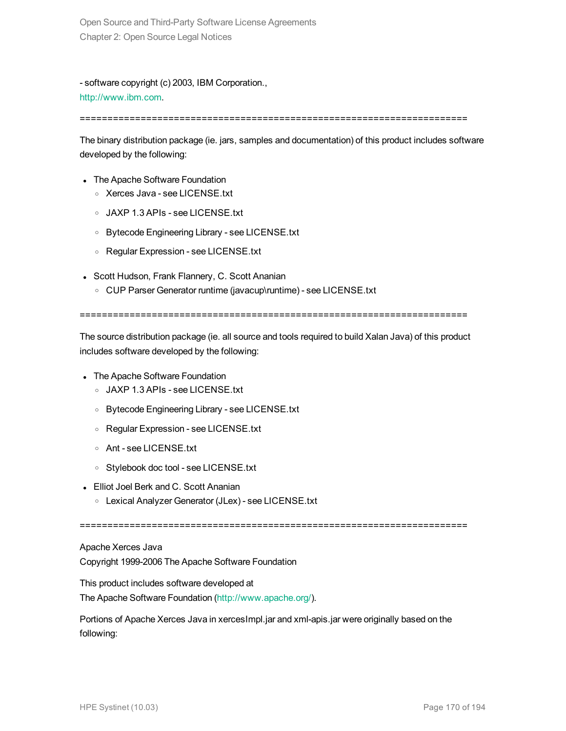- software copyright (c) 2003, IBM Corporation.,
http://www.ibm.com.

=========================================================================

The binary distribution package (ie. jars, samples and documentation) of this product includes software developed by the following:

- The Apache Software Foundation
  - Xerces Java - see LICENSE.txt
  - JAXP 1.3 APIs - see LICENSE.txt
  - Bytecode Engineering Library - see LICENSE.txt
  - Regular Expression - see LICENSE.txt
- Scott Hudson, Frank Flannery, C. Scott Ananian
  - CUP Parser Generator runtime (javacup\runtime) - see LICENSE.txt

=========================================================================

The source distribution package (ie. all source and tools required to build Xalan Java) of this product includes software developed by the following:

- The Apache Software Foundation
  - JAXP 1.3 APIs - see LICENSE.txt
  - Bytecode Engineering Library - see LICENSE.txt
  - Regular Expression - see LICENSE.txt
  - Ant - see LICENSE.txt
  - Stylebook doc tool - see LICENSE.txt
- Elliot Joel Berk and C. Scott Ananian
  - Lexical Analyzer Generator (JLex) - see LICENSE.txt

=========================================================================

Apache Xerces Java
Copyright 1999-2006 The Apache Software Foundation

This product includes software developed at
The Apache Software Foundation (http://www.apache.org/).

Portions of Apache Xerces Java in xercesImpl.jar and xml-apis.jar were originally based on the following: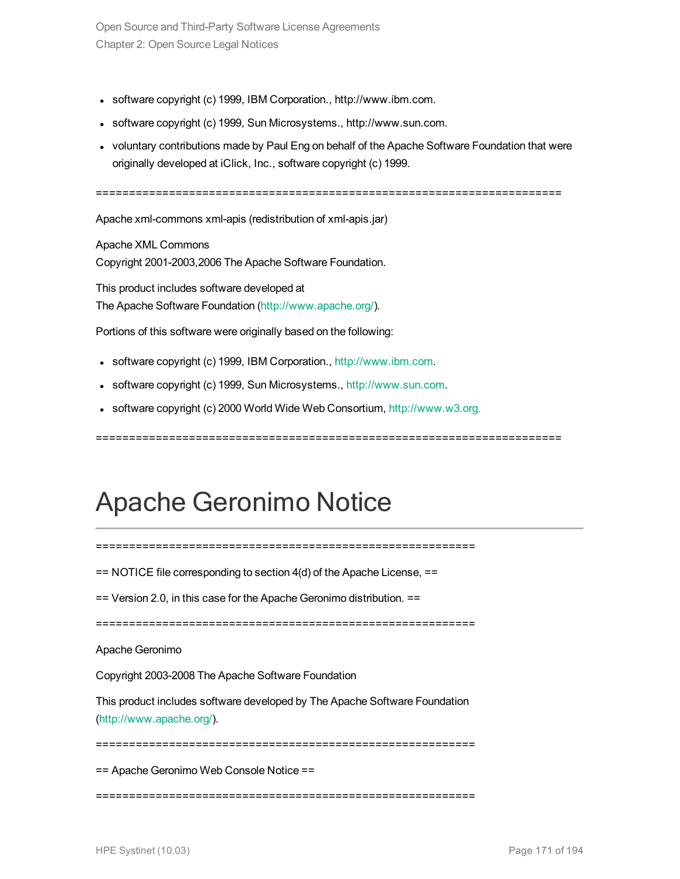- software copyright (c) 1999, IBM Corporation., http://www.ibm.com.
- software copyright (c) 1999, Sun Microsystems., http://www.sun.com.
- voluntary contributions made by Paul Eng on behalf of the Apache Software Foundation that were originally developed at iClick, Inc., software copyright (c) 1999.

=========================================================================

Apache xml-commons xml-apis (redistribution of xml-apis.jar)

Apache XML Commons
Copyright 2001-2003,2006 The Apache Software Foundation.

This product includes software developed at
The Apache Software Foundation (http://www.apache.org/).

Portions of this software were originally based on the following:

- software copyright (c) 1999, IBM Corporation., http://www.ibm.com.
- software copyright (c) 1999, Sun Microsystems., http://www.sun.com.
- software copyright (c) 2000 World Wide Web Consortium, http://www.w3.org.

=========================================================================

# Apache Geronimo Notice

=========================================================

== NOTICE file corresponding to section 4(d) of the Apache License, ==

== Version 2.0, in this case for the Apache Geronimo distribution. ==

=========================================================

Apache Geronimo

Copyright 2003-2008 The Apache Software Foundation

This product includes software developed by The Apache Software Foundation (http://www.apache.org/).

=========================================================

== Apache Geronimo Web Console Notice ==

=========================================================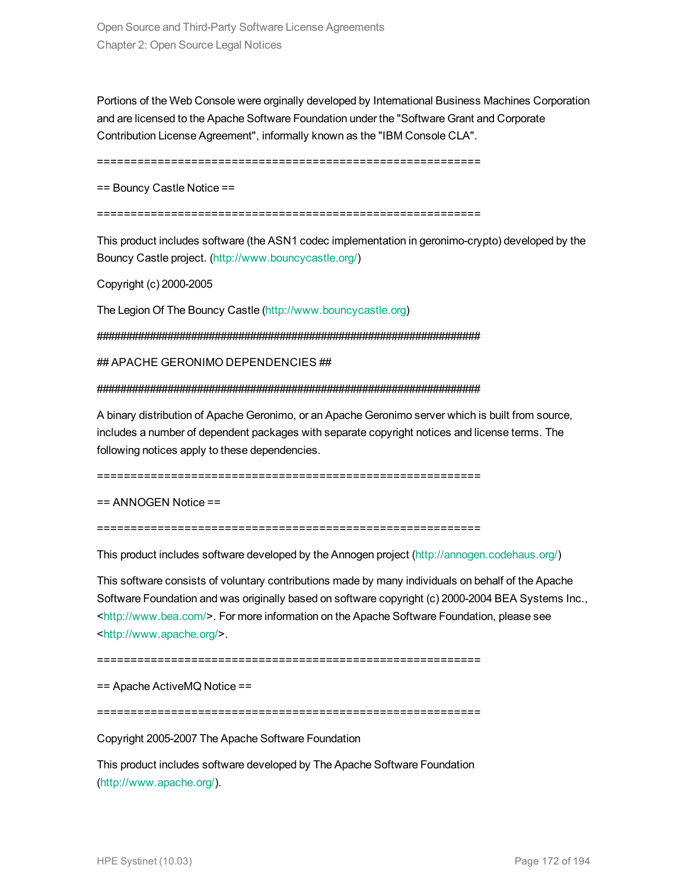Portions of the Web Console were orginally developed by International Business Machines Corporation and are licensed to the Apache Software Foundation under the "Software Grant and Corporate Contribution License Agreement", informally known as the "IBM Console CLA".

==========================================================

== Bouncy Castle Notice ==

==========================================================

This product includes software (the ASN1 codec implementation in geronimo-crypto) developed by the Bouncy Castle project. (http://www.bouncycastle.org/)

Copyright (c) 2000-2005

The Legion Of The Bouncy Castle (http://www.bouncycastle.org)

###########################################################################

## APACHE GERONIMO DEPENDENCIES ##

###########################################################################

A binary distribution of Apache Geronimo, or an Apache Geronimo server which is built from source, includes a number of dependent packages with separate copyright notices and license terms. The following notices apply to these dependencies.

==========================================================

== ANNOGEN Notice ==

==========================================================

This product includes software developed by the Annogen project (http://annogen.codehaus.org/)

This software consists of voluntary contributions made by many individuals on behalf of the Apache Software Foundation and was originally based on software copyright (c) 2000-2004 BEA Systems Inc., <http://www.bea.com/>. For more information on the Apache Software Foundation, please see <http://www.apache.org/>.

==========================================================

== Apache ActiveMQ Notice ==

==========================================================

Copyright 2005-2007 The Apache Software Foundation

This product includes software developed by The Apache Software Foundation (http://www.apache.org/).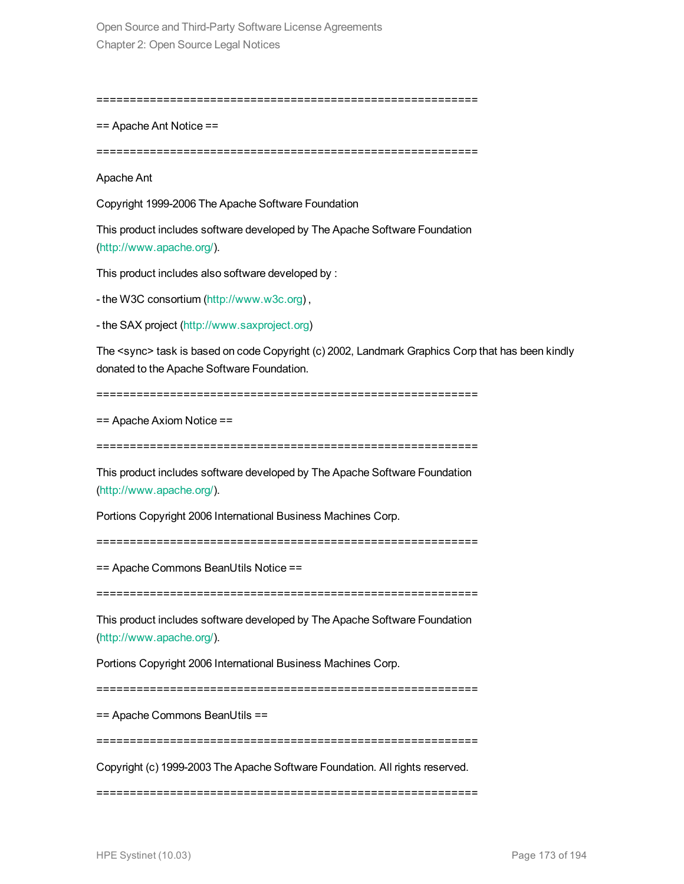==========================================================

== Apache Ant Notice ==

==========================================================

Apache Ant

Copyright 1999-2006 The Apache Software Foundation

This product includes software developed by The Apache Software Foundation (http://www.apache.org/).

This product includes also software developed by :

- the W3C consortium (http://www.w3c.org) ,

- the SAX project (http://www.saxproject.org)

The <sync> task is based on code Copyright (c) 2002, Landmark Graphics Corp that has been kindly donated to the Apache Software Foundation.

==========================================================

== Apache Axiom Notice ==

==========================================================

This product includes software developed by The Apache Software Foundation (http://www.apache.org/).

Portions Copyright 2006 International Business Machines Corp.

==========================================================

== Apache Commons BeanUtils Notice ==

==========================================================

This product includes software developed by The Apache Software Foundation (http://www.apache.org/).

Portions Copyright 2006 International Business Machines Corp.

==========================================================

== Apache Commons BeanUtils ==

==========================================================

Copyright (c) 1999-2003 The Apache Software Foundation. All rights reserved.

==========================================================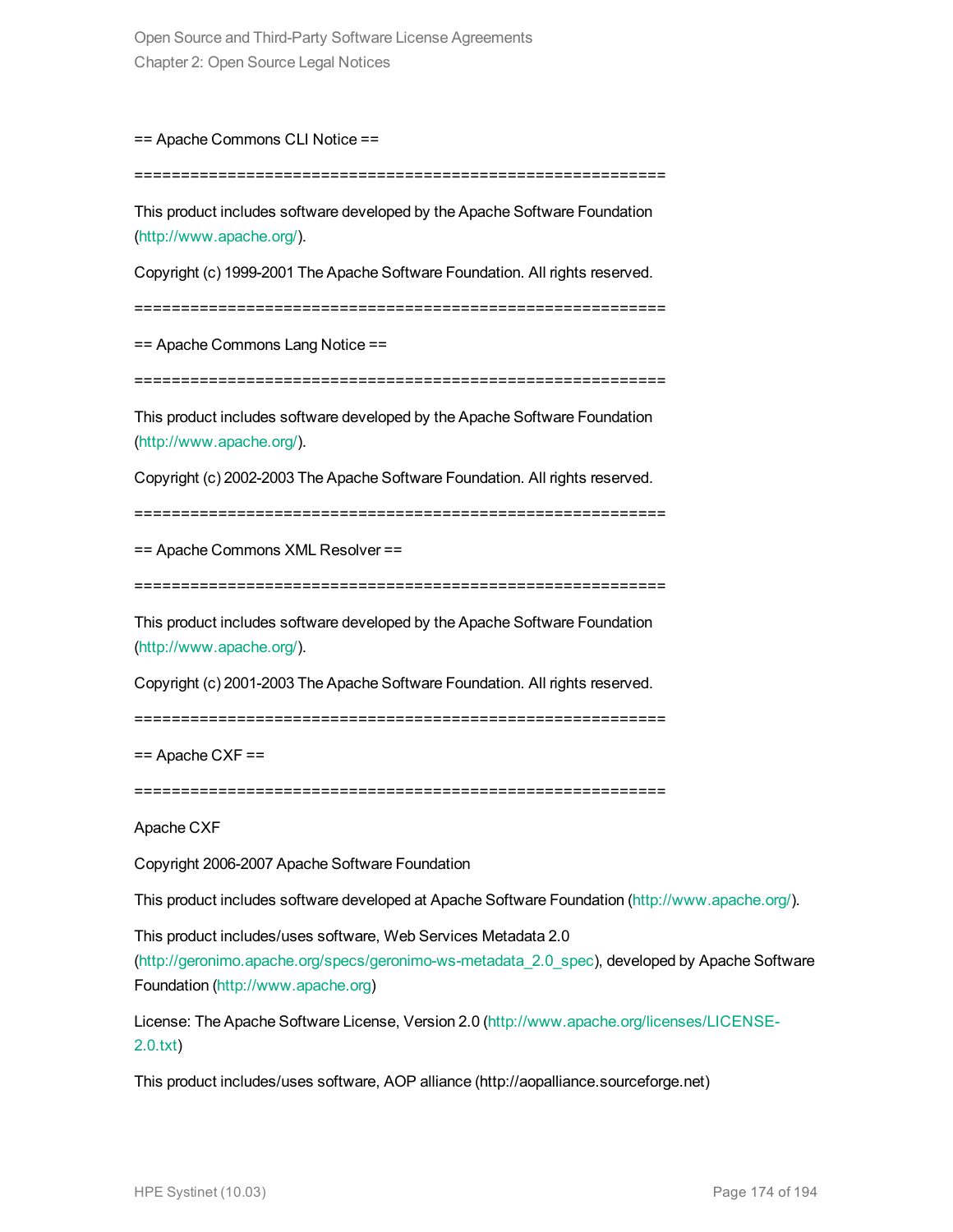== Apache Commons CLI Notice ==

==========================================================

This product includes software developed by the Apache Software Foundation (http://www.apache.org/).

Copyright (c) 1999-2001 The Apache Software Foundation. All rights reserved.

==========================================================

== Apache Commons Lang Notice ==

==========================================================

This product includes software developed by the Apache Software Foundation (http://www.apache.org/).

Copyright (c) 2002-2003 The Apache Software Foundation. All rights reserved.

==========================================================

== Apache Commons XML Resolver ==

==========================================================

This product includes software developed by the Apache Software Foundation (http://www.apache.org/).

Copyright (c) 2001-2003 The Apache Software Foundation. All rights reserved.

==========================================================

== Apache CXF ==

==========================================================

Apache CXF

Copyright 2006-2007 Apache Software Foundation

This product includes software developed at Apache Software Foundation (http://www.apache.org/).

This product includes/uses software, Web Services Metadata 2.0 (http://geronimo.apache.org/specs/geronimo-ws-metadata_2.0_spec), developed by Apache Software Foundation (http://www.apache.org)

License: The Apache Software License, Version 2.0 (http://www.apache.org/licenses/LICENSE-2.0.txt)

This product includes/uses software, AOP alliance (http://aopalliance.sourceforge.net)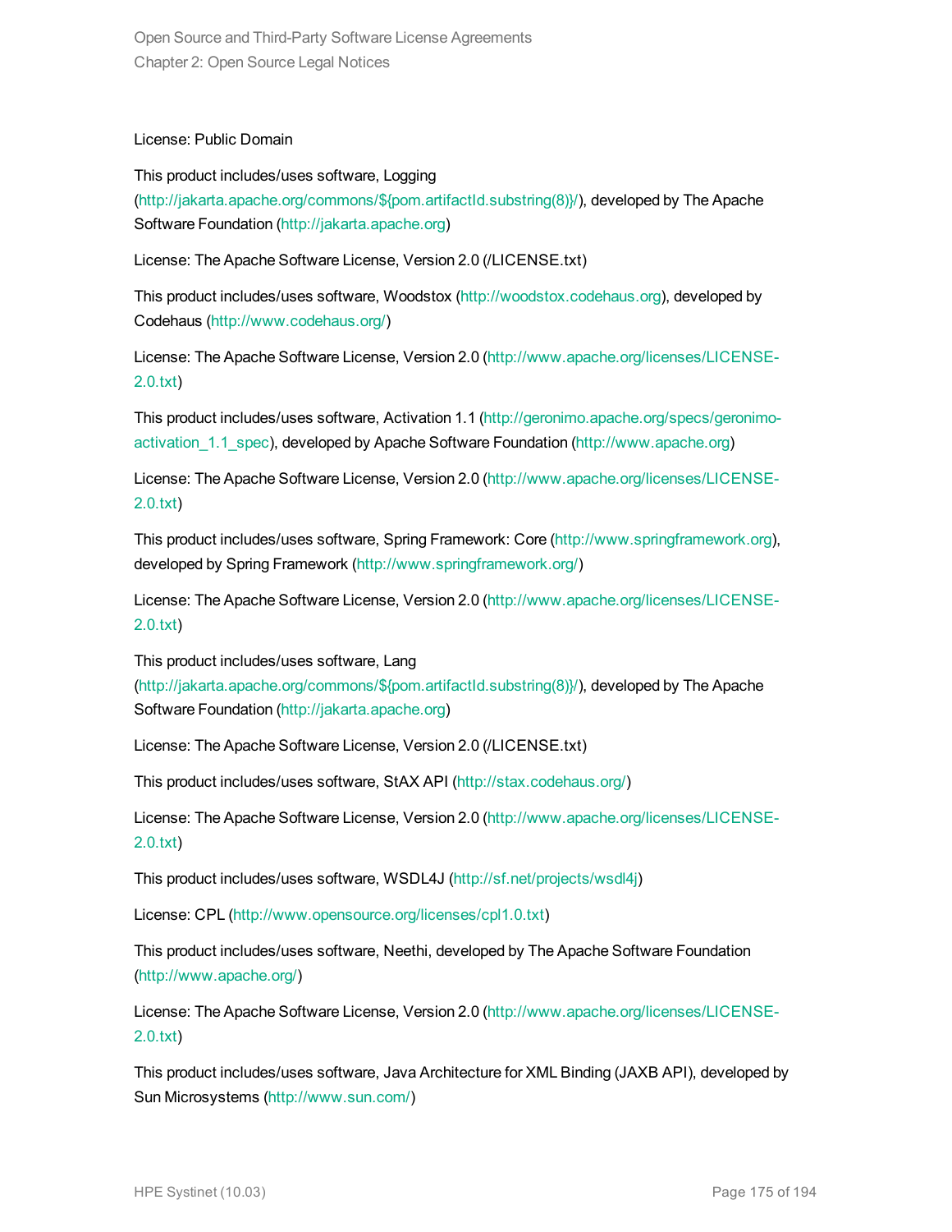License: Public Domain

This product includes/uses software, Logging (http://jakarta.apache.org/commons/${pom.artifactId.substring(8)}/), developed by The Apache Software Foundation (http://jakarta.apache.org)

License: The Apache Software License, Version 2.0 (/LICENSE.txt)

This product includes/uses software, Woodstox (http://woodstox.codehaus.org), developed by Codehaus (http://www.codehaus.org/)

License: The Apache Software License, Version 2.0 (http://www.apache.org/licenses/LICENSE-2.0.txt)

This product includes/uses software, Activation 1.1 (http://geronimo.apache.org/specs/geronimo-activation_1.1_spec), developed by Apache Software Foundation (http://www.apache.org)

License: The Apache Software License, Version 2.0 (http://www.apache.org/licenses/LICENSE-2.0.txt)

This product includes/uses software, Spring Framework: Core (http://www.springframework.org), developed by Spring Framework (http://www.springframework.org/)

License: The Apache Software License, Version 2.0 (http://www.apache.org/licenses/LICENSE-2.0.txt)

This product includes/uses software, Lang (http://jakarta.apache.org/commons/${pom.artifactId.substring(8)}/), developed by The Apache Software Foundation (http://jakarta.apache.org)

License: The Apache Software License, Version 2.0 (/LICENSE.txt)

This product includes/uses software, StAX API (http://stax.codehaus.org/)

License: The Apache Software License, Version 2.0 (http://www.apache.org/licenses/LICENSE-2.0.txt)

This product includes/uses software, WSDL4J (http://sf.net/projects/wsdl4j)

License: CPL (http://www.opensource.org/licenses/cpl1.0.txt)

This product includes/uses software, Neethi, developed by The Apache Software Foundation (http://www.apache.org/)

License: The Apache Software License, Version 2.0 (http://www.apache.org/licenses/LICENSE-2.0.txt)

This product includes/uses software, Java Architecture for XML Binding (JAXB API), developed by Sun Microsystems (http://www.sun.com/)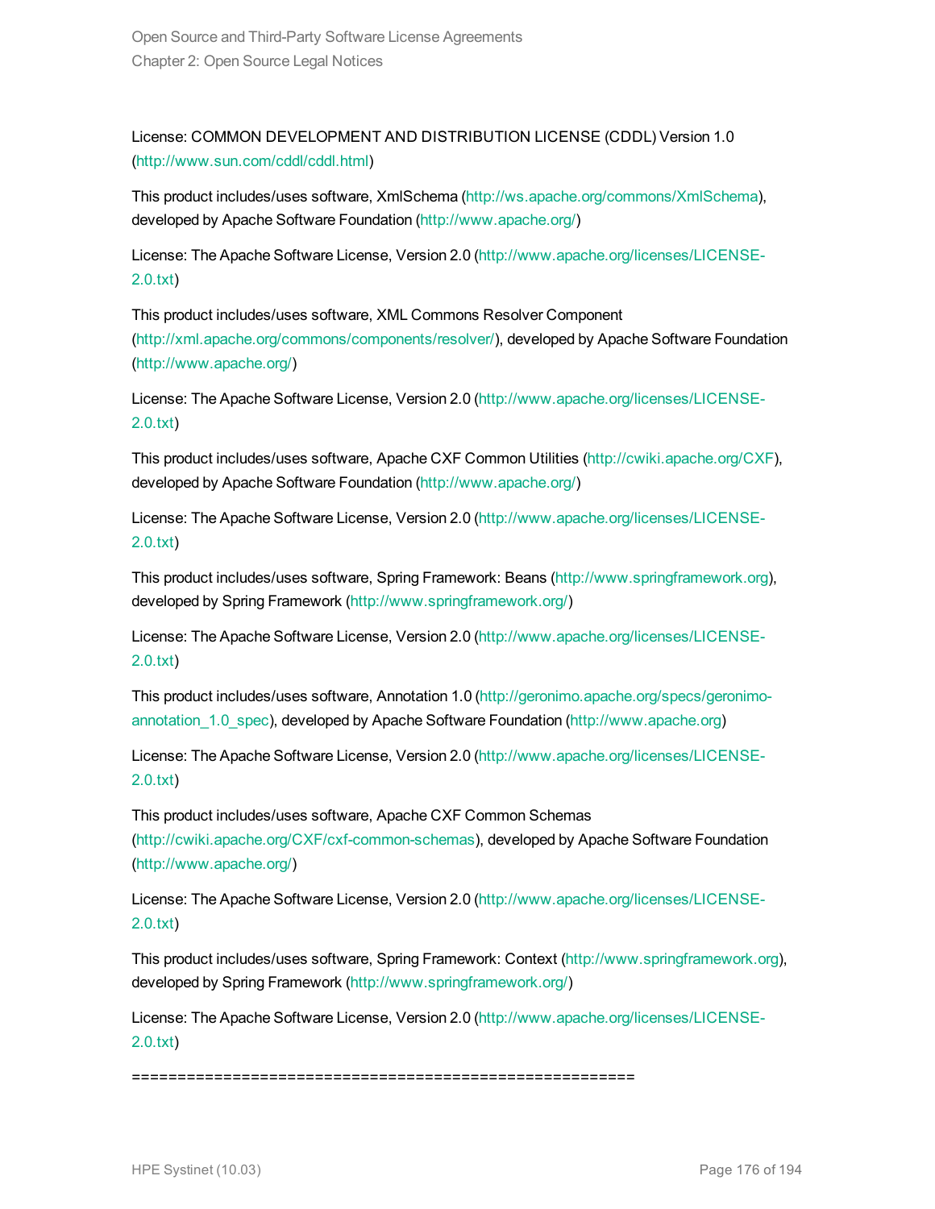License: COMMON DEVELOPMENT AND DISTRIBUTION LICENSE (CDDL) Version 1.0 (http://www.sun.com/cddl/cddl.html)

This product includes/uses software, XmlSchema (http://ws.apache.org/commons/XmlSchema), developed by Apache Software Foundation (http://www.apache.org/)

License: The Apache Software License, Version 2.0 (http://www.apache.org/licenses/LICENSE-2.0.txt)

This product includes/uses software, XML Commons Resolver Component (http://xml.apache.org/commons/components/resolver/), developed by Apache Software Foundation (http://www.apache.org/)

License: The Apache Software License, Version 2.0 (http://www.apache.org/licenses/LICENSE-2.0.txt)

This product includes/uses software, Apache CXF Common Utilities (http://cwiki.apache.org/CXF), developed by Apache Software Foundation (http://www.apache.org/)

License: The Apache Software License, Version 2.0 (http://www.apache.org/licenses/LICENSE-2.0.txt)

This product includes/uses software, Spring Framework: Beans (http://www.springframework.org), developed by Spring Framework (http://www.springframework.org/)

License: The Apache Software License, Version 2.0 (http://www.apache.org/licenses/LICENSE-2.0.txt)

This product includes/uses software, Annotation 1.0 (http://geronimo.apache.org/specs/geronimo-annotation_1.0_spec), developed by Apache Software Foundation (http://www.apache.org)

License: The Apache Software License, Version 2.0 (http://www.apache.org/licenses/LICENSE-2.0.txt)

This product includes/uses software, Apache CXF Common Schemas (http://cwiki.apache.org/CXF/cxf-common-schemas), developed by Apache Software Foundation (http://www.apache.org/)

License: The Apache Software License, Version 2.0 (http://www.apache.org/licenses/LICENSE-2.0.txt)

This product includes/uses software, Spring Framework: Context (http://www.springframework.org), developed by Spring Framework (http://www.springframework.org/)

License: The Apache Software License, Version 2.0 (http://www.apache.org/licenses/LICENSE-2.0.txt)

========================================================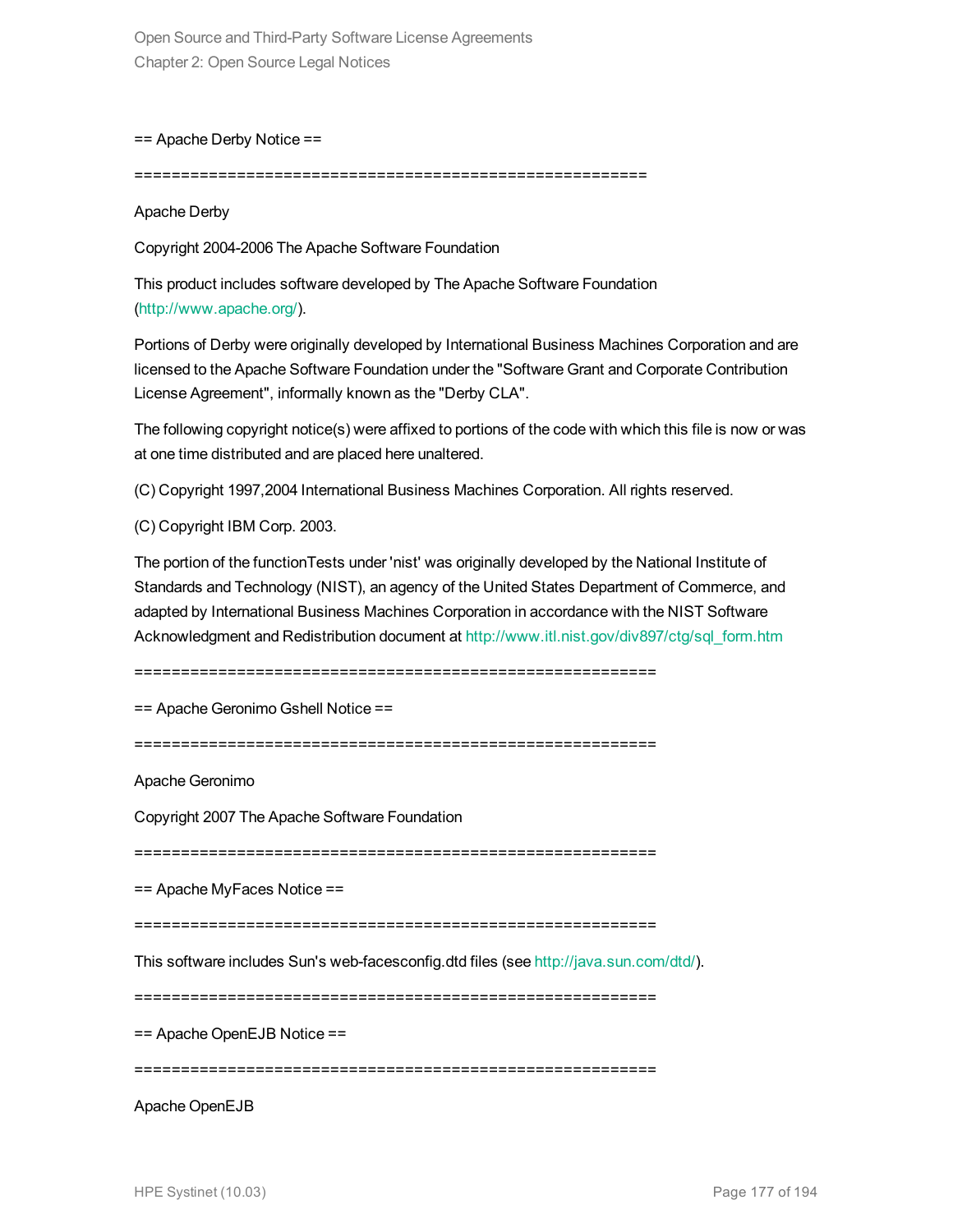== Apache Derby Notice ==

=========================================================

Apache Derby

Copyright 2004-2006 The Apache Software Foundation

This product includes software developed by The Apache Software Foundation (http://www.apache.org/).

Portions of Derby were originally developed by International Business Machines Corporation and are licensed to the Apache Software Foundation under the "Software Grant and Corporate Contribution License Agreement", informally known as the "Derby CLA".

The following copyright notice(s) were affixed to portions of the code with which this file is now or was at one time distributed and are placed here unaltered.

(C) Copyright 1997,2004 International Business Machines Corporation. All rights reserved.

(C) Copyright IBM Corp. 2003.

The portion of the functionTests under 'nist' was originally developed by the National Institute of Standards and Technology (NIST), an agency of the United States Department of Commerce, and adapted by International Business Machines Corporation in accordance with the NIST Software Acknowledgment and Redistribution document at http://www.itl.nist.gov/div897/ctg/sql_form.htm

=========================================================

== Apache Geronimo Gshell Notice ==

=========================================================

Apache Geronimo

Copyright 2007 The Apache Software Foundation

=========================================================

== Apache MyFaces Notice ==

=========================================================

This software includes Sun's web-facesconfig.dtd files (see http://java.sun.com/dtd/).

=========================================================

== Apache OpenEJB Notice ==

=========================================================

Apache OpenEJB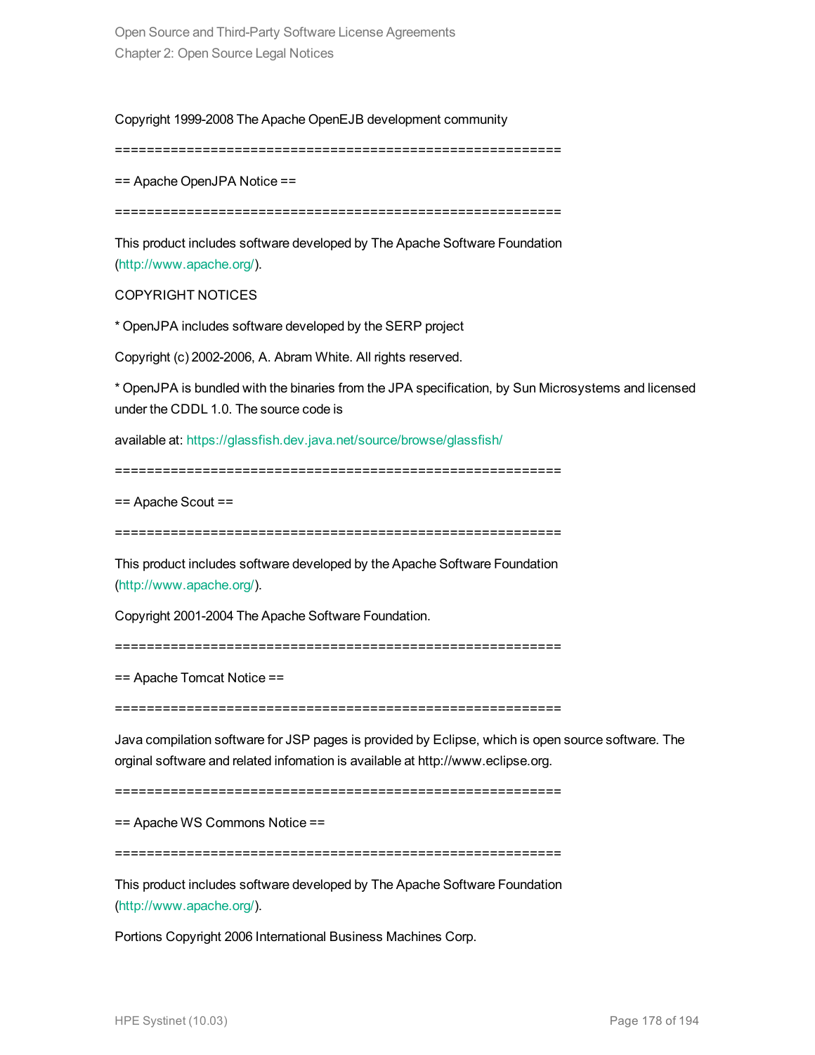Copyright 1999-2008 The Apache OpenEJB development community

=========================================================

== Apache OpenJPA Notice ==

=========================================================

This product includes software developed by The Apache Software Foundation (http://www.apache.org/).

COPYRIGHT NOTICES

* OpenJPA includes software developed by the SERP project

Copyright (c) 2002-2006, A. Abram White. All rights reserved.

* OpenJPA is bundled with the binaries from the JPA specification, by Sun Microsystems and licensed under the CDDL 1.0. The source code is

available at: https://glassfish.dev.java.net/source/browse/glassfish/

=========================================================

== Apache Scout ==

=========================================================

This product includes software developed by the Apache Software Foundation (http://www.apache.org/).

Copyright 2001-2004 The Apache Software Foundation.

=========================================================

== Apache Tomcat Notice ==

=========================================================

Java compilation software for JSP pages is provided by Eclipse, which is open source software. The orginal software and related infomation is available at http://www.eclipse.org.

=========================================================

== Apache WS Commons Notice ==

=========================================================

This product includes software developed by The Apache Software Foundation (http://www.apache.org/).

Portions Copyright 2006 International Business Machines Corp.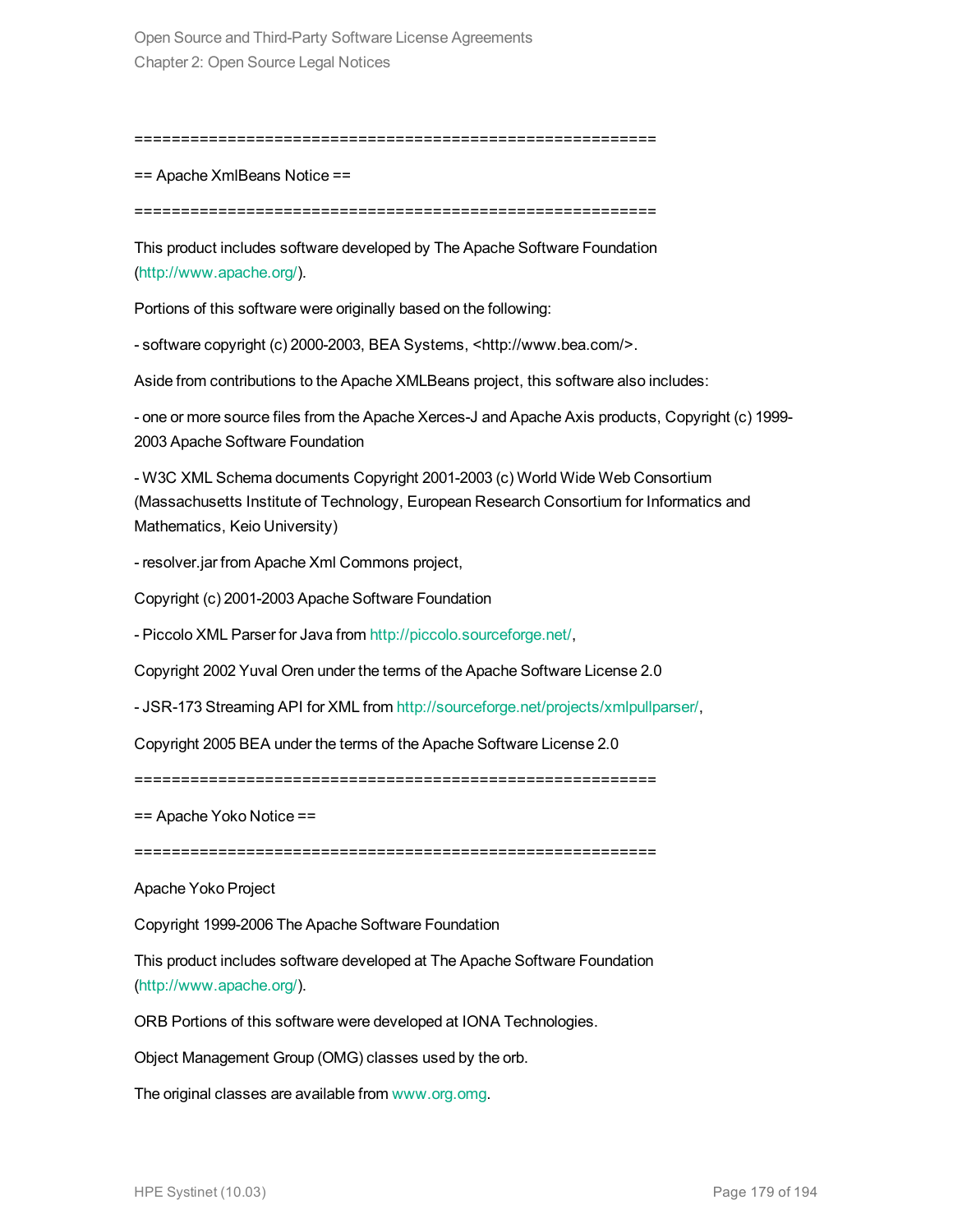=========================================================

== Apache XmlBeans Notice ==

=========================================================

This product includes software developed by The Apache Software Foundation (http://www.apache.org/).

Portions of this software were originally based on the following:

- software copyright (c) 2000-2003, BEA Systems, <http://www.bea.com/>.

Aside from contributions to the Apache XMLBeans project, this software also includes:

- one or more source files from the Apache Xerces-J and Apache Axis products, Copyright (c) 1999-2003 Apache Software Foundation

- W3C XML Schema documents Copyright 2001-2003 (c) World Wide Web Consortium (Massachusetts Institute of Technology, European Research Consortium for Informatics and Mathematics, Keio University)

- resolver.jar from Apache Xml Commons project,

Copyright (c) 2001-2003 Apache Software Foundation

- Piccolo XML Parser for Java from http://piccolo.sourceforge.net/,

Copyright 2002 Yuval Oren under the terms of the Apache Software License 2.0

- JSR-173 Streaming API for XML from http://sourceforge.net/projects/xmlpullparser/,

Copyright 2005 BEA under the terms of the Apache Software License 2.0

=========================================================

== Apache Yoko Notice ==

=========================================================

Apache Yoko Project

Copyright 1999-2006 The Apache Software Foundation

This product includes software developed at The Apache Software Foundation (http://www.apache.org/).

ORB Portions of this software were developed at IONA Technologies.

Object Management Group (OMG) classes used by the orb.

The original classes are available from www.org.omg.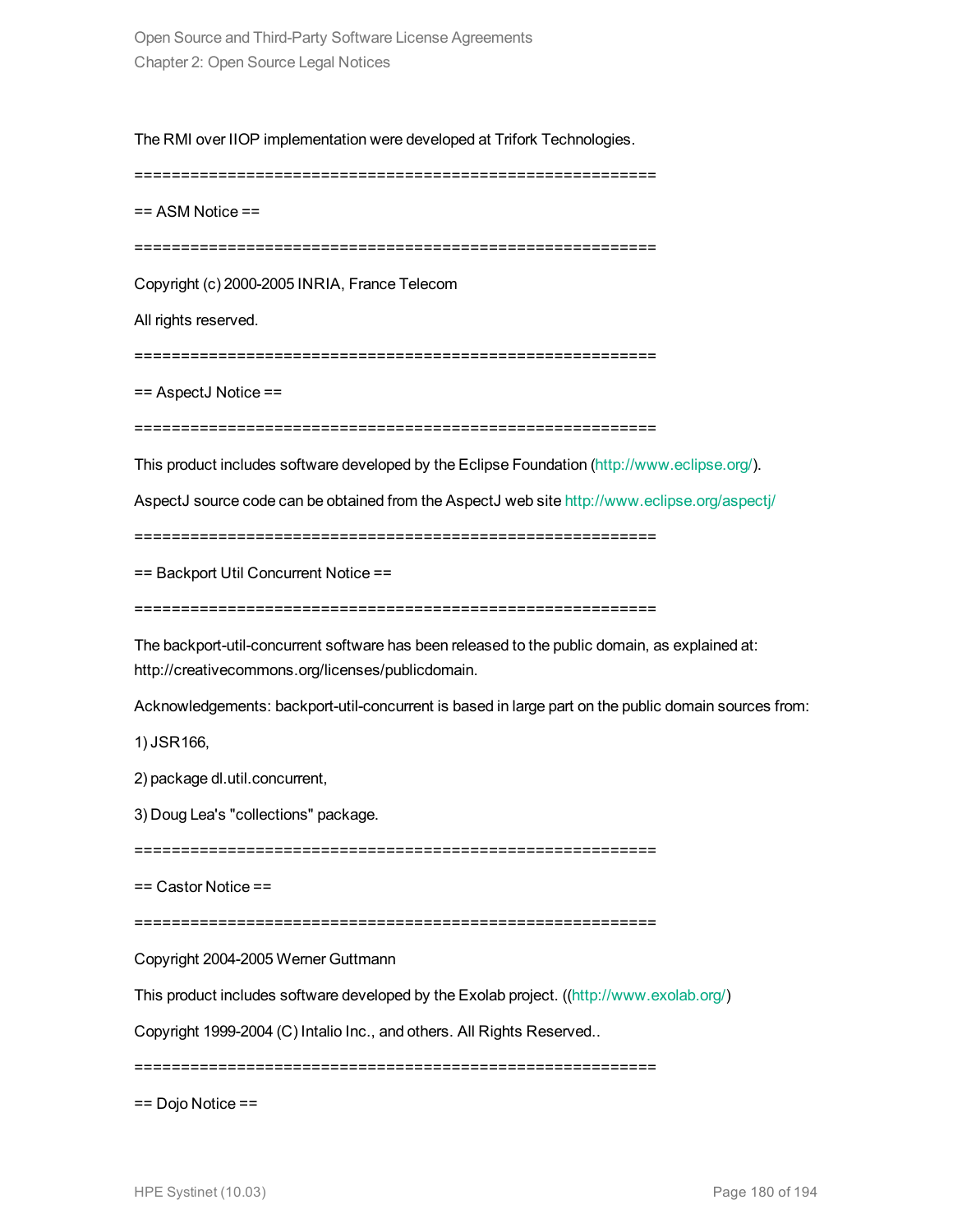The RMI over IIOP implementation were developed at Trifork Technologies.

==========================================================

== ASM Notice ==

==========================================================

Copyright (c) 2000-2005 INRIA, France Telecom

All rights reserved.

==========================================================

== AspectJ Notice ==

==========================================================

This product includes software developed by the Eclipse Foundation (http://www.eclipse.org/).

AspectJ source code can be obtained from the AspectJ web site http://www.eclipse.org/aspectj/

==========================================================

== Backport Util Concurrent Notice ==

==========================================================

The backport-util-concurrent software has been released to the public domain, as explained at: http://creativecommons.org/licenses/publicdomain.

Acknowledgements: backport-util-concurrent is based in large part on the public domain sources from:

1) JSR166,

2) package dl.util.concurrent,

3) Doug Lea's "collections" package.

==========================================================

== Castor Notice ==

==========================================================

Copyright 2004-2005 Werner Guttmann

This product includes software developed by the Exolab project. ((http://www.exolab.org/)

Copyright 1999-2004 (C) Intalio Inc., and others. All Rights Reserved..

==========================================================

== Dojo Notice ==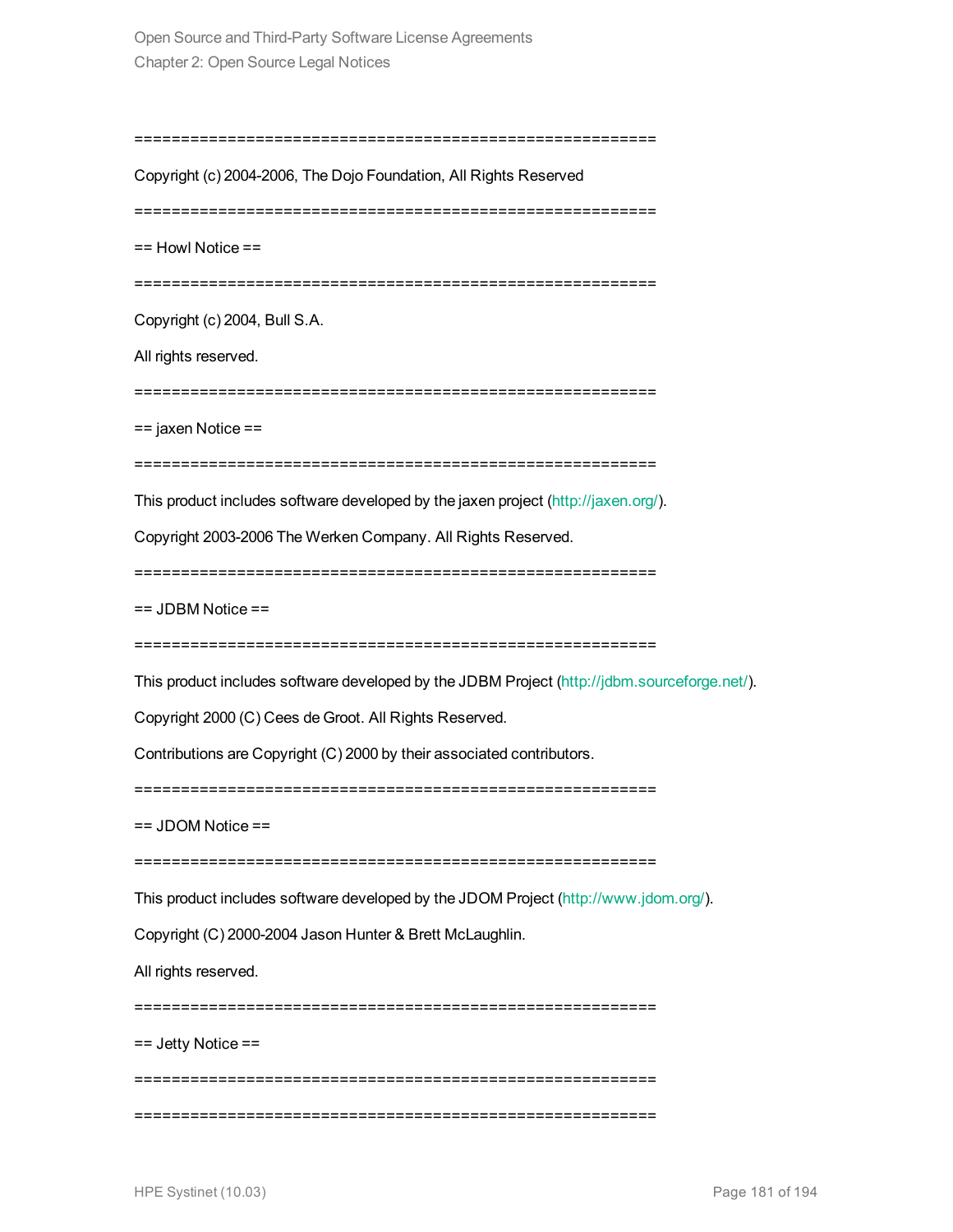==========================================================

Copyright (c) 2004-2006, The Dojo Foundation, All Rights Reserved

==========================================================

== Howl Notice ==

==========================================================

Copyright (c) 2004, Bull S.A.

All rights reserved.

==========================================================

== jaxen Notice ==

==========================================================

This product includes software developed by the jaxen project (http://jaxen.org/).

Copyright 2003-2006 The Werken Company. All Rights Reserved.

==========================================================

== JDBM Notice ==

==========================================================

This product includes software developed by the JDBM Project (http://jdbm.sourceforge.net/).

Copyright 2000 (C) Cees de Groot. All Rights Reserved.

Contributions are Copyright (C) 2000 by their associated contributors.

==========================================================

== JDOM Notice ==

==========================================================

This product includes software developed by the JDOM Project (http://www.jdom.org/).

Copyright (C) 2000-2004 Jason Hunter & Brett McLaughlin.

All rights reserved.

==========================================================

== Jetty Notice ==

==========================================================

==========================================================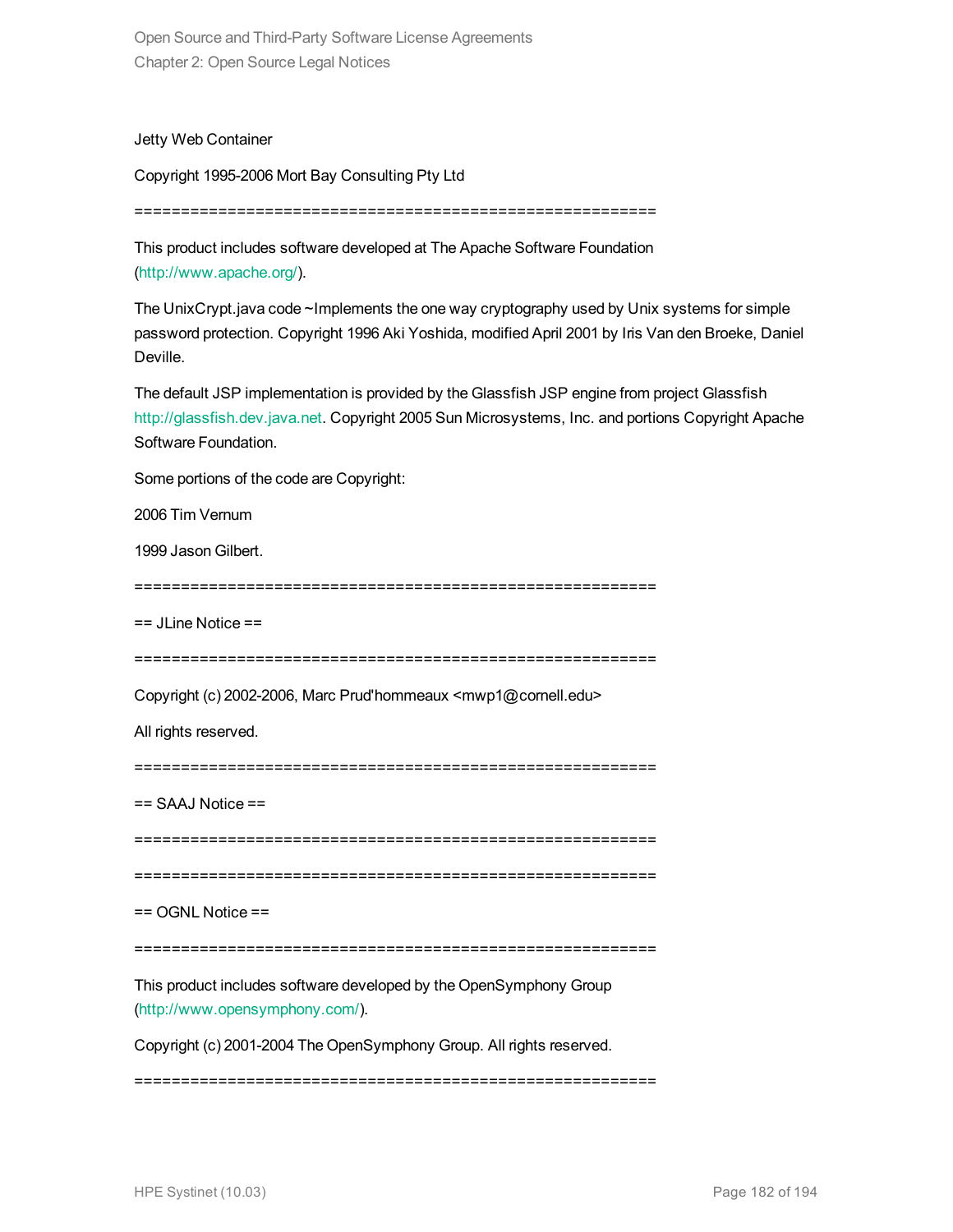Jetty Web Container

Copyright 1995-2006 Mort Bay Consulting Pty Ltd

==========================================================

This product includes software developed at The Apache Software Foundation (http://www.apache.org/).

The UnixCrypt.java code ~Implements the one way cryptography used by Unix systems for simple password protection. Copyright 1996 Aki Yoshida, modified April 2001 by Iris Van den Broeke, Daniel Deville.

The default JSP implementation is provided by the Glassfish JSP engine from project Glassfish http://glassfish.dev.java.net. Copyright 2005 Sun Microsystems, Inc. and portions Copyright Apache Software Foundation.

Some portions of the code are Copyright:

2006 Tim Vernum

1999 Jason Gilbert.

==========================================================

== JLine Notice ==

==========================================================

Copyright (c) 2002-2006, Marc Prud'hommeaux <mwp1@cornell.edu>

All rights reserved.

==========================================================

== SAAJ Notice ==

==========================================================

==========================================================

== OGNL Notice ==

==========================================================

This product includes software developed by the OpenSymphony Group (http://www.opensymphony.com/).

Copyright (c) 2001-2004 The OpenSymphony Group. All rights reserved.

==========================================================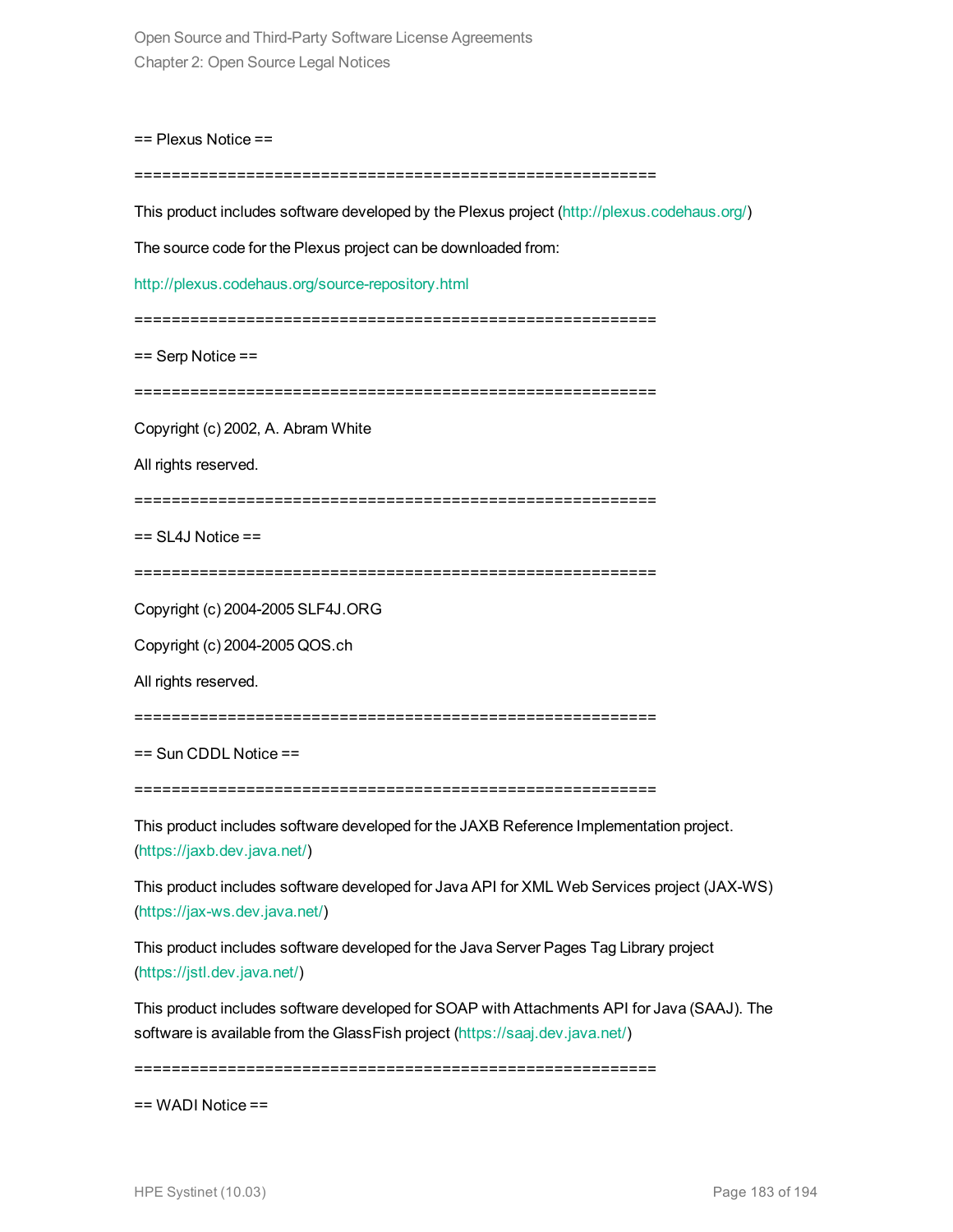== Plexus Notice ==

=========================================================

This product includes software developed by the Plexus project (http://plexus.codehaus.org/)

The source code for the Plexus project can be downloaded from:

http://plexus.codehaus.org/source-repository.html

=========================================================

== Serp Notice ==

=========================================================

Copyright (c) 2002, A. Abram White

All rights reserved.

=========================================================

== SL4J Notice ==

=========================================================

Copyright (c) 2004-2005 SLF4J.ORG

Copyright (c) 2004-2005 QOS.ch

All rights reserved.

=========================================================

== Sun CDDL Notice ==

=========================================================

This product includes software developed for the JAXB Reference Implementation project. (https://jaxb.dev.java.net/)

This product includes software developed for Java API for XML Web Services project (JAX-WS) (https://jax-ws.dev.java.net/)

This product includes software developed for the Java Server Pages Tag Library project (https://jstl.dev.java.net/)

This product includes software developed for SOAP with Attachments API for Java (SAAJ). The software is available from the GlassFish project (https://saaj.dev.java.net/)

=========================================================

== WADI Notice ==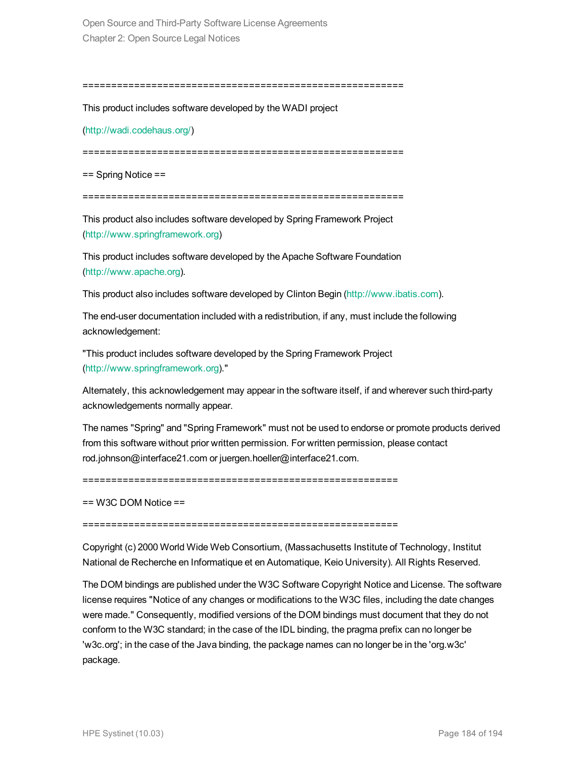=========================================================

This product includes software developed by the WADI project

(http://wadi.codehaus.org/)

=========================================================

== Spring Notice ==

=========================================================

This product also includes software developed by Spring Framework Project (http://www.springframework.org)

This product includes software developed by the Apache Software Foundation (http://www.apache.org).

This product also includes software developed by Clinton Begin (http://www.ibatis.com).

The end-user documentation included with a redistribution, if any, must include the following acknowledgement:

"This product includes software developed by the Spring Framework Project (http://www.springframework.org)."

Alternately, this acknowledgement may appear in the software itself, if and wherever such third-party acknowledgements normally appear.

The names "Spring" and "Spring Framework" must not be used to endorse or promote products derived from this software without prior written permission. For written permission, please contact rod.johnson@interface21.com or juergen.hoeller@interface21.com.

========================================================

== W3C DOM Notice ==

========================================================

Copyright (c) 2000 World Wide Web Consortium, (Massachusetts Institute of Technology, Institut National de Recherche en Informatique et en Automatique, Keio University). All Rights Reserved.

The DOM bindings are published under the W3C Software Copyright Notice and License. The software license requires "Notice of any changes or modifications to the W3C files, including the date changes were made." Consequently, modified versions of the DOM bindings must document that they do not conform to the W3C standard; in the case of the IDL binding, the pragma prefix can no longer be 'w3c.org'; in the case of the Java binding, the package names can no longer be in the 'org.w3c' package.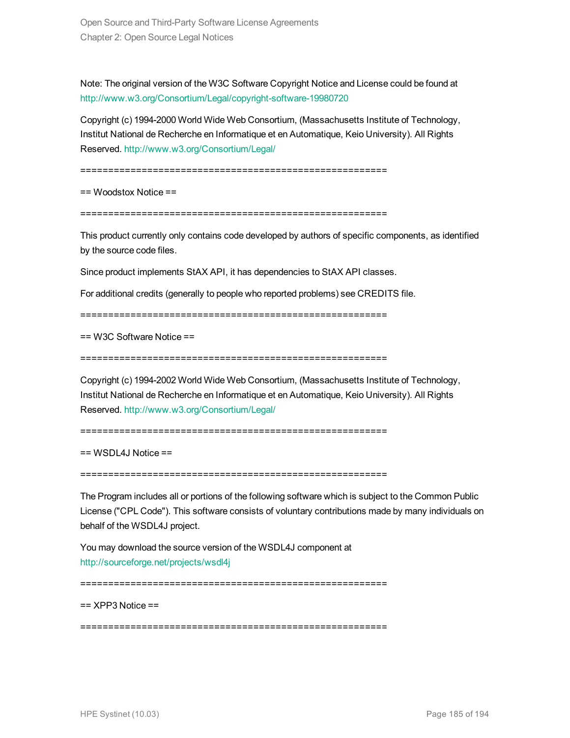Note: The original version of the W3C Software Copyright Notice and License could be found at http://www.w3.org/Consortium/Legal/copyright-software-19980720

Copyright (c) 1994-2000 World Wide Web Consortium, (Massachusetts Institute of Technology, Institut National de Recherche en Informatique et en Automatique, Keio University). All Rights Reserved. http://www.w3.org/Consortium/Legal/

=========================================================

== Woodstox Notice ==

=========================================================

This product currently only contains code developed by authors of specific components, as identified by the source code files.

Since product implements StAX API, it has dependencies to StAX API classes.

For additional credits (generally to people who reported problems) see CREDITS file.

=========================================================

== W3C Software Notice ==

=========================================================

Copyright (c) 1994-2002 World Wide Web Consortium, (Massachusetts Institute of Technology, Institut National de Recherche en Informatique et en Automatique, Keio University). All Rights Reserved. http://www.w3.org/Consortium/Legal/

=========================================================

== WSDL4J Notice ==

=========================================================

The Program includes all or portions of the following software which is subject to the Common Public License ("CPL Code"). This software consists of voluntary contributions made by many individuals on behalf of the WSDL4J project.

You may download the source version of the WSDL4J component at http://sourceforge.net/projects/wsdl4j

=========================================================

== XPP3 Notice ==

=========================================================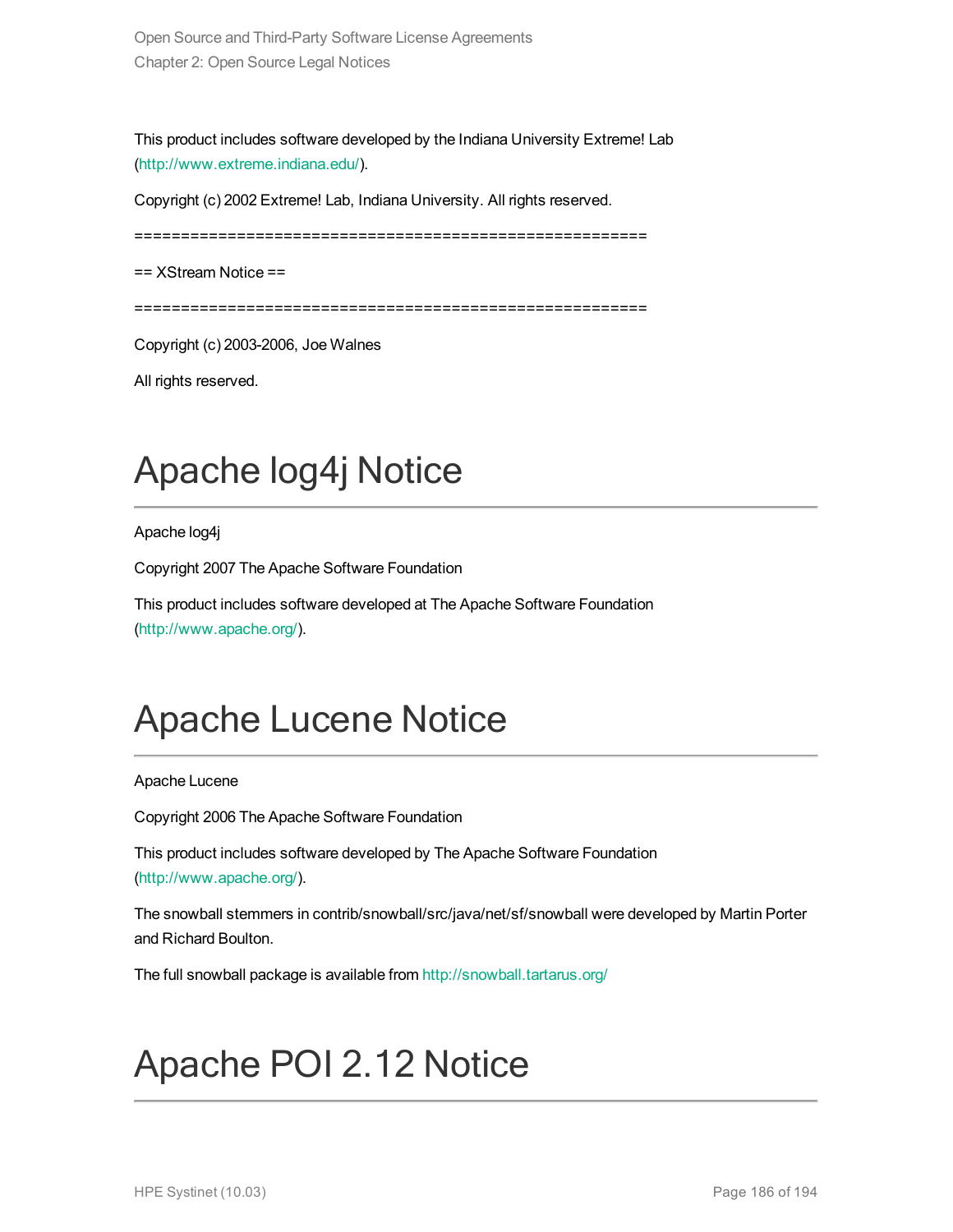This product includes software developed by the Indiana University Extreme! Lab (http://www.extreme.indiana.edu/).

Copyright (c) 2002 Extreme! Lab, Indiana University. All rights reserved.

========================================================

== XStream Notice ==

========================================================

Copyright (c) 2003-2006, Joe Walnes

All rights reserved.

# Apache log4j Notice

Apache log4j

Copyright 2007 The Apache Software Foundation

This product includes software developed at The Apache Software Foundation (http://www.apache.org/).

# Apache Lucene Notice

Apache Lucene

Copyright 2006 The Apache Software Foundation

This product includes software developed by The Apache Software Foundation (http://www.apache.org/).

The snowball stemmers in contrib/snowball/src/java/net/sf/snowball were developed by Martin Porter and Richard Boulton.

The full snowball package is available from http://snowball.tartarus.org/

# Apache POI 2.12 Notice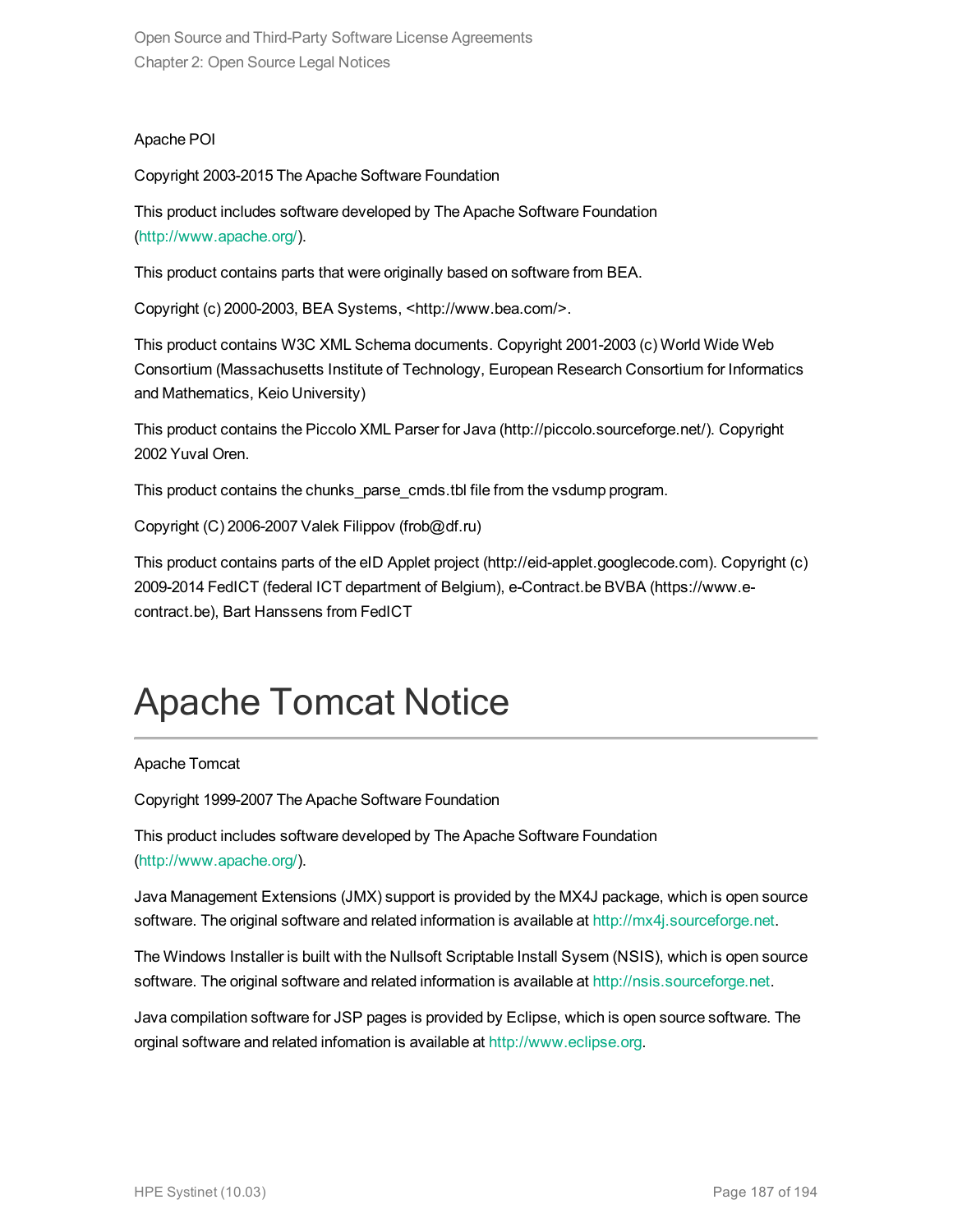Apache POI

Copyright 2003-2015 The Apache Software Foundation

This product includes software developed by The Apache Software Foundation (http://www.apache.org/).

This product contains parts that were originally based on software from BEA.

Copyright (c) 2000-2003, BEA Systems, <http://www.bea.com/>.

This product contains W3C XML Schema documents. Copyright 2001-2003 (c) World Wide Web Consortium (Massachusetts Institute of Technology, European Research Consortium for Informatics and Mathematics, Keio University)

This product contains the Piccolo XML Parser for Java (http://piccolo.sourceforge.net/). Copyright 2002 Yuval Oren.

This product contains the chunks_parse_cmds.tbl file from the vsdump program.

Copyright (C) 2006-2007 Valek Filippov (frob@df.ru)

This product contains parts of the eID Applet project (http://eid-applet.googlecode.com). Copyright (c) 2009-2014 FedICT (federal ICT department of Belgium), e-Contract.be BVBA (https://www.e-contract.be), Bart Hanssens from FedICT

# Apache Tomcat Notice

Apache Tomcat

Copyright 1999-2007 The Apache Software Foundation

This product includes software developed by The Apache Software Foundation (http://www.apache.org/).

Java Management Extensions (JMX) support is provided by the MX4J package, which is open source software. The original software and related information is available at http://mx4j.sourceforge.net.

The Windows Installer is built with the Nullsoft Scriptable Install Sysem (NSIS), which is open source software. The original software and related information is available at http://nsis.sourceforge.net.

Java compilation software for JSP pages is provided by Eclipse, which is open source software. The orginal software and related infomation is available at http://www.eclipse.org.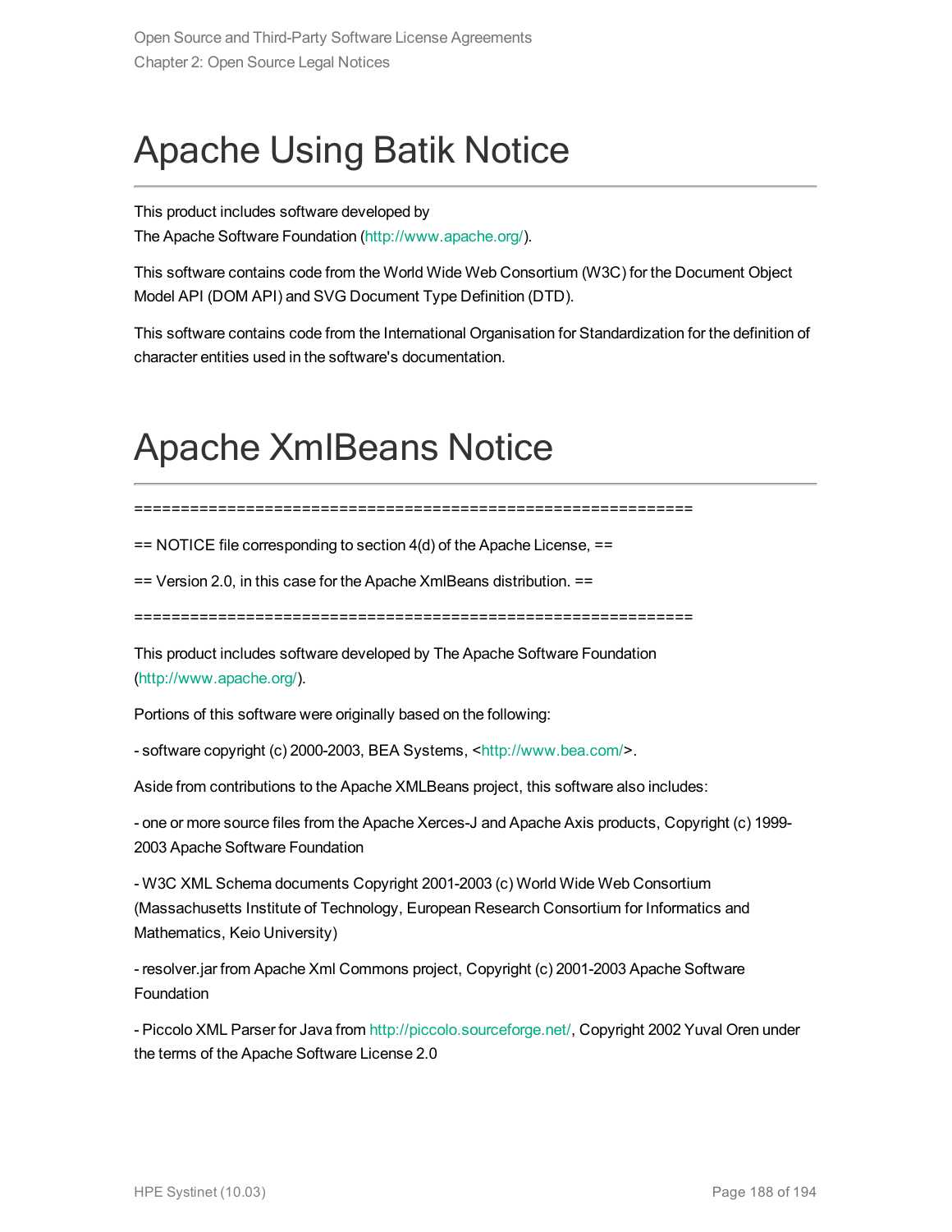# Apache Using Batik Notice

This product includes software developed by
The Apache Software Foundation (http://www.apache.org/).

This software contains code from the World Wide Web Consortium (W3C) for the Document Object Model API (DOM API) and SVG Document Type Definition (DTD).

This software contains code from the International Organisation for Standardization for the definition of character entities used in the software's documentation.

# Apache XmlBeans Notice

=========================================================================

== NOTICE file corresponding to section 4(d) of the Apache License, ==

== Version 2.0, in this case for the Apache XmlBeans distribution. ==

=========================================================================

This product includes software developed by The Apache Software Foundation (http://www.apache.org/).

Portions of this software were originally based on the following:

- software copyright (c) 2000-2003, BEA Systems, <http://www.bea.com/>.

Aside from contributions to the Apache XMLBeans project, this software also includes:

- one or more source files from the Apache Xerces-J and Apache Axis products, Copyright (c) 1999-2003 Apache Software Foundation

- W3C XML Schema documents Copyright 2001-2003 (c) World Wide Web Consortium (Massachusetts Institute of Technology, European Research Consortium for Informatics and Mathematics, Keio University)

- resolver.jar from Apache Xml Commons project, Copyright (c) 2001-2003 Apache Software Foundation

- Piccolo XML Parser for Java from http://piccolo.sourceforge.net/, Copyright 2002 Yuval Oren under the terms of the Apache Software License 2.0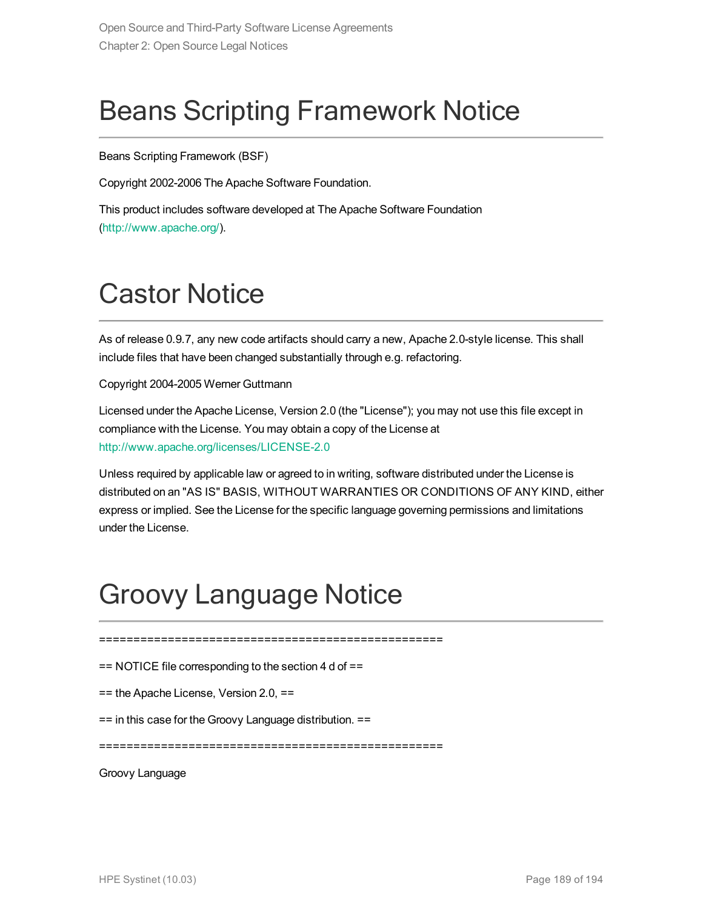# Beans Scripting Framework Notice

Beans Scripting Framework (BSF)

Copyright 2002-2006 The Apache Software Foundation.

This product includes software developed at The Apache Software Foundation (http://www.apache.org/).

# Castor Notice

As of release 0.9.7, any new code artifacts should carry a new, Apache 2.0-style license. This shall include files that have been changed substantially through e.g. refactoring.

Copyright 2004-2005 Werner Guttmann

Licensed under the Apache License, Version 2.0 (the "License"); you may not use this file except in compliance with the License. You may obtain a copy of the License at http://www.apache.org/licenses/LICENSE-2.0

Unless required by applicable law or agreed to in writing, software distributed under the License is distributed on an "AS IS" BASIS, WITHOUT WARRANTIES OR CONDITIONS OF ANY KIND, either express or implied. See the License for the specific language governing permissions and limitations under the License.

# Groovy Language Notice

==================================================

== NOTICE file corresponding to the section 4 d of ==

== the Apache License, Version 2.0, ==

== in this case for the Groovy Language distribution. ==

==================================================

Groovy Language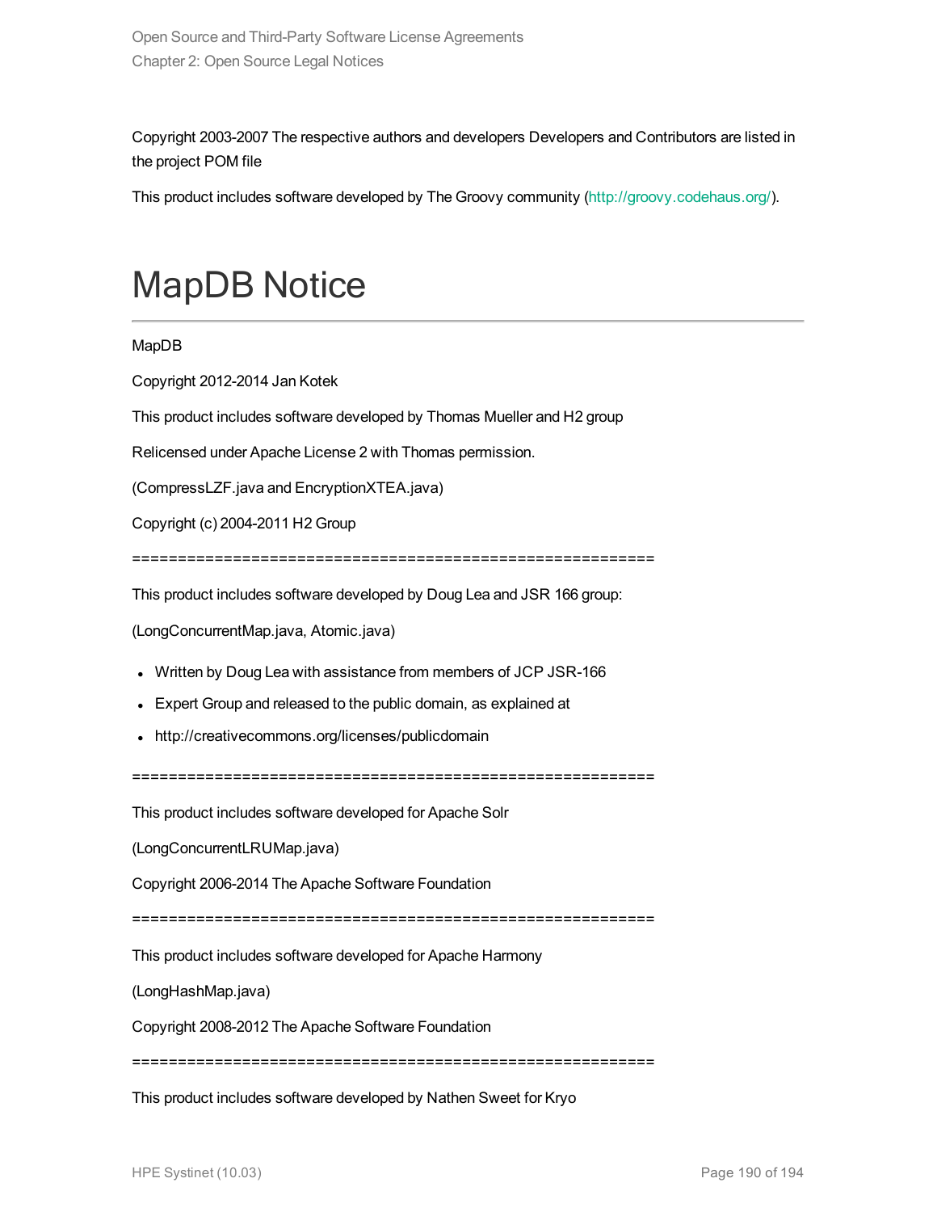Copyright 2003-2007 The respective authors and developers Developers and Contributors are listed in the project POM file

This product includes software developed by The Groovy community (http://groovy.codehaus.org/).

# MapDB Notice

MapDB

Copyright 2012-2014 Jan Kotek

This product includes software developed by Thomas Mueller and H2 group

Relicensed under Apache License 2 with Thomas permission.

(CompressLZF.java and EncryptionXTEA.java)

Copyright (c) 2004-2011 H2 Group

=========================================================

This product includes software developed by Doug Lea and JSR 166 group:

(LongConcurrentMap.java, Atomic.java)

- Written by Doug Lea with assistance from members of JCP JSR-166
- Expert Group and released to the public domain, as explained at
- http://creativecommons.org/licenses/publicdomain

=========================================================

This product includes software developed for Apache Solr

(LongConcurrentLRUMap.java)

Copyright 2006-2014 The Apache Software Foundation

=========================================================

This product includes software developed for Apache Harmony

(LongHashMap.java)

Copyright 2008-2012 The Apache Software Foundation

=========================================================

This product includes software developed by Nathen Sweet for Kryo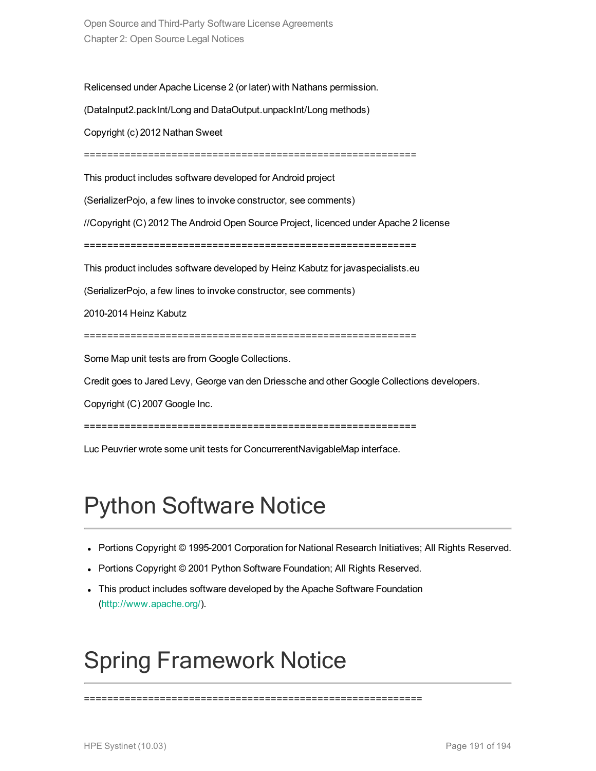Relicensed under Apache License 2 (or later) with Nathans permission.

(DataInput2.packInt/Long and DataOutput.unpackInt/Long methods)

Copyright (c) 2012 Nathan Sweet

=========================================================

This product includes software developed for Android project

(SerializerPojo, a few lines to invoke constructor, see comments)

//Copyright (C) 2012 The Android Open Source Project, licenced under Apache 2 license

=========================================================

This product includes software developed by Heinz Kabutz for javaspecialists.eu

(SerializerPojo, a few lines to invoke constructor, see comments)

2010-2014 Heinz Kabutz

=========================================================

Some Map unit tests are from Google Collections.

Credit goes to Jared Levy, George van den Driessche and other Google Collections developers.

Copyright (C) 2007 Google Inc.

=========================================================

Luc Peuvrier wrote some unit tests for ConcurrerentNavigableMap interface.

# Python Software Notice

- Portions Copyright © 1995-2001 Corporation for National Research Initiatives; All Rights Reserved.
- Portions Copyright © 2001 Python Software Foundation; All Rights Reserved.
- This product includes software developed by the Apache Software Foundation (http://www.apache.org/).

# Spring Framework Notice

=========================================================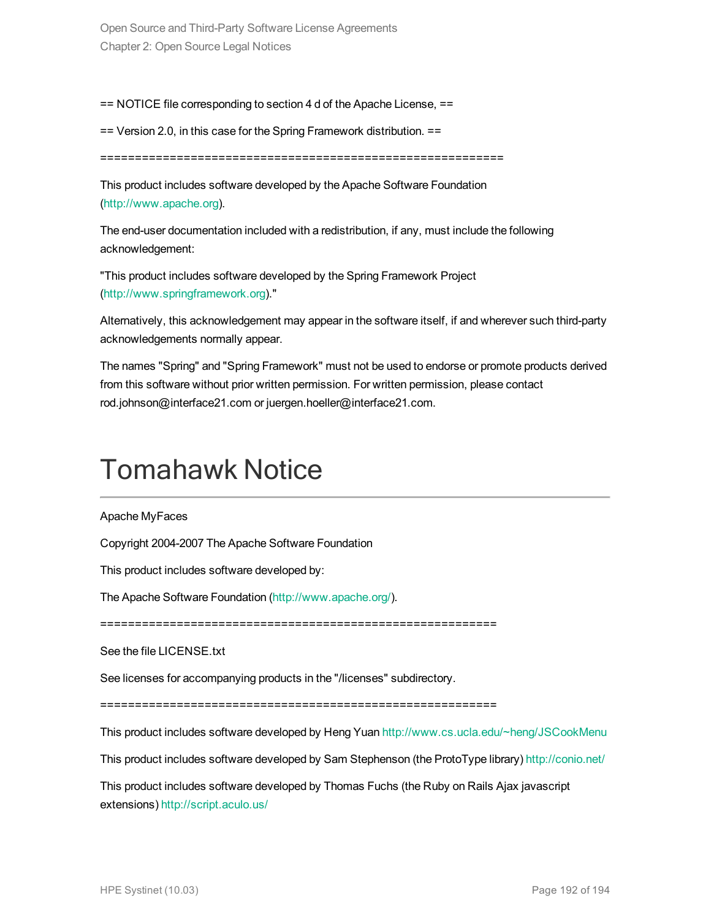== NOTICE file corresponding to section 4 d of the Apache License, ==

== Version 2.0, in this case for the Spring Framework distribution. ==

===========================================================

This product includes software developed by the Apache Software Foundation (http://www.apache.org).

The end-user documentation included with a redistribution, if any, must include the following acknowledgement:

"This product includes software developed by the Spring Framework Project (http://www.springframework.org)."

Alternatively, this acknowledgement may appear in the software itself, if and wherever such third-party acknowledgements normally appear.

The names "Spring" and "Spring Framework" must not be used to endorse or promote products derived from this software without prior written permission. For written permission, please contact rod.johnson@interface21.com or juergen.hoeller@interface21.com.

# Tomahawk Notice

Apache MyFaces

Copyright 2004-2007 The Apache Software Foundation

This product includes software developed by:

The Apache Software Foundation (http://www.apache.org/).

=========================================================

See the file LICENSE.txt

See licenses for accompanying products in the "/licenses" subdirectory.

=========================================================

This product includes software developed by Heng Yuan http://www.cs.ucla.edu/~heng/JSCookMenu

This product includes software developed by Sam Stephenson (the ProtoType library) http://conio.net/

This product includes software developed by Thomas Fuchs (the Ruby on Rails Ajax javascript extensions) http://script.aculo.us/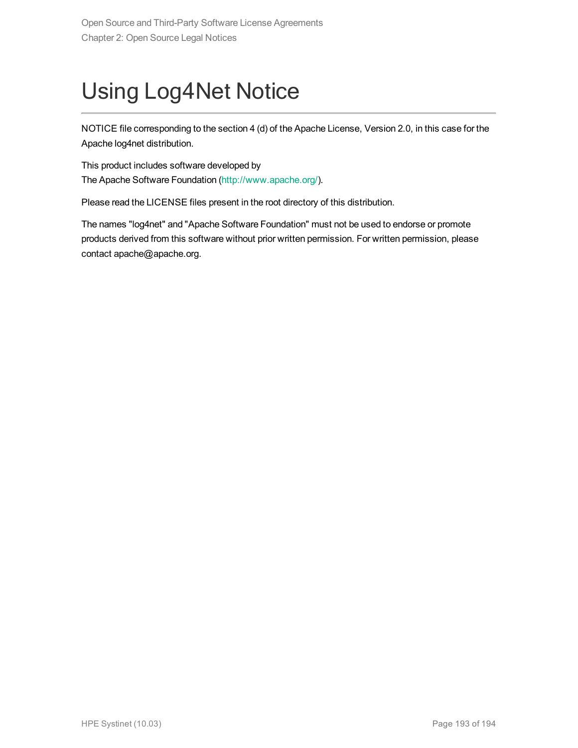# Using Log4Net Notice

NOTICE file corresponding to the section 4 (d) of the Apache License, Version 2.0, in this case for the Apache log4net distribution.

This product includes software developed by
The Apache Software Foundation (http://www.apache.org/).

Please read the LICENSE files present in the root directory of this distribution.

The names "log4net" and "Apache Software Foundation" must not be used to endorse or promote products derived from this software without prior written permission. For written permission, please contact apache@apache.org.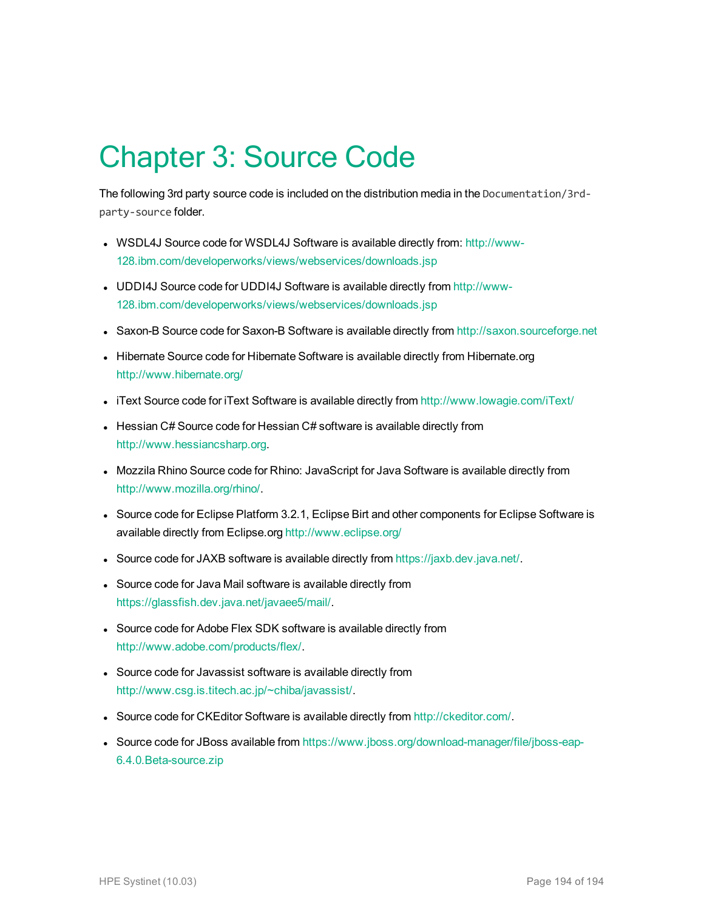# Chapter 3: Source Code

The following 3rd party source code is included on the distribution media in the `Documentation/3rd-party-source` folder.

- WSDL4J Source code for WSDL4J Software is available directly from: http://www-128.ibm.com/developerworks/views/webservices/downloads.jsp
- UDDI4J Source code for UDDI4J Software is available directly from http://www-128.ibm.com/developerworks/views/webservices/downloads.jsp
- Saxon-B Source code for Saxon-B Software is available directly from http://saxon.sourceforge.net
- Hibernate Source code for Hibernate Software is available directly from Hibernate.org http://www.hibernate.org/
- iText Source code for iText Software is available directly from http://www.lowagie.com/iText/
- Hessian C# Source code for Hessian C# software is available directly from http://www.hessiancsharp.org.
- Mozzila Rhino Source code for Rhino: JavaScript for Java Software is available directly from http://www.mozilla.org/rhino/.
- Source code for Eclipse Platform 3.2.1, Eclipse Birt and other components for Eclipse Software is available directly from Eclipse.org http://www.eclipse.org/
- Source code for JAXB software is available directly from https://jaxb.dev.java.net/.
- Source code for Java Mail software is available directly from https://glassfish.dev.java.net/javaee5/mail/.
- Source code for Adobe Flex SDK software is available directly from http://www.adobe.com/products/flex/.
- Source code for Javassist software is available directly from http://www.csg.is.titech.ac.jp/~chiba/javassist/.
- Source code for CKEditor Software is available directly from http://ckeditor.com/.
- Source code for JBoss available from https://www.jboss.org/download-manager/file/jboss-eap-6.4.0.Beta-source.zip